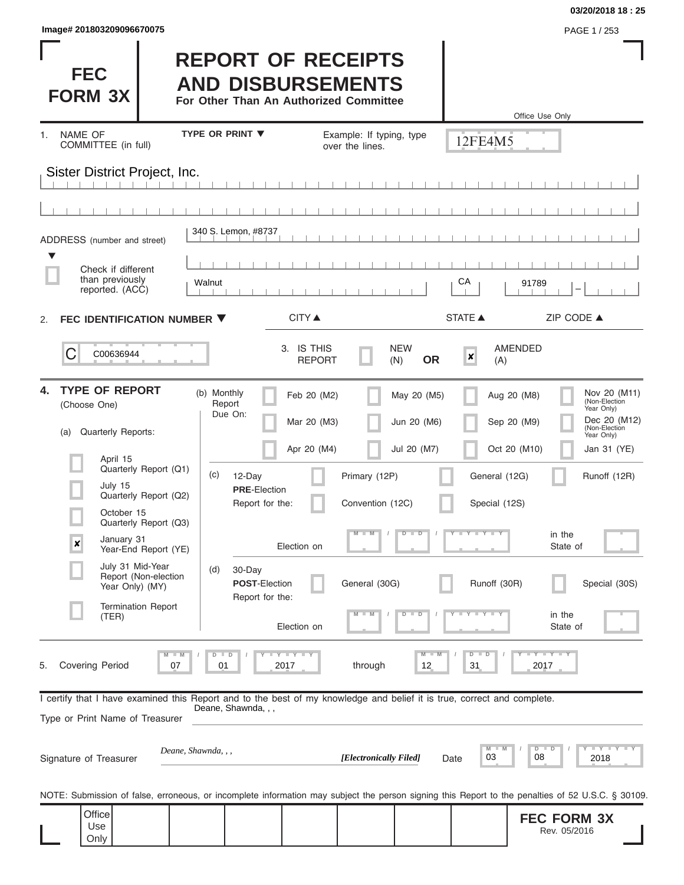Image# 201803209096670075

03/20/2018 18 : 25

# FEC FORM 3X

# REPORT OF RECEIPTS AND DISBURSEMENTS

**For Other Than An Authorized Committee**

Office Use Only

12FE4M5

1. NAME OF COMMITTEE (in full) — TYPE OR PRINT ▼ — Example: If typing, type over the lines.

Sister District Project, Inc.

ADDRESS (number and street): 340 S. Lemon, #8737

☐ Check if different than previously reported. (ACC)

Walnut | CA | 91789

CITY ▲ | STATE ▲ | ZIP CODE ▲

2. **FEC IDENTIFICATION NUMBER** ▼

C00636944

3. IS THIS REPORT: ☐ NEW (N) **OR** ☒ AMENDED (A)

4. **TYPE OF REPORT** (Choose One)

(a) Quarterly Reports:

- ☐ April 15 Quarterly Report (Q1)
- ☐ July 15 Quarterly Report (Q2)
- ☐ October 15 Quarterly Report (Q3)
- ☒ January 31 Year-End Report (YE)
- ☐ July 31 Mid-Year Report (Non-election Year Only) (MY)
- ☐ Termination Report (TER)

(b) Monthly Report Due On:

| | | | |
|---|---|---|---|
| ☐ Feb 20 (M2) | ☐ May 20 (M5) | ☐ Aug 20 (M8) | ☐ Nov 20 (M11) (Non-Election Year Only) |
| ☐ Mar 20 (M3) | ☐ Jun 20 (M6) | ☐ Sep 20 (M9) | ☐ Dec 20 (M12) (Non-Election Year Only) |
| ☐ Apr 20 (M4) | ☐ Jul 20 (M7) | ☐ Oct 20 (M10) | ☐ Jan 31 (YE) |

(c) 12-Day **PRE**-Election Report for the: ☐ Primary (12P) ☐ General (12G) ☐ Runoff (12R) ☐ Convention (12C) ☐ Special (12S)

Election on MM / DD / YYYY in the State of ____

(d) 30-Day **POST**-Election Report for the: ☐ General (30G) ☐ Runoff (30R) ☐ Special (30S)

Election on MM / DD / YYYY in the State of ____

5. Covering Period 07 / 01 / 2017 through 12 / 31 / 2017

I certify that I have examined this Report and to the best of my knowledge and belief it is true, correct and complete.

Type or Print Name of Treasurer: Deane, Shawnda, , ,

Signature of Treasurer: *Deane, Shawnda, , ,* ***[Electronically Filed]*** Date 03 / 08 / 2018

NOTE: Submission of false, erroneous, or incomplete information may subject the person signing this Report to the penalties of 52 U.S.C. § 30109.

Office Use Only

**FEC FORM 3X** Rev. 05/2016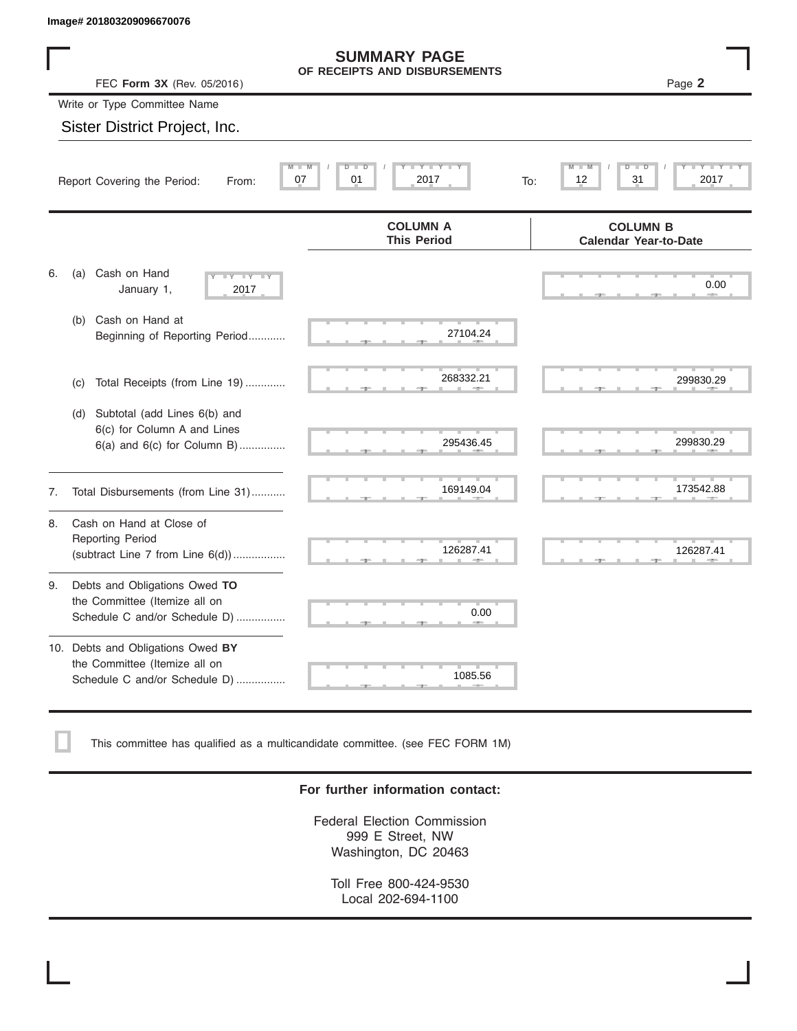Image# 201803209096670076

# SUMMARY PAGE
## OF RECEIPTS AND DISBURSEMENTS

FEC **Form 3X** (Rev. 05/2016) Page **2**

Write or Type Committee Name

Sister District Project, Inc.

Report Covering the Period: From: 07 / 01 / 2017 To: 12 / 31 / 2017

| | COLUMN A This Period | COLUMN B Calendar Year-to-Date |
|---|---|---|
| 6. (a) Cash on Hand January 1, 2017 | | 0.00 |
| (b) Cash on Hand at Beginning of Reporting Period ........... | 27104.24 | |
| (c) Total Receipts (from Line 19) ............. | 268332.21 | 299830.29 |
| (d) Subtotal (add Lines 6(b) and 6(c) for Column A and Lines 6(a) and 6(c) for Column B) ............... | 295436.45 | 299830.29 |
| 7. Total Disbursements (from Line 31) ........... | 169149.04 | 173542.88 |
| 8. Cash on Hand at Close of Reporting Period (subtract Line 7 from Line 6(d)) ................. | 126287.41 | 126287.41 |
| 9. Debts and Obligations Owed **TO** the Committee (Itemize all on Schedule C and/or Schedule D) ................ | 0.00 | |
| 10. Debts and Obligations Owed **BY** the Committee (Itemize all on Schedule C and/or Schedule D) ................ | 1085.56 | |

☐ This committee has qualified as a multicandidate committee. (see FEC FORM 1M)

**For further information contact:**

Federal Election Commission
999 E Street, NW
Washington, DC 20463

Toll Free 800-424-9530
Local 202-694-1100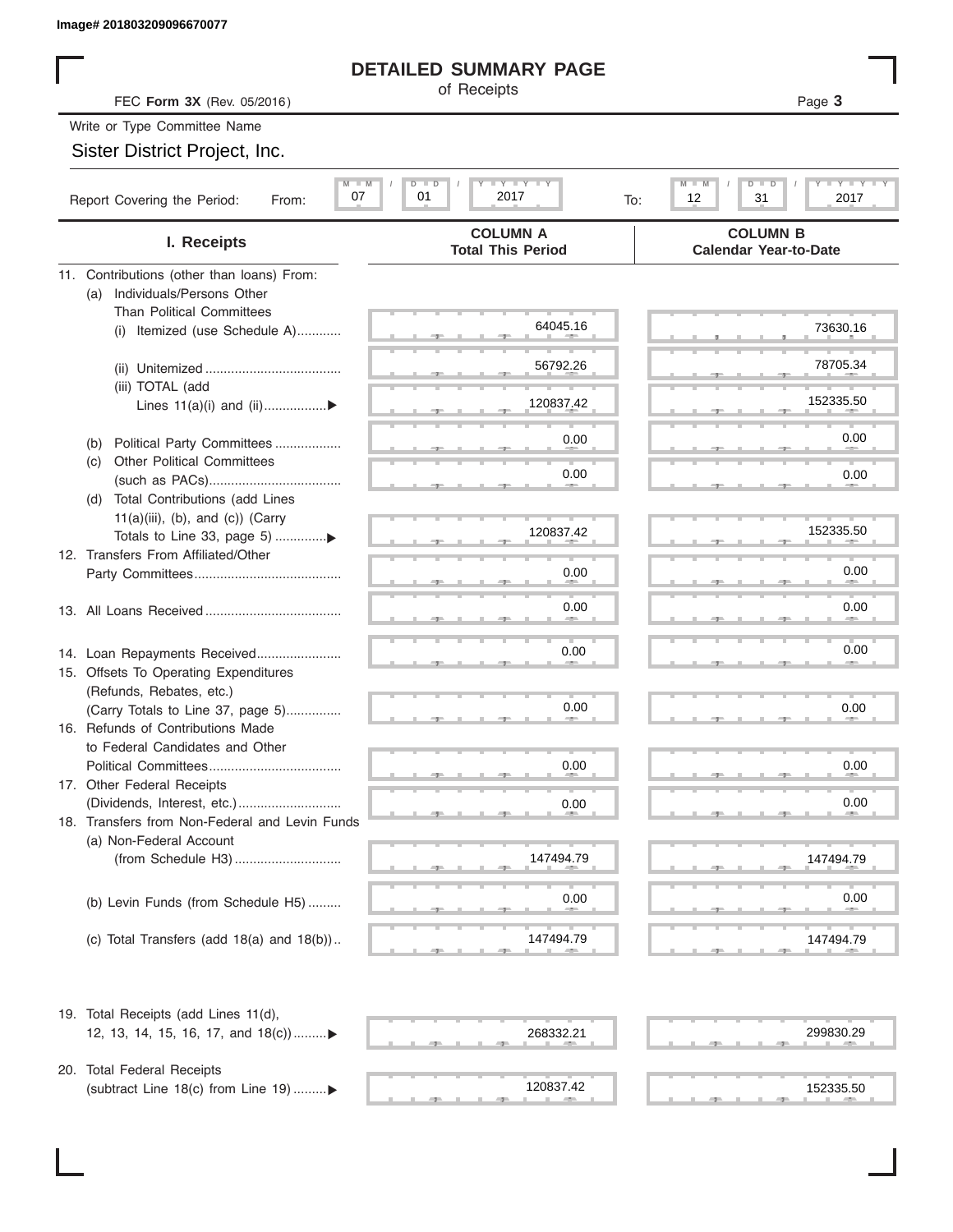Image# 201803209096670077

# DETAILED SUMMARY PAGE

of Receipts

FEC **Form 3X** (Rev. 05/2016)

Write or Type Committee Name

Sister District Project, Inc.

Report Covering the Period: From: 07 / 01 / 2017 To: 12 / 31 / 2017

| I. Receipts | COLUMN A Total This Period | COLUMN B Calendar Year-to-Date |
|---|---|---|
| 11. Contributions (other than loans) From: | | |
| (a) Individuals/Persons Other Than Political Committees | | |
| (i) Itemized (use Schedule A) | 64045.16 | 73630.16 |
| (ii) Unitemized | 56792.26 | 78705.34 |
| (iii) TOTAL (add Lines 11(a)(i) and (ii) ▶ | 120837.42 | 152335.50 |
| (b) Political Party Committees | 0.00 | 0.00 |
| (c) Other Political Committees (such as PACs) | 0.00 | 0.00 |
| (d) Total Contributions (add Lines 11(a)(iii), (b), and (c)) (Carry Totals to Line 33, page 5) ▶ | 120837.42 | 152335.50 |
| 12. Transfers From Affiliated/Other Party Committees | 0.00 | 0.00 |
| 13. All Loans Received | 0.00 | 0.00 |
| 14. Loan Repayments Received | 0.00 | 0.00 |
| 15. Offsets To Operating Expenditures (Refunds, Rebates, etc.) (Carry Totals to Line 37, page 5) | 0.00 | 0.00 |
| 16. Refunds of Contributions Made to Federal Candidates and Other Political Committees | 0.00 | 0.00 |
| 17. Other Federal Receipts (Dividends, Interest, etc.) | 0.00 | 0.00 |
| 18. Transfers from Non-Federal and Levin Funds | | |
| (a) Non-Federal Account (from Schedule H3) | 147494.79 | 147494.79 |
| (b) Levin Funds (from Schedule H5) | 0.00 | 0.00 |
| (c) Total Transfers (add 18(a) and 18(b)) | 147494.79 | 147494.79 |
| 19. Total Receipts (add Lines 11(d), 12, 13, 14, 15, 16, 17, and 18(c)) ▶ | 268332.21 | 299830.29 |
| 20. Total Federal Receipts (subtract Line 18(c) from Line 19) ▶ | 120837.42 | 152335.50 |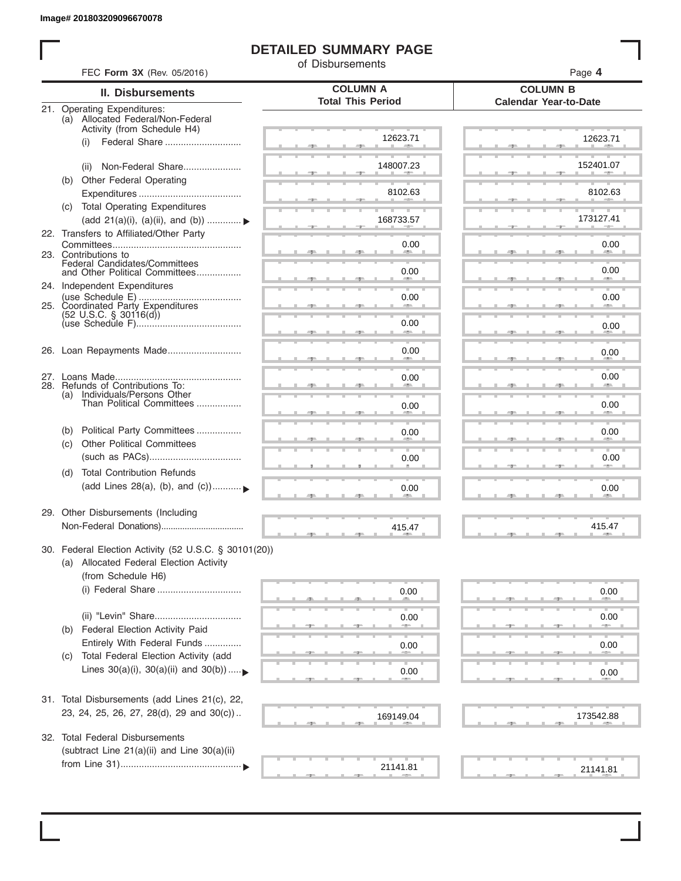Image# 201803209096670078

# DETAILED SUMMARY PAGE

of Disbursements

FEC **Form 3X** (Rev. 05/2016)

| II. Disbursements | COLUMN A Total This Period | COLUMN B Calendar Year-to-Date |
|---|---|---|
| 21. Operating Expenditures: | | |
| (a) Allocated Federal/Non-Federal Activity (from Schedule H4) | | |
| (i) Federal Share | 12623.71 | 12623.71 |
| (ii) Non-Federal Share | 148007.23 | 152401.07 |
| (b) Other Federal Operating Expenditures | 8102.63 | 8102.63 |
| (c) Total Operating Expenditures (add 21(a)(i), (a)(ii), and (b)) | 168733.57 | 173127.41 |
| 22. Transfers to Affiliated/Other Party Committees | 0.00 | 0.00 |
| 23. Contributions to Federal Candidates/Committees and Other Political Committees | 0.00 | 0.00 |
| 24. Independent Expenditures (use Schedule E) | 0.00 | 0.00 |
| 25. Coordinated Party Expenditures (52 U.S.C. § 30116(d)) (use Schedule F) | 0.00 | 0.00 |
| 26. Loan Repayments Made | 0.00 | 0.00 |
| 27. Loans Made | 0.00 | 0.00 |
| 28. Refunds of Contributions To: | | |
| (a) Individuals/Persons Other Than Political Committees | 0.00 | 0.00 |
| (b) Political Party Committees | 0.00 | 0.00 |
| (c) Other Political Committees (such as PACs) | 0.00 | 0.00 |
| (d) Total Contribution Refunds (add Lines 28(a), (b), and (c)) | 0.00 | 0.00 |
| 29. Other Disbursements (Including Non-Federal Donations) | 415.47 | 415.47 |
| 30. Federal Election Activity (52 U.S.C. § 30101(20)) | | |
| (a) Allocated Federal Election Activity (from Schedule H6) | | |
| (i) Federal Share | 0.00 | 0.00 |
| (ii) "Levin" Share | 0.00 | 0.00 |
| (b) Federal Election Activity Paid Entirely With Federal Funds | 0.00 | 0.00 |
| (c) Total Federal Election Activity (add Lines 30(a)(i), 30(a)(ii) and 30(b)) | 0.00 | 0.00 |
| 31. Total Disbursements (add Lines 21(c), 22, 23, 24, 25, 26, 27, 28(d), 29 and 30(c)) | 169149.04 | 173542.88 |
| 32. Total Federal Disbursements (subtract Line 21(a)(ii) and Line 30(a)(ii) from Line 31) | 21141.81 | 21141.81 |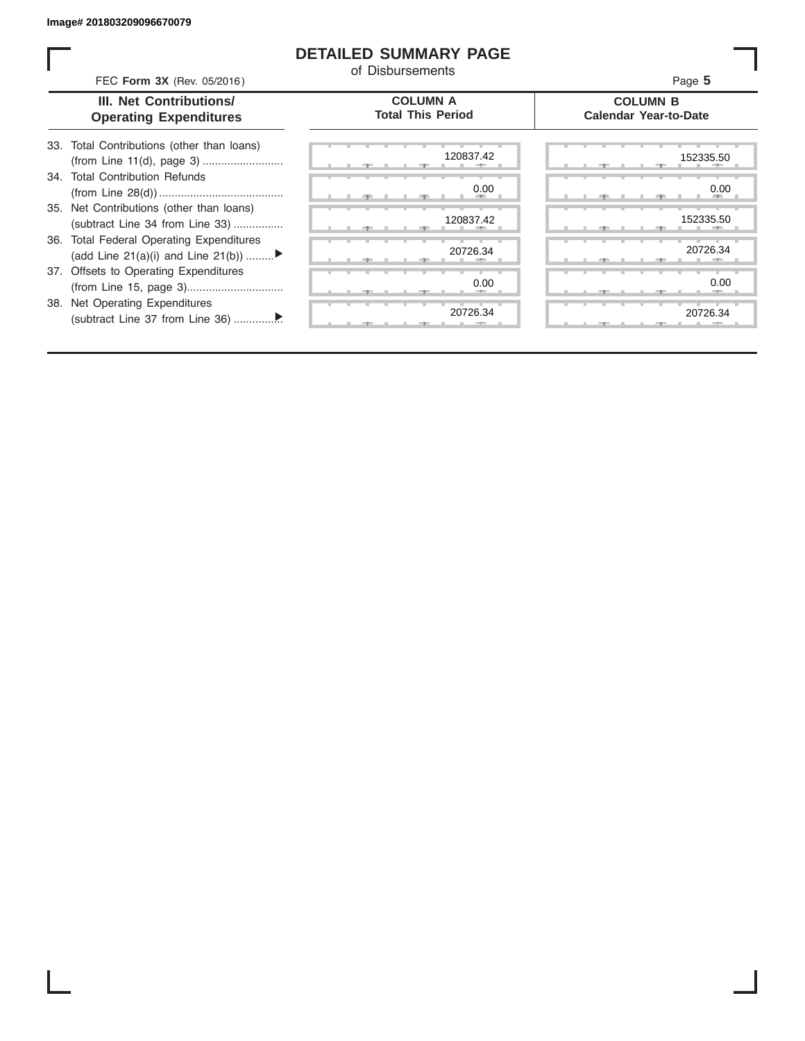Image# 201803209096670079

# DETAILED SUMMARY PAGE

of Disbursements

FEC **Form 3X** (Rev. 05/2016)

| III. Net Contributions/ Operating Expenditures | COLUMN A Total This Period | COLUMN B Calendar Year-to-Date |
|---|---|---|
| 33. Total Contributions (other than loans) (from Line 11(d), page 3) | 120837.42 | 152335.50 |
| 34. Total Contribution Refunds (from Line 28(d)) | 0.00 | 0.00 |
| 35. Net Contributions (other than loans) (subtract Line 34 from Line 33) | 120837.42 | 152335.50 |
| 36. Total Federal Operating Expenditures (add Line 21(a)(i) and Line 21(b)) ▶ | 20726.34 | 20726.34 |
| 37. Offsets to Operating Expenditures (from Line 15, page 3) | 0.00 | 0.00 |
| 38. Net Operating Expenditures (subtract Line 37 from Line 36) ▶ | 20726.34 | 20726.34 |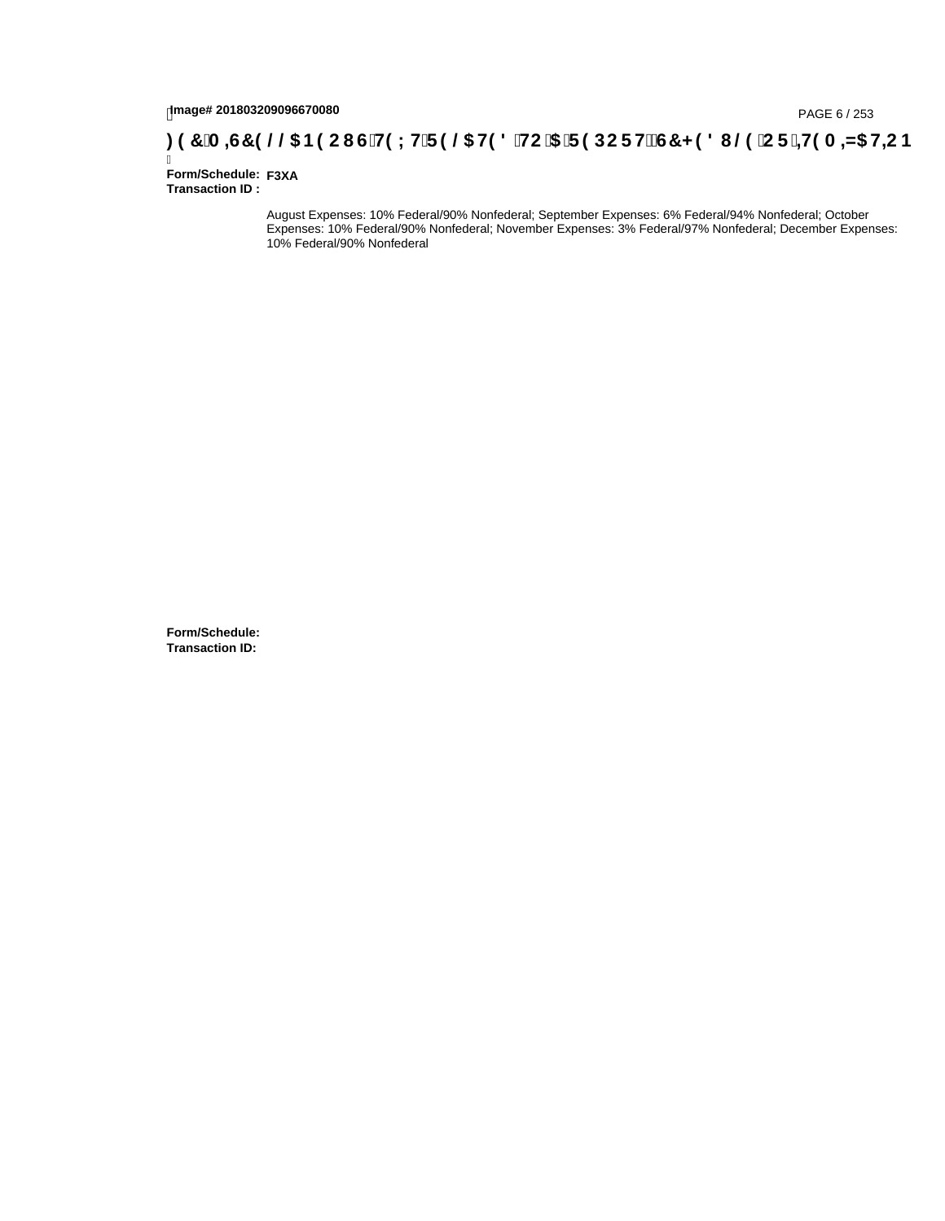**Form/Schedule:** **F3XA**
**Transaction ID :**

August Expenses: 10% Federal/90% Nonfederal; September Expenses: 6% Federal/94% Nonfederal; October Expenses: 10% Federal/90% Nonfederal; November Expenses: 3% Federal/97% Nonfederal; December Expenses: 10% Federal/90% Nonfederal

**Form/Schedule:**
**Transaction ID:**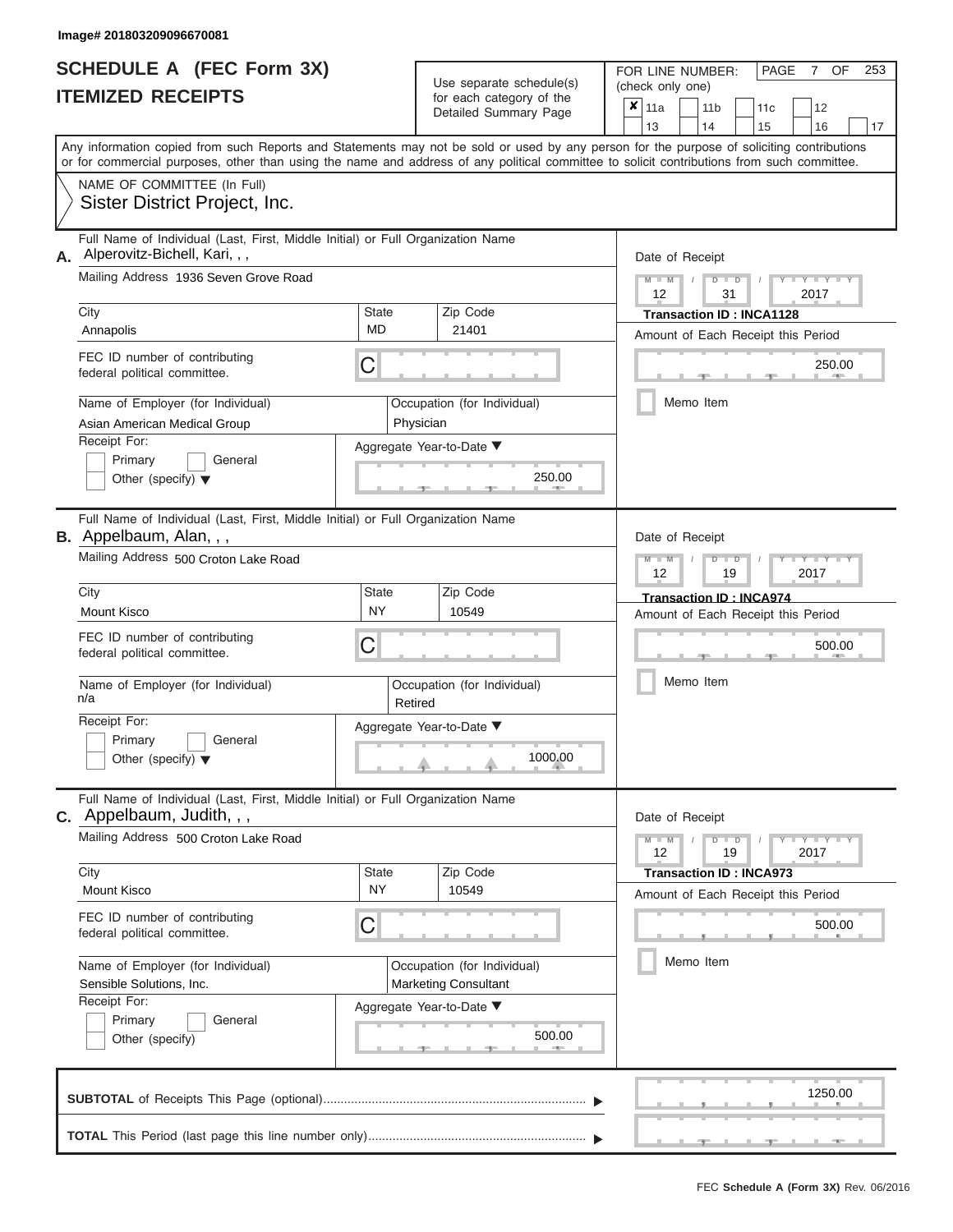Image# 201803209096670081

# SCHEDULE A (FEC Form 3X)
## ITEMIZED RECEIPTS

Use separate schedule(s) for each category of the Detailed Summary Page

FOR LINE NUMBER: (check only one)

☒ 11a ☐ 11b ☐ 11c ☐ 12 ☐ 13 ☐ 14 ☐ 15 ☐ 16 ☐ 17

Any information copied from such Reports and Statements may not be sold or used by any person for the purpose of soliciting contributions or for commercial purposes, other than using the name and address of any political committee to solicit contributions from such committee.

NAME OF COMMITTEE (In Full)
Sister District Project, Inc.

---

**A.** Full Name of Individual (Last, First, Middle Initial) or Full Organization Name: Alperovitz-Bichell, Kari, , ,

Mailing Address: 1936 Seven Grove Road

City: Annapolis | State: MD | Zip Code: 21401

FEC ID number of contributing federal political committee: C

Name of Employer (for Individual): Asian American Medical Group

Occupation (for Individual): Physician

Receipt For: ☐ Primary ☐ General ☐ Other (specify)

Aggregate Year-to-Date: 250.00

Date of Receipt: 12 / 31 / 2017

Transaction ID : INCA1128

Amount of Each Receipt this Period: 250.00

☐ Memo Item

---

**B.** Full Name of Individual (Last, First, Middle Initial) or Full Organization Name: Appelbaum, Alan, , ,

Mailing Address: 500 Croton Lake Road

City: Mount Kisco | State: NY | Zip Code: 10549

FEC ID number of contributing federal political committee: C

Name of Employer (for Individual): n/a

Occupation (for Individual): Retired

Receipt For: ☐ Primary ☐ General ☐ Other (specify)

Aggregate Year-to-Date: 1000.00

Date of Receipt: 12 / 19 / 2017

Transaction ID : INCA974

Amount of Each Receipt this Period: 500.00

☐ Memo Item

---

**C.** Full Name of Individual (Last, First, Middle Initial) or Full Organization Name: Appelbaum, Judith, , ,

Mailing Address: 500 Croton Lake Road

City: Mount Kisco | State: NY | Zip Code: 10549

FEC ID number of contributing federal political committee: C

Name of Employer (for Individual): Sensible Solutions, Inc.

Occupation (for Individual): Marketing Consultant

Receipt For: ☐ Primary ☐ General ☐ Other (specify)

Aggregate Year-to-Date: 500.00

Date of Receipt: 12 / 19 / 2017

Transaction ID : INCA973

Amount of Each Receipt this Period: 500.00

☐ Memo Item

---

**SUBTOTAL** of Receipts This Page (optional): 1250.00

**TOTAL** This Period (last page this line number only):

FEC Schedule A (Form 3X) Rev. 06/2016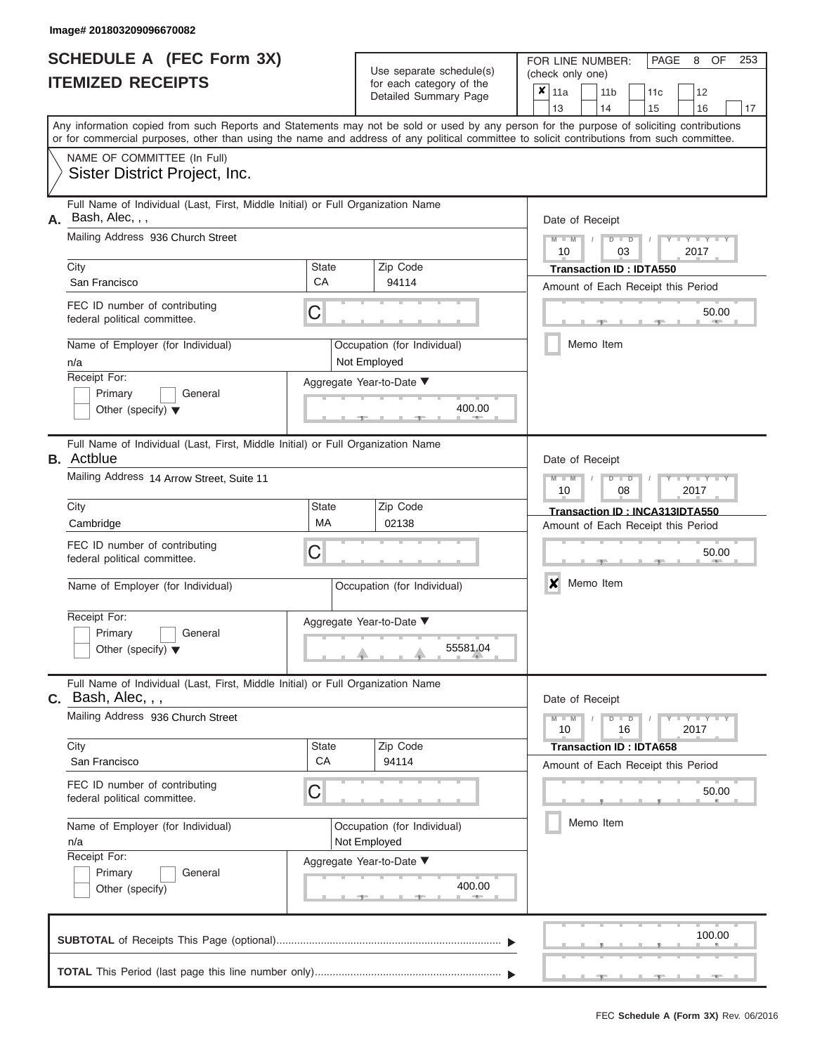Image# 201803209096670082

# SCHEDULE A (FEC Form 3X)
## ITEMIZED RECEIPTS

Use separate schedule(s) for each category of the Detailed Summary Page

FOR LINE NUMBER: (check only one)

- [x] 11a
- [ ] 11b
- [ ] 11c
- [ ] 12
- [ ] 13
- [ ] 14
- [ ] 15
- [ ] 16
- [ ] 17

Any information copied from such Reports and Statements may not be sold or used by any person for the purpose of soliciting contributions or for commercial purposes, other than using the name and address of any political committee to solicit contributions from such committee.

NAME OF COMMITTEE (In Full)
Sister District Project, Inc.

---

**A.** Full Name of Individual (Last, First, Middle Initial) or Full Organization Name: Bash, Alec, , ,

Mailing Address: 936 Church Street

City: San Francisco | State: CA | Zip Code: 94114

FEC ID number of contributing federal political committee: C

Name of Employer (for Individual): n/a

Occupation (for Individual): Not Employed

Receipt For: Primary [ ] General [ ] Other (specify) [ ]

Aggregate Year-to-Date: 400.00

Date of Receipt: 10 / 03 / 2017

Transaction ID : IDTA550

Amount of Each Receipt this Period: 50.00

Memo Item [ ]

---

**B.** Full Name of Individual (Last, First, Middle Initial) or Full Organization Name: Actblue

Mailing Address: 14 Arrow Street, Suite 11

City: Cambridge | State: MA | Zip Code: 02138

FEC ID number of contributing federal political committee: C

Name of Employer (for Individual):

Occupation (for Individual):

Receipt For: Primary [ ] General [ ] Other (specify) [ ]

Aggregate Year-to-Date: 55581.04

Date of Receipt: 10 / 08 / 2017

Transaction ID : INCA313IDTA550

Amount of Each Receipt this Period: 50.00

Memo Item [x]

---

**C.** Full Name of Individual (Last, First, Middle Initial) or Full Organization Name: Bash, Alec, , ,

Mailing Address: 936 Church Street

City: San Francisco | State: CA | Zip Code: 94114

FEC ID number of contributing federal political committee: C

Name of Employer (for Individual): n/a

Occupation (for Individual): Not Employed

Receipt For: Primary [ ] General [ ] Other (specify) [ ]

Aggregate Year-to-Date: 400.00

Date of Receipt: 10 / 16 / 2017

Transaction ID : IDTA658

Amount of Each Receipt this Period: 50.00

Memo Item [ ]

---

**SUBTOTAL** of Receipts This Page (optional): 100.00

**TOTAL** This Period (last page this line number only):

FEC Schedule A (Form 3X) Rev. 06/2016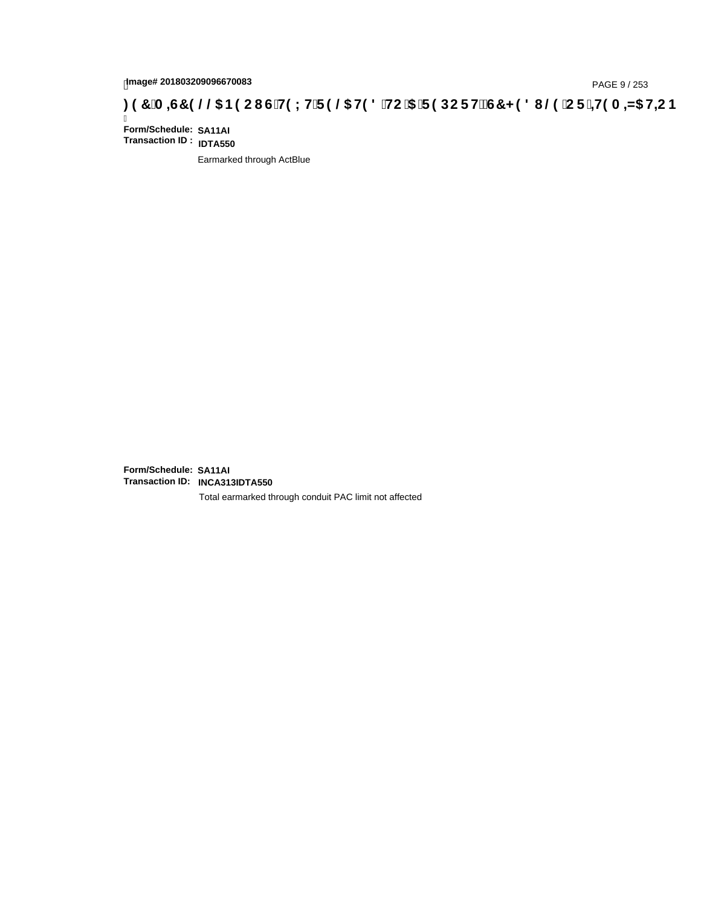Image# 201803209096670083

**Form/Schedule:** **SA11AI**
**Transaction ID :** **IDTA550**

Earmarked through ActBlue

**Form/Schedule:** **SA11AI**
**Transaction ID:** **INCA313IDTA550**

Total earmarked through conduit PAC limit not affected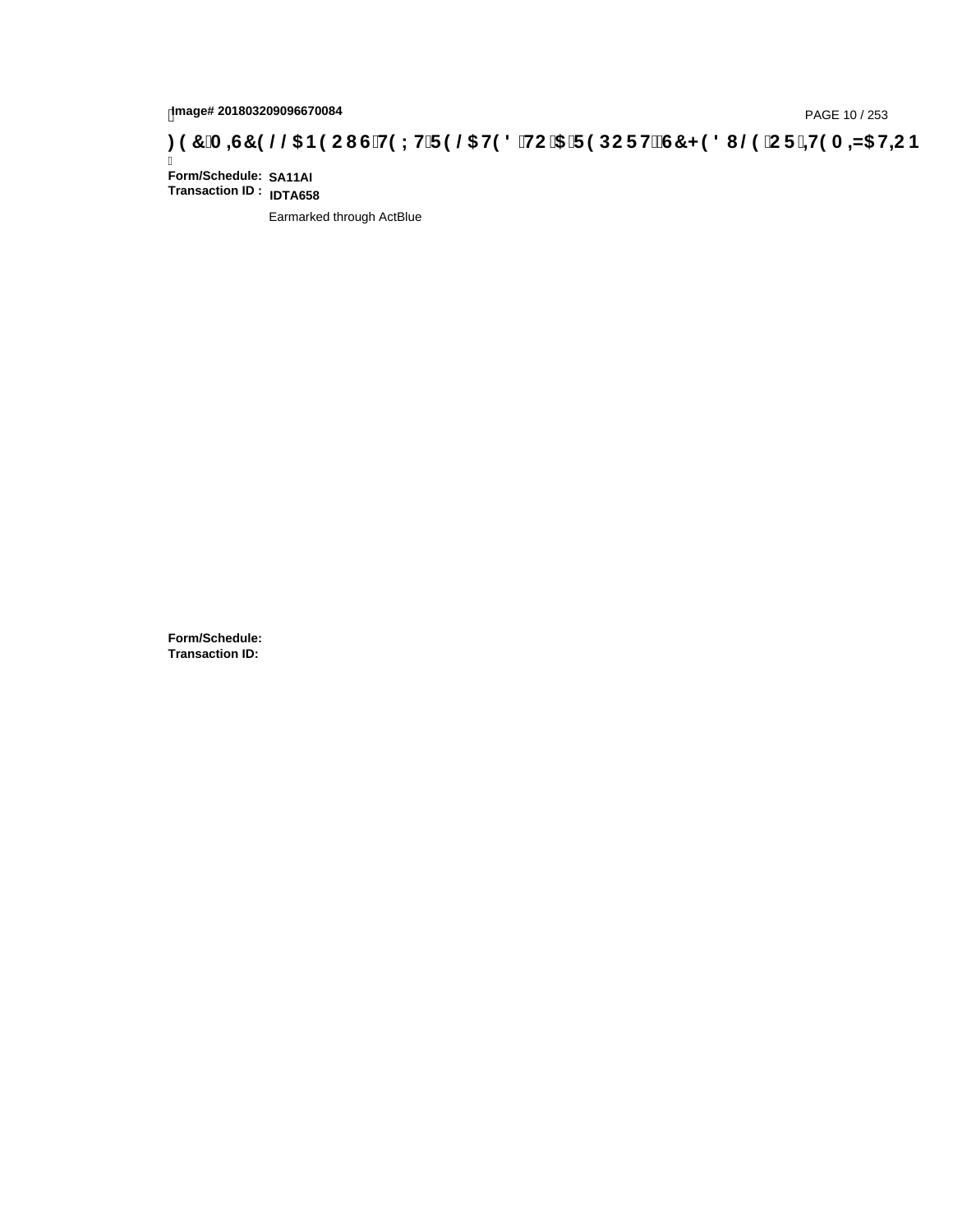Image# 201803209096670084

## FEC MISCELLANEOUS TEXT RELATED TO A REPORT, SCHEDULE OR ITEMIZATION

**Form/Schedule:** **SA11AI**
**Transaction ID :** **IDTA658**

Earmarked through ActBlue

**Form/Schedule:**
**Transaction ID:**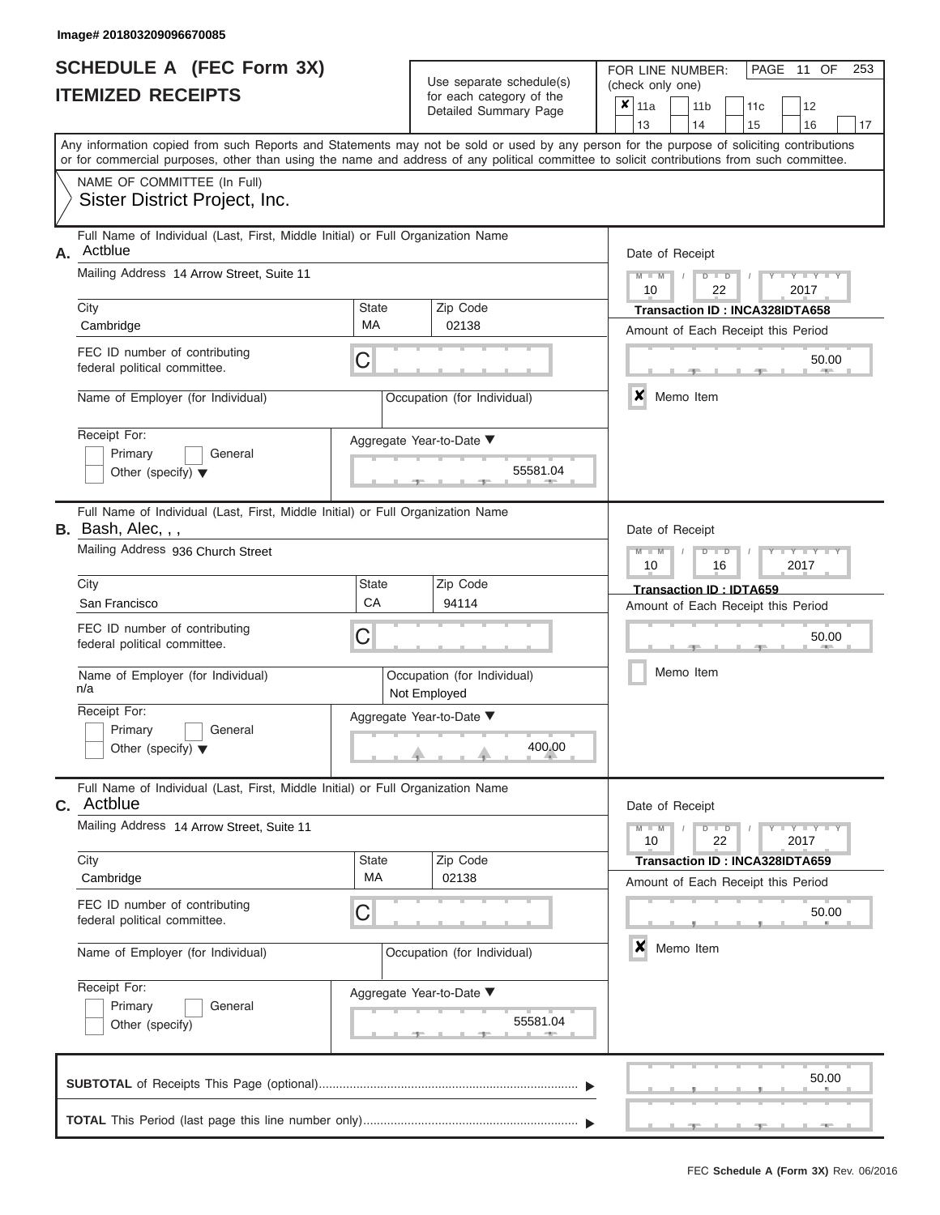Image# 201803209096670085

# SCHEDULE A (FEC Form 3X) ITEMIZED RECEIPTS

Use separate schedule(s) for each category of the Detailed Summary Page

FOR LINE NUMBER: (check only one)

- [x] 11a
- [ ] 11b
- [ ] 11c
- [ ] 12
- [ ] 13
- [ ] 14
- [ ] 15
- [ ] 16
- [ ] 17

Any information copied from such Reports and Statements may not be sold or used by any person for the purpose of soliciting contributions or for commercial purposes, other than using the name and address of any political committee to solicit contributions from such committee.

NAME OF COMMITTEE (In Full)
Sister District Project, Inc.

---

**A.** Full Name of Individual (Last, First, Middle Initial) or Full Organization Name: Actblue

Mailing Address: 14 Arrow Street, Suite 11

City: Cambridge | State: MA | Zip Code: 02138

FEC ID number of contributing federal political committee: C

Name of Employer (for Individual):

Occupation (for Individual):

Receipt For: Primary / General / Other (specify)

Aggregate Year-to-Date: 55581.04

Date of Receipt: 10 / 22 / 2017

Transaction ID : INCA328IDTA658

Amount of Each Receipt this Period: 50.00

- [x] Memo Item

---

**B.** Full Name of Individual (Last, First, Middle Initial) or Full Organization Name: Bash, Alec, , ,

Mailing Address: 936 Church Street

City: San Francisco | State: CA | Zip Code: 94114

FEC ID number of contributing federal political committee: C

Name of Employer (for Individual): n/a

Occupation (for Individual): Not Employed

Receipt For: Primary / General / Other (specify)

Aggregate Year-to-Date: 400.00

Date of Receipt: 10 / 16 / 2017

Transaction ID : IDTA659

Amount of Each Receipt this Period: 50.00

- [ ] Memo Item

---

**C.** Full Name of Individual (Last, First, Middle Initial) or Full Organization Name: Actblue

Mailing Address: 14 Arrow Street, Suite 11

City: Cambridge | State: MA | Zip Code: 02138

FEC ID number of contributing federal political committee: C

Name of Employer (for Individual):

Occupation (for Individual):

Receipt For: Primary / General / Other (specify)

Aggregate Year-to-Date: 55581.04

Date of Receipt: 10 / 22 / 2017

Transaction ID : INCA328IDTA659

Amount of Each Receipt this Period: 50.00

- [x] Memo Item

---

**SUBTOTAL** of Receipts This Page (optional): 50.00

**TOTAL** This Period (last page this line number only):

FEC Schedule A (Form 3X) Rev. 06/2016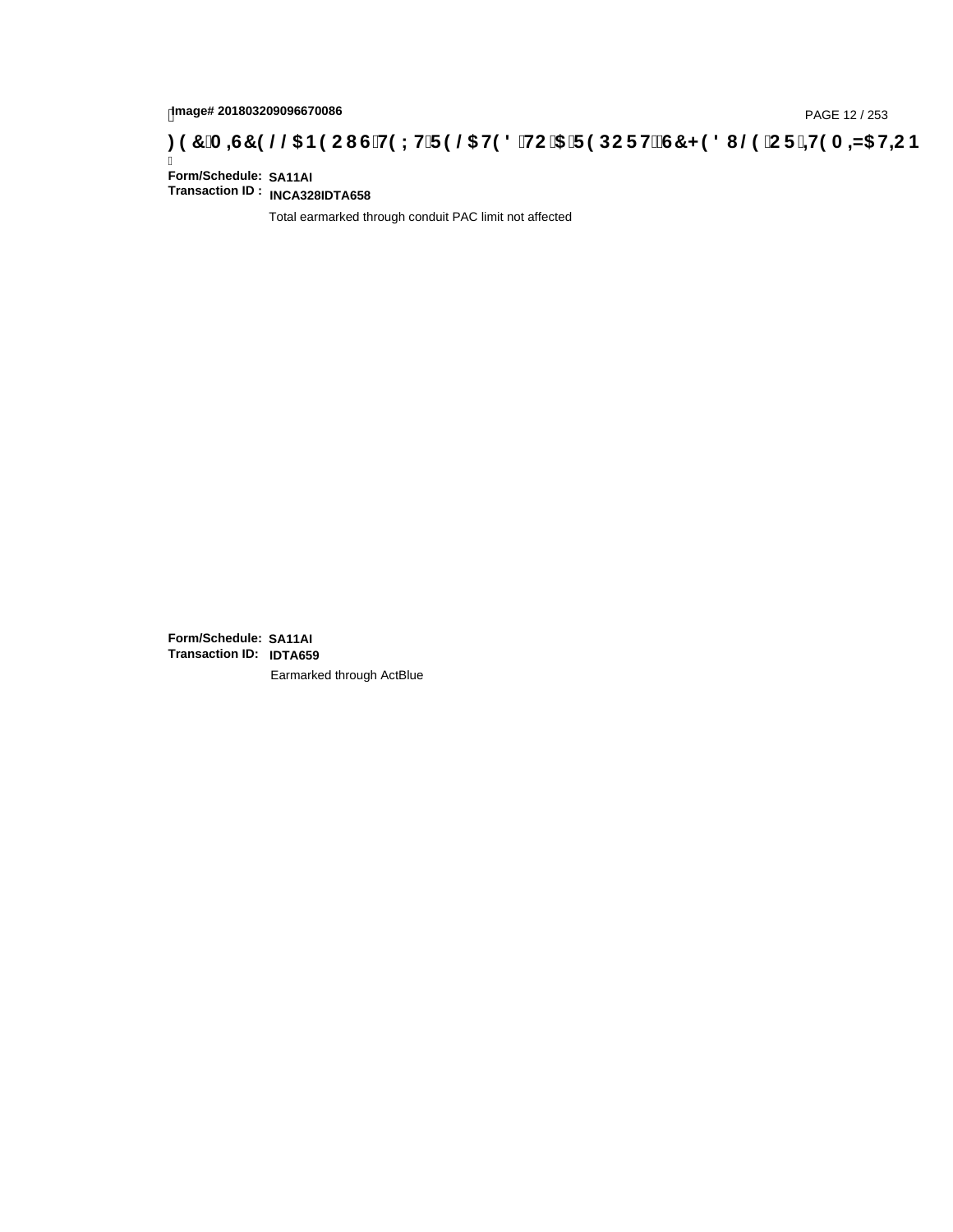**Form/Schedule:** SA11AI
**Transaction ID :** INCA328IDTA658

Total earmarked through conduit PAC limit not affected

**Form/Schedule:** SA11AI
**Transaction ID:** IDTA659

Earmarked through ActBlue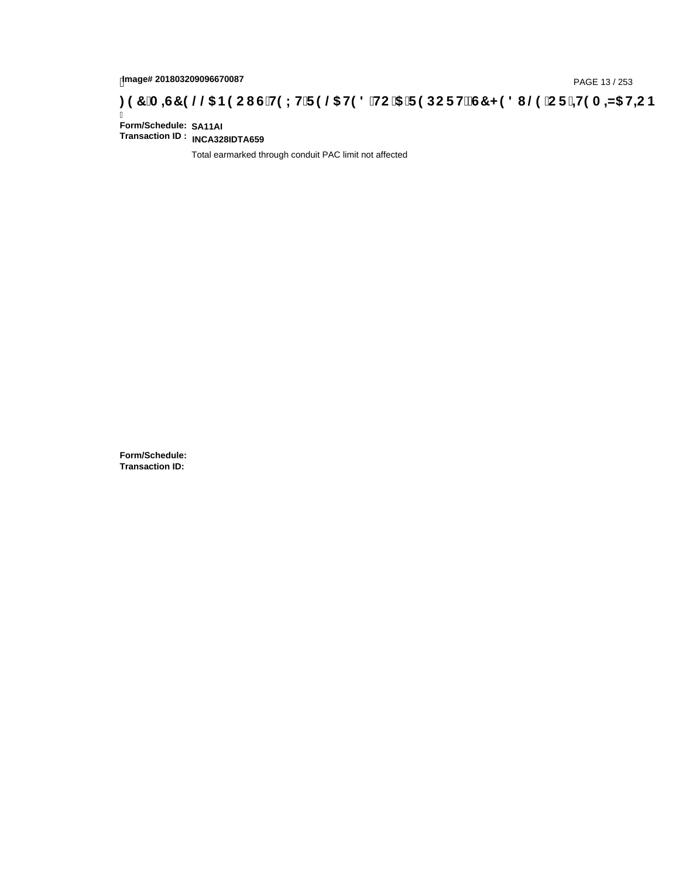**)(&0,6&(//$1(2867(;75(/$7('72$5(32576&+('8/(25,7(0,=$7,21**

**Form/Schedule:** SA11AI
**Transaction ID :** INCA328IDTA659

Total earmarked through conduit PAC limit not affected

**Form/Schedule:**
**Transaction ID:**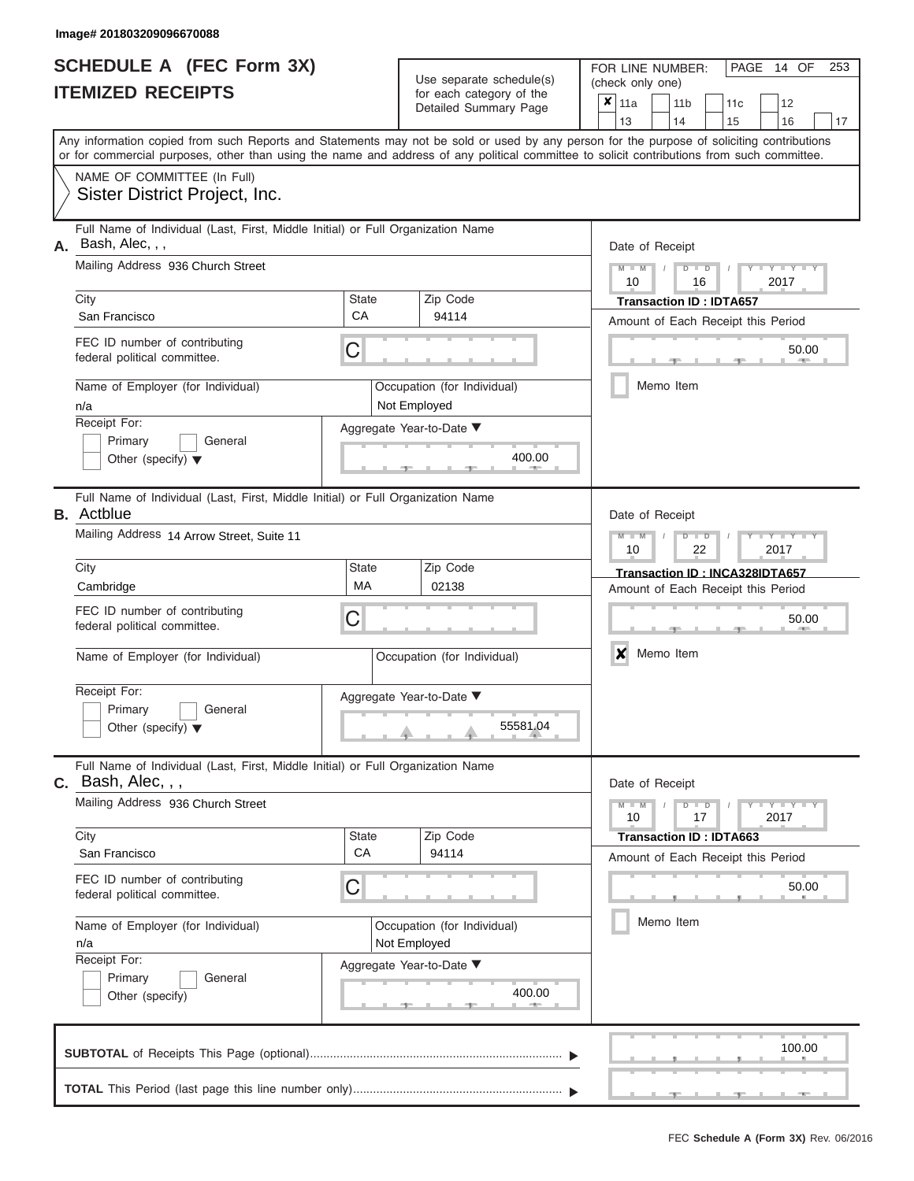Image# 201803209096670088

# SCHEDULE A (FEC Form 3X)
## ITEMIZED RECEIPTS

Use separate schedule(s) for each category of the Detailed Summary Page

FOR LINE NUMBER: (check only one)

- [x] 11a
- [ ] 11b
- [ ] 11c
- [ ] 12
- [ ] 13
- [ ] 14
- [ ] 15
- [ ] 16
- [ ] 17

Any information copied from such Reports and Statements may not be sold or used by any person for the purpose of soliciting contributions or for commercial purposes, other than using the name and address of any political committee to solicit contributions from such committee.

NAME OF COMMITTEE (In Full)
Sister District Project, Inc.

---

**A.** Full Name of Individual (Last, First, Middle Initial) or Full Organization Name: Bash, Alec, , ,

Mailing Address: 936 Church Street

City: San Francisco | State: CA | Zip Code: 94114

FEC ID number of contributing federal political committee: C

Name of Employer (for Individual): n/a

Occupation (for Individual): Not Employed

Receipt For: Primary / General / Other (specify)

Aggregate Year-to-Date: 400.00

Date of Receipt: 10 / 16 / 2017

Transaction ID : IDTA657

Amount of Each Receipt this Period: 50.00

Memo Item: [ ]

---

**B.** Full Name of Individual (Last, First, Middle Initial) or Full Organization Name: Actblue

Mailing Address: 14 Arrow Street, Suite 11

City: Cambridge | State: MA | Zip Code: 02138

FEC ID number of contributing federal political committee: C

Name of Employer (for Individual):

Occupation (for Individual):

Receipt For: Primary / General / Other (specify)

Aggregate Year-to-Date: 55581.04

Date of Receipt: 10 / 22 / 2017

Transaction ID : INCA328IDTA657

Amount of Each Receipt this Period: 50.00

Memo Item: [x]

---

**C.** Full Name of Individual (Last, First, Middle Initial) or Full Organization Name: Bash, Alec, , ,

Mailing Address: 936 Church Street

City: San Francisco | State: CA | Zip Code: 94114

FEC ID number of contributing federal political committee: C

Name of Employer (for Individual): n/a

Occupation (for Individual): Not Employed

Receipt For: Primary / General / Other (specify)

Aggregate Year-to-Date: 400.00

Date of Receipt: 10 / 17 / 2017

Transaction ID : IDTA663

Amount of Each Receipt this Period: 50.00

Memo Item: [ ]

---

**SUBTOTAL** of Receipts This Page (optional): 100.00

**TOTAL** This Period (last page this line number only):

FEC **Schedule A (Form 3X)** Rev. 06/2016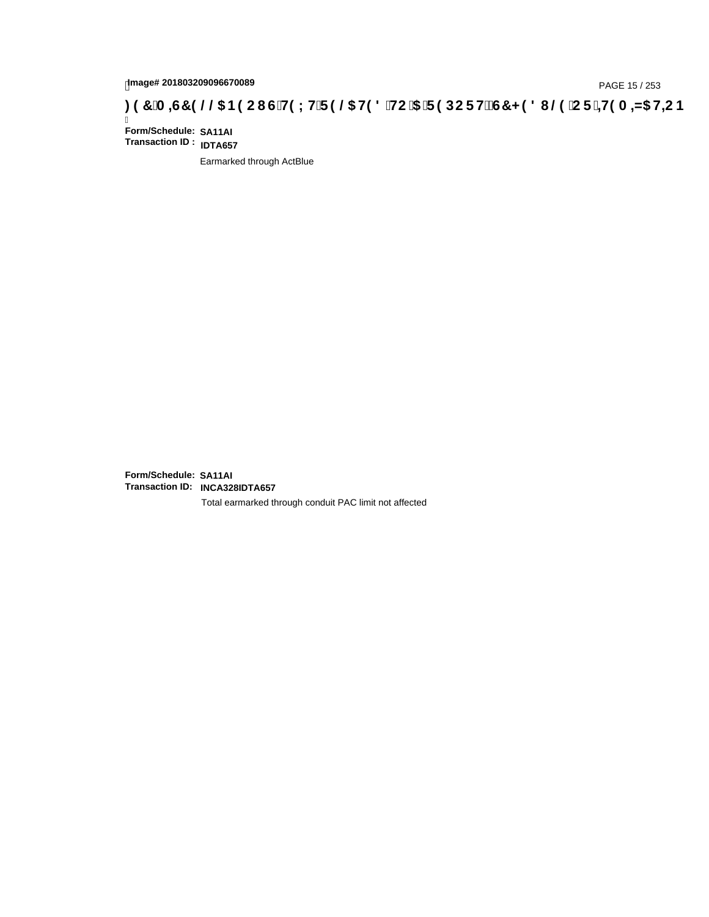**Image# 201803209096670089**

**FEC MEMO TEXT RELATED TO A REPORT, SCHEDULE OR ITEMIZATION**

**Form/Schedule:** **SA11AI**
**Transaction ID :** **IDTA657**

Earmarked through ActBlue

**Form/Schedule:** **SA11AI**
**Transaction ID:** **INCA328IDTA657**

Total earmarked through conduit PAC limit not affected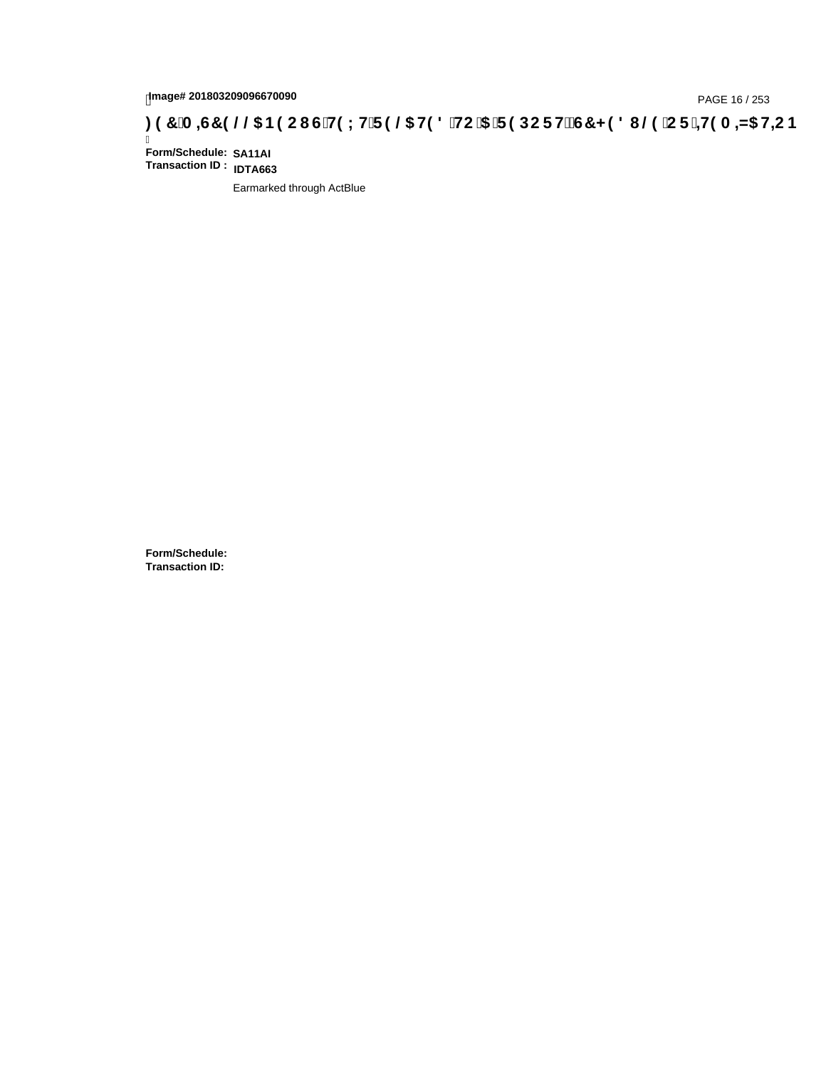**Form/Schedule:** **SA11AI**
**Transaction ID :** **IDTA663**

Earmarked through ActBlue

**Form/Schedule:**
**Transaction ID:**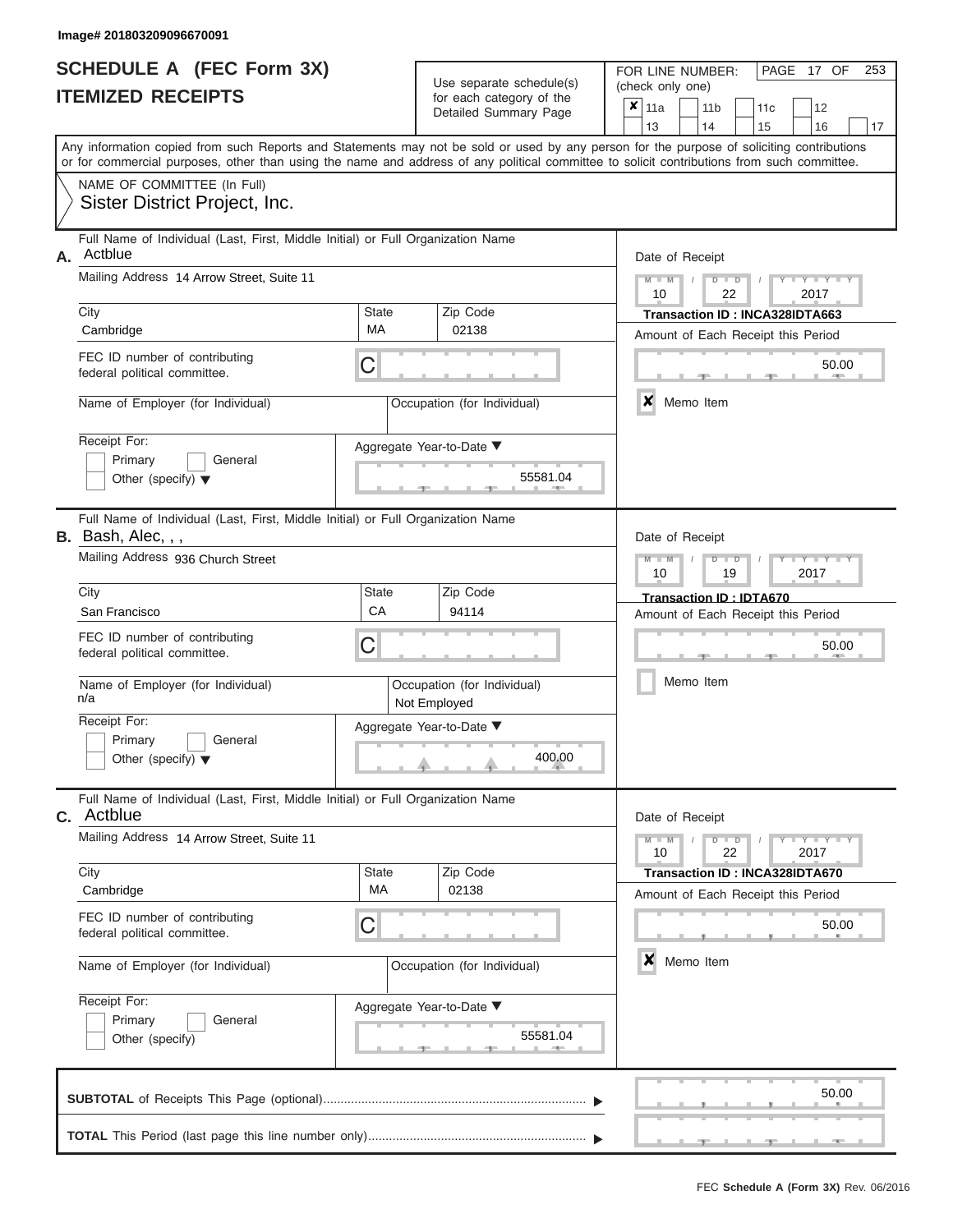Image# 201803209096670091

# SCHEDULE A (FEC Form 3X)
## ITEMIZED RECEIPTS

Use separate schedule(s) for each category of the Detailed Summary Page

FOR LINE NUMBER: (check only one)

- [x] 11a
- [ ] 11b
- [ ] 11c
- [ ] 12
- [ ] 13
- [ ] 14
- [ ] 15
- [ ] 16
- [ ] 17

Any information copied from such Reports and Statements may not be sold or used by any person for the purpose of soliciting contributions or for commercial purposes, other than using the name and address of any political committee to solicit contributions from such committee.

NAME OF COMMITTEE (In Full)
Sister District Project, Inc.

---

**A.** Full Name of Individual (Last, First, Middle Initial) or Full Organization Name: Actblue

Mailing Address: 14 Arrow Street, Suite 11

City: Cambridge | State: MA | Zip Code: 02138

FEC ID number of contributing federal political committee: C

Name of Employer (for Individual):

Occupation (for Individual):

Receipt For: [ ] Primary [ ] General [ ] Other (specify)

Aggregate Year-to-Date: 55581.04

Date of Receipt: 10 / 22 / 2017

Transaction ID : INCA328IDTA663

Amount of Each Receipt this Period: 50.00

[x] Memo Item

---

**B.** Full Name of Individual (Last, First, Middle Initial) or Full Organization Name: Bash, Alec, , ,

Mailing Address: 936 Church Street

City: San Francisco | State: CA | Zip Code: 94114

FEC ID number of contributing federal political committee: C

Name of Employer (for Individual): n/a

Occupation (for Individual): Not Employed

Receipt For: [ ] Primary [ ] General [ ] Other (specify)

Aggregate Year-to-Date: 400.00

Date of Receipt: 10 / 19 / 2017

Transaction ID : IDTA670

Amount of Each Receipt this Period: 50.00

[ ] Memo Item

---

**C.** Full Name of Individual (Last, First, Middle Initial) or Full Organization Name: Actblue

Mailing Address: 14 Arrow Street, Suite 11

City: Cambridge | State: MA | Zip Code: 02138

FEC ID number of contributing federal political committee: C

Name of Employer (for Individual):

Occupation (for Individual):

Receipt For: [ ] Primary [ ] General [ ] Other (specify)

Aggregate Year-to-Date: 55581.04

Date of Receipt: 10 / 22 / 2017

Transaction ID : INCA328IDTA670

Amount of Each Receipt this Period: 50.00

[x] Memo Item

---

**SUBTOTAL** of Receipts This Page (optional): 50.00

**TOTAL** This Period (last page this line number only):

FEC Schedule A (Form 3X) Rev. 06/2016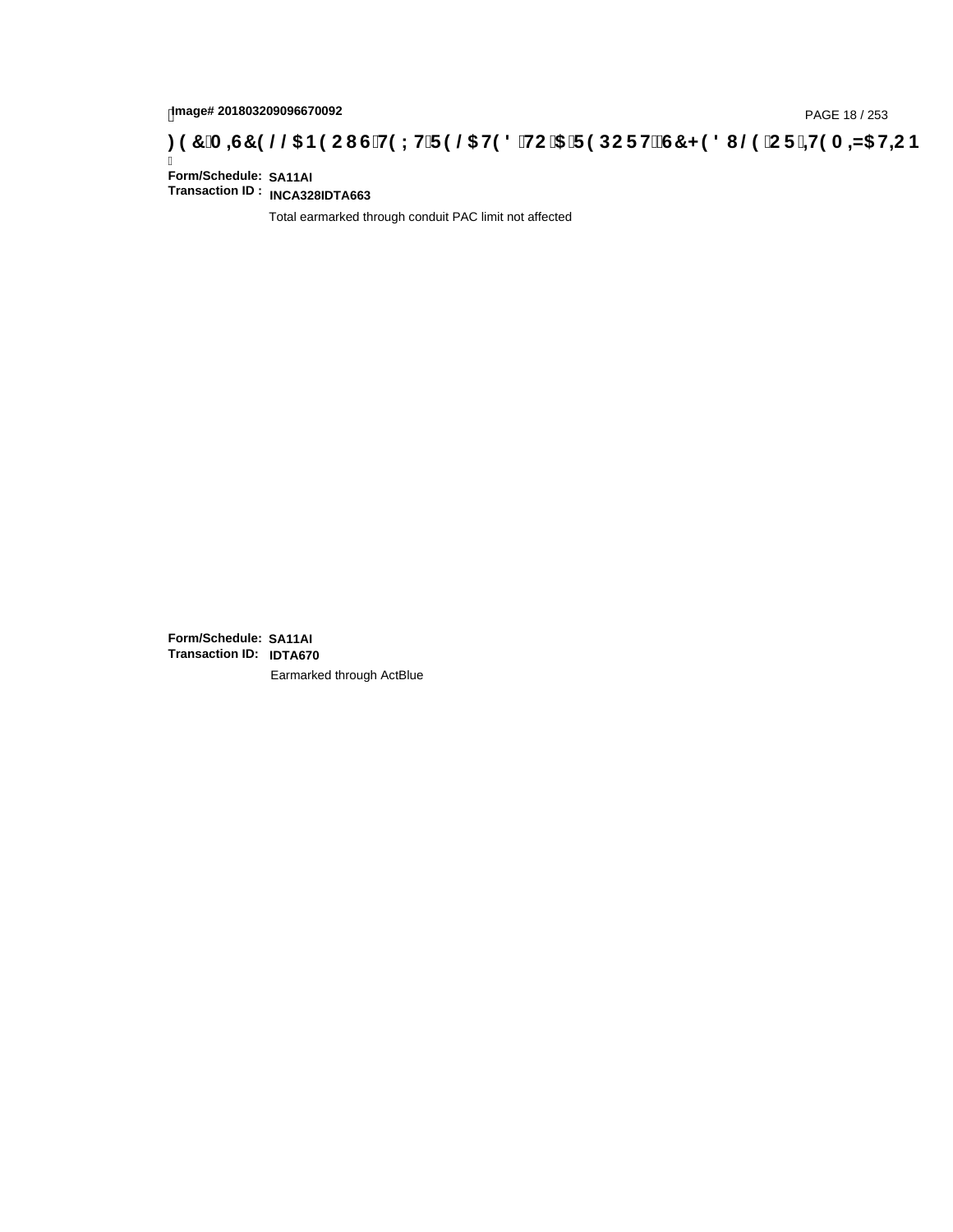**Form/Schedule:** **SA11AI**
**Transaction ID :** **INCA328IDTA663**

Total earmarked through conduit PAC limit not affected

**Form/Schedule:** **SA11AI**
**Transaction ID:** **IDTA670**

Earmarked through ActBlue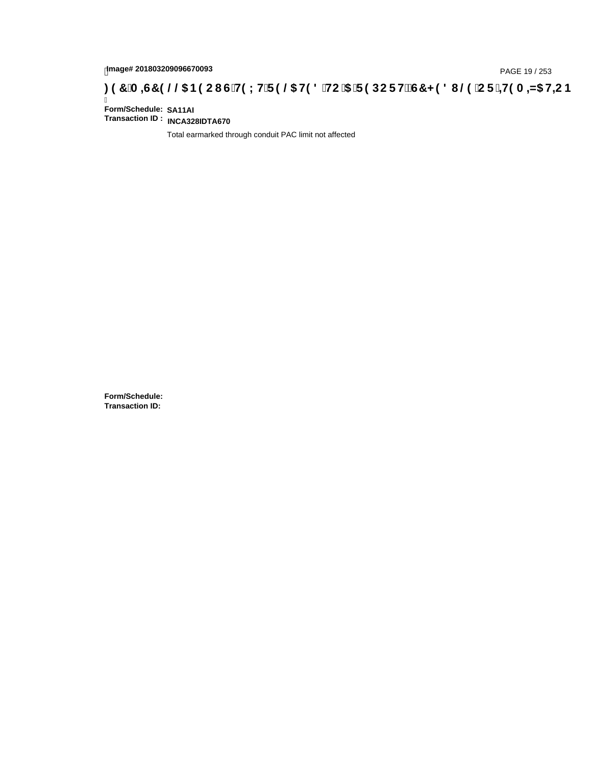**Form/Schedule:** SA11AI
**Transaction ID :** INCA328IDTA670

Total earmarked through conduit PAC limit not affected

**Form/Schedule:**
**Transaction ID:**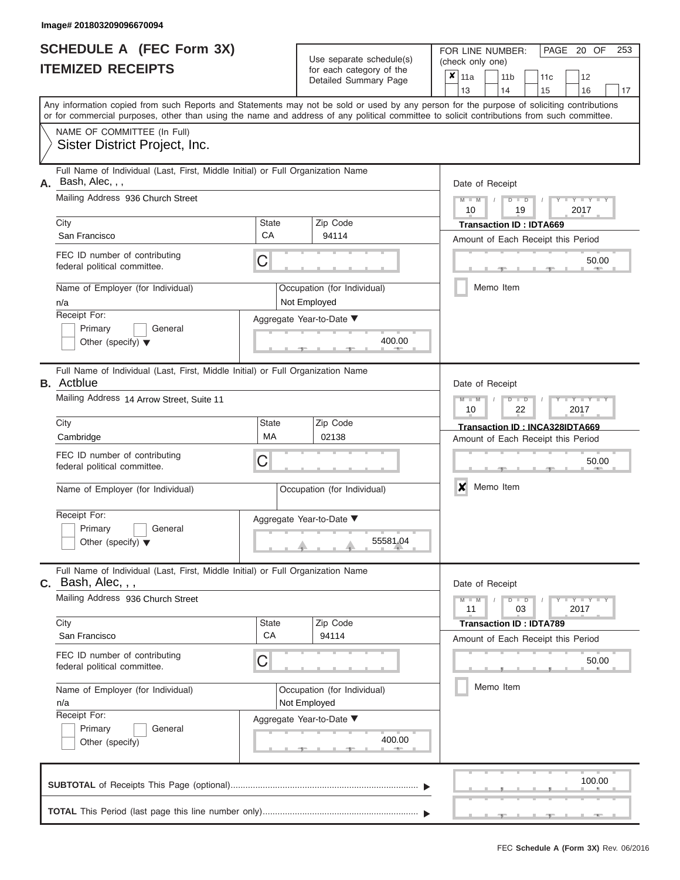Image# 201803209096670094

# SCHEDULE A (FEC Form 3X)
## ITEMIZED RECEIPTS

Use separate schedule(s) for each category of the Detailed Summary Page

FOR LINE NUMBER: (check only one)

☒ 11a ☐ 11b ☐ 11c ☐ 12 ☐ 13 ☐ 14 ☐ 15 ☐ 16 ☐ 17

Any information copied from such Reports and Statements may not be sold or used by any person for the purpose of soliciting contributions or for commercial purposes, other than using the name and address of any political committee to solicit contributions from such committee.

NAME OF COMMITTEE (In Full)
Sister District Project, Inc.

---

**A.** Full Name of Individual (Last, First, Middle Initial) or Full Organization Name: Bash, Alec, , ,

Mailing Address: 936 Church Street

City: San Francisco | State: CA | Zip Code: 94114

FEC ID number of contributing federal political committee: C

Name of Employer (for Individual): n/a

Occupation (for Individual): Not Employed

Receipt For: ☐ Primary ☐ General ☐ Other (specify)

Aggregate Year-to-Date: 400.00

Date of Receipt: 10 / 19 / 2017

Transaction ID : IDTA669

Amount of Each Receipt this Period: 50.00

☐ Memo Item

---

**B.** Full Name of Individual (Last, First, Middle Initial) or Full Organization Name: Actblue

Mailing Address: 14 Arrow Street, Suite 11

City: Cambridge | State: MA | Zip Code: 02138

FEC ID number of contributing federal political committee: C

Name of Employer (for Individual):

Occupation (for Individual):

Receipt For: ☐ Primary ☐ General ☐ Other (specify)

Aggregate Year-to-Date: 55581.04

Date of Receipt: 10 / 22 / 2017

Transaction ID : INCA328IDTA669

Amount of Each Receipt this Period: 50.00

☒ Memo Item

---

**C.** Full Name of Individual (Last, First, Middle Initial) or Full Organization Name: Bash, Alec, , ,

Mailing Address: 936 Church Street

City: San Francisco | State: CA | Zip Code: 94114

FEC ID number of contributing federal political committee: C

Name of Employer (for Individual): n/a

Occupation (for Individual): Not Employed

Receipt For: ☐ Primary ☐ General ☐ Other (specify)

Aggregate Year-to-Date: 400.00

Date of Receipt: 11 / 03 / 2017

Transaction ID : IDTA789

Amount of Each Receipt this Period: 50.00

☐ Memo Item

---

**SUBTOTAL** of Receipts This Page (optional): 100.00

**TOTAL** This Period (last page this line number only):

FEC Schedule A (Form 3X) Rev. 06/2016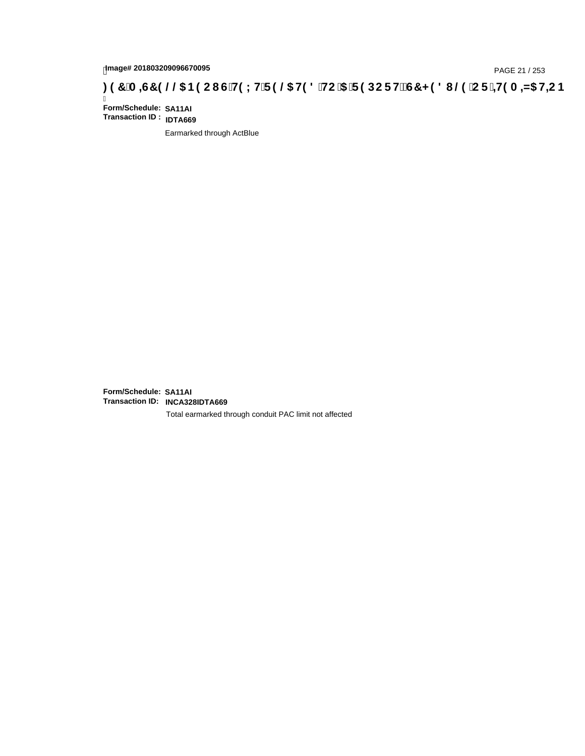Image# 201803209096670095

# FEC MISCELLANEOUS TEXT RELATED TO A REPORT, SCHEDULE OR ITEMIZATION

Form/Schedule: SA11AI
Transaction ID : IDTA669

Earmarked through ActBlue

Form/Schedule: SA11AI
Transaction ID: INCA328IDTA669

Total earmarked through conduit PAC limit not affected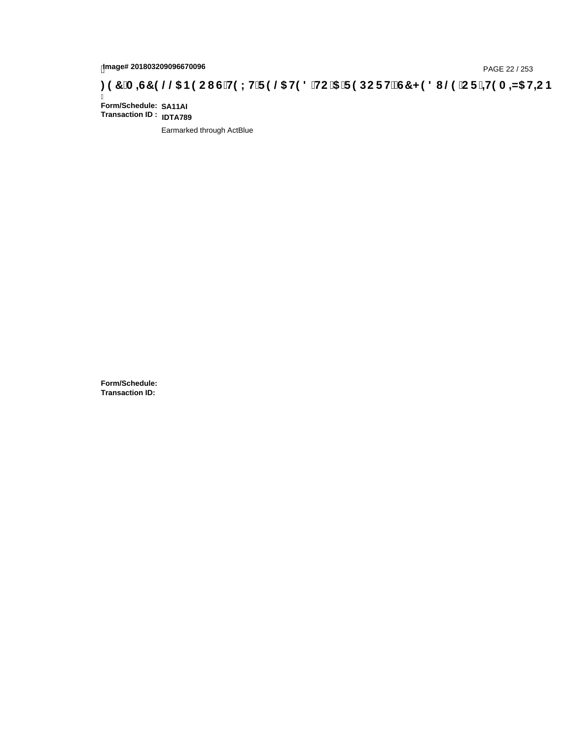)(&0,6&(//$1(286 7(;7 5(/$7(' 72 $ 5(3257 6&+('8/( 25 ,7(0,=$7,21

**Form/Schedule:** **SA11AI**
**Transaction ID :** **IDTA789**

Earmarked through ActBlue

**Form/Schedule:**
**Transaction ID:**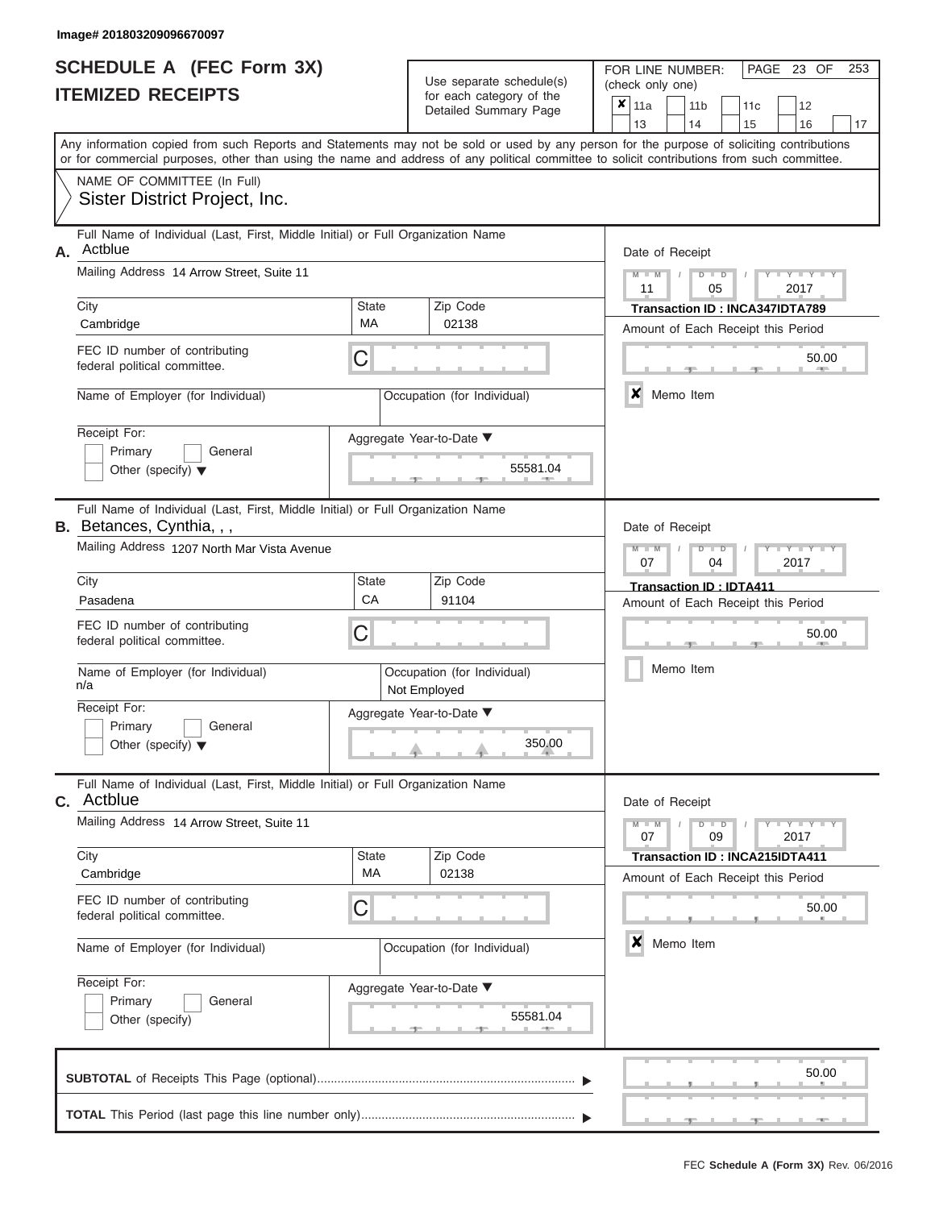Image# 201803209096670097

# SCHEDULE A (FEC Form 3X)
## ITEMIZED RECEIPTS

Use separate schedule(s) for each category of the Detailed Summary Page

FOR LINE NUMBER: (check only one)

- [x] 11a
- [ ] 11b
- [ ] 11c
- [ ] 12
- [ ] 13
- [ ] 14
- [ ] 15
- [ ] 16
- [ ] 17

PAGE 23 OF 253

Any information copied from such Reports and Statements may not be sold or used by any person for the purpose of soliciting contributions or for commercial purposes, other than using the name and address of any political committee to solicit contributions from such committee.

NAME OF COMMITTEE (In Full)
Sister District Project, Inc.

---

**A.** Full Name of Individual (Last, First, Middle Initial) or Full Organization Name: Actblue

Mailing Address: 14 Arrow Street, Suite 11

City: Cambridge | State: MA | Zip Code: 02138

FEC ID number of contributing federal political committee: C

Name of Employer (for Individual):

Occupation (for Individual):

Receipt For: Primary / General / Other (specify)

Date of Receipt: 11 / 05 / 2017

Transaction ID : INCA347IDTA789

Amount of Each Receipt this Period: 50.00

[x] Memo Item

Aggregate Year-to-Date: 55581.04

---

**B.** Full Name of Individual (Last, First, Middle Initial) or Full Organization Name: Betances, Cynthia, , ,

Mailing Address: 1207 North Mar Vista Avenue

City: Pasadena | State: CA | Zip Code: 91104

FEC ID number of contributing federal political committee: C

Name of Employer (for Individual): n/a

Occupation (for Individual): Not Employed

Receipt For: Primary / General / Other (specify)

Date of Receipt: 07 / 04 / 2017

Transaction ID : IDTA411

Amount of Each Receipt this Period: 50.00

[ ] Memo Item

Aggregate Year-to-Date: 350.00

---

**C.** Full Name of Individual (Last, First, Middle Initial) or Full Organization Name: Actblue

Mailing Address: 14 Arrow Street, Suite 11

City: Cambridge | State: MA | Zip Code: 02138

FEC ID number of contributing federal political committee: C

Name of Employer (for Individual):

Occupation (for Individual):

Receipt For: Primary / General / Other (specify)

Date of Receipt: 07 / 09 / 2017

Transaction ID : INCA215IDTA411

Amount of Each Receipt this Period: 50.00

[x] Memo Item

Aggregate Year-to-Date: 55581.04

---

**SUBTOTAL** of Receipts This Page (optional): 50.00

**TOTAL** This Period (last page this line number only):

FEC Schedule A (Form 3X) Rev. 06/2016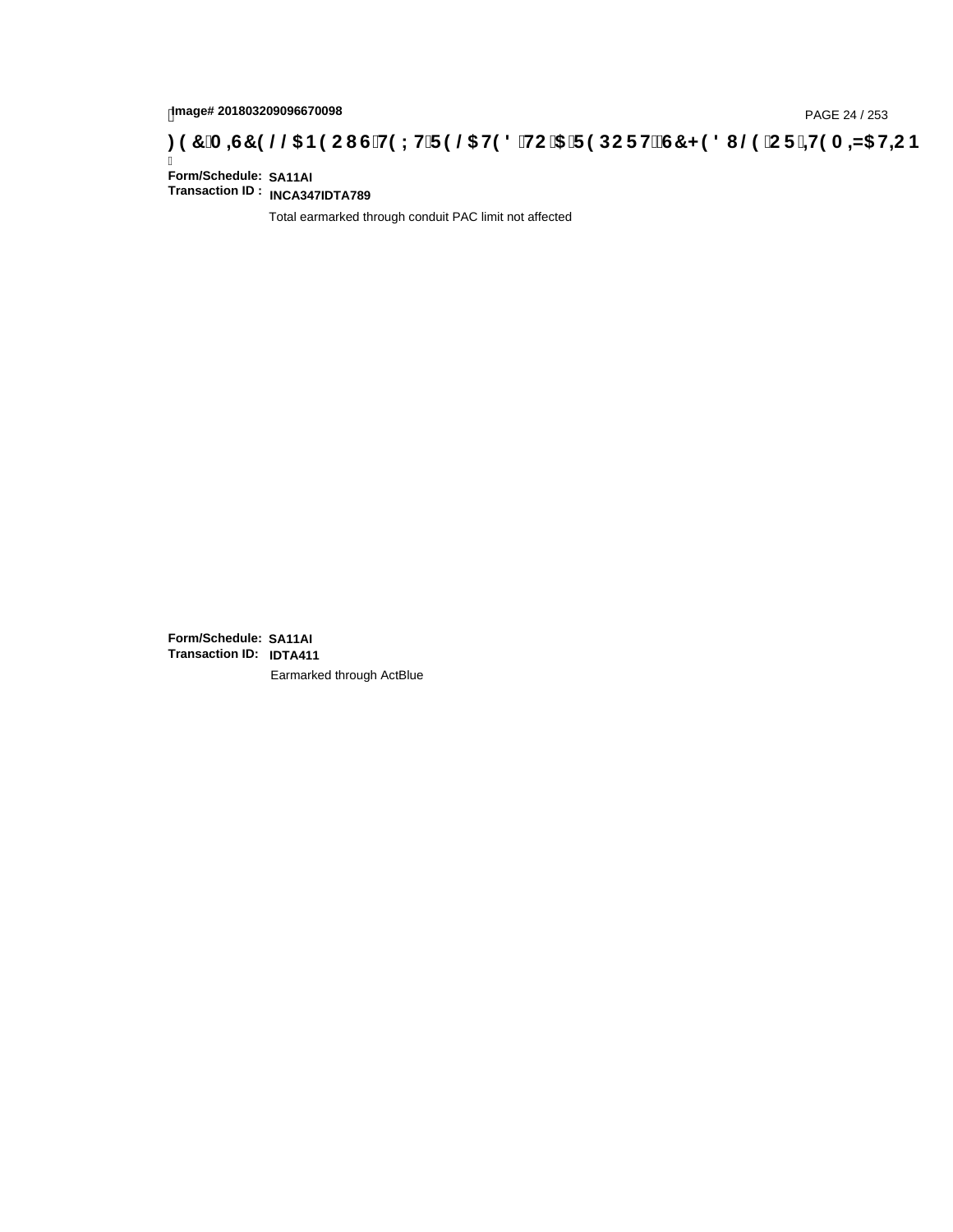**Form/Schedule:** **SA11AI**
**Transaction ID :** **INCA347IDTA789**

Total earmarked through conduit PAC limit not affected

**Form/Schedule:** **SA11AI**
**Transaction ID:** **IDTA411**

Earmarked through ActBlue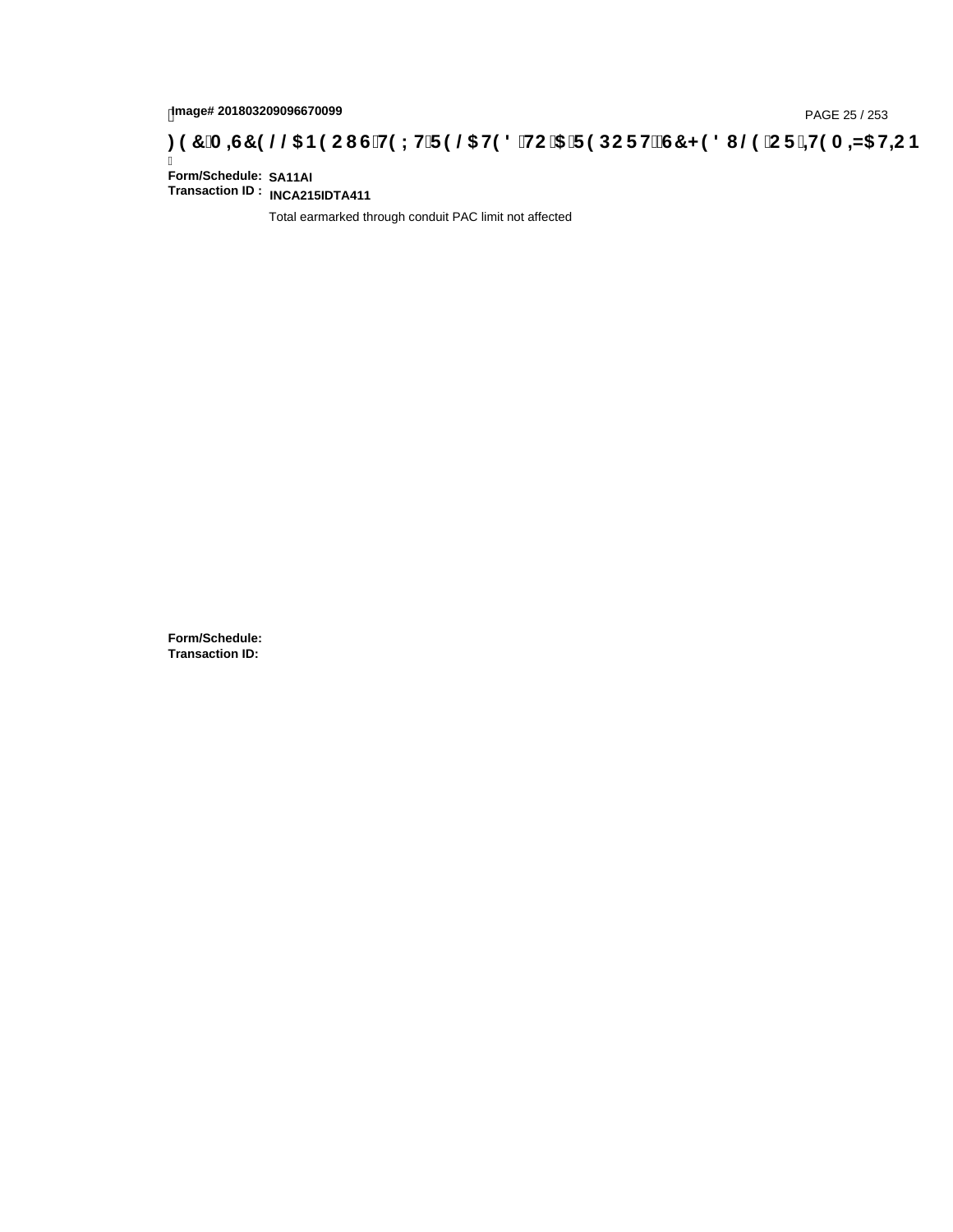Image# 201803209096670099

# ) ( &0 ,6&( / / $1( 286 7( ; 7 5( / $7( ' 72 $ 5( 3257 6&+( ' 8/ ( 25 ,7( 0 ,=$7,21

**Form/Schedule:** SA11AI
**Transaction ID :** INCA215IDTA411

Total earmarked through conduit PAC limit not affected

**Form/Schedule:**
**Transaction ID:**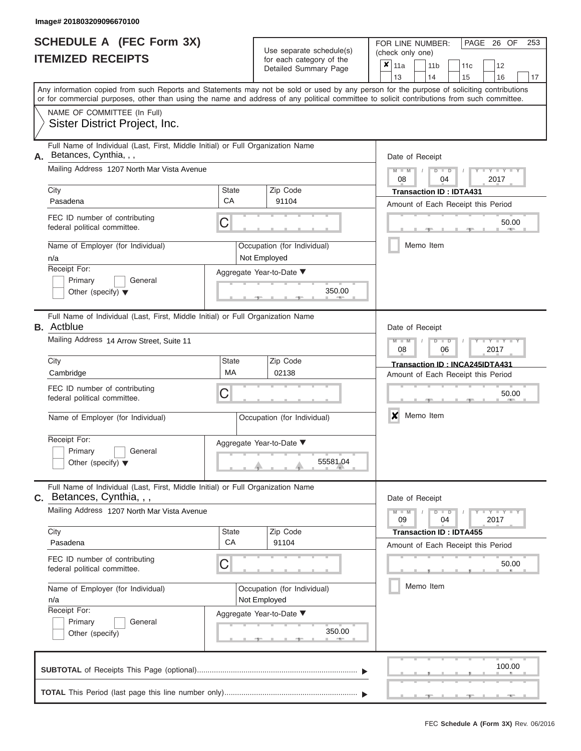Image# 201803209096670100

# SCHEDULE A (FEC Form 3X)
## ITEMIZED RECEIPTS

Use separate schedule(s) for each category of the Detailed Summary Page

FOR LINE NUMBER: (check only one)

- [x] 11a
- [ ] 11b
- [ ] 11c
- [ ] 12
- [ ] 13
- [ ] 14
- [ ] 15
- [ ] 16
- [ ] 17

PAGE 26 OF 253

Any information copied from such Reports and Statements may not be sold or used by any person for the purpose of soliciting contributions or for commercial purposes, other than using the name and address of any political committee to solicit contributions from such committee.

NAME OF COMMITTEE (In Full)
Sister District Project, Inc.

---

**A.** Full Name of Individual (Last, First, Middle Initial) or Full Organization Name: Betances, Cynthia, , ,

Mailing Address: 1207 North Mar Vista Avenue

City: Pasadena | State: CA | Zip Code: 91104

FEC ID number of contributing federal political committee: C

Name of Employer (for Individual): n/a

Occupation (for Individual): Not Employed

Receipt For: Primary / General / Other (specify)

Aggregate Year-to-Date: 350.00

Date of Receipt: 08 / 04 / 2017

Transaction ID : IDTA431

Amount of Each Receipt this Period: 50.00

Memo Item: [ ]

---

**B.** Full Name of Individual (Last, First, Middle Initial) or Full Organization Name: Actblue

Mailing Address: 14 Arrow Street, Suite 11

City: Cambridge | State: MA | Zip Code: 02138

FEC ID number of contributing federal political committee: C

Name of Employer (for Individual):

Occupation (for Individual):

Receipt For: Primary / General / Other (specify)

Aggregate Year-to-Date: 55581.04

Date of Receipt: 08 / 06 / 2017

Transaction ID : INCA245IDTA431

Amount of Each Receipt this Period: 50.00

Memo Item: [x]

---

**C.** Full Name of Individual (Last, First, Middle Initial) or Full Organization Name: Betances, Cynthia, , ,

Mailing Address: 1207 North Mar Vista Avenue

City: Pasadena | State: CA | Zip Code: 91104

FEC ID number of contributing federal political committee: C

Name of Employer (for Individual): n/a

Occupation (for Individual): Not Employed

Receipt For: Primary / General / Other (specify)

Aggregate Year-to-Date: 350.00

Date of Receipt: 09 / 04 / 2017

Transaction ID : IDTA455

Amount of Each Receipt this Period: 50.00

Memo Item: [ ]

---

**SUBTOTAL** of Receipts This Page (optional): 100.00

**TOTAL** This Period (last page this line number only):

FEC Schedule A (Form 3X) Rev. 06/2016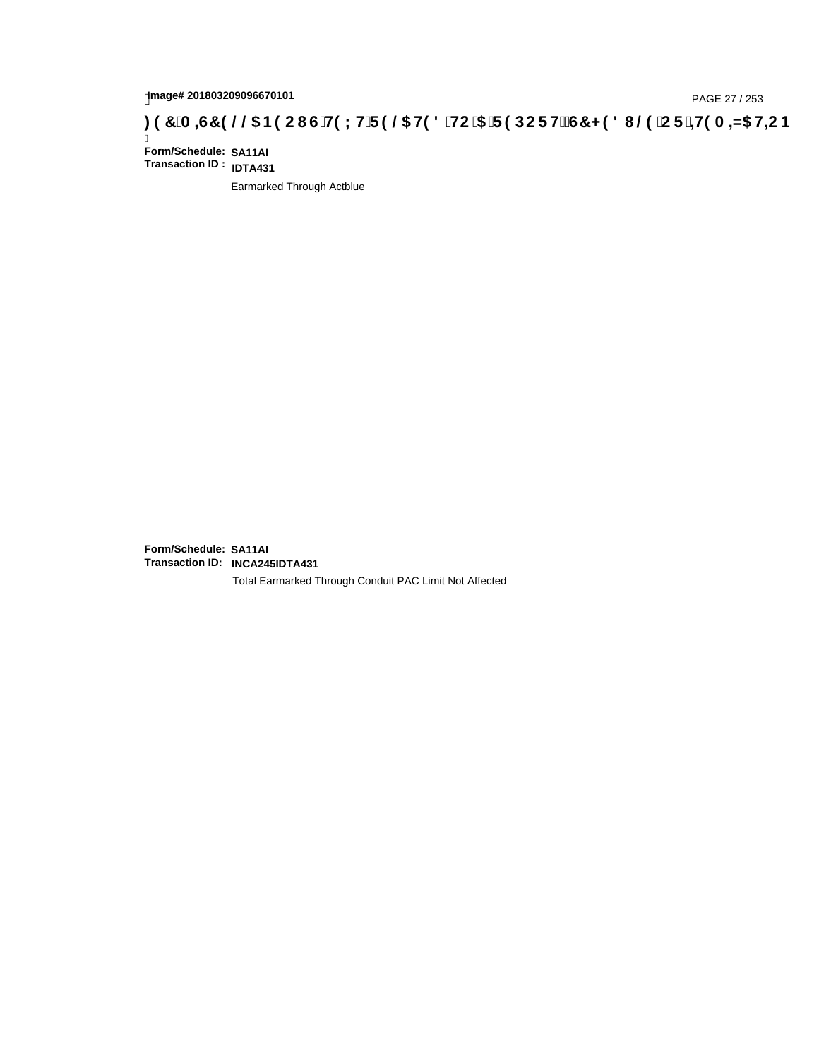Image# 201803209096670101

**)(&0,6&(//$1(2867(;75(/$7('72$5(32576&+('8/(25,7(0,=$7,21**

**Form/Schedule:** **SA11AI**
**Transaction ID :** **IDTA431**

Earmarked Through Actblue

**Form/Schedule:** **SA11AI**
**Transaction ID:** **INCA245IDTA431**

Total Earmarked Through Conduit PAC Limit Not Affected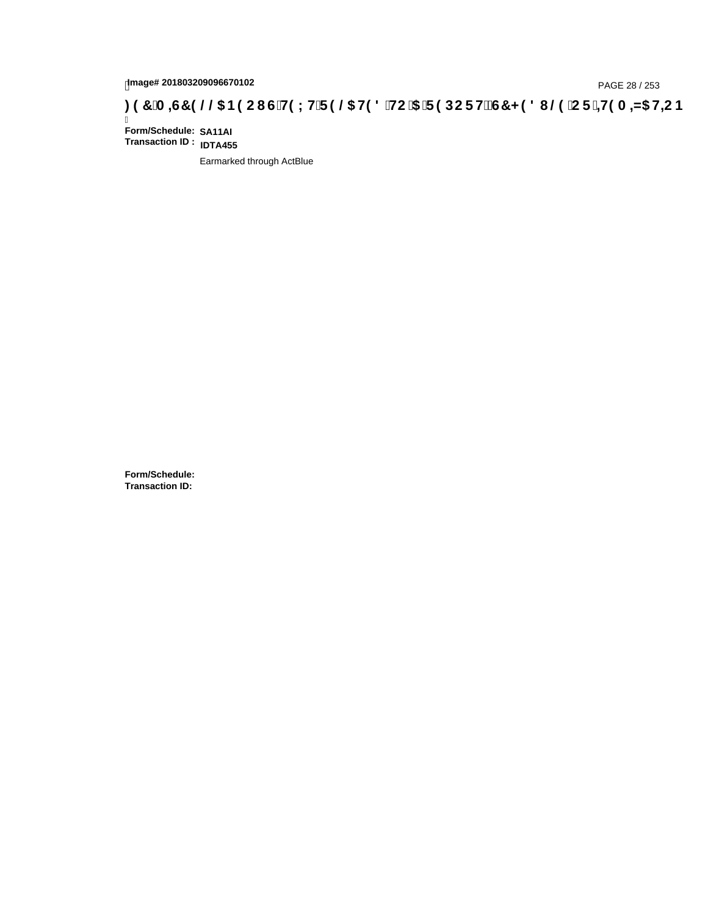Image# 201803209096670102

)(&0,6&(//$1(2867(;75(/$7('72$5(32576&+('8/(25,7(0,=$7,21

**Form/Schedule:** SA11AI
**Transaction ID :** IDTA455

Earmarked through ActBlue

**Form/Schedule:**
**Transaction ID:**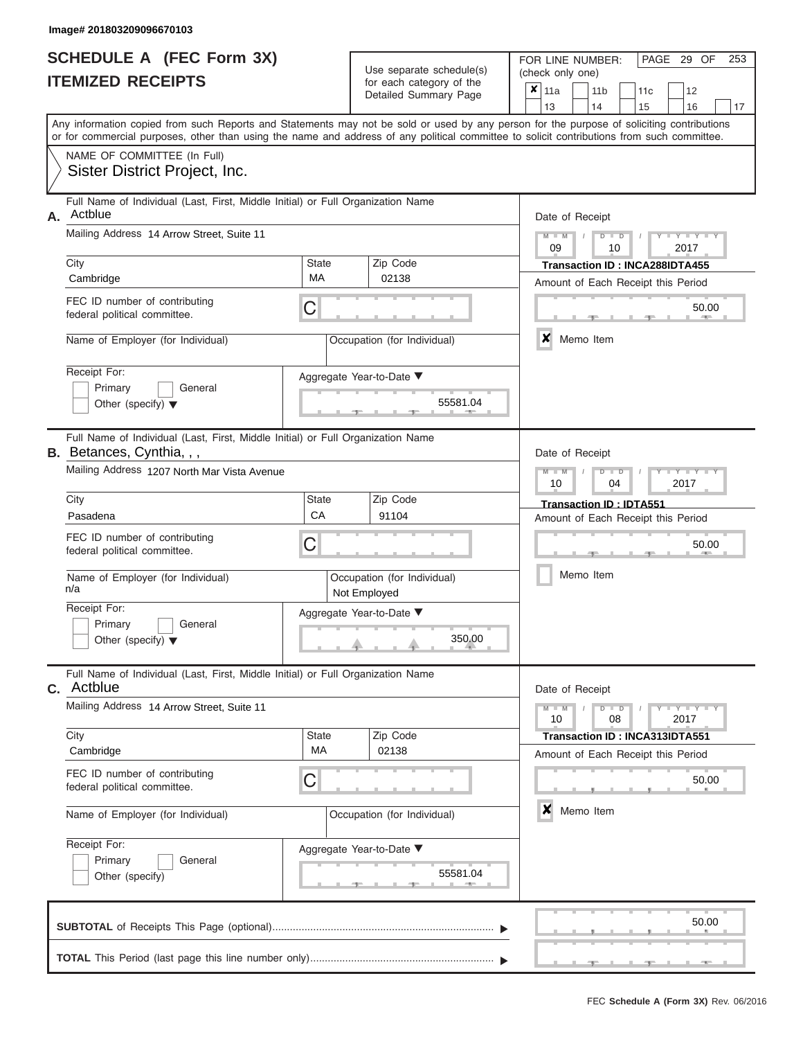Image# 201803209096670103

# SCHEDULE A (FEC Form 3X)
# ITEMIZED RECEIPTS

Use separate schedule(s) for each category of the Detailed Summary Page

FOR LINE NUMBER: (check only one)

- [x] 11a
- [ ] 11b
- [ ] 11c
- [ ] 12
- [ ] 13
- [ ] 14
- [ ] 15
- [ ] 16
- [ ] 17

PAGE 29 OF 253

Any information copied from such Reports and Statements may not be sold or used by any person for the purpose of soliciting contributions or for commercial purposes, other than using the name and address of any political committee to solicit contributions from such committee.

NAME OF COMMITTEE (In Full)
Sister District Project, Inc.

---

**A.** Full Name of Individual (Last, First, Middle Initial) or Full Organization Name: Actblue

Mailing Address: 14 Arrow Street, Suite 11

City: Cambridge | State: MA | Zip Code: 02138

FEC ID number of contributing federal political committee: C

Name of Employer (for Individual):

Occupation (for Individual):

Receipt For: Primary / General / Other (specify)

Aggregate Year-to-Date: 55581.04

Date of Receipt: 09 / 10 / 2017

Transaction ID : INCA288IDTA455

Amount of Each Receipt this Period: 50.00

[x] Memo Item

---

**B.** Full Name of Individual (Last, First, Middle Initial) or Full Organization Name: Betances, Cynthia, , ,

Mailing Address: 1207 North Mar Vista Avenue

City: Pasadena | State: CA | Zip Code: 91104

FEC ID number of contributing federal political committee: C

Name of Employer (for Individual): n/a

Occupation (for Individual): Not Employed

Receipt For: Primary / General / Other (specify)

Aggregate Year-to-Date: 350.00

Date of Receipt: 10 / 04 / 2017

Transaction ID : IDTA551

Amount of Each Receipt this Period: 50.00

[ ] Memo Item

---

**C.** Full Name of Individual (Last, First, Middle Initial) or Full Organization Name: Actblue

Mailing Address: 14 Arrow Street, Suite 11

City: Cambridge | State: MA | Zip Code: 02138

FEC ID number of contributing federal political committee: C

Name of Employer (for Individual):

Occupation (for Individual):

Receipt For: Primary / General / Other (specify)

Aggregate Year-to-Date: 55581.04

Date of Receipt: 10 / 08 / 2017

Transaction ID : INCA313IDTA551

Amount of Each Receipt this Period: 50.00

[x] Memo Item

---

**SUBTOTAL** of Receipts This Page (optional): 50.00

**TOTAL** This Period (last page this line number only):

FEC Schedule A (Form 3X) Rev. 06/2016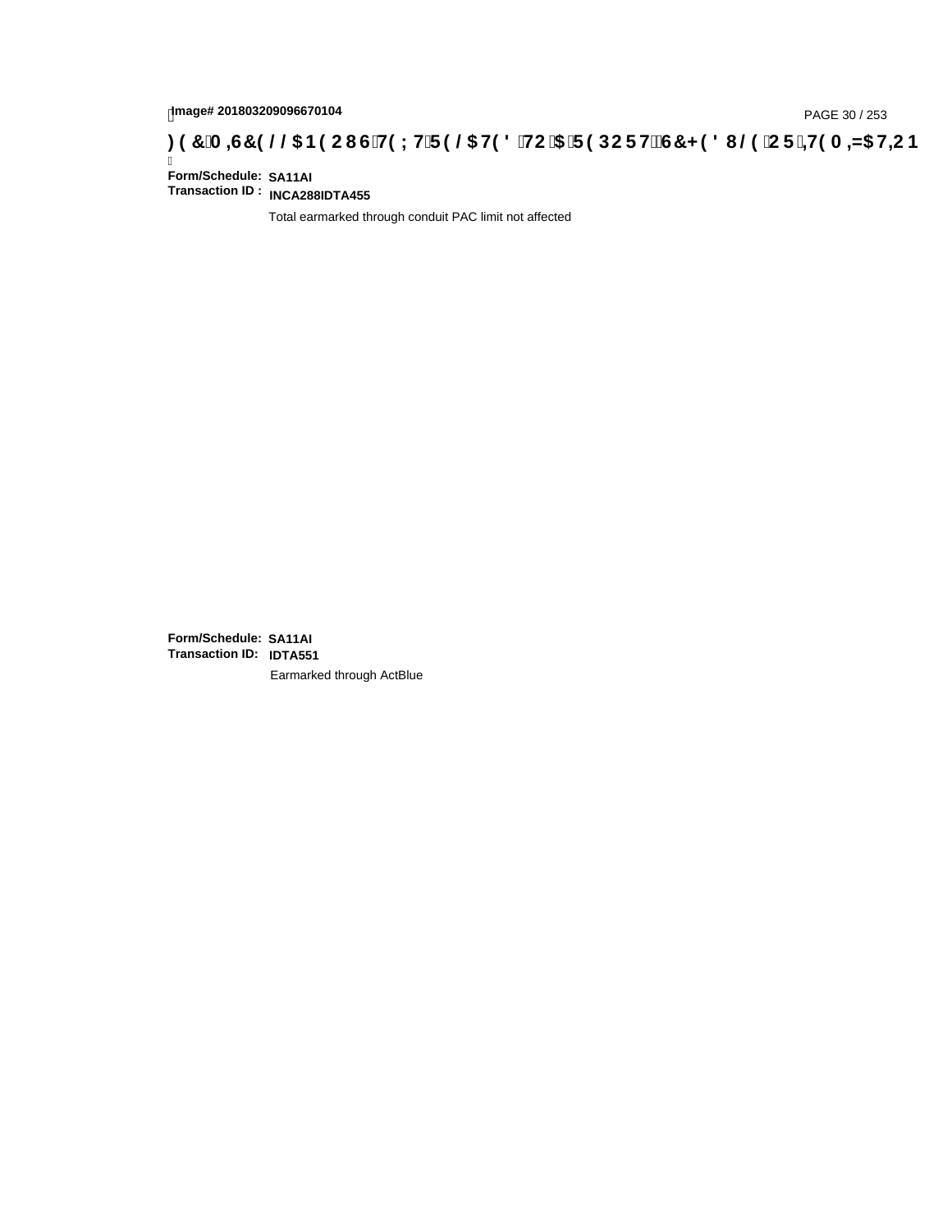Image# 201803209096670104

**) ( &0 ,6&( / / $1 ( 286 7( ; 7 5 ( / $7( ' 72 $ 5 ( 3 2 5 7 6&+ ( ' 8 / ( 2 5 ,7( 0 ,=$7,2 1**

**Form/Schedule:** **SA11AI**
**Transaction ID :** **INCA288IDTA455**

Total earmarked through conduit PAC limit not affected

**Form/Schedule:** **SA11AI**
**Transaction ID:** **IDTA551**

Earmarked through ActBlue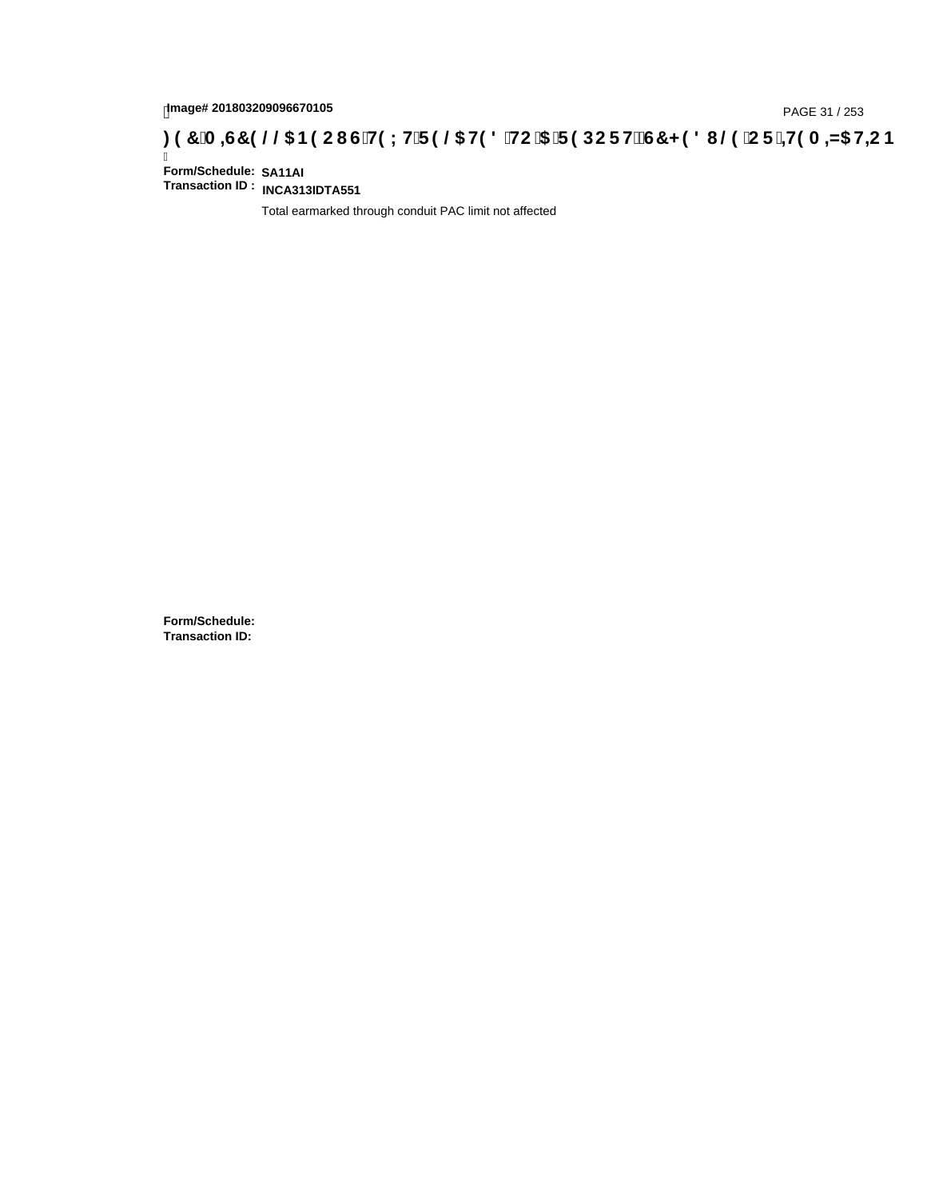**Form/Schedule:** SA11AI
**Transaction ID :** INCA313IDTA551

Total earmarked through conduit PAC limit not affected

**Form/Schedule:**
**Transaction ID:**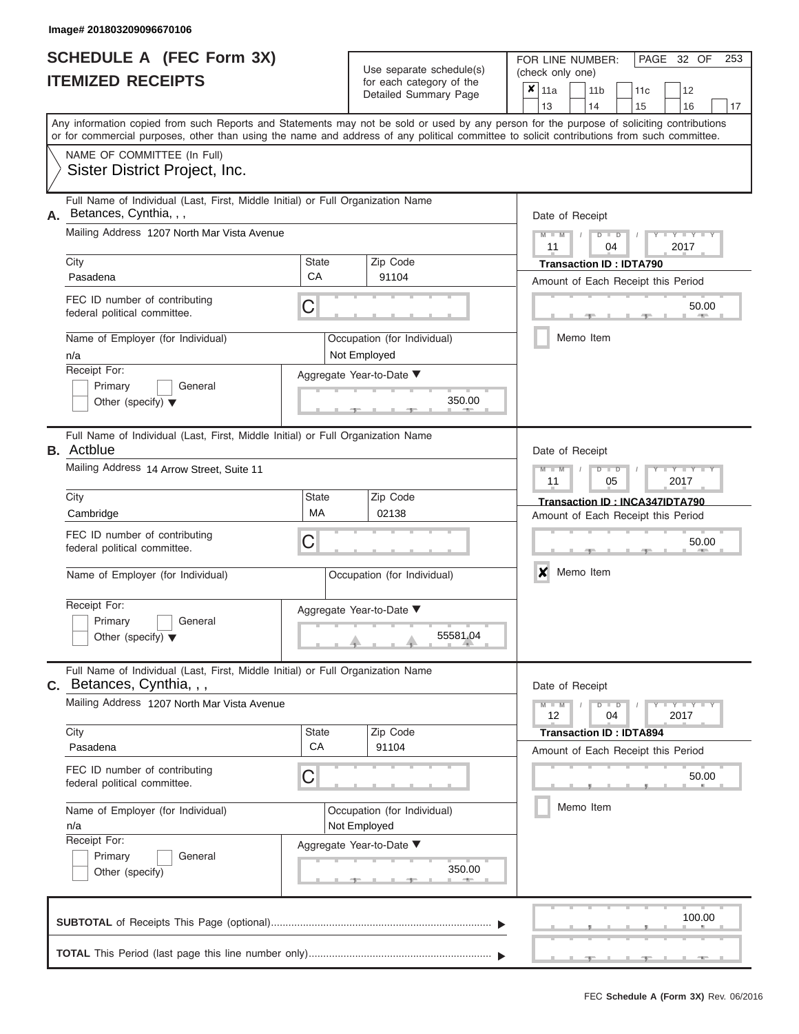Image# 201803209096670106

# SCHEDULE A (FEC Form 3X)
## ITEMIZED RECEIPTS

Use separate schedule(s) for each category of the Detailed Summary Page

FOR LINE NUMBER: (check only one)

- [x] 11a
- [ ] 11b
- [ ] 11c
- [ ] 12
- [ ] 13
- [ ] 14
- [ ] 15
- [ ] 16
- [ ] 17

Any information copied from such Reports and Statements may not be sold or used by any person for the purpose of soliciting contributions or for commercial purposes, other than using the name and address of any political committee to solicit contributions from such committee.

NAME OF COMMITTEE (In Full)
Sister District Project, Inc.

---

**A.** Full Name of Individual (Last, First, Middle Initial) or Full Organization Name: Betances, Cynthia, , ,

Mailing Address: 1207 North Mar Vista Avenue

City: Pasadena | State: CA | Zip Code: 91104

FEC ID number of contributing federal political committee: C

Name of Employer (for Individual): n/a

Occupation (for Individual): Not Employed

Receipt For: [ ] Primary [ ] General [ ] Other (specify)

Aggregate Year-to-Date: 350.00

Date of Receipt: 11 / 04 / 2017

Transaction ID : IDTA790

Amount of Each Receipt this Period: 50.00

[ ] Memo Item

---

**B.** Full Name of Individual (Last, First, Middle Initial) or Full Organization Name: Actblue

Mailing Address: 14 Arrow Street, Suite 11

City: Cambridge | State: MA | Zip Code: 02138

FEC ID number of contributing federal political committee: C

Name of Employer (for Individual):

Occupation (for Individual):

Receipt For: [ ] Primary [ ] General [ ] Other (specify)

Aggregate Year-to-Date: 55581.04

Date of Receipt: 11 / 05 / 2017

Transaction ID : INCA347IDTA790

Amount of Each Receipt this Period: 50.00

[x] Memo Item

---

**C.** Full Name of Individual (Last, First, Middle Initial) or Full Organization Name: Betances, Cynthia, , ,

Mailing Address: 1207 North Mar Vista Avenue

City: Pasadena | State: CA | Zip Code: 91104

FEC ID number of contributing federal political committee: C

Name of Employer (for Individual): n/a

Occupation (for Individual): Not Employed

Receipt For: [ ] Primary [ ] General [ ] Other (specify)

Aggregate Year-to-Date: 350.00

Date of Receipt: 12 / 04 / 2017

Transaction ID : IDTA894

Amount of Each Receipt this Period: 50.00

[ ] Memo Item

---

**SUBTOTAL** of Receipts This Page (optional): 100.00

**TOTAL** This Period (last page this line number only):

FEC **Schedule A (Form 3X)** Rev. 06/2016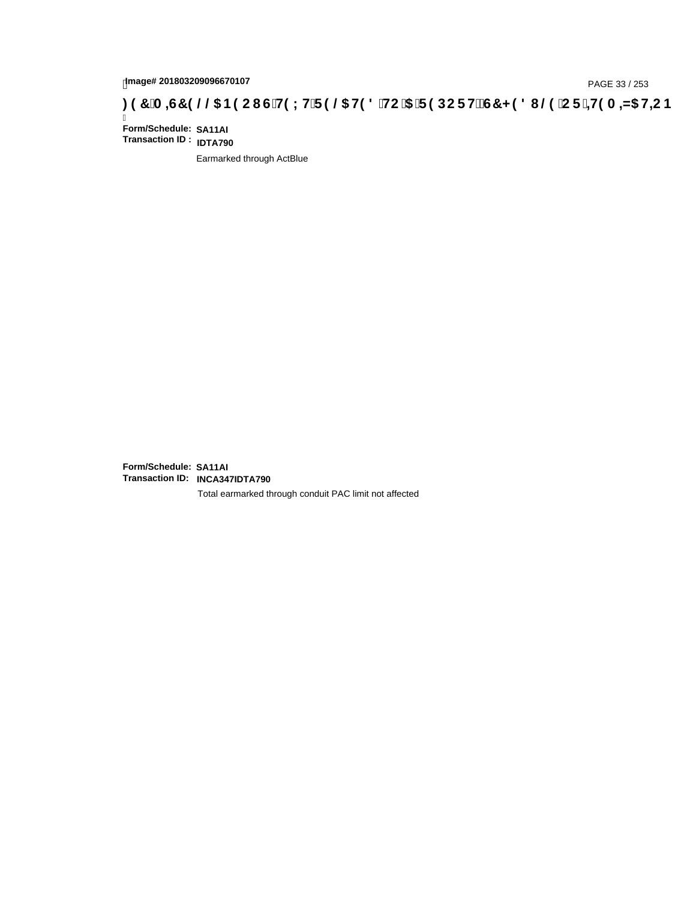**Form/Schedule:** **SA11AI**
**Transaction ID :** **IDTA790**

Earmarked through ActBlue

**Form/Schedule:** **SA11AI**
**Transaction ID:** **INCA347IDTA790**

Total earmarked through conduit PAC limit not affected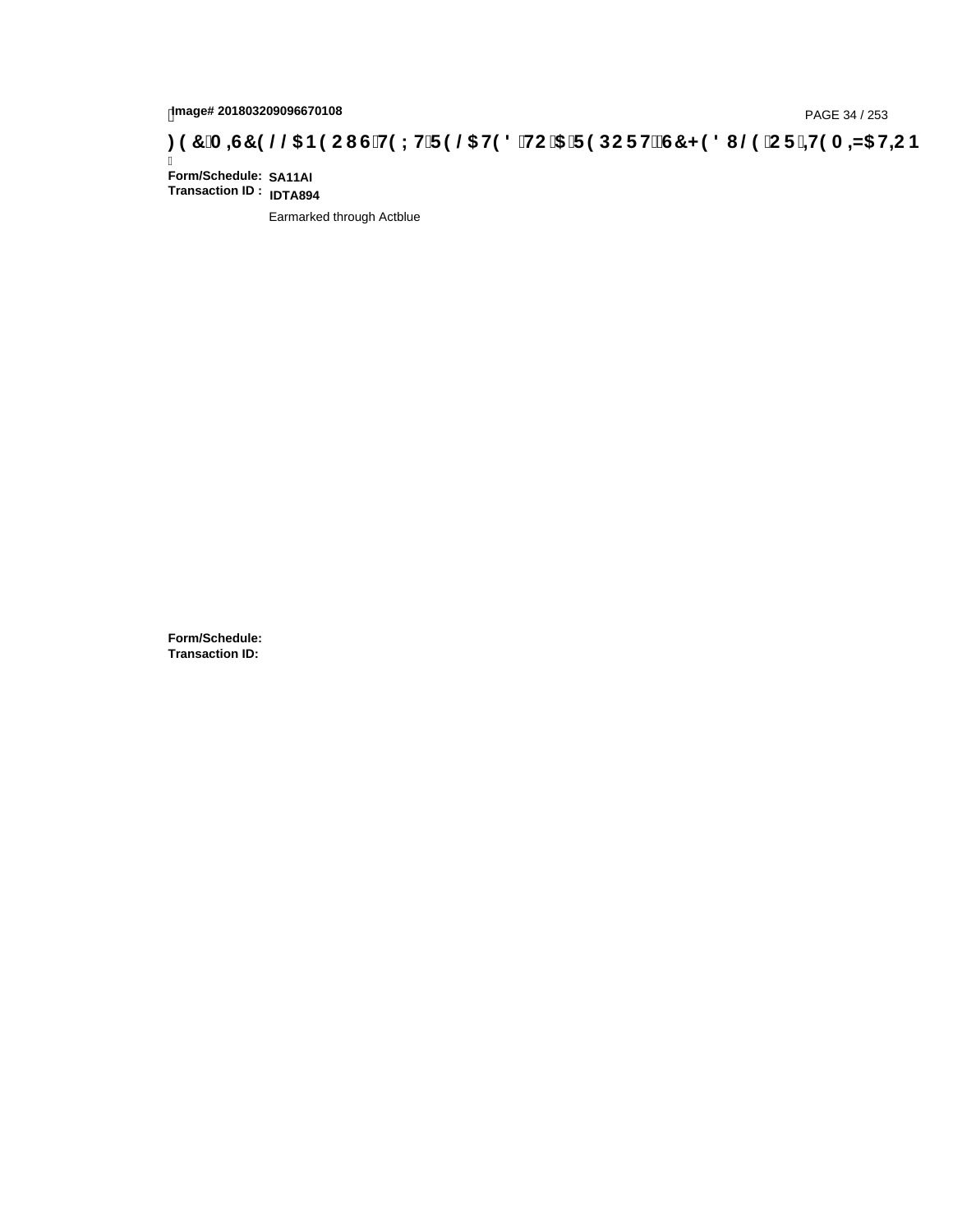# FEC MISCELLANEOUS TEXT RELATED TO A REPORT, SCHEDULE OR ITEMIZATION

**Form/Schedule:** SA11AI
**Transaction ID :** IDTA894

Earmarked through Actblue

**Form/Schedule:**
**Transaction ID:**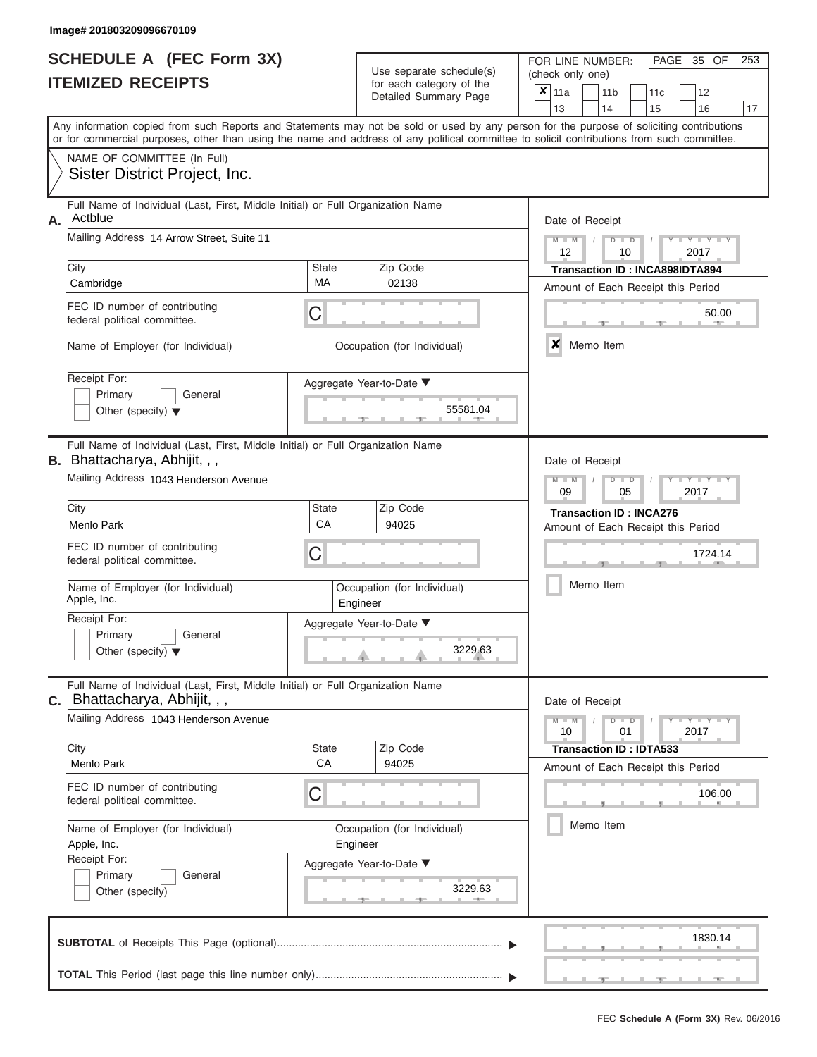Image# 201803209096670109

# SCHEDULE A (FEC Form 3X)
## ITEMIZED RECEIPTS

Use separate schedule(s) for each category of the Detailed Summary Page

FOR LINE NUMBER: (check only one)

- [x] 11a
- [ ] 11b
- [ ] 11c
- [ ] 12
- [ ] 13
- [ ] 14
- [ ] 15
- [ ] 16
- [ ] 17

Any information copied from such Reports and Statements may not be sold or used by any person for the purpose of soliciting contributions or for commercial purposes, other than using the name and address of any political committee to solicit contributions from such committee.

NAME OF COMMITTEE (In Full)
Sister District Project, Inc.

---

**A.** Full Name of Individual (Last, First, Middle Initial) or Full Organization Name: Actblue

Mailing Address: 14 Arrow Street, Suite 11

City: Cambridge | State: MA | Zip Code: 02138

FEC ID number of contributing federal political committee: C

Name of Employer (for Individual):

Occupation (for Individual):

Receipt For: Primary / General / Other (specify)

Aggregate Year-to-Date: 55581.04

Date of Receipt: 12 / 10 / 2017

Transaction ID : INCA898IDTA894

Amount of Each Receipt this Period: 50.00

- [x] Memo Item

---

**B.** Full Name of Individual (Last, First, Middle Initial) or Full Organization Name: Bhattacharya, Abhijit, , ,

Mailing Address: 1043 Henderson Avenue

City: Menlo Park | State: CA | Zip Code: 94025

FEC ID number of contributing federal political committee: C

Name of Employer (for Individual): Apple, Inc.

Occupation (for Individual): Engineer

Receipt For: Primary / General / Other (specify)

Aggregate Year-to-Date: 3229.63

Date of Receipt: 09 / 05 / 2017

Transaction ID : INCA276

Amount of Each Receipt this Period: 1724.14

- [ ] Memo Item

---

**C.** Full Name of Individual (Last, First, Middle Initial) or Full Organization Name: Bhattacharya, Abhijit, , ,

Mailing Address: 1043 Henderson Avenue

City: Menlo Park | State: CA | Zip Code: 94025

FEC ID number of contributing federal political committee: C

Name of Employer (for Individual): Apple, Inc.

Occupation (for Individual): Engineer

Receipt For: Primary / General / Other (specify)

Aggregate Year-to-Date: 3229.63

Date of Receipt: 10 / 01 / 2017

Transaction ID : IDTA533

Amount of Each Receipt this Period: 106.00

- [ ] Memo Item

---

**SUBTOTAL** of Receipts This Page (optional): 1830.14

**TOTAL** This Period (last page this line number only):

FEC Schedule A (Form 3X) Rev. 06/2016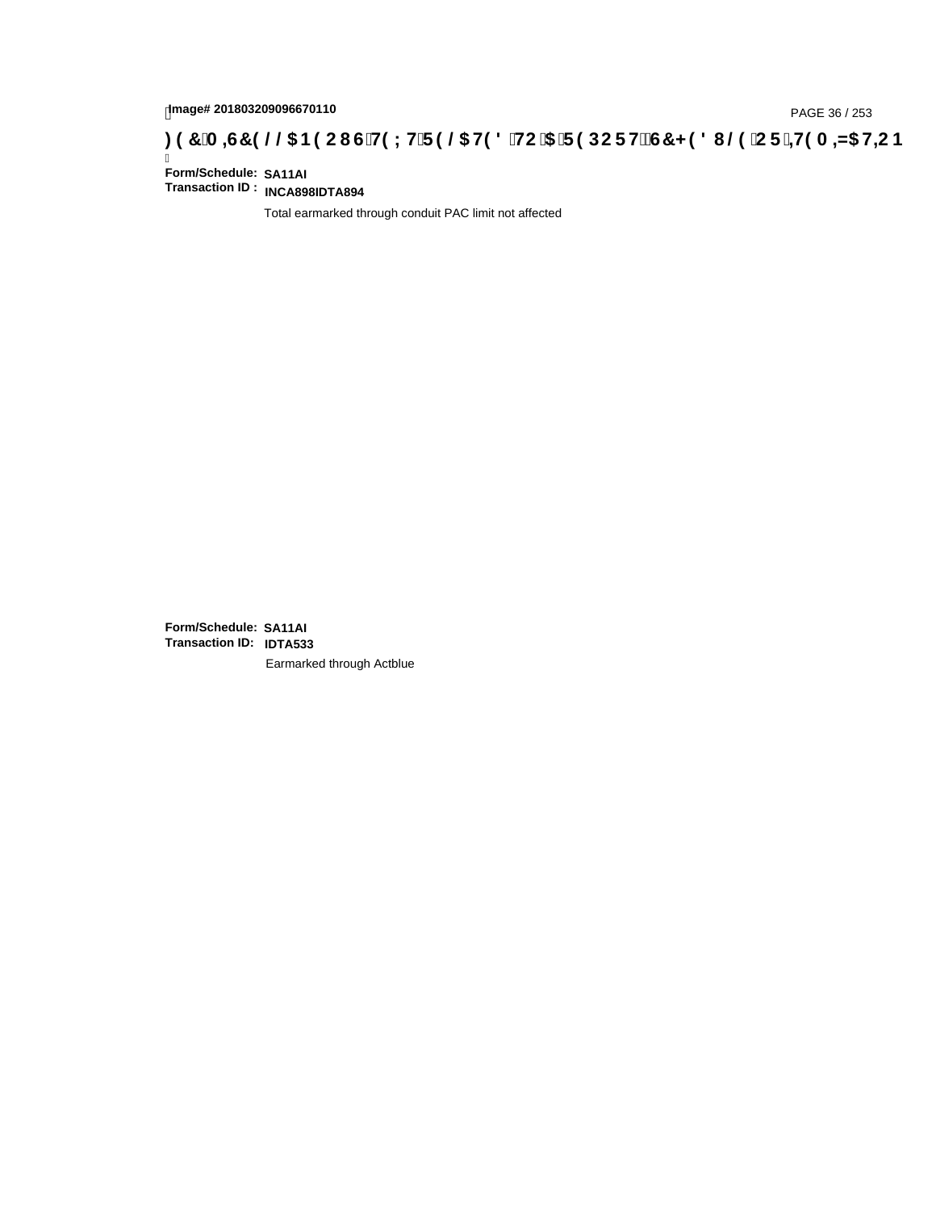**Form/Schedule:** **SA11AI**
**Transaction ID :** **INCA898IDTA894**

Total earmarked through conduit PAC limit not affected

**Form/Schedule:** **SA11AI**
**Transaction ID:** **IDTA533**

Earmarked through Actblue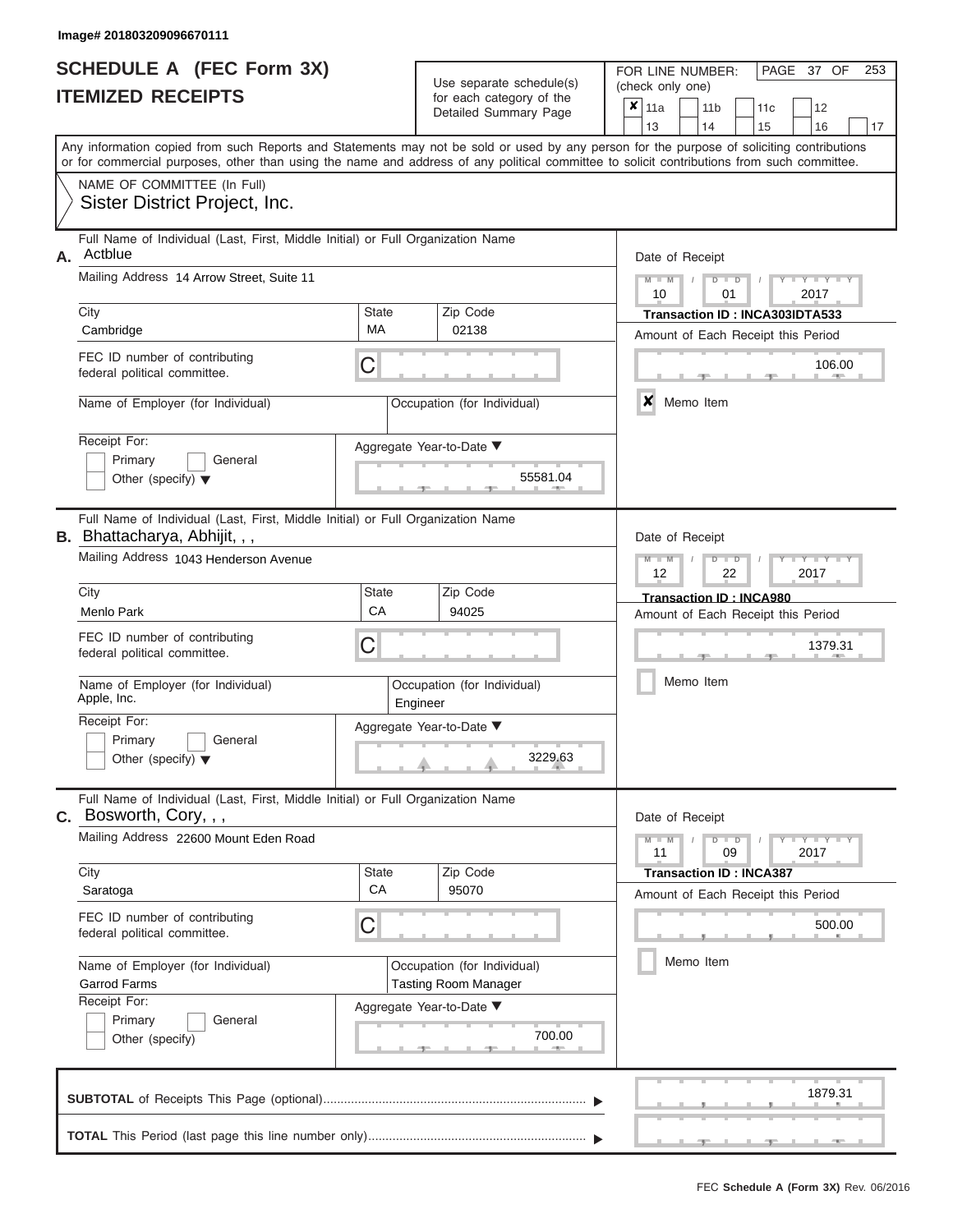Image# 201803209096670111

# SCHEDULE A (FEC Form 3X)
## ITEMIZED RECEIPTS

Use separate schedule(s) for each category of the Detailed Summary Page

FOR LINE NUMBER: (check only one)

☒ 11a ☐ 11b ☐ 11c ☐ 12 ☐ 13 ☐ 14 ☐ 15 ☐ 16 ☐ 17

Any information copied from such Reports and Statements may not be sold or used by any person for the purpose of soliciting contributions or for commercial purposes, other than using the name and address of any political committee to solicit contributions from such committee.

NAME OF COMMITTEE (In Full)
Sister District Project, Inc.

---

**A.** Full Name of Individual (Last, First, Middle Initial) or Full Organization Name: Actblue

Mailing Address: 14 Arrow Street, Suite 11

City: Cambridge | State: MA | Zip Code: 02138

FEC ID number of contributing federal political committee: C

Name of Employer (for Individual):

Occupation (for Individual):

Receipt For: ☐ Primary ☐ General ☐ Other (specify)

Aggregate Year-to-Date: 55581.04

Date of Receipt: 10 / 01 / 2017

Transaction ID : INCA303IDTA533

Amount of Each Receipt this Period: 106.00

☒ Memo Item

---

**B.** Full Name of Individual (Last, First, Middle Initial) or Full Organization Name: Bhattacharya, Abhijit, , ,

Mailing Address: 1043 Henderson Avenue

City: Menlo Park | State: CA | Zip Code: 94025

FEC ID number of contributing federal political committee: C

Name of Employer (for Individual): Apple, Inc.

Occupation (for Individual): Engineer

Receipt For: ☐ Primary ☐ General ☐ Other (specify)

Aggregate Year-to-Date: 3229.63

Date of Receipt: 12 / 22 / 2017

Transaction ID : INCA980

Amount of Each Receipt this Period: 1379.31

☐ Memo Item

---

**C.** Full Name of Individual (Last, First, Middle Initial) or Full Organization Name: Bosworth, Cory, , ,

Mailing Address: 22600 Mount Eden Road

City: Saratoga | State: CA | Zip Code: 95070

FEC ID number of contributing federal political committee: C

Name of Employer (for Individual): Garrod Farms

Occupation (for Individual): Tasting Room Manager

Receipt For: ☐ Primary ☐ General ☐ Other (specify)

Aggregate Year-to-Date: 700.00

Date of Receipt: 11 / 09 / 2017

Transaction ID : INCA387

Amount of Each Receipt this Period: 500.00

☐ Memo Item

---

**SUBTOTAL** of Receipts This Page (optional): 1879.31

**TOTAL** This Period (last page this line number only):

FEC Schedule A (Form 3X) Rev. 06/2016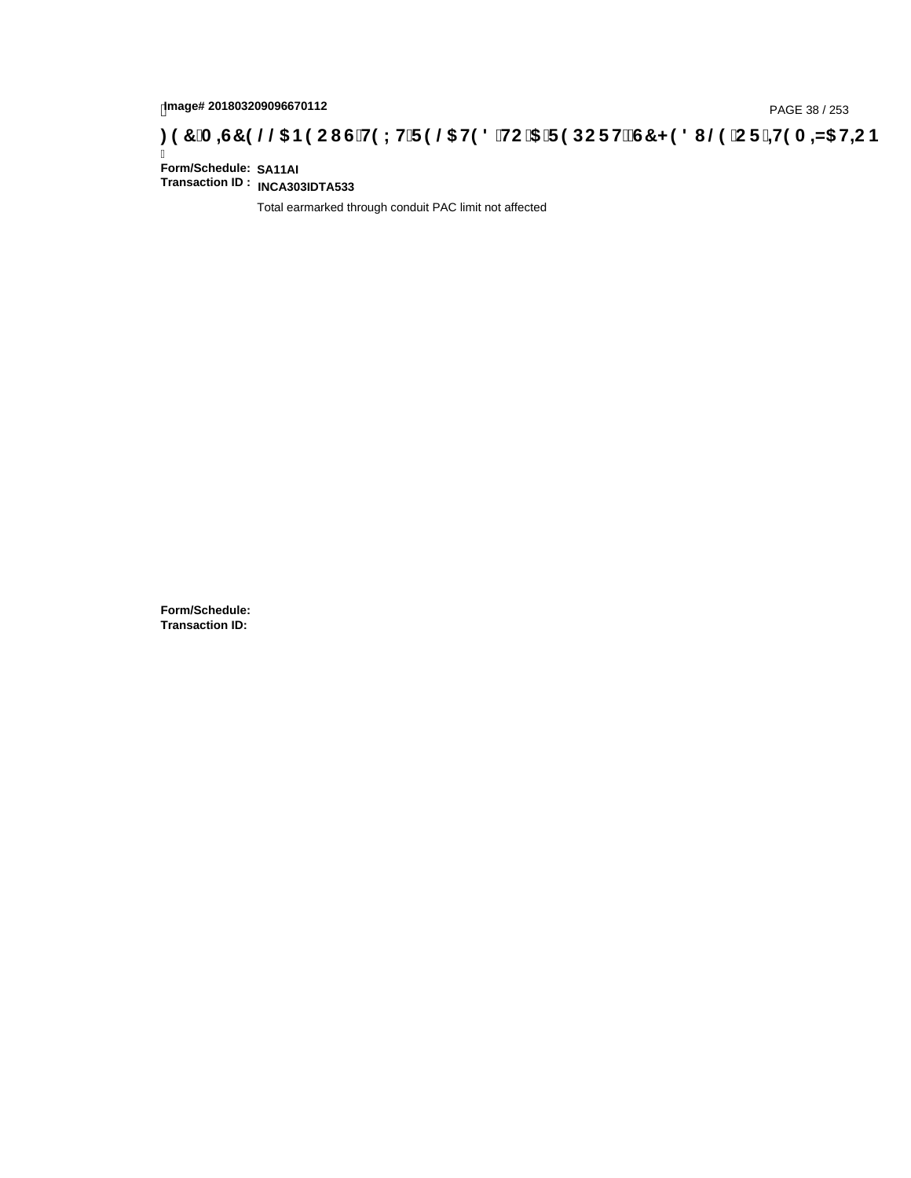**Form/Schedule:** SA11AI
**Transaction ID :** INCA303IDTA533

Total earmarked through conduit PAC limit not affected

**Form/Schedule:**
**Transaction ID:**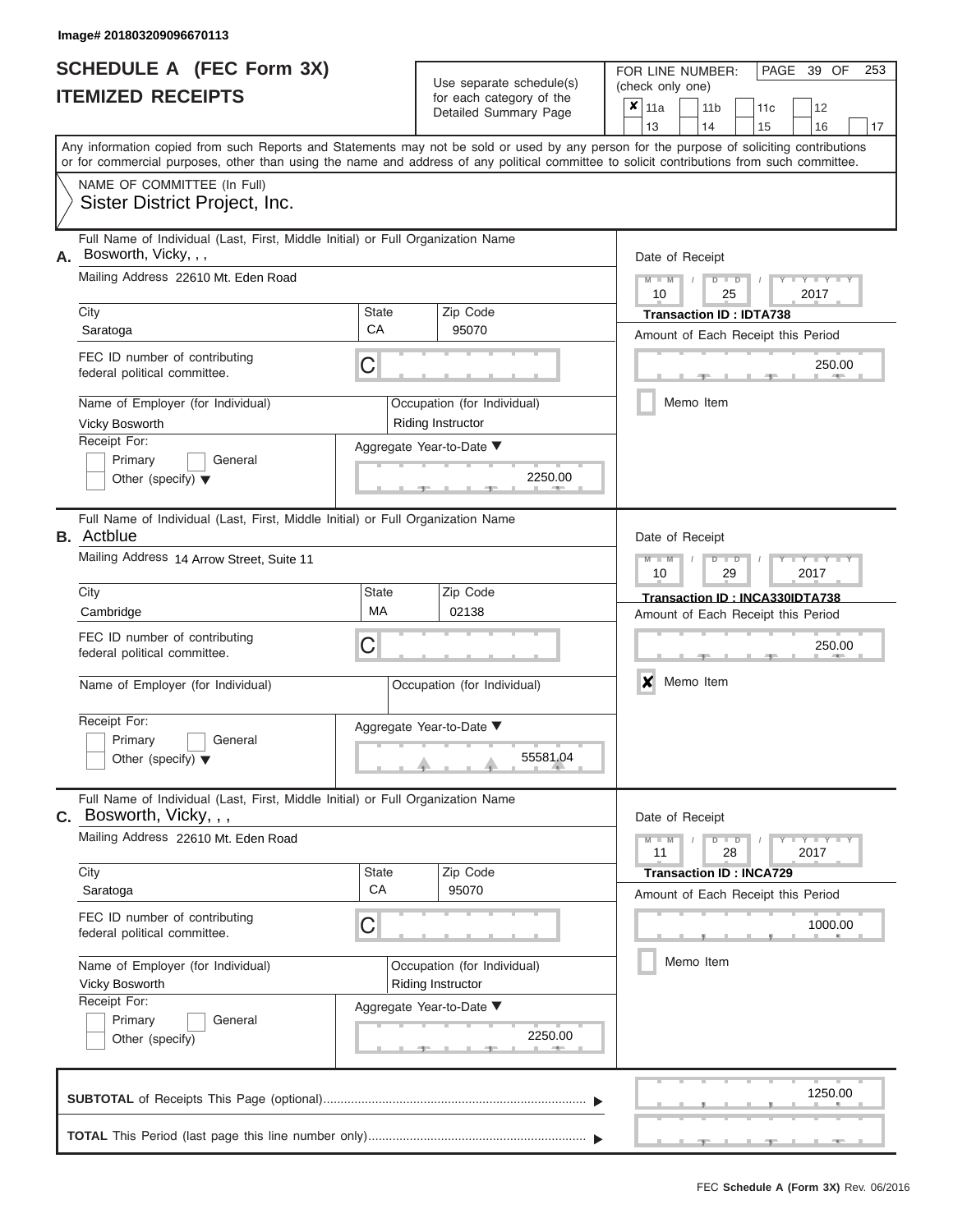Image# 201803209096670113

# SCHEDULE A (FEC Form 3X)
## ITEMIZED RECEIPTS

Use separate schedule(s) for each category of the Detailed Summary Page

FOR LINE NUMBER: (check only one)

- [x] 11a
- [ ] 11b
- [ ] 11c
- [ ] 12
- [ ] 13
- [ ] 14
- [ ] 15
- [ ] 16
- [ ] 17

PAGE 39 OF 253

Any information copied from such Reports and Statements may not be sold or used by any person for the purpose of soliciting contributions or for commercial purposes, other than using the name and address of any political committee to solicit contributions from such committee.

NAME OF COMMITTEE (In Full)
Sister District Project, Inc.

---

**A.** Full Name of Individual (Last, First, Middle Initial) or Full Organization Name: Bosworth, Vicky, , ,

Mailing Address: 22610 Mt. Eden Road

City: Saratoga | State: CA | Zip Code: 95070

FEC ID number of contributing federal political committee: C

Name of Employer (for Individual): Vicky Bosworth

Occupation (for Individual): Riding Instructor

Receipt For: Primary [ ] General [ ] Other (specify) [ ]

Aggregate Year-to-Date: 2250.00

Date of Receipt: 10 / 25 / 2017

Transaction ID : IDTA738

Amount of Each Receipt this Period: 250.00

Memo Item [ ]

---

**B.** Full Name of Individual (Last, First, Middle Initial) or Full Organization Name: Actblue

Mailing Address: 14 Arrow Street, Suite 11

City: Cambridge | State: MA | Zip Code: 02138

FEC ID number of contributing federal political committee: C

Name of Employer (for Individual):

Occupation (for Individual):

Receipt For: Primary [ ] General [ ] Other (specify) [ ]

Aggregate Year-to-Date: 55581.04

Date of Receipt: 10 / 29 / 2017

Transaction ID : INCA330IDTA738

Amount of Each Receipt this Period: 250.00

Memo Item [x]

---

**C.** Full Name of Individual (Last, First, Middle Initial) or Full Organization Name: Bosworth, Vicky, , ,

Mailing Address: 22610 Mt. Eden Road

City: Saratoga | State: CA | Zip Code: 95070

FEC ID number of contributing federal political committee: C

Name of Employer (for Individual): Vicky Bosworth

Occupation (for Individual): Riding Instructor

Receipt For: Primary [ ] General [ ] Other (specify) [ ]

Aggregate Year-to-Date: 2250.00

Date of Receipt: 11 / 28 / 2017

Transaction ID : INCA729

Amount of Each Receipt this Period: 1000.00

Memo Item [ ]

---

**SUBTOTAL** of Receipts This Page (optional): 1250.00

**TOTAL** This Period (last page this line number only):

FEC Schedule A (Form 3X) Rev. 06/2016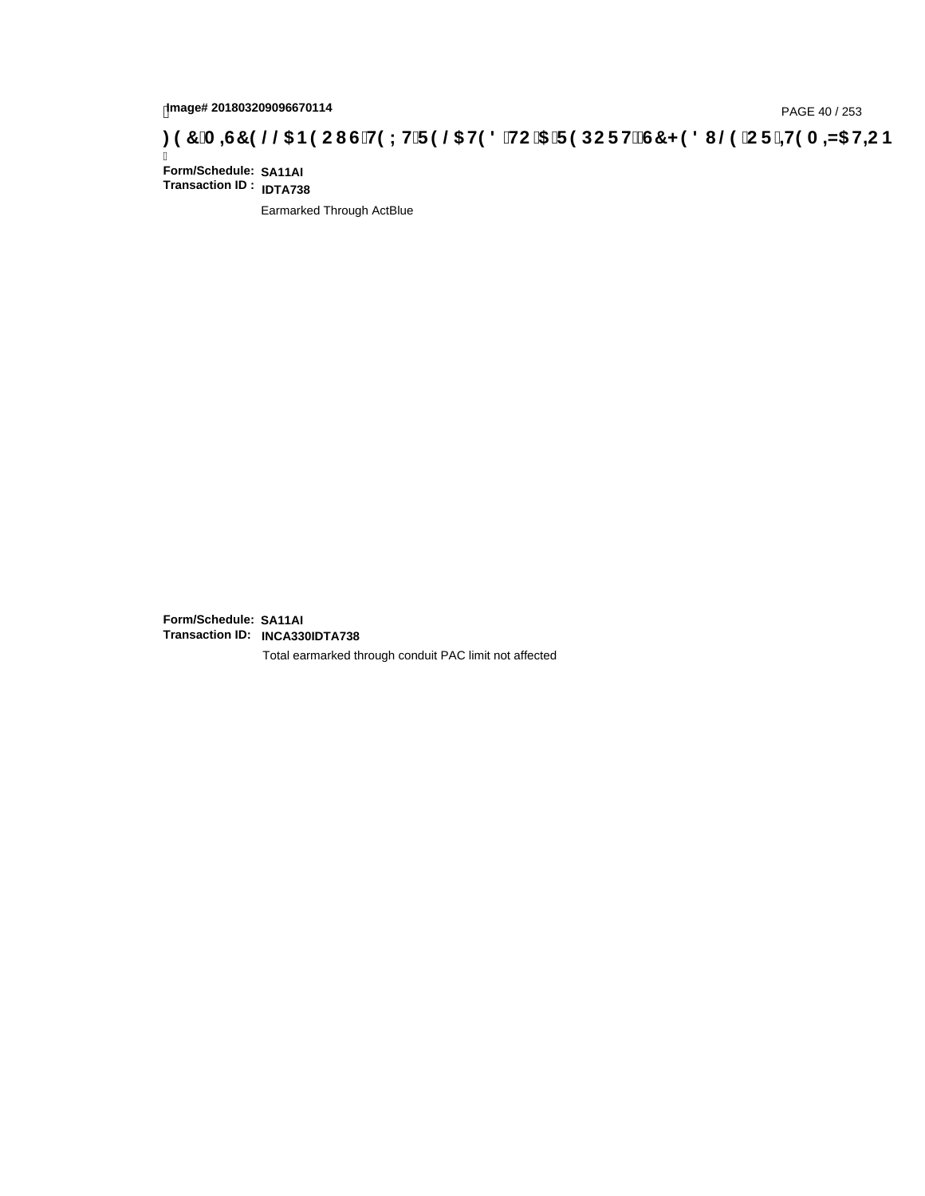Image# 201803209096670114

**FEC MEMO TEXT RELATED TO A REPORT SCHEDULE OR ITEMIZATION**

**Form/Schedule:** **SA11AI**
**Transaction ID :** **IDTA738**

Earmarked Through ActBlue

**Form/Schedule:** **SA11AI**
**Transaction ID:** **INCA330IDTA738**

Total earmarked through conduit PAC limit not affected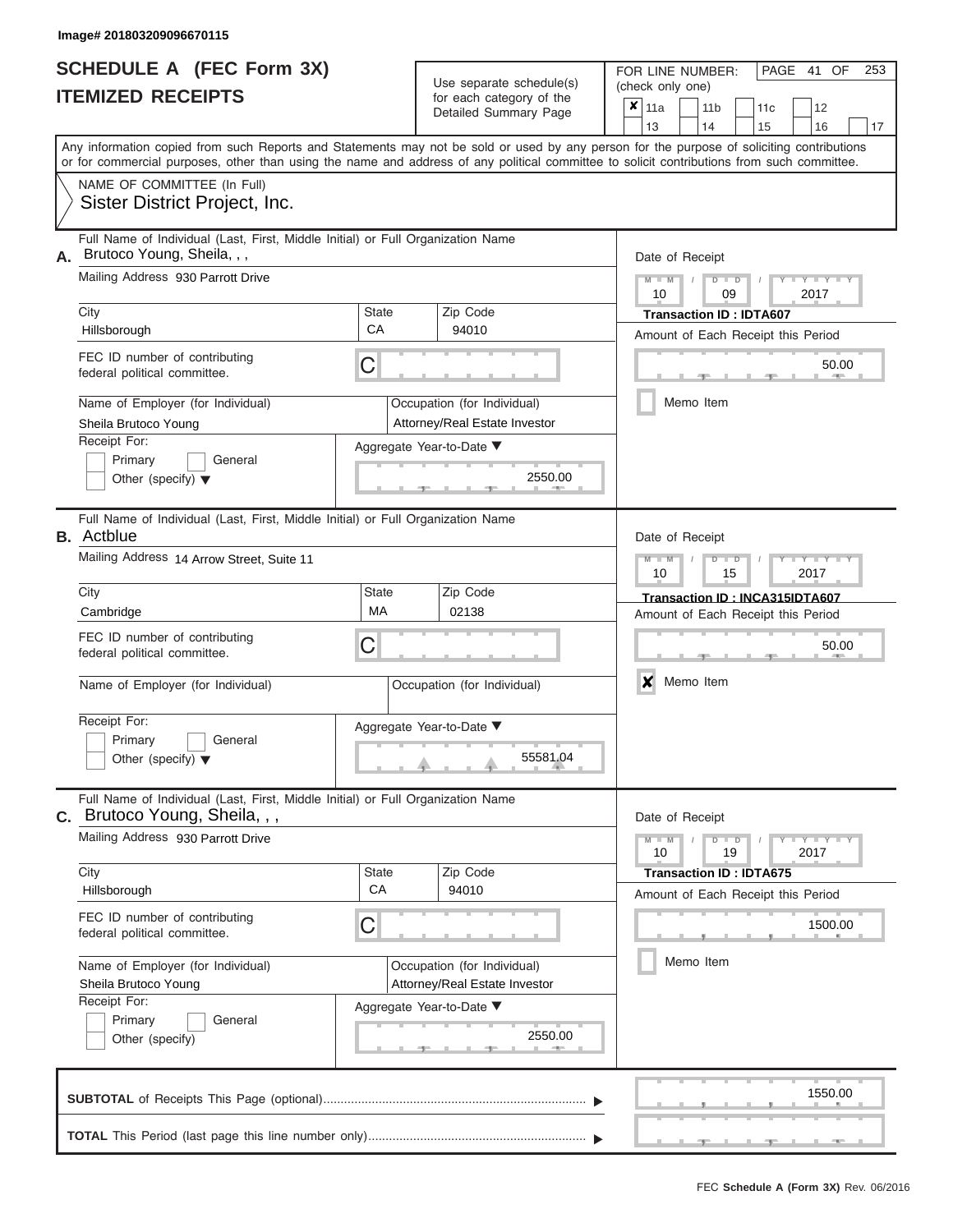Image# 201803209096670115

# SCHEDULE A (FEC Form 3X)
# ITEMIZED RECEIPTS

Use separate schedule(s) for each category of the Detailed Summary Page

FOR LINE NUMBER: (check only one)

- [x] 11a
- [ ] 11b
- [ ] 11c
- [ ] 12
- [ ] 13
- [ ] 14
- [ ] 15
- [ ] 16
- [ ] 17

PAGE 41 OF 253

Any information copied from such Reports and Statements may not be sold or used by any person for the purpose of soliciting contributions or for commercial purposes, other than using the name and address of any political committee to solicit contributions from such committee.

NAME OF COMMITTEE (In Full)
Sister District Project, Inc.

---

**A.** Full Name of Individual (Last, First, Middle Initial) or Full Organization Name: Brutoco Young, Sheila, , ,

Mailing Address: 930 Parrott Drive

City: Hillsborough | State: CA | Zip Code: 94010

FEC ID number of contributing federal political committee: C

Name of Employer (for Individual): Sheila Brutoco Young

Occupation (for Individual): Attorney/Real Estate Investor

Receipt For: Primary / General / Other (specify)

Aggregate Year-to-Date: 2550.00

Date of Receipt: 10 / 09 / 2017

Transaction ID : IDTA607

Amount of Each Receipt this Period: 50.00

Memo Item: [ ]

---

**B.** Full Name of Individual (Last, First, Middle Initial) or Full Organization Name: Actblue

Mailing Address: 14 Arrow Street, Suite 11

City: Cambridge | State: MA | Zip Code: 02138

FEC ID number of contributing federal political committee: C

Name of Employer (for Individual):

Occupation (for Individual):

Receipt For: Primary / General / Other (specify)

Aggregate Year-to-Date: 55581.04

Date of Receipt: 10 / 15 / 2017

Transaction ID : INCA315IDTA607

Amount of Each Receipt this Period: 50.00

Memo Item: [x]

---

**C.** Full Name of Individual (Last, First, Middle Initial) or Full Organization Name: Brutoco Young, Sheila, , ,

Mailing Address: 930 Parrott Drive

City: Hillsborough | State: CA | Zip Code: 94010

FEC ID number of contributing federal political committee: C

Name of Employer (for Individual): Sheila Brutoco Young

Occupation (for Individual): Attorney/Real Estate Investor

Receipt For: Primary / General / Other (specify)

Aggregate Year-to-Date: 2550.00

Date of Receipt: 10 / 19 / 2017

Transaction ID : IDTA675

Amount of Each Receipt this Period: 1500.00

Memo Item: [ ]

---

**SUBTOTAL** of Receipts This Page (optional): 1550.00

**TOTAL** This Period (last page this line number only):

FEC Schedule A (Form 3X) Rev. 06/2016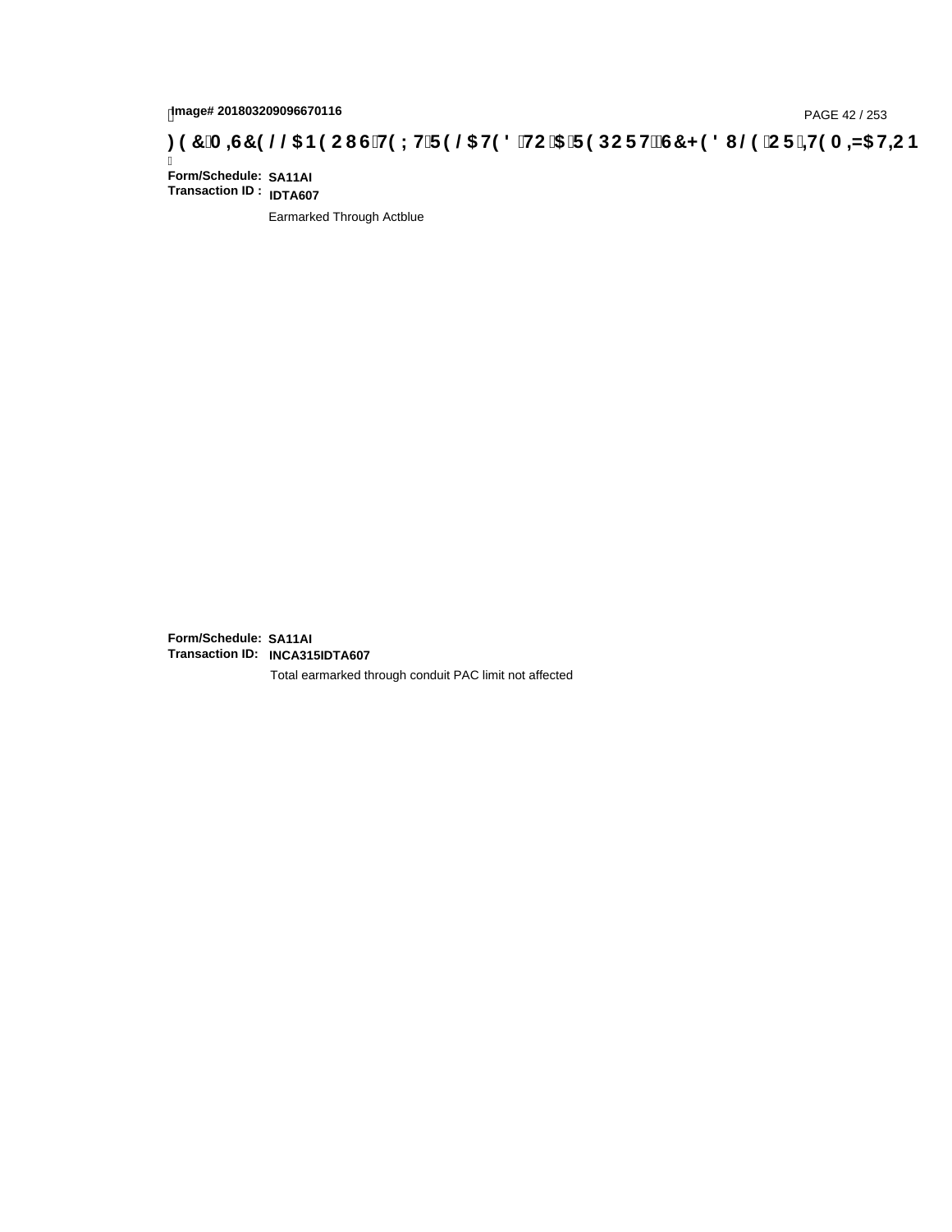Image# 201803209096670116

**)(&0,6&(//$1(2867(;75(/$7('72$5(32576&+('8/(25,7(0,=$7,21**

**Form/Schedule:** **SA11AI**
**Transaction ID :** **IDTA607**

Earmarked Through Actblue

**Form/Schedule:** **SA11AI**
**Transaction ID:** **INCA315IDTA607**

Total earmarked through conduit PAC limit not affected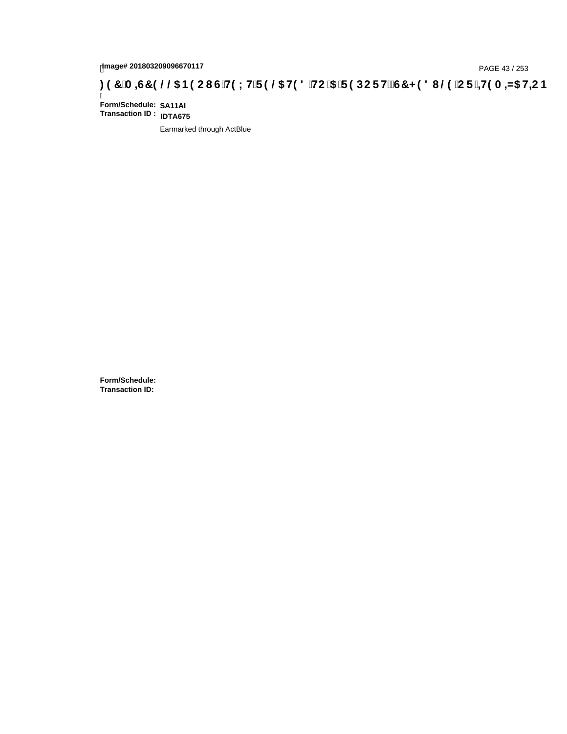Image# 201803209096670117

# FEC Memo Text

**Form/Schedule:** SA11AI
**Transaction ID :** IDTA675

Earmarked through ActBlue

**Form/Schedule:**
**Transaction ID:**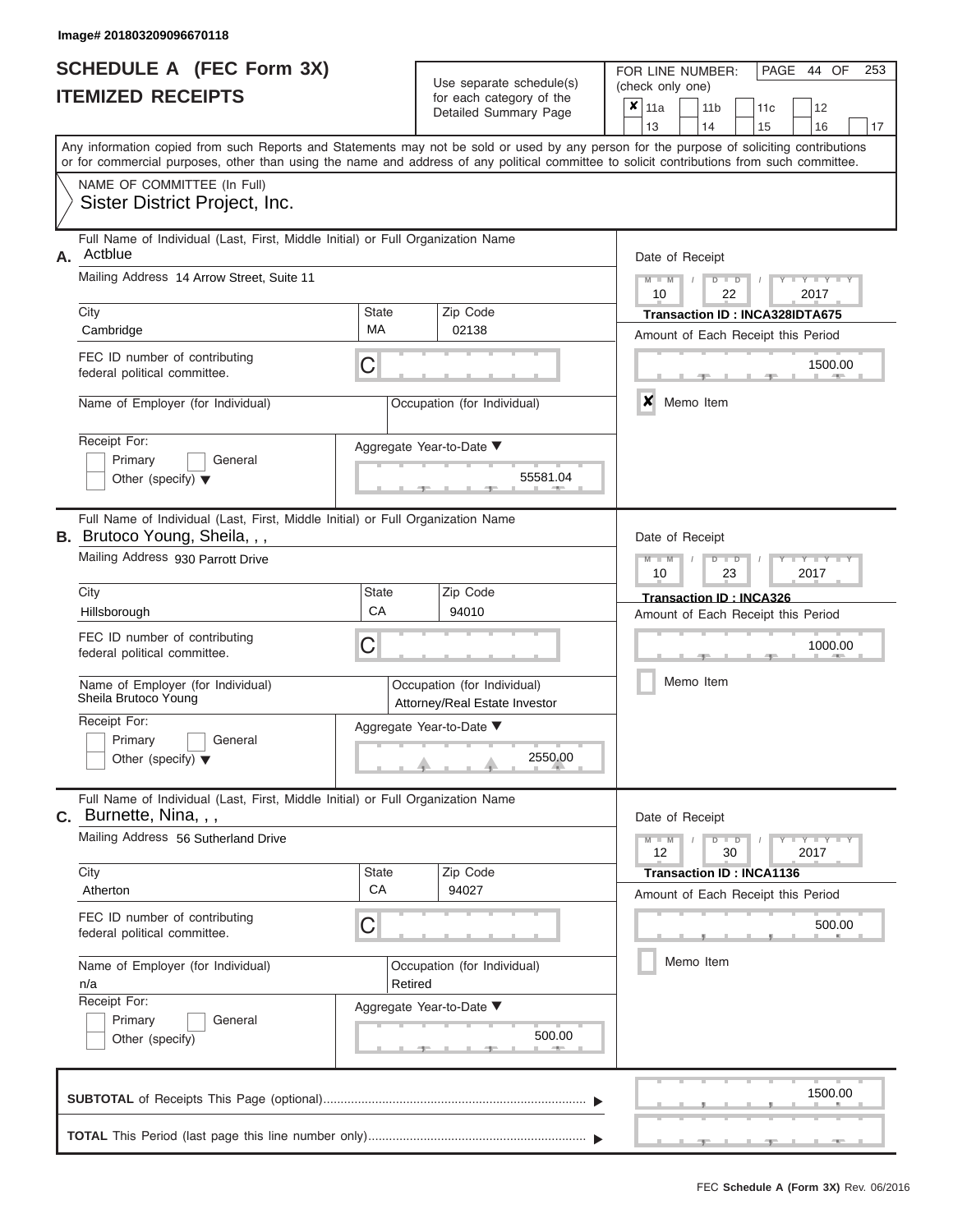Image# 201803209096670118

# SCHEDULE A (FEC Form 3X)
## ITEMIZED RECEIPTS

Use separate schedule(s) for each category of the Detailed Summary Page

FOR LINE NUMBER: (check only one)

| ✘ 11a | 11b | 11c | 12 |
|---|---|---|---|
| 13 | 14 | 15 | 16 | 17 |

PAGE 44 OF 253

Any information copied from such Reports and Statements may not be sold or used by any person for the purpose of soliciting contributions or for commercial purposes, other than using the name and address of any political committee to solicit contributions from such committee.

NAME OF COMMITTEE (In Full)
Sister District Project, Inc.

---

**A.** Full Name of Individual (Last, First, Middle Initial) or Full Organization Name: Actblue

Mailing Address: 14 Arrow Street, Suite 11

City: Cambridge | State: MA | Zip Code: 02138

FEC ID number of contributing federal political committee: C

Name of Employer (for Individual):

Occupation (for Individual):

Receipt For: Primary / General / Other (specify)

Aggregate Year-to-Date: 55581.04

Date of Receipt: 10 / 22 / 2017

Transaction ID : INCA328IDTA675

Amount of Each Receipt this Period: 1500.00

✘ Memo Item

---

**B.** Full Name of Individual (Last, First, Middle Initial) or Full Organization Name: Brutoco Young, Sheila, , ,

Mailing Address: 930 Parrott Drive

City: Hillsborough | State: CA | Zip Code: 94010

FEC ID number of contributing federal political committee: C

Name of Employer (for Individual): Sheila Brutoco Young

Occupation (for Individual): Attorney/Real Estate Investor

Receipt For: Primary / General / Other (specify)

Aggregate Year-to-Date: 2550.00

Date of Receipt: 10 / 23 / 2017

Transaction ID : INCA326

Amount of Each Receipt this Period: 1000.00

Memo Item

---

**C.** Full Name of Individual (Last, First, Middle Initial) or Full Organization Name: Burnette, Nina, , ,

Mailing Address: 56 Sutherland Drive

City: Atherton | State: CA | Zip Code: 94027

FEC ID number of contributing federal political committee: C

Name of Employer (for Individual): n/a

Occupation (for Individual): Retired

Receipt For: Primary / General / Other (specify)

Aggregate Year-to-Date: 500.00

Date of Receipt: 12 / 30 / 2017

Transaction ID : INCA1136

Amount of Each Receipt this Period: 500.00

Memo Item

---

**SUBTOTAL** of Receipts This Page (optional): 1500.00

**TOTAL** This Period (last page this line number only):

FEC Schedule A (Form 3X) Rev. 06/2016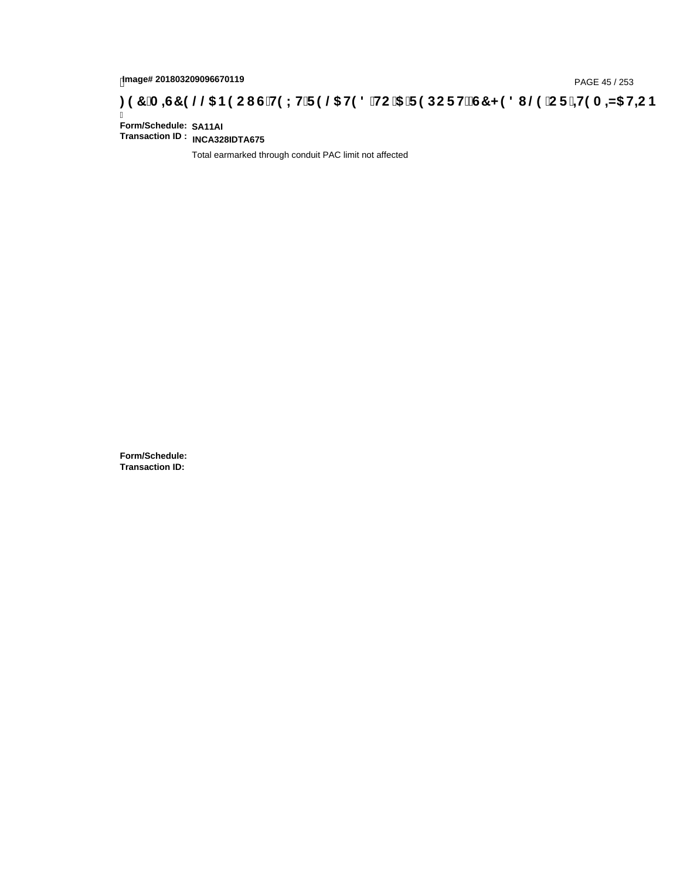# FEC MISCELLANEOUS TEXT RELATED TO A REPORT SCHEDULE OR ITEMIZATION

**Form/Schedule:** SA11AI
**Transaction ID :** INCA328IDTA675

Total earmarked through conduit PAC limit not affected

**Form/Schedule:**
**Transaction ID:**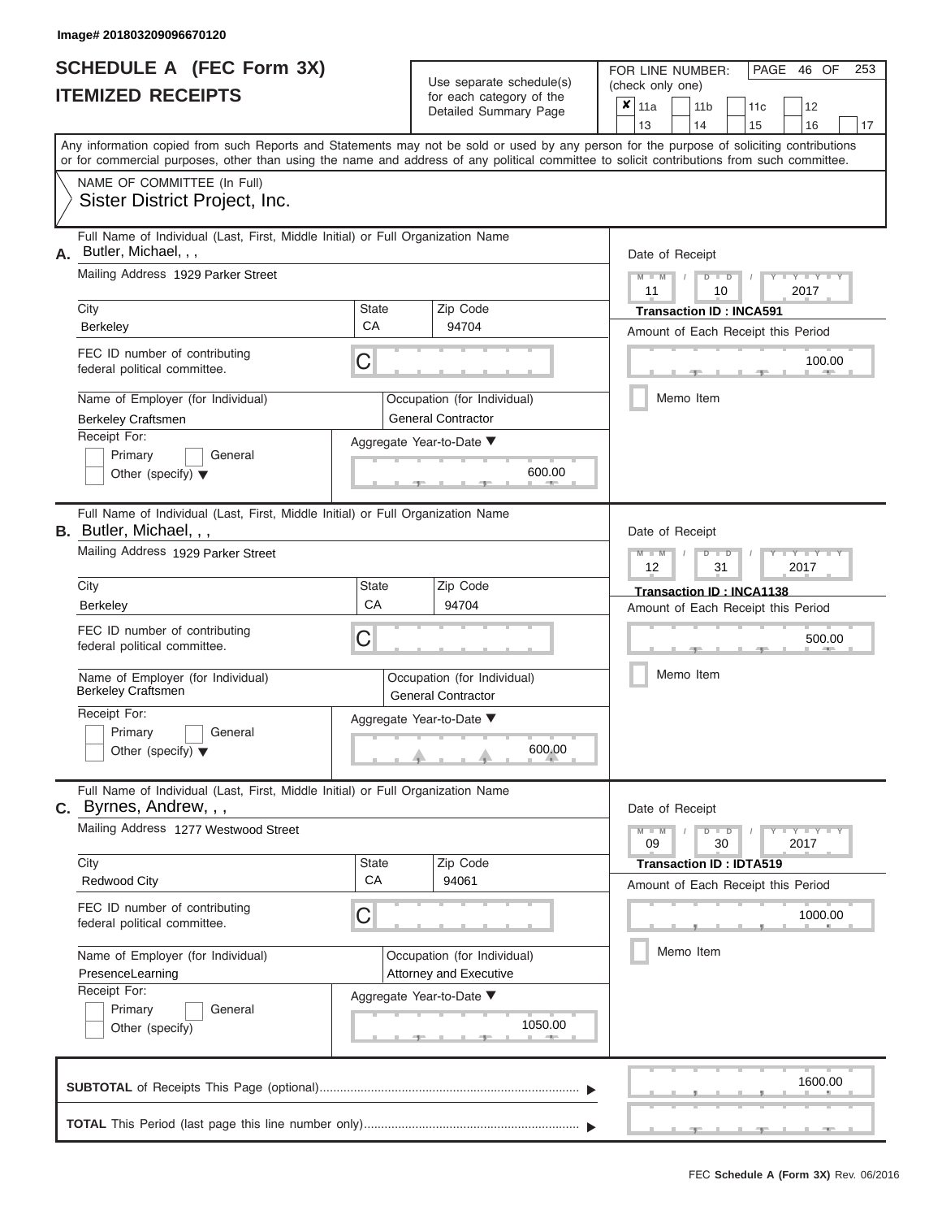Image# 201803209096670120

# SCHEDULE A (FEC Form 3X)
## ITEMIZED RECEIPTS

Use separate schedule(s) for each category of the Detailed Summary Page

FOR LINE NUMBER: (check only one)

- [x] 11a
- [ ] 11b
- [ ] 11c
- [ ] 12
- [ ] 13
- [ ] 14
- [ ] 15
- [ ] 16
- [ ] 17

PAGE 46 OF 253

Any information copied from such Reports and Statements may not be sold or used by any person for the purpose of soliciting contributions or for commercial purposes, other than using the name and address of any political committee to solicit contributions from such committee.

NAME OF COMMITTEE (In Full)
Sister District Project, Inc.

---

**A.** Full Name of Individual (Last, First, Middle Initial) or Full Organization Name: Butler, Michael, , ,

Mailing Address: 1929 Parker Street

| City | State | Zip Code |
|---|---|---|
| Berkeley | CA | 94704 |

FEC ID number of contributing federal political committee: C

| Name of Employer (for Individual) | Occupation (for Individual) |
|---|---|
| Berkeley Craftsmen | General Contractor |

Receipt For: Primary / General / Other (specify)

Aggregate Year-to-Date: 600.00

Date of Receipt: 11 / 10 / 2017

Transaction ID : INCA591

Amount of Each Receipt this Period: 100.00

Memo Item

---

**B.** Full Name of Individual (Last, First, Middle Initial) or Full Organization Name: Butler, Michael, , ,

Mailing Address: 1929 Parker Street

| City | State | Zip Code |
|---|---|---|
| Berkeley | CA | 94704 |

FEC ID number of contributing federal political committee: C

| Name of Employer (for Individual) | Occupation (for Individual) |
|---|---|
| Berkeley Craftsmen | General Contractor |

Receipt For: Primary / General / Other (specify)

Aggregate Year-to-Date: 600.00

Date of Receipt: 12 / 31 / 2017

Transaction ID : INCA1138

Amount of Each Receipt this Period: 500.00

Memo Item

---

**C.** Full Name of Individual (Last, First, Middle Initial) or Full Organization Name: Byrnes, Andrew, , ,

Mailing Address: 1277 Westwood Street

| City | State | Zip Code |
|---|---|---|
| Redwood City | CA | 94061 |

FEC ID number of contributing federal political committee: C

| Name of Employer (for Individual) | Occupation (for Individual) |
|---|---|
| PresenceLearning | Attorney and Executive |

Receipt For: Primary / General / Other (specify)

Aggregate Year-to-Date: 1050.00

Date of Receipt: 09 / 30 / 2017

Transaction ID : IDTA519

Amount of Each Receipt this Period: 1000.00

Memo Item

---

**SUBTOTAL** of Receipts This Page (optional): 1600.00

**TOTAL** This Period (last page this line number only):

FEC Schedule A (Form 3X) Rev. 06/2016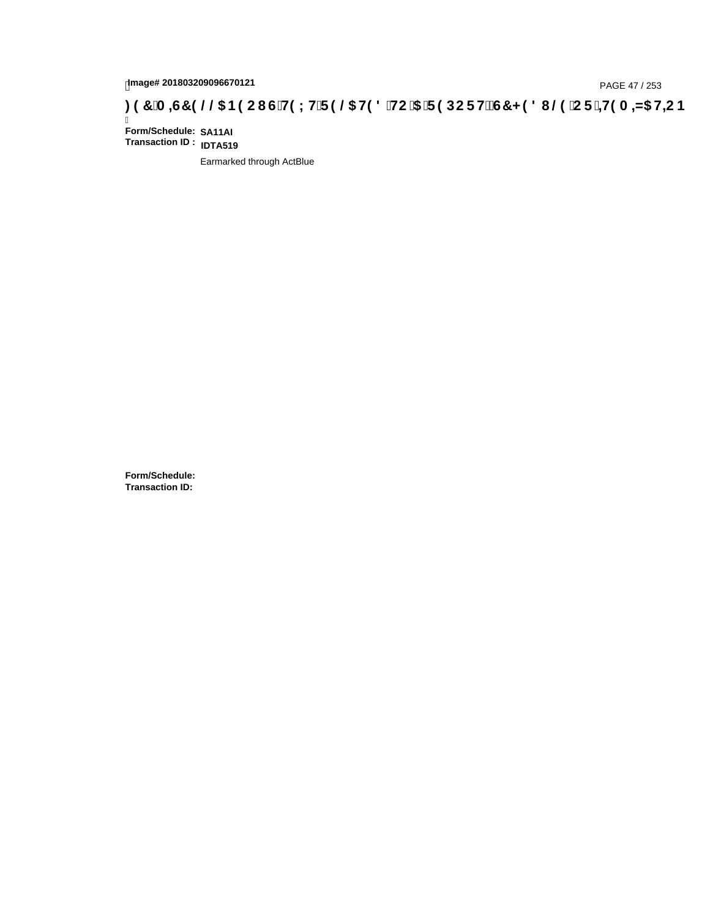**FEC MISCELLANEOUS TEXT RELATED TO A REPORT, SCHEDULE OR ITEMIZATION**

**Form/Schedule:** SA11AI
**Transaction ID :** IDTA519

Earmarked through ActBlue

**Form/Schedule:**
**Transaction ID:**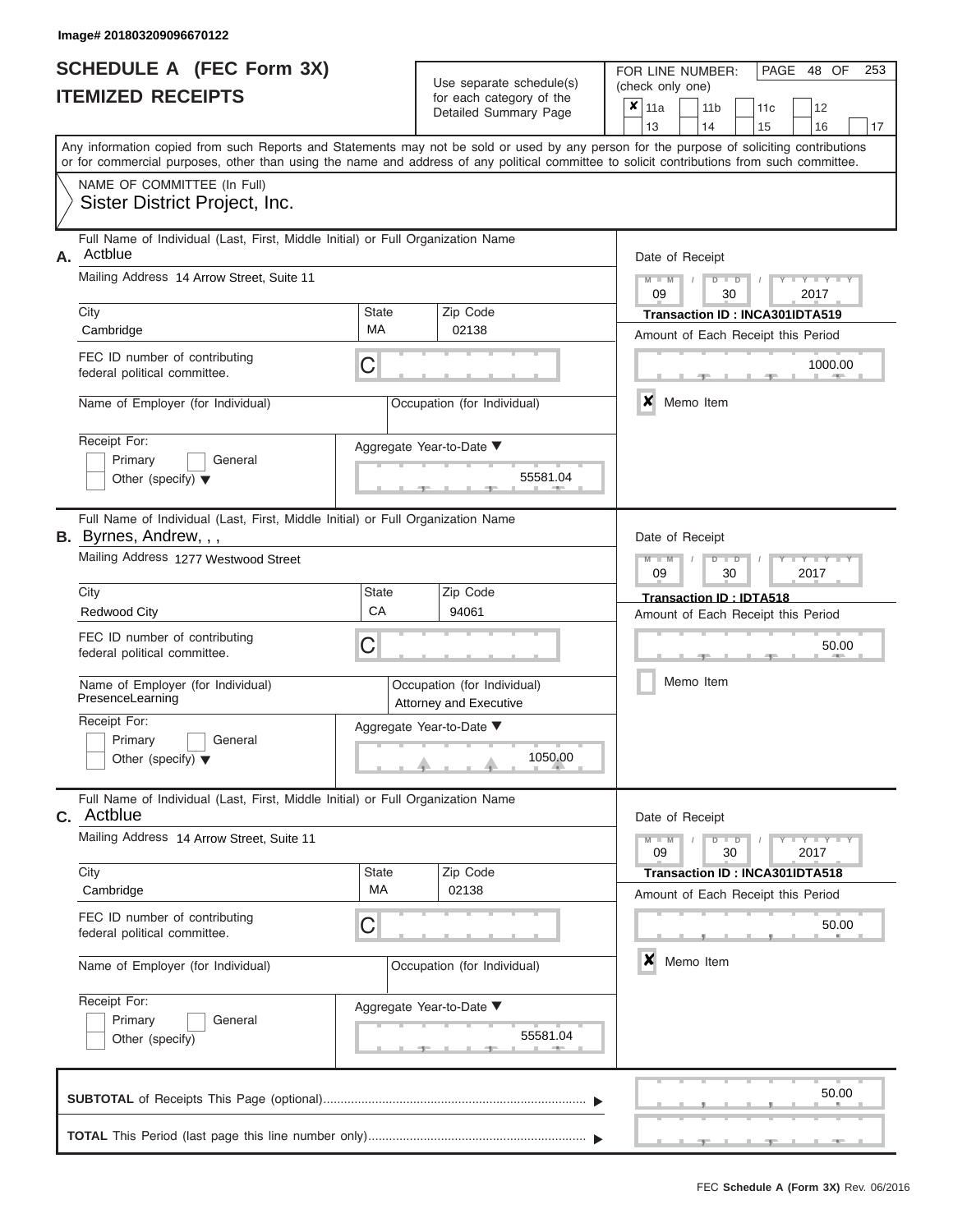Image# 201803209096670122

# SCHEDULE A (FEC Form 3X)
## ITEMIZED RECEIPTS

Use separate schedule(s) for each category of the Detailed Summary Page

FOR LINE NUMBER: (check only one)

- [x] 11a
- [ ] 11b
- [ ] 11c
- [ ] 12
- [ ] 13
- [ ] 14
- [ ] 15
- [ ] 16
- [ ] 17

Any information copied from such Reports and Statements may not be sold or used by any person for the purpose of soliciting contributions or for commercial purposes, other than using the name and address of any political committee to solicit contributions from such committee.

NAME OF COMMITTEE (In Full)
Sister District Project, Inc.

---

**A.** Full Name of Individual (Last, First, Middle Initial) or Full Organization Name: Actblue

Mailing Address: 14 Arrow Street, Suite 11

City: Cambridge | State: MA | Zip Code: 02138

FEC ID number of contributing federal political committee: C

Name of Employer (for Individual): 

Occupation (for Individual): 

Receipt For: Primary / General / Other (specify)

Date of Receipt: 09 / 30 / 2017

Transaction ID : INCA301IDTA519

Amount of Each Receipt this Period: 1000.00

- [x] Memo Item

Aggregate Year-to-Date: 55581.04

---

**B.** Full Name of Individual (Last, First, Middle Initial) or Full Organization Name: Byrnes, Andrew, , ,

Mailing Address: 1277 Westwood Street

City: Redwood City | State: CA | Zip Code: 94061

FEC ID number of contributing federal political committee: C

Name of Employer (for Individual): PresenceLearning

Occupation (for Individual): Attorney and Executive

Receipt For: Primary / General / Other (specify)

Date of Receipt: 09 / 30 / 2017

Transaction ID : IDTA518

Amount of Each Receipt this Period: 50.00

- [ ] Memo Item

Aggregate Year-to-Date: 1050.00

---

**C.** Full Name of Individual (Last, First, Middle Initial) or Full Organization Name: Actblue

Mailing Address: 14 Arrow Street, Suite 11

City: Cambridge | State: MA | Zip Code: 02138

FEC ID number of contributing federal political committee: C

Name of Employer (for Individual): 

Occupation (for Individual): 

Receipt For: Primary / General / Other (specify)

Date of Receipt: 09 / 30 / 2017

Transaction ID : INCA301IDTA518

Amount of Each Receipt this Period: 50.00

- [x] Memo Item

Aggregate Year-to-Date: 55581.04

---

**SUBTOTAL** of Receipts This Page (optional): 50.00

**TOTAL** This Period (last page this line number only): 

FEC Schedule A (Form 3X) Rev. 06/2016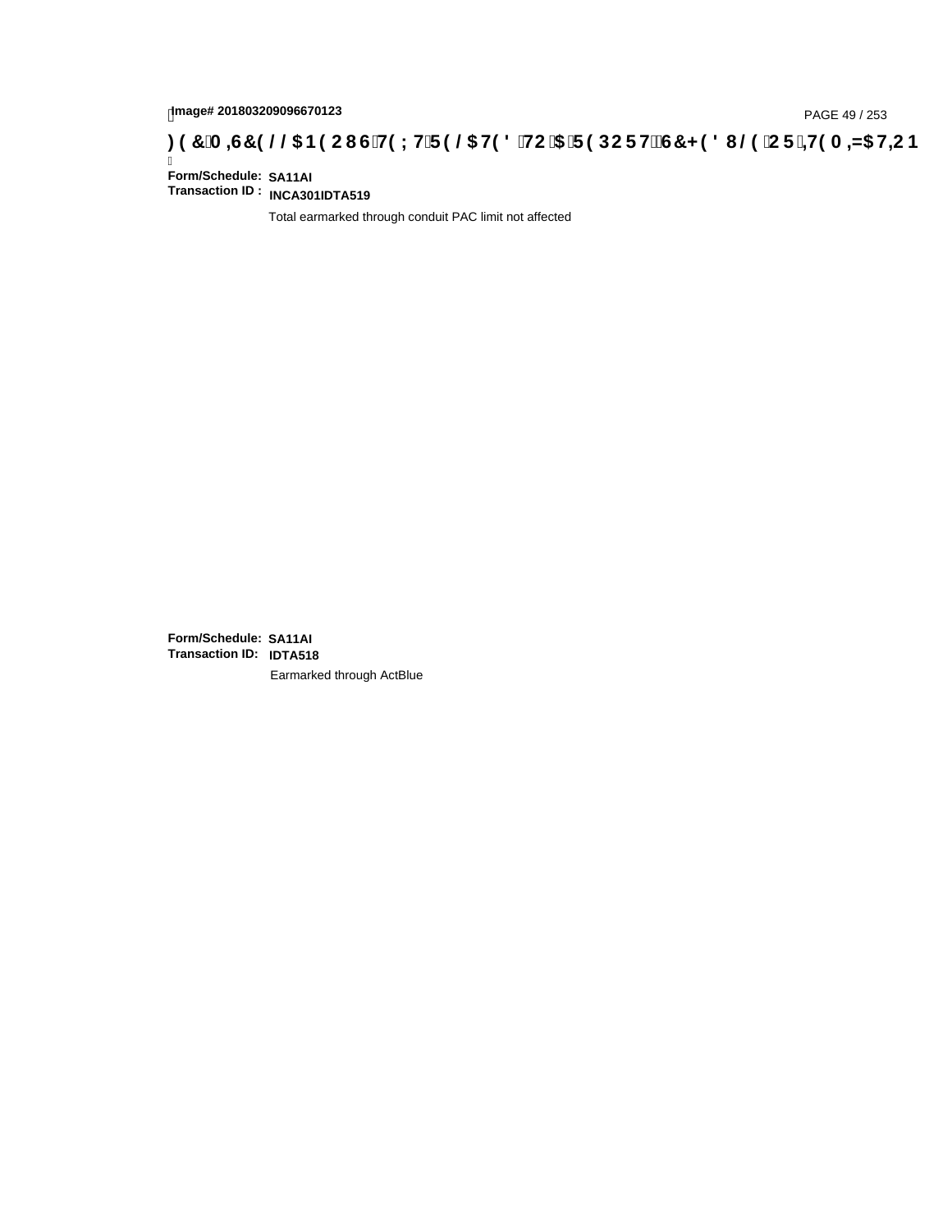Image# 201803209096670123

**) ( &0 ,6&( / / $1 ( 2 8 6 7( ; 7 5( / $7( ' 72 $ 5( 3 2 5 7 6&+ ( ' 8 / ( 2 5 ,7( 0 ,=$7,2 1**

**Form/Schedule:** **SA11AI**
**Transaction ID :** **INCA301IDTA519**

Total earmarked through conduit PAC limit not affected

**Form/Schedule:** **SA11AI**
**Transaction ID:** **IDTA518**

Earmarked through ActBlue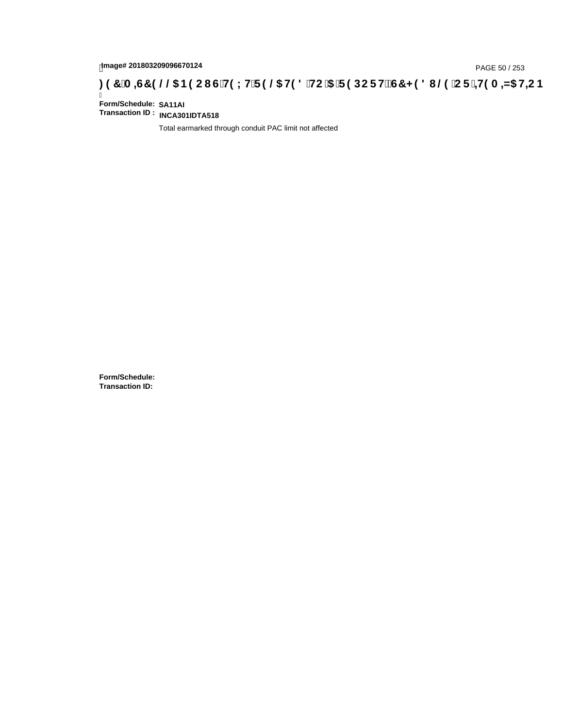**Form/Schedule:** SA11AI
**Transaction ID :** INCA301IDTA518

Total earmarked through conduit PAC limit not affected

**Form/Schedule:**
**Transaction ID:**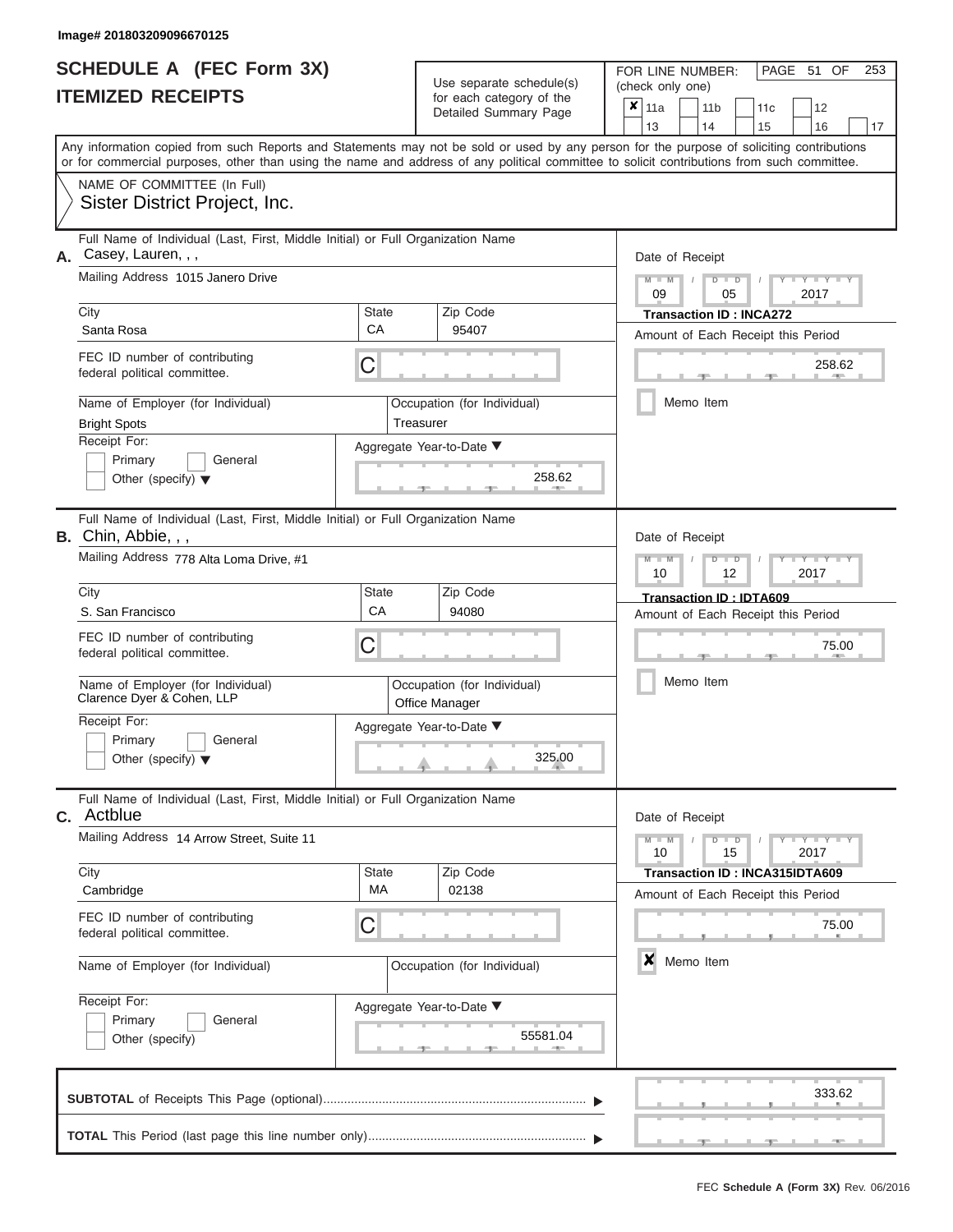Image# 201803209096670125

# SCHEDULE A (FEC Form 3X)
## ITEMIZED RECEIPTS

Use separate schedule(s) for each category of the Detailed Summary Page

FOR LINE NUMBER: (check only one)

- [x] 11a
- [ ] 11b
- [ ] 11c
- [ ] 12
- [ ] 13
- [ ] 14
- [ ] 15
- [ ] 16
- [ ] 17

Any information copied from such Reports and Statements may not be sold or used by any person for the purpose of soliciting contributions or for commercial purposes, other than using the name and address of any political committee to solicit contributions from such committee.

NAME OF COMMITTEE (In Full)
Sister District Project, Inc.

---

**A.** Full Name of Individual (Last, First, Middle Initial) or Full Organization Name
Casey, Lauren, , ,

Mailing Address: 1015 Janero Drive

City: Santa Rosa | State: CA | Zip Code: 95407

FEC ID number of contributing federal political committee: C

Name of Employer (for Individual): Bright Spots

Occupation (for Individual): Treasurer

Receipt For: Primary / General / Other (specify)

Aggregate Year-to-Date: 258.62

Date of Receipt: 09/05/2017

Transaction ID : INCA272

Amount of Each Receipt this Period: 258.62

Memo Item: [ ]

---

**B.** Full Name of Individual (Last, First, Middle Initial) or Full Organization Name
Chin, Abbie, , ,

Mailing Address: 778 Alta Loma Drive, #1

City: S. San Francisco | State: CA | Zip Code: 94080

FEC ID number of contributing federal political committee: C

Name of Employer (for Individual): Clarence Dyer & Cohen, LLP

Occupation (for Individual): Office Manager

Receipt For: Primary / General / Other (specify)

Aggregate Year-to-Date: 325.00

Date of Receipt: 10/12/2017

Transaction ID : IDTA609

Amount of Each Receipt this Period: 75.00

Memo Item: [ ]

---

**C.** Full Name of Individual (Last, First, Middle Initial) or Full Organization Name
Actblue

Mailing Address: 14 Arrow Street, Suite 11

City: Cambridge | State: MA | Zip Code: 02138

FEC ID number of contributing federal political committee: C

Name of Employer (for Individual):

Occupation (for Individual):

Receipt For: Primary / General / Other (specify)

Aggregate Year-to-Date: 55581.04

Date of Receipt: 10/15/2017

Transaction ID : INCA315IDTA609

Amount of Each Receipt this Period: 75.00

Memo Item: [x]

---

**SUBTOTAL** of Receipts This Page (optional): 333.62

**TOTAL** This Period (last page this line number only):

FEC Schedule A (Form 3X) Rev. 06/2016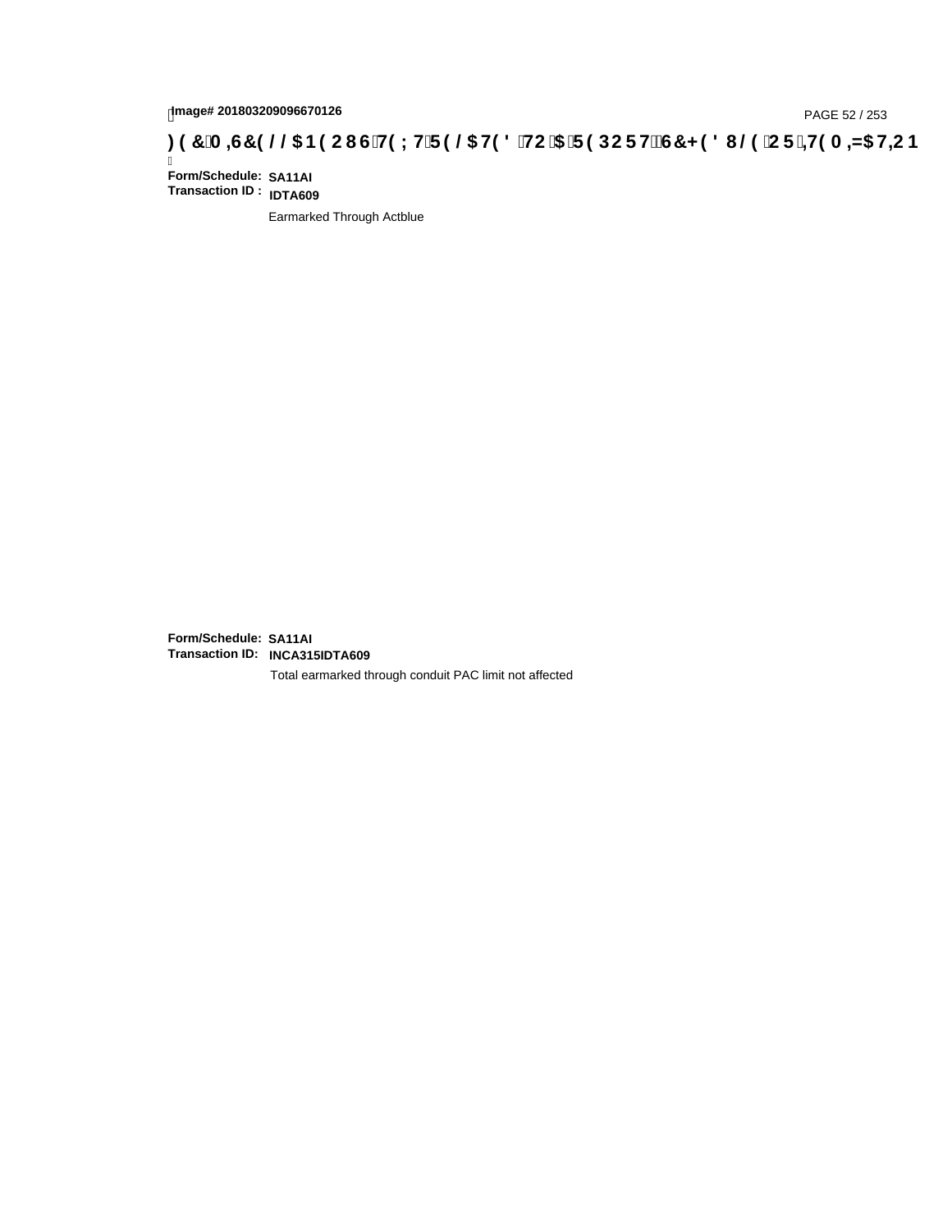**Image# 201803209096670126**

**FEC MISCELLANEOUS TEXT RELATED TO A REPORT, SCHEDULE OR ITEMIZATION**

**Form/Schedule:** **SA11AI**
**Transaction ID :** **IDTA609**

Earmarked Through Actblue

**Form/Schedule:** **SA11AI**
**Transaction ID:** **INCA315IDTA609**

Total earmarked through conduit PAC limit not affected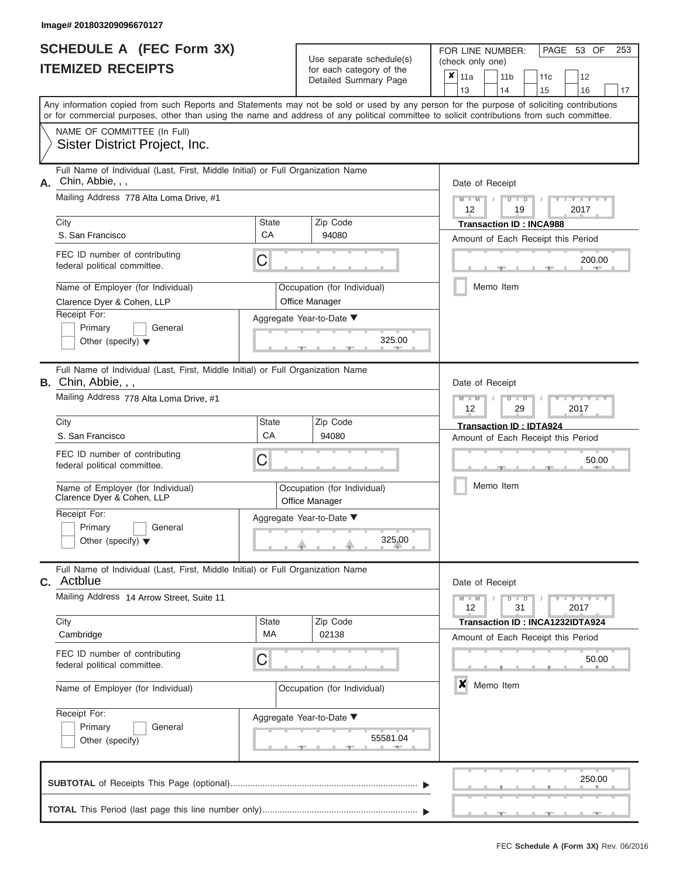Image# 201803209096670127

# SCHEDULE A (FEC Form 3X)
# ITEMIZED RECEIPTS

Use separate schedule(s) for each category of the Detailed Summary Page

FOR LINE NUMBER: (check only one)

PAGE 53 OF 253

| | | | | | | | | |
|---|---|---|---|---|---|---|---|---|
| ✘ | 11a | | 11b | | 11c | | 12 | |
| | 13 | | 14 | | 15 | | 16 | 17 |

Any information copied from such Reports and Statements may not be sold or used by any person for the purpose of soliciting contributions or for commercial purposes, other than using the name and address of any political committee to solicit contributions from such committee.

NAME OF COMMITTEE (In Full)
Sister District Project, Inc.

---

**A.** Full Name of Individual (Last, First, Middle Initial) or Full Organization Name: Chin, Abbie, , ,

Mailing Address: 778 Alta Loma Drive, #1

City: S. San Francisco | State: CA | Zip Code: 94080

FEC ID number of contributing federal political committee: C

Name of Employer (for Individual): Clarence Dyer & Cohen, LLP

Occupation (for Individual): Office Manager

Receipt For: Primary / General / Other (specify)

Aggregate Year-to-Date: 325.00

Date of Receipt: 12 / 19 / 2017

Transaction ID : INCA988

Amount of Each Receipt this Period: 200.00

Memo Item

---

**B.** Full Name of Individual (Last, First, Middle Initial) or Full Organization Name: Chin, Abbie, , ,

Mailing Address: 778 Alta Loma Drive, #1

City: S. San Francisco | State: CA | Zip Code: 94080

FEC ID number of contributing federal political committee: C

Name of Employer (for Individual): Clarence Dyer & Cohen, LLP

Occupation (for Individual): Office Manager

Receipt For: Primary / General / Other (specify)

Aggregate Year-to-Date: 325.00

Date of Receipt: 12 / 29 / 2017

Transaction ID : IDTA924

Amount of Each Receipt this Period: 50.00

Memo Item

---

**C.** Full Name of Individual (Last, First, Middle Initial) or Full Organization Name: Actblue

Mailing Address: 14 Arrow Street, Suite 11

City: Cambridge | State: MA | Zip Code: 02138

FEC ID number of contributing federal political committee: C

Name of Employer (for Individual):

Occupation (for Individual):

Receipt For: Primary / General / Other (specify)

Aggregate Year-to-Date: 55581.04

Date of Receipt: 12 / 31 / 2017

Transaction ID : INCA1232IDTA924

Amount of Each Receipt this Period: 50.00

✘ Memo Item

---

**SUBTOTAL** of Receipts This Page (optional): 250.00

**TOTAL** This Period (last page this line number only):

FEC Schedule A (Form 3X) Rev. 06/2016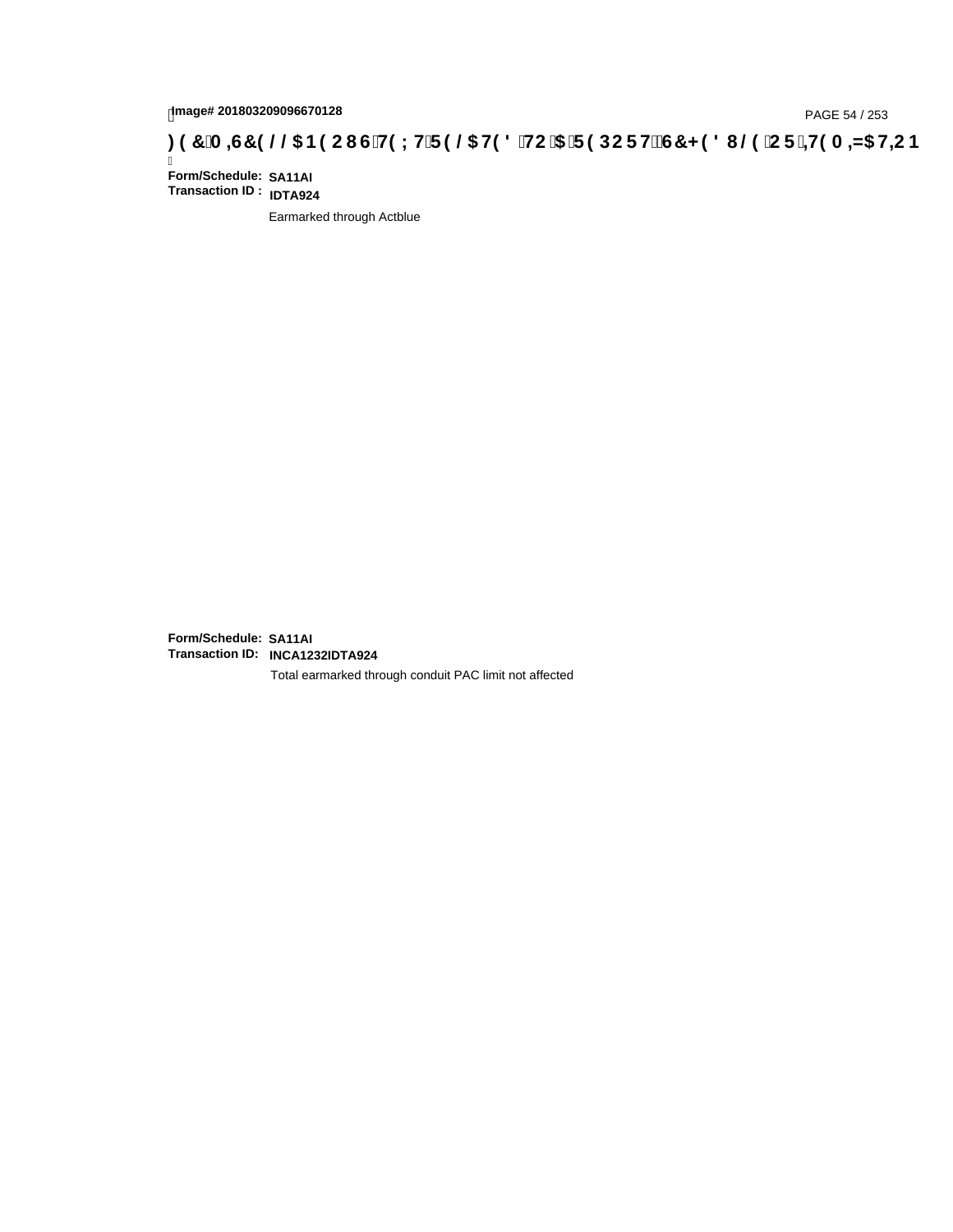**Form/Schedule:** **SA11AI**
**Transaction ID :** **IDTA924**

Earmarked through Actblue

**Form/Schedule:** **SA11AI**
**Transaction ID:** **INCA1232IDTA924**

Total earmarked through conduit PAC limit not affected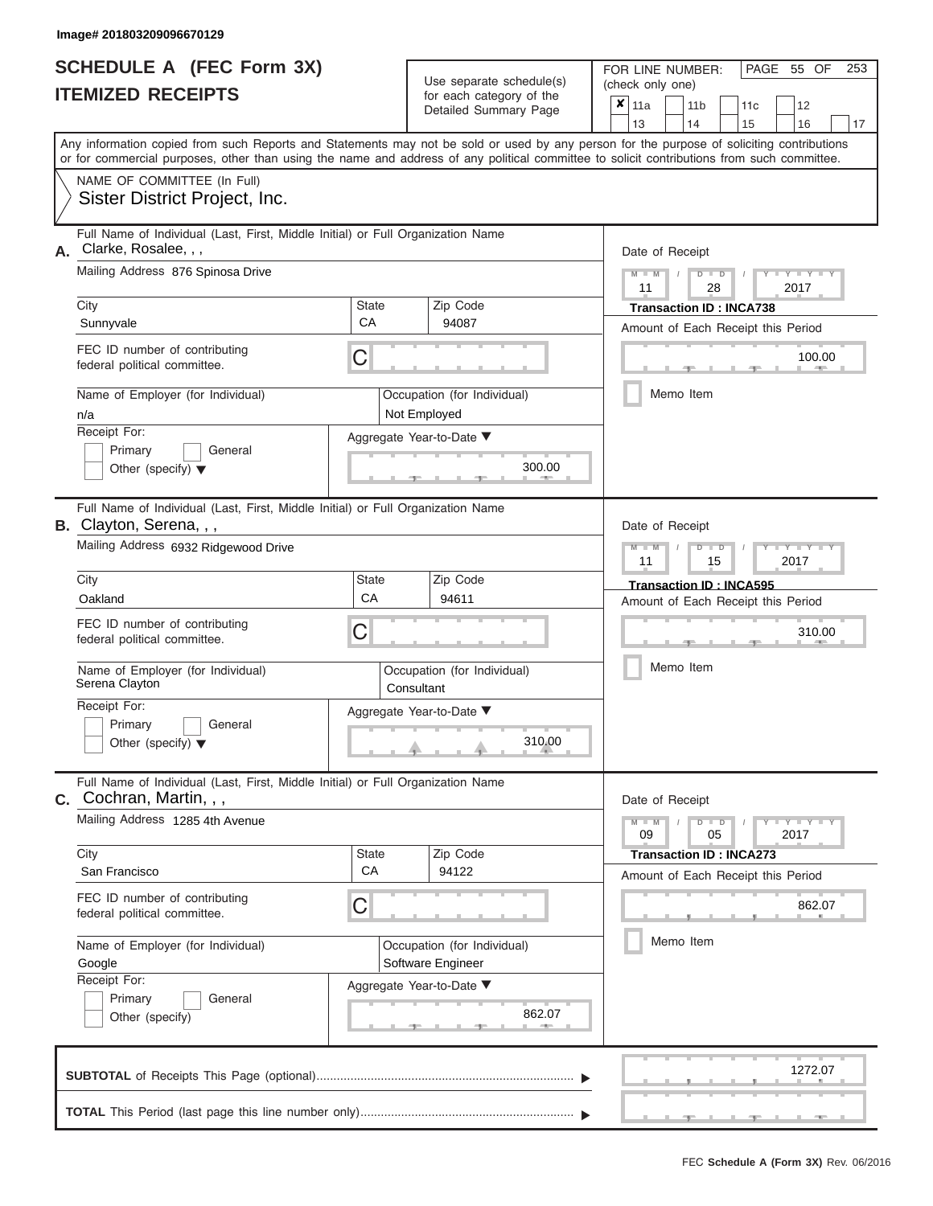Image# 201803209096670129

# SCHEDULE A (FEC Form 3X)
# ITEMIZED RECEIPTS

Use separate schedule(s) for each category of the Detailed Summary Page

FOR LINE NUMBER: (check only one)

- [x] 11a
- [ ] 11b
- [ ] 11c
- [ ] 12
- [ ] 13
- [ ] 14
- [ ] 15
- [ ] 16
- [ ] 17

Any information copied from such Reports and Statements may not be sold or used by any person for the purpose of soliciting contributions or for commercial purposes, other than using the name and address of any political committee to solicit contributions from such committee.

NAME OF COMMITTEE (In Full)
Sister District Project, Inc.

---

**A.** Full Name of Individual (Last, First, Middle Initial) or Full Organization Name: Clarke, Rosalee, , ,

Mailing Address: 876 Spinosa Drive

| City | State | Zip Code |
|---|---|---|
| Sunnyvale | CA | 94087 |

FEC ID number of contributing federal political committee: C

| Name of Employer (for Individual) | Occupation (for Individual) |
|---|---|
| n/a | Not Employed |

Receipt For: Primary / General / Other (specify)

Aggregate Year-to-Date: 300.00

Date of Receipt: 11 / 28 / 2017

Transaction ID : INCA738

Amount of Each Receipt this Period: 100.00

Memo Item

---

**B.** Full Name of Individual (Last, First, Middle Initial) or Full Organization Name: Clayton, Serena, , ,

Mailing Address: 6932 Ridgewood Drive

| City | State | Zip Code |
|---|---|---|
| Oakland | CA | 94611 |

FEC ID number of contributing federal political committee: C

| Name of Employer (for Individual) | Occupation (for Individual) |
|---|---|
| Serena Clayton | Consultant |

Receipt For: Primary / General / Other (specify)

Aggregate Year-to-Date: 310.00

Date of Receipt: 11 / 15 / 2017

Transaction ID : INCA595

Amount of Each Receipt this Period: 310.00

Memo Item

---

**C.** Full Name of Individual (Last, First, Middle Initial) or Full Organization Name: Cochran, Martin, , ,

Mailing Address: 1285 4th Avenue

| City | State | Zip Code |
|---|---|---|
| San Francisco | CA | 94122 |

FEC ID number of contributing federal political committee: C

| Name of Employer (for Individual) | Occupation (for Individual) |
|---|---|
| Google | Software Engineer |

Receipt For: Primary / General / Other (specify)

Aggregate Year-to-Date: 862.07

Date of Receipt: 09 / 05 / 2017

Transaction ID : INCA273

Amount of Each Receipt this Period: 862.07

Memo Item

---

**SUBTOTAL** of Receipts This Page (optional): 1272.07

**TOTAL** This Period (last page this line number only):

FEC Schedule A (Form 3X) Rev. 06/2016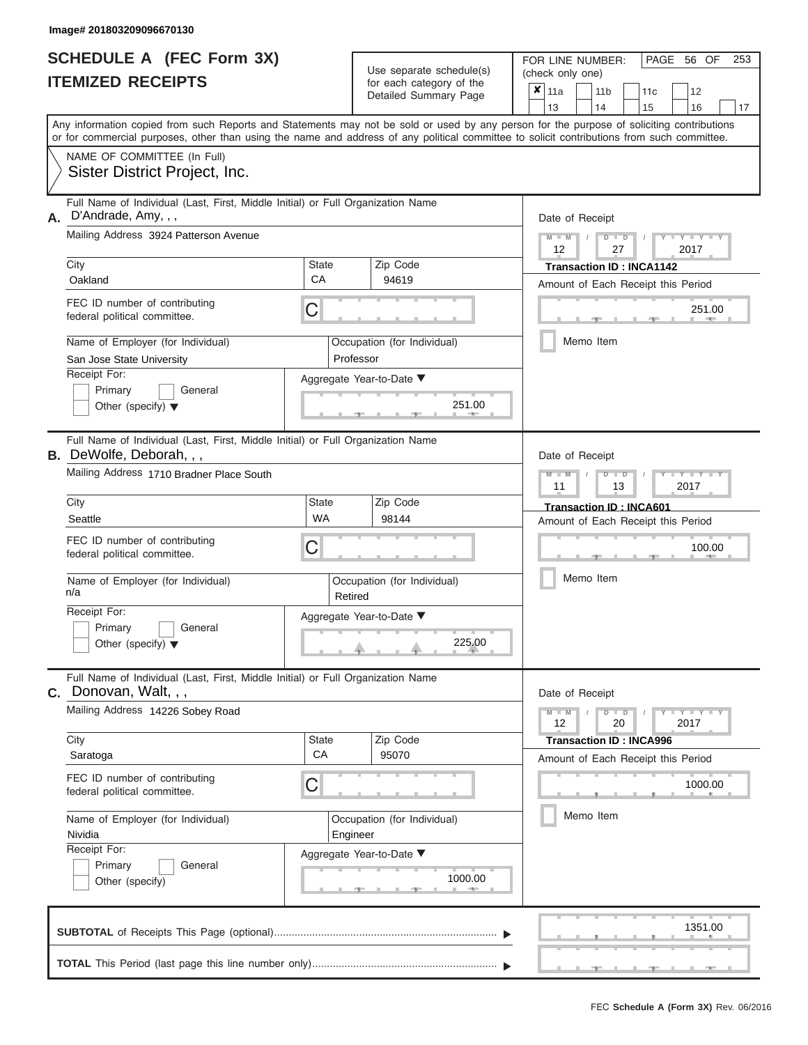Image# 201803209096670130

# SCHEDULE A (FEC Form 3X)
## ITEMIZED RECEIPTS

Use separate schedule(s) for each category of the Detailed Summary Page

FOR LINE NUMBER: (check only one)

- [x] 11a
- [ ] 11b
- [ ] 11c
- [ ] 12
- [ ] 13
- [ ] 14
- [ ] 15
- [ ] 16
- [ ] 17

Any information copied from such Reports and Statements may not be sold or used by any person for the purpose of soliciting contributions or for commercial purposes, other than using the name and address of any political committee to solicit contributions from such committee.

NAME OF COMMITTEE (In Full)
Sister District Project, Inc.

---

**A.** Full Name of Individual (Last, First, Middle Initial) or Full Organization Name: D'Andrade, Amy, , ,

Mailing Address: 3924 Patterson Avenue

| City | State | Zip Code |
|---|---|---|
| Oakland | CA | 94619 |

FEC ID number of contributing federal political committee: C

Name of Employer (for Individual): San Jose State University
Occupation (for Individual): Professor

Receipt For: Primary / General / Other (specify)

Aggregate Year-to-Date: 251.00

Date of Receipt: 12 / 27 / 2017
Transaction ID : INCA1142
Amount of Each Receipt this Period: 251.00
Memo Item

---

**B.** Full Name of Individual (Last, First, Middle Initial) or Full Organization Name: DeWolfe, Deborah, , ,

Mailing Address: 1710 Bradner Place South

| City | State | Zip Code |
|---|---|---|
| Seattle | WA | 98144 |

FEC ID number of contributing federal political committee: C

Name of Employer (for Individual): n/a
Occupation (for Individual): Retired

Receipt For: Primary / General / Other (specify)

Aggregate Year-to-Date: 225.00

Date of Receipt: 11 / 13 / 2017
Transaction ID : INCA601
Amount of Each Receipt this Period: 100.00
Memo Item

---

**C.** Full Name of Individual (Last, First, Middle Initial) or Full Organization Name: Donovan, Walt, , ,

Mailing Address: 14226 Sobey Road

| City | State | Zip Code |
|---|---|---|
| Saratoga | CA | 95070 |

FEC ID number of contributing federal political committee: C

Name of Employer (for Individual): Nividia
Occupation (for Individual): Engineer

Receipt For: Primary / General / Other (specify)

Aggregate Year-to-Date: 1000.00

Date of Receipt: 12 / 20 / 2017
Transaction ID : INCA996
Amount of Each Receipt this Period: 1000.00
Memo Item

---

**SUBTOTAL** of Receipts This Page (optional): 1351.00

**TOTAL** This Period (last page this line number only):

FEC Schedule A (Form 3X) Rev. 06/2016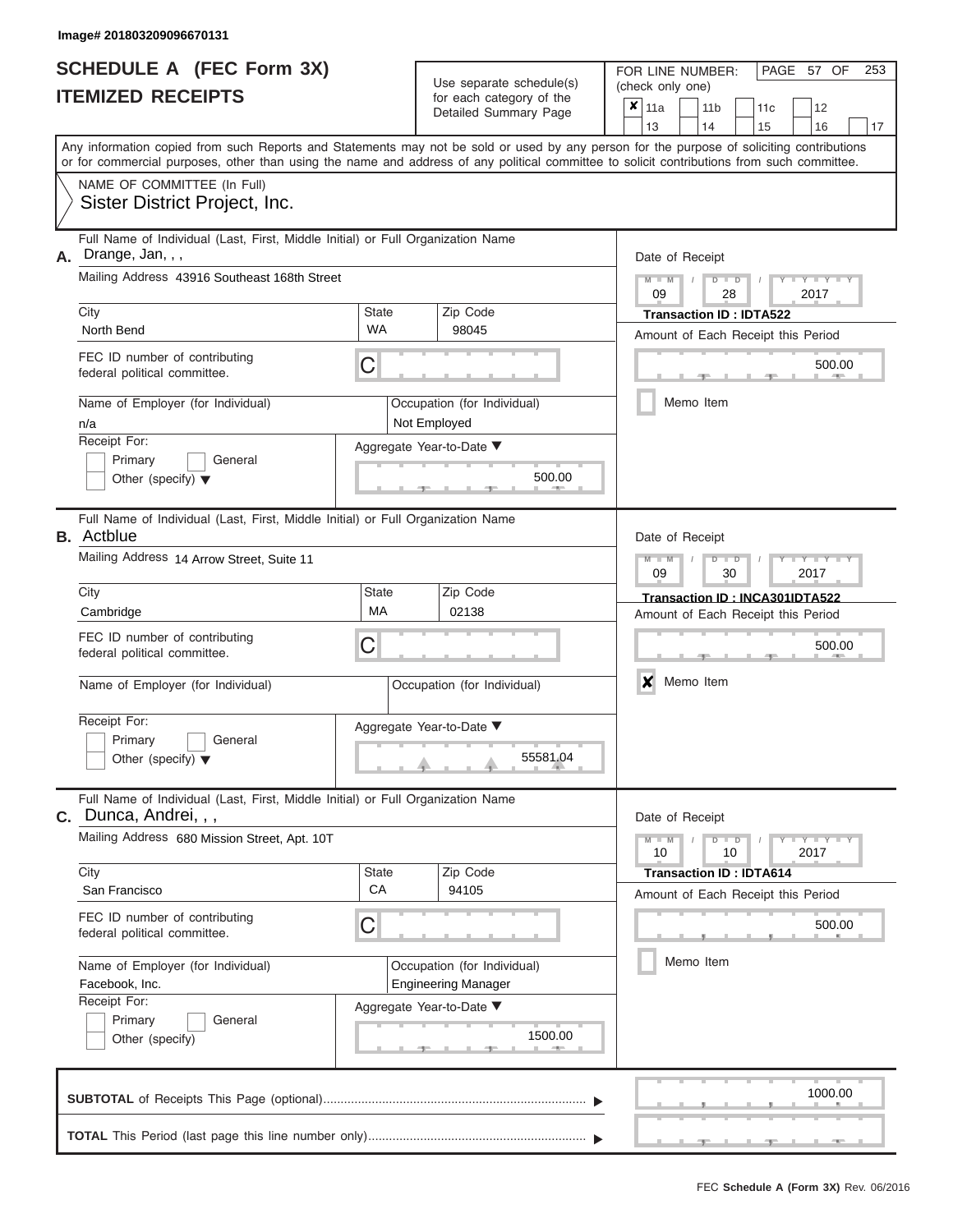Image# 201803209096670131

# SCHEDULE A (FEC Form 3X)
## ITEMIZED RECEIPTS

Use separate schedule(s) for each category of the Detailed Summary Page

FOR LINE NUMBER: (check only one)

☒ 11a ☐ 11b ☐ 11c ☐ 12 ☐ 13 ☐ 14 ☐ 15 ☐ 16 ☐ 17

Any information copied from such Reports and Statements may not be sold or used by any person for the purpose of soliciting contributions or for commercial purposes, other than using the name and address of any political committee to solicit contributions from such committee.

NAME OF COMMITTEE (In Full)
Sister District Project, Inc.

---

**A.** Full Name of Individual (Last, First, Middle Initial) or Full Organization Name: Drange, Jan, , ,

Mailing Address: 43916 Southeast 168th Street

| City | State | Zip Code |
|---|---|---|
| North Bend | WA | 98045 |

FEC ID number of contributing federal political committee: C

Name of Employer (for Individual): n/a

Occupation (for Individual): Not Employed

Receipt For: ☐ Primary ☐ General ☐ Other (specify)

Aggregate Year-to-Date: 500.00

Date of Receipt: 09 / 28 / 2017

Transaction ID : IDTA522

Amount of Each Receipt this Period: 500.00

☐ Memo Item

---

**B.** Full Name of Individual (Last, First, Middle Initial) or Full Organization Name: Actblue

Mailing Address: 14 Arrow Street, Suite 11

| City | State | Zip Code |
|---|---|---|
| Cambridge | MA | 02138 |

FEC ID number of contributing federal political committee: C

Name of Employer (for Individual):

Occupation (for Individual):

Receipt For: ☐ Primary ☐ General ☐ Other (specify)

Aggregate Year-to-Date: 55581.04

Date of Receipt: 09 / 30 / 2017

Transaction ID : INCA301IDTA522

Amount of Each Receipt this Period: 500.00

☒ Memo Item

---

**C.** Full Name of Individual (Last, First, Middle Initial) or Full Organization Name: Dunca, Andrei, , ,

Mailing Address: 680 Mission Street, Apt. 10T

| City | State | Zip Code |
|---|---|---|
| San Francisco | CA | 94105 |

FEC ID number of contributing federal political committee: C

Name of Employer (for Individual): Facebook, Inc.

Occupation (for Individual): Engineering Manager

Receipt For: ☐ Primary ☐ General ☐ Other (specify)

Aggregate Year-to-Date: 1500.00

Date of Receipt: 10 / 10 / 2017

Transaction ID : IDTA614

Amount of Each Receipt this Period: 500.00

☐ Memo Item

---

**SUBTOTAL** of Receipts This Page (optional): 1000.00

**TOTAL** This Period (last page this line number only):

FEC Schedule A (Form 3X) Rev. 06/2016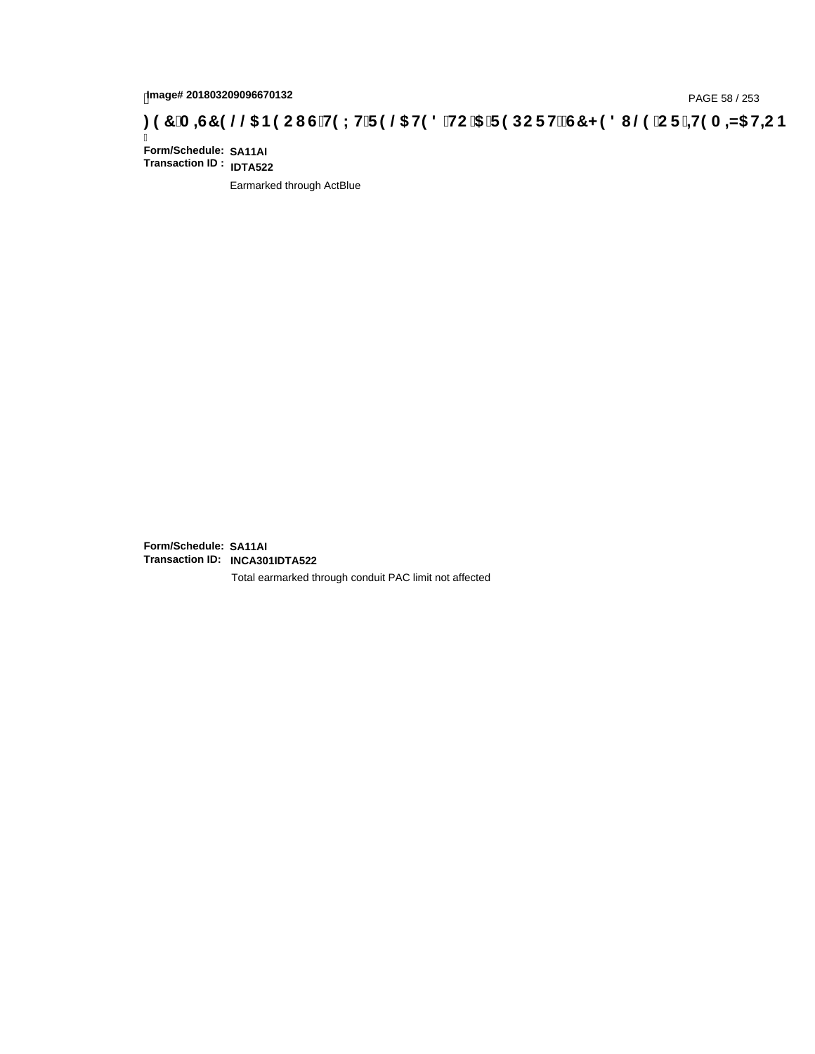Image# 201803209096670132

**)(&0,6&(//$1(286 7(;7 5(/$7(' 72 $ 5(32 57 6&+(' 8/( 25 ,7(0,=$7,21**

**Form/Schedule:** **SA11AI**
**Transaction ID :** **IDTA522**

Earmarked through ActBlue

**Form/Schedule:** **SA11AI**
**Transaction ID:** **INCA301IDTA522**

Total earmarked through conduit PAC limit not affected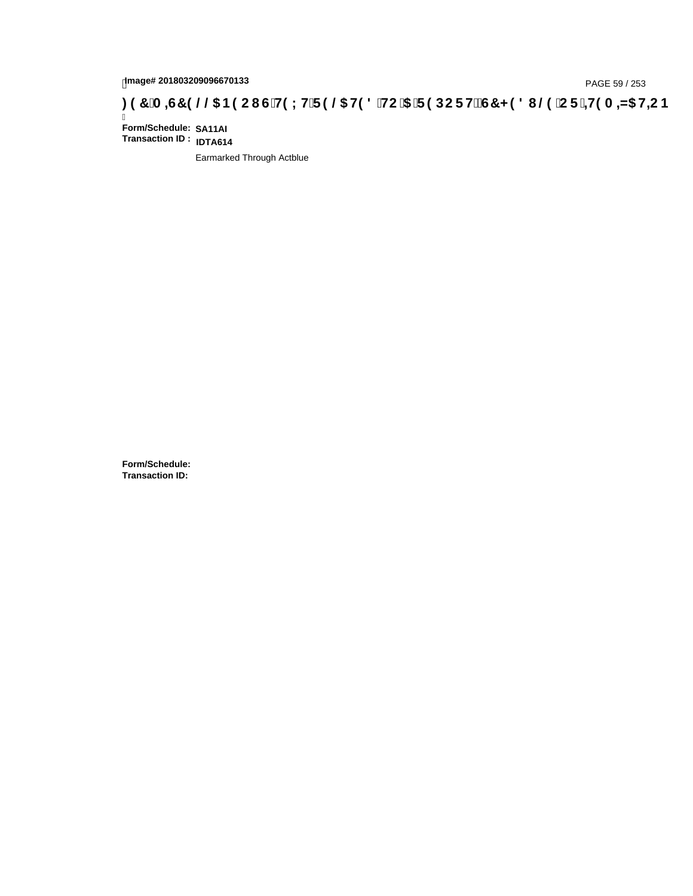**Form/Schedule:** **SA11AI**
**Transaction ID :** **IDTA614**

Earmarked Through Actblue

**Form/Schedule:**
**Transaction ID:**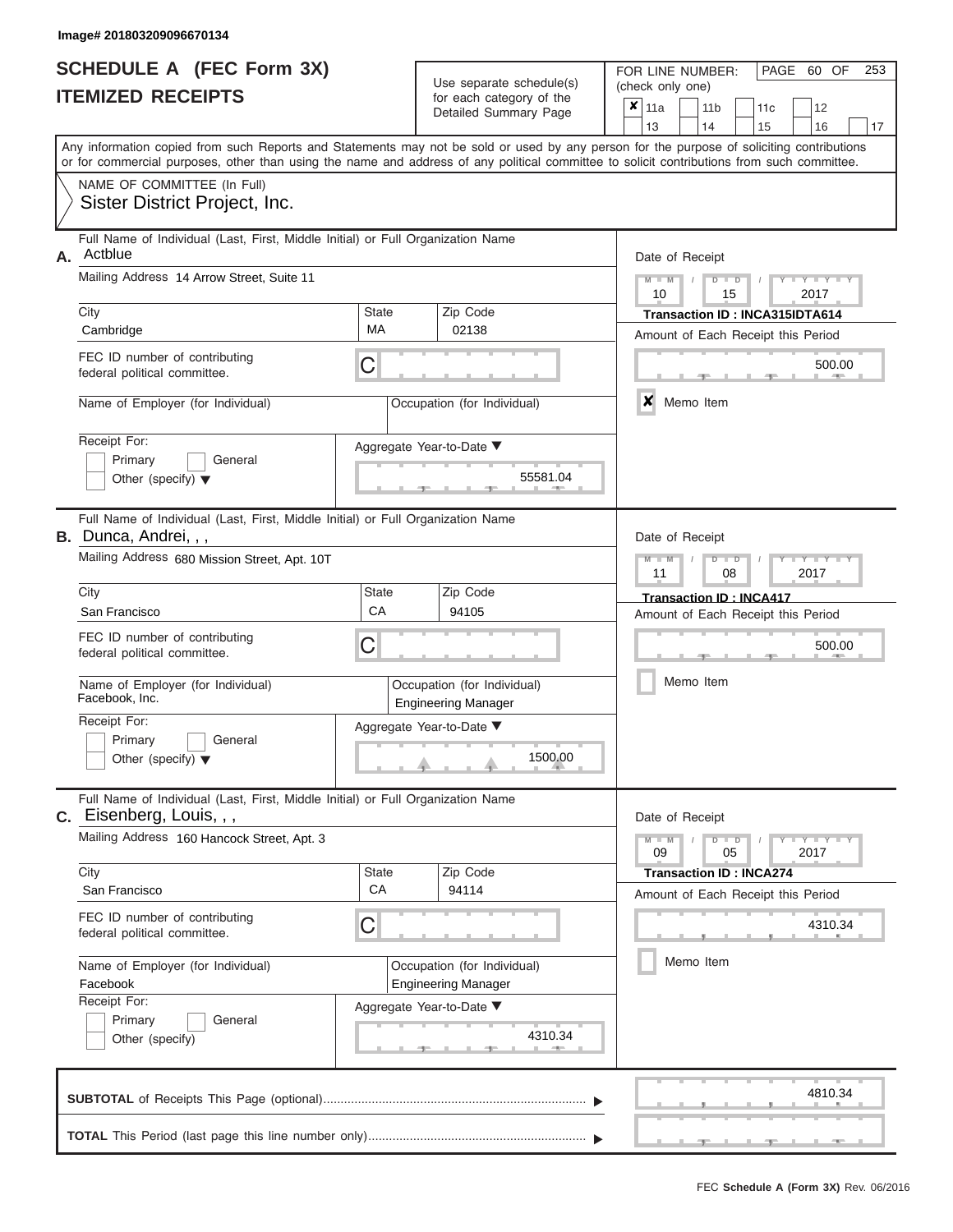Image# 201803209096670134

# SCHEDULE A (FEC Form 3X)
## ITEMIZED RECEIPTS

Use separate schedule(s) for each category of the Detailed Summary Page

FOR LINE NUMBER: (check only one)

- [x] 11a
- [ ] 11b
- [ ] 11c
- [ ] 12
- [ ] 13
- [ ] 14
- [ ] 15
- [ ] 16
- [ ] 17

Any information copied from such Reports and Statements may not be sold or used by any person for the purpose of soliciting contributions or for commercial purposes, other than using the name and address of any political committee to solicit contributions from such committee.

NAME OF COMMITTEE (In Full)
Sister District Project, Inc.

---

**A.** Full Name of Individual (Last, First, Middle Initial) or Full Organization Name: Actblue

Mailing Address: 14 Arrow Street, Suite 11

City: Cambridge | State: MA | Zip Code: 02138

FEC ID number of contributing federal political committee: C

Name of Employer (for Individual):

Occupation (for Individual):

Receipt For: Primary [ ] General [ ] Other (specify)

Aggregate Year-to-Date: 55581.04

Date of Receipt: 10 / 15 / 2017

Transaction ID : INCA315IDTA614

Amount of Each Receipt this Period: 500.00

[x] Memo Item

---

**B.** Full Name of Individual (Last, First, Middle Initial) or Full Organization Name: Dunca, Andrei, , ,

Mailing Address: 680 Mission Street, Apt. 10T

City: San Francisco | State: CA | Zip Code: 94105

FEC ID number of contributing federal political committee: C

Name of Employer (for Individual): Facebook, Inc.

Occupation (for Individual): Engineering Manager

Receipt For: Primary [ ] General [ ] Other (specify)

Aggregate Year-to-Date: 1500.00

Date of Receipt: 11 / 08 / 2017

Transaction ID : INCA417

Amount of Each Receipt this Period: 500.00

[ ] Memo Item

---

**C.** Full Name of Individual (Last, First, Middle Initial) or Full Organization Name: Eisenberg, Louis, , ,

Mailing Address: 160 Hancock Street, Apt. 3

City: San Francisco | State: CA | Zip Code: 94114

FEC ID number of contributing federal political committee: C

Name of Employer (for Individual): Facebook

Occupation (for Individual): Engineering Manager

Receipt For: Primary [ ] General [ ] Other (specify)

Aggregate Year-to-Date: 4310.34

Date of Receipt: 09 / 05 / 2017

Transaction ID : INCA274

Amount of Each Receipt this Period: 4310.34

[ ] Memo Item

---

**SUBTOTAL** of Receipts This Page (optional): 4810.34

**TOTAL** This Period (last page this line number only):

FEC Schedule A (Form 3X) Rev. 06/2016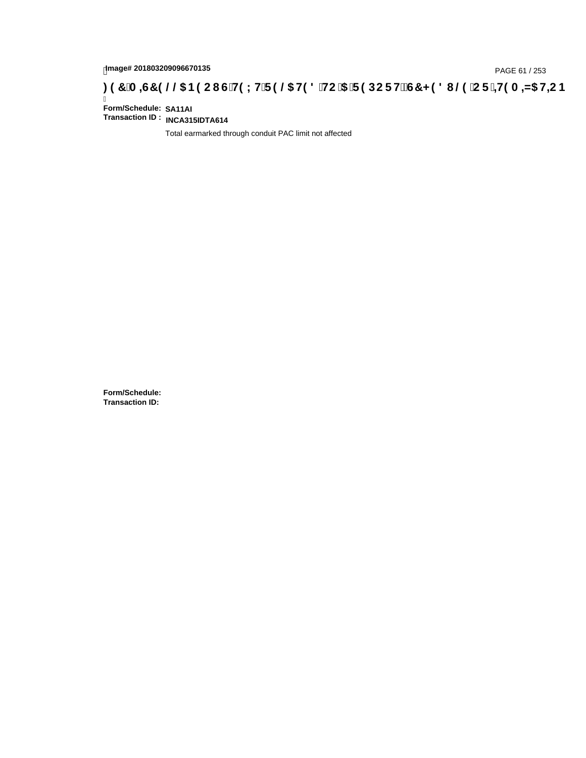**Form/Schedule:** SA11AI
**Transaction ID :** INCA315IDTA614

Total earmarked through conduit PAC limit not affected

**Form/Schedule:**
**Transaction ID:**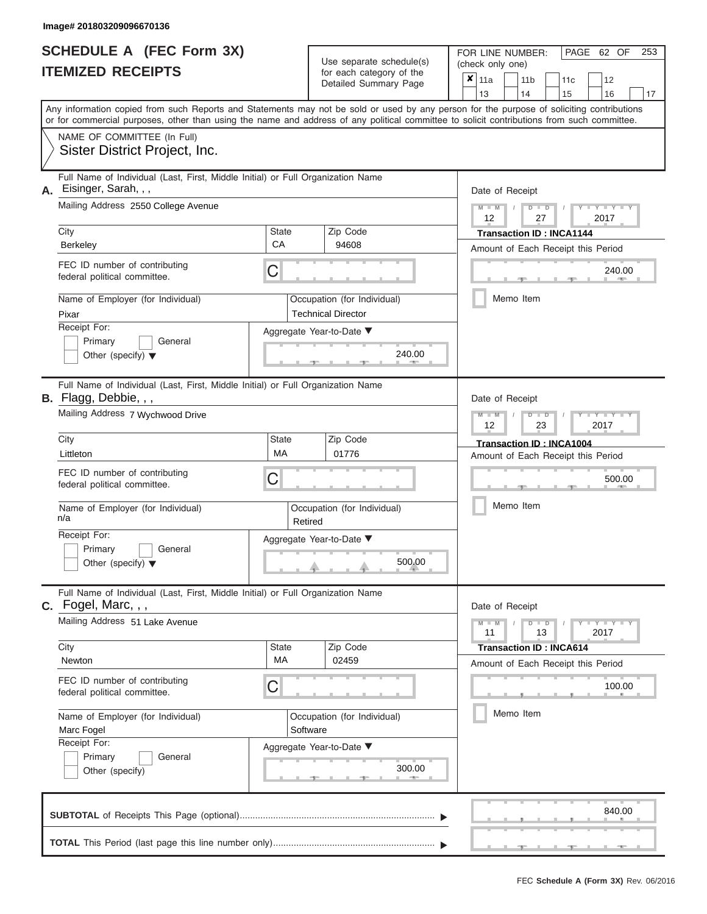Image# 201803209096670136

# SCHEDULE A (FEC Form 3X)
## ITEMIZED RECEIPTS

Use separate schedule(s) for each category of the Detailed Summary Page

FOR LINE NUMBER: (check only one)

[x] 11a [ ] 11b [ ] 11c [ ] 12 [ ] 13 [ ] 14 [ ] 15 [ ] 16 [ ] 17

PAGE 62 OF 253

Any information copied from such Reports and Statements may not be sold or used by any person for the purpose of soliciting contributions or for commercial purposes, other than using the name and address of any political committee to solicit contributions from such committee.

NAME OF COMMITTEE (In Full)
Sister District Project, Inc.

---

**A.** Full Name of Individual (Last, First, Middle Initial) or Full Organization Name: Eisinger, Sarah, , ,

Mailing Address: 2550 College Avenue

| City | State | Zip Code |
|---|---|---|
| Berkeley | CA | 94608 |

FEC ID number of contributing federal political committee: C

Name of Employer (for Individual): Pixar

Occupation (for Individual): Technical Director

Receipt For: [ ] Primary [ ] General [ ] Other (specify)

Aggregate Year-to-Date: 240.00

Date of Receipt: 12 / 27 / 2017

Transaction ID : INCA1144

Amount of Each Receipt this Period: 240.00

[ ] Memo Item

---

**B.** Full Name of Individual (Last, First, Middle Initial) or Full Organization Name: Flagg, Debbie, , ,

Mailing Address: 7 Wychwood Drive

| City | State | Zip Code |
|---|---|---|
| Littleton | MA | 01776 |

FEC ID number of contributing federal political committee: C

Name of Employer (for Individual): n/a

Occupation (for Individual): Retired

Receipt For: [ ] Primary [ ] General [ ] Other (specify)

Aggregate Year-to-Date: 500.00

Date of Receipt: 12 / 23 / 2017

Transaction ID : INCA1004

Amount of Each Receipt this Period: 500.00

[ ] Memo Item

---

**C.** Full Name of Individual (Last, First, Middle Initial) or Full Organization Name: Fogel, Marc, , ,

Mailing Address: 51 Lake Avenue

| City | State | Zip Code |
|---|---|---|
| Newton | MA | 02459 |

FEC ID number of contributing federal political committee: C

Name of Employer (for Individual): Marc Fogel

Occupation (for Individual): Software

Receipt For: [ ] Primary [ ] General [ ] Other (specify)

Aggregate Year-to-Date: 300.00

Date of Receipt: 11 / 13 / 2017

Transaction ID : INCA614

Amount of Each Receipt this Period: 100.00

[ ] Memo Item

---

**SUBTOTAL** of Receipts This Page (optional): 840.00

**TOTAL** This Period (last page this line number only):

FEC Schedule A (Form 3X) Rev. 06/2016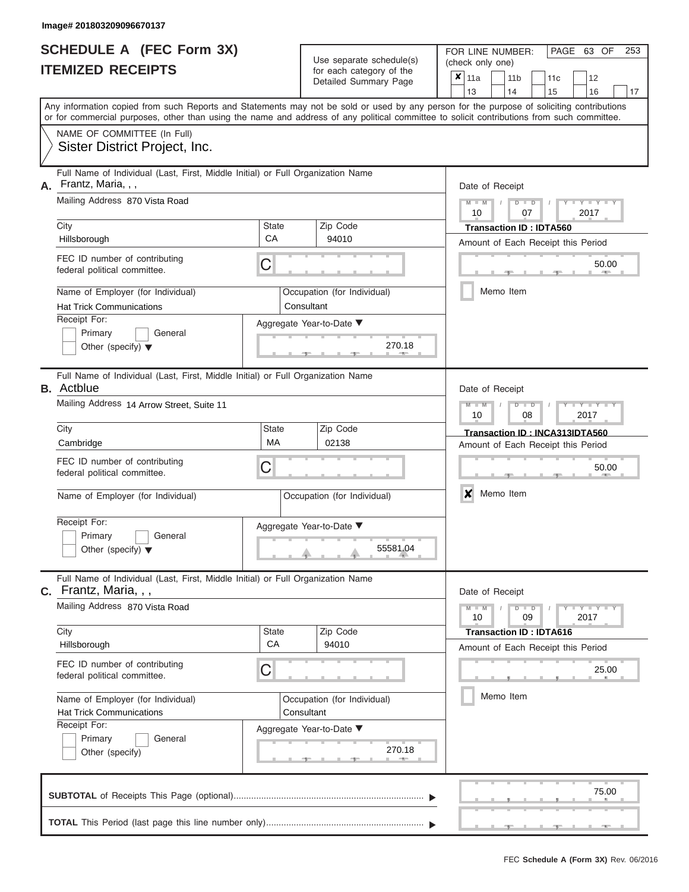Image# 201803209096670137

# SCHEDULE A (FEC Form 3X)
## ITEMIZED RECEIPTS

Use separate schedule(s) for each category of the Detailed Summary Page

FOR LINE NUMBER: (check only one)

- [x] 11a
- [ ] 11b
- [ ] 11c
- [ ] 12
- [ ] 13
- [ ] 14
- [ ] 15
- [ ] 16
- [ ] 17

Any information copied from such Reports and Statements may not be sold or used by any person for the purpose of soliciting contributions or for commercial purposes, other than using the name and address of any political committee to solicit contributions from such committee.

NAME OF COMMITTEE (In Full)
Sister District Project, Inc.

---

**A.** Full Name of Individual (Last, First, Middle Initial) or Full Organization Name: Frantz, Maria, , ,

Mailing Address: 870 Vista Road

City: Hillsborough | State: CA | Zip Code: 94010

FEC ID number of contributing federal political committee: C

Name of Employer (for Individual): Hat Trick Communications

Occupation (for Individual): Consultant

Receipt For: Primary [ ] General [ ] Other (specify) [ ]

Aggregate Year-to-Date: 270.18

Date of Receipt: 10 / 07 / 2017

Transaction ID : IDTA560

Amount of Each Receipt this Period: 50.00

Memo Item [ ]

---

**B.** Full Name of Individual (Last, First, Middle Initial) or Full Organization Name: Actblue

Mailing Address: 14 Arrow Street, Suite 11

City: Cambridge | State: MA | Zip Code: 02138

FEC ID number of contributing federal political committee: C

Name of Employer (for Individual):

Occupation (for Individual):

Receipt For: Primary [ ] General [ ] Other (specify) [ ]

Aggregate Year-to-Date: 55581.04

Date of Receipt: 10 / 08 / 2017

Transaction ID : INCA313IDTA560

Amount of Each Receipt this Period: 50.00

Memo Item [x]

---

**C.** Full Name of Individual (Last, First, Middle Initial) or Full Organization Name: Frantz, Maria, , ,

Mailing Address: 870 Vista Road

City: Hillsborough | State: CA | Zip Code: 94010

FEC ID number of contributing federal political committee: C

Name of Employer (for Individual): Hat Trick Communications

Occupation (for Individual): Consultant

Receipt For: Primary [ ] General [ ] Other (specify) [ ]

Aggregate Year-to-Date: 270.18

Date of Receipt: 10 / 09 / 2017

Transaction ID : IDTA616

Amount of Each Receipt this Period: 25.00

Memo Item [ ]

---

**SUBTOTAL** of Receipts This Page (optional): 75.00

**TOTAL** This Period (last page this line number only):

FEC Schedule A (Form 3X) Rev. 06/2016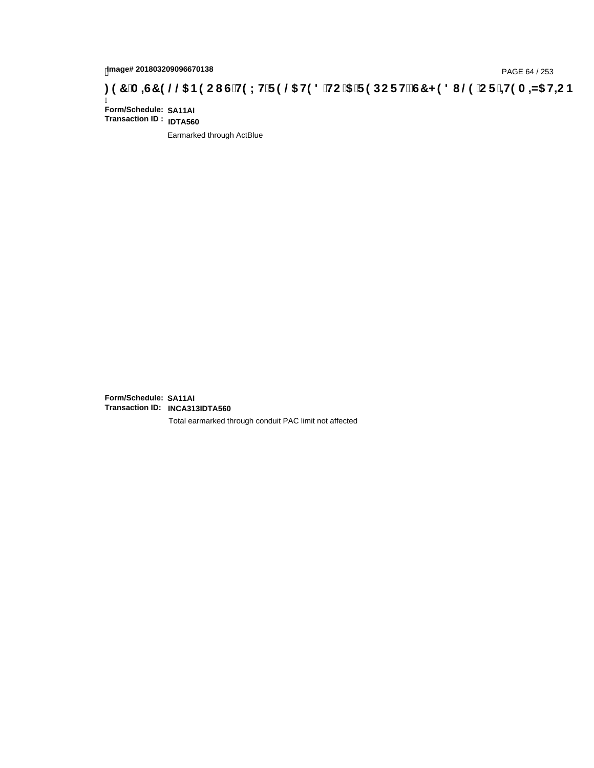Image# 201803209096670138

) ( &0 ,6&( / / $1 ( 2 8 6 7( ; 7 5( / $7( ' 72 $ 5( 3 2 5 7 6&+ ( ' 8 / ( 2 5 ,7( 0 ,=$7,2 1

**Form/Schedule:** **SA11AI**
**Transaction ID :** **IDTA560**

Earmarked through ActBlue

**Form/Schedule:** **SA11AI**
**Transaction ID:** **INCA313IDTA560**

Total earmarked through conduit PAC limit not affected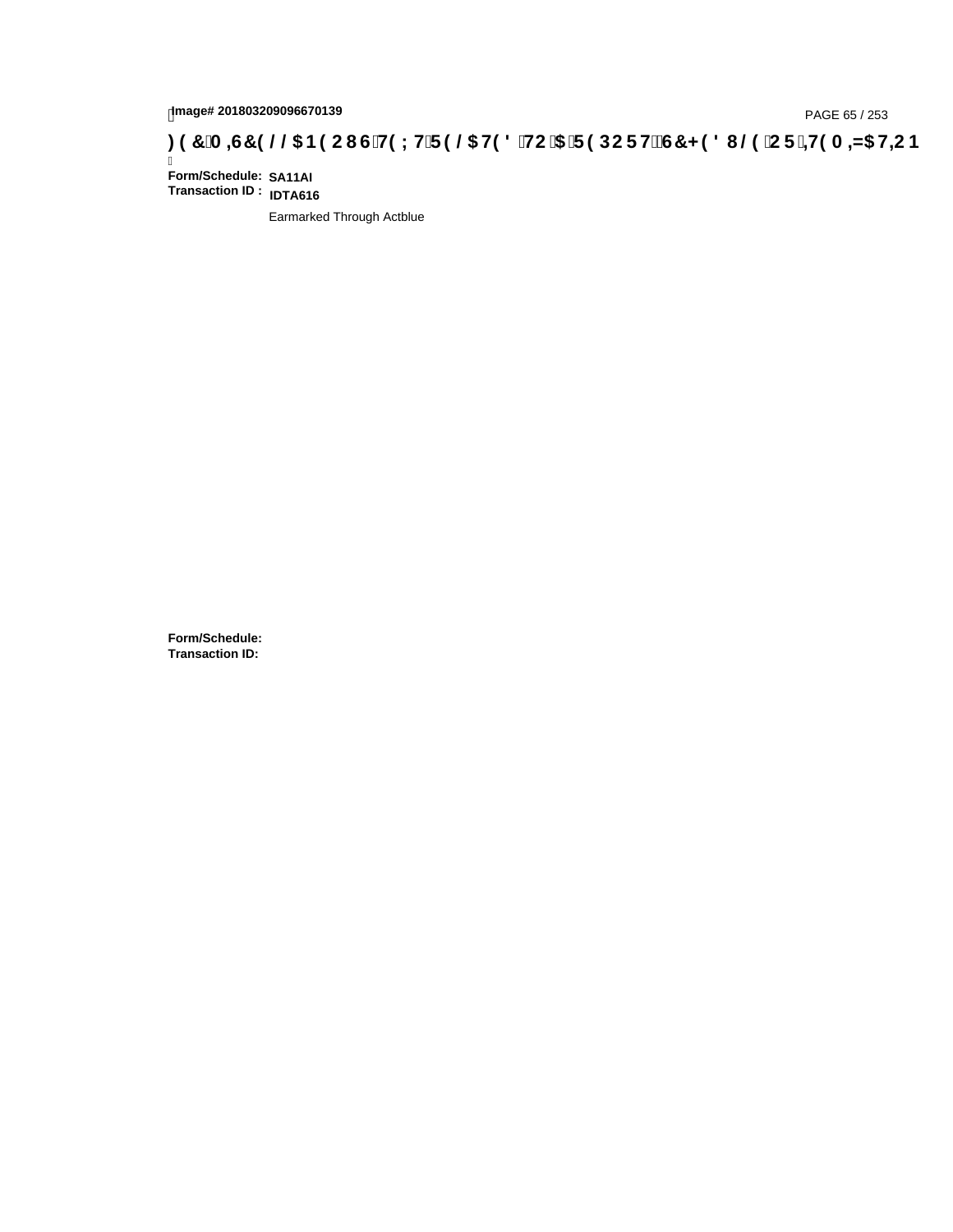Image# 201803209096670139

**Form/Schedule:** **SA11AI**
**Transaction ID :** **IDTA616**

Earmarked Through Actblue

**Form/Schedule:**
**Transaction ID:**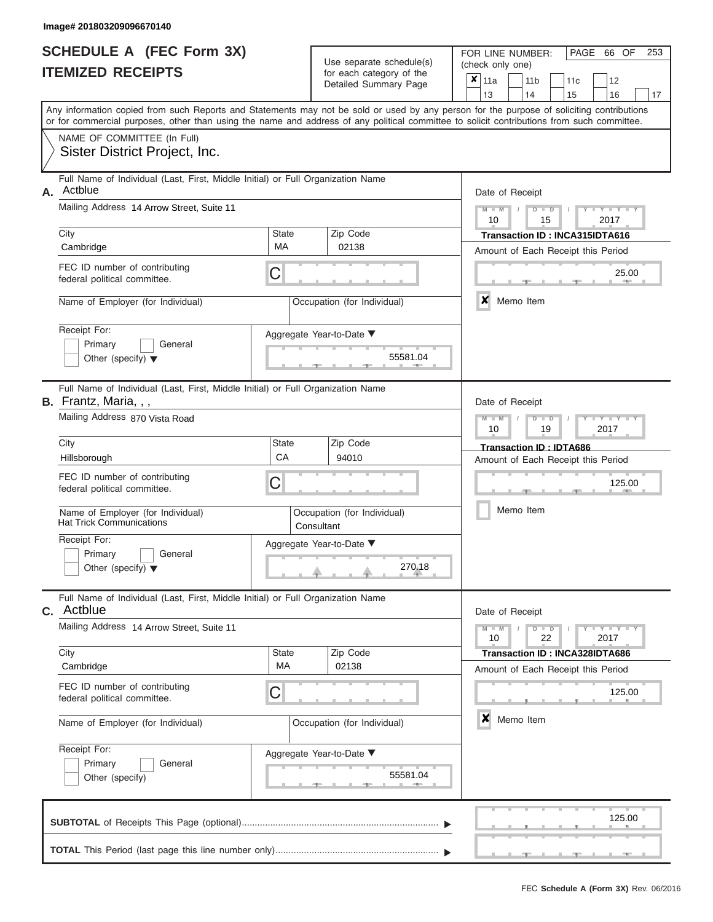Image# 201803209096670140

# SCHEDULE A (FEC Form 3X)
# ITEMIZED RECEIPTS

Use separate schedule(s) for each category of the Detailed Summary Page

FOR LINE NUMBER: (check only one)

- [x] 11a
- [ ] 11b
- [ ] 11c
- [ ] 12
- [ ] 13
- [ ] 14
- [ ] 15
- [ ] 16
- [ ] 17

PAGE 66 OF 253

Any information copied from such Reports and Statements may not be sold or used by any person for the purpose of soliciting contributions or for commercial purposes, other than using the name and address of any political committee to solicit contributions from such committee.

NAME OF COMMITTEE (In Full)
Sister District Project, Inc.

---

**A.** Full Name of Individual (Last, First, Middle Initial) or Full Organization Name: Actblue

Mailing Address: 14 Arrow Street, Suite 11

City: Cambridge | State: MA | Zip Code: 02138

FEC ID number of contributing federal political committee: C

Name of Employer (for Individual):
Occupation (for Individual):

Receipt For: Primary / General / Other (specify)

Aggregate Year-to-Date: 55581.04

Date of Receipt: 10 / 15 / 2017

Transaction ID : INCA315IDTA616

Amount of Each Receipt this Period: 25.00

[x] Memo Item

---

**B.** Full Name of Individual (Last, First, Middle Initial) or Full Organization Name: Frantz, Maria, , ,

Mailing Address: 870 Vista Road

City: Hillsborough | State: CA | Zip Code: 94010

FEC ID number of contributing federal political committee: C

Name of Employer (for Individual): Hat Trick Communications
Occupation (for Individual): Consultant

Receipt For: Primary / General / Other (specify)

Aggregate Year-to-Date: 270.18

Date of Receipt: 10 / 19 / 2017

Transaction ID : IDTA686

Amount of Each Receipt this Period: 125.00

[ ] Memo Item

---

**C.** Full Name of Individual (Last, First, Middle Initial) or Full Organization Name: Actblue

Mailing Address: 14 Arrow Street, Suite 11

City: Cambridge | State: MA | Zip Code: 02138

FEC ID number of contributing federal political committee: C

Name of Employer (for Individual):
Occupation (for Individual):

Receipt For: Primary / General / Other (specify)

Aggregate Year-to-Date: 55581.04

Date of Receipt: 10 / 22 / 2017

Transaction ID : INCA328IDTA686

Amount of Each Receipt this Period: 125.00

[x] Memo Item

---

**SUBTOTAL** of Receipts This Page (optional): 125.00

**TOTAL** This Period (last page this line number only):

FEC Schedule A (Form 3X) Rev. 06/2016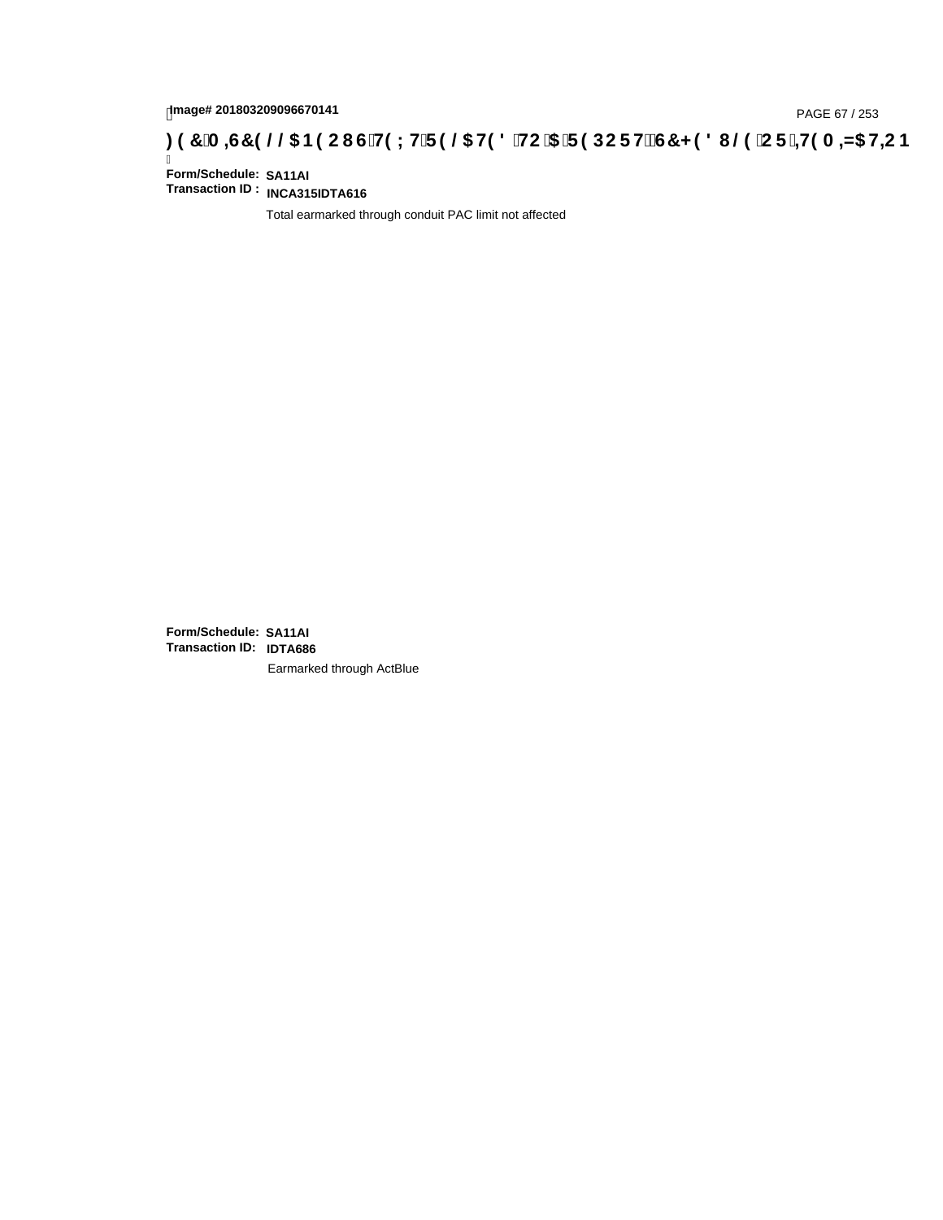**Form/Schedule:** **SA11AI**
**Transaction ID :** **INCA315IDTA616**

Total earmarked through conduit PAC limit not affected

**Form/Schedule:** **SA11AI**
**Transaction ID:** **IDTA686**

Earmarked through ActBlue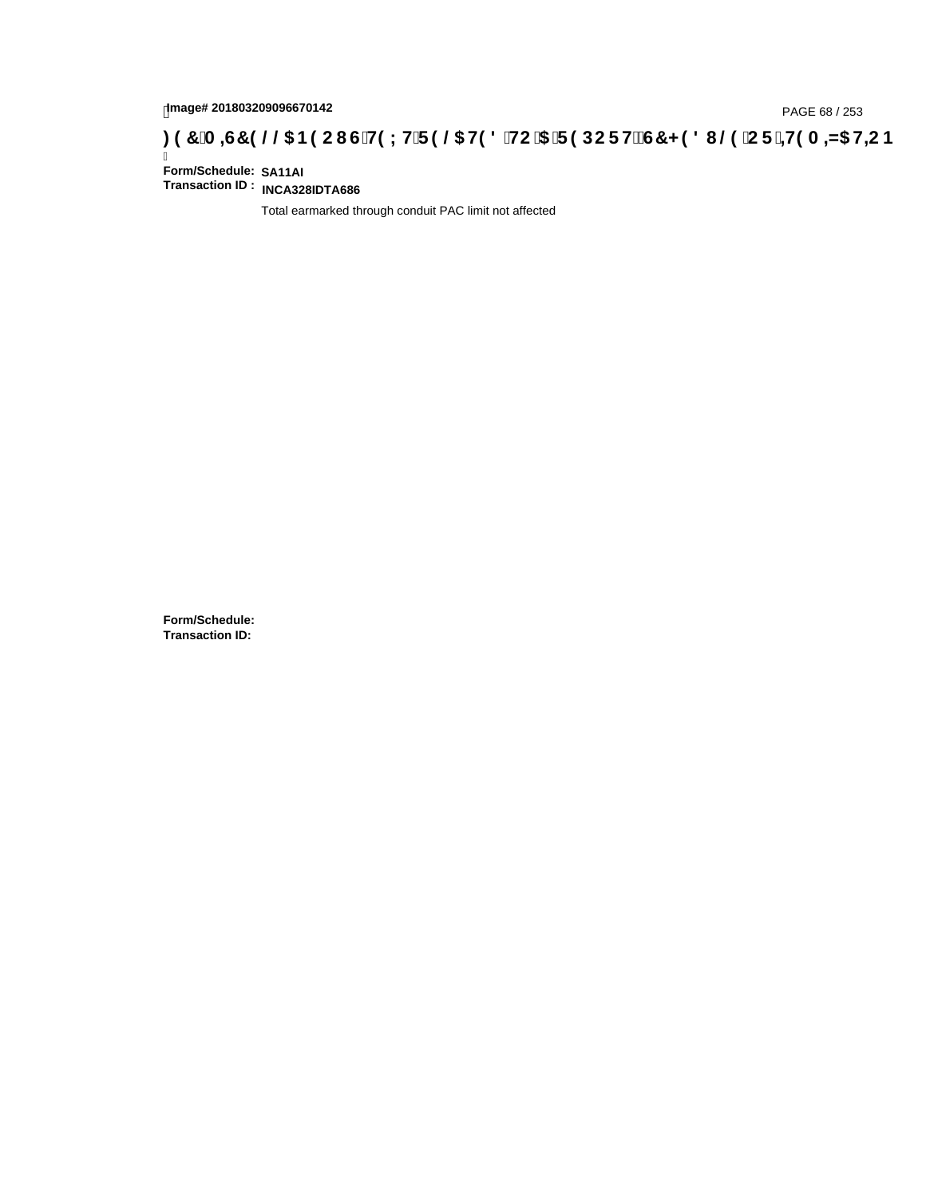**Form/Schedule:** SA11AI
**Transaction ID :** INCA328IDTA686

Total earmarked through conduit PAC limit not affected

**Form/Schedule:**
**Transaction ID:**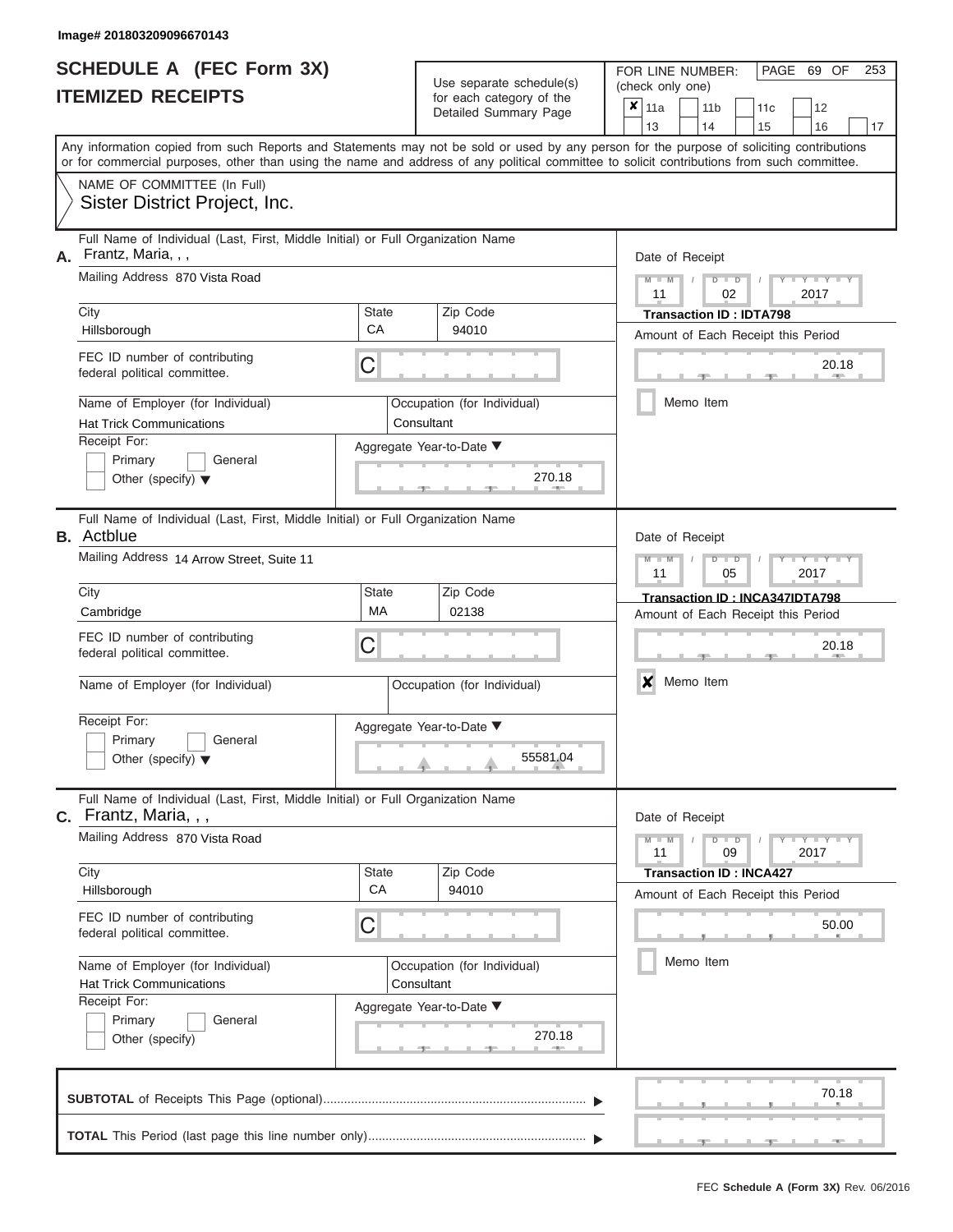Image# 201803209096670143

# SCHEDULE A (FEC Form 3X)
# ITEMIZED RECEIPTS

Use separate schedule(s) for each category of the Detailed Summary Page

FOR LINE NUMBER: (check only one)

- [x] 11a
- [ ] 11b
- [ ] 11c
- [ ] 12
- [ ] 13
- [ ] 14
- [ ] 15
- [ ] 16
- [ ] 17

PAGE 69 OF 253

Any information copied from such Reports and Statements may not be sold or used by any person for the purpose of soliciting contributions or for commercial purposes, other than using the name and address of any political committee to solicit contributions from such committee.

NAME OF COMMITTEE (In Full)
Sister District Project, Inc.

---

**A.** Full Name of Individual (Last, First, Middle Initial) or Full Organization Name: Frantz, Maria, , ,

Mailing Address: 870 Vista Road

City: Hillsborough | State: CA | Zip Code: 94010

FEC ID number of contributing federal political committee: C

Name of Employer (for Individual): Hat Trick Communications

Occupation (for Individual): Consultant

Receipt For: Primary [ ] General [ ] Other (specify) [ ]

Aggregate Year-to-Date: 270.18

Date of Receipt: 11 / 02 / 2017

Transaction ID : IDTA798

Amount of Each Receipt this Period: 20.18

Memo Item [ ]

---

**B.** Full Name of Individual (Last, First, Middle Initial) or Full Organization Name: Actblue

Mailing Address: 14 Arrow Street, Suite 11

City: Cambridge | State: MA | Zip Code: 02138

FEC ID number of contributing federal political committee: C

Name of Employer (for Individual):

Occupation (for Individual):

Receipt For: Primary [ ] General [ ] Other (specify) [ ]

Aggregate Year-to-Date: 55581.04

Date of Receipt: 11 / 05 / 2017

Transaction ID : INCA347IDTA798

Amount of Each Receipt this Period: 20.18

Memo Item [x]

---

**C.** Full Name of Individual (Last, First, Middle Initial) or Full Organization Name: Frantz, Maria, , ,

Mailing Address: 870 Vista Road

City: Hillsborough | State: CA | Zip Code: 94010

FEC ID number of contributing federal political committee: C

Name of Employer (for Individual): Hat Trick Communications

Occupation (for Individual): Consultant

Receipt For: Primary [ ] General [ ] Other (specify) [ ]

Aggregate Year-to-Date: 270.18

Date of Receipt: 11 / 09 / 2017

Transaction ID : INCA427

Amount of Each Receipt this Period: 50.00

Memo Item [ ]

---

**SUBTOTAL** of Receipts This Page (optional): 70.18

**TOTAL** This Period (last page this line number only):

FEC **Schedule A (Form 3X)** Rev. 06/2016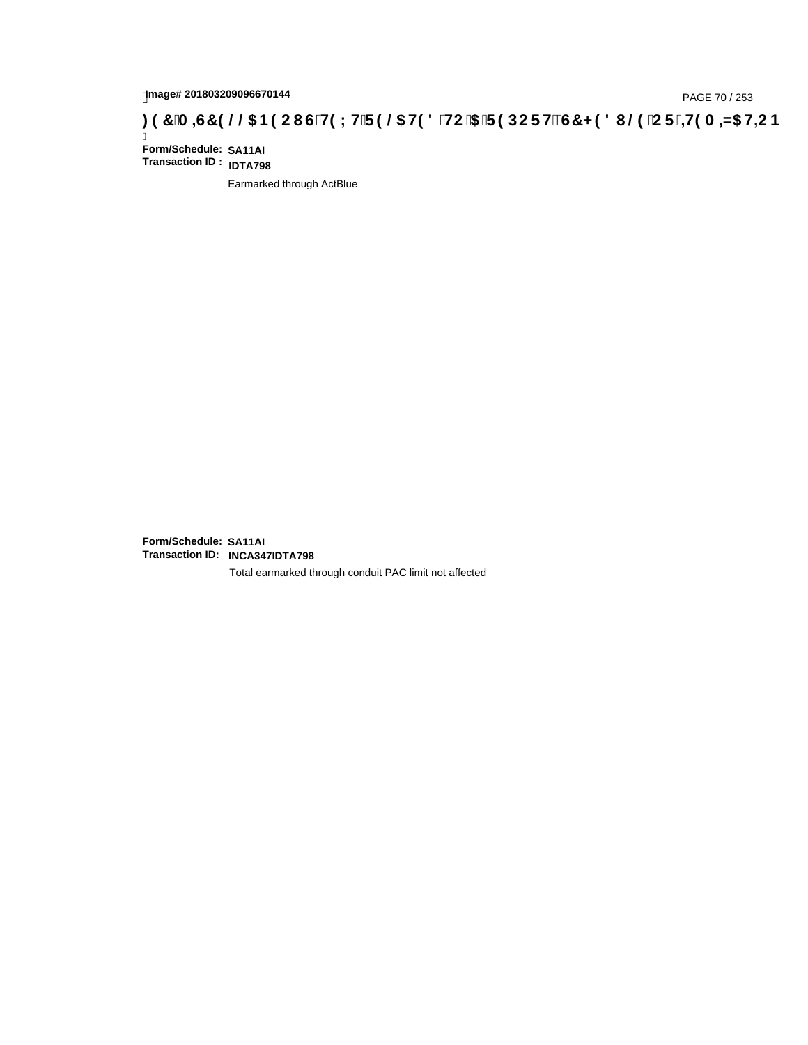**Form/Schedule:** SA11AI
**Transaction ID :** IDTA798

Earmarked through ActBlue

**Form/Schedule:** SA11AI
**Transaction ID:** INCA347IDTA798

Total earmarked through conduit PAC limit not affected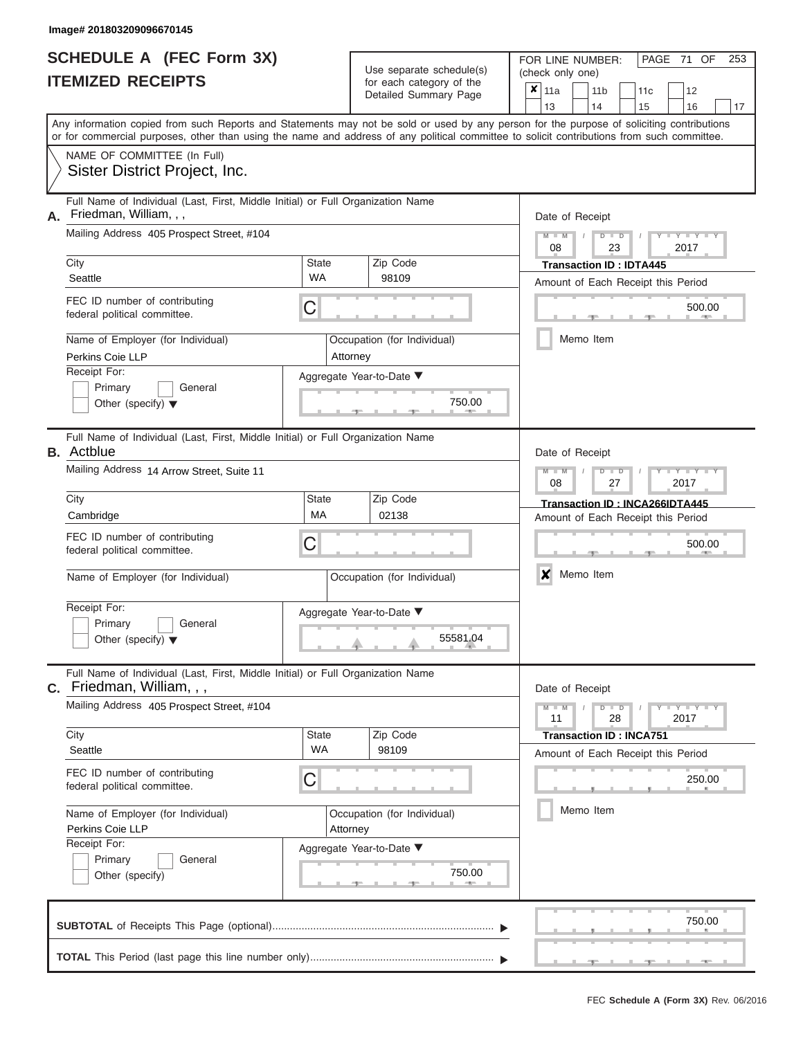Image# 201803209096670145

# SCHEDULE A (FEC Form 3X)
## ITEMIZED RECEIPTS

Use separate schedule(s) for each category of the Detailed Summary Page

FOR LINE NUMBER: (check only one)

☒ 11a ☐ 11b ☐ 11c ☐ 12 ☐ 13 ☐ 14 ☐ 15 ☐ 16 ☐ 17

Any information copied from such Reports and Statements may not be sold or used by any person for the purpose of soliciting contributions or for commercial purposes, other than using the name and address of any political committee to solicit contributions from such committee.

NAME OF COMMITTEE (In Full)
Sister District Project, Inc.

---

**A.** Full Name of Individual (Last, First, Middle Initial) or Full Organization Name: Friedman, William, , ,

Mailing Address: 405 Prospect Street, #104

City: Seattle | State: WA | Zip Code: 98109

FEC ID number of contributing federal political committee: C

Name of Employer (for Individual): Perkins Coie LLP

Occupation (for Individual): Attorney

Receipt For: ☐ Primary ☐ General ☐ Other (specify)

Aggregate Year-to-Date: 750.00

Date of Receipt: 08 / 23 / 2017

Transaction ID : IDTA445

Amount of Each Receipt this Period: 500.00

☐ Memo Item

---

**B.** Full Name of Individual (Last, First, Middle Initial) or Full Organization Name: Actblue

Mailing Address: 14 Arrow Street, Suite 11

City: Cambridge | State: MA | Zip Code: 02138

FEC ID number of contributing federal political committee: C

Name of Employer (for Individual):

Occupation (for Individual):

Receipt For: ☐ Primary ☐ General ☐ Other (specify)

Aggregate Year-to-Date: 55581.04

Date of Receipt: 08 / 27 / 2017

Transaction ID : INCA266IDTA445

Amount of Each Receipt this Period: 500.00

☒ Memo Item

---

**C.** Full Name of Individual (Last, First, Middle Initial) or Full Organization Name: Friedman, William, , ,

Mailing Address: 405 Prospect Street, #104

City: Seattle | State: WA | Zip Code: 98109

FEC ID number of contributing federal political committee: C

Name of Employer (for Individual): Perkins Coie LLP

Occupation (for Individual): Attorney

Receipt For: ☐ Primary ☐ General ☐ Other (specify)

Aggregate Year-to-Date: 750.00

Date of Receipt: 11 / 28 / 2017

Transaction ID : INCA751

Amount of Each Receipt this Period: 250.00

☐ Memo Item

---

**SUBTOTAL** of Receipts This Page (optional): 750.00

**TOTAL** This Period (last page this line number only):

FEC Schedule A (Form 3X) Rev. 06/2016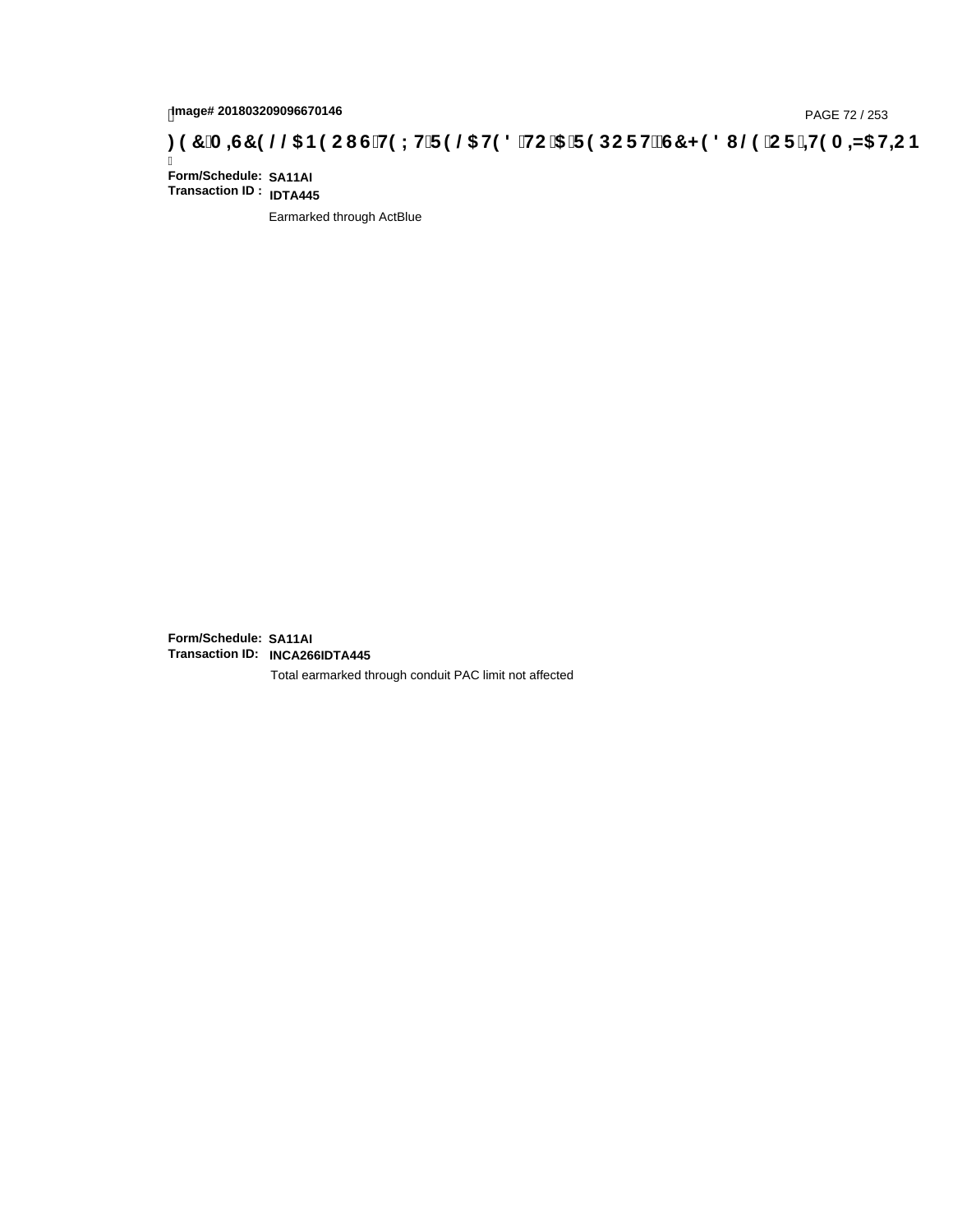**Form/Schedule:** **SA11AI**
**Transaction ID :** **IDTA445**

Earmarked through ActBlue

**Form/Schedule:** **SA11AI**
**Transaction ID:** **INCA266IDTA445**

Total earmarked through conduit PAC limit not affected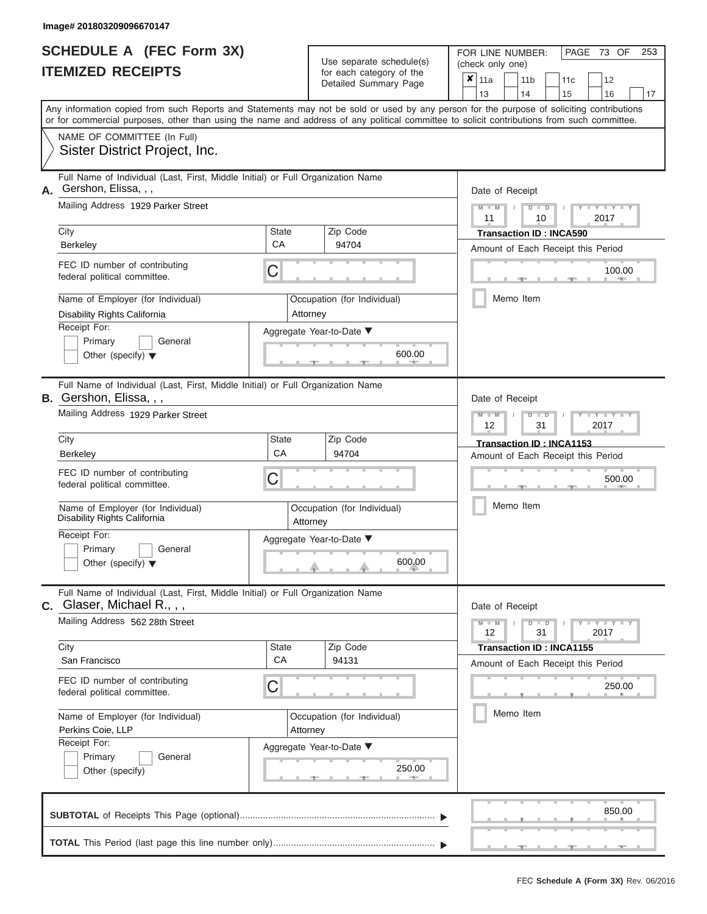Image# 201803209096670147

# SCHEDULE A (FEC Form 3X)
# ITEMIZED RECEIPTS

Use separate schedule(s) for each category of the Detailed Summary Page

FOR LINE NUMBER: (check only one)

- [x] 11a
- [ ] 11b
- [ ] 11c
- [ ] 12
- [ ] 13
- [ ] 14
- [ ] 15
- [ ] 16
- [ ] 17

Any information copied from such Reports and Statements may not be sold or used by any person for the purpose of soliciting contributions or for commercial purposes, other than using the name and address of any political committee to solicit contributions from such committee.

NAME OF COMMITTEE (In Full)
Sister District Project, Inc.

---

**A.** Full Name of Individual (Last, First, Middle Initial) or Full Organization Name: Gershon, Elissa, , ,

Mailing Address: 1929 Parker Street

| City | State | Zip Code |
|---|---|---|
| Berkeley | CA | 94704 |

FEC ID number of contributing federal political committee: C

Name of Employer (for Individual): Disability Rights California

Occupation (for Individual): Attorney

Receipt For: Primary / General / Other (specify)

Aggregate Year-to-Date: 600.00

Date of Receipt: 11 / 10 / 2017

Transaction ID : INCA590

Amount of Each Receipt this Period: 100.00

Memo Item

---

**B.** Full Name of Individual (Last, First, Middle Initial) or Full Organization Name: Gershon, Elissa, , ,

Mailing Address: 1929 Parker Street

| City | State | Zip Code |
|---|---|---|
| Berkeley | CA | 94704 |

FEC ID number of contributing federal political committee: C

Name of Employer (for Individual): Disability Rights California

Occupation (for Individual): Attorney

Receipt For: Primary / General / Other (specify)

Aggregate Year-to-Date: 600.00

Date of Receipt: 12 / 31 / 2017

Transaction ID : INCA1153

Amount of Each Receipt this Period: 500.00

Memo Item

---

**C.** Full Name of Individual (Last, First, Middle Initial) or Full Organization Name: Glaser, Michael R., , ,

Mailing Address: 562 28th Street

| City | State | Zip Code |
|---|---|---|
| San Francisco | CA | 94131 |

FEC ID number of contributing federal political committee: C

Name of Employer (for Individual): Perkins Coie, LLP

Occupation (for Individual): Attorney

Receipt For: Primary / General / Other (specify)

Aggregate Year-to-Date: 250.00

Date of Receipt: 12 / 31 / 2017

Transaction ID : INCA1155

Amount of Each Receipt this Period: 250.00

Memo Item

---

**SUBTOTAL** of Receipts This Page (optional): 850.00

**TOTAL** This Period (last page this line number only):

FEC Schedule A (Form 3X) Rev. 06/2016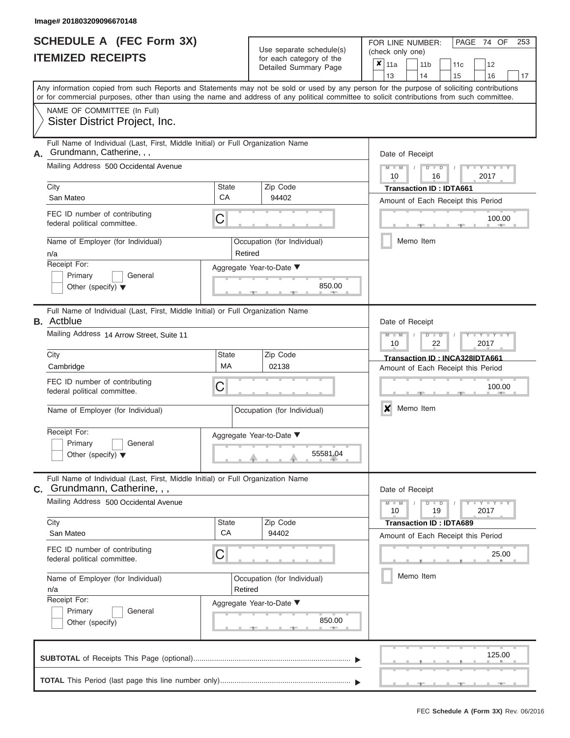Image# 201803209096670148

# SCHEDULE A (FEC Form 3X)
# ITEMIZED RECEIPTS

Use separate schedule(s) for each category of the Detailed Summary Page

FOR LINE NUMBER: (check only one)

- [x] 11a
- [ ] 11b
- [ ] 11c
- [ ] 12
- [ ] 13
- [ ] 14
- [ ] 15
- [ ] 16
- [ ] 17

PAGE 74 OF 253

Any information copied from such Reports and Statements may not be sold or used by any person for the purpose of soliciting contributions or for commercial purposes, other than using the name and address of any political committee to solicit contributions from such committee.

NAME OF COMMITTEE (In Full)
Sister District Project, Inc.

---

**A.** Full Name of Individual (Last, First, Middle Initial) or Full Organization Name
Grundmann, Catherine, , ,

Mailing Address: 500 Occidental Avenue

| City | State | Zip Code |
|---|---|---|
| San Mateo | CA | 94402 |

FEC ID number of contributing federal political committee: C

Name of Employer (for Individual): n/a
Occupation (for Individual): Retired

Receipt For:
- [ ] Primary
- [ ] General
- [ ] Other (specify)

Aggregate Year-to-Date: 850.00

Date of Receipt: 10 / 16 / 2017
**Transaction ID : IDTA661**

Amount of Each Receipt this Period: 100.00

- [ ] Memo Item

---

**B.** Full Name of Individual (Last, First, Middle Initial) or Full Organization Name
Actblue

Mailing Address: 14 Arrow Street, Suite 11

| City | State | Zip Code |
|---|---|---|
| Cambridge | MA | 02138 |

FEC ID number of contributing federal political committee: C

Name of Employer (for Individual):
Occupation (for Individual):

Receipt For:
- [ ] Primary
- [ ] General
- [ ] Other (specify)

Aggregate Year-to-Date: 55581.04

Date of Receipt: 10 / 22 / 2017
**Transaction ID : INCA328IDTA661**

Amount of Each Receipt this Period: 100.00

- [x] Memo Item

---

**C.** Full Name of Individual (Last, First, Middle Initial) or Full Organization Name
Grundmann, Catherine, , ,

Mailing Address: 500 Occidental Avenue

| City | State | Zip Code |
|---|---|---|
| San Mateo | CA | 94402 |

FEC ID number of contributing federal political committee: C

Name of Employer (for Individual): n/a
Occupation (for Individual): Retired

Receipt For:
- [ ] Primary
- [ ] General
- [ ] Other (specify)

Aggregate Year-to-Date: 850.00

Date of Receipt: 10 / 19 / 2017
**Transaction ID : IDTA689**

Amount of Each Receipt this Period: 25.00

- [ ] Memo Item

---

**SUBTOTAL** of Receipts This Page (optional): 125.00

**TOTAL** This Period (last page this line number only):

FEC Schedule A (Form 3X) Rev. 06/2016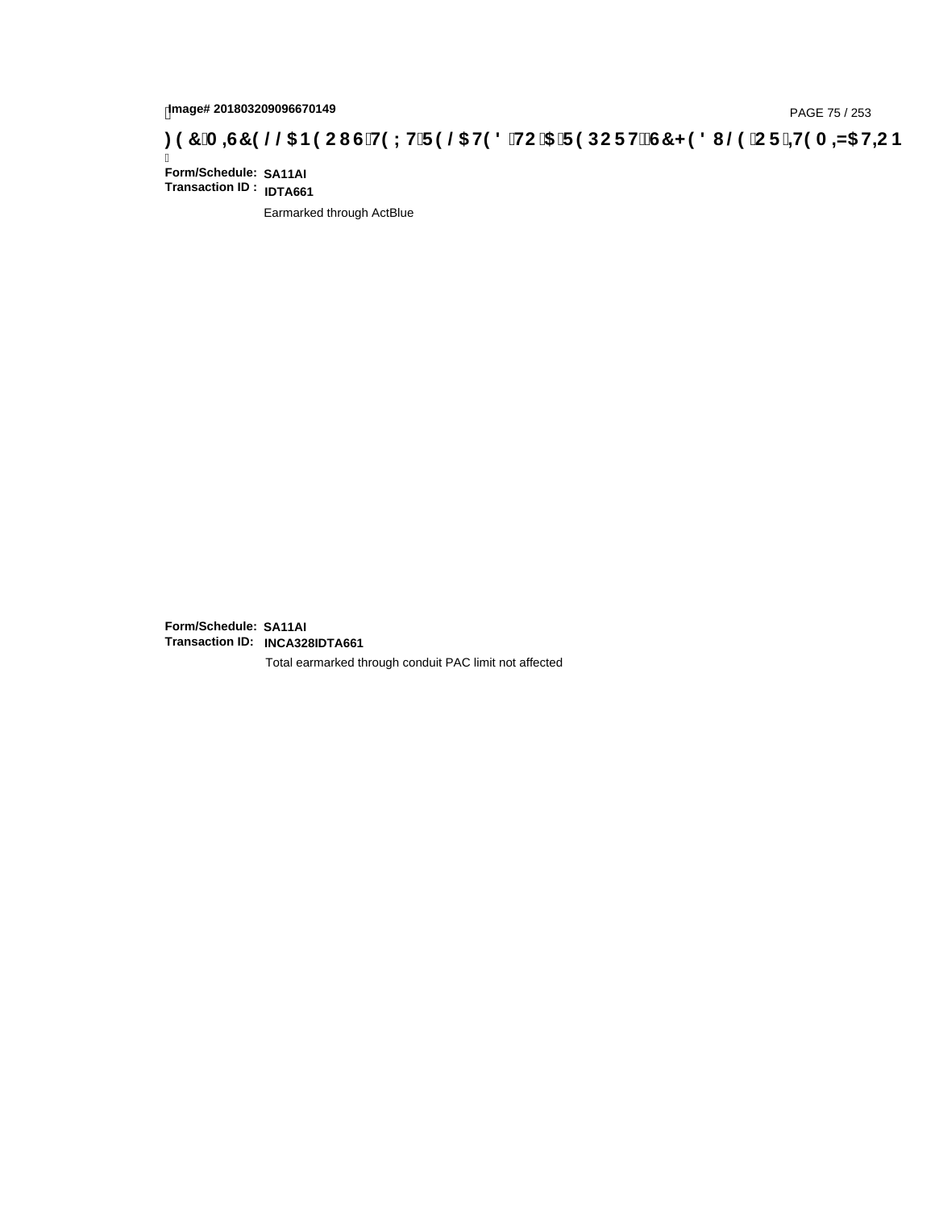**Form/Schedule:** **SA11AI**
**Transaction ID :** **IDTA661**

Earmarked through ActBlue

**Form/Schedule:** **SA11AI**
**Transaction ID:** **INCA328IDTA661**

Total earmarked through conduit PAC limit not affected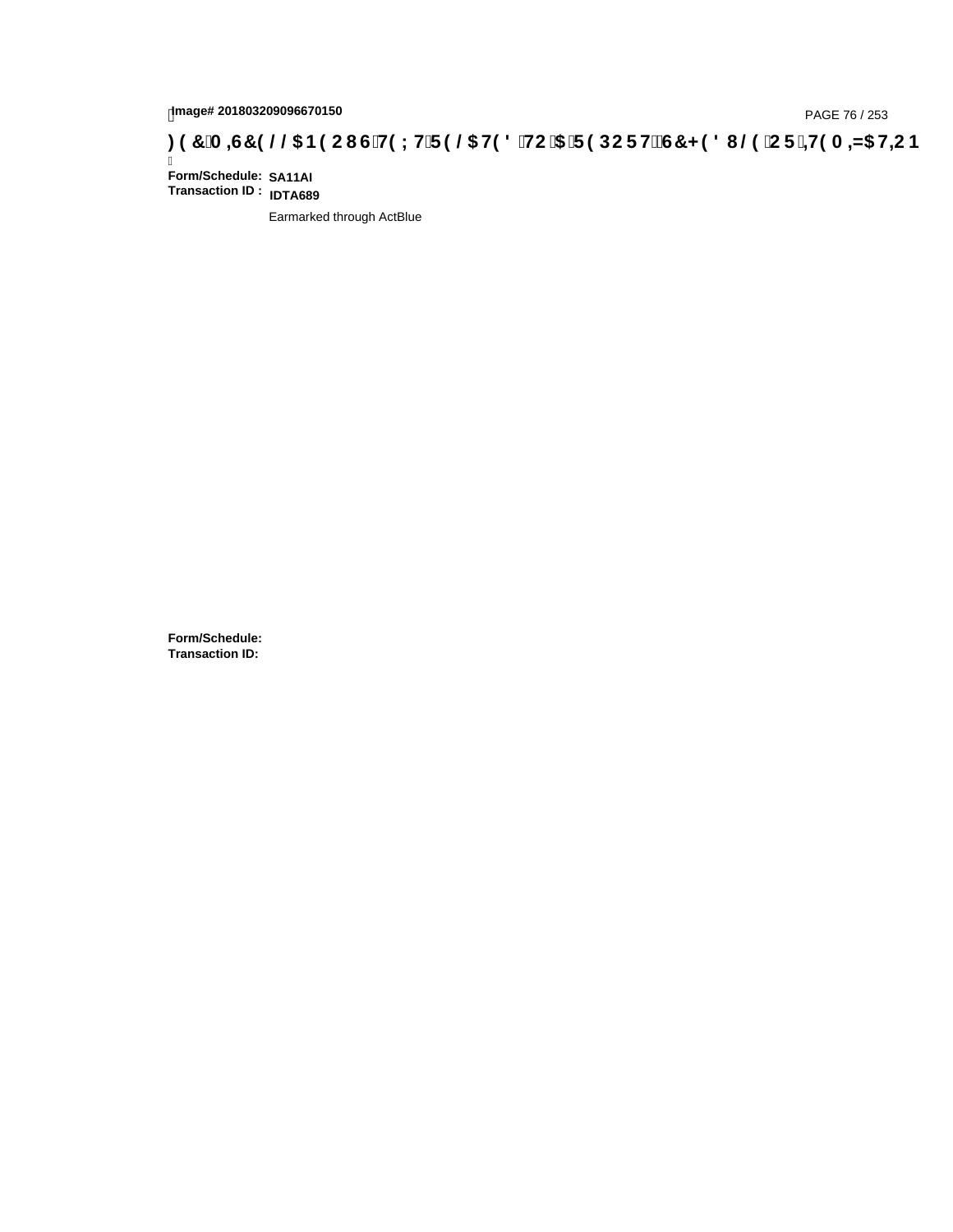Image# 201803209096670150

# ) ( &0 ,6&( / / $1 ( 2 8 6 7( ; 7 5 ( / $ 7( ' 72 $ 5 ( 3 2 5 7 6 &+ ( ' 8 / ( 2 5 ,7( 0 ,=$ 7,2 1

**Form/Schedule:** **SA11AI**
**Transaction ID :** **IDTA689**

Earmarked through ActBlue

**Form/Schedule:**
**Transaction ID:**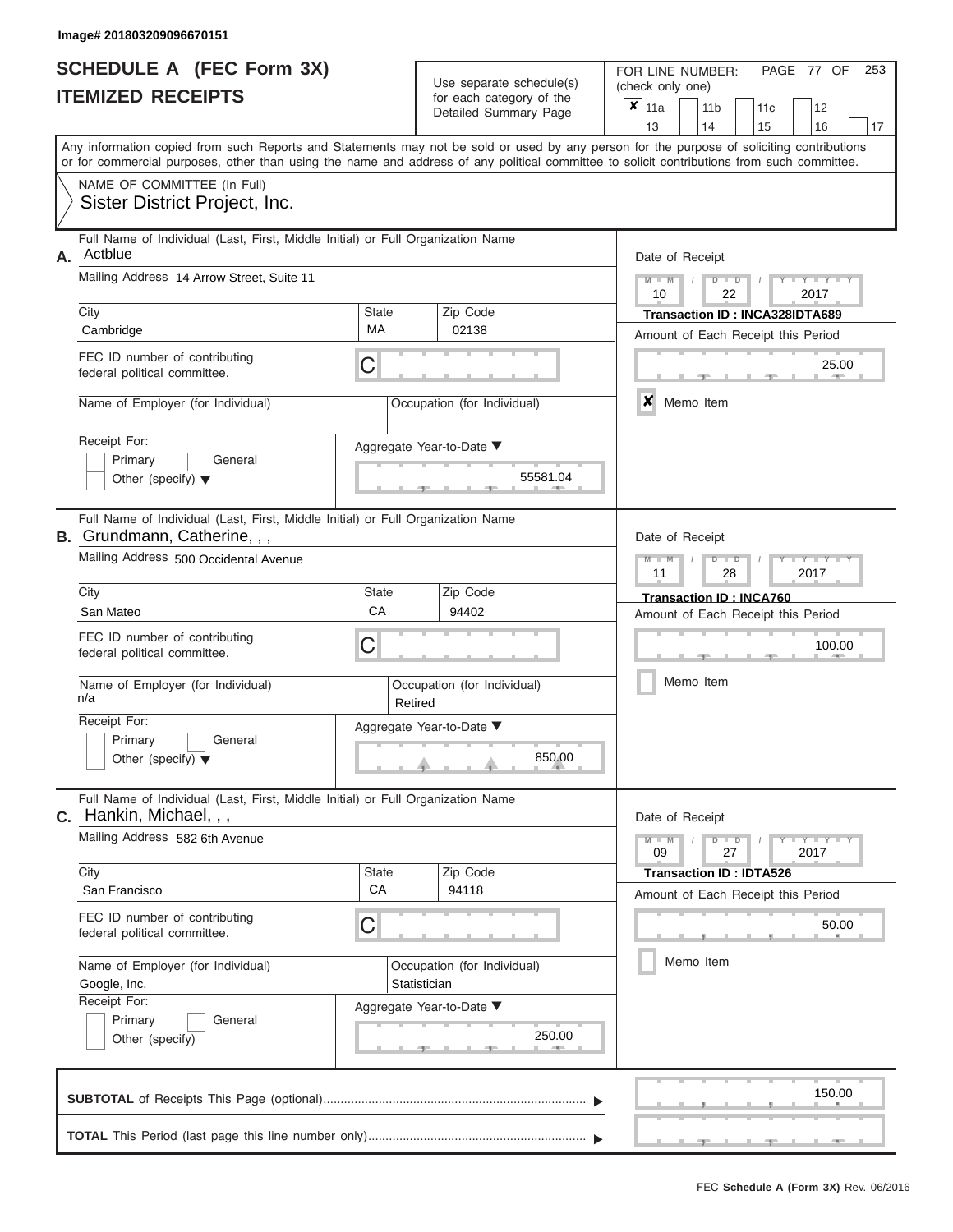Image# 201803209096670151

# SCHEDULE A (FEC Form 3X)
## ITEMIZED RECEIPTS

Use separate schedule(s) for each category of the Detailed Summary Page

FOR LINE NUMBER: (check only one)

- [x] 11a
- [ ] 11b
- [ ] 11c
- [ ] 12
- [ ] 13
- [ ] 14
- [ ] 15
- [ ] 16
- [ ] 17

Any information copied from such Reports and Statements may not be sold or used by any person for the purpose of soliciting contributions or for commercial purposes, other than using the name and address of any political committee to solicit contributions from such committee.

NAME OF COMMITTEE (In Full)
Sister District Project, Inc.

---

**A.** Full Name of Individual (Last, First, Middle Initial) or Full Organization Name: Actblue

Mailing Address: 14 Arrow Street, Suite 11

City: Cambridge | State: MA | Zip Code: 02138

FEC ID number of contributing federal political committee: C

Name of Employer (for Individual):

Occupation (for Individual):

Receipt For: Primary / General / Other (specify)

Aggregate Year-to-Date: 55581.04

Date of Receipt: 10 / 22 / 2017

Transaction ID : INCA328IDTA689

Amount of Each Receipt this Period: 25.00

[x] Memo Item

---

**B.** Full Name of Individual (Last, First, Middle Initial) or Full Organization Name: Grundmann, Catherine, , ,

Mailing Address: 500 Occidental Avenue

City: San Mateo | State: CA | Zip Code: 94402

FEC ID number of contributing federal political committee: C

Name of Employer (for Individual): n/a

Occupation (for Individual): Retired

Receipt For: Primary / General / Other (specify)

Aggregate Year-to-Date: 850.00

Date of Receipt: 11 / 28 / 2017

Transaction ID : INCA760

Amount of Each Receipt this Period: 100.00

[ ] Memo Item

---

**C.** Full Name of Individual (Last, First, Middle Initial) or Full Organization Name: Hankin, Michael, , ,

Mailing Address: 582 6th Avenue

City: San Francisco | State: CA | Zip Code: 94118

FEC ID number of contributing federal political committee: C

Name of Employer (for Individual): Google, Inc.

Occupation (for Individual): Statistician

Receipt For: Primary / General / Other (specify)

Aggregate Year-to-Date: 250.00

Date of Receipt: 09 / 27 / 2017

Transaction ID : IDTA526

Amount of Each Receipt this Period: 50.00

[ ] Memo Item

---

**SUBTOTAL** of Receipts This Page (optional): 150.00

**TOTAL** This Period (last page this line number only):

FEC Schedule A (Form 3X) Rev. 06/2016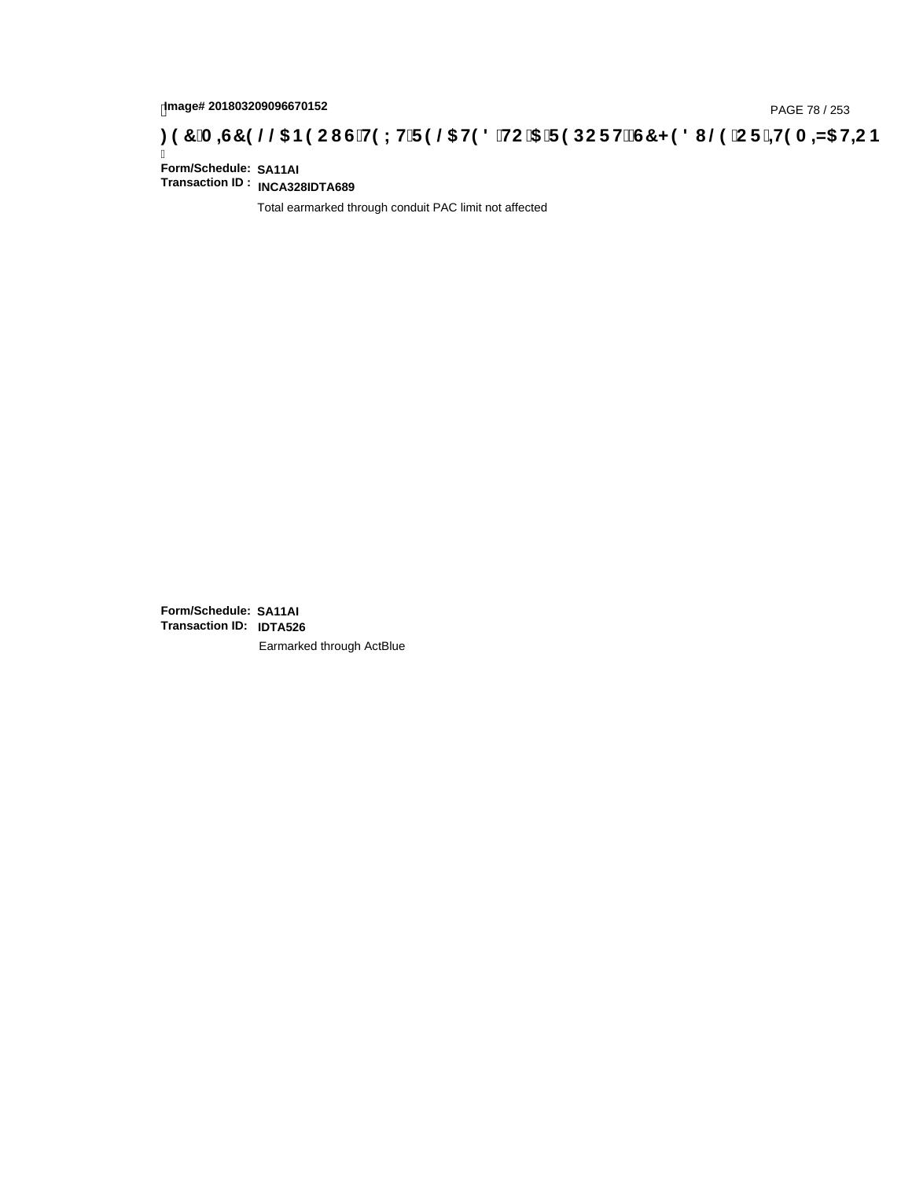Image# 201803209096670152

) ( &0 ,6&( / / $1( 286 7( ; 7 5( / $7( ' 72 $ 5( 3257 6&+( ' 8/ ( 25 ,7( 0 ,=$7,21

Form/Schedule: SA11AI
Transaction ID : INCA328IDTA689

Total earmarked through conduit PAC limit not affected

Form/Schedule: SA11AI
Transaction ID: IDTA526

Earmarked through ActBlue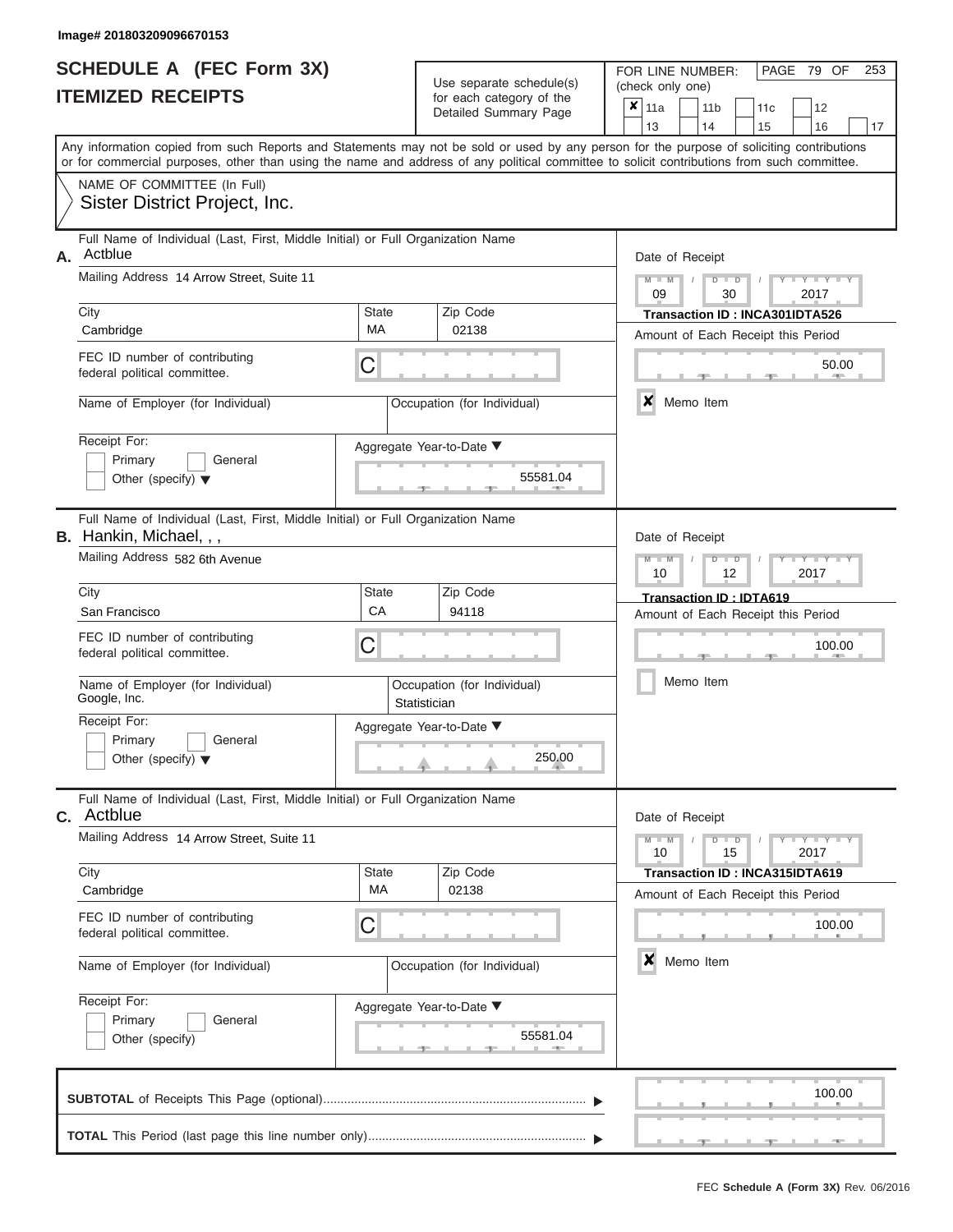Image# 201803209096670153

# SCHEDULE A (FEC Form 3X)
## ITEMIZED RECEIPTS

Use separate schedule(s) for each category of the Detailed Summary Page

FOR LINE NUMBER: (check only one)

- [x] 11a
- [ ] 11b
- [ ] 11c
- [ ] 12
- [ ] 13
- [ ] 14
- [ ] 15
- [ ] 16
- [ ] 17

Any information copied from such Reports and Statements may not be sold or used by any person for the purpose of soliciting contributions or for commercial purposes, other than using the name and address of any political committee to solicit contributions from such committee.

NAME OF COMMITTEE (In Full)
Sister District Project, Inc.

---

**A.** Full Name of Individual (Last, First, Middle Initial) or Full Organization Name: Actblue

Mailing Address: 14 Arrow Street, Suite 11

City: Cambridge | State: MA | Zip Code: 02138

FEC ID number of contributing federal political committee: C

Name of Employer (for Individual):

Occupation (for Individual):

Receipt For: Primary [ ] General [ ] Other (specify) [ ]

Aggregate Year-to-Date: 55581.04

Date of Receipt: 09 / 30 / 2017

Transaction ID : INCA301IDTA526

Amount of Each Receipt this Period: 50.00

[x] Memo Item

---

**B.** Full Name of Individual (Last, First, Middle Initial) or Full Organization Name: Hankin, Michael, , ,

Mailing Address: 582 6th Avenue

City: San Francisco | State: CA | Zip Code: 94118

FEC ID number of contributing federal political committee: C

Name of Employer (for Individual): Google, Inc.

Occupation (for Individual): Statistician

Receipt For: Primary [ ] General [ ] Other (specify) [ ]

Aggregate Year-to-Date: 250.00

Date of Receipt: 10 / 12 / 2017

Transaction ID : IDTA619

Amount of Each Receipt this Period: 100.00

[ ] Memo Item

---

**C.** Full Name of Individual (Last, First, Middle Initial) or Full Organization Name: Actblue

Mailing Address: 14 Arrow Street, Suite 11

City: Cambridge | State: MA | Zip Code: 02138

FEC ID number of contributing federal political committee: C

Name of Employer (for Individual):

Occupation (for Individual):

Receipt For: Primary [ ] General [ ] Other (specify) [ ]

Aggregate Year-to-Date: 55581.04

Date of Receipt: 10 / 15 / 2017

Transaction ID : INCA315IDTA619

Amount of Each Receipt this Period: 100.00

[x] Memo Item

---

**SUBTOTAL** of Receipts This Page (optional): 100.00

**TOTAL** This Period (last page this line number only):

FEC Schedule A (Form 3X) Rev. 06/2016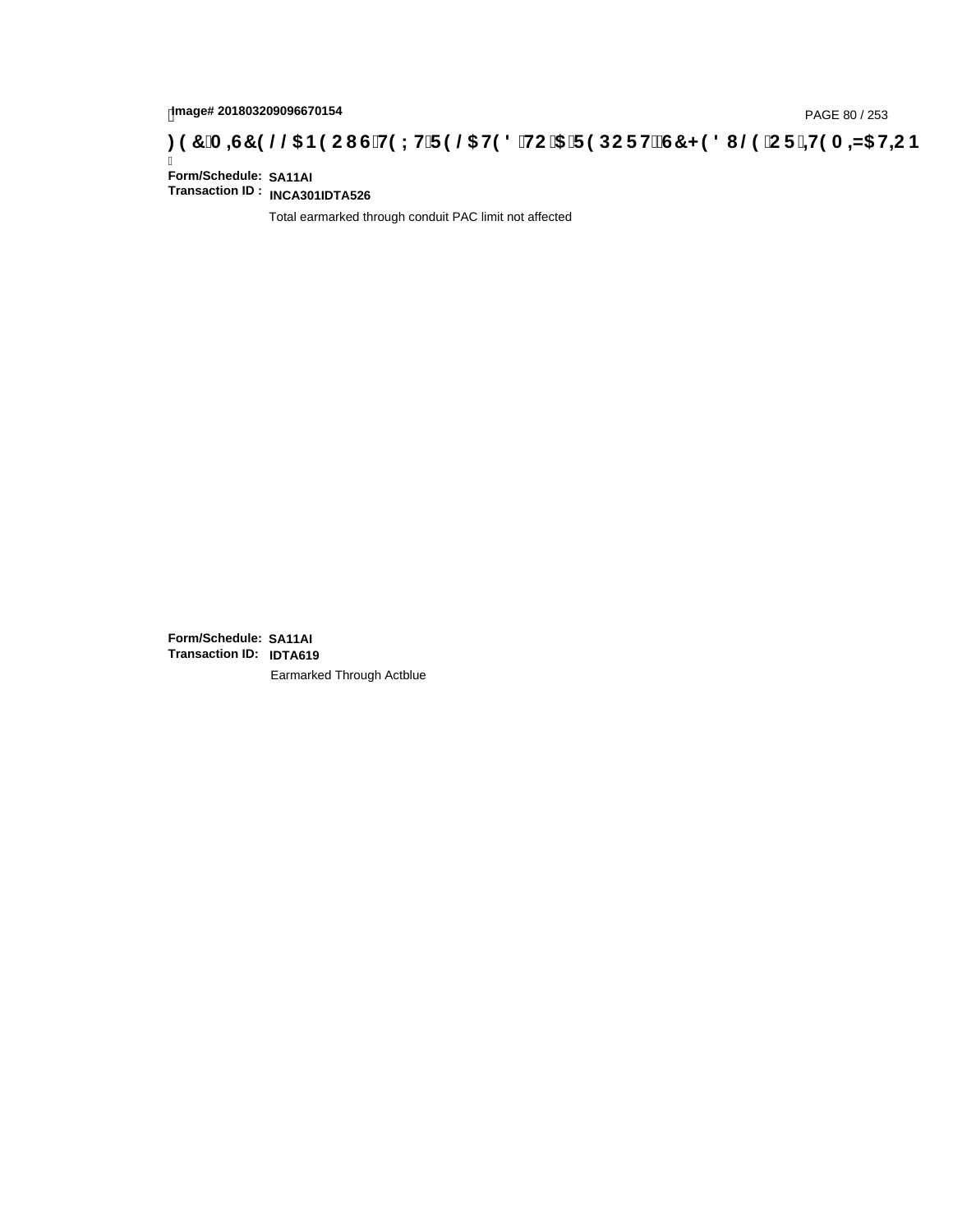Image# 201803209096670154

**)(&0,6&(//$1(2867(;75(/$7('72$5(32576&+('8/(25,7(0,=$7,21**

**Form/Schedule:** **SA11AI**
**Transaction ID :** **INCA301IDTA526**

Total earmarked through conduit PAC limit not affected

**Form/Schedule:** **SA11AI**
**Transaction ID:** **IDTA619**

Earmarked Through Actblue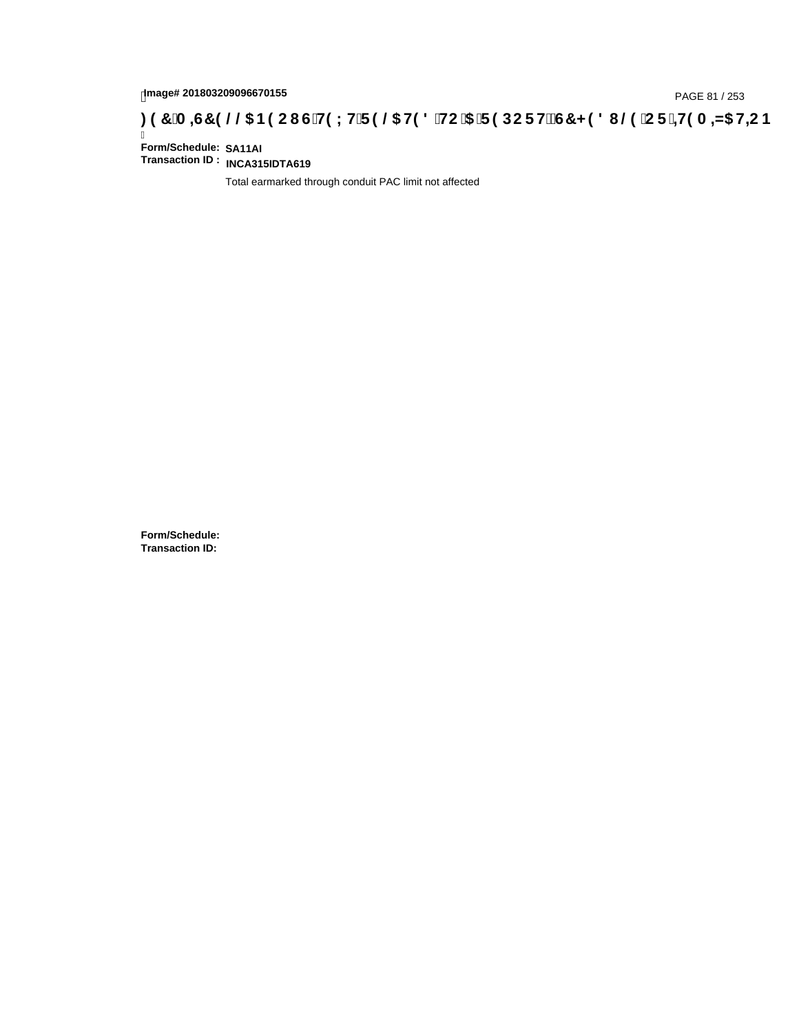Image# 201803209096670155

**Form/Schedule:** **SA11AI**
**Transaction ID :** **INCA315IDTA619**

Total earmarked through conduit PAC limit not affected

**Form/Schedule:**
**Transaction ID:**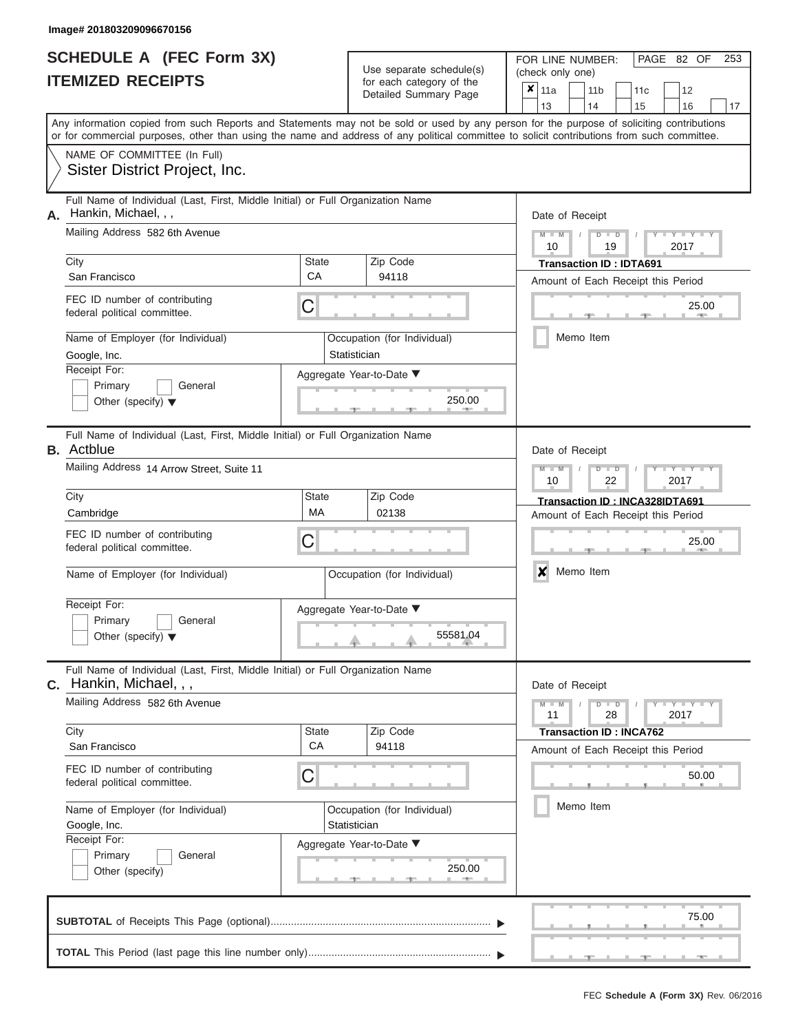Image# 201803209096670156

# SCHEDULE A (FEC Form 3X)
## ITEMIZED RECEIPTS

Use separate schedule(s) for each category of the Detailed Summary Page

FOR LINE NUMBER: (check only one)

| | | | | |
|---|---|---|---|---|
| ✘ 11a | 11b | 11c | 12 | |
| 13 | 14 | 15 | 16 | 17 |

Any information copied from such Reports and Statements may not be sold or used by any person for the purpose of soliciting contributions or for commercial purposes, other than using the name and address of any political committee to solicit contributions from such committee.

NAME OF COMMITTEE (In Full)
Sister District Project, Inc.

---

**A.** Full Name of Individual (Last, First, Middle Initial) or Full Organization Name: Hankin, Michael, , ,

Mailing Address: 582 6th Avenue

City: San Francisco | State: CA | Zip Code: 94118

FEC ID number of contributing federal political committee: C

Name of Employer (for Individual): Google, Inc.

Occupation (for Individual): Statistician

Receipt For: Primary / General / Other (specify)

Aggregate Year-to-Date: 250.00

Date of Receipt: 10 / 19 / 2017

Transaction ID : IDTA691

Amount of Each Receipt this Period: 25.00

Memo Item

---

**B.** Full Name of Individual (Last, First, Middle Initial) or Full Organization Name: Actblue

Mailing Address: 14 Arrow Street, Suite 11

City: Cambridge | State: MA | Zip Code: 02138

FEC ID number of contributing federal political committee: C

Name of Employer (for Individual):

Occupation (for Individual):

Receipt For: Primary / General / Other (specify)

Aggregate Year-to-Date: 55581.04

Date of Receipt: 10 / 22 / 2017

Transaction ID : INCA328IDTA691

Amount of Each Receipt this Period: 25.00

✘ Memo Item

---

**C.** Full Name of Individual (Last, First, Middle Initial) or Full Organization Name: Hankin, Michael, , ,

Mailing Address: 582 6th Avenue

City: San Francisco | State: CA | Zip Code: 94118

FEC ID number of contributing federal political committee: C

Name of Employer (for Individual): Google, Inc.

Occupation (for Individual): Statistician

Receipt For: Primary / General / Other (specify)

Aggregate Year-to-Date: 250.00

Date of Receipt: 11 / 28 / 2017

Transaction ID : INCA762

Amount of Each Receipt this Period: 50.00

Memo Item

---

**SUBTOTAL** of Receipts This Page (optional): 75.00

**TOTAL** This Period (last page this line number only):

FEC Schedule A (Form 3X) Rev. 06/2016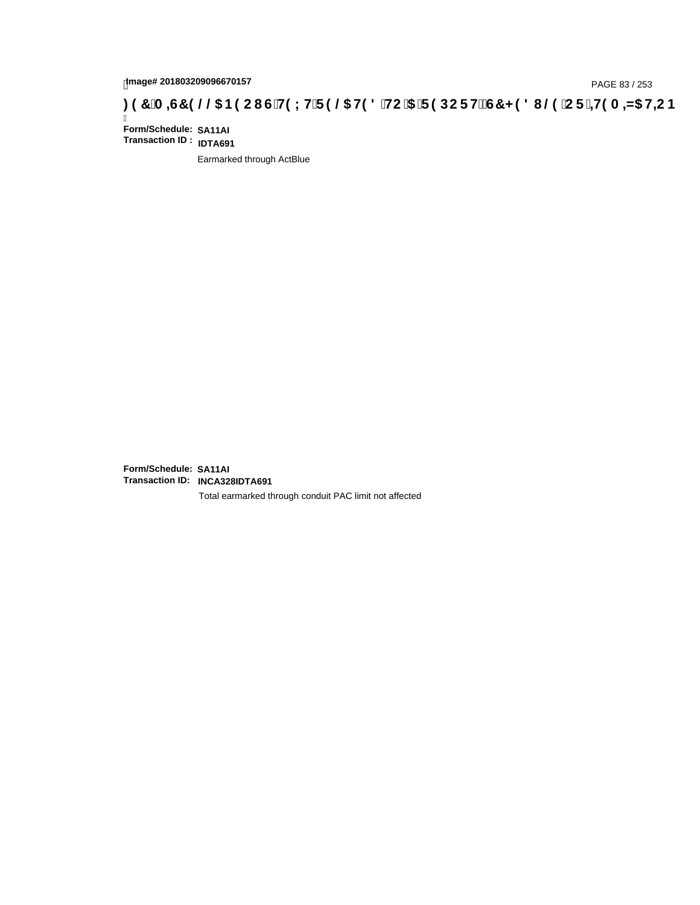Image# 201803209096670157

**) ( &0 ,6&( / / $1 ( 2 8 6 7( ; 7 5 ( / $7( ' 72 $ 5 ( 3 2 5 7 6&+ ( ' 8 / ( 2 5 ,7( 0 ,=$7,2 1**

**Form/Schedule:** **SA11AI**
**Transaction ID :** **IDTA691**

Earmarked through ActBlue

**Form/Schedule:** **SA11AI**
**Transaction ID:** **INCA328IDTA691**

Total earmarked through conduit PAC limit not affected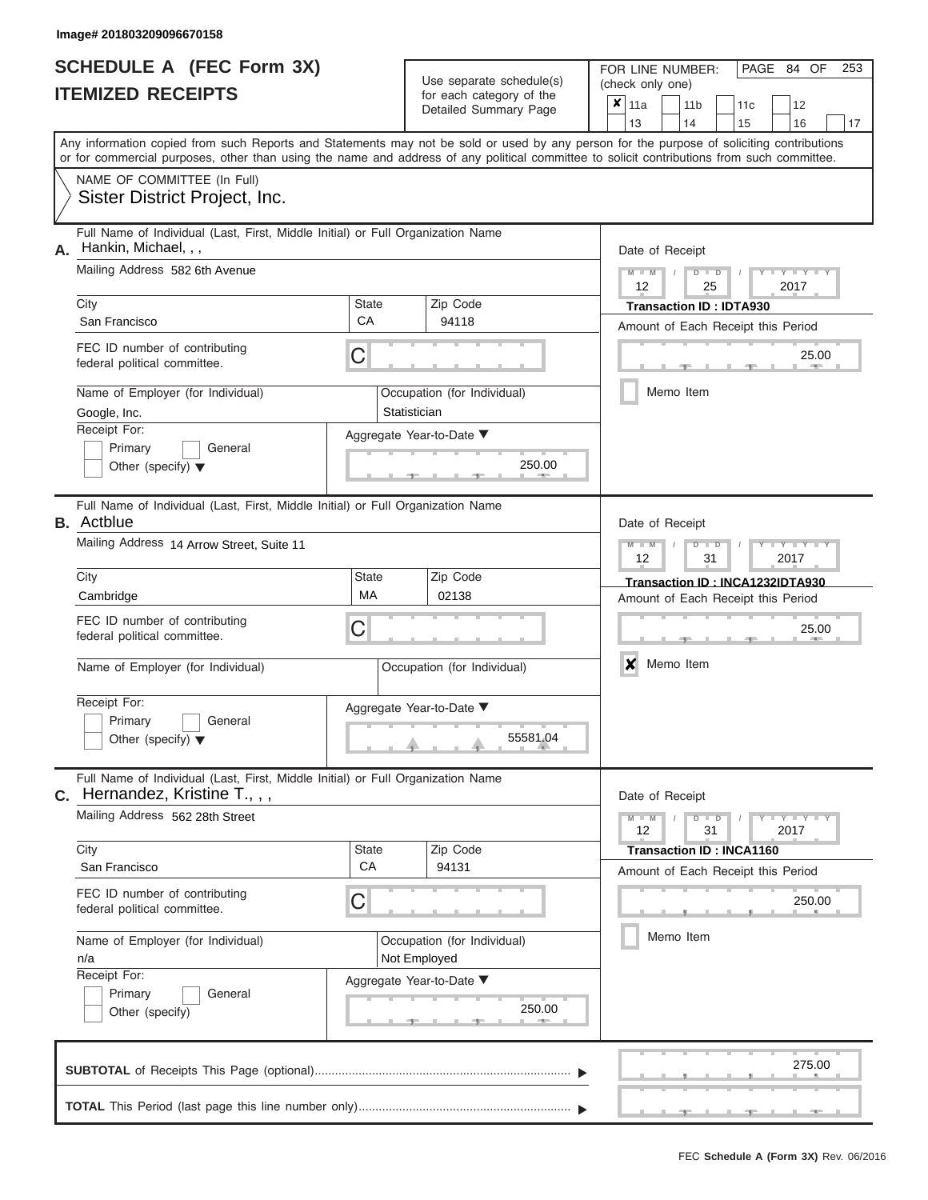Image# 201803209096670158

# SCHEDULE A (FEC Form 3X)
## ITEMIZED RECEIPTS

Use separate schedule(s) for each category of the Detailed Summary Page

FOR LINE NUMBER: (check only one)

| | | | | |
|---|---|---|---|---|
| ✘ 11a | 11b | 11c | 12 | |
| 13 | 14 | 15 | 16 | 17 |

Any information copied from such Reports and Statements may not be sold or used by any person for the purpose of soliciting contributions or for commercial purposes, other than using the name and address of any political committee to solicit contributions from such committee.

NAME OF COMMITTEE (In Full)
Sister District Project, Inc.

---

**A.** Full Name of Individual (Last, First, Middle Initial) or Full Organization Name: Hankin, Michael, , ,

Mailing Address: 582 6th Avenue

City: San Francisco | State: CA | Zip Code: 94118

FEC ID number of contributing federal political committee: C

Name of Employer (for Individual): Google, Inc.

Occupation (for Individual): Statistician

Receipt For: Primary / General / Other (specify)

Aggregate Year-to-Date: 250.00

Date of Receipt: 12 / 25 / 2017

Transaction ID : IDTA930

Amount of Each Receipt this Period: 25.00

Memo Item

---

**B.** Full Name of Individual (Last, First, Middle Initial) or Full Organization Name: Actblue

Mailing Address: 14 Arrow Street, Suite 11

City: Cambridge | State: MA | Zip Code: 02138

FEC ID number of contributing federal political committee: C

Name of Employer (for Individual):

Occupation (for Individual):

Receipt For: Primary / General / Other (specify)

Aggregate Year-to-Date: 55581.04

Date of Receipt: 12 / 31 / 2017

Transaction ID : INCA1232IDTA930

Amount of Each Receipt this Period: 25.00

✘ Memo Item

---

**C.** Full Name of Individual (Last, First, Middle Initial) or Full Organization Name: Hernandez, Kristine T., , ,

Mailing Address: 562 28th Street

City: San Francisco | State: CA | Zip Code: 94131

FEC ID number of contributing federal political committee: C

Name of Employer (for Individual): n/a

Occupation (for Individual): Not Employed

Receipt For: Primary / General / Other (specify)

Aggregate Year-to-Date: 250.00

Date of Receipt: 12 / 31 / 2017

Transaction ID : INCA1160

Amount of Each Receipt this Period: 250.00

Memo Item

---

**SUBTOTAL** of Receipts This Page (optional): 275.00

**TOTAL** This Period (last page this line number only):

FEC Schedule A (Form 3X) Rev. 06/2016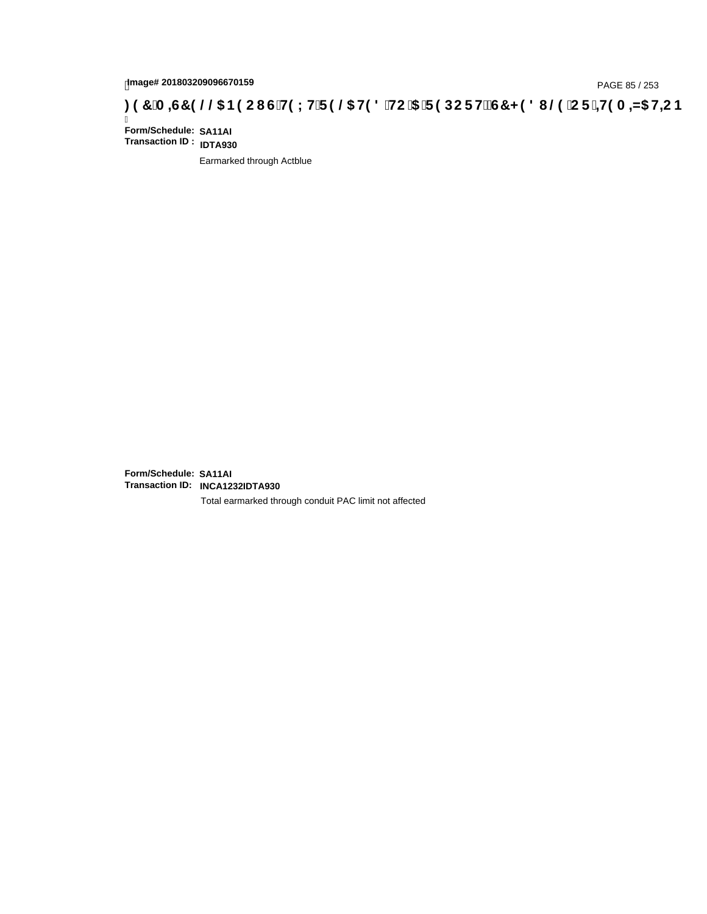**Form/Schedule:** **SA11AI**
**Transaction ID :** **IDTA930**

Earmarked through Actblue

**Form/Schedule:** **SA11AI**
**Transaction ID:** **INCA1232IDTA930**

Total earmarked through conduit PAC limit not affected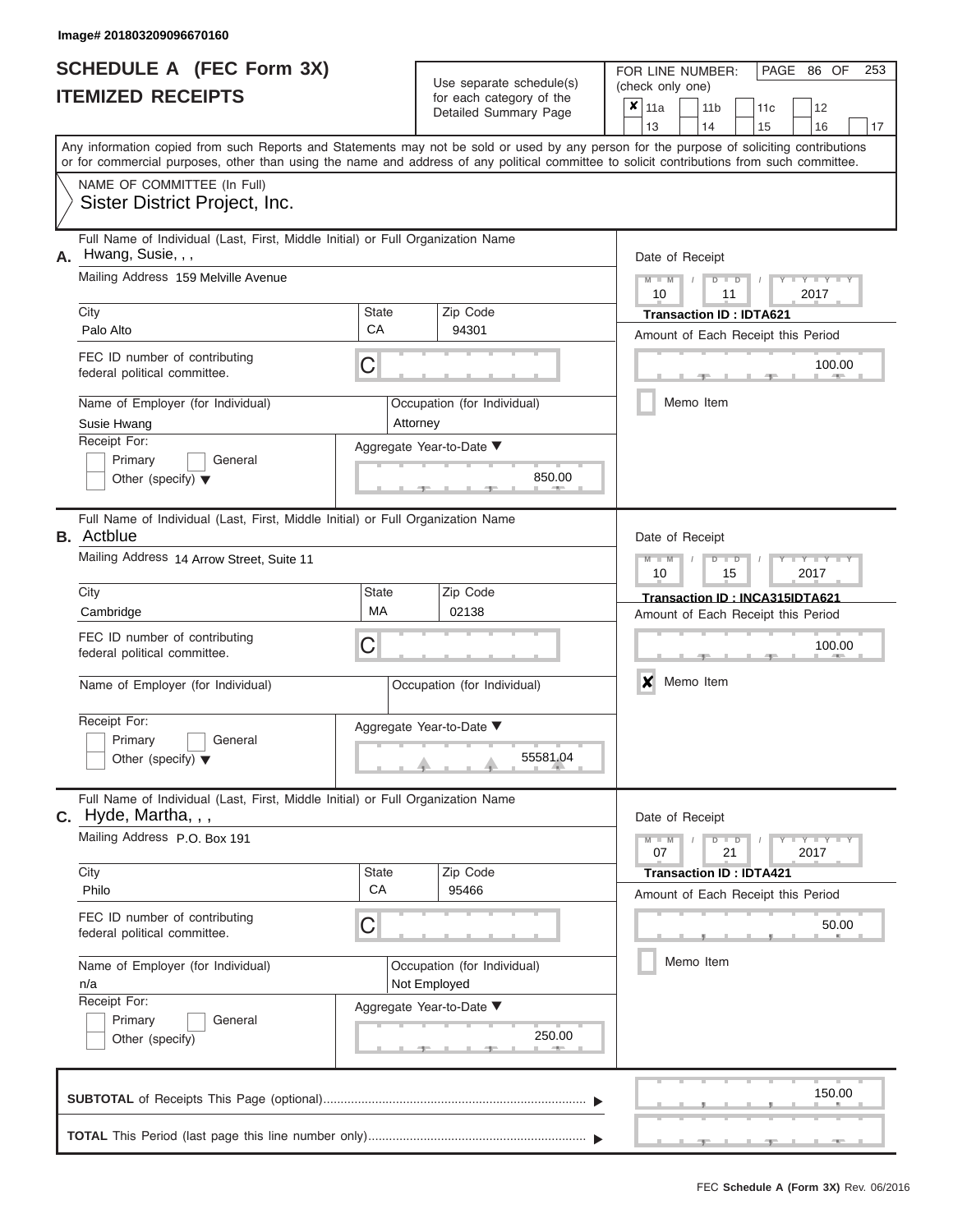Image# 201803209096670160

# SCHEDULE A (FEC Form 3X)
## ITEMIZED RECEIPTS

Use separate schedule(s) for each category of the Detailed Summary Page

FOR LINE NUMBER: (check only one)

- [x] 11a
- [ ] 11b
- [ ] 11c
- [ ] 12
- [ ] 13
- [ ] 14
- [ ] 15
- [ ] 16
- [ ] 17

PAGE 86 OF 253

Any information copied from such Reports and Statements may not be sold or used by any person for the purpose of soliciting contributions or for commercial purposes, other than using the name and address of any political committee to solicit contributions from such committee.

NAME OF COMMITTEE (In Full)
Sister District Project, Inc.

---

**A.** Full Name of Individual (Last, First, Middle Initial) or Full Organization Name: Hwang, Susie, , ,

Mailing Address: 159 Melville Avenue

City: Palo Alto | State: CA | Zip Code: 94301

FEC ID number of contributing federal political committee: C

Name of Employer (for Individual): Susie Hwang

Occupation (for Individual): Attorney

Receipt For: Primary / General / Other (specify)

Aggregate Year-to-Date: 850.00

Date of Receipt: 10 / 11 / 2017

Transaction ID : IDTA621

Amount of Each Receipt this Period: 100.00

Memo Item: [ ]

---

**B.** Full Name of Individual (Last, First, Middle Initial) or Full Organization Name: Actblue

Mailing Address: 14 Arrow Street, Suite 11

City: Cambridge | State: MA | Zip Code: 02138

FEC ID number of contributing federal political committee: C

Name of Employer (for Individual):

Occupation (for Individual):

Receipt For: Primary / General / Other (specify)

Aggregate Year-to-Date: 55581.04

Date of Receipt: 10 / 15 / 2017

Transaction ID : INCA315IDTA621

Amount of Each Receipt this Period: 100.00

Memo Item: [x]

---

**C.** Full Name of Individual (Last, First, Middle Initial) or Full Organization Name: Hyde, Martha, , ,

Mailing Address: P.O. Box 191

City: Philo | State: CA | Zip Code: 95466

FEC ID number of contributing federal political committee: C

Name of Employer (for Individual): n/a

Occupation (for Individual): Not Employed

Receipt For: Primary / General / Other (specify)

Aggregate Year-to-Date: 250.00

Date of Receipt: 07 / 21 / 2017

Transaction ID : IDTA421

Amount of Each Receipt this Period: 50.00

Memo Item: [ ]

---

**SUBTOTAL** of Receipts This Page (optional): 150.00

**TOTAL** This Period (last page this line number only):

FEC Schedule A (Form 3X) Rev. 06/2016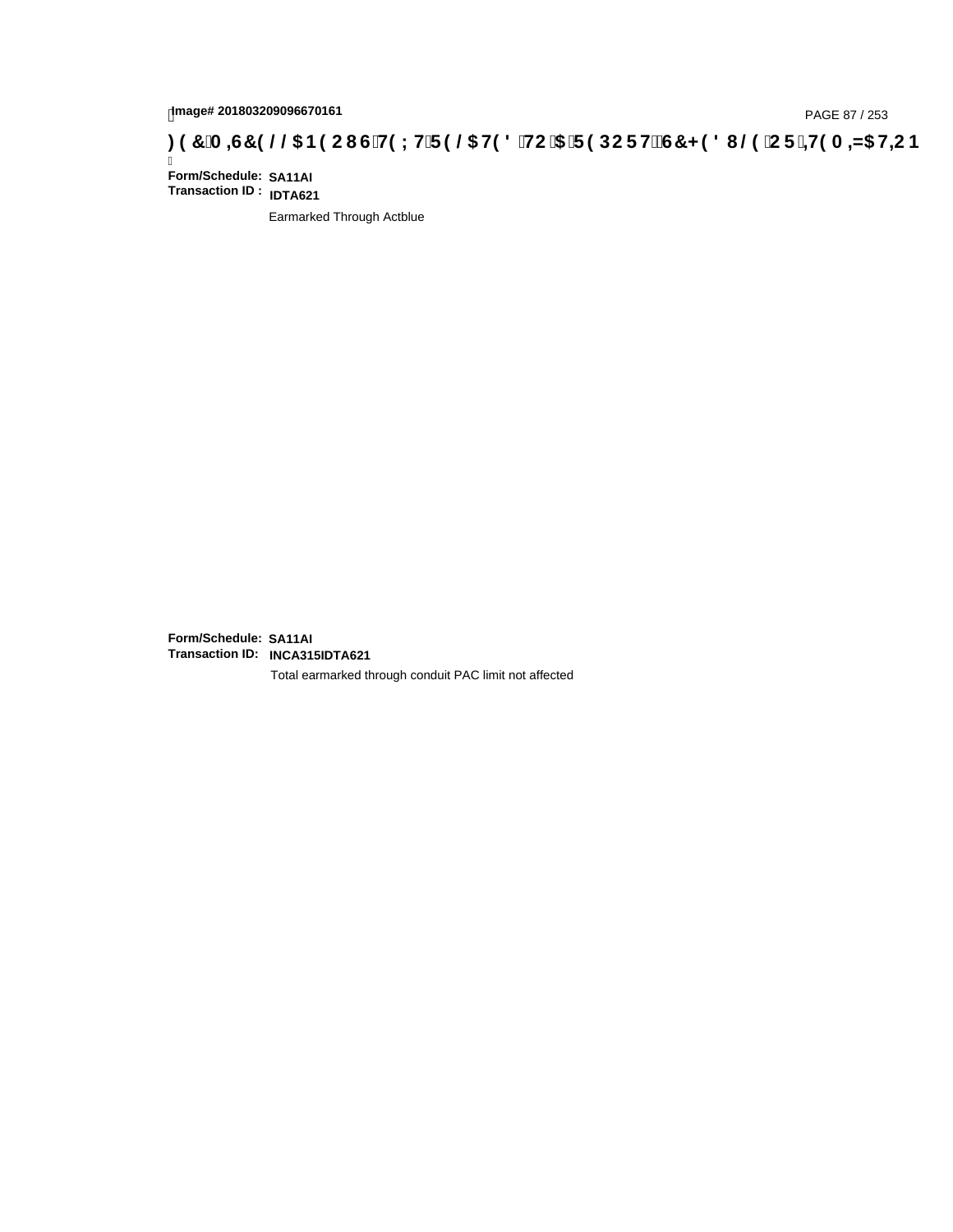Image# 201803209096670161

## FEC MISCELLANEOUS TEXT RELATED TO A REPORT, SCHEDULE OR ITEMIZATION

**Form/Schedule:** **SA11AI**
**Transaction ID :** **IDTA621**

Earmarked Through Actblue

**Form/Schedule:** **SA11AI**
**Transaction ID:** **INCA315IDTA621**

Total earmarked through conduit PAC limit not affected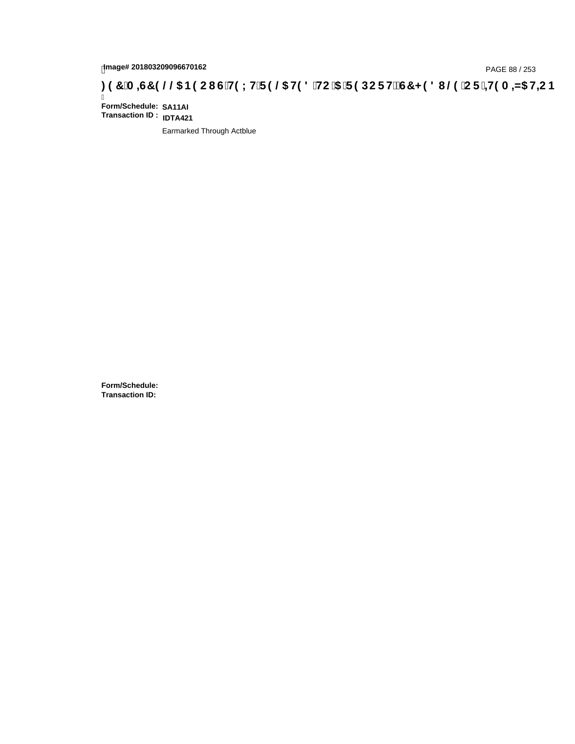**Form/Schedule:** **SA11AI**
**Transaction ID :** **IDTA421**

Earmarked Through Actblue

**Form/Schedule:**
**Transaction ID:**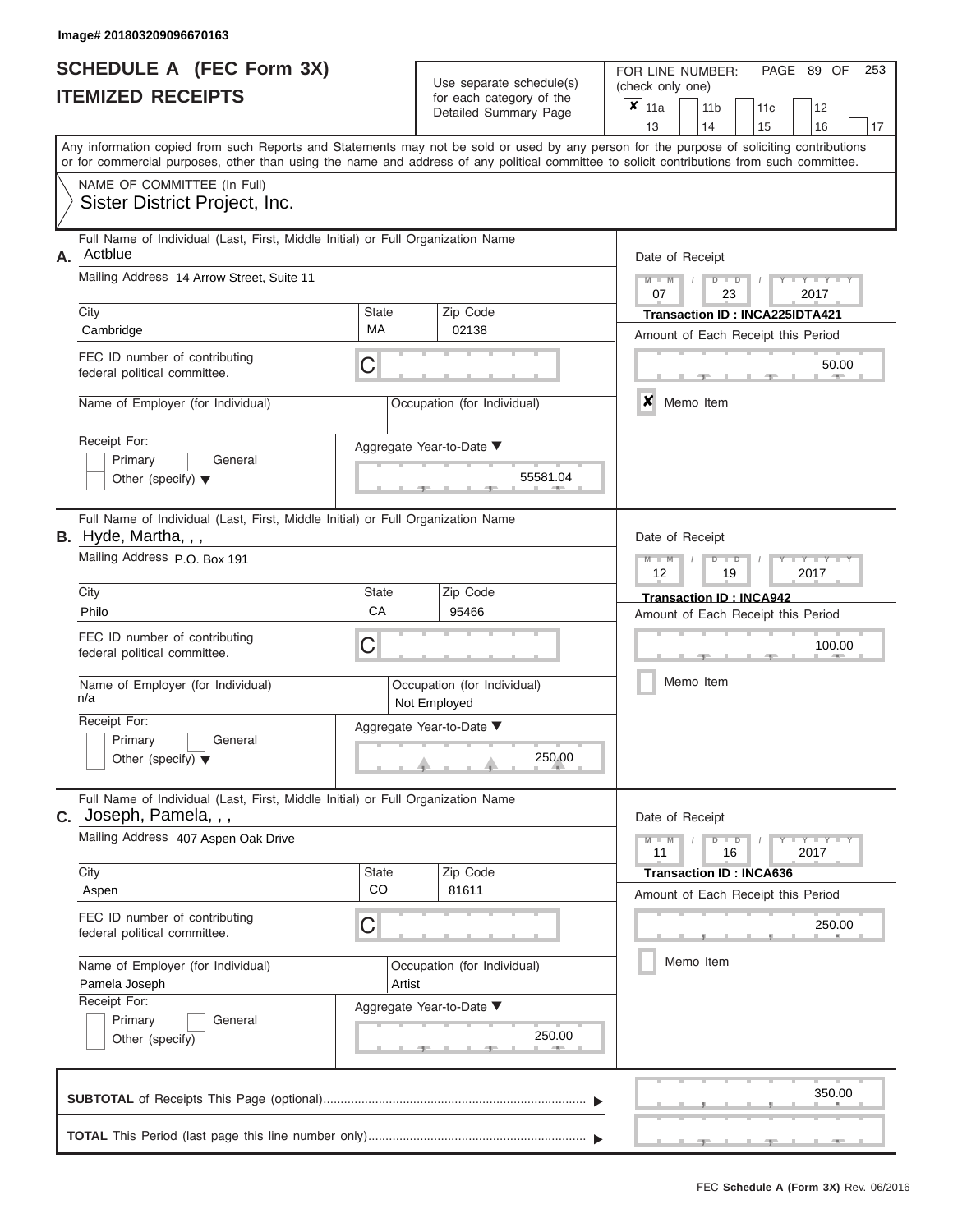Image# 201803209096670163

# SCHEDULE A (FEC Form 3X)
# ITEMIZED RECEIPTS

Use separate schedule(s) for each category of the Detailed Summary Page

FOR LINE NUMBER: (check only one)

- [x] 11a
- [ ] 11b
- [ ] 11c
- [ ] 12
- [ ] 13
- [ ] 14
- [ ] 15
- [ ] 16
- [ ] 17

PAGE 89 OF 253

Any information copied from such Reports and Statements may not be sold or used by any person for the purpose of soliciting contributions or for commercial purposes, other than using the name and address of any political committee to solicit contributions from such committee.

NAME OF COMMITTEE (In Full)
Sister District Project, Inc.

---

**A.** Full Name of Individual (Last, First, Middle Initial) or Full Organization Name: Actblue

Mailing Address: 14 Arrow Street, Suite 11

| City | State | Zip Code |
|---|---|---|
| Cambridge | MA | 02138 |

FEC ID number of contributing federal political committee: C

Name of Employer (for Individual):
Occupation (for Individual):

Receipt For: Primary [ ] General [ ] Other (specify) [ ]

Aggregate Year-to-Date: 55581.04

Date of Receipt: 07/23/2017
Transaction ID : INCA225IDTA421
Amount of Each Receipt this Period: 50.00
[x] Memo Item

---

**B.** Full Name of Individual (Last, First, Middle Initial) or Full Organization Name: Hyde, Martha, , ,

Mailing Address: P.O. Box 191

| City | State | Zip Code |
|---|---|---|
| Philo | CA | 95466 |

FEC ID number of contributing federal political committee: C

Name of Employer (for Individual): n/a
Occupation (for Individual): Not Employed

Receipt For: Primary [ ] General [ ] Other (specify) [ ]

Aggregate Year-to-Date: 250.00

Date of Receipt: 12/19/2017
Transaction ID : INCA942
Amount of Each Receipt this Period: 100.00
[ ] Memo Item

---

**C.** Full Name of Individual (Last, First, Middle Initial) or Full Organization Name: Joseph, Pamela, , ,

Mailing Address: 407 Aspen Oak Drive

| City | State | Zip Code |
|---|---|---|
| Aspen | CO | 81611 |

FEC ID number of contributing federal political committee: C

Name of Employer (for Individual): Pamela Joseph
Occupation (for Individual): Artist

Receipt For: Primary [ ] General [ ] Other (specify)

Aggregate Year-to-Date: 250.00

Date of Receipt: 11/16/2017
Transaction ID : INCA636
Amount of Each Receipt this Period: 250.00
[ ] Memo Item

---

**SUBTOTAL** of Receipts This Page (optional): 350.00

**TOTAL** This Period (last page this line number only):

FEC Schedule A (Form 3X) Rev. 06/2016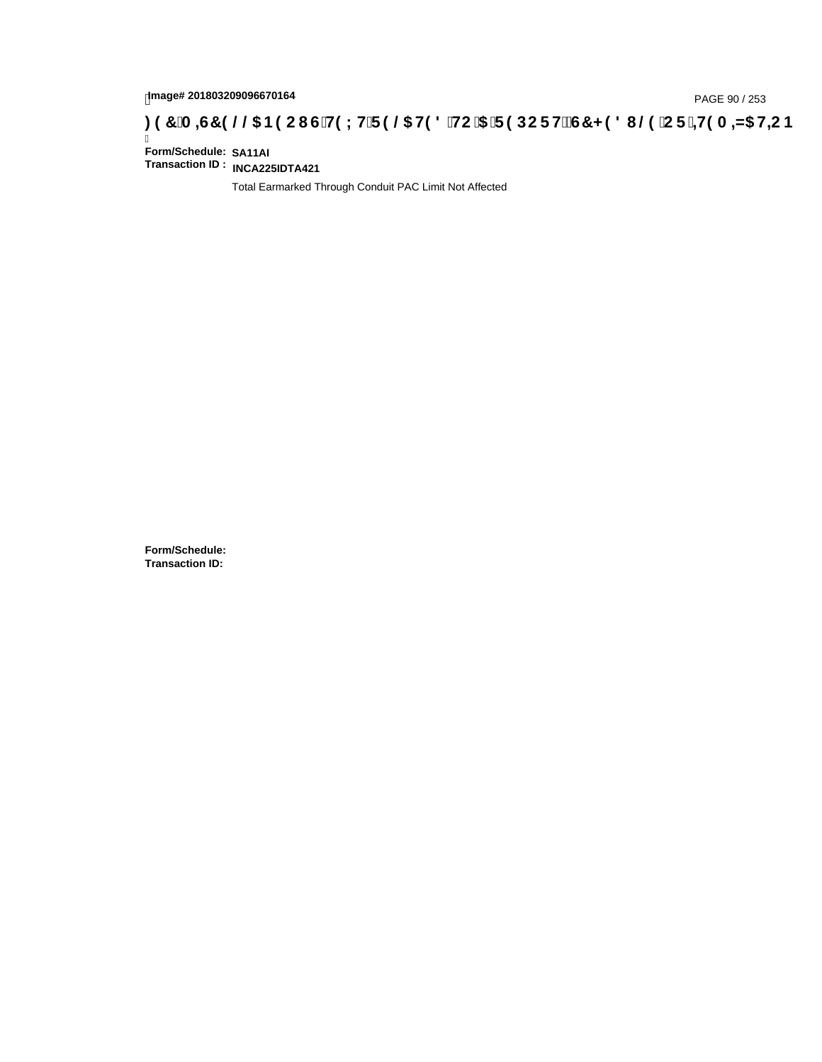Image# 201803209096670164

**)(&0,6&(//$1(286 7(;7 5(/$7(' 72 $ 5(3257 6&+('8/( 25 ,7(0,=$7,21**

**Form/Schedule:** **SA11AI**
**Transaction ID :** **INCA225IDTA421**

Total Earmarked Through Conduit PAC Limit Not Affected

**Form/Schedule:**
**Transaction ID:**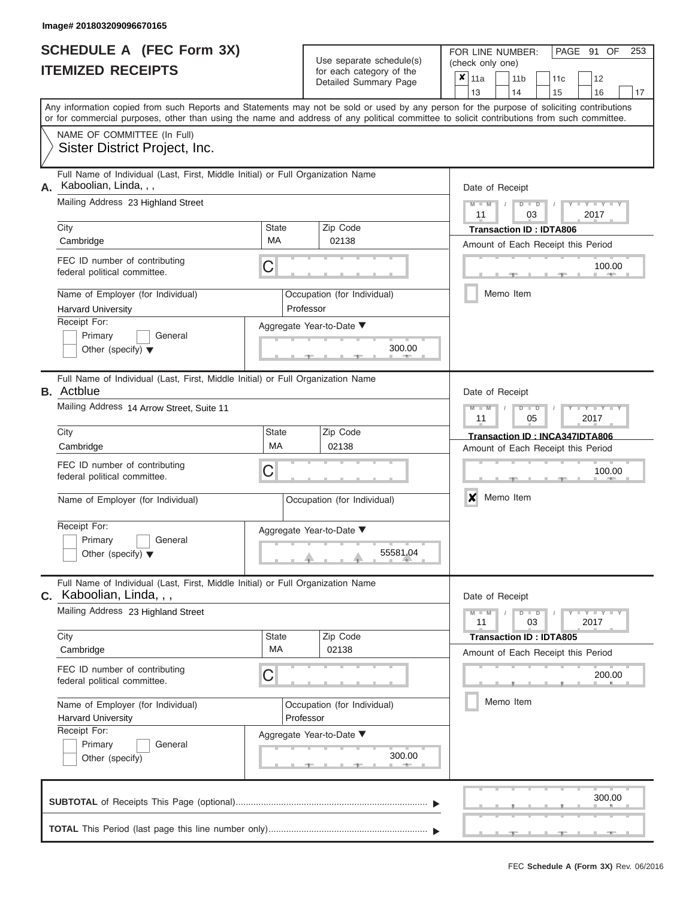Image# 201803209096670165

# SCHEDULE A (FEC Form 3X)
## ITEMIZED RECEIPTS

Use separate schedule(s) for each category of the Detailed Summary Page

FOR LINE NUMBER: (check only one)

- [x] 11a
- [ ] 11b
- [ ] 11c
- [ ] 12
- [ ] 13
- [ ] 14
- [ ] 15
- [ ] 16
- [ ] 17

Any information copied from such Reports and Statements may not be sold or used by any person for the purpose of soliciting contributions or for commercial purposes, other than using the name and address of any political committee to solicit contributions from such committee.

NAME OF COMMITTEE (In Full)
Sister District Project, Inc.

---

**A.** Full Name of Individual (Last, First, Middle Initial) or Full Organization Name: Kaboolian, Linda, , ,

Mailing Address: 23 Highland Street

City: Cambridge | State: MA | Zip Code: 02138

FEC ID number of contributing federal political committee: C

Name of Employer (for Individual): Harvard University

Occupation (for Individual): Professor

Receipt For: Primary / General / Other (specify)

Aggregate Year-to-Date: 300.00

Date of Receipt: 11 / 03 / 2017

Transaction ID : IDTA806

Amount of Each Receipt this Period: 100.00

Memo Item: [ ]

---

**B.** Full Name of Individual (Last, First, Middle Initial) or Full Organization Name: Actblue

Mailing Address: 14 Arrow Street, Suite 11

City: Cambridge | State: MA | Zip Code: 02138

FEC ID number of contributing federal political committee: C

Name of Employer (for Individual):

Occupation (for Individual):

Receipt For: Primary / General / Other (specify)

Aggregate Year-to-Date: 55581.04

Date of Receipt: 11 / 05 / 2017

Transaction ID : INCA347IDTA806

Amount of Each Receipt this Period: 100.00

Memo Item: [x]

---

**C.** Full Name of Individual (Last, First, Middle Initial) or Full Organization Name: Kaboolian, Linda, , ,

Mailing Address: 23 Highland Street

City: Cambridge | State: MA | Zip Code: 02138

FEC ID number of contributing federal political committee: C

Name of Employer (for Individual): Harvard University

Occupation (for Individual): Professor

Receipt For: Primary / General / Other (specify)

Aggregate Year-to-Date: 300.00

Date of Receipt: 11 / 03 / 2017

Transaction ID : IDTA805

Amount of Each Receipt this Period: 200.00

Memo Item: [ ]

---

**SUBTOTAL** of Receipts This Page (optional): 300.00

**TOTAL** This Period (last page this line number only):

FEC Schedule A (Form 3X) Rev. 06/2016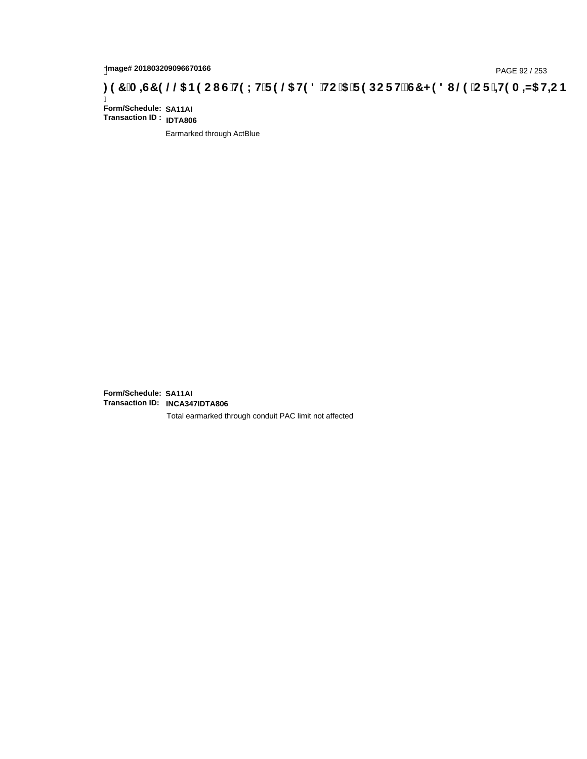Image# 201803209096670166

**)(&0,6&(//$1(2867(;75(/$7('72$5(32576&+('8/(25,7(0,=$7,21**

**Form/Schedule:** **SA11AI**
**Transaction ID :** **IDTA806**

Earmarked through ActBlue

**Form/Schedule:** **SA11AI**
**Transaction ID:** **INCA347IDTA806**

Total earmarked through conduit PAC limit not affected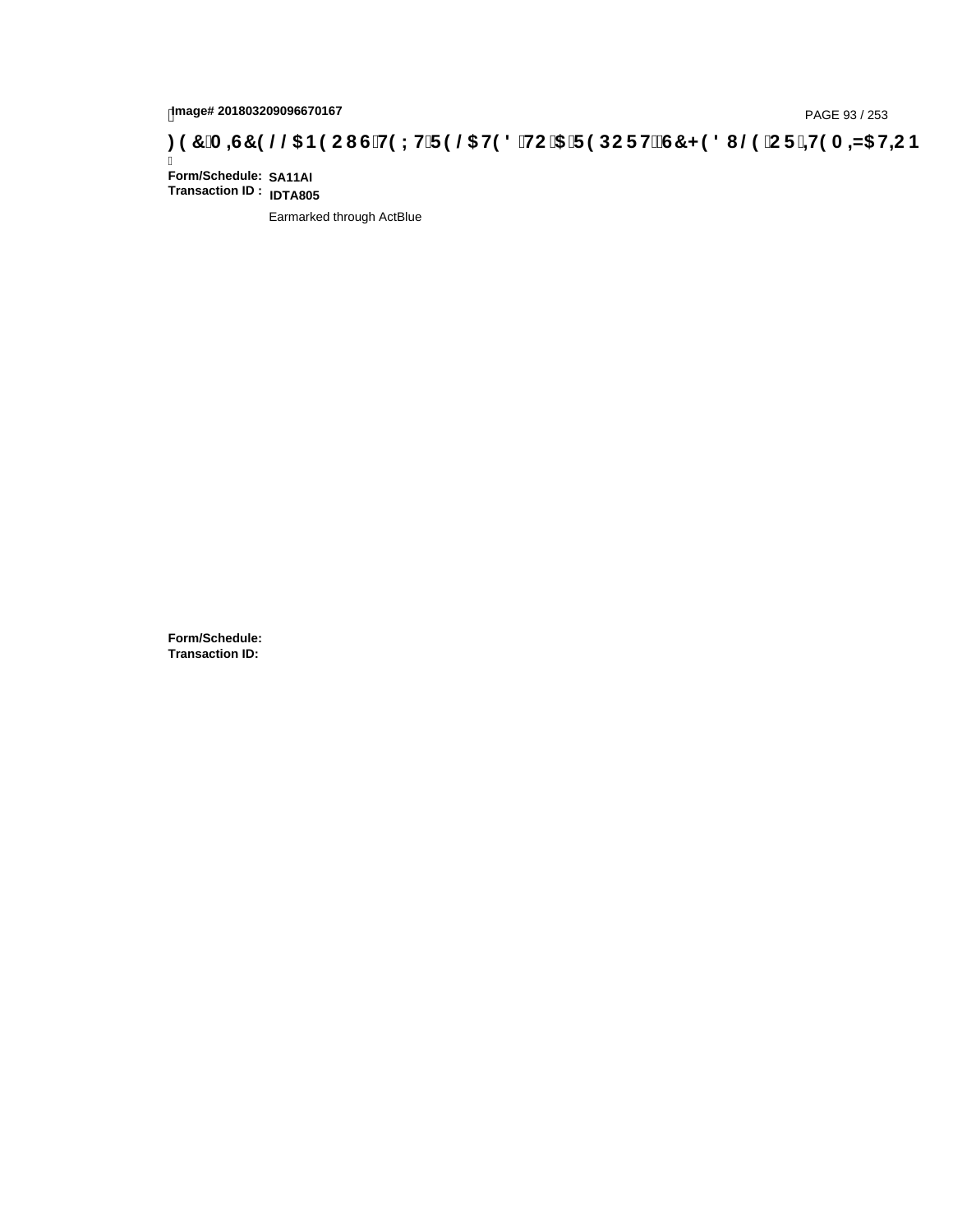Image# 201803209096670167

# FEC MISCELLANEOUS TEXT RELATED TO A REPORT, SCHEDULE OR ITEMIZATION

**Form/Schedule:** SA11AI
**Transaction ID :** IDTA805

Earmarked through ActBlue

**Form/Schedule:**
**Transaction ID:**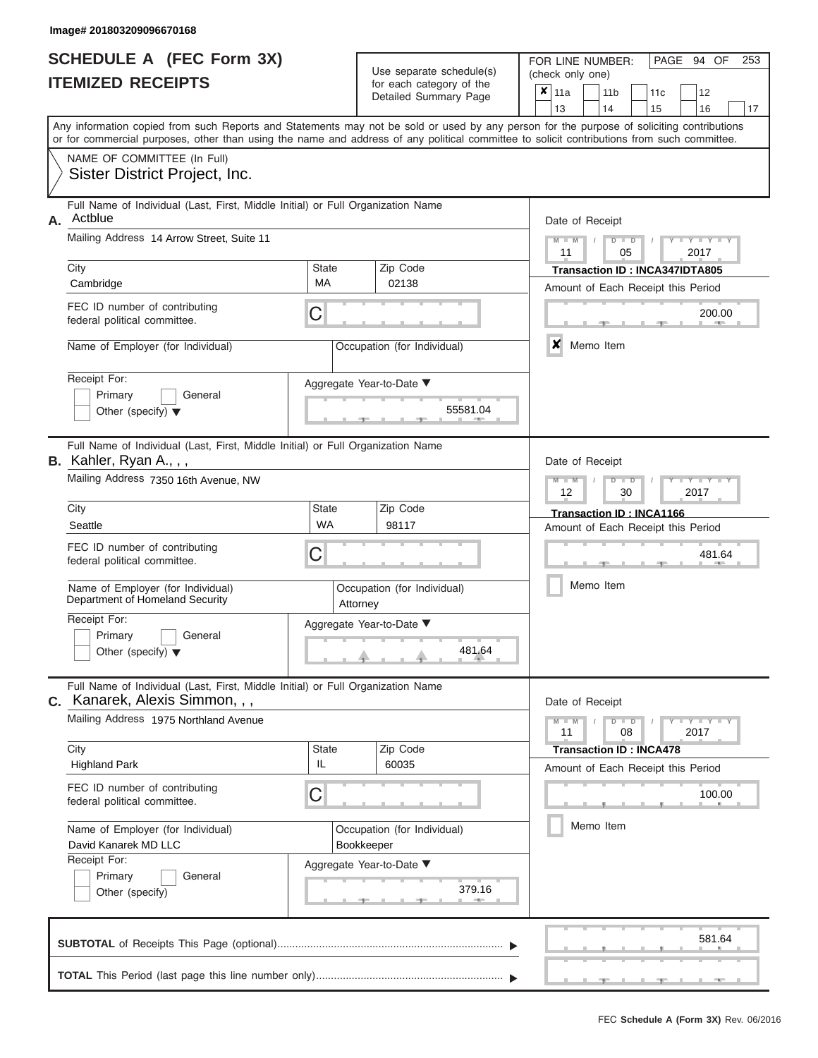Image# 201803209096670168

# SCHEDULE A (FEC Form 3X)
## ITEMIZED RECEIPTS

Use separate schedule(s) for each category of the Detailed Summary Page

FOR LINE NUMBER: (check only one)

- [x] 11a
- [ ] 11b
- [ ] 11c
- [ ] 12
- [ ] 13
- [ ] 14
- [ ] 15
- [ ] 16
- [ ] 17

Any information copied from such Reports and Statements may not be sold or used by any person for the purpose of soliciting contributions or for commercial purposes, other than using the name and address of any political committee to solicit contributions from such committee.

NAME OF COMMITTEE (In Full)
Sister District Project, Inc.

---

**A.** Full Name of Individual (Last, First, Middle Initial) or Full Organization Name: Actblue

Mailing Address: 14 Arrow Street, Suite 11

City: Cambridge | State: MA | Zip Code: 02138

FEC ID number of contributing federal political committee: C

Name of Employer (for Individual):

Occupation (for Individual):

Receipt For: Primary / General / Other (specify)

Aggregate Year-to-Date: 55581.04

Date of Receipt: 11 / 05 / 2017

Transaction ID : INCA347IDTA805

Amount of Each Receipt this Period: 200.00

- [x] Memo Item

---

**B.** Full Name of Individual (Last, First, Middle Initial) or Full Organization Name: Kahler, Ryan A., , ,

Mailing Address: 7350 16th Avenue, NW

City: Seattle | State: WA | Zip Code: 98117

FEC ID number of contributing federal political committee: C

Name of Employer (for Individual): Department of Homeland Security

Occupation (for Individual): Attorney

Receipt For: Primary / General / Other (specify)

Aggregate Year-to-Date: 481.64

Date of Receipt: 12 / 30 / 2017

Transaction ID : INCA1166

Amount of Each Receipt this Period: 481.64

- [ ] Memo Item

---

**C.** Full Name of Individual (Last, First, Middle Initial) or Full Organization Name: Kanarek, Alexis Simmon, , ,

Mailing Address: 1975 Northland Avenue

City: Highland Park | State: IL | Zip Code: 60035

FEC ID number of contributing federal political committee: C

Name of Employer (for Individual): David Kanarek MD LLC

Occupation (for Individual): Bookkeeper

Receipt For: Primary / General / Other (specify)

Aggregate Year-to-Date: 379.16

Date of Receipt: 11 / 08 / 2017

Transaction ID : INCA478

Amount of Each Receipt this Period: 100.00

- [ ] Memo Item

---

**SUBTOTAL** of Receipts This Page (optional): 581.64

**TOTAL** This Period (last page this line number only):

FEC Schedule A (Form 3X) Rev. 06/2016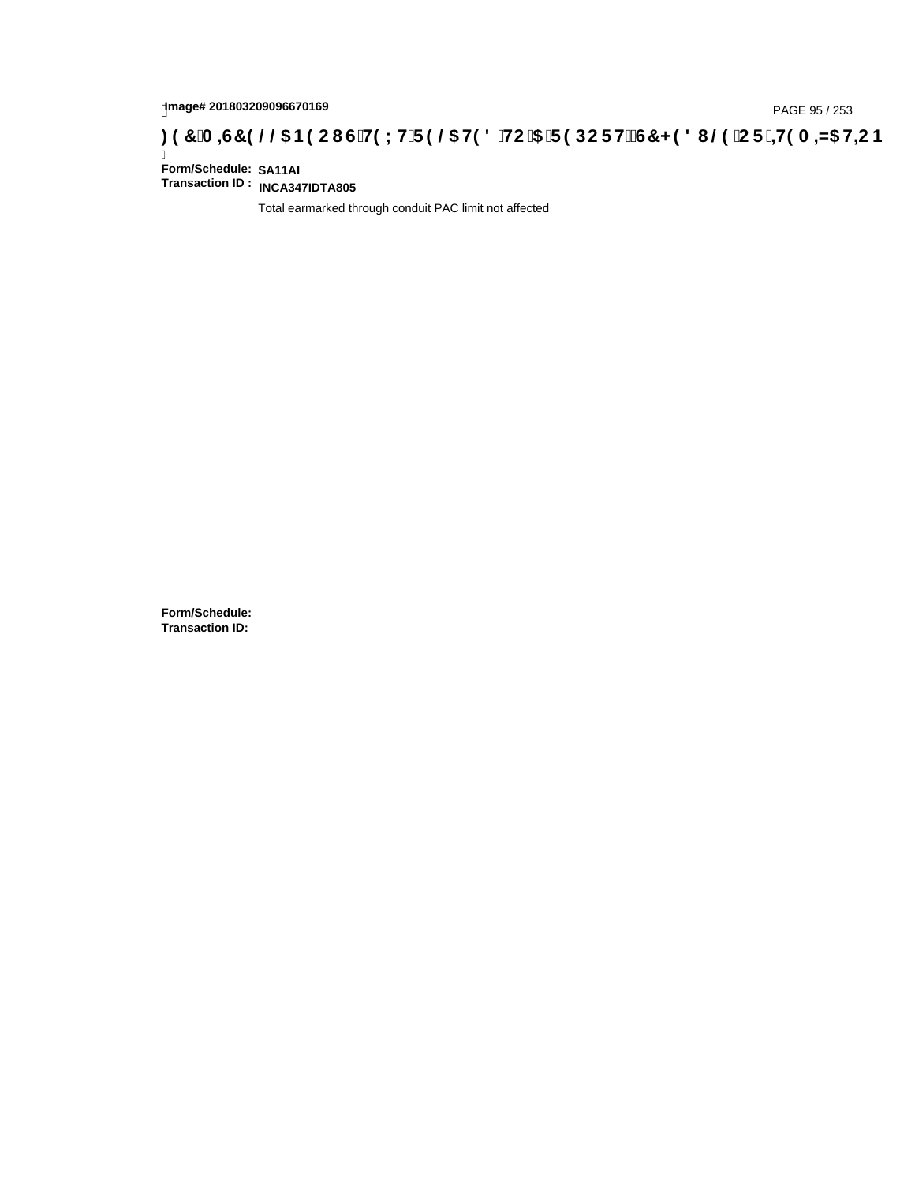**Form/Schedule:** SA11AI
**Transaction ID :** INCA347IDTA805

Total earmarked through conduit PAC limit not affected

**Form/Schedule:**
**Transaction ID:**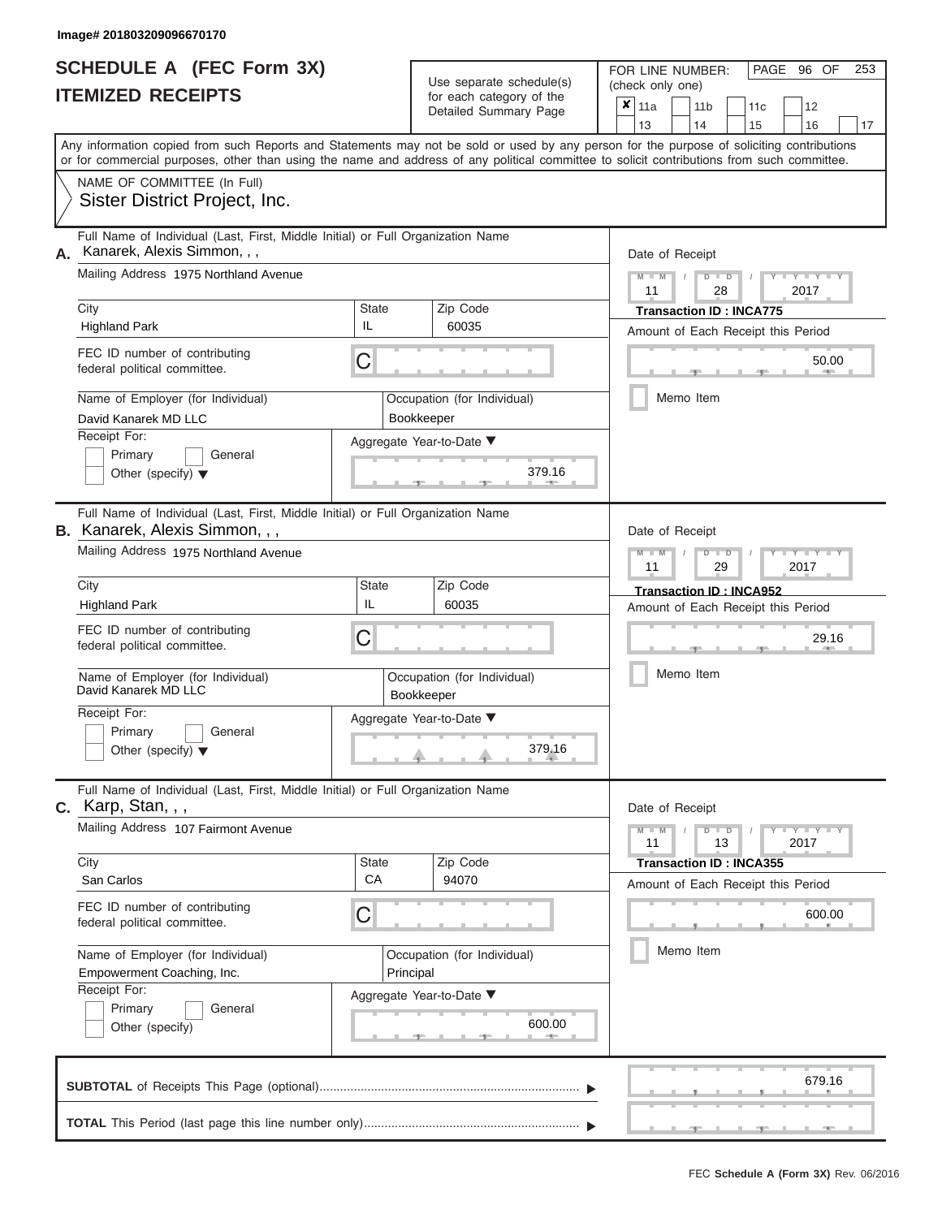Image# 201803209096670170

# SCHEDULE A (FEC Form 3X)
# ITEMIZED RECEIPTS

Use separate schedule(s) for each category of the Detailed Summary Page

FOR LINE NUMBER: (check only one)

- [x] 11a
- [ ] 11b
- [ ] 11c
- [ ] 12
- [ ] 13
- [ ] 14
- [ ] 15
- [ ] 16
- [ ] 17

PAGE 96 OF 253

Any information copied from such Reports and Statements may not be sold or used by any person for the purpose of soliciting contributions or for commercial purposes, other than using the name and address of any political committee to solicit contributions from such committee.

NAME OF COMMITTEE (In Full)
Sister District Project, Inc.

---

**A.** Full Name of Individual (Last, First, Middle Initial) or Full Organization Name: Kanarek, Alexis Simmon, , ,

Mailing Address: 1975 Northland Avenue

City: Highland Park | State: IL | Zip Code: 60035

FEC ID number of contributing federal political committee: C

Name of Employer (for Individual): David Kanarek MD LLC

Occupation (for Individual): Bookkeeper

Receipt For: Primary / General / Other (specify)

Aggregate Year-to-Date: 379.16

Date of Receipt: 11 / 28 / 2017

Transaction ID : INCA775

Amount of Each Receipt this Period: 50.00

Memo Item

---

**B.** Full Name of Individual (Last, First, Middle Initial) or Full Organization Name: Kanarek, Alexis Simmon, , ,

Mailing Address: 1975 Northland Avenue

City: Highland Park | State: IL | Zip Code: 60035

FEC ID number of contributing federal political committee: C

Name of Employer (for Individual): David Kanarek MD LLC

Occupation (for Individual): Bookkeeper

Receipt For: Primary / General / Other (specify)

Aggregate Year-to-Date: 379.16

Date of Receipt: 11 / 29 / 2017

Transaction ID : INCA952

Amount of Each Receipt this Period: 29.16

Memo Item

---

**C.** Full Name of Individual (Last, First, Middle Initial) or Full Organization Name: Karp, Stan, , ,

Mailing Address: 107 Fairmont Avenue

City: San Carlos | State: CA | Zip Code: 94070

FEC ID number of contributing federal political committee: C

Name of Employer (for Individual): Empowerment Coaching, Inc.

Occupation (for Individual): Principal

Receipt For: Primary / General / Other (specify)

Aggregate Year-to-Date: 600.00

Date of Receipt: 11 / 13 / 2017

Transaction ID : INCA355

Amount of Each Receipt this Period: 600.00

Memo Item

---

**SUBTOTAL** of Receipts This Page (optional): 679.16

**TOTAL** This Period (last page this line number only):

FEC Schedule A (Form 3X) Rev. 06/2016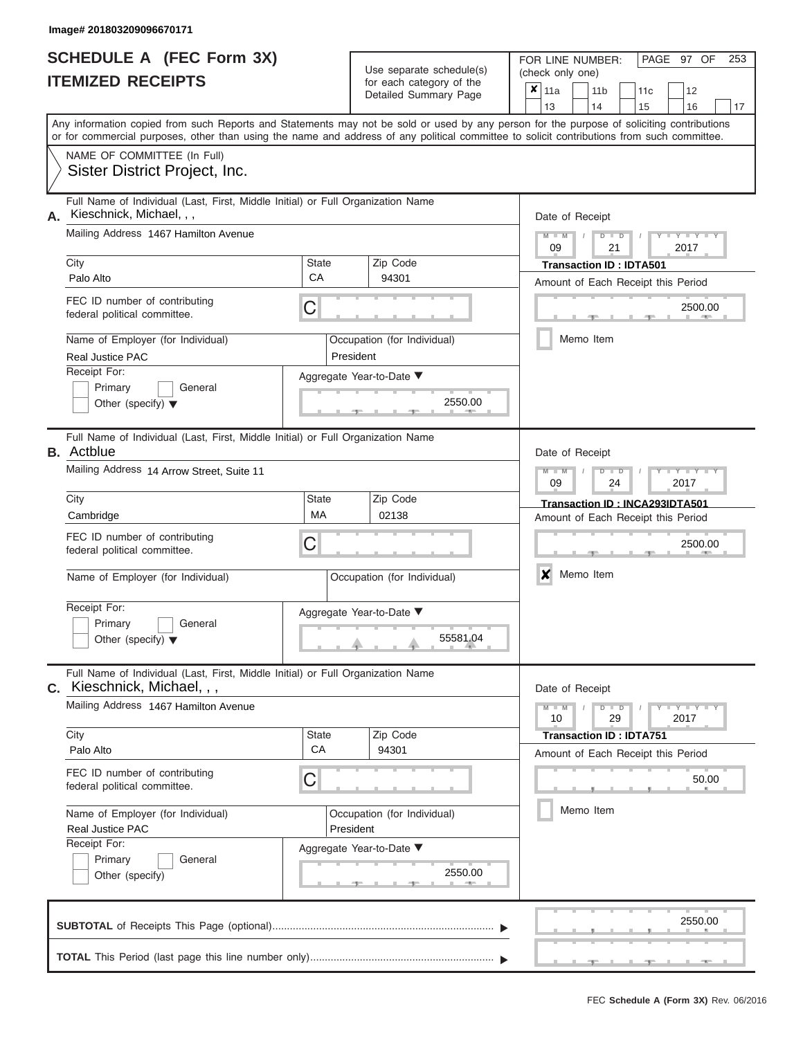Image# 201803209096670171

# SCHEDULE A (FEC Form 3X)
# ITEMIZED RECEIPTS

Use separate schedule(s) for each category of the Detailed Summary Page

FOR LINE NUMBER: (check only one)

- [x] 11a
- [ ] 11b
- [ ] 11c
- [ ] 12
- [ ] 13
- [ ] 14
- [ ] 15
- [ ] 16
- [ ] 17

Any information copied from such Reports and Statements may not be sold or used by any person for the purpose of soliciting contributions or for commercial purposes, other than using the name and address of any political committee to solicit contributions from such committee.

NAME OF COMMITTEE (In Full)
Sister District Project, Inc.

---

**A.** Full Name of Individual (Last, First, Middle Initial) or Full Organization Name
Kieschnick, Michael, , ,

Mailing Address: 1467 Hamilton Avenue

| City | State | Zip Code |
|---|---|---|
| Palo Alto | CA | 94301 |

FEC ID number of contributing federal political committee: C

Name of Employer (for Individual): Real Justice PAC
Occupation (for Individual): President

Receipt For: [ ] Primary [ ] General [ ] Other (specify)

Aggregate Year-to-Date: 2550.00

Date of Receipt: 09/21/2017
Transaction ID : IDTA501
Amount of Each Receipt this Period: 2500.00
[ ] Memo Item

---

**B.** Full Name of Individual (Last, First, Middle Initial) or Full Organization Name
Actblue

Mailing Address: 14 Arrow Street, Suite 11

| City | State | Zip Code |
|---|---|---|
| Cambridge | MA | 02138 |

FEC ID number of contributing federal political committee: C

Name of Employer (for Individual):
Occupation (for Individual):

Receipt For: [ ] Primary [ ] General [ ] Other (specify)

Aggregate Year-to-Date: 55581.04

Date of Receipt: 09/24/2017
Transaction ID : INCA293IDTA501
Amount of Each Receipt this Period: 2500.00
[x] Memo Item

---

**C.** Full Name of Individual (Last, First, Middle Initial) or Full Organization Name
Kieschnick, Michael, , ,

Mailing Address: 1467 Hamilton Avenue

| City | State | Zip Code |
|---|---|---|
| Palo Alto | CA | 94301 |

FEC ID number of contributing federal political committee: C

Name of Employer (for Individual): Real Justice PAC
Occupation (for Individual): President

Receipt For: [ ] Primary [ ] General [ ] Other (specify)

Aggregate Year-to-Date: 2550.00

Date of Receipt: 10/29/2017
Transaction ID : IDTA751
Amount of Each Receipt this Period: 50.00
[ ] Memo Item

---

**SUBTOTAL** of Receipts This Page (optional): 2550.00

**TOTAL** This Period (last page this line number only):

FEC Schedule A (Form 3X) Rev. 06/2016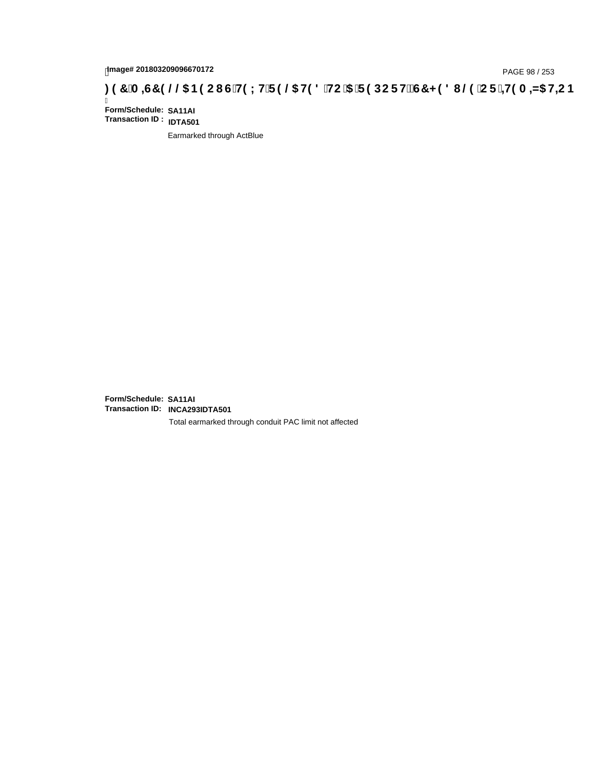# FEC MISCELLANEOUS TEXT RELATED TO A REPORT, SCHEDULE OR ITEMIZATION

**Form/Schedule:** **SA11AI**
**Transaction ID :** **IDTA501**

Earmarked through ActBlue

**Form/Schedule:** **SA11AI**
**Transaction ID:** **INCA293IDTA501**

Total earmarked through conduit PAC limit not affected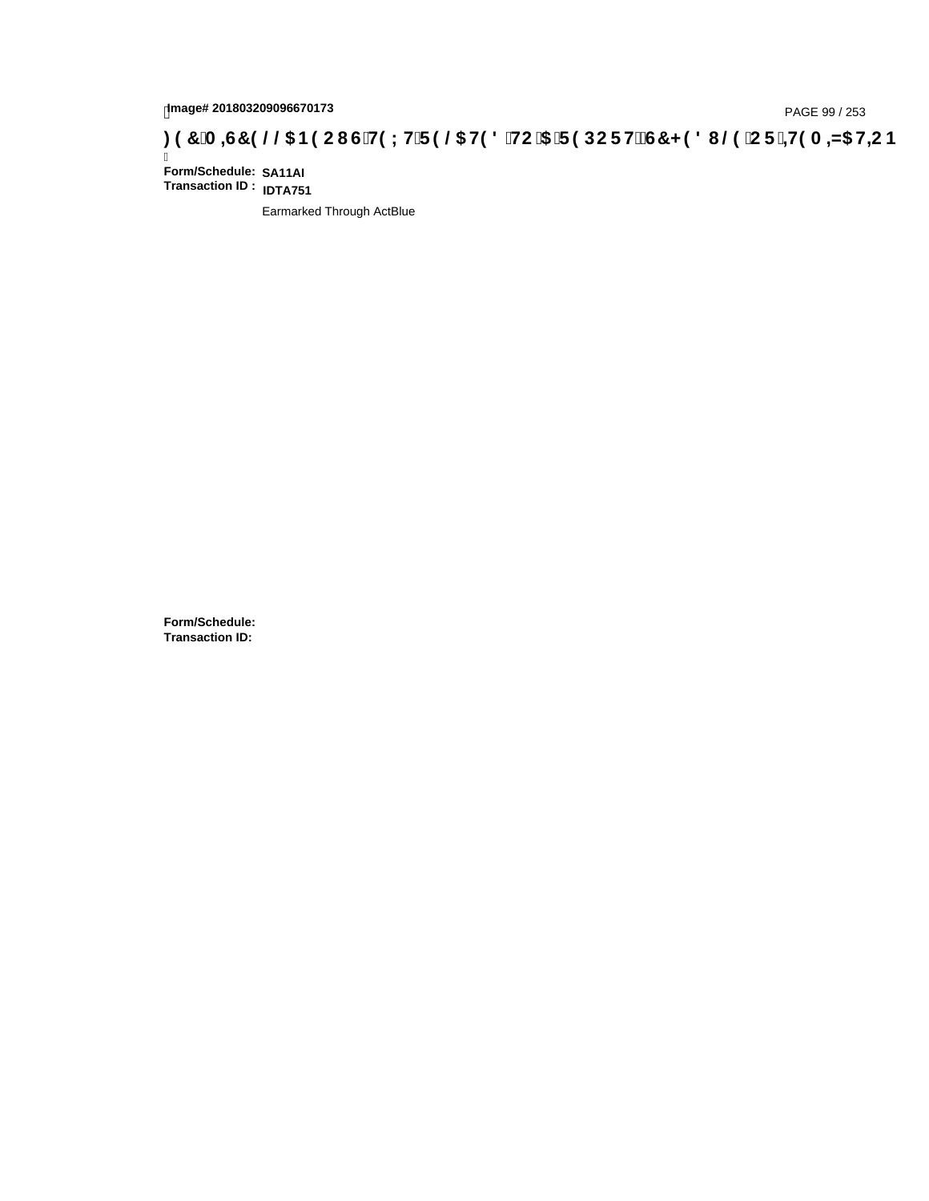Image# 201803209096670173

**)(&0,6&(//$1(2867(;75(/$7('72$5(32576&+('8/(25,7(0,=$7,21**

**Form/Schedule:** **SA11AI**
**Transaction ID :** **IDTA751**

Earmarked Through ActBlue

**Form/Schedule:**
**Transaction ID:**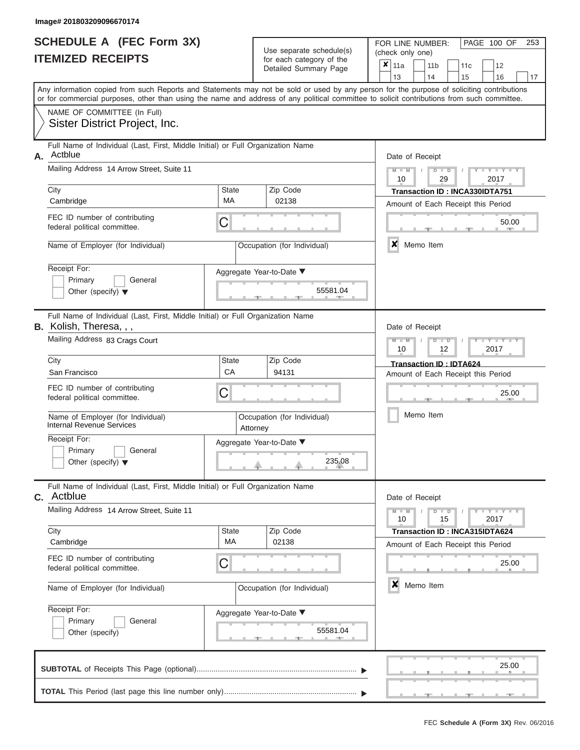Image# 201803209096670174

# SCHEDULE A (FEC Form 3X)
## ITEMIZED RECEIPTS

Use separate schedule(s) for each category of the Detailed Summary Page

FOR LINE NUMBER: (check only one)

☒ 11a ☐ 11b ☐ 11c ☐ 12 ☐ 13 ☐ 14 ☐ 15 ☐ 16 ☐ 17

PAGE 100 OF 253

Any information copied from such Reports and Statements may not be sold or used by any person for the purpose of soliciting contributions or for commercial purposes, other than using the name and address of any political committee to solicit contributions from such committee.

NAME OF COMMITTEE (In Full)
Sister District Project, Inc.

---

**A.** Full Name of Individual (Last, First, Middle Initial) or Full Organization Name: Actblue

Mailing Address: 14 Arrow Street, Suite 11

City: Cambridge | State: MA | Zip Code: 02138

FEC ID number of contributing federal political committee: C

Name of Employer (for Individual):

Occupation (for Individual):

Receipt For: ☐ Primary ☐ General ☐ Other (specify)

Aggregate Year-to-Date: 55581.04

Date of Receipt: 10 / 29 / 2017

Transaction ID : INCA330IDTA751

Amount of Each Receipt this Period: 50.00

☒ Memo Item

---

**B.** Full Name of Individual (Last, First, Middle Initial) or Full Organization Name: Kolish, Theresa, , ,

Mailing Address: 83 Crags Court

City: San Francisco | State: CA | Zip Code: 94131

FEC ID number of contributing federal political committee: C

Name of Employer (for Individual): Internal Revenue Services

Occupation (for Individual): Attorney

Receipt For: ☐ Primary ☐ General ☐ Other (specify)

Aggregate Year-to-Date: 235.08

Date of Receipt: 10 / 12 / 2017

Transaction ID : IDTA624

Amount of Each Receipt this Period: 25.00

☐ Memo Item

---

**C.** Full Name of Individual (Last, First, Middle Initial) or Full Organization Name: Actblue

Mailing Address: 14 Arrow Street, Suite 11

City: Cambridge | State: MA | Zip Code: 02138

FEC ID number of contributing federal political committee: C

Name of Employer (for Individual):

Occupation (for Individual):

Receipt For: ☐ Primary ☐ General ☐ Other (specify)

Aggregate Year-to-Date: 55581.04

Date of Receipt: 10 / 15 / 2017

Transaction ID : INCA315IDTA624

Amount of Each Receipt this Period: 25.00

☒ Memo Item

---

**SUBTOTAL** of Receipts This Page (optional): 25.00

**TOTAL** This Period (last page this line number only):

FEC Schedule A (Form 3X) Rev. 06/2016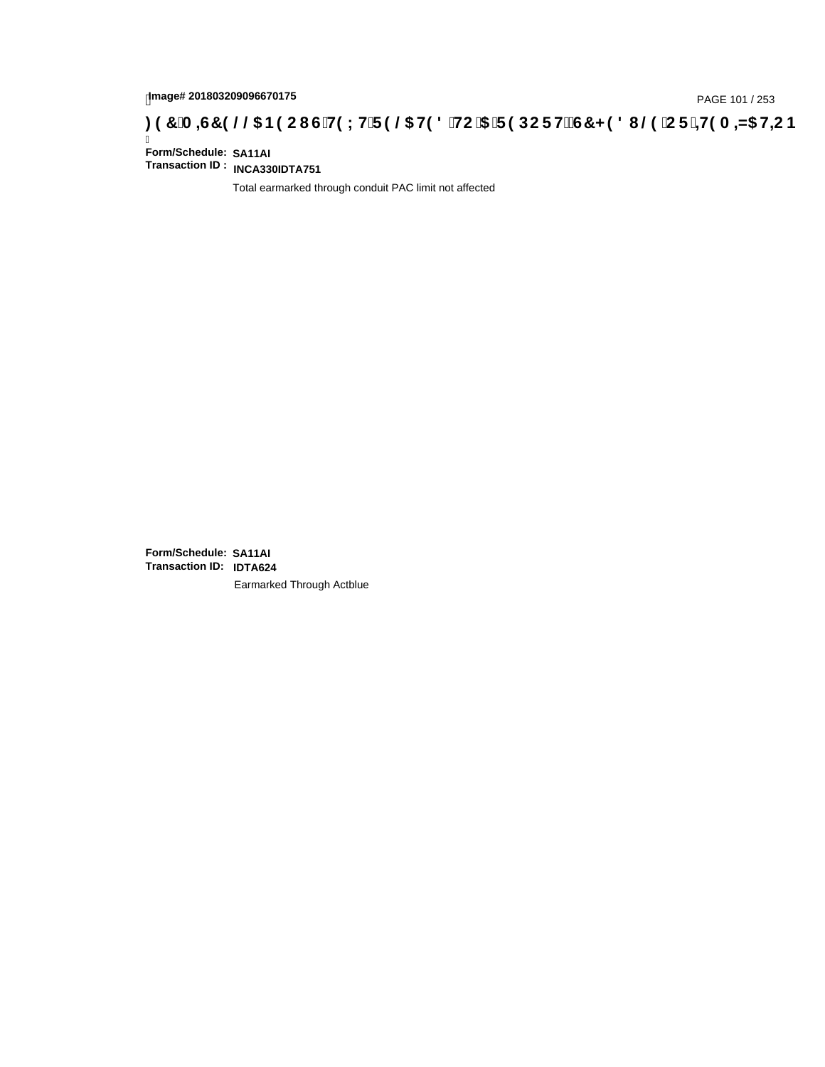**Form/Schedule:** **SA11AI**
**Transaction ID :** **INCA330IDTA751**

Total earmarked through conduit PAC limit not affected

**Form/Schedule:** **SA11AI**
**Transaction ID:** **IDTA624**

Earmarked Through Actblue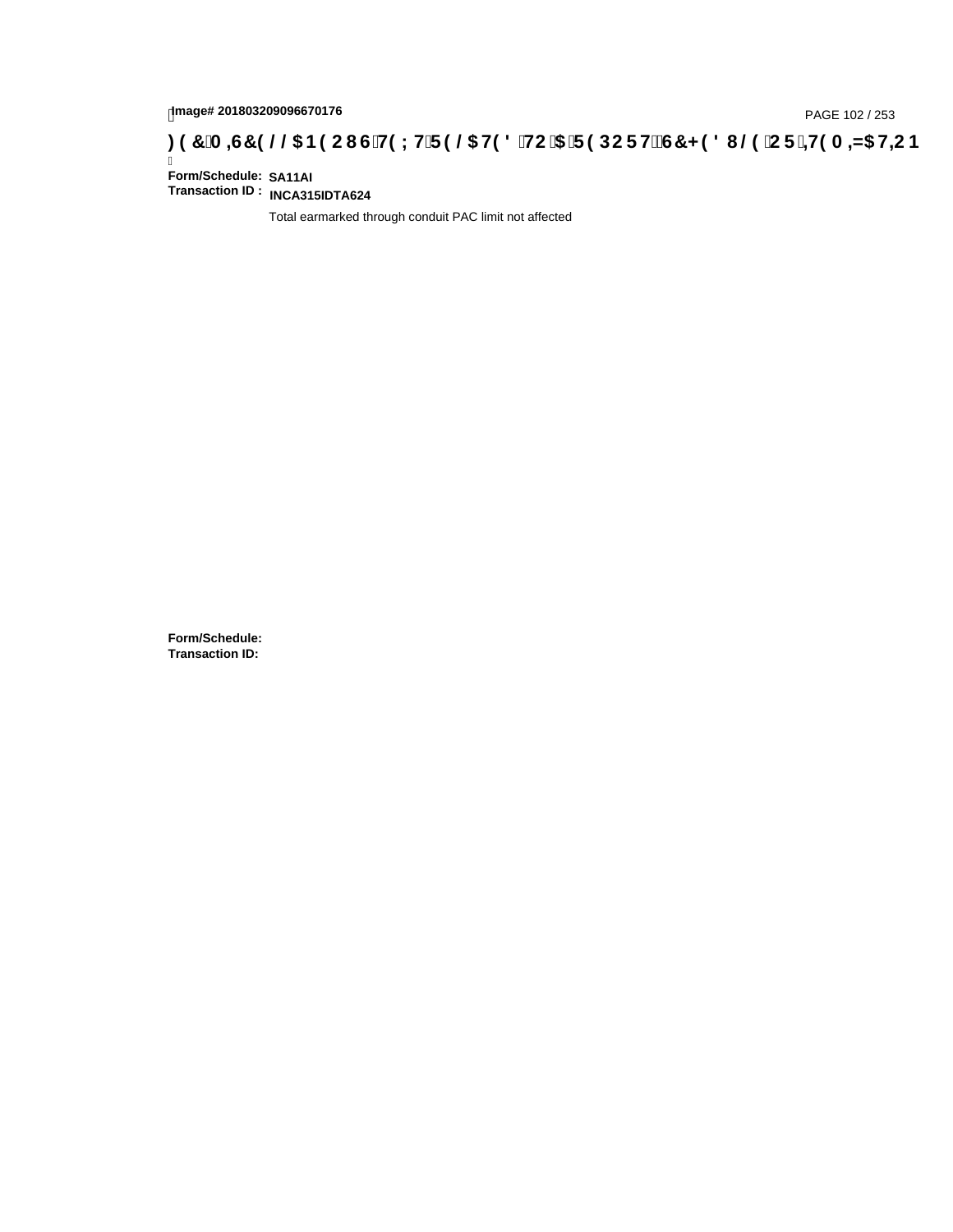Image# 201803209096670176

**)(&0,6&(//$1(2867(;75(/$7('72$5(32576&+('8/(25,7(0,=$7,21**

**Form/Schedule:** **SA11AI**
**Transaction ID :** **INCA315IDTA624**

Total earmarked through conduit PAC limit not affected

**Form/Schedule:**
**Transaction ID:**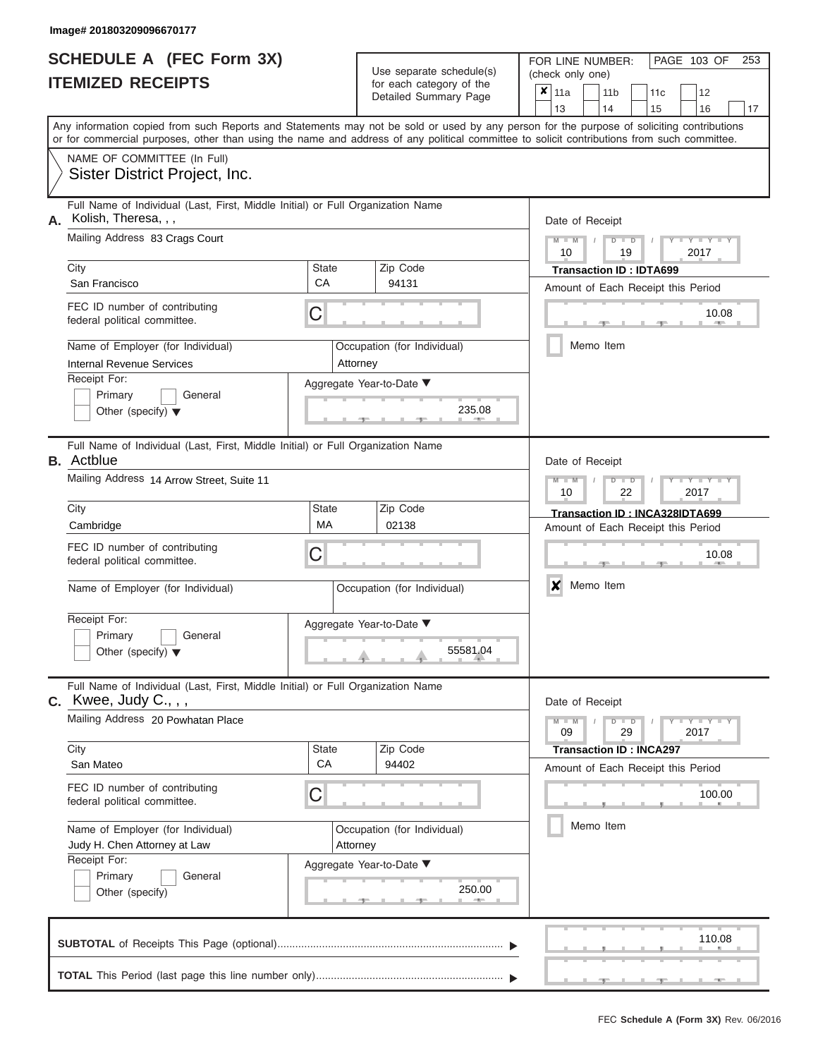Image# 201803209096670177

# SCHEDULE A (FEC Form 3X)
## ITEMIZED RECEIPTS

Use separate schedule(s) for each category of the Detailed Summary Page

FOR LINE NUMBER: (check only one)

- [x] 11a
- [ ] 11b
- [ ] 11c
- [ ] 12
- [ ] 13
- [ ] 14
- [ ] 15
- [ ] 16
- [ ] 17

PAGE 103 OF 253

Any information copied from such Reports and Statements may not be sold or used by any person for the purpose of soliciting contributions or for commercial purposes, other than using the name and address of any political committee to solicit contributions from such committee.

NAME OF COMMITTEE (In Full)
Sister District Project, Inc.

---

**A.** Full Name of Individual (Last, First, Middle Initial) or Full Organization Name: Kolish, Theresa, , ,

Mailing Address: 83 Crags Court

City: San Francisco | State: CA | Zip Code: 94131

FEC ID number of contributing federal political committee: C

Name of Employer (for Individual): Internal Revenue Services

Occupation (for Individual): Attorney

Receipt For: [ ] Primary [ ] General [ ] Other (specify)

Aggregate Year-to-Date: 235.08

Date of Receipt: 10 / 19 / 2017

Transaction ID : IDTA699

Amount of Each Receipt this Period: 10.08

[ ] Memo Item

---

**B.** Full Name of Individual (Last, First, Middle Initial) or Full Organization Name: Actblue

Mailing Address: 14 Arrow Street, Suite 11

City: Cambridge | State: MA | Zip Code: 02138

FEC ID number of contributing federal political committee: C

Name of Employer (for Individual):

Occupation (for Individual):

Receipt For: [ ] Primary [ ] General [ ] Other (specify)

Aggregate Year-to-Date: 55581.04

Date of Receipt: 10 / 22 / 2017

Transaction ID : INCA328IDTA699

Amount of Each Receipt this Period: 10.08

[x] Memo Item

---

**C.** Full Name of Individual (Last, First, Middle Initial) or Full Organization Name: Kwee, Judy C., , ,

Mailing Address: 20 Powhatan Place

City: San Mateo | State: CA | Zip Code: 94402

FEC ID number of contributing federal political committee: C

Name of Employer (for Individual): Judy H. Chen Attorney at Law

Occupation (for Individual): Attorney

Receipt For: [ ] Primary [ ] General [ ] Other (specify)

Aggregate Year-to-Date: 250.00

Date of Receipt: 09 / 29 / 2017

Transaction ID : INCA297

Amount of Each Receipt this Period: 100.00

[ ] Memo Item

---

**SUBTOTAL** of Receipts This Page (optional): 110.08

**TOTAL** This Period (last page this line number only):

FEC **Schedule A (Form 3X)** Rev. 06/2016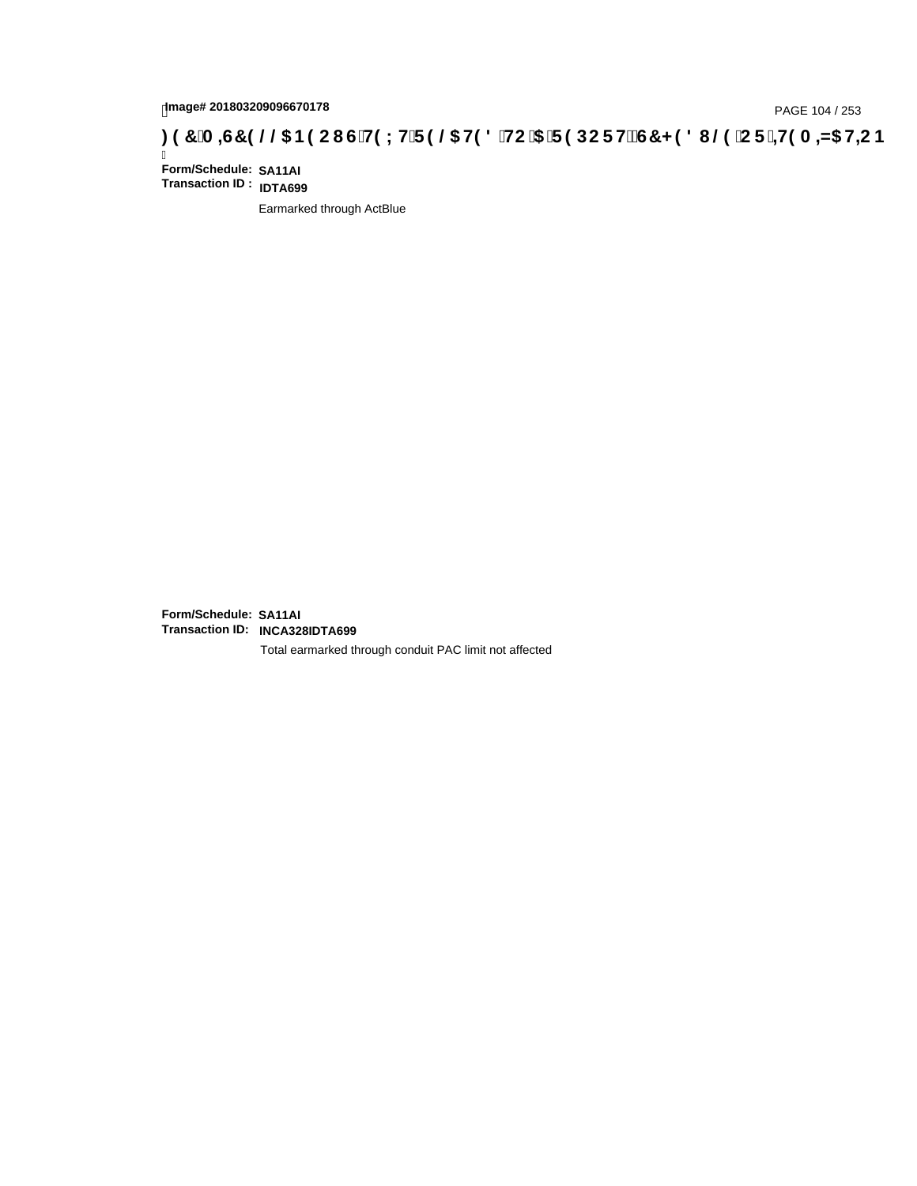Image# 201803209096670178

**)(&0,6&(//$1(2867(;75(/$7('72$5(32576&+('8/(25,7(0,=$7,21**

**Form/Schedule: SA11AI**
**Transaction ID : IDTA699**

Earmarked through ActBlue

**Form/Schedule: SA11AI**
**Transaction ID: INCA328IDTA699**

Total earmarked through conduit PAC limit not affected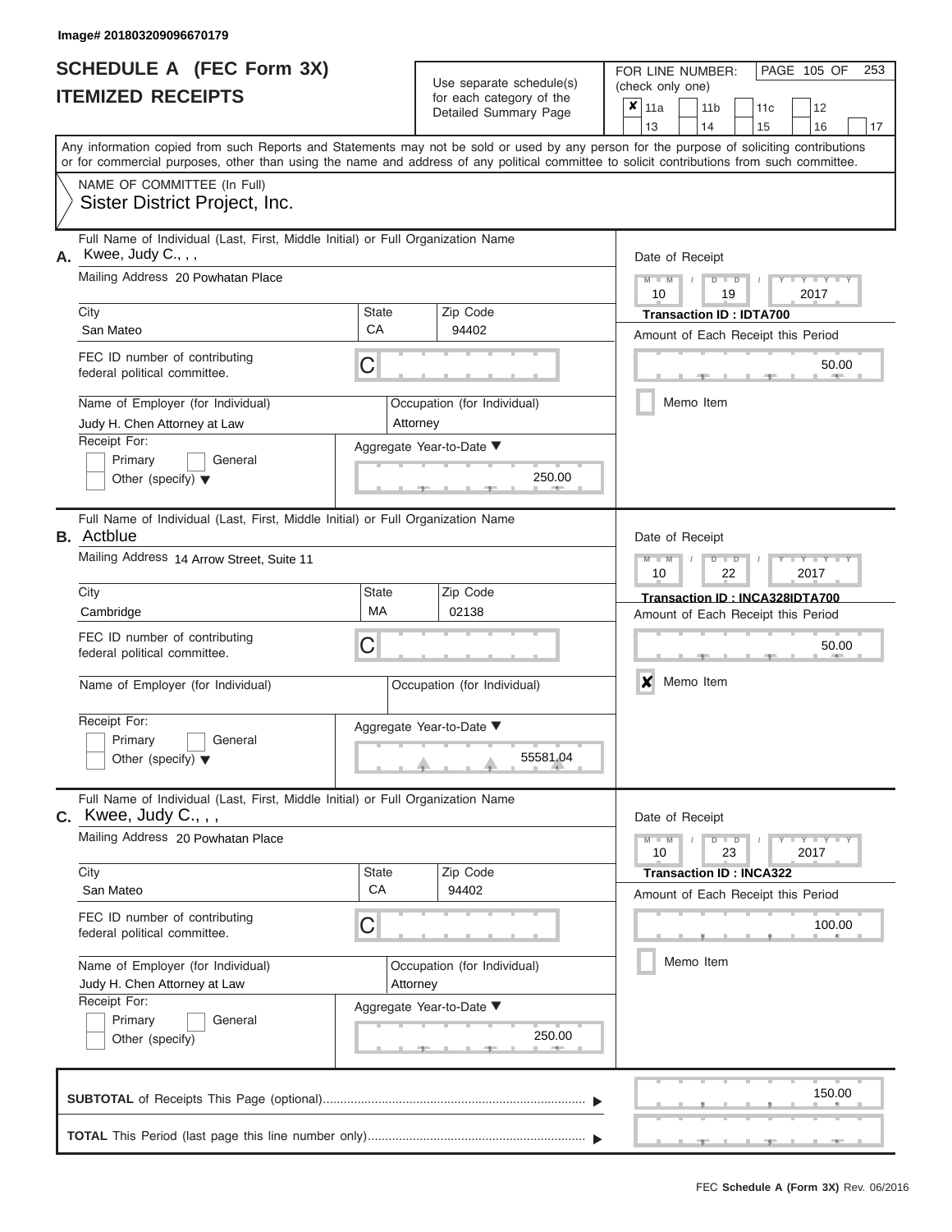Image# 201803209096670179

# SCHEDULE A (FEC Form 3X)
## ITEMIZED RECEIPTS

Use separate schedule(s) for each category of the Detailed Summary Page

FOR LINE NUMBER: (check only one)

- [x] 11a
- [ ] 11b
- [ ] 11c
- [ ] 12
- [ ] 13
- [ ] 14
- [ ] 15
- [ ] 16
- [ ] 17

Any information copied from such Reports and Statements may not be sold or used by any person for the purpose of soliciting contributions or for commercial purposes, other than using the name and address of any political committee to solicit contributions from such committee.

NAME OF COMMITTEE (In Full)
Sister District Project, Inc.

---

**A.** Full Name of Individual (Last, First, Middle Initial) or Full Organization Name: Kwee, Judy C., , ,

Mailing Address: 20 Powhatan Place

City: San Mateo | State: CA | Zip Code: 94402

FEC ID number of contributing federal political committee: C

Name of Employer (for Individual): Judy H. Chen Attorney at Law

Occupation (for Individual): Attorney

Receipt For: Primary / General / Other (specify)

Aggregate Year-to-Date: 250.00

Date of Receipt: 10 / 19 / 2017

Transaction ID : IDTA700

Amount of Each Receipt this Period: 50.00

Memo Item: [ ]

---

**B.** Full Name of Individual (Last, First, Middle Initial) or Full Organization Name: Actblue

Mailing Address: 14 Arrow Street, Suite 11

City: Cambridge | State: MA | Zip Code: 02138

FEC ID number of contributing federal political committee: C

Name of Employer (for Individual):

Occupation (for Individual):

Receipt For: Primary / General / Other (specify)

Aggregate Year-to-Date: 55581.04

Date of Receipt: 10 / 22 / 2017

Transaction ID : INCA328IDTA700

Amount of Each Receipt this Period: 50.00

Memo Item: [x]

---

**C.** Full Name of Individual (Last, First, Middle Initial) or Full Organization Name: Kwee, Judy C., , ,

Mailing Address: 20 Powhatan Place

City: San Mateo | State: CA | Zip Code: 94402

FEC ID number of contributing federal political committee: C

Name of Employer (for Individual): Judy H. Chen Attorney at Law

Occupation (for Individual): Attorney

Receipt For: Primary / General / Other (specify)

Aggregate Year-to-Date: 250.00

Date of Receipt: 10 / 23 / 2017

Transaction ID : INCA322

Amount of Each Receipt this Period: 100.00

Memo Item: [ ]

---

**SUBTOTAL** of Receipts This Page (optional): 150.00

**TOTAL** This Period (last page this line number only):

FEC Schedule A (Form 3X) Rev. 06/2016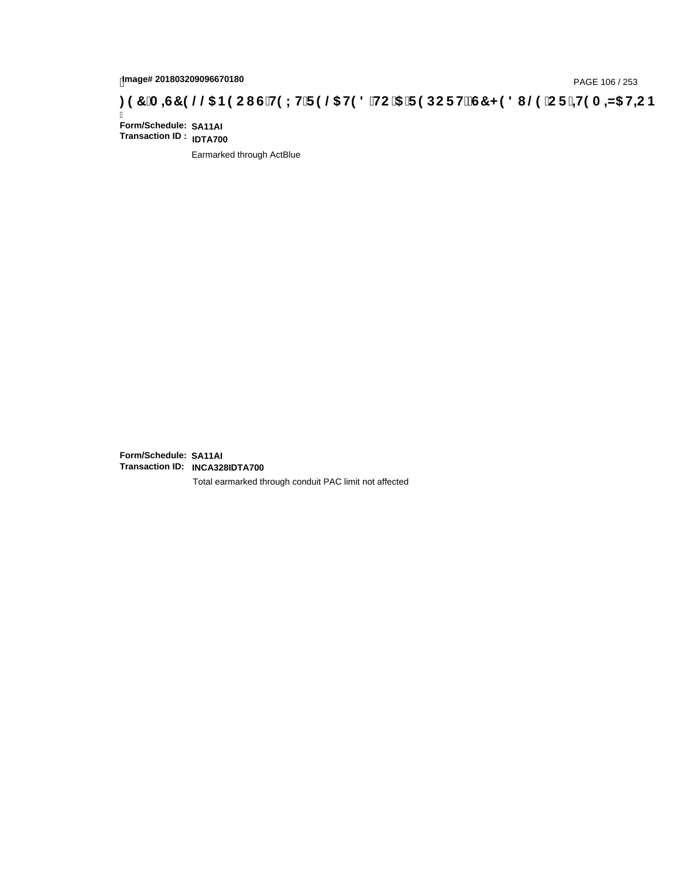Image# 201803209096670180

)(&0,6&(//$1(2867(;75(/$7('72$5(32576&+('8/(25,7(0,=$7,21

Form/Schedule: **SA11AI**
Transaction ID : **IDTA700**

Earmarked through ActBlue

Form/Schedule: **SA11AI**
Transaction ID: **INCA328IDTA700**

Total earmarked through conduit PAC limit not affected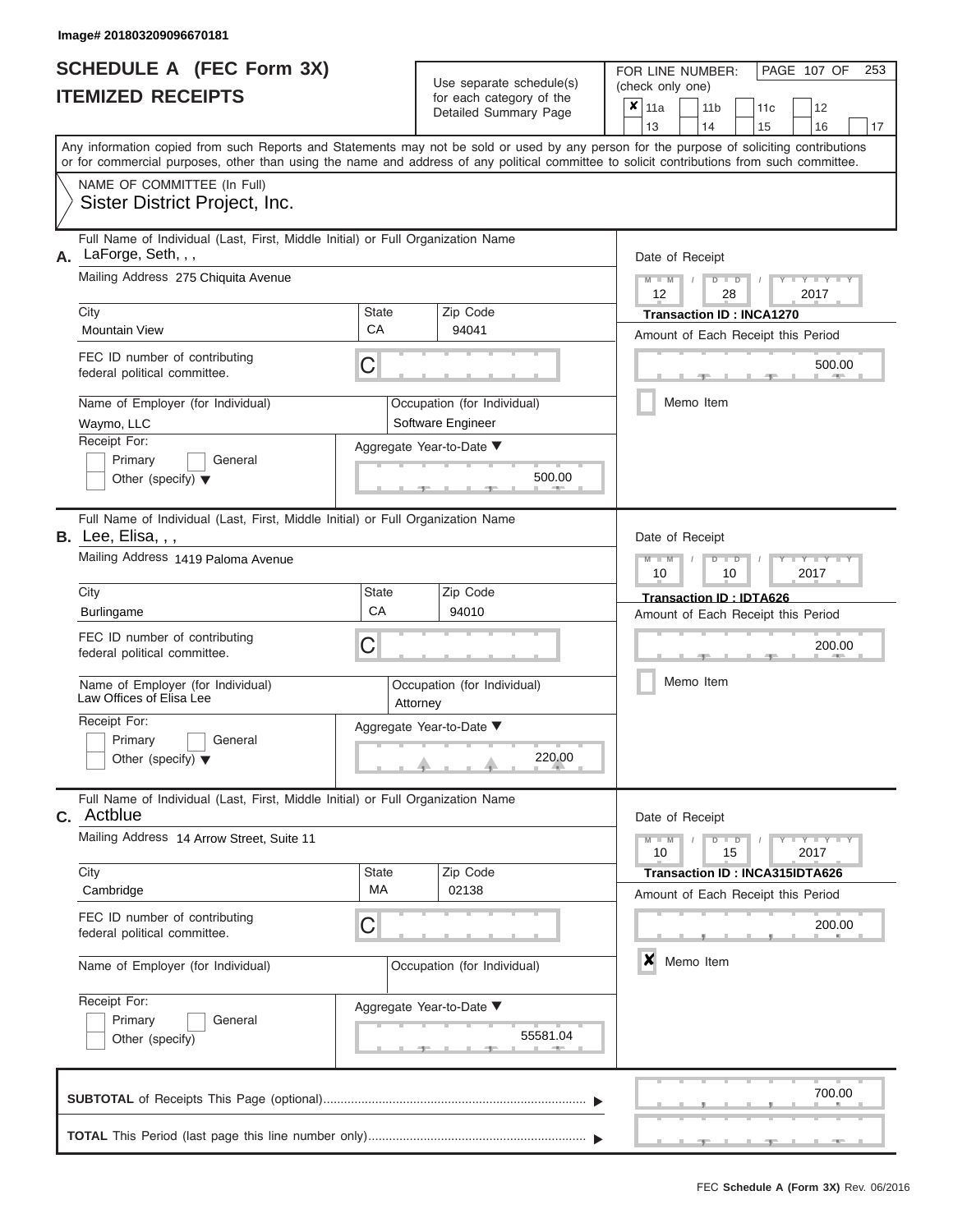Image# 201803209096670181

# SCHEDULE A (FEC Form 3X)
## ITEMIZED RECEIPTS

Use separate schedule(s) for each category of the Detailed Summary Page

FOR LINE NUMBER: (check only one)

- [x] 11a
- [ ] 11b
- [ ] 11c
- [ ] 12
- [ ] 13
- [ ] 14
- [ ] 15
- [ ] 16
- [ ] 17

PAGE 107 OF 253

Any information copied from such Reports and Statements may not be sold or used by any person for the purpose of soliciting contributions or for commercial purposes, other than using the name and address of any political committee to solicit contributions from such committee.

NAME OF COMMITTEE (In Full)
Sister District Project, Inc.

---

**A.** Full Name of Individual (Last, First, Middle Initial) or Full Organization Name: LaForge, Seth, , ,

Mailing Address: 275 Chiquita Avenue

City: Mountain View | State: CA | Zip Code: 94041

FEC ID number of contributing federal political committee: C

Name of Employer (for Individual): Waymo, LLC

Occupation (for Individual): Software Engineer

Receipt For: Primary / General / Other (specify)

Aggregate Year-to-Date: 500.00

Date of Receipt: 12 / 28 / 2017

Transaction ID : INCA1270

Amount of Each Receipt this Period: 500.00

Memo Item: [ ]

---

**B.** Full Name of Individual (Last, First, Middle Initial) or Full Organization Name: Lee, Elisa, , ,

Mailing Address: 1419 Paloma Avenue

City: Burlingame | State: CA | Zip Code: 94010

FEC ID number of contributing federal political committee: C

Name of Employer (for Individual): Law Offices of Elisa Lee

Occupation (for Individual): Attorney

Receipt For: Primary / General / Other (specify)

Aggregate Year-to-Date: 220.00

Date of Receipt: 10 / 10 / 2017

Transaction ID : IDTA626

Amount of Each Receipt this Period: 200.00

Memo Item: [ ]

---

**C.** Full Name of Individual (Last, First, Middle Initial) or Full Organization Name: Actblue

Mailing Address: 14 Arrow Street, Suite 11

City: Cambridge | State: MA | Zip Code: 02138

FEC ID number of contributing federal political committee: C

Name of Employer (for Individual):

Occupation (for Individual):

Receipt For: Primary / General / Other (specify)

Aggregate Year-to-Date: 55581.04

Date of Receipt: 10 / 15 / 2017

Transaction ID : INCA315IDTA626

Amount of Each Receipt this Period: 200.00

Memo Item: [x]

---

**SUBTOTAL** of Receipts This Page (optional): 700.00

**TOTAL** This Period (last page this line number only):

FEC Schedule A (Form 3X) Rev. 06/2016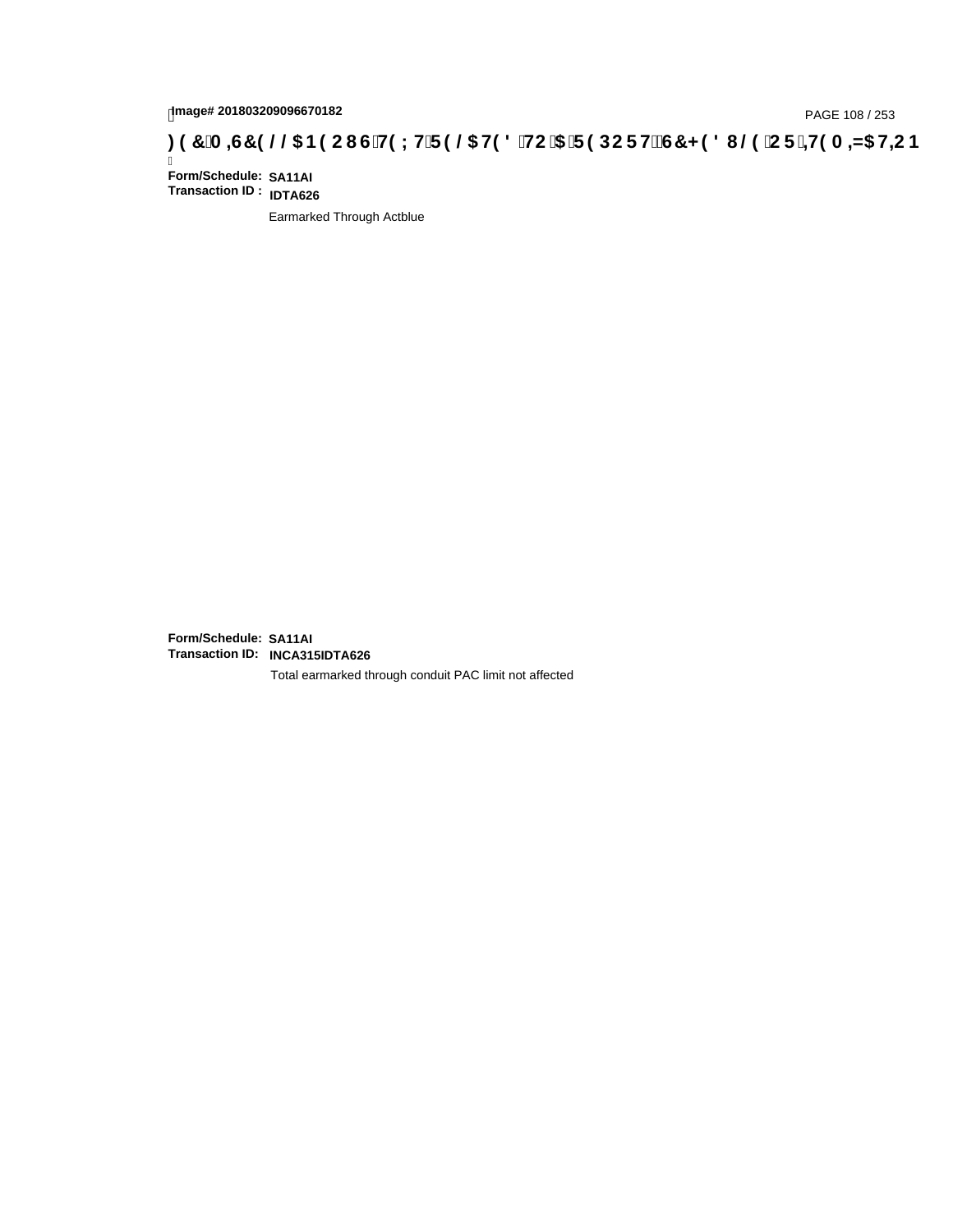**Image# 201803209096670182**

**FEC MEMO TEXT RELATED TO A REPORT, SCHEDULE OR ITEMIZATION**

**Form/Schedule:** **SA11AI**
**Transaction ID :** **IDTA626**

Earmarked Through Actblue

**Form/Schedule:** **SA11AI**
**Transaction ID:** **INCA315IDTA626**

Total earmarked through conduit PAC limit not affected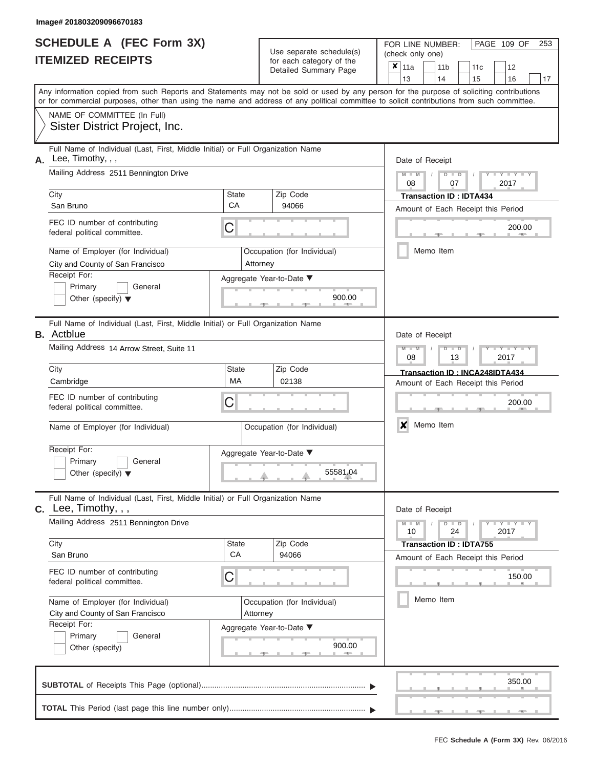Image# 201803209096670183

# SCHEDULE A (FEC Form 3X)
## ITEMIZED RECEIPTS

Use separate schedule(s) for each category of the Detailed Summary Page

FOR LINE NUMBER: (check only one)

- [x] 11a
- [ ] 11b
- [ ] 11c
- [ ] 12
- [ ] 13
- [ ] 14
- [ ] 15
- [ ] 16
- [ ] 17

Any information copied from such Reports and Statements may not be sold or used by any person for the purpose of soliciting contributions or for commercial purposes, other than using the name and address of any political committee to solicit contributions from such committee.

NAME OF COMMITTEE (In Full)
Sister District Project, Inc.

---

**A.** Full Name of Individual (Last, First, Middle Initial) or Full Organization Name: Lee, Timothy, , ,

Mailing Address: 2511 Bennington Drive

City: San Bruno | State: CA | Zip Code: 94066

FEC ID number of contributing federal political committee: C

Name of Employer (for Individual): City and County of San Francisco

Occupation (for Individual): Attorney

Receipt For: Primary [ ] General [ ] Other (specify) [ ]

Aggregate Year-to-Date: 900.00

Date of Receipt: 08 / 07 / 2017

Transaction ID : IDTA434

Amount of Each Receipt this Period: 200.00

Memo Item [ ]

---

**B.** Full Name of Individual (Last, First, Middle Initial) or Full Organization Name: Actblue

Mailing Address: 14 Arrow Street, Suite 11

City: Cambridge | State: MA | Zip Code: 02138

FEC ID number of contributing federal political committee: C

Name of Employer (for Individual):

Occupation (for Individual):

Receipt For: Primary [ ] General [ ] Other (specify) [ ]

Aggregate Year-to-Date: 55581.04

Date of Receipt: 08 / 13 / 2017

Transaction ID : INCA248IDTA434

Amount of Each Receipt this Period: 200.00

Memo Item [x]

---

**C.** Full Name of Individual (Last, First, Middle Initial) or Full Organization Name: Lee, Timothy, , ,

Mailing Address: 2511 Bennington Drive

City: San Bruno | State: CA | Zip Code: 94066

FEC ID number of contributing federal political committee: C

Name of Employer (for Individual): City and County of San Francisco

Occupation (for Individual): Attorney

Receipt For: Primary [ ] General [ ] Other (specify) [ ]

Aggregate Year-to-Date: 900.00

Date of Receipt: 10 / 24 / 2017

Transaction ID : IDTA755

Amount of Each Receipt this Period: 150.00

Memo Item [ ]

---

**SUBTOTAL** of Receipts This Page (optional): 350.00

**TOTAL** This Period (last page this line number only):

FEC Schedule A (Form 3X) Rev. 06/2016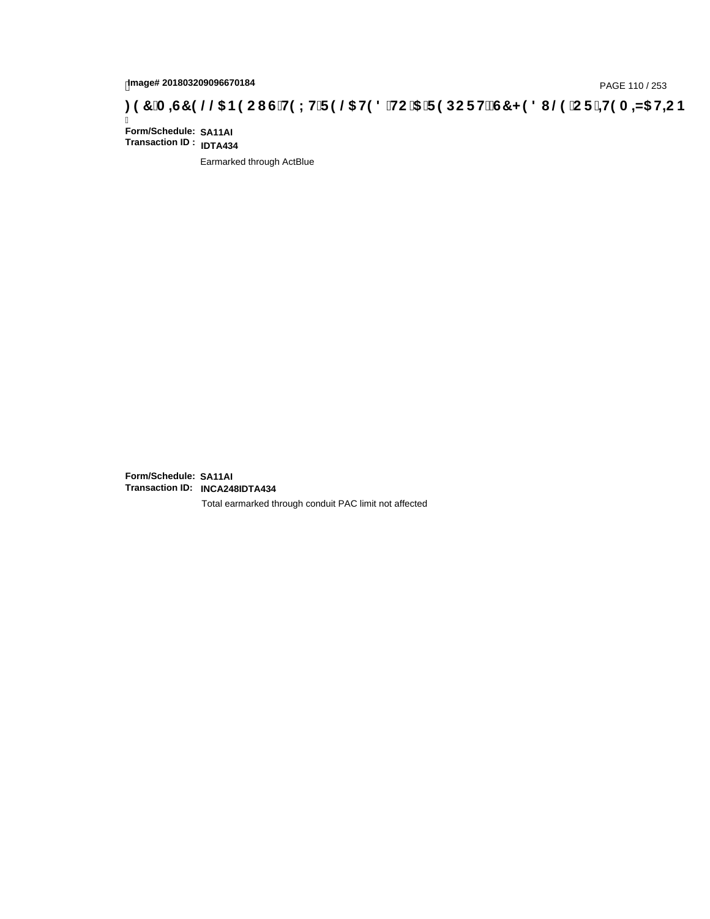**Form/Schedule:** **SA11AI**
**Transaction ID :** **IDTA434**

Earmarked through ActBlue

**Form/Schedule:** **SA11AI**
**Transaction ID:** **INCA248IDTA434**

Total earmarked through conduit PAC limit not affected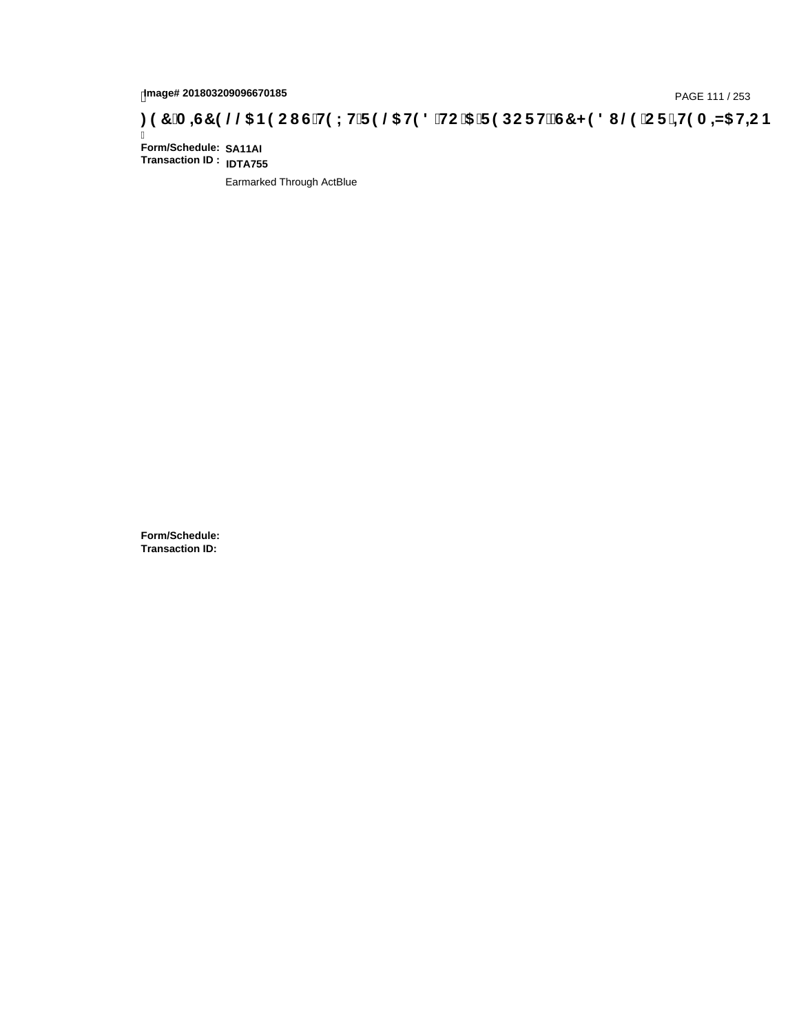Image# 201803209096670185

**)(&0,6&(//$1(2867(;75(/$7('72$5(32576&+('8/(25,7(0,=$7,21**

**Form/Schedule:** **SA11AI**
**Transaction ID :** **IDTA755**

Earmarked Through ActBlue

**Form/Schedule:**
**Transaction ID:**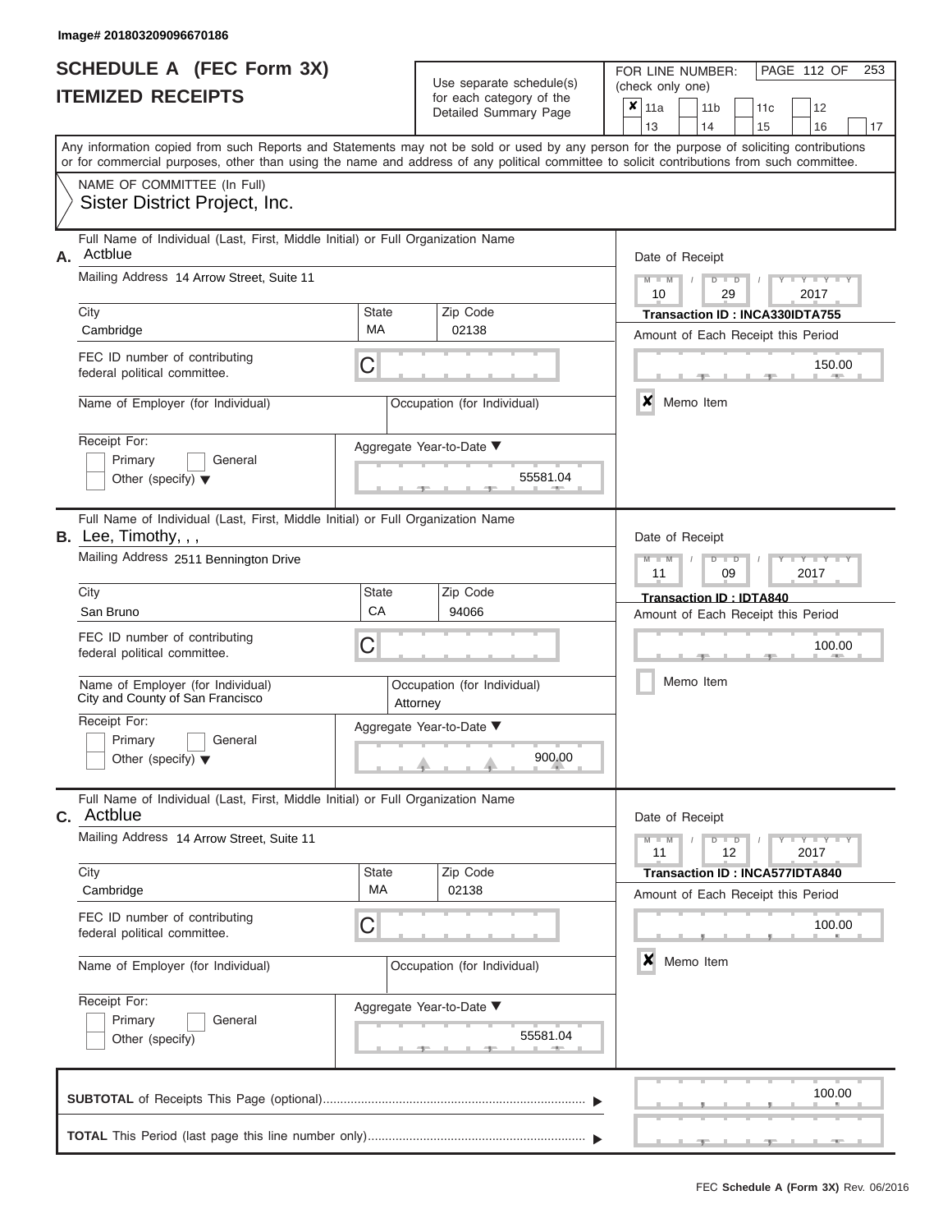Image# 201803209096670186

# SCHEDULE A (FEC Form 3X)
## ITEMIZED RECEIPTS

Use separate schedule(s) for each category of the Detailed Summary Page

FOR LINE NUMBER: (check only one)

- [x] 11a
- [ ] 11b
- [ ] 11c
- [ ] 12
- [ ] 13
- [ ] 14
- [ ] 15
- [ ] 16
- [ ] 17

Any information copied from such Reports and Statements may not be sold or used by any person for the purpose of soliciting contributions or for commercial purposes, other than using the name and address of any political committee to solicit contributions from such committee.

NAME OF COMMITTEE (In Full)
Sister District Project, Inc.

---

**A.** Full Name of Individual (Last, First, Middle Initial) or Full Organization Name: Actblue

Mailing Address: 14 Arrow Street, Suite 11

City: Cambridge | State: MA | Zip Code: 02138

FEC ID number of contributing federal political committee: C

Name of Employer (for Individual):

Occupation (for Individual):

Receipt For: Primary / General / Other (specify)

Aggregate Year-to-Date: 55581.04

Date of Receipt: 10/29/2017

Transaction ID : INCA330IDTA755

Amount of Each Receipt this Period: 150.00

[x] Memo Item

---

**B.** Full Name of Individual (Last, First, Middle Initial) or Full Organization Name: Lee, Timothy, , ,

Mailing Address: 2511 Bennington Drive

City: San Bruno | State: CA | Zip Code: 94066

FEC ID number of contributing federal political committee: C

Name of Employer (for Individual): City and County of San Francisco

Occupation (for Individual): Attorney

Receipt For: Primary / General / Other (specify)

Aggregate Year-to-Date: 900.00

Date of Receipt: 11/09/2017

Transaction ID : IDTA840

Amount of Each Receipt this Period: 100.00

[ ] Memo Item

---

**C.** Full Name of Individual (Last, First, Middle Initial) or Full Organization Name: Actblue

Mailing Address: 14 Arrow Street, Suite 11

City: Cambridge | State: MA | Zip Code: 02138

FEC ID number of contributing federal political committee: C

Name of Employer (for Individual):

Occupation (for Individual):

Receipt For: Primary / General / Other (specify)

Aggregate Year-to-Date: 55581.04

Date of Receipt: 11/12/2017

Transaction ID : INCA577IDTA840

Amount of Each Receipt this Period: 100.00

[x] Memo Item

---

**SUBTOTAL** of Receipts This Page (optional): 100.00

**TOTAL** This Period (last page this line number only):

FEC Schedule A (Form 3X) Rev. 06/2016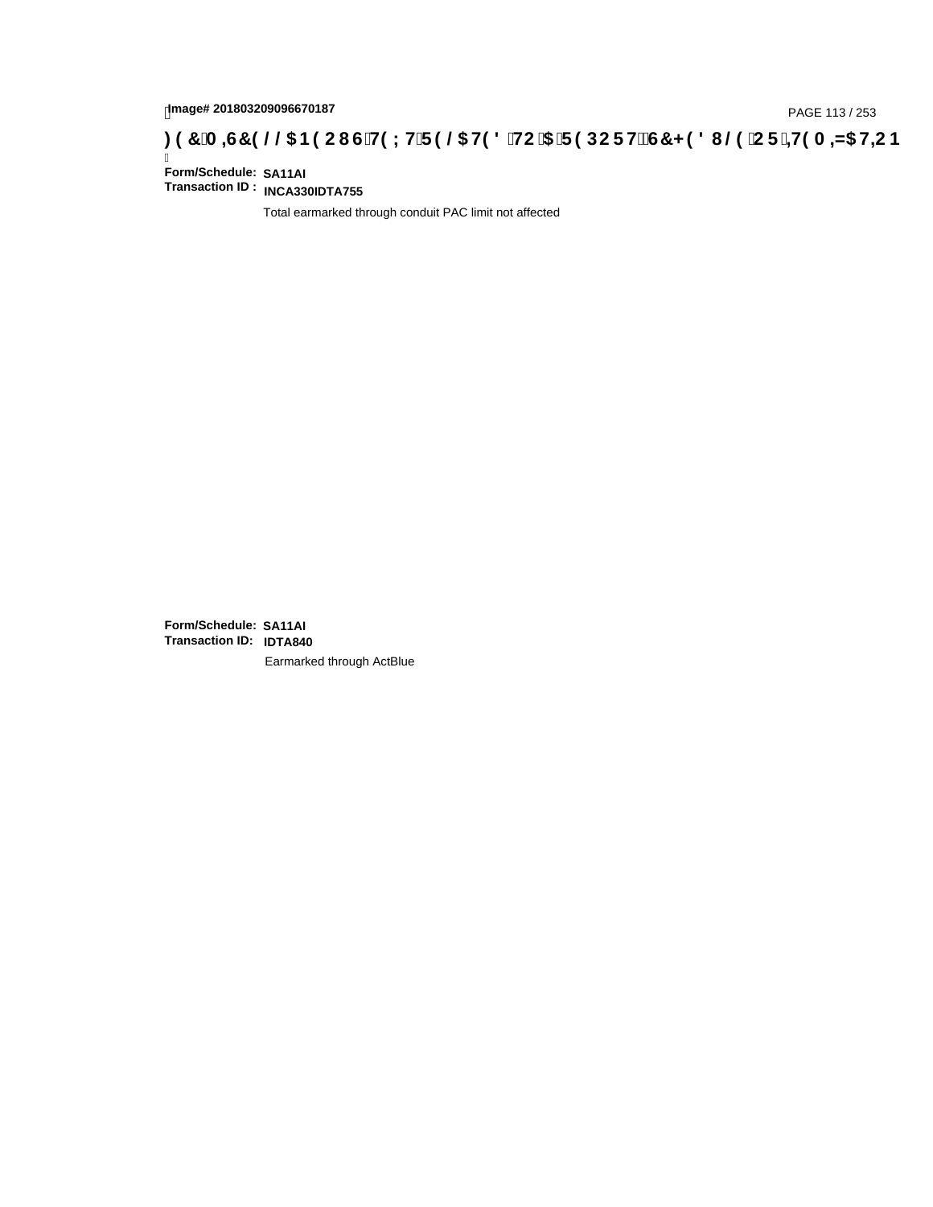Image# 201803209096670187

**Form/Schedule:** **SA11AI**
**Transaction ID :** **INCA330IDTA755**

Total earmarked through conduit PAC limit not affected

**Form/Schedule:** **SA11AI**
**Transaction ID:** **IDTA840**

Earmarked through ActBlue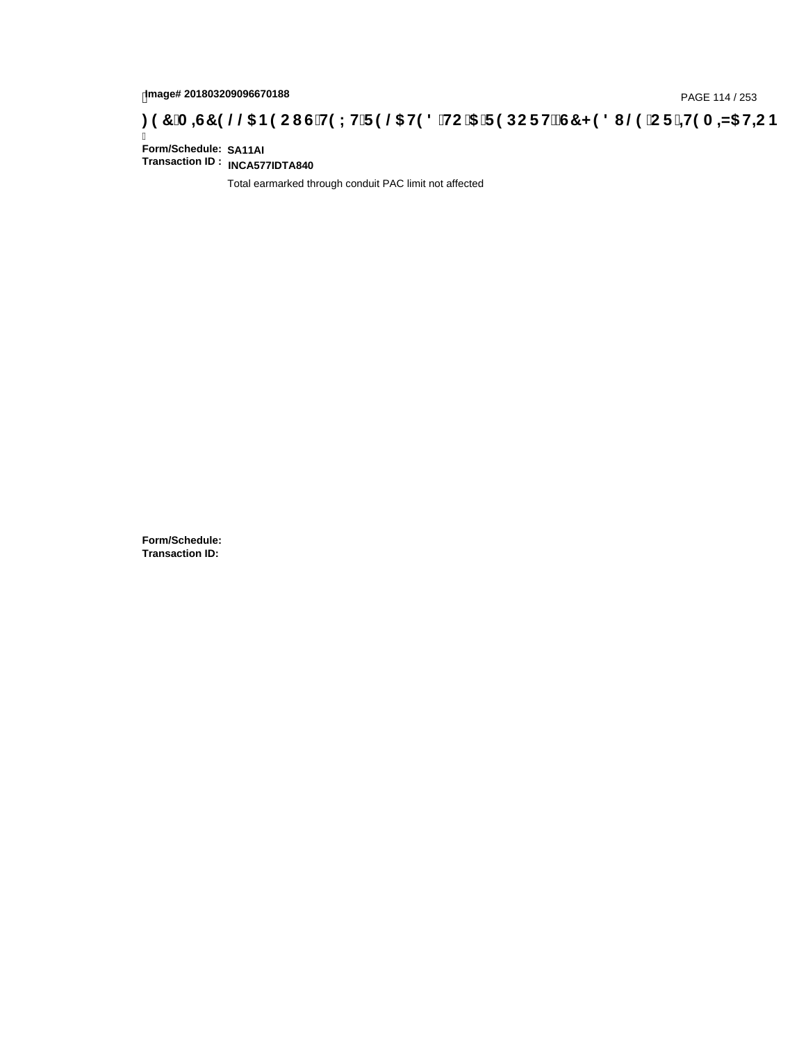Image# 201803209096670188

# FEC MEMO TEXT / MEMO TEXT RELATED TO A REPORT SCHEDULE OR ITEMIZATION

Form/Schedule: SA11AI
Transaction ID : INCA577IDTA840

Total earmarked through conduit PAC limit not affected

Form/Schedule:
Transaction ID: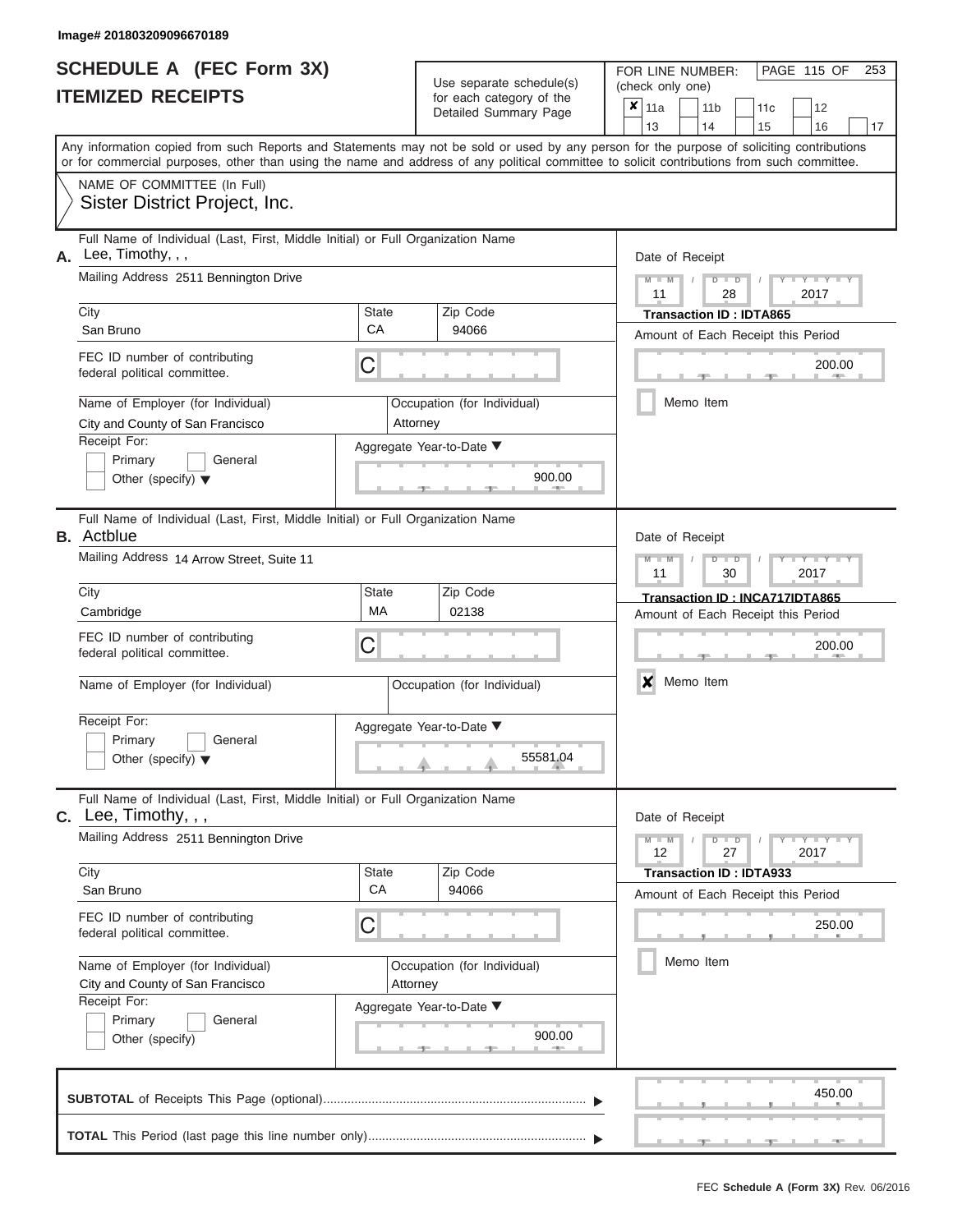Image# 201803209096670189

# SCHEDULE A (FEC Form 3X)
# ITEMIZED RECEIPTS

Use separate schedule(s) for each category of the Detailed Summary Page

FOR LINE NUMBER: (check only one)

☒ 11a ☐ 11b ☐ 11c ☐ 12 ☐ 13 ☐ 14 ☐ 15 ☐ 16 ☐ 17

Any information copied from such Reports and Statements may not be sold or used by any person for the purpose of soliciting contributions or for commercial purposes, other than using the name and address of any political committee to solicit contributions from such committee.

NAME OF COMMITTEE (In Full)
Sister District Project, Inc.

---

**A.** Full Name of Individual (Last, First, Middle Initial) or Full Organization Name: Lee, Timothy, , ,

Mailing Address: 2511 Bennington Drive

City: San Bruno | State: CA | Zip Code: 94066

FEC ID number of contributing federal political committee: C

Name of Employer (for Individual): City and County of San Francisco

Occupation (for Individual): Attorney

Receipt For: ☐ Primary ☐ General ☐ Other (specify)

Aggregate Year-to-Date: 900.00

Date of Receipt: 11 / 28 / 2017

Transaction ID : IDTA865

Amount of Each Receipt this Period: 200.00

☐ Memo Item

---

**B.** Full Name of Individual (Last, First, Middle Initial) or Full Organization Name: Actblue

Mailing Address: 14 Arrow Street, Suite 11

City: Cambridge | State: MA | Zip Code: 02138

FEC ID number of contributing federal political committee: C

Name of Employer (for Individual):

Occupation (for Individual):

Receipt For: ☐ Primary ☐ General ☐ Other (specify)

Aggregate Year-to-Date: 55581.04

Date of Receipt: 11 / 30 / 2017

Transaction ID : INCA717IDTA865

Amount of Each Receipt this Period: 200.00

☒ Memo Item

---

**C.** Full Name of Individual (Last, First, Middle Initial) or Full Organization Name: Lee, Timothy, , ,

Mailing Address: 2511 Bennington Drive

City: San Bruno | State: CA | Zip Code: 94066

FEC ID number of contributing federal political committee: C

Name of Employer (for Individual): City and County of San Francisco

Occupation (for Individual): Attorney

Receipt For: ☐ Primary ☐ General ☐ Other (specify)

Aggregate Year-to-Date: 900.00

Date of Receipt: 12 / 27 / 2017

Transaction ID : IDTA933

Amount of Each Receipt this Period: 250.00

☐ Memo Item

---

**SUBTOTAL** of Receipts This Page (optional): 450.00

**TOTAL** This Period (last page this line number only):

FEC Schedule A (Form 3X) Rev. 06/2016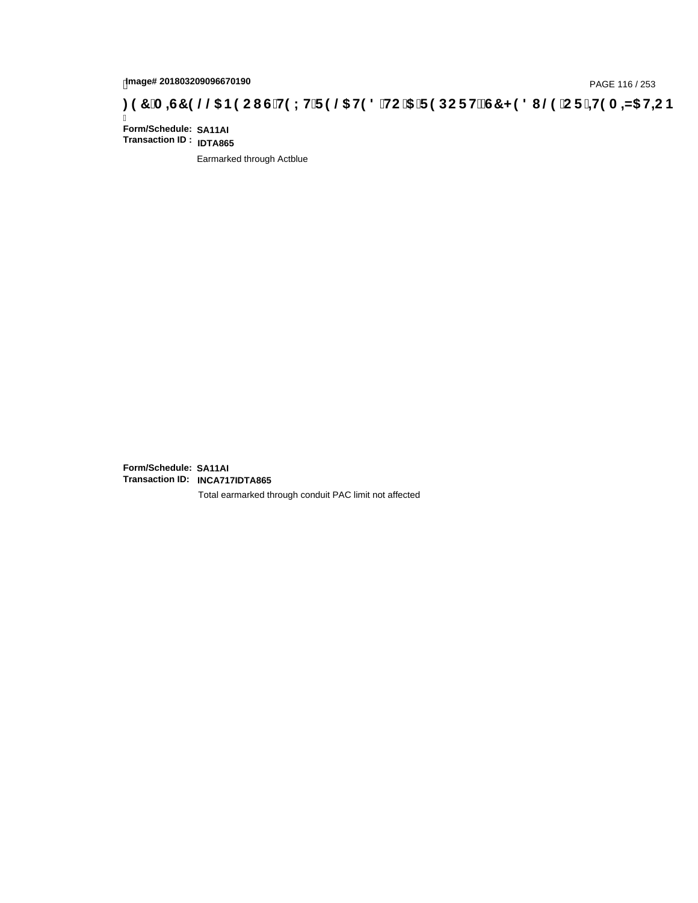Image# 201803209096670190

**FEC MISCELLANEOUS TEXT RELATED TO A REPORT, SCHEDULE OR ITEMIZATION**

**Form/Schedule:** **SA11AI**
**Transaction ID :** **IDTA865**

Earmarked through Actblue

**Form/Schedule:** **SA11AI**
**Transaction ID:** **INCA717IDTA865**

Total earmarked through conduit PAC limit not affected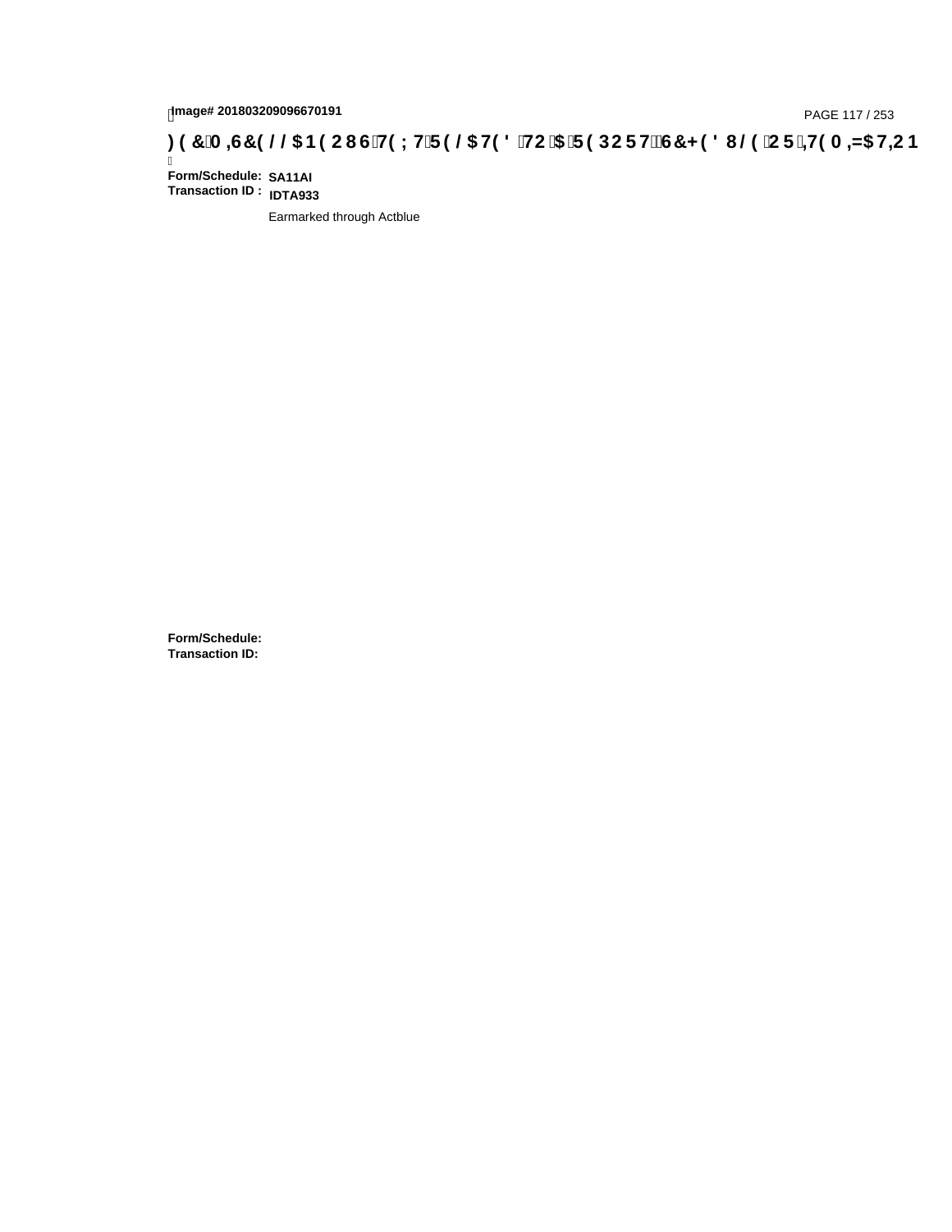**Form/Schedule:** SA11AI
**Transaction ID :** IDTA933

Earmarked through Actblue

**Form/Schedule:**
**Transaction ID:**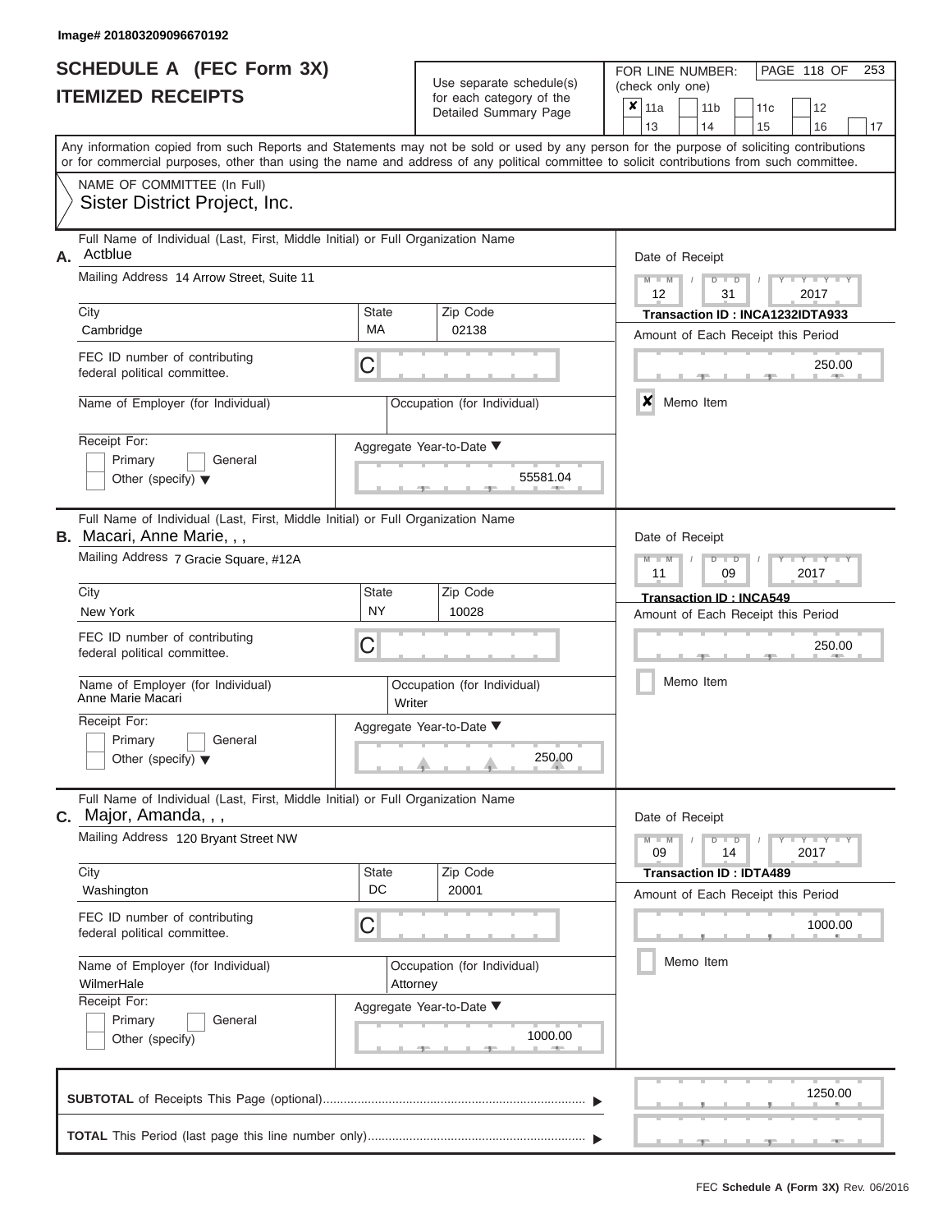Image# 201803209096670192

# SCHEDULE A (FEC Form 3X)
## ITEMIZED RECEIPTS

Use separate schedule(s) for each category of the Detailed Summary Page

FOR LINE NUMBER: (check only one)

- [x] 11a
- [ ] 11b
- [ ] 11c
- [ ] 12
- [ ] 13
- [ ] 14
- [ ] 15
- [ ] 16
- [ ] 17

Any information copied from such Reports and Statements may not be sold or used by any person for the purpose of soliciting contributions or for commercial purposes, other than using the name and address of any political committee to solicit contributions from such committee.

NAME OF COMMITTEE (In Full)
Sister District Project, Inc.

---

**A.** Full Name of Individual (Last, First, Middle Initial) or Full Organization Name: Actblue

Mailing Address: 14 Arrow Street, Suite 11

City: Cambridge | State: MA | Zip Code: 02138

FEC ID number of contributing federal political committee: C

Name of Employer (for Individual):

Occupation (for Individual):

Receipt For: Primary / General / Other (specify)

Aggregate Year-to-Date: 55581.04

Date of Receipt: 12 / 31 / 2017

Transaction ID : INCA1232IDTA933

Amount of Each Receipt this Period: 250.00

[x] Memo Item

---

**B.** Full Name of Individual (Last, First, Middle Initial) or Full Organization Name: Macari, Anne Marie, , ,

Mailing Address: 7 Gracie Square, #12A

City: New York | State: NY | Zip Code: 10028

FEC ID number of contributing federal political committee: C

Name of Employer (for Individual): Anne Marie Macari

Occupation (for Individual): Writer

Receipt For: Primary / General / Other (specify)

Aggregate Year-to-Date: 250.00

Date of Receipt: 11 / 09 / 2017

Transaction ID : INCA549

Amount of Each Receipt this Period: 250.00

[ ] Memo Item

---

**C.** Full Name of Individual (Last, First, Middle Initial) or Full Organization Name: Major, Amanda, , ,

Mailing Address: 120 Bryant Street NW

City: Washington | State: DC | Zip Code: 20001

FEC ID number of contributing federal political committee: C

Name of Employer (for Individual): WilmerHale

Occupation (for Individual): Attorney

Receipt For: Primary / General / Other (specify)

Aggregate Year-to-Date: 1000.00

Date of Receipt: 09 / 14 / 2017

Transaction ID : IDTA489

Amount of Each Receipt this Period: 1000.00

[ ] Memo Item

---

**SUBTOTAL** of Receipts This Page (optional): 1250.00

**TOTAL** This Period (last page this line number only):

FEC Schedule A (Form 3X) Rev. 06/2016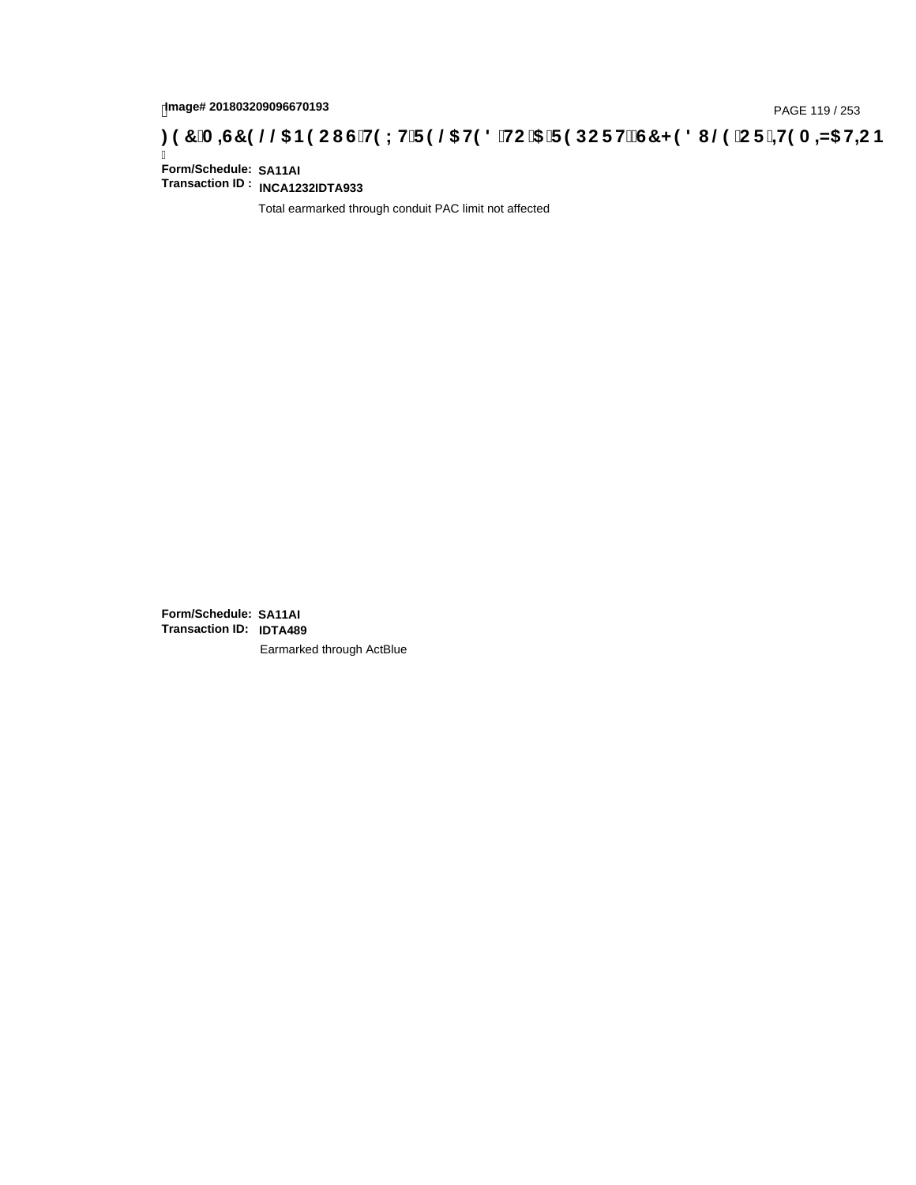Image# 201803209096670193

## FEC MEMO TEXT / TEXT RELATED TO A REPORT, SCHEDULE OR ITEMIZATION

**Form/Schedule:** SA11AI
**Transaction ID :** INCA1232IDTA933

Total earmarked through conduit PAC limit not affected

**Form/Schedule:** SA11AI
**Transaction ID:** IDTA489

Earmarked through ActBlue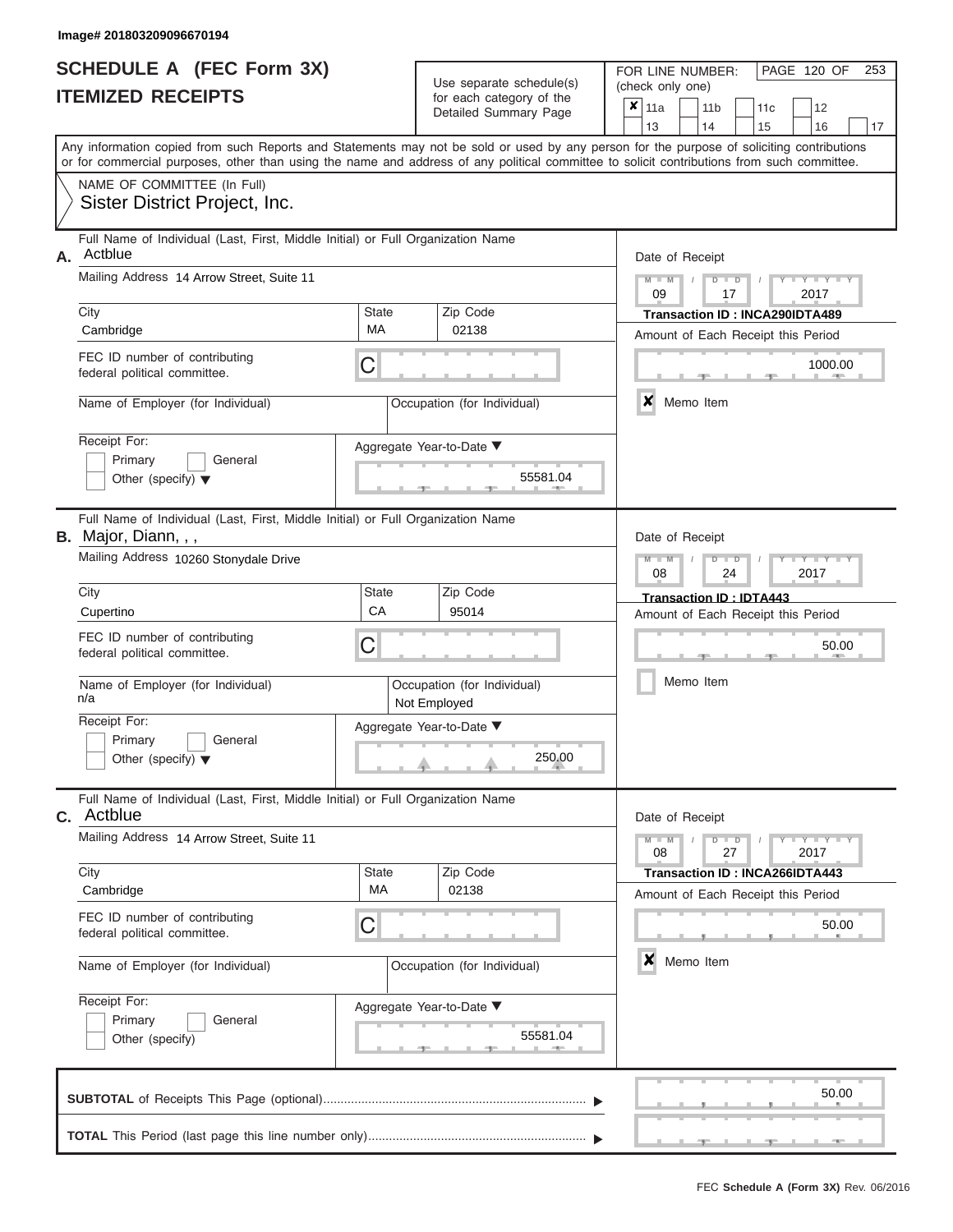Image# 201803209096670194

# SCHEDULE A (FEC Form 3X)
# ITEMIZED RECEIPTS

Use separate schedule(s) for each category of the Detailed Summary Page

FOR LINE NUMBER: (check only one)

☒ 11a ☐ 11b ☐ 11c ☐ 12 ☐ 13 ☐ 14 ☐ 15 ☐ 16 ☐ 17

Any information copied from such Reports and Statements may not be sold or used by any person for the purpose of soliciting contributions or for commercial purposes, other than using the name and address of any political committee to solicit contributions from such committee.

NAME OF COMMITTEE (In Full)
Sister District Project, Inc.

---

**A.** Full Name of Individual (Last, First, Middle Initial) or Full Organization Name: Actblue

Mailing Address: 14 Arrow Street, Suite 11

City: Cambridge | State: MA | Zip Code: 02138

FEC ID number of contributing federal political committee: C

Name of Employer (for Individual):

Occupation (for Individual):

Receipt For: ☐ Primary ☐ General ☐ Other (specify)

Aggregate Year-to-Date: 55581.04

Date of Receipt: 09 / 17 / 2017

Transaction ID : INCA290IDTA489

Amount of Each Receipt this Period: 1000.00

☒ Memo Item

---

**B.** Full Name of Individual (Last, First, Middle Initial) or Full Organization Name: Major, Diann, , ,

Mailing Address: 10260 Stonydale Drive

City: Cupertino | State: CA | Zip Code: 95014

FEC ID number of contributing federal political committee: C

Name of Employer (for Individual): n/a

Occupation (for Individual): Not Employed

Receipt For: ☐ Primary ☐ General ☐ Other (specify)

Aggregate Year-to-Date: 250.00

Date of Receipt: 08 / 24 / 2017

Transaction ID : IDTA443

Amount of Each Receipt this Period: 50.00

☐ Memo Item

---

**C.** Full Name of Individual (Last, First, Middle Initial) or Full Organization Name: Actblue

Mailing Address: 14 Arrow Street, Suite 11

City: Cambridge | State: MA | Zip Code: 02138

FEC ID number of contributing federal political committee: C

Name of Employer (for Individual):

Occupation (for Individual):

Receipt For: ☐ Primary ☐ General ☐ Other (specify)

Aggregate Year-to-Date: 55581.04

Date of Receipt: 08 / 27 / 2017

Transaction ID : INCA266IDTA443

Amount of Each Receipt this Period: 50.00

☒ Memo Item

---

**SUBTOTAL** of Receipts This Page (optional): 50.00

**TOTAL** This Period (last page this line number only):

FEC Schedule A (Form 3X) Rev. 06/2016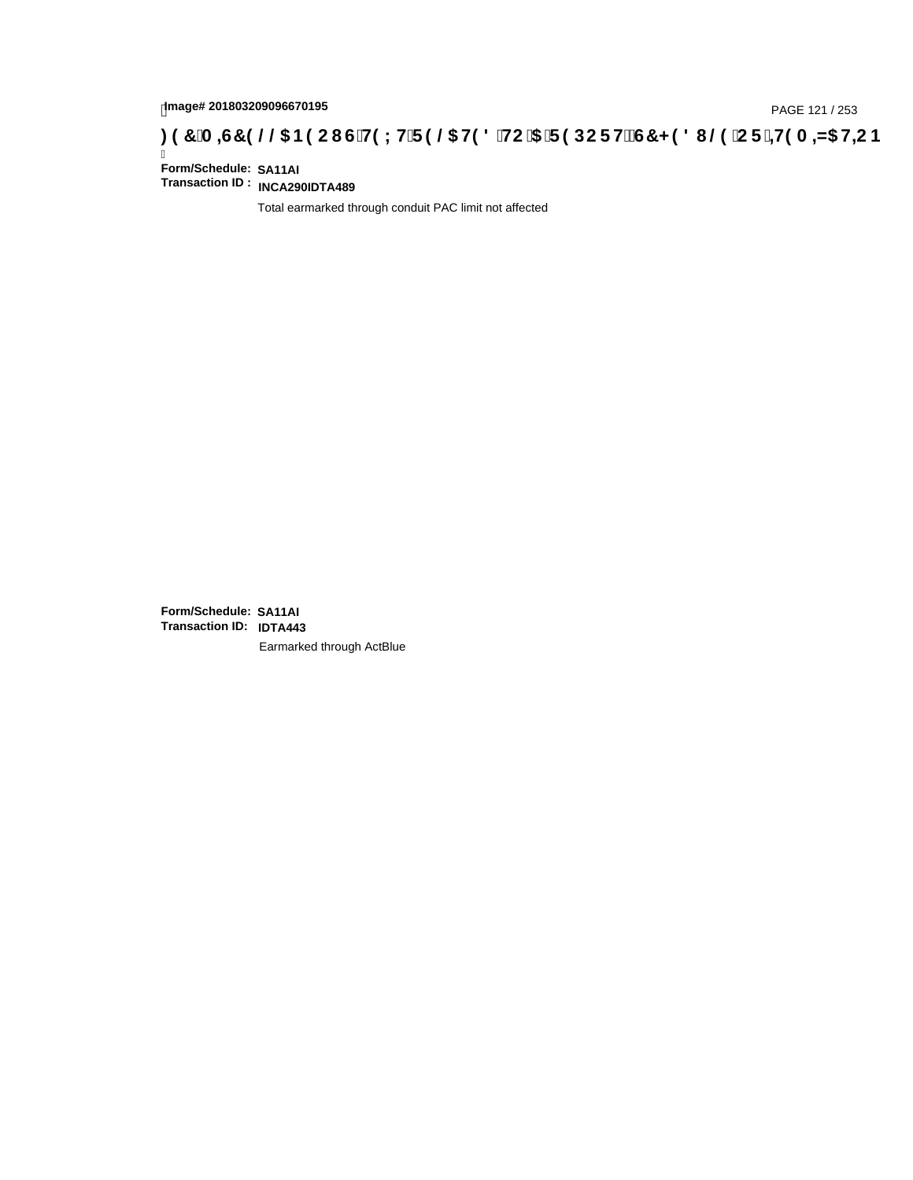**Form/Schedule:** SA11AI
**Transaction ID :** INCA290IDTA489

Total earmarked through conduit PAC limit not affected

**Form/Schedule:** SA11AI
**Transaction ID:** IDTA443

Earmarked through ActBlue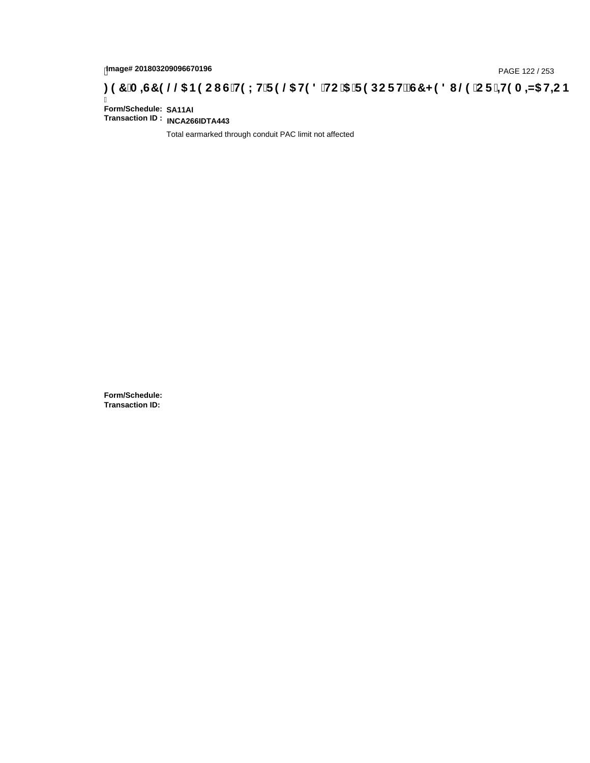Image# 201803209096670196

**)(&0,6&(//$1(2867(;75(/$7('72$5(32576&+('8/(25,7(0,=$7,21**

**Form/Schedule:** SA11AI
**Transaction ID :** INCA266IDTA443

Total earmarked through conduit PAC limit not affected

**Form/Schedule:**
**Transaction ID:**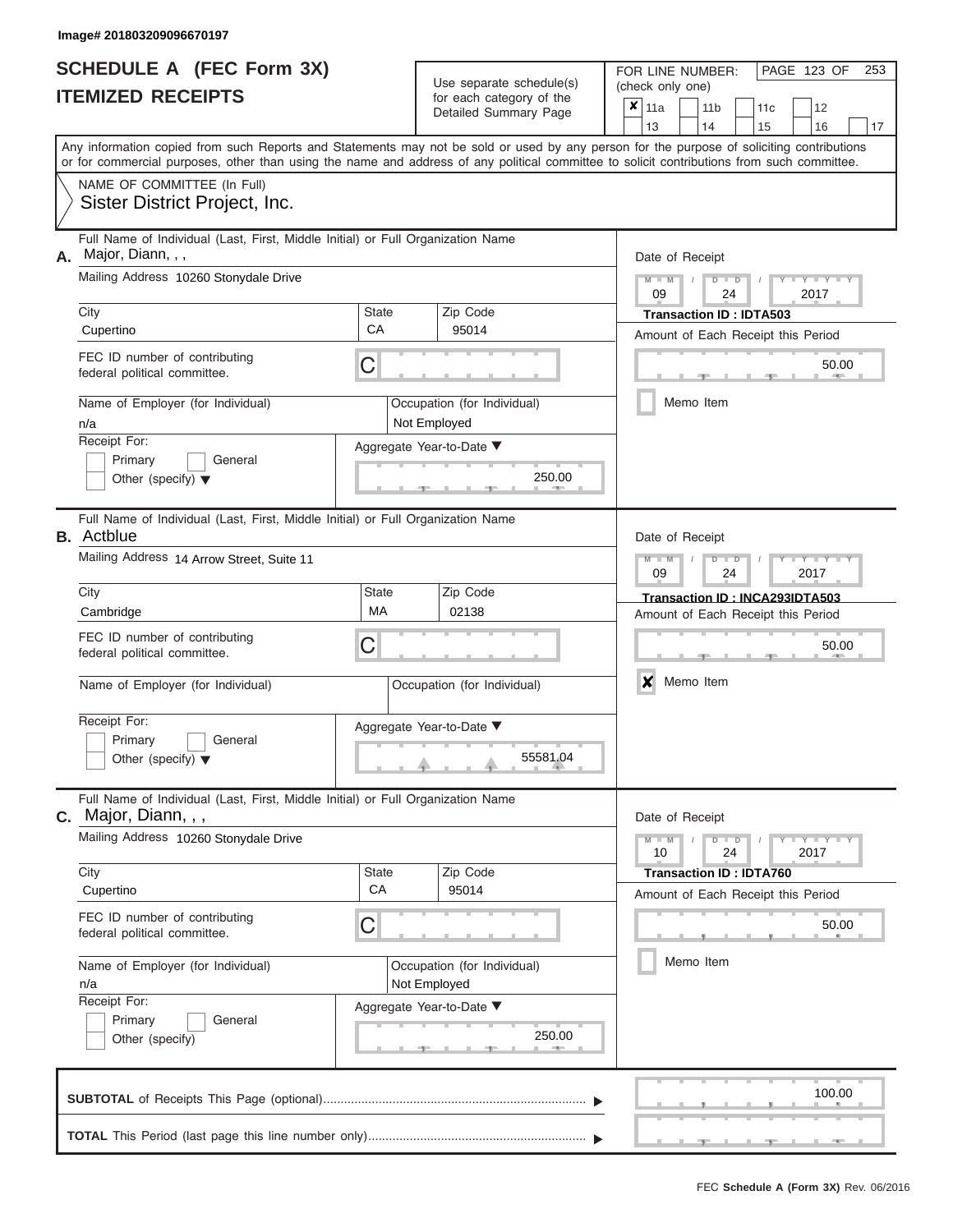Image# 201803209096670197

# SCHEDULE A (FEC Form 3X)
# ITEMIZED RECEIPTS

Use separate schedule(s) for each category of the Detailed Summary Page

FOR LINE NUMBER: (check only one)

- [x] 11a
- [ ] 11b
- [ ] 11c
- [ ] 12
- [ ] 13
- [ ] 14
- [ ] 15
- [ ] 16
- [ ] 17

PAGE 123 OF 253

Any information copied from such Reports and Statements may not be sold or used by any person for the purpose of soliciting contributions or for commercial purposes, other than using the name and address of any political committee to solicit contributions from such committee.

NAME OF COMMITTEE (In Full)
Sister District Project, Inc.

---

**A.** Full Name of Individual (Last, First, Middle Initial) or Full Organization Name: Major, Diann, , ,

Mailing Address: 10260 Stonydale Drive

City: Cupertino | State: CA | Zip Code: 95014

FEC ID number of contributing federal political committee: C

Name of Employer (for Individual): n/a

Occupation (for Individual): Not Employed

Receipt For: Primary [ ] General [ ] Other (specify) [ ]

Aggregate Year-to-Date: 250.00

Date of Receipt: 09 / 24 / 2017

Transaction ID : IDTA503

Amount of Each Receipt this Period: 50.00

Memo Item [ ]

---

**B.** Full Name of Individual (Last, First, Middle Initial) or Full Organization Name: Actblue

Mailing Address: 14 Arrow Street, Suite 11

City: Cambridge | State: MA | Zip Code: 02138

FEC ID number of contributing federal political committee: C

Name of Employer (for Individual):

Occupation (for Individual):

Receipt For: Primary [ ] General [ ] Other (specify) [ ]

Aggregate Year-to-Date: 55581.04

Date of Receipt: 09 / 24 / 2017

Transaction ID : INCA293IDTA503

Amount of Each Receipt this Period: 50.00

Memo Item [x]

---

**C.** Full Name of Individual (Last, First, Middle Initial) or Full Organization Name: Major, Diann, , ,

Mailing Address: 10260 Stonydale Drive

City: Cupertino | State: CA | Zip Code: 95014

FEC ID number of contributing federal political committee: C

Name of Employer (for Individual): n/a

Occupation (for Individual): Not Employed

Receipt For: Primary [ ] General [ ] Other (specify) [ ]

Aggregate Year-to-Date: 250.00

Date of Receipt: 10 / 24 / 2017

Transaction ID : IDTA760

Amount of Each Receipt this Period: 50.00

Memo Item [ ]

---

**SUBTOTAL** of Receipts This Page (optional): 100.00

**TOTAL** This Period (last page this line number only):

FEC Schedule A (Form 3X) Rev. 06/2016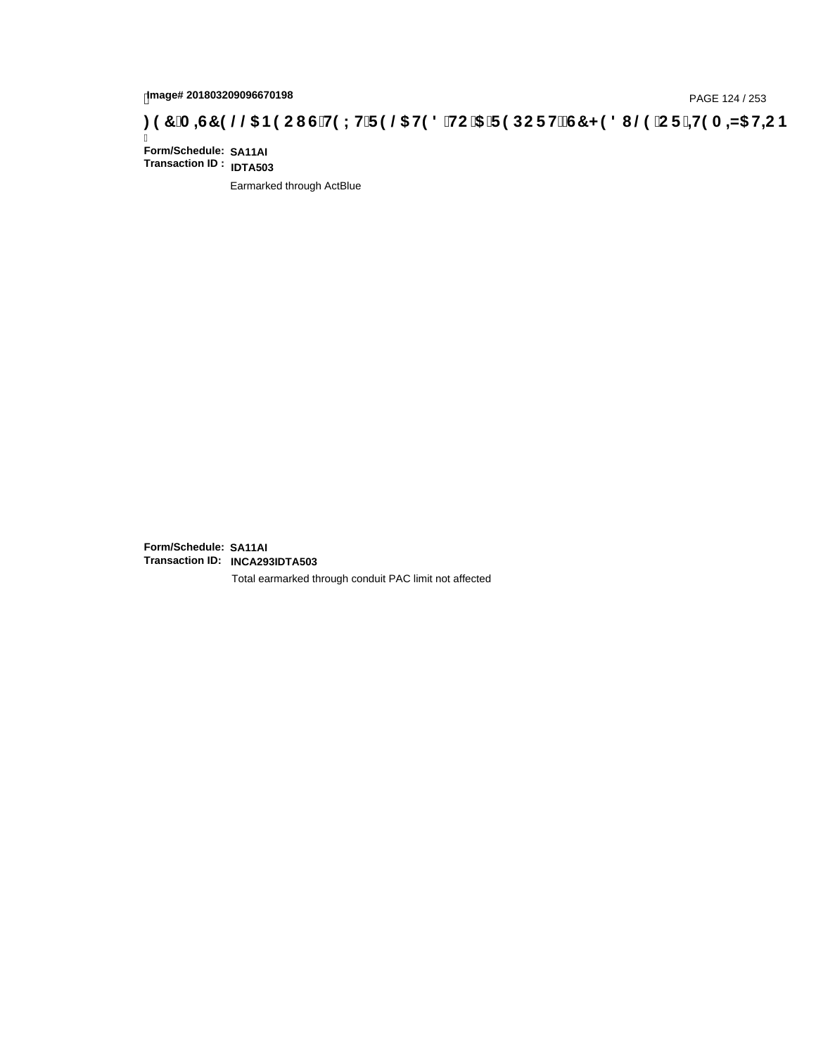Image# 201803209096670198

**FEC MISCELLANEOUS TEXT RELATED TO A REPORT, SCHEDULE OR ITEMIZATION**

**Form/Schedule:** SA11AI
**Transaction ID :** IDTA503

Earmarked through ActBlue

**Form/Schedule:** SA11AI
**Transaction ID:** INCA293IDTA503

Total earmarked through conduit PAC limit not affected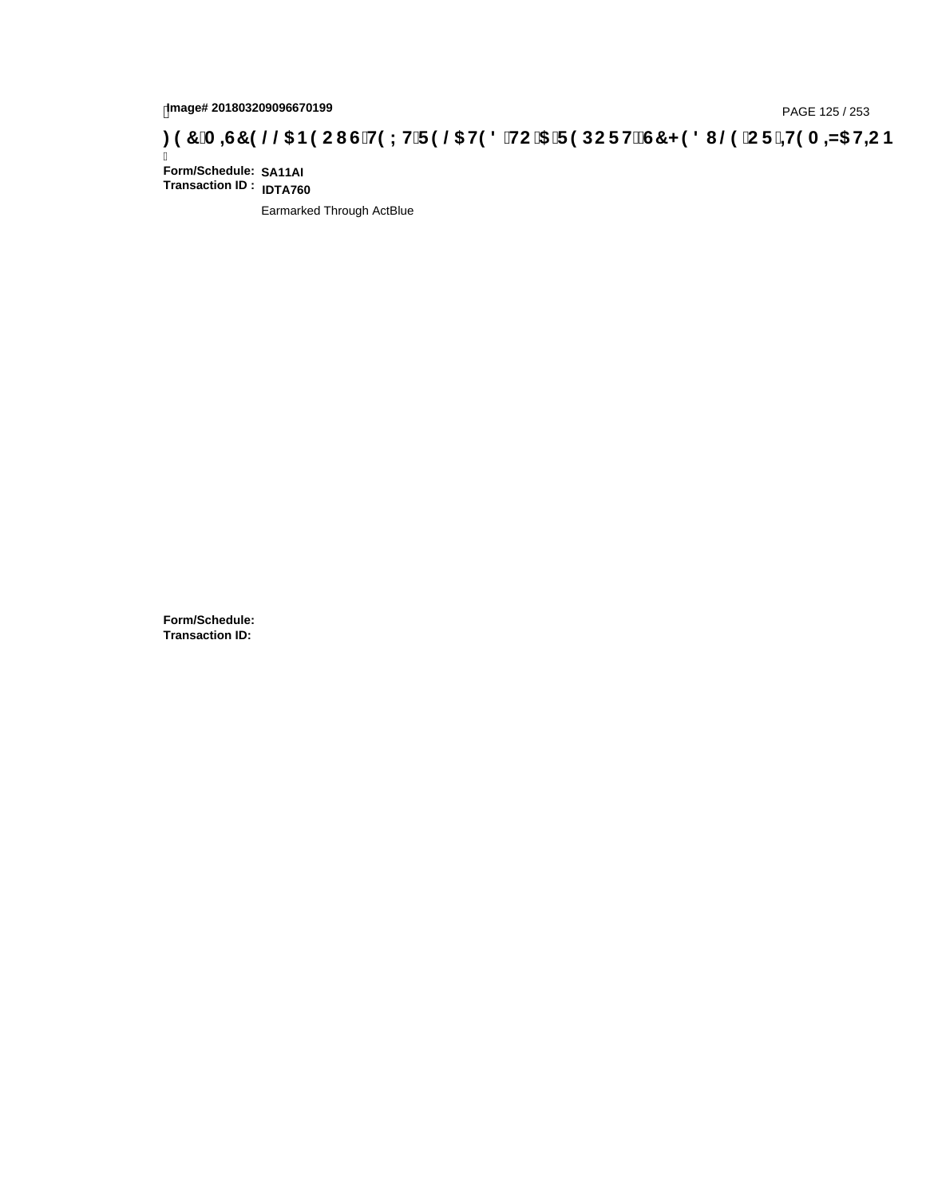**Form/Schedule:** SA11AI
**Transaction ID :** IDTA760

Earmarked Through ActBlue

**Form/Schedule:**
**Transaction ID:**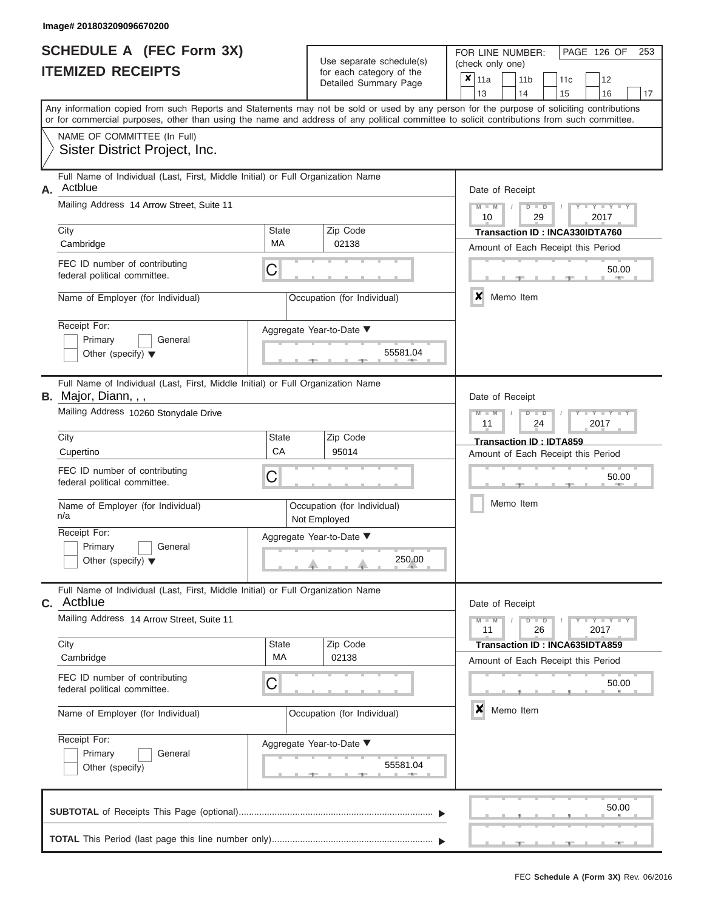Image# 201803209096670200

# SCHEDULE A (FEC Form 3X)
## ITEMIZED RECEIPTS

Use separate schedule(s) for each category of the Detailed Summary Page

FOR LINE NUMBER: (check only one)

- [x] 11a
- [ ] 11b
- [ ] 11c
- [ ] 12
- [ ] 13
- [ ] 14
- [ ] 15
- [ ] 16
- [ ] 17

Any information copied from such Reports and Statements may not be sold or used by any person for the purpose of soliciting contributions or for commercial purposes, other than using the name and address of any political committee to solicit contributions from such committee.

NAME OF COMMITTEE (In Full)
Sister District Project, Inc.

---

**A.** Full Name of Individual (Last, First, Middle Initial) or Full Organization Name: Actblue

Mailing Address: 14 Arrow Street, Suite 11

City: Cambridge | State: MA | Zip Code: 02138

FEC ID number of contributing federal political committee: C

Name of Employer (for Individual):

Occupation (for Individual):

Receipt For: Primary / General / Other (specify)

Aggregate Year-to-Date: 55581.04

Date of Receipt: 10 / 29 / 2017

Transaction ID : INCA330IDTA760

Amount of Each Receipt this Period: 50.00

[x] Memo Item

---

**B.** Full Name of Individual (Last, First, Middle Initial) or Full Organization Name: Major, Diann, , ,

Mailing Address: 10260 Stonydale Drive

City: Cupertino | State: CA | Zip Code: 95014

FEC ID number of contributing federal political committee: C

Name of Employer (for Individual): n/a

Occupation (for Individual): Not Employed

Receipt For: Primary / General / Other (specify)

Aggregate Year-to-Date: 250.00

Date of Receipt: 11 / 24 / 2017

Transaction ID : IDTA859

Amount of Each Receipt this Period: 50.00

[ ] Memo Item

---

**C.** Full Name of Individual (Last, First, Middle Initial) or Full Organization Name: Actblue

Mailing Address: 14 Arrow Street, Suite 11

City: Cambridge | State: MA | Zip Code: 02138

FEC ID number of contributing federal political committee: C

Name of Employer (for Individual):

Occupation (for Individual):

Receipt For: Primary / General / Other (specify)

Aggregate Year-to-Date: 55581.04

Date of Receipt: 11 / 26 / 2017

Transaction ID : INCA635IDTA859

Amount of Each Receipt this Period: 50.00

[x] Memo Item

---

**SUBTOTAL** of Receipts This Page (optional): 50.00

**TOTAL** This Period (last page this line number only):

FEC Schedule A (Form 3X) Rev. 06/2016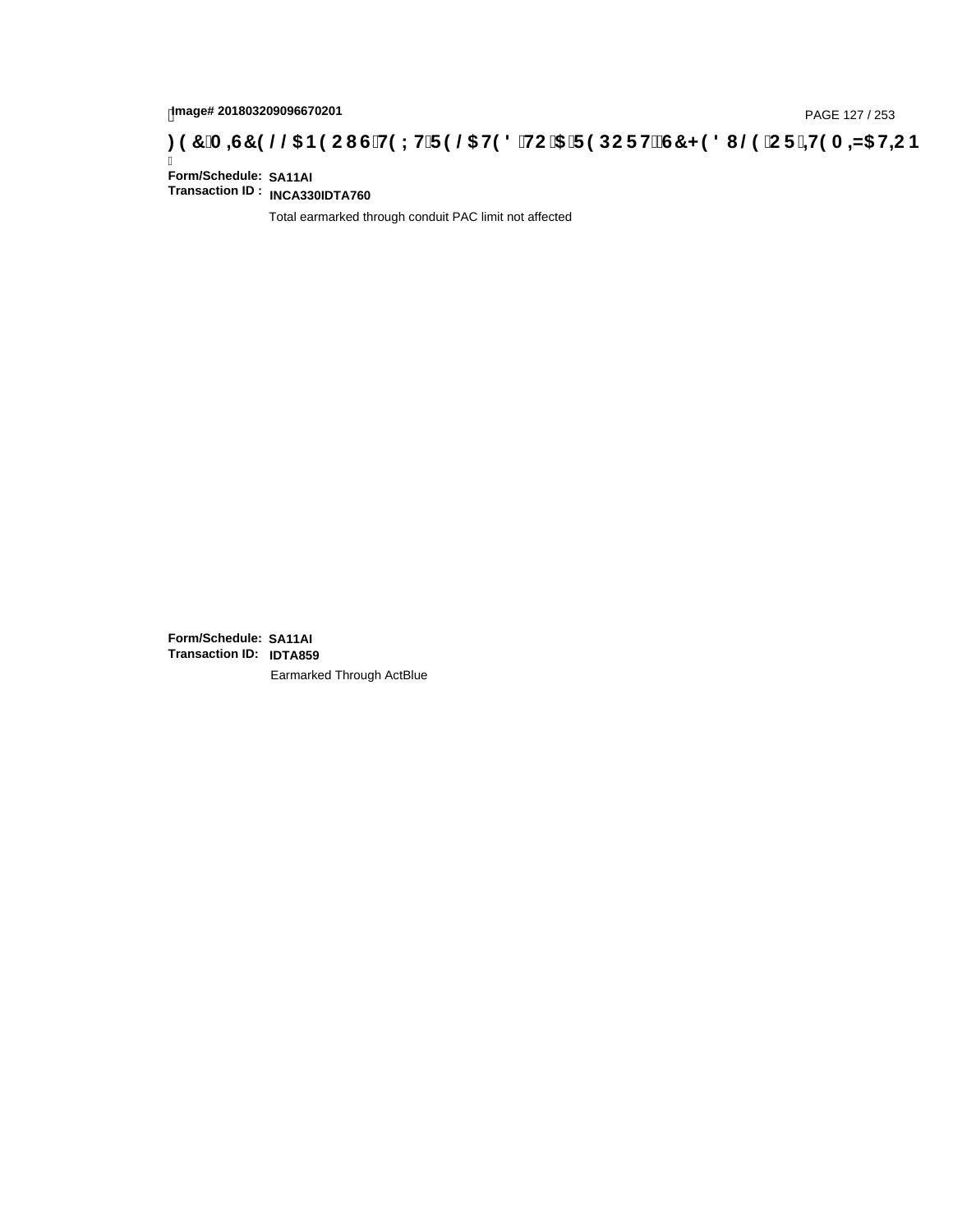Image# 201803209096670201

**FEC MISCELLANEOUS TEXT RELATED TO A REPORT, SCHEDULE OR ITEMIZATION**

**Form/Schedule:** SA11AI
**Transaction ID :** INCA330IDTA760

Total earmarked through conduit PAC limit not affected

**Form/Schedule:** SA11AI
**Transaction ID:** IDTA859

Earmarked Through ActBlue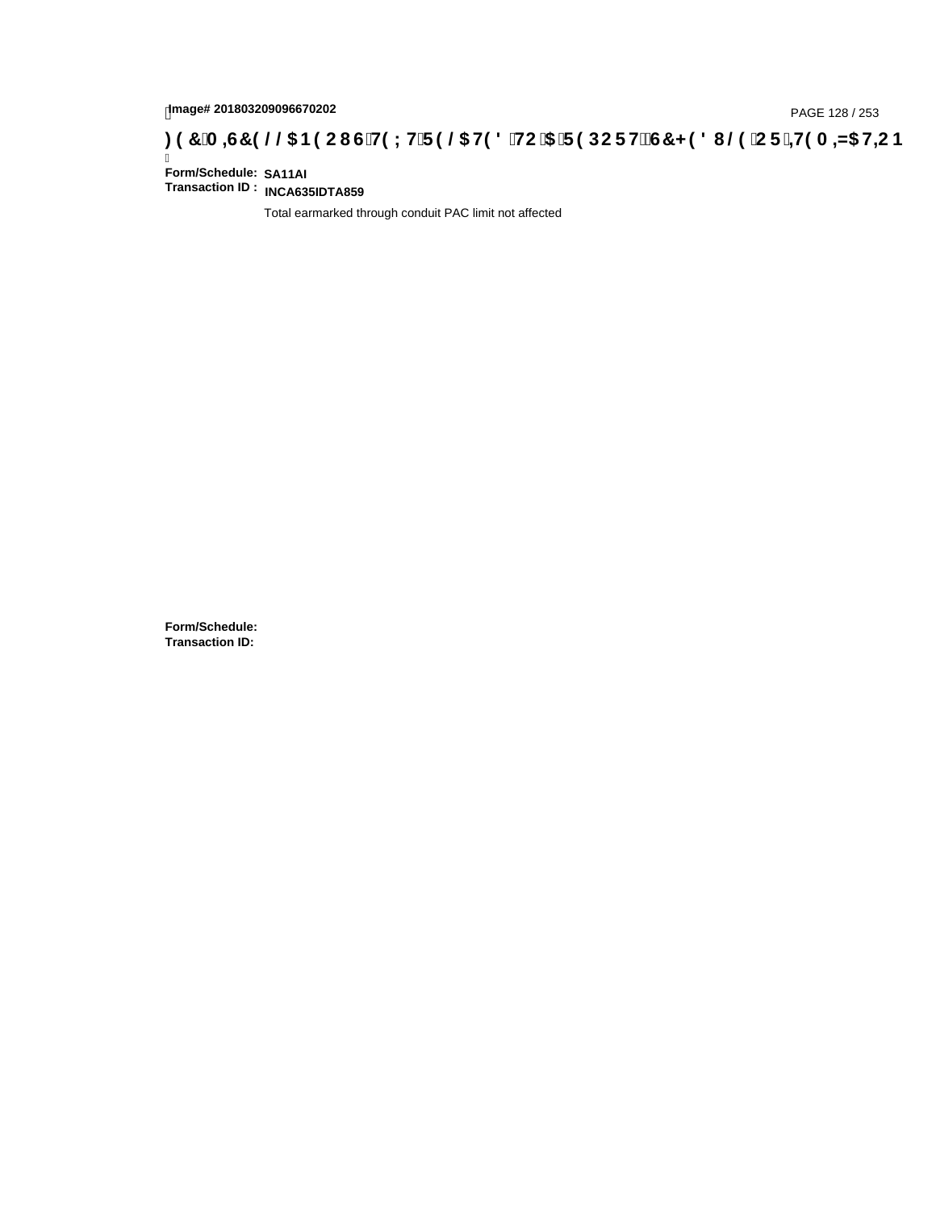**Form/Schedule:** **SA11AI**
**Transaction ID :** **INCA635IDTA859**

Total earmarked through conduit PAC limit not affected

**Form/Schedule:**
**Transaction ID:**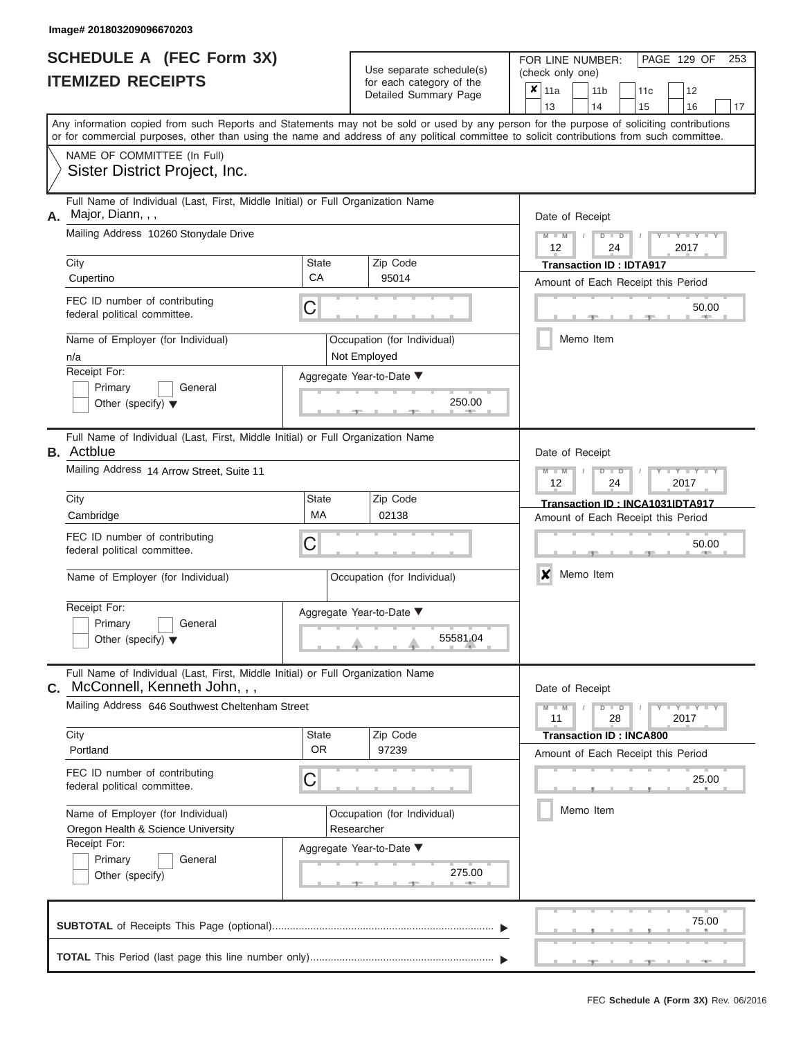Image# 201803209096670203

# SCHEDULE A (FEC Form 3X)
## ITEMIZED RECEIPTS

Use separate schedule(s) for each category of the Detailed Summary Page

FOR LINE NUMBER: (check only one)

- [x] 11a
- [ ] 11b
- [ ] 11c
- [ ] 12
- [ ] 13
- [ ] 14
- [ ] 15
- [ ] 16
- [ ] 17

Any information copied from such Reports and Statements may not be sold or used by any person for the purpose of soliciting contributions or for commercial purposes, other than using the name and address of any political committee to solicit contributions from such committee.

NAME OF COMMITTEE (In Full)
Sister District Project, Inc.

---

**A.** Full Name of Individual (Last, First, Middle Initial) or Full Organization Name: Major, Diann, , ,

Mailing Address: 10260 Stonydale Drive

City: Cupertino | State: CA | Zip Code: 95014

FEC ID number of contributing federal political committee: C

Name of Employer (for Individual): n/a

Occupation (for Individual): Not Employed

Receipt For: Primary / General / Other (specify)

Aggregate Year-to-Date: 250.00

Date of Receipt: 12 / 24 / 2017

Transaction ID : IDTA917

Amount of Each Receipt this Period: 50.00

- [ ] Memo Item

---

**B.** Full Name of Individual (Last, First, Middle Initial) or Full Organization Name: Actblue

Mailing Address: 14 Arrow Street, Suite 11

City: Cambridge | State: MA | Zip Code: 02138

FEC ID number of contributing federal political committee: C

Name of Employer (for Individual):

Occupation (for Individual):

Receipt For: Primary / General / Other (specify)

Aggregate Year-to-Date: 55581.04

Date of Receipt: 12 / 24 / 2017

Transaction ID : INCA1031IDTA917

Amount of Each Receipt this Period: 50.00

- [x] Memo Item

---

**C.** Full Name of Individual (Last, First, Middle Initial) or Full Organization Name: McConnell, Kenneth John, , ,

Mailing Address: 646 Southwest Cheltenham Street

City: Portland | State: OR | Zip Code: 97239

FEC ID number of contributing federal political committee: C

Name of Employer (for Individual): Oregon Health & Science University

Occupation (for Individual): Researcher

Receipt For: Primary / General / Other (specify)

Aggregate Year-to-Date: 275.00

Date of Receipt: 11 / 28 / 2017

Transaction ID : INCA800

Amount of Each Receipt this Period: 25.00

- [ ] Memo Item

---

**SUBTOTAL** of Receipts This Page (optional): 75.00

**TOTAL** This Period (last page this line number only):

FEC Schedule A (Form 3X) Rev. 06/2016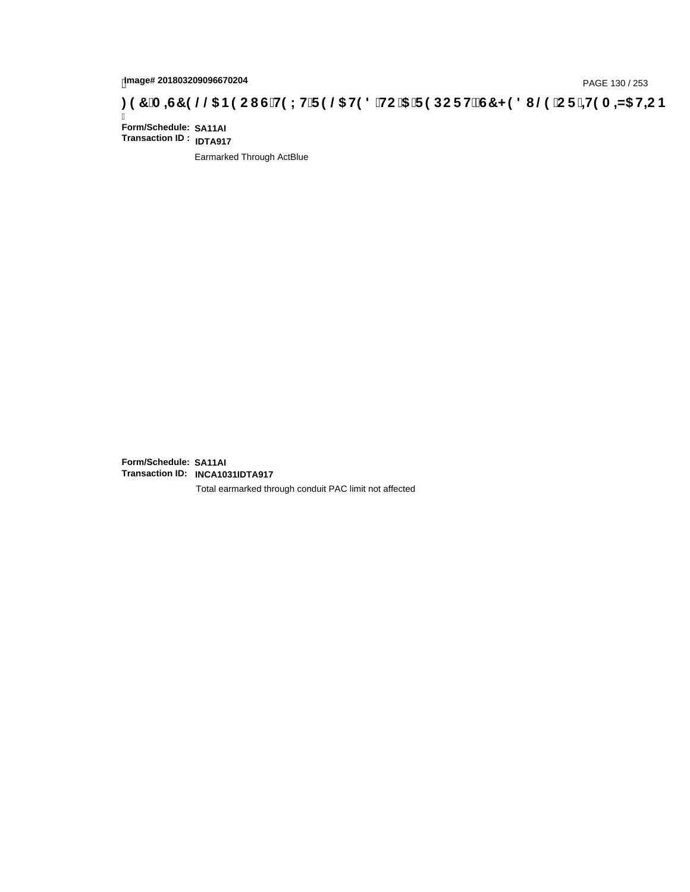Image# 201803209096670204

**) ( &0 ,6&( / / $1 ( 2 8 6 7( ; 7 5 ( / $7( ' 72 $ 5 ( 3 2 5 7 6&+ ( ' 8 / ( 2 5 ,7( 0 ,=$7,2 1**

**Form/Schedule:** **SA11AI**
**Transaction ID :** **IDTA917**

Earmarked Through ActBlue

**Form/Schedule:** **SA11AI**
**Transaction ID:** **INCA1031IDTA917**

Total earmarked through conduit PAC limit not affected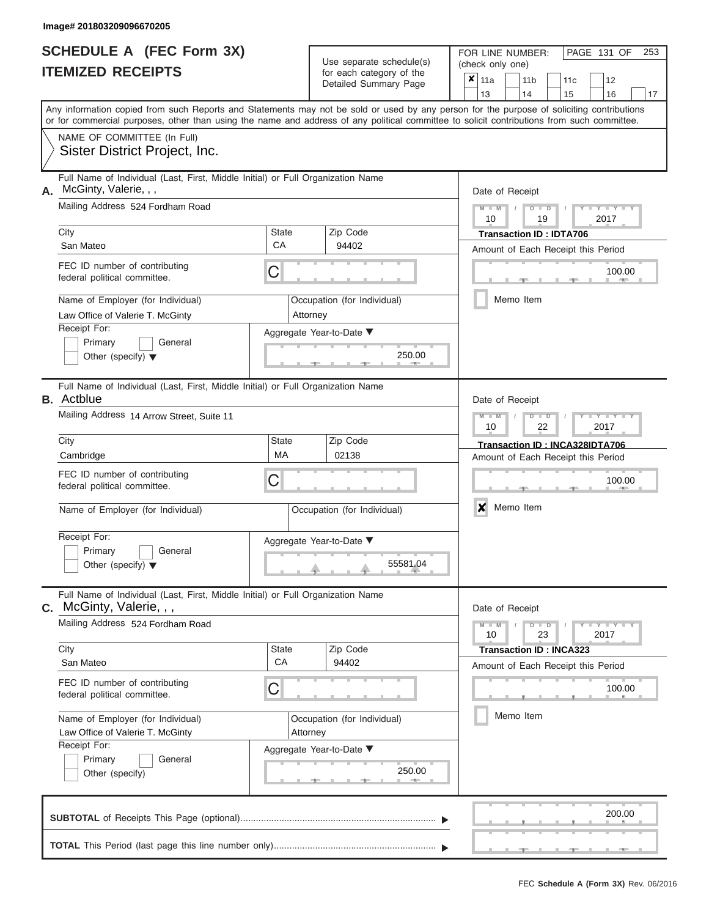Image# 201803209096670205

# SCHEDULE A (FEC Form 3X)
## ITEMIZED RECEIPTS

Use separate schedule(s) for each category of the Detailed Summary Page

FOR LINE NUMBER: (check only one)

- [x] 11a
- [ ] 11b
- [ ] 11c
- [ ] 12
- [ ] 13
- [ ] 14
- [ ] 15
- [ ] 16
- [ ] 17

PAGE 131 OF 253

Any information copied from such Reports and Statements may not be sold or used by any person for the purpose of soliciting contributions or for commercial purposes, other than using the name and address of any political committee to solicit contributions from such committee.

NAME OF COMMITTEE (In Full)
Sister District Project, Inc.

---

**A.** Full Name of Individual (Last, First, Middle Initial) or Full Organization Name: McGinty, Valerie, , ,

Mailing Address: 524 Fordham Road

City: San Mateo | State: CA | Zip Code: 94402

FEC ID number of contributing federal political committee: C

Name of Employer (for Individual): Law Office of Valerie T. McGinty

Occupation (for Individual): Attorney

Receipt For: [ ] Primary [ ] General [ ] Other (specify)

Aggregate Year-to-Date: 250.00

Date of Receipt: 10 / 19 / 2017

Transaction ID : IDTA706

Amount of Each Receipt this Period: 100.00

[ ] Memo Item

---

**B.** Full Name of Individual (Last, First, Middle Initial) or Full Organization Name: Actblue

Mailing Address: 14 Arrow Street, Suite 11

City: Cambridge | State: MA | Zip Code: 02138

FEC ID number of contributing federal political committee: C

Name of Employer (for Individual):

Occupation (for Individual):

Receipt For: [ ] Primary [ ] General [ ] Other (specify)

Aggregate Year-to-Date: 55581.04

Date of Receipt: 10 / 22 / 2017

Transaction ID : INCA328IDTA706

Amount of Each Receipt this Period: 100.00

[x] Memo Item

---

**C.** Full Name of Individual (Last, First, Middle Initial) or Full Organization Name: McGinty, Valerie, , ,

Mailing Address: 524 Fordham Road

City: San Mateo | State: CA | Zip Code: 94402

FEC ID number of contributing federal political committee: C

Name of Employer (for Individual): Law Office of Valerie T. McGinty

Occupation (for Individual): Attorney

Receipt For: [ ] Primary [ ] General [ ] Other (specify)

Aggregate Year-to-Date: 250.00

Date of Receipt: 10 / 23 / 2017

Transaction ID : INCA323

Amount of Each Receipt this Period: 100.00

[ ] Memo Item

---

**SUBTOTAL** of Receipts This Page (optional): 200.00

**TOTAL** This Period (last page this line number only):

FEC Schedule A (Form 3X) Rev. 06/2016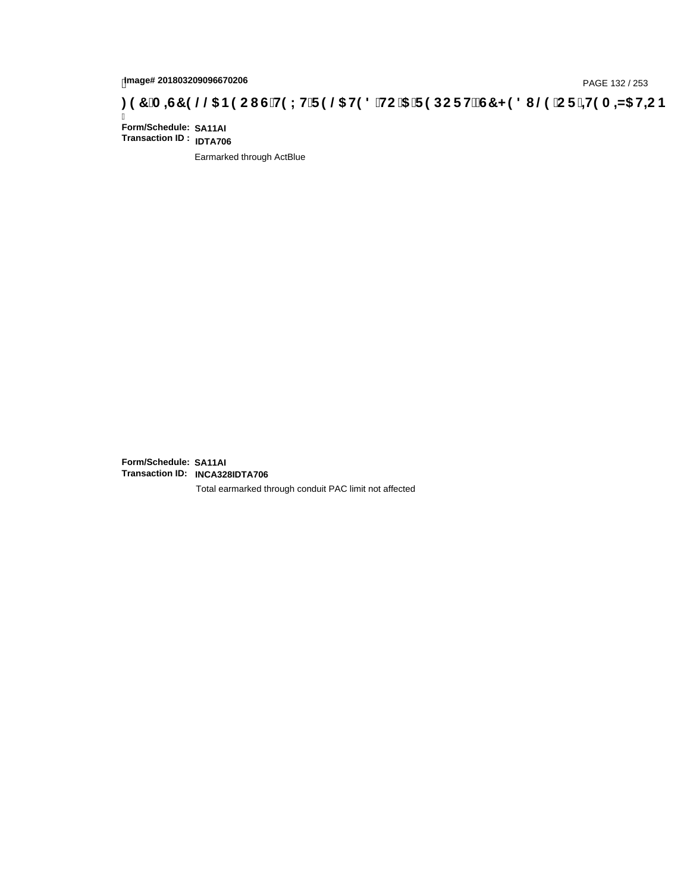Image# 201803209096670206

## FEC Memo Text: Text Related to a Report, Schedule or Item

Form/Schedule: SA11AI
Transaction ID : IDTA706

Earmarked through ActBlue

Form/Schedule: SA11AI
Transaction ID: INCA328IDTA706

Total earmarked through conduit PAC limit not affected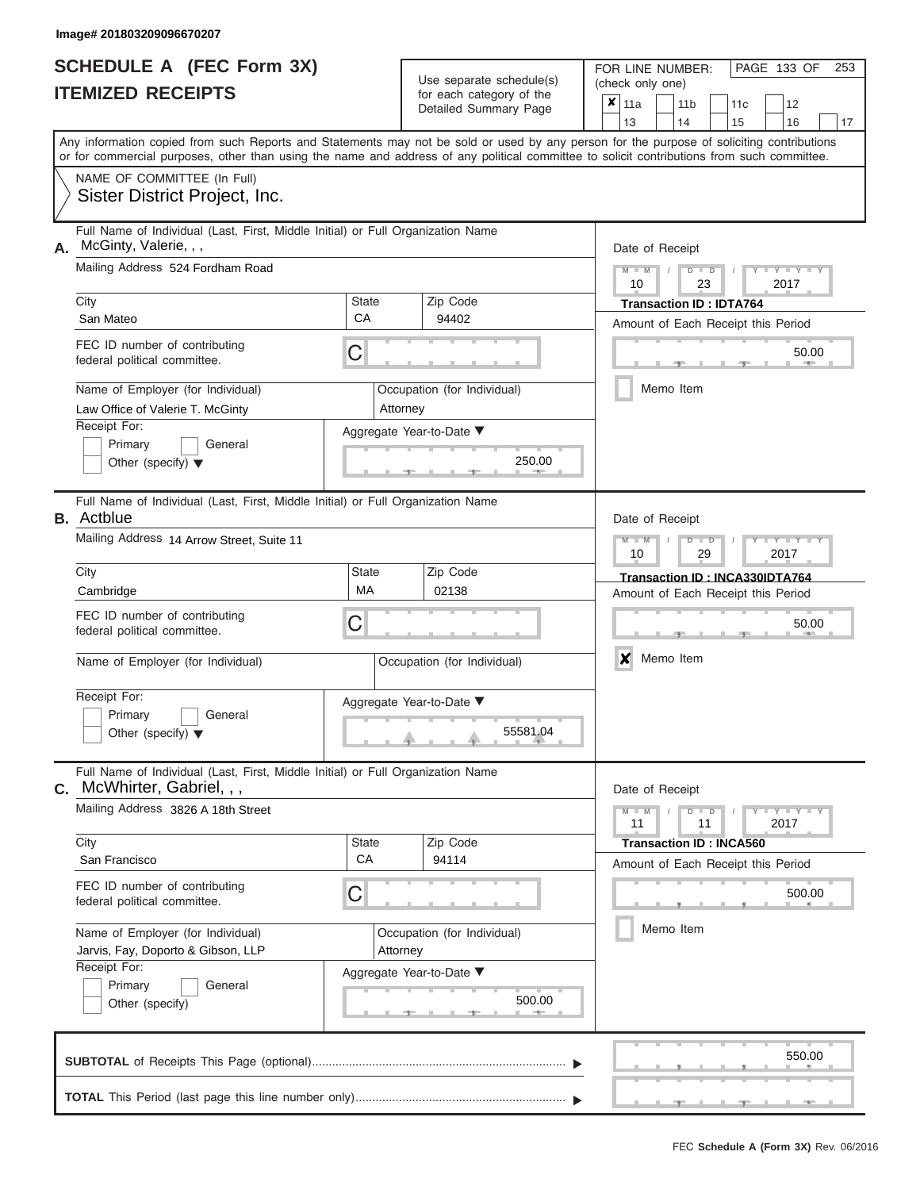Image# 201803209096670207

# SCHEDULE A (FEC Form 3X)
# ITEMIZED RECEIPTS

Use separate schedule(s) for each category of the Detailed Summary Page

FOR LINE NUMBER: (check only one)

- [x] 11a
- [ ] 11b
- [ ] 11c
- [ ] 12
- [ ] 13
- [ ] 14
- [ ] 15
- [ ] 16
- [ ] 17

Any information copied from such Reports and Statements may not be sold or used by any person for the purpose of soliciting contributions or for commercial purposes, other than using the name and address of any political committee to solicit contributions from such committee.

NAME OF COMMITTEE (In Full)
Sister District Project, Inc.

---

**A.** Full Name of Individual (Last, First, Middle Initial) or Full Organization Name: McGinty, Valerie, , ,

Mailing Address: 524 Fordham Road

City: San Mateo | State: CA | Zip Code: 94402

FEC ID number of contributing federal political committee: C

Name of Employer (for Individual): Law Office of Valerie T. McGinty

Occupation (for Individual): Attorney

Receipt For: Primary / General / Other (specify)

Aggregate Year-to-Date: 250.00

Date of Receipt: 10 / 23 / 2017

Transaction ID : IDTA764

Amount of Each Receipt this Period: 50.00

- [ ] Memo Item

---

**B.** Full Name of Individual (Last, First, Middle Initial) or Full Organization Name: Actblue

Mailing Address: 14 Arrow Street, Suite 11

City: Cambridge | State: MA | Zip Code: 02138

FEC ID number of contributing federal political committee: C

Name of Employer (for Individual):

Occupation (for Individual):

Receipt For: Primary / General / Other (specify)

Aggregate Year-to-Date: 55581.04

Date of Receipt: 10 / 29 / 2017

Transaction ID : INCA330IDTA764

Amount of Each Receipt this Period: 50.00

- [x] Memo Item

---

**C.** Full Name of Individual (Last, First, Middle Initial) or Full Organization Name: McWhirter, Gabriel, , ,

Mailing Address: 3826 A 18th Street

City: San Francisco | State: CA | Zip Code: 94114

FEC ID number of contributing federal political committee: C

Name of Employer (for Individual): Jarvis, Fay, Doporto & Gibson, LLP

Occupation (for Individual): Attorney

Receipt For: Primary / General / Other (specify)

Aggregate Year-to-Date: 500.00

Date of Receipt: 11 / 11 / 2017

Transaction ID : INCA560

Amount of Each Receipt this Period: 500.00

- [ ] Memo Item

---

**SUBTOTAL** of Receipts This Page (optional): 550.00

**TOTAL** This Period (last page this line number only):

FEC Schedule A (Form 3X) Rev. 06/2016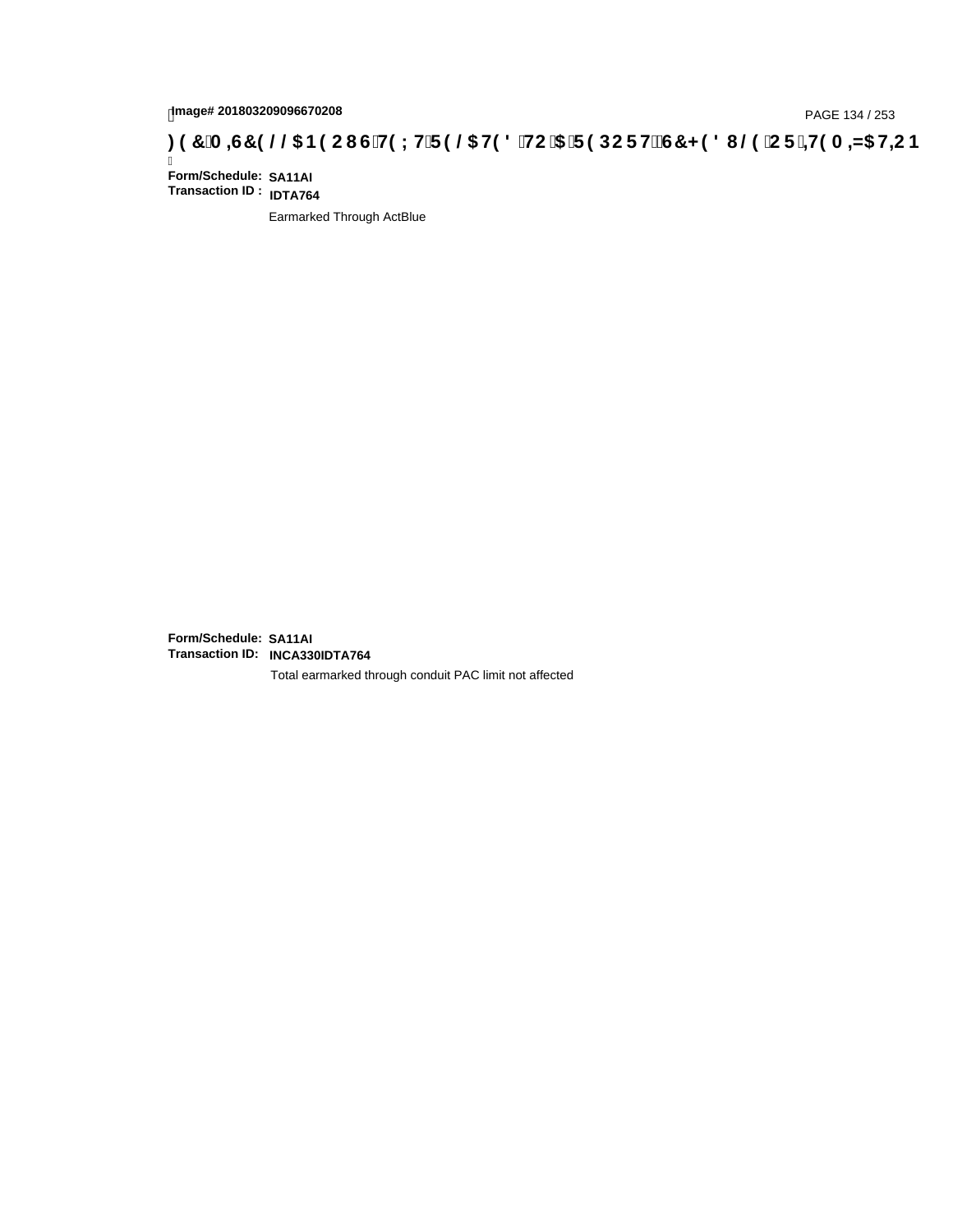Image# 201803209096670208

## FEC MISCELLANEOUS TEXT RELATED TO A REPORT, SCHEDULE OR ITEMIZATION

**Form/Schedule:** SA11AI
**Transaction ID :** IDTA764

Earmarked Through ActBlue

**Form/Schedule:** SA11AI
**Transaction ID:** INCA330IDTA764

Total earmarked through conduit PAC limit not affected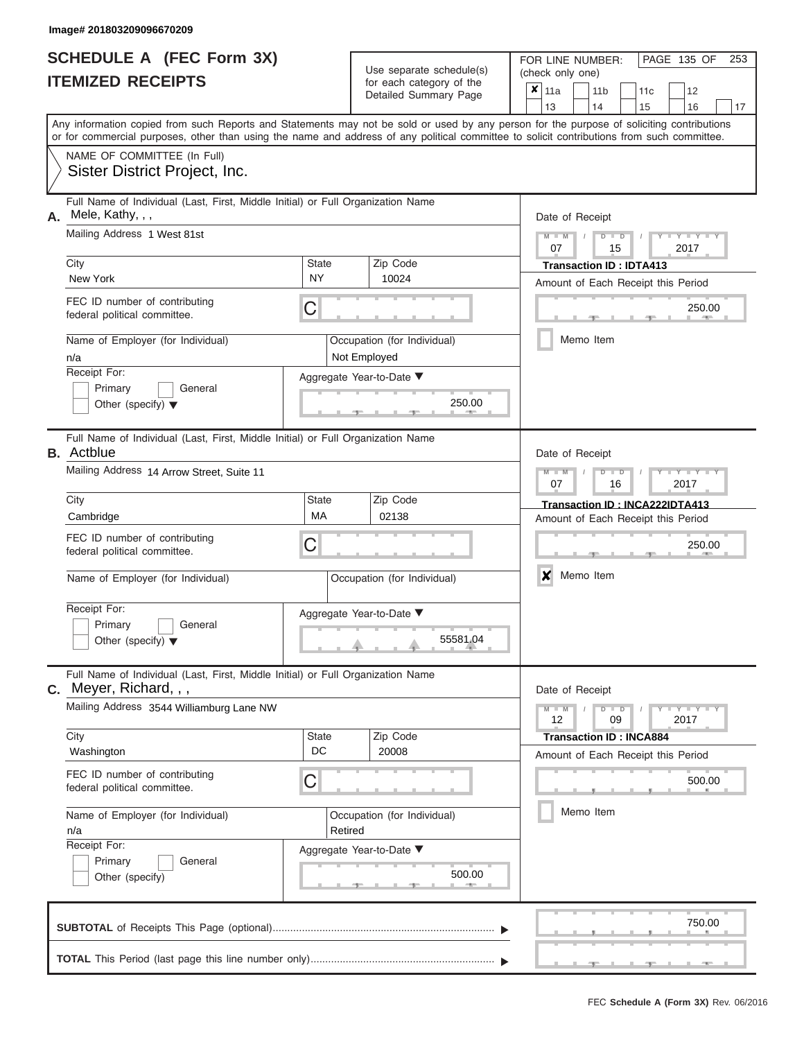Image# 201803209096670209

# SCHEDULE A (FEC Form 3X)
## ITEMIZED RECEIPTS

Use separate schedule(s) for each category of the Detailed Summary Page

FOR LINE NUMBER: (check only one)

- [x] 11a
- [ ] 11b
- [ ] 11c
- [ ] 12
- [ ] 13
- [ ] 14
- [ ] 15
- [ ] 16
- [ ] 17

PAGE 135 OF 253

Any information copied from such Reports and Statements may not be sold or used by any person for the purpose of soliciting contributions or for commercial purposes, other than using the name and address of any political committee to solicit contributions from such committee.

NAME OF COMMITTEE (In Full)
Sister District Project, Inc.

---

**A.** Full Name of Individual (Last, First, Middle Initial) or Full Organization Name: Mele, Kathy, , ,

Mailing Address: 1 West 81st

City: New York | State: NY | Zip Code: 10024

FEC ID number of contributing federal political committee: C

Name of Employer (for Individual): n/a

Occupation (for Individual): Not Employed

Receipt For: Primary / General / Other (specify)

Aggregate Year-to-Date: 250.00

Date of Receipt: 07 / 15 / 2017

Transaction ID : IDTA413

Amount of Each Receipt this Period: 250.00

Memo Item: [ ]

---

**B.** Full Name of Individual (Last, First, Middle Initial) or Full Organization Name: Actblue

Mailing Address: 14 Arrow Street, Suite 11

City: Cambridge | State: MA | Zip Code: 02138

FEC ID number of contributing federal political committee: C

Name of Employer (for Individual):

Occupation (for Individual):

Receipt For: Primary / General / Other (specify)

Aggregate Year-to-Date: 55581.04

Date of Receipt: 07 / 16 / 2017

Transaction ID : INCA222IDTA413

Amount of Each Receipt this Period: 250.00

Memo Item: [x]

---

**C.** Full Name of Individual (Last, First, Middle Initial) or Full Organization Name: Meyer, Richard, , ,

Mailing Address: 3544 Williamburg Lane NW

City: Washington | State: DC | Zip Code: 20008

FEC ID number of contributing federal political committee: C

Name of Employer (for Individual): n/a

Occupation (for Individual): Retired

Receipt For: Primary / General / Other (specify)

Aggregate Year-to-Date: 500.00

Date of Receipt: 12 / 09 / 2017

Transaction ID : INCA884

Amount of Each Receipt this Period: 500.00

Memo Item: [ ]

---

**SUBTOTAL** of Receipts This Page (optional): 750.00

**TOTAL** This Period (last page this line number only):

FEC Schedule A (Form 3X) Rev. 06/2016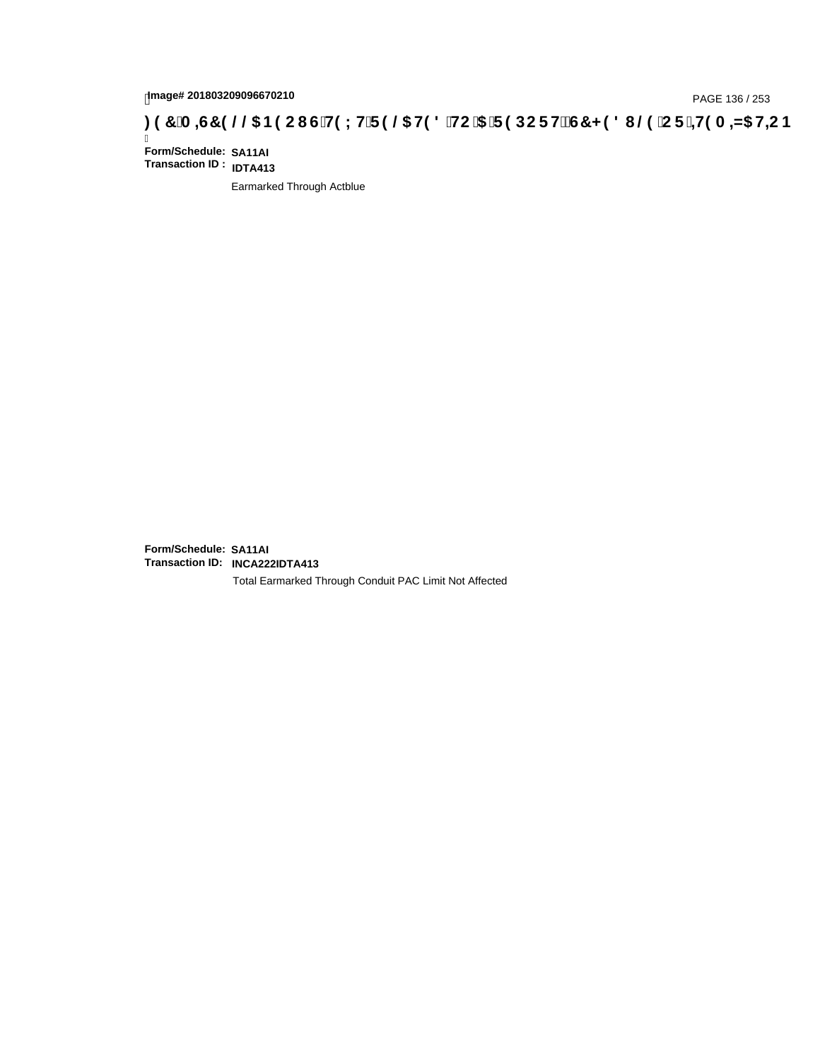**Form/Schedule:** **SA11AI**
**Transaction ID :** **IDTA413**

Earmarked Through Actblue

**Form/Schedule:** **SA11AI**
**Transaction ID:** **INCA222IDTA413**

Total Earmarked Through Conduit PAC Limit Not Affected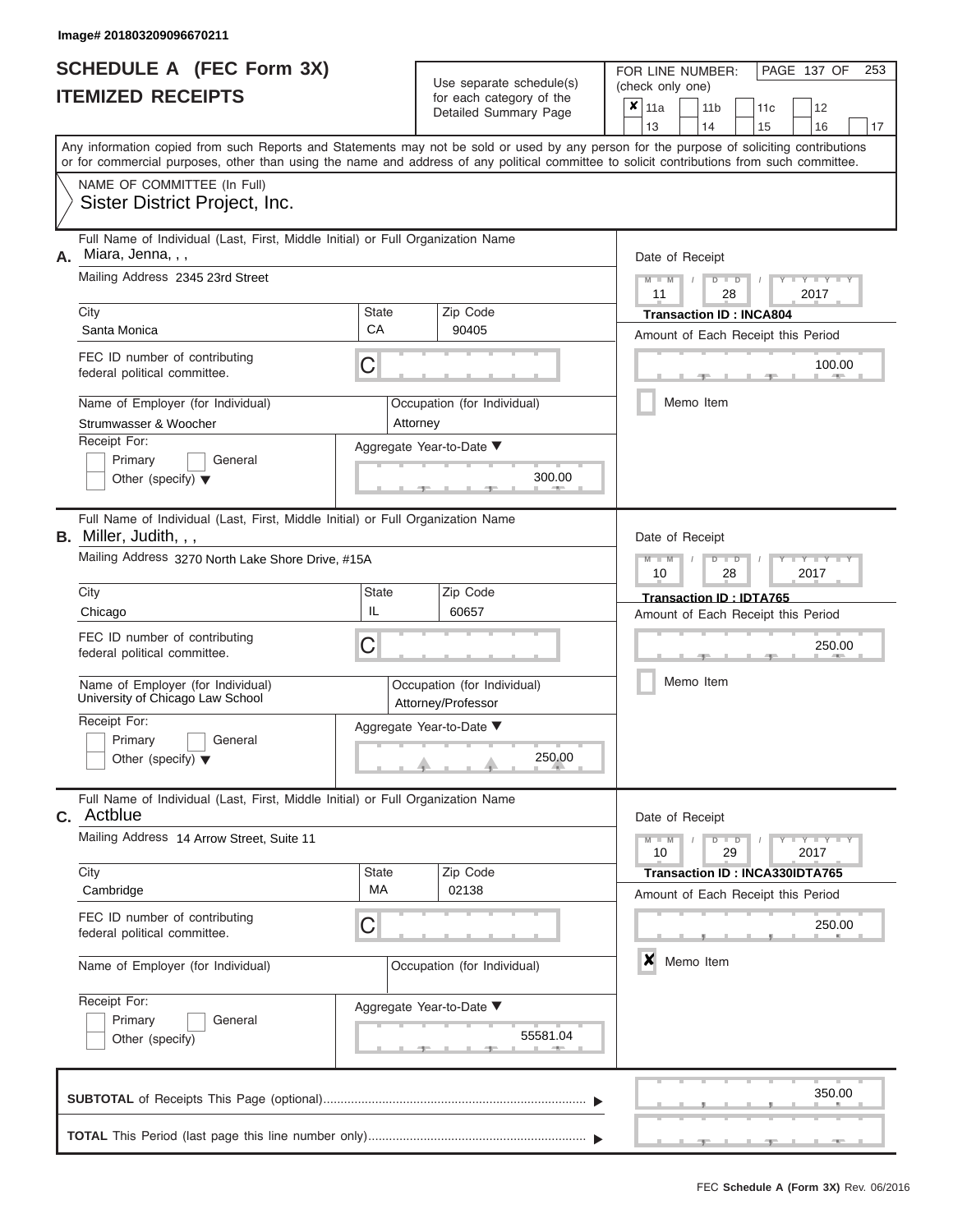Image# 201803209096670211

# SCHEDULE A (FEC Form 3X)
## ITEMIZED RECEIPTS

Use separate schedule(s) for each category of the Detailed Summary Page

FOR LINE NUMBER: (check only one)

✘ 11a | 11b | 11c | 12 | 13 | 14 | 15 | 16 | 17

Any information copied from such Reports and Statements may not be sold or used by any person for the purpose of soliciting contributions or for commercial purposes, other than using the name and address of any political committee to solicit contributions from such committee.

NAME OF COMMITTEE (In Full)
Sister District Project, Inc.

---

**A.** Full Name of Individual (Last, First, Middle Initial) or Full Organization Name: Miara, Jenna, , ,

Mailing Address: 2345 23rd Street

City: Santa Monica | State: CA | Zip Code: 90405

FEC ID number of contributing federal political committee: C

Name of Employer (for Individual): Strumwasser & Woocher

Occupation (for Individual): Attorney

Receipt For: Primary / General / Other (specify)

Aggregate Year-to-Date: 300.00

Date of Receipt: 11 / 28 / 2017

Transaction ID : INCA804

Amount of Each Receipt this Period: 100.00

Memo Item

---

**B.** Full Name of Individual (Last, First, Middle Initial) or Full Organization Name: Miller, Judith, , ,

Mailing Address: 3270 North Lake Shore Drive, #15A

City: Chicago | State: IL | Zip Code: 60657

FEC ID number of contributing federal political committee: C

Name of Employer (for Individual): University of Chicago Law School

Occupation (for Individual): Attorney/Professor

Receipt For: Primary / General / Other (specify)

Aggregate Year-to-Date: 250.00

Date of Receipt: 10 / 28 / 2017

Transaction ID : IDTA765

Amount of Each Receipt this Period: 250.00

Memo Item

---

**C.** Full Name of Individual (Last, First, Middle Initial) or Full Organization Name: Actblue

Mailing Address: 14 Arrow Street, Suite 11

City: Cambridge | State: MA | Zip Code: 02138

FEC ID number of contributing federal political committee: C

Name of Employer (for Individual):

Occupation (for Individual):

Receipt For: Primary / General / Other (specify)

Aggregate Year-to-Date: 55581.04

Date of Receipt: 10 / 29 / 2017

Transaction ID : INCA330IDTA765

Amount of Each Receipt this Period: 250.00

✘ Memo Item

---

**SUBTOTAL** of Receipts This Page (optional): 350.00

**TOTAL** This Period (last page this line number only):

FEC Schedule A (Form 3X) Rev. 06/2016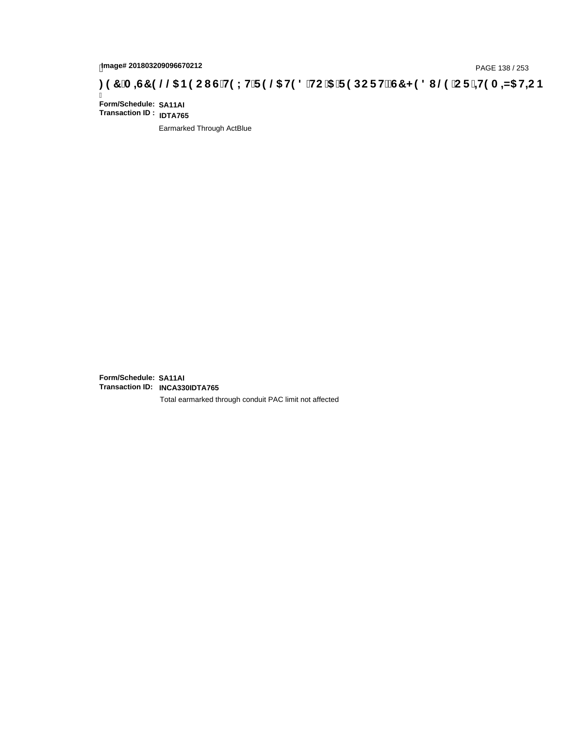Image# 201803209096670212

# FEC MISCELLANEOUS TEXT RELATED TO A REPORT SCHEDULE OR ITEMIZATION

**Form/Schedule:** **SA11AI**
**Transaction ID :** **IDTA765**

Earmarked Through ActBlue

**Form/Schedule:** **SA11AI**
**Transaction ID:** **INCA330IDTA765**

Total earmarked through conduit PAC limit not affected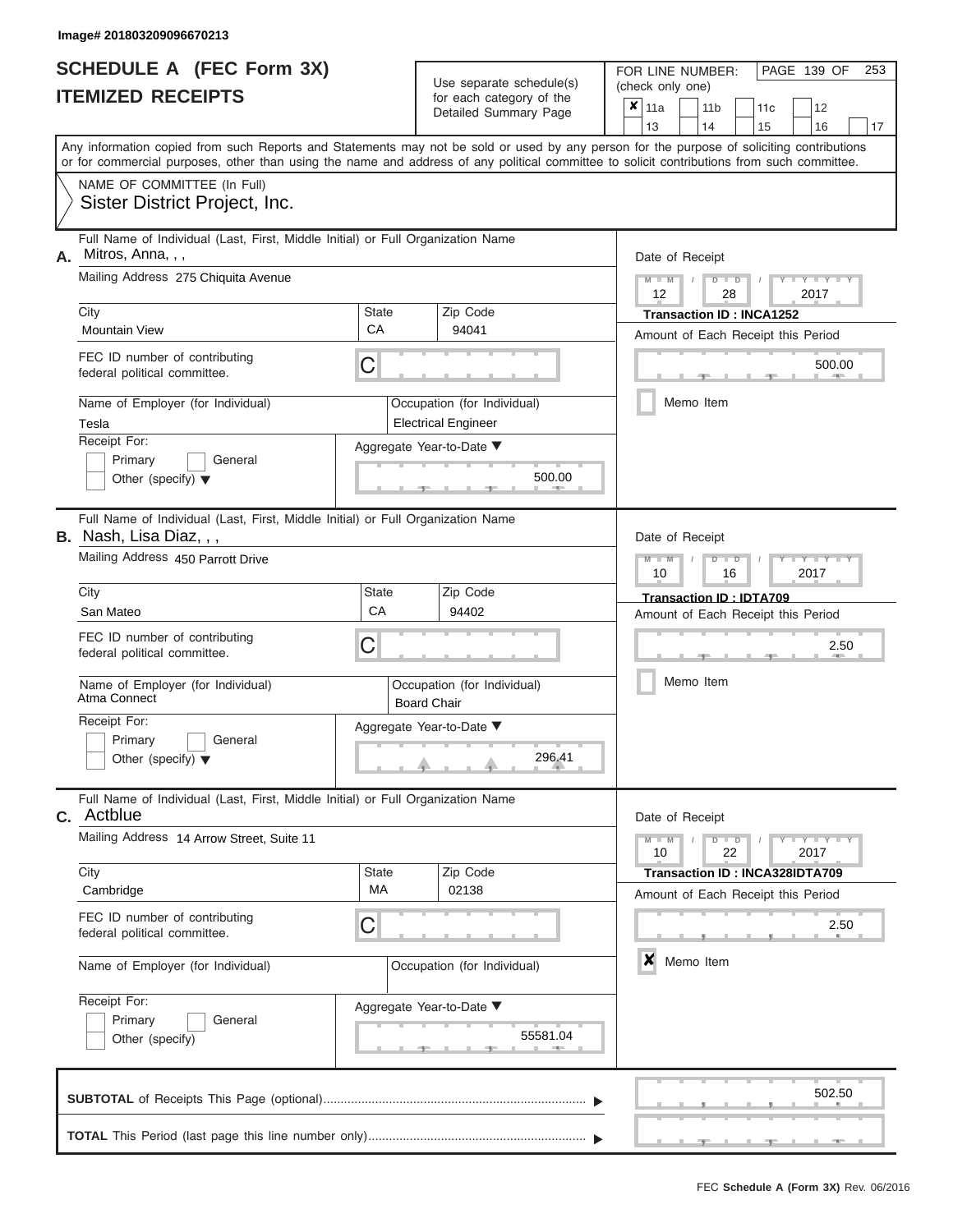Image# 201803209096670213

# SCHEDULE A (FEC Form 3X)
# ITEMIZED RECEIPTS

Use separate schedule(s) for each category of the Detailed Summary Page

FOR LINE NUMBER: (check only one)

- [x] 11a
- [ ] 11b
- [ ] 11c
- [ ] 12
- [ ] 13
- [ ] 14
- [ ] 15
- [ ] 16
- [ ] 17

Any information copied from such Reports and Statements may not be sold or used by any person for the purpose of soliciting contributions or for commercial purposes, other than using the name and address of any political committee to solicit contributions from such committee.

NAME OF COMMITTEE (In Full)
Sister District Project, Inc.

---

**A.** Full Name of Individual (Last, First, Middle Initial) or Full Organization Name: Mitros, Anna, , ,

Mailing Address: 275 Chiquita Avenue

| City | State | Zip Code |
|---|---|---|
| Mountain View | CA | 94041 |

FEC ID number of contributing federal political committee: C

Name of Employer (for Individual): Tesla

Occupation (for Individual): Electrical Engineer

Receipt For: [ ] Primary [ ] General [ ] Other (specify)

Aggregate Year-to-Date: 500.00

Date of Receipt: 12 / 28 / 2017

Transaction ID : INCA1252

Amount of Each Receipt this Period: 500.00

[ ] Memo Item

---

**B.** Full Name of Individual (Last, First, Middle Initial) or Full Organization Name: Nash, Lisa Diaz, , ,

Mailing Address: 450 Parrott Drive

| City | State | Zip Code |
|---|---|---|
| San Mateo | CA | 94402 |

FEC ID number of contributing federal political committee: C

Name of Employer (for Individual): Atma Connect

Occupation (for Individual): Board Chair

Receipt For: [ ] Primary [ ] General [ ] Other (specify)

Aggregate Year-to-Date: 296.41

Date of Receipt: 10 / 16 / 2017

Transaction ID : IDTA709

Amount of Each Receipt this Period: 2.50

[ ] Memo Item

---

**C.** Full Name of Individual (Last, First, Middle Initial) or Full Organization Name: Actblue

Mailing Address: 14 Arrow Street, Suite 11

| City | State | Zip Code |
|---|---|---|
| Cambridge | MA | 02138 |

FEC ID number of contributing federal political committee: C

Name of Employer (for Individual):

Occupation (for Individual):

Receipt For: [ ] Primary [ ] General [ ] Other (specify)

Aggregate Year-to-Date: 55581.04

Date of Receipt: 10 / 22 / 2017

Transaction ID : INCA328IDTA709

Amount of Each Receipt this Period: 2.50

[x] Memo Item

---

**SUBTOTAL** of Receipts This Page (optional): 502.50

**TOTAL** This Period (last page this line number only):

FEC Schedule A (Form 3X) Rev. 06/2016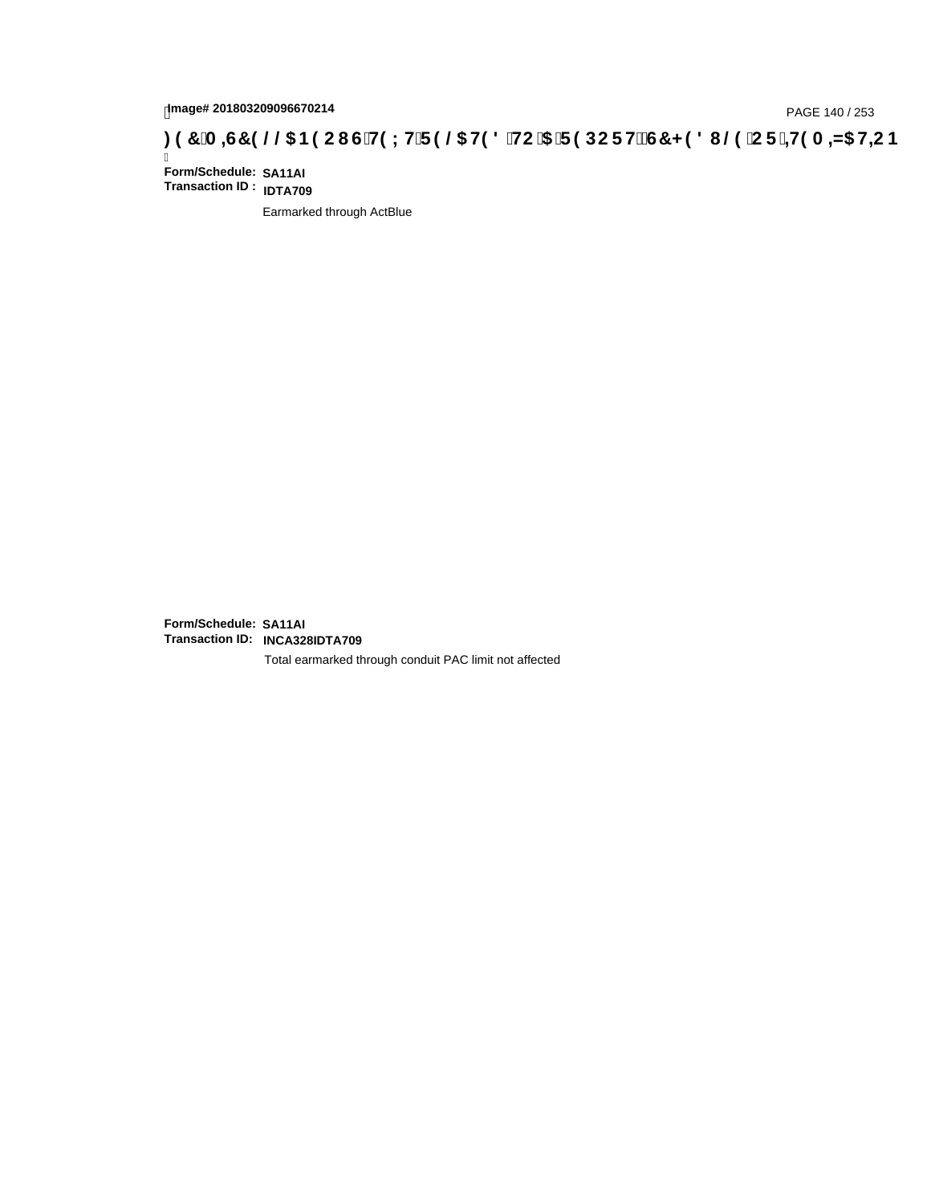# FEC MISCELLANEOUS TEXT RELATED TO A REPORT, SCHEDULE OR ITEMIZATION

**Form/Schedule:** **SA11AI**
**Transaction ID :** **IDTA709**

Earmarked through ActBlue

**Form/Schedule:** **SA11AI**
**Transaction ID:** **INCA328IDTA709**

Total earmarked through conduit PAC limit not affected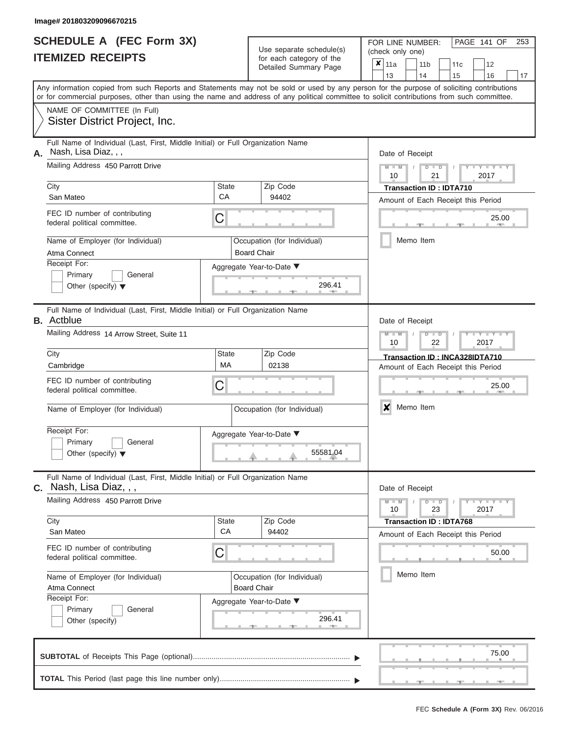Image# 201803209096670215

# SCHEDULE A (FEC Form 3X)
## ITEMIZED RECEIPTS

Use separate schedule(s) for each category of the Detailed Summary Page

FOR LINE NUMBER: (check only one)

☒ 11a ☐ 11b ☐ 11c ☐ 12 ☐ 13 ☐ 14 ☐ 15 ☐ 16 ☐ 17

Any information copied from such Reports and Statements may not be sold or used by any person for the purpose of soliciting contributions or for commercial purposes, other than using the name and address of any political committee to solicit contributions from such committee.

NAME OF COMMITTEE (In Full)
Sister District Project, Inc.

---

**A.** Full Name of Individual (Last, First, Middle Initial) or Full Organization Name: Nash, Lisa Diaz, , ,

Mailing Address: 450 Parrott Drive

City: San Mateo | State: CA | Zip Code: 94402

FEC ID number of contributing federal political committee: C

Name of Employer (for Individual): Atma Connect

Occupation (for Individual): Board Chair

Receipt For: ☐ Primary ☐ General ☐ Other (specify)

Aggregate Year-to-Date: 296.41

Date of Receipt: 10 / 21 / 2017

Transaction ID : IDTA710

Amount of Each Receipt this Period: 25.00

☐ Memo Item

---

**B.** Full Name of Individual (Last, First, Middle Initial) or Full Organization Name: Actblue

Mailing Address: 14 Arrow Street, Suite 11

City: Cambridge | State: MA | Zip Code: 02138

FEC ID number of contributing federal political committee: C

Name of Employer (for Individual):

Occupation (for Individual):

Receipt For: ☐ Primary ☐ General ☐ Other (specify)

Aggregate Year-to-Date: 55581.04

Date of Receipt: 10 / 22 / 2017

Transaction ID : INCA328IDTA710

Amount of Each Receipt this Period: 25.00

☒ Memo Item

---

**C.** Full Name of Individual (Last, First, Middle Initial) or Full Organization Name: Nash, Lisa Diaz, , ,

Mailing Address: 450 Parrott Drive

City: San Mateo | State: CA | Zip Code: 94402

FEC ID number of contributing federal political committee: C

Name of Employer (for Individual): Atma Connect

Occupation (for Individual): Board Chair

Receipt For: ☐ Primary ☐ General ☐ Other (specify)

Aggregate Year-to-Date: 296.41

Date of Receipt: 10 / 23 / 2017

Transaction ID : IDTA768

Amount of Each Receipt this Period: 50.00

☐ Memo Item

---

**SUBTOTAL** of Receipts This Page (optional): 75.00

**TOTAL** This Period (last page this line number only):

FEC Schedule A (Form 3X) Rev. 06/2016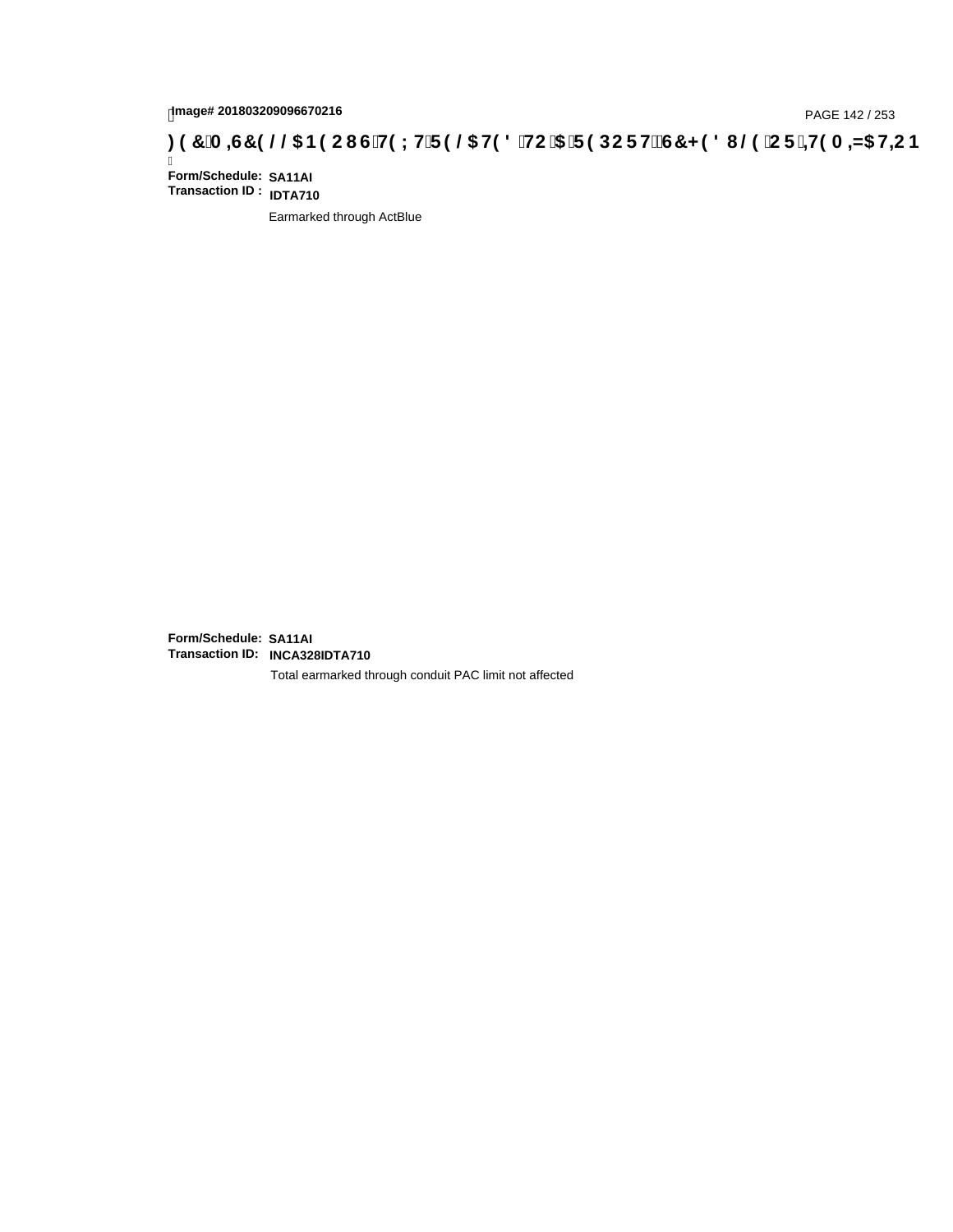**Form/Schedule:** **SA11AI**
**Transaction ID :** **IDTA710**

Earmarked through ActBlue

**Form/Schedule:** **SA11AI**
**Transaction ID:** **INCA328IDTA710**

Total earmarked through conduit PAC limit not affected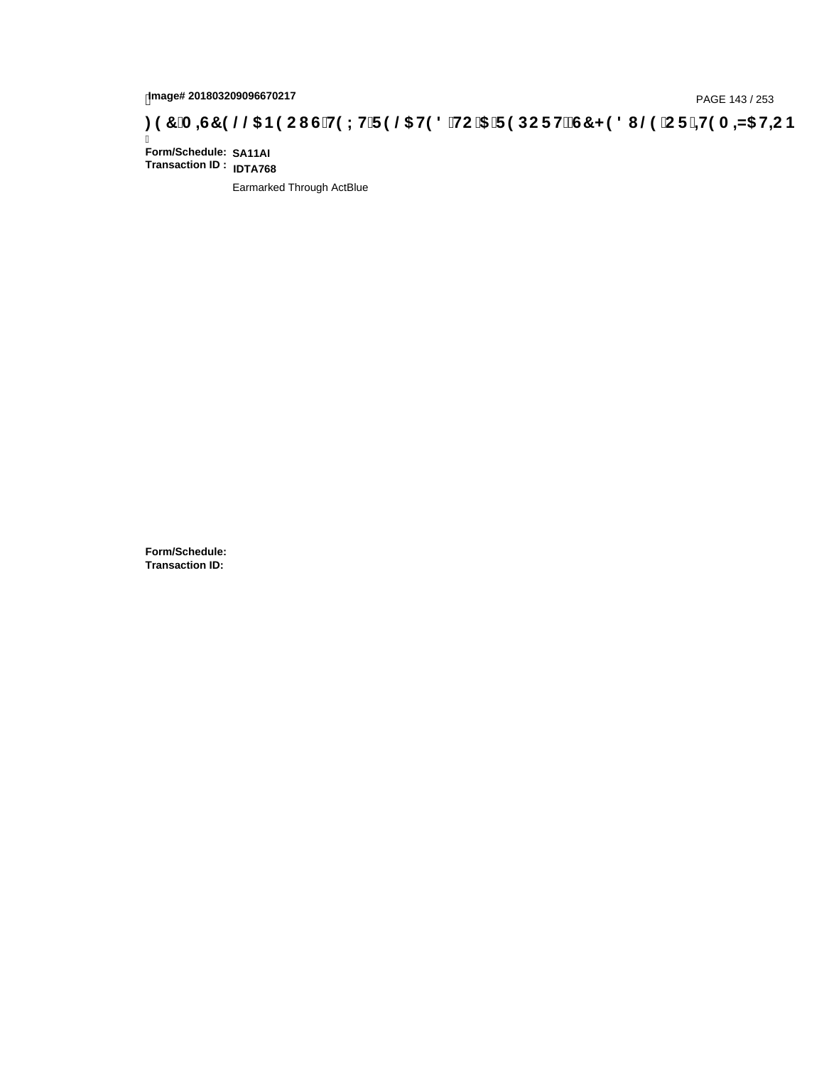**Form/Schedule:** **SA11AI**
**Transaction ID :** **IDTA768**

Earmarked Through ActBlue

**Form/Schedule:**
**Transaction ID:**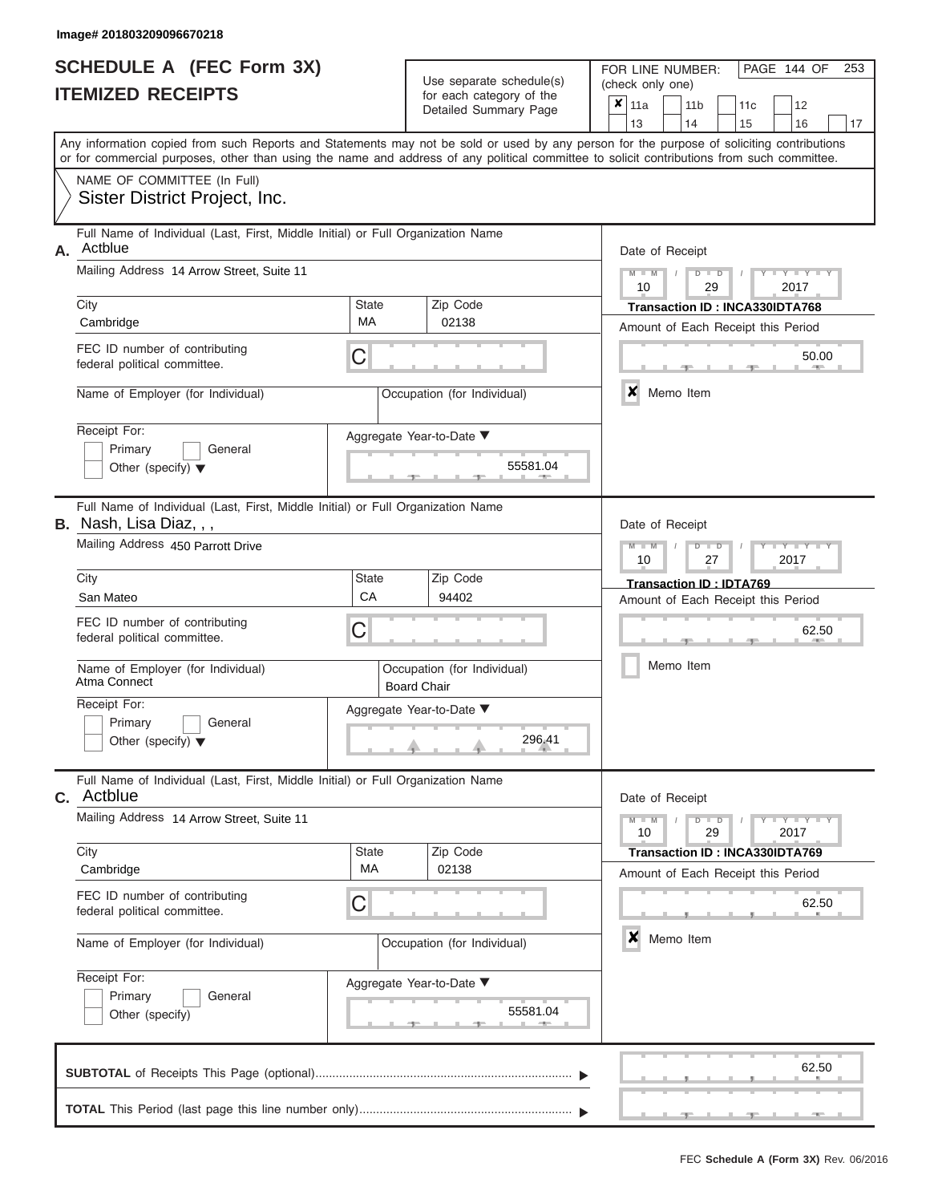Image# 201803209096670218

# SCHEDULE A (FEC Form 3X)
# ITEMIZED RECEIPTS

Use separate schedule(s) for each category of the Detailed Summary Page

FOR LINE NUMBER: (check only one)

- [x] 11a
- [ ] 11b
- [ ] 11c
- [ ] 12
- [ ] 13
- [ ] 14
- [ ] 15
- [ ] 16
- [ ] 17

Any information copied from such Reports and Statements may not be sold or used by any person for the purpose of soliciting contributions or for commercial purposes, other than using the name and address of any political committee to solicit contributions from such committee.

NAME OF COMMITTEE (In Full)
Sister District Project, Inc.

---

**A.** Full Name of Individual (Last, First, Middle Initial) or Full Organization Name: Actblue

Mailing Address: 14 Arrow Street, Suite 11

City: Cambridge | State: MA | Zip Code: 02138

FEC ID number of contributing federal political committee: C

Name of Employer (for Individual):

Occupation (for Individual):

Receipt For: Primary / General / Other (specify)

Aggregate Year-to-Date: 55581.04

Date of Receipt: 10 / 29 / 2017

Transaction ID : INCA330IDTA768

Amount of Each Receipt this Period: 50.00

- [x] Memo Item

---

**B.** Full Name of Individual (Last, First, Middle Initial) or Full Organization Name: Nash, Lisa Diaz, , ,

Mailing Address: 450 Parrott Drive

City: San Mateo | State: CA | Zip Code: 94402

FEC ID number of contributing federal political committee: C

Name of Employer (for Individual): Atma Connect

Occupation (for Individual): Board Chair

Receipt For: Primary / General / Other (specify)

Aggregate Year-to-Date: 296.41

Date of Receipt: 10 / 27 / 2017

Transaction ID : IDTA769

Amount of Each Receipt this Period: 62.50

- [ ] Memo Item

---

**C.** Full Name of Individual (Last, First, Middle Initial) or Full Organization Name: Actblue

Mailing Address: 14 Arrow Street, Suite 11

City: Cambridge | State: MA | Zip Code: 02138

FEC ID number of contributing federal political committee: C

Name of Employer (for Individual):

Occupation (for Individual):

Receipt For: Primary / General / Other (specify)

Aggregate Year-to-Date: 55581.04

Date of Receipt: 10 / 29 / 2017

Transaction ID : INCA330IDTA769

Amount of Each Receipt this Period: 62.50

- [x] Memo Item

---

**SUBTOTAL** of Receipts This Page (optional): 62.50

**TOTAL** This Period (last page this line number only):

FEC Schedule A (Form 3X) Rev. 06/2016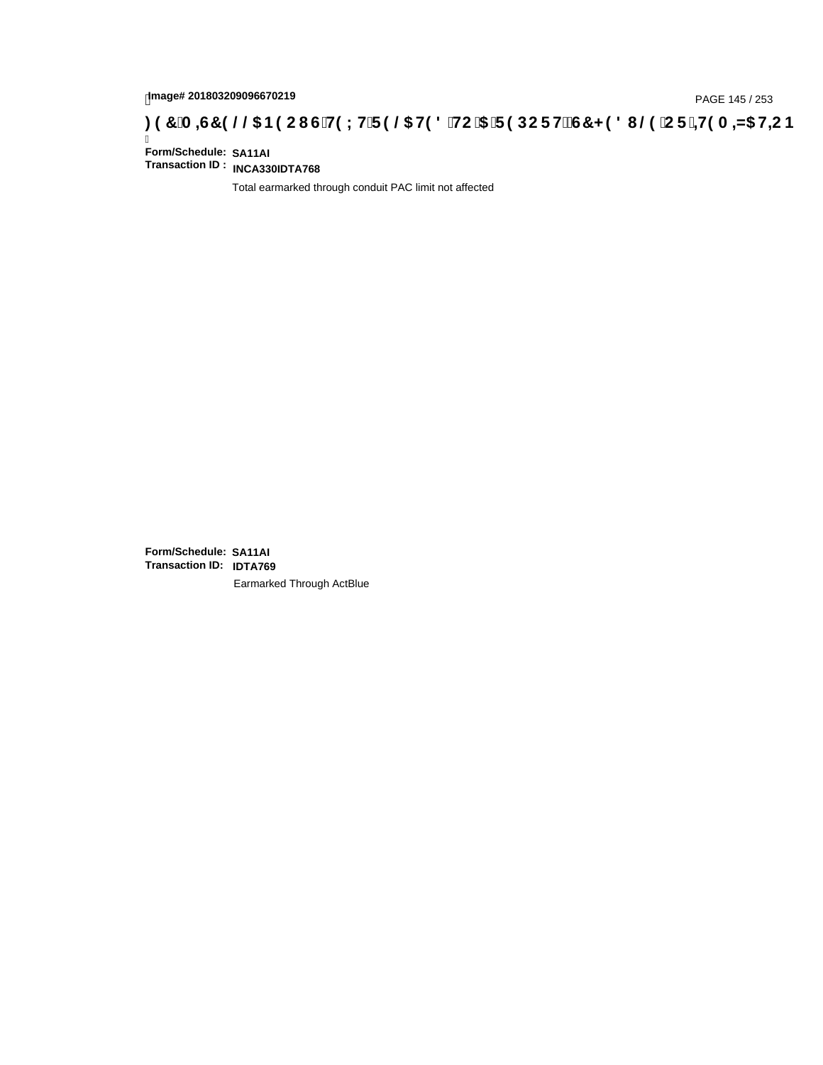**Form/Schedule:** **SA11AI**
**Transaction ID :** **INCA330IDTA768**

Total earmarked through conduit PAC limit not affected

**Form/Schedule:** **SA11AI**
**Transaction ID:** **IDTA769**

Earmarked Through ActBlue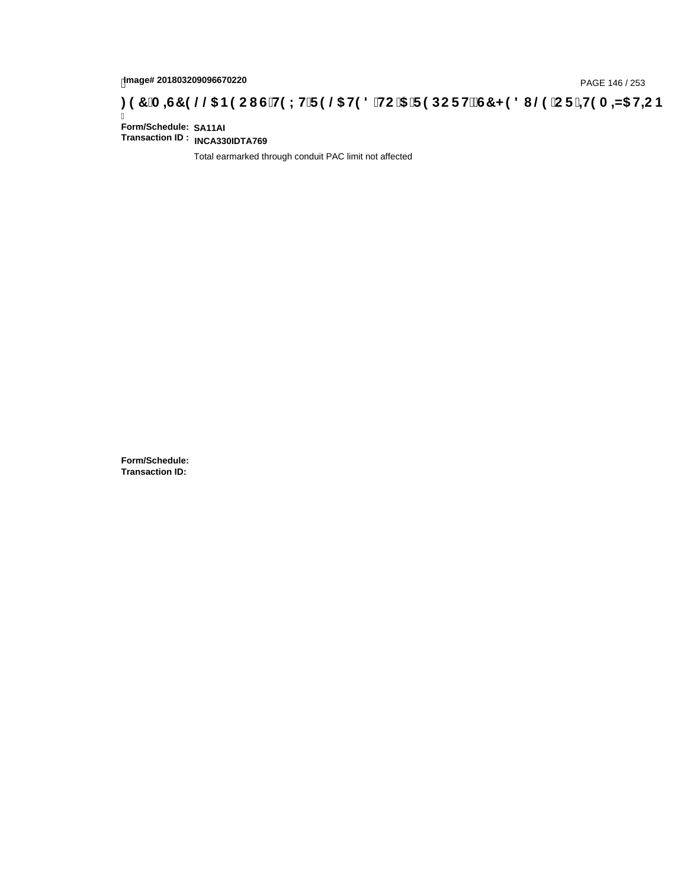**Form/Schedule:** SA11AI

**Transaction ID :** INCA330IDTA769

Total earmarked through conduit PAC limit not affected

**Form/Schedule:**

**Transaction ID:**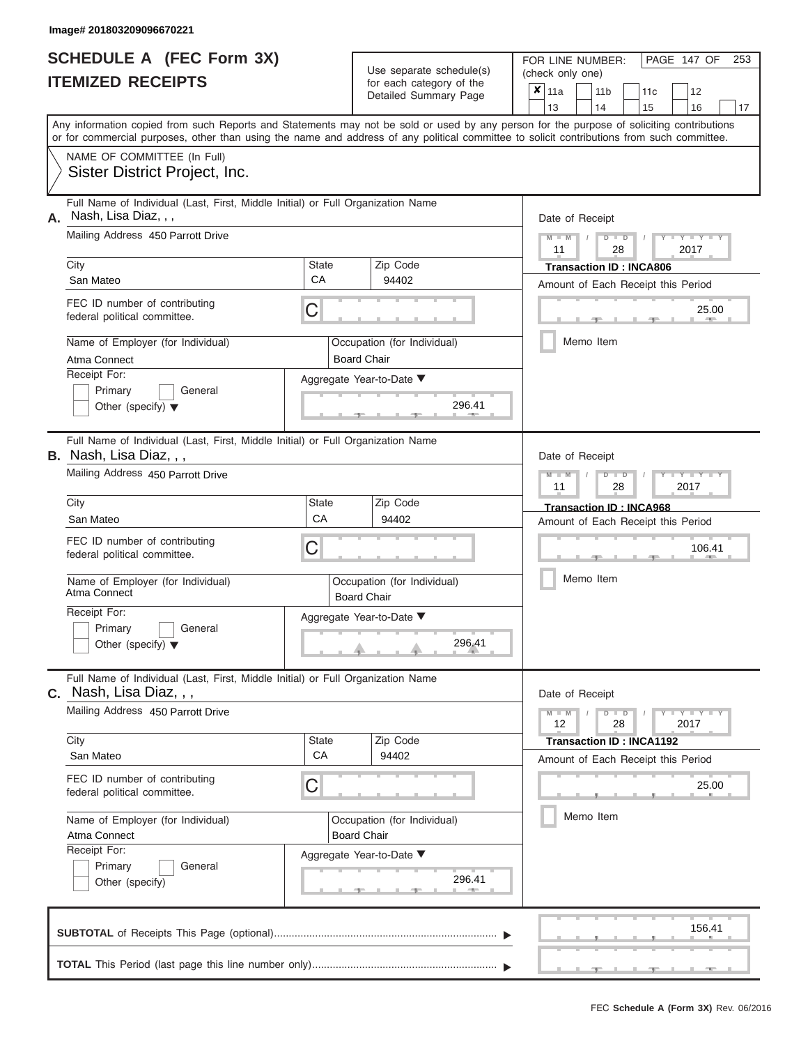Image# 201803209096670221

# SCHEDULE A (FEC Form 3X)
## ITEMIZED RECEIPTS

Use separate schedule(s) for each category of the Detailed Summary Page

FOR LINE NUMBER: (check only one)

- [x] 11a
- [ ] 11b
- [ ] 11c
- [ ] 12
- [ ] 13
- [ ] 14
- [ ] 15
- [ ] 16
- [ ] 17

Any information copied from such Reports and Statements may not be sold or used by any person for the purpose of soliciting contributions or for commercial purposes, other than using the name and address of any political committee to solicit contributions from such committee.

NAME OF COMMITTEE (In Full)
Sister District Project, Inc.

---

**A.** Full Name of Individual (Last, First, Middle Initial) or Full Organization Name
Nash, Lisa Diaz, , ,

Mailing Address: 450 Parrott Drive

| City | State | Zip Code |
|---|---|---|
| San Mateo | CA | 94402 |

FEC ID number of contributing federal political committee: C

Name of Employer (for Individual): Atma Connect
Occupation (for Individual): Board Chair

Receipt For: Primary / General / Other (specify)

Aggregate Year-to-Date: 296.41

Date of Receipt: 11 / 28 / 2017
Transaction ID : INCA806
Amount of Each Receipt this Period: 25.00

Memo Item

---

**B.** Full Name of Individual (Last, First, Middle Initial) or Full Organization Name
Nash, Lisa Diaz, , ,

Mailing Address: 450 Parrott Drive

| City | State | Zip Code |
|---|---|---|
| San Mateo | CA | 94402 |

FEC ID number of contributing federal political committee: C

Name of Employer (for Individual): Atma Connect
Occupation (for Individual): Board Chair

Receipt For: Primary / General / Other (specify)

Aggregate Year-to-Date: 296.41

Date of Receipt: 11 / 28 / 2017
Transaction ID : INCA968
Amount of Each Receipt this Period: 106.41

Memo Item

---

**C.** Full Name of Individual (Last, First, Middle Initial) or Full Organization Name
Nash, Lisa Diaz, , ,

Mailing Address: 450 Parrott Drive

| City | State | Zip Code |
|---|---|---|
| San Mateo | CA | 94402 |

FEC ID number of contributing federal political committee: C

Name of Employer (for Individual): Atma Connect
Occupation (for Individual): Board Chair

Receipt For: Primary / General / Other (specify)

Aggregate Year-to-Date: 296.41

Date of Receipt: 12 / 28 / 2017
Transaction ID : INCA1192
Amount of Each Receipt this Period: 25.00

Memo Item

---

**SUBTOTAL** of Receipts This Page (optional): 156.41

**TOTAL** This Period (last page this line number only):

FEC Schedule A (Form 3X) Rev. 06/2016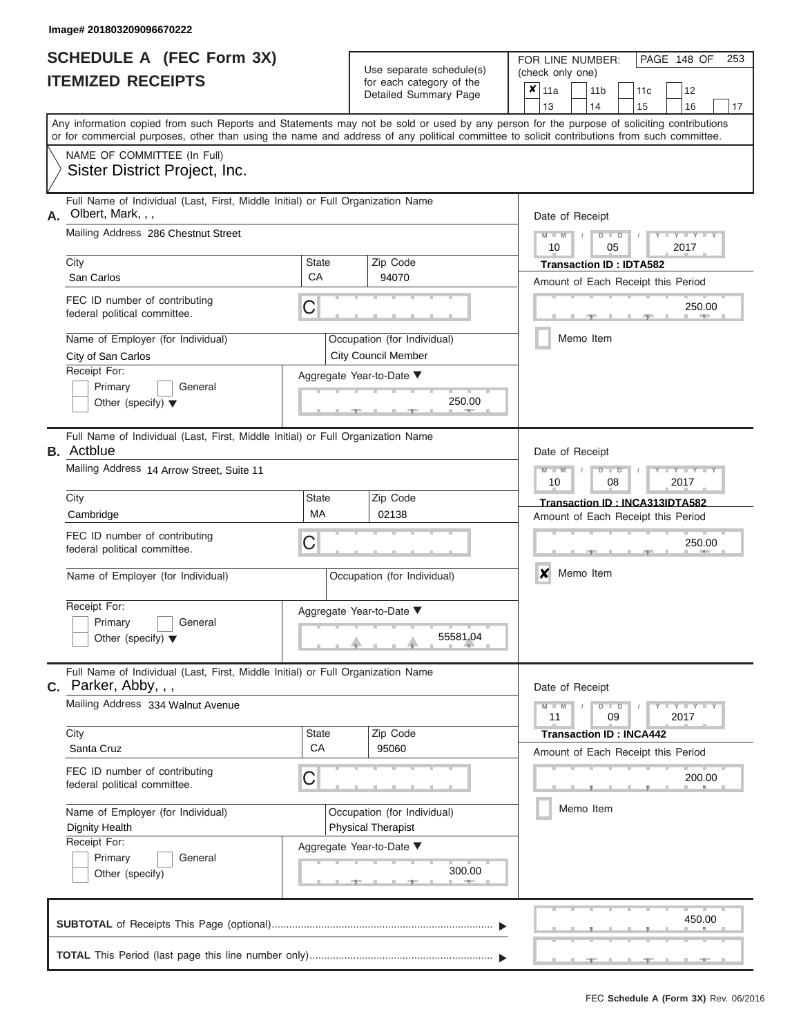Image# 201803209096670222

# SCHEDULE A (FEC Form 3X)
## ITEMIZED RECEIPTS

Use separate schedule(s) for each category of the Detailed Summary Page

FOR LINE NUMBER: (check only one)

- [x] 11a
- [ ] 11b
- [ ] 11c
- [ ] 12
- [ ] 13
- [ ] 14
- [ ] 15
- [ ] 16
- [ ] 17

Any information copied from such Reports and Statements may not be sold or used by any person for the purpose of soliciting contributions or for commercial purposes, other than using the name and address of any political committee to solicit contributions from such committee.

NAME OF COMMITTEE (In Full)
Sister District Project, Inc.

---

**A.** Full Name of Individual (Last, First, Middle Initial) or Full Organization Name
Olbert, Mark, , ,

Mailing Address: 286 Chestnut Street

City: San Carlos | State: CA | Zip Code: 94070

FEC ID number of contributing federal political committee: C

Name of Employer (for Individual): City of San Carlos
Occupation (for Individual): City Council Member

Receipt For: Primary / General / Other (specify)

Aggregate Year-to-Date: 250.00

Date of Receipt: 10/05/2017
Transaction ID : IDTA582
Amount of Each Receipt this Period: 250.00
- [ ] Memo Item

---

**B.** Full Name of Individual (Last, First, Middle Initial) or Full Organization Name
Actblue

Mailing Address: 14 Arrow Street, Suite 11

City: Cambridge | State: MA | Zip Code: 02138

FEC ID number of contributing federal political committee: C

Name of Employer (for Individual):
Occupation (for Individual):

Receipt For: Primary / General / Other (specify)

Aggregate Year-to-Date: 55581.04

Date of Receipt: 10/08/2017
Transaction ID : INCA313IDTA582
Amount of Each Receipt this Period: 250.00
- [x] Memo Item

---

**C.** Full Name of Individual (Last, First, Middle Initial) or Full Organization Name
Parker, Abby, , ,

Mailing Address: 334 Walnut Avenue

City: Santa Cruz | State: CA | Zip Code: 95060

FEC ID number of contributing federal political committee: C

Name of Employer (for Individual): Dignity Health
Occupation (for Individual): Physical Therapist

Receipt For: Primary / General / Other (specify)

Aggregate Year-to-Date: 300.00

Date of Receipt: 11/09/2017
Transaction ID : INCA442
Amount of Each Receipt this Period: 200.00
- [ ] Memo Item

---

**SUBTOTAL** of Receipts This Page (optional): 450.00

**TOTAL** This Period (last page this line number only):

FEC Schedule A (Form 3X) Rev. 06/2016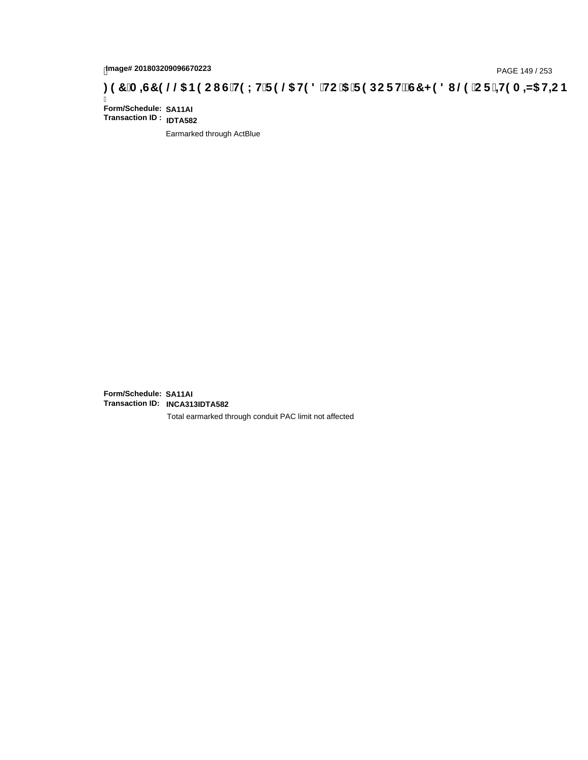Image# 201803209096670223

**FEC MISCELLANEOUS TEXT RELATED TO A REPORT, SCHEDULE OR ITEMIZATION**

**Form/Schedule:** **SA11AI**
**Transaction ID :** **IDTA582**

Earmarked through ActBlue

**Form/Schedule:** **SA11AI**
**Transaction ID:** **INCA313IDTA582**

Total earmarked through conduit PAC limit not affected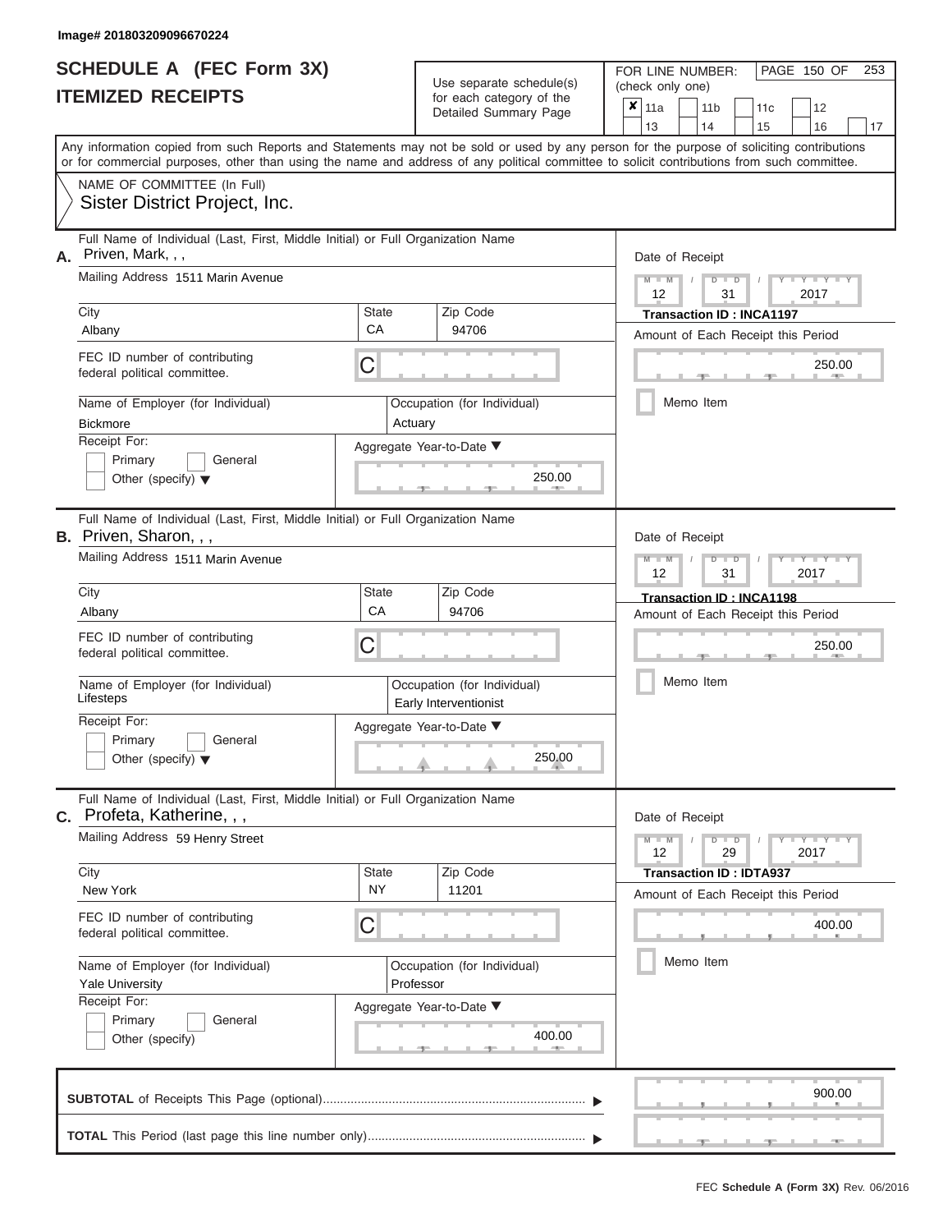Image# 201803209096670224

# SCHEDULE A (FEC Form 3X)
# ITEMIZED RECEIPTS

Use separate schedule(s) for each category of the Detailed Summary Page

FOR LINE NUMBER: (check only one)

- [x] 11a
- [ ] 11b
- [ ] 11c
- [ ] 12
- [ ] 13
- [ ] 14
- [ ] 15
- [ ] 16
- [ ] 17

Any information copied from such Reports and Statements may not be sold or used by any person for the purpose of soliciting contributions or for commercial purposes, other than using the name and address of any political committee to solicit contributions from such committee.

NAME OF COMMITTEE (In Full)
Sister District Project, Inc.

---

**A.** Full Name of Individual (Last, First, Middle Initial) or Full Organization Name: Priven, Mark, , ,

Mailing Address: 1511 Marin Avenue

| City | State | Zip Code |
|---|---|---|
| Albany | CA | 94706 |

FEC ID number of contributing federal political committee: C

| Name of Employer (for Individual) | Occupation (for Individual) |
|---|---|
| Bickmore | Actuary |

Receipt For: Primary / General / Other (specify)

Aggregate Year-to-Date: 250.00

Date of Receipt: 12 / 31 / 2017

Transaction ID : INCA1197

Amount of Each Receipt this Period: 250.00

Memo Item

---

**B.** Full Name of Individual (Last, First, Middle Initial) or Full Organization Name: Priven, Sharon, , ,

Mailing Address: 1511 Marin Avenue

| City | State | Zip Code |
|---|---|---|
| Albany | CA | 94706 |

FEC ID number of contributing federal political committee: C

| Name of Employer (for Individual) | Occupation (for Individual) |
|---|---|
| Lifesteps | Early Interventionist |

Receipt For: Primary / General / Other (specify)

Aggregate Year-to-Date: 250.00

Date of Receipt: 12 / 31 / 2017

Transaction ID : INCA1198

Amount of Each Receipt this Period: 250.00

Memo Item

---

**C.** Full Name of Individual (Last, First, Middle Initial) or Full Organization Name: Profeta, Katherine, , ,

Mailing Address: 59 Henry Street

| City | State | Zip Code |
|---|---|---|
| New York | NY | 11201 |

FEC ID number of contributing federal political committee: C

| Name of Employer (for Individual) | Occupation (for Individual) |
|---|---|
| Yale University | Professor |

Receipt For: Primary / General / Other (specify)

Aggregate Year-to-Date: 400.00

Date of Receipt: 12 / 29 / 2017

Transaction ID : IDTA937

Amount of Each Receipt this Period: 400.00

Memo Item

---

**SUBTOTAL** of Receipts This Page (optional): 900.00

**TOTAL** This Period (last page this line number only):

FEC Schedule A (Form 3X) Rev. 06/2016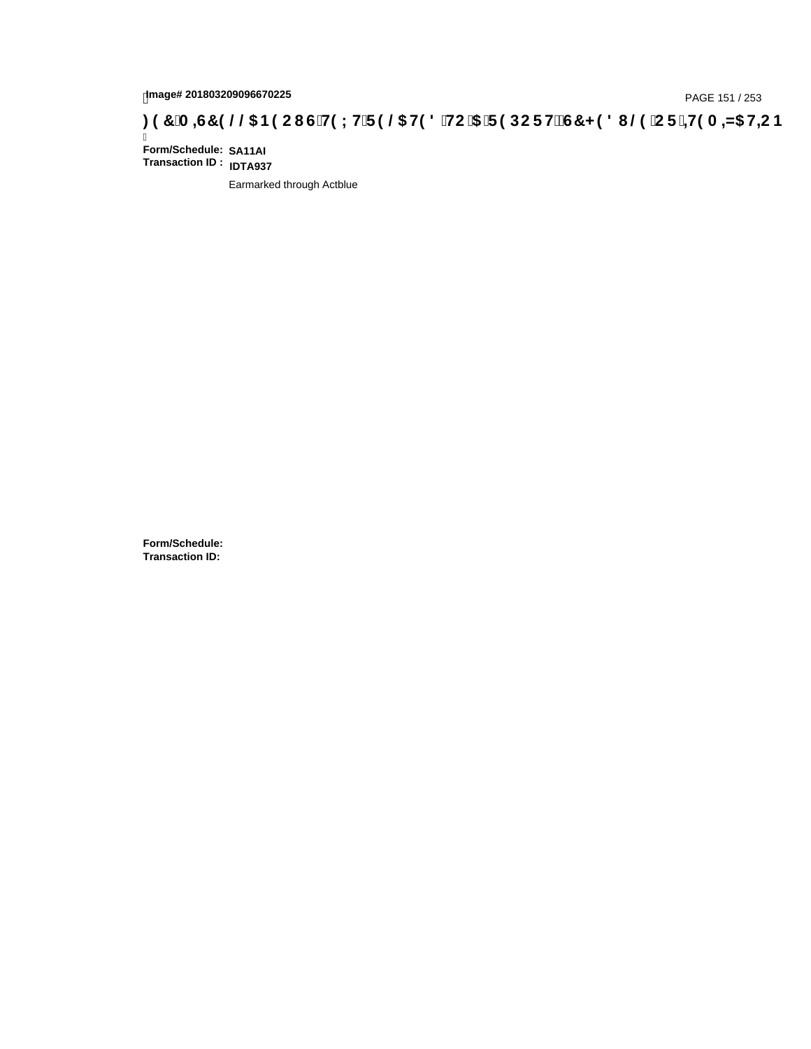Image# 201803209096670225

**)(&0,6&(//$1(2867(;75(/$7(' 72 $5(3257 6&+('8/( 25,7(0,=$7,21**

**Form/Schedule:** **SA11AI**
**Transaction ID :** **IDTA937**

Earmarked through Actblue

**Form/Schedule:**
**Transaction ID:**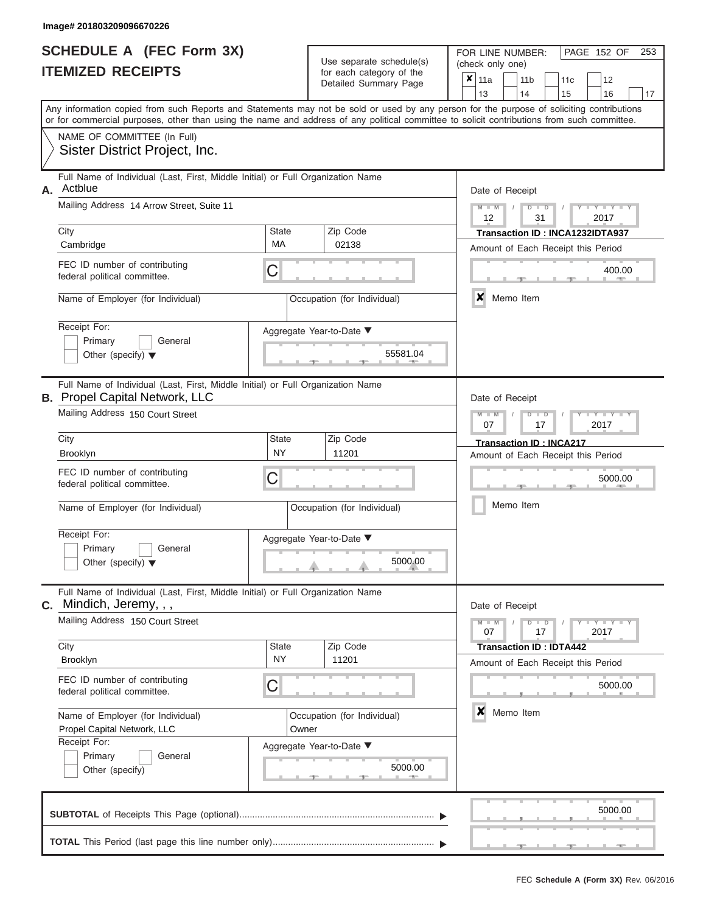Image# 201803209096670226

# SCHEDULE A (FEC Form 3X)
# ITEMIZED RECEIPTS

Use separate schedule(s) for each category of the Detailed Summary Page

FOR LINE NUMBER: (check only one)

| | | | | |
|---|---|---|---|---|
| ✘ 11a | 11b | 11c | 12 | |
| 13 | 14 | 15 | 16 | 17 |

Any information copied from such Reports and Statements may not be sold or used by any person for the purpose of soliciting contributions or for commercial purposes, other than using the name and address of any political committee to solicit contributions from such committee.

NAME OF COMMITTEE (In Full)
Sister District Project, Inc.

---

**A.** Full Name of Individual (Last, First, Middle Initial) or Full Organization Name
Actblue

Mailing Address 14 Arrow Street, Suite 11

City: Cambridge | State: MA | Zip Code: 02138

FEC ID number of contributing federal political committee. C

Name of Employer (for Individual):

Occupation (for Individual):

Receipt For: Primary / General / Other (specify)

Aggregate Year-to-Date: 55581.04

Date of Receipt: 12 / 31 / 2017

**Transaction ID : INCA1232IDTA937**

Amount of Each Receipt this Period: 400.00

✘ Memo Item

---

**B.** Full Name of Individual (Last, First, Middle Initial) or Full Organization Name
Propel Capital Network, LLC

Mailing Address 150 Court Street

City: Brooklyn | State: NY | Zip Code: 11201

FEC ID number of contributing federal political committee. C

Name of Employer (for Individual):

Occupation (for Individual):

Receipt For: Primary / General / Other (specify)

Aggregate Year-to-Date: 5000.00

Date of Receipt: 07 / 17 / 2017

**Transaction ID : INCA217**

Amount of Each Receipt this Period: 5000.00

Memo Item

---

**C.** Full Name of Individual (Last, First, Middle Initial) or Full Organization Name
Mindich, Jeremy, , ,

Mailing Address 150 Court Street

City: Brooklyn | State: NY | Zip Code: 11201

FEC ID number of contributing federal political committee. C

Name of Employer (for Individual): Propel Capital Network, LLC

Occupation (for Individual): Owner

Receipt For: Primary / General / Other (specify)

Aggregate Year-to-Date: 5000.00

Date of Receipt: 07 / 17 / 2017

**Transaction ID : IDTA442**

Amount of Each Receipt this Period: 5000.00

✘ Memo Item

---

**SUBTOTAL** of Receipts This Page (optional): 5000.00

**TOTAL** This Period (last page this line number only):

FEC **Schedule A (Form 3X)** Rev. 06/2016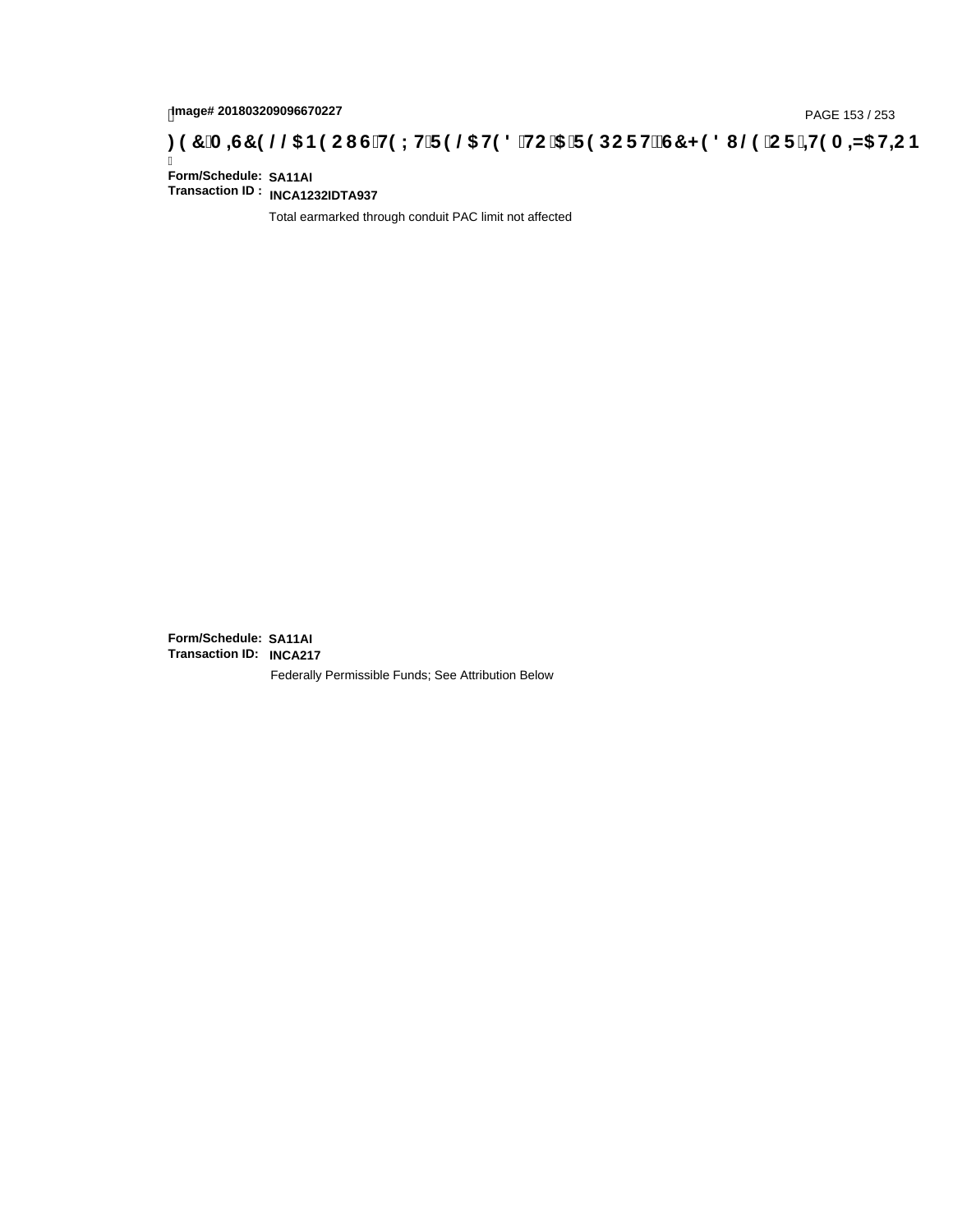Image# 201803209096670227

**FEC MISCELLANEOUS TEXT RELATED TO A REPORT, SCHEDULE OR ITEMIZATION**

**Form/Schedule:** SA11AI
**Transaction ID :** INCA1232IDTA937

Total earmarked through conduit PAC limit not affected

**Form/Schedule:** SA11AI
**Transaction ID:** INCA217

Federally Permissible Funds; See Attribution Below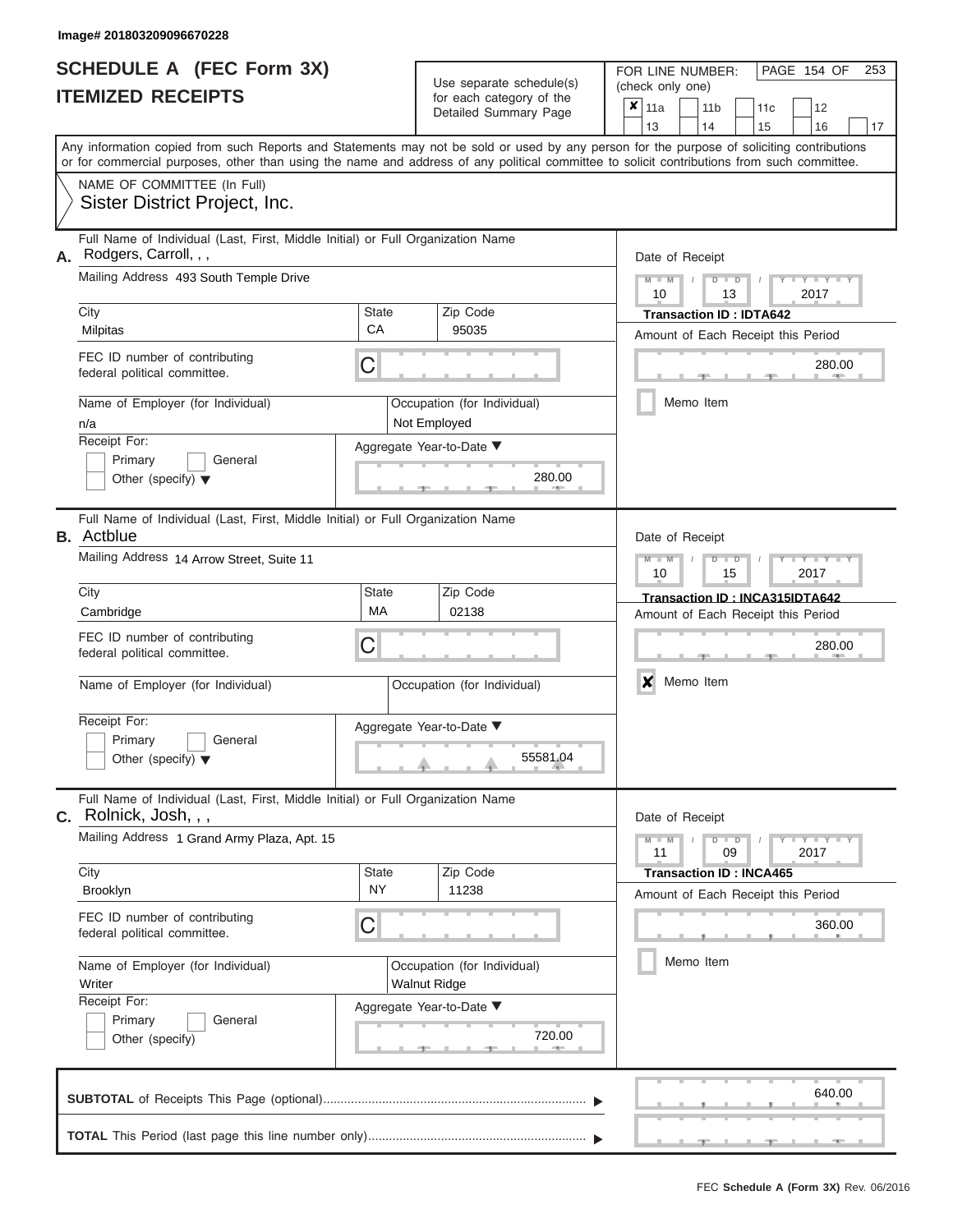Image# 201803209096670228

# SCHEDULE A (FEC Form 3X)
## ITEMIZED RECEIPTS

Use separate schedule(s) for each category of the Detailed Summary Page

FOR LINE NUMBER: (check only one)

PAGE 154 OF 253

- [x] 11a
- [ ] 11b
- [ ] 11c
- [ ] 12
- [ ] 13
- [ ] 14
- [ ] 15
- [ ] 16
- [ ] 17

Any information copied from such Reports and Statements may not be sold or used by any person for the purpose of soliciting contributions or for commercial purposes, other than using the name and address of any political committee to solicit contributions from such committee.

NAME OF COMMITTEE (In Full)
Sister District Project, Inc.

---

**A.** Full Name of Individual (Last, First, Middle Initial) or Full Organization Name: Rodgers, Carroll, , ,

Mailing Address: 493 South Temple Drive

City: Milpitas | State: CA | Zip Code: 95035

FEC ID number of contributing federal political committee: C

Name of Employer (for Individual): n/a

Occupation (for Individual): Not Employed

Receipt For: [ ] Primary [ ] General [ ] Other (specify)

Aggregate Year-to-Date: 280.00

Date of Receipt: 10 / 13 / 2017

Transaction ID : IDTA642

Amount of Each Receipt this Period: 280.00

[ ] Memo Item

---

**B.** Full Name of Individual (Last, First, Middle Initial) or Full Organization Name: Actblue

Mailing Address: 14 Arrow Street, Suite 11

City: Cambridge | State: MA | Zip Code: 02138

FEC ID number of contributing federal political committee: C

Name of Employer (for Individual):

Occupation (for Individual):

Receipt For: [ ] Primary [ ] General [ ] Other (specify)

Aggregate Year-to-Date: 55581.04

Date of Receipt: 10 / 15 / 2017

Transaction ID : INCA315IDTA642

Amount of Each Receipt this Period: 280.00

[x] Memo Item

---

**C.** Full Name of Individual (Last, First, Middle Initial) or Full Organization Name: Rolnick, Josh, , ,

Mailing Address: 1 Grand Army Plaza, Apt. 15

City: Brooklyn | State: NY | Zip Code: 11238

FEC ID number of contributing federal political committee: C

Name of Employer (for Individual): Writer

Occupation (for Individual): Walnut Ridge

Receipt For: [ ] Primary [ ] General [ ] Other (specify)

Aggregate Year-to-Date: 720.00

Date of Receipt: 11 / 09 / 2017

Transaction ID : INCA465

Amount of Each Receipt this Period: 360.00

[ ] Memo Item

---

**SUBTOTAL** of Receipts This Page (optional): 640.00

**TOTAL** This Period (last page this line number only):

FEC Schedule A (Form 3X) Rev. 06/2016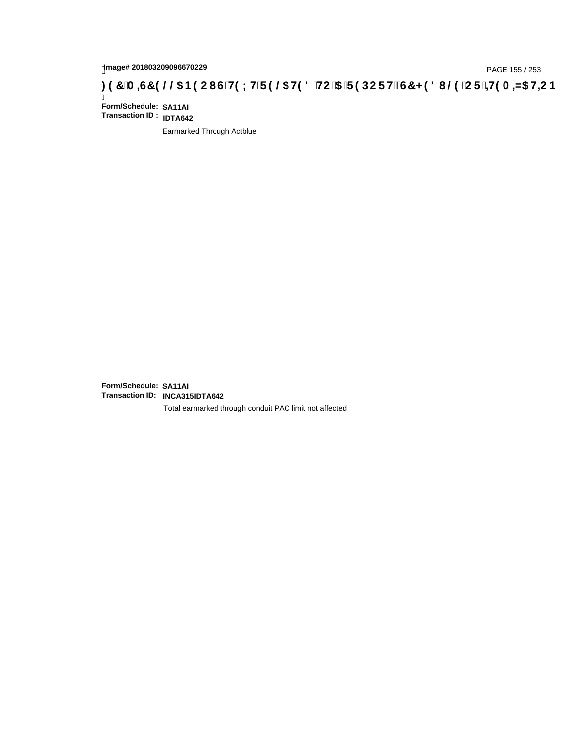**Form/Schedule:** **SA11AI**
**Transaction ID :** **IDTA642**

Earmarked Through Actblue

**Form/Schedule:** **SA11AI**
**Transaction ID:** **INCA315IDTA642**

Total earmarked through conduit PAC limit not affected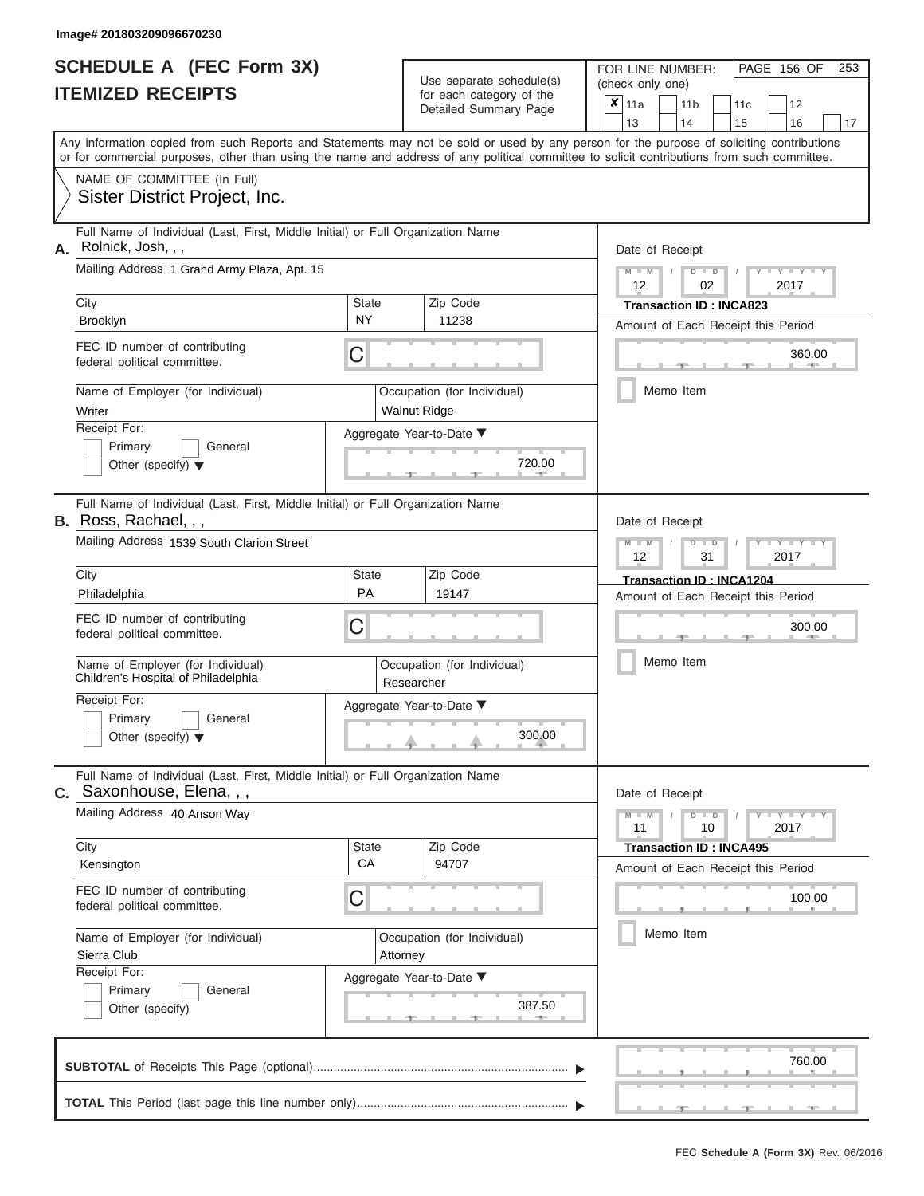Image# 201803209096670230

# SCHEDULE A (FEC Form 3X)
## ITEMIZED RECEIPTS

Use separate schedule(s) for each category of the Detailed Summary Page

FOR LINE NUMBER: (check only one)

- [x] 11a
- [ ] 11b
- [ ] 11c
- [ ] 12
- [ ] 13
- [ ] 14
- [ ] 15
- [ ] 16
- [ ] 17

Any information copied from such Reports and Statements may not be sold or used by any person for the purpose of soliciting contributions or for commercial purposes, other than using the name and address of any political committee to solicit contributions from such committee.

NAME OF COMMITTEE (In Full)
Sister District Project, Inc.

---

**A.** Full Name of Individual (Last, First, Middle Initial) or Full Organization Name: Rolnick, Josh, , ,

Mailing Address: 1 Grand Army Plaza, Apt. 15

| City | State | Zip Code |
|---|---|---|
| Brooklyn | NY | 11238 |

FEC ID number of contributing federal political committee: C

Name of Employer (for Individual): Writer

Occupation (for Individual): Walnut Ridge

Receipt For: Primary / General / Other (specify)

Aggregate Year-to-Date: 720.00

Date of Receipt: 12 / 02 / 2017

Transaction ID : INCA823

Amount of Each Receipt this Period: 360.00

Memo Item

---

**B.** Full Name of Individual (Last, First, Middle Initial) or Full Organization Name: Ross, Rachael, , ,

Mailing Address: 1539 South Clarion Street

| City | State | Zip Code |
|---|---|---|
| Philadelphia | PA | 19147 |

FEC ID number of contributing federal political committee: C

Name of Employer (for Individual): Children's Hospital of Philadelphia

Occupation (for Individual): Researcher

Receipt For: Primary / General / Other (specify)

Aggregate Year-to-Date: 300.00

Date of Receipt: 12 / 31 / 2017

Transaction ID : INCA1204

Amount of Each Receipt this Period: 300.00

Memo Item

---

**C.** Full Name of Individual (Last, First, Middle Initial) or Full Organization Name: Saxonhouse, Elena, , ,

Mailing Address: 40 Anson Way

| City | State | Zip Code |
|---|---|---|
| Kensington | CA | 94707 |

FEC ID number of contributing federal political committee: C

Name of Employer (for Individual): Sierra Club

Occupation (for Individual): Attorney

Receipt For: Primary / General / Other (specify)

Aggregate Year-to-Date: 387.50

Date of Receipt: 11 / 10 / 2017

Transaction ID : INCA495

Amount of Each Receipt this Period: 100.00

Memo Item

---

**SUBTOTAL** of Receipts This Page (optional): 760.00

**TOTAL** This Period (last page this line number only):

FEC Schedule A (Form 3X) Rev. 06/2016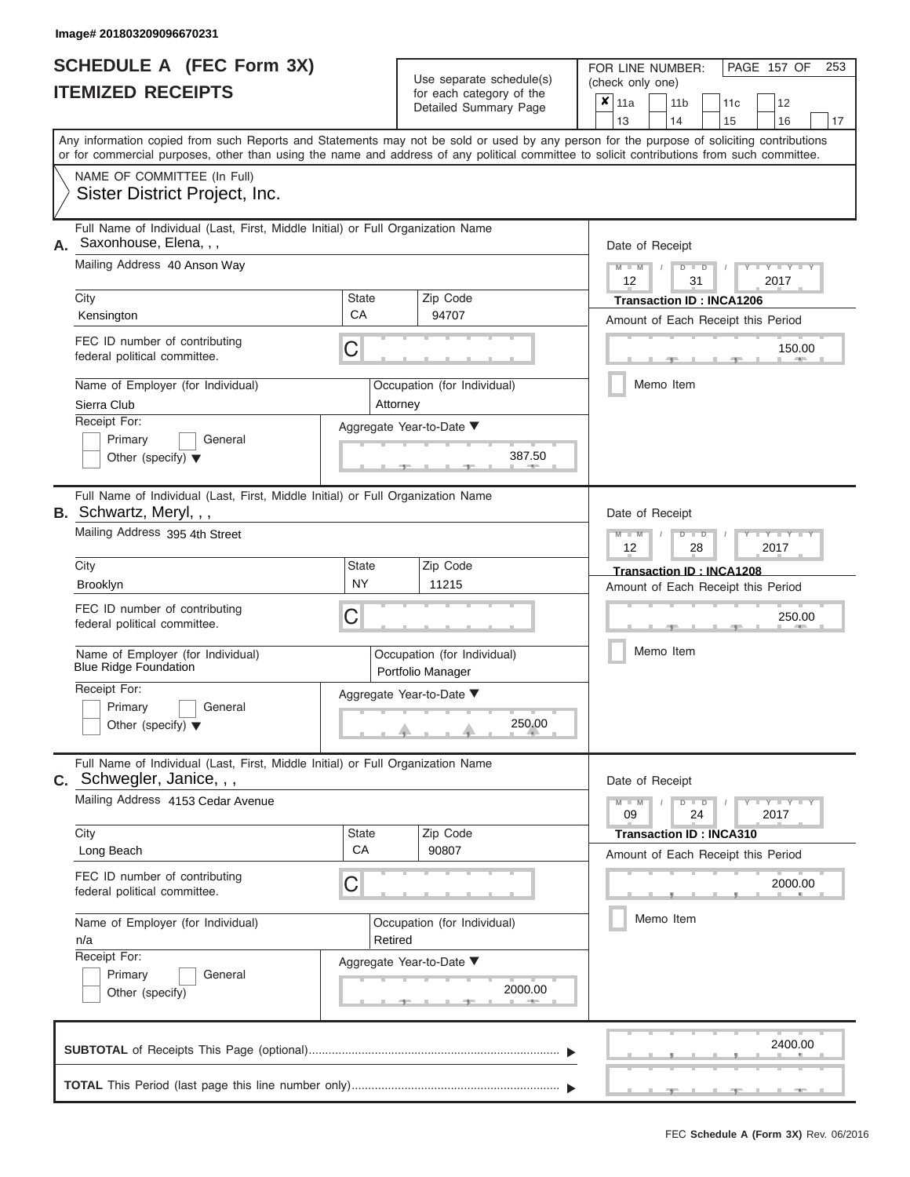Image# 201803209096670231

# SCHEDULE A (FEC Form 3X)
## ITEMIZED RECEIPTS

Use separate schedule(s) for each category of the Detailed Summary Page

FOR LINE NUMBER: (check only one)

- [x] 11a
- [ ] 11b
- [ ] 11c
- [ ] 12
- [ ] 13
- [ ] 14
- [ ] 15
- [ ] 16
- [ ] 17

Any information copied from such Reports and Statements may not be sold or used by any person for the purpose of soliciting contributions or for commercial purposes, other than using the name and address of any political committee to solicit contributions from such committee.

NAME OF COMMITTEE (In Full)
Sister District Project, Inc.

---

**A.** Full Name of Individual (Last, First, Middle Initial) or Full Organization Name: Saxonhouse, Elena, , ,

Mailing Address: 40 Anson Way

City: Kensington | State: CA | Zip Code: 94707

FEC ID number of contributing federal political committee: C

Name of Employer (for Individual): Sierra Club

Occupation (for Individual): Attorney

Receipt For: Primary / General / Other (specify)

Aggregate Year-to-Date: 387.50

Date of Receipt: 12 / 31 / 2017

Transaction ID : INCA1206

Amount of Each Receipt this Period: 150.00

Memo Item

---

**B.** Full Name of Individual (Last, First, Middle Initial) or Full Organization Name: Schwartz, Meryl, , ,

Mailing Address: 395 4th Street

City: Brooklyn | State: NY | Zip Code: 11215

FEC ID number of contributing federal political committee: C

Name of Employer (for Individual): Blue Ridge Foundation

Occupation (for Individual): Portfolio Manager

Receipt For: Primary / General / Other (specify)

Aggregate Year-to-Date: 250.00

Date of Receipt: 12 / 28 / 2017

Transaction ID : INCA1208

Amount of Each Receipt this Period: 250.00

Memo Item

---

**C.** Full Name of Individual (Last, First, Middle Initial) or Full Organization Name: Schwegler, Janice, , ,

Mailing Address: 4153 Cedar Avenue

City: Long Beach | State: CA | Zip Code: 90807

FEC ID number of contributing federal political committee: C

Name of Employer (for Individual): n/a

Occupation (for Individual): Retired

Receipt For: Primary / General / Other (specify)

Aggregate Year-to-Date: 2000.00

Date of Receipt: 09 / 24 / 2017

Transaction ID : INCA310

Amount of Each Receipt this Period: 2000.00

Memo Item

---

**SUBTOTAL** of Receipts This Page (optional): 2400.00

**TOTAL** This Period (last page this line number only):

FEC Schedule A (Form 3X) Rev. 06/2016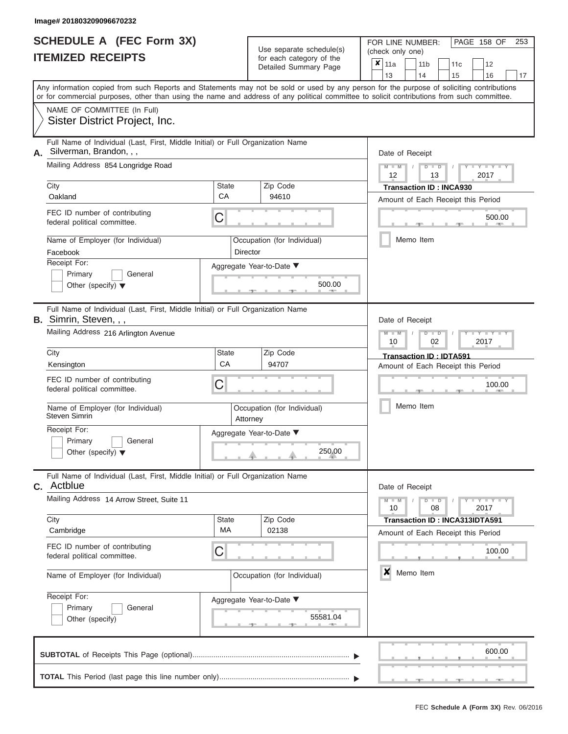Image# 201803209096670232

# SCHEDULE A (FEC Form 3X)
## ITEMIZED RECEIPTS

Use separate schedule(s) for each category of the Detailed Summary Page

FOR LINE NUMBER: (check only one)

- [x] 11a
- [ ] 11b
- [ ] 11c
- [ ] 12
- [ ] 13
- [ ] 14
- [ ] 15
- [ ] 16
- [ ] 17

Any information copied from such Reports and Statements may not be sold or used by any person for the purpose of soliciting contributions or for commercial purposes, other than using the name and address of any political committee to solicit contributions from such committee.

NAME OF COMMITTEE (In Full)
Sister District Project, Inc.

---

**A.** Full Name of Individual (Last, First, Middle Initial) or Full Organization Name: Silverman, Brandon, , ,

Mailing Address: 854 Longridge Road

City: Oakland | State: CA | Zip Code: 94610

FEC ID number of contributing federal political committee: C

Name of Employer (for Individual): Facebook

Occupation (for Individual): Director

Receipt For: Primary [ ] General [ ] Other (specify) [ ]

Aggregate Year-to-Date: 500.00

Date of Receipt: 12 / 13 / 2017

Transaction ID : INCA930

Amount of Each Receipt this Period: 500.00

Memo Item [ ]

---

**B.** Full Name of Individual (Last, First, Middle Initial) or Full Organization Name: Simrin, Steven, , ,

Mailing Address: 216 Arlington Avenue

City: Kensington | State: CA | Zip Code: 94707

FEC ID number of contributing federal political committee: C

Name of Employer (for Individual): Steven Simrin

Occupation (for Individual): Attorney

Receipt For: Primary [ ] General [ ] Other (specify) [ ]

Aggregate Year-to-Date: 250.00

Date of Receipt: 10 / 02 / 2017

Transaction ID : IDTA591

Amount of Each Receipt this Period: 100.00

Memo Item [ ]

---

**C.** Full Name of Individual (Last, First, Middle Initial) or Full Organization Name: Actblue

Mailing Address: 14 Arrow Street, Suite 11

City: Cambridge | State: MA | Zip Code: 02138

FEC ID number of contributing federal political committee: C

Name of Employer (for Individual):

Occupation (for Individual):

Receipt For: Primary [ ] General [ ] Other (specify) [ ]

Aggregate Year-to-Date: 55581.04

Date of Receipt: 10 / 08 / 2017

Transaction ID : INCA313IDTA591

Amount of Each Receipt this Period: 100.00

Memo Item [x]

---

**SUBTOTAL** of Receipts This Page (optional): 600.00

**TOTAL** This Period (last page this line number only):

FEC Schedule A (Form 3X) Rev. 06/2016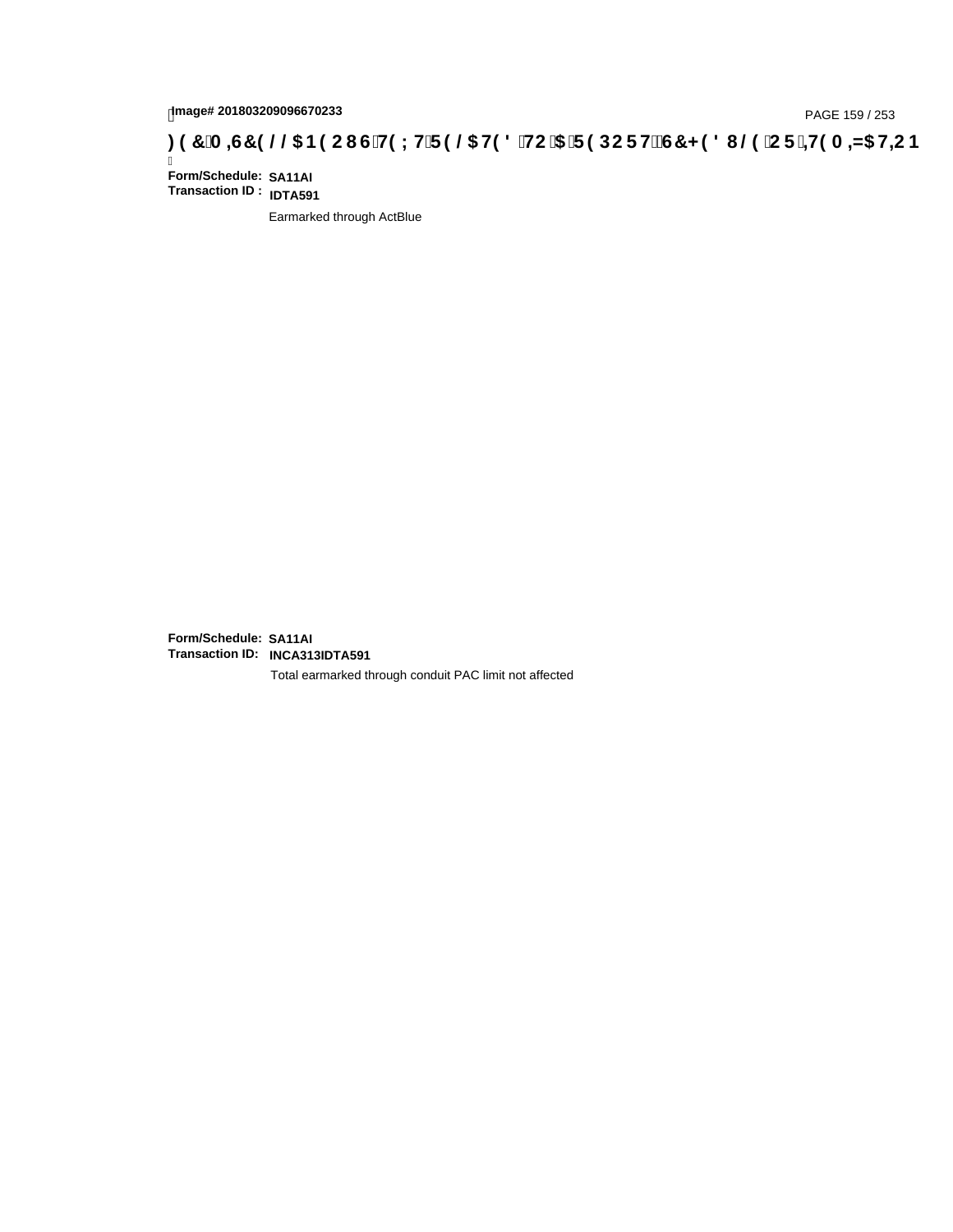Image# 201803209096670233

**FEC MEMO TEXT FOR SCHEDULES (Text Attached to Reports or Schedules)**

**Form/Schedule:** SA11AI
**Transaction ID :** IDTA591

Earmarked through ActBlue

**Form/Schedule:** SA11AI
**Transaction ID:** INCA313IDTA591

Total earmarked through conduit PAC limit not affected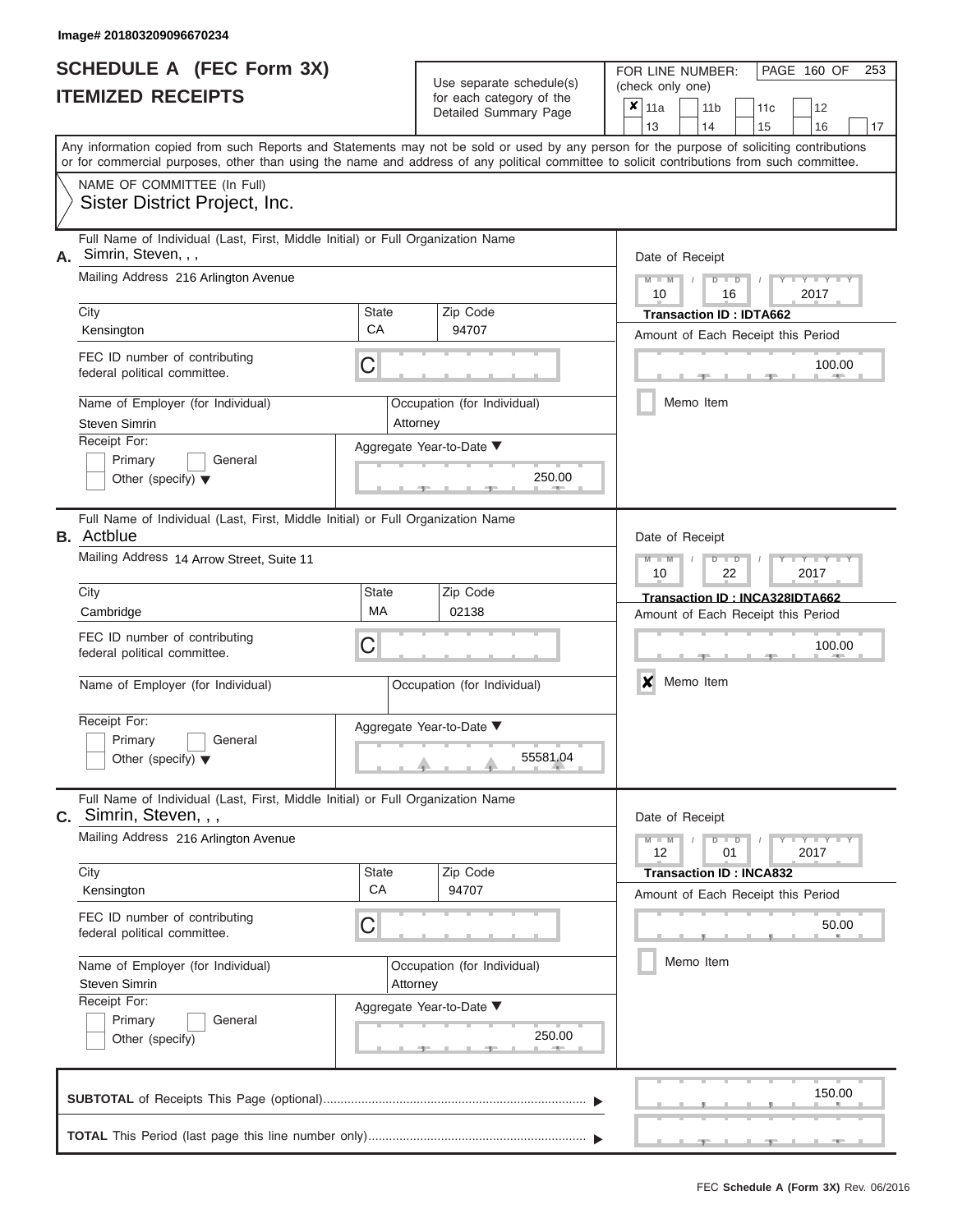Image# 201803209096670234

# SCHEDULE A (FEC Form 3X)
## ITEMIZED RECEIPTS

Use separate schedule(s) for each category of the Detailed Summary Page

FOR LINE NUMBER: (check only one)

- [x] 11a
- [ ] 11b
- [ ] 11c
- [ ] 12
- [ ] 13
- [ ] 14
- [ ] 15
- [ ] 16
- [ ] 17

PAGE 160 OF 253

Any information copied from such Reports and Statements may not be sold or used by any person for the purpose of soliciting contributions or for commercial purposes, other than using the name and address of any political committee to solicit contributions from such committee.

NAME OF COMMITTEE (In Full)
Sister District Project, Inc.

---

**A.** Full Name of Individual (Last, First, Middle Initial) or Full Organization Name: Simrin, Steven, , ,

Mailing Address: 216 Arlington Avenue

City: Kensington | State: CA | Zip Code: 94707

FEC ID number of contributing federal political committee: C

Name of Employer (for Individual): Steven Simrin

Occupation (for Individual): Attorney

Receipt For: [ ] Primary [ ] General [ ] Other (specify)

Aggregate Year-to-Date: 250.00

Date of Receipt: 10 / 16 / 2017

Transaction ID : IDTA662

Amount of Each Receipt this Period: 100.00

[ ] Memo Item

---

**B.** Full Name of Individual (Last, First, Middle Initial) or Full Organization Name: Actblue

Mailing Address: 14 Arrow Street, Suite 11

City: Cambridge | State: MA | Zip Code: 02138

FEC ID number of contributing federal political committee: C

Name of Employer (for Individual):

Occupation (for Individual):

Receipt For: [ ] Primary [ ] General [ ] Other (specify)

Aggregate Year-to-Date: 55581.04

Date of Receipt: 10 / 22 / 2017

Transaction ID : INCA328IDTA662

Amount of Each Receipt this Period: 100.00

[x] Memo Item

---

**C.** Full Name of Individual (Last, First, Middle Initial) or Full Organization Name: Simrin, Steven, , ,

Mailing Address: 216 Arlington Avenue

City: Kensington | State: CA | Zip Code: 94707

FEC ID number of contributing federal political committee: C

Name of Employer (for Individual): Steven Simrin

Occupation (for Individual): Attorney

Receipt For: [ ] Primary [ ] General [ ] Other (specify)

Aggregate Year-to-Date: 250.00

Date of Receipt: 12 / 01 / 2017

Transaction ID : INCA832

Amount of Each Receipt this Period: 50.00

[ ] Memo Item

---

**SUBTOTAL** of Receipts This Page (optional): 150.00

**TOTAL** This Period (last page this line number only):

FEC Schedule A (Form 3X) Rev. 06/2016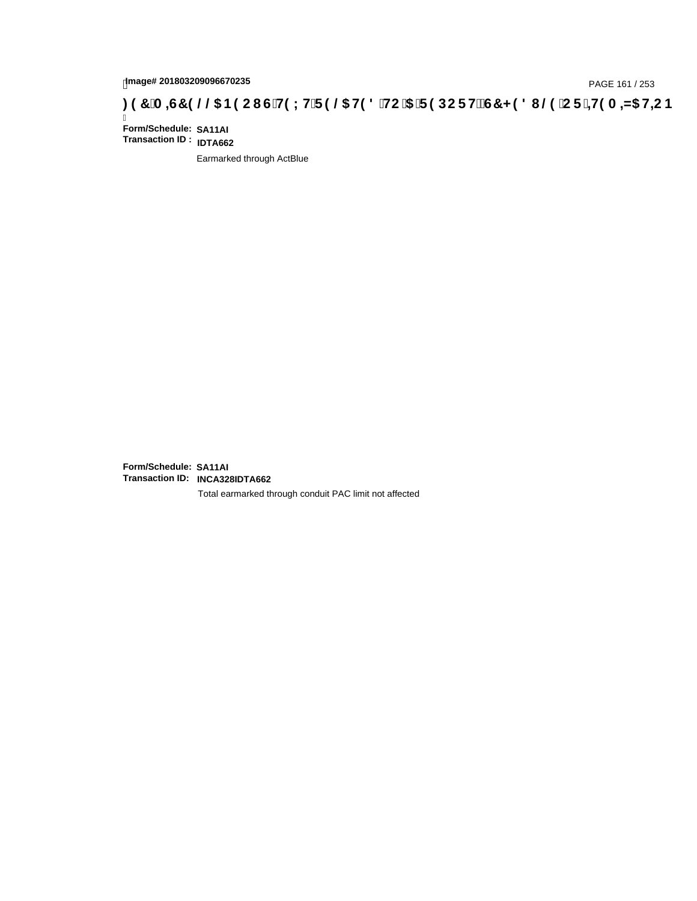Image# 201803209096670235

# FEC MISCELLANEOUS TEXT RELATED TO A REPORT, SCHEDULE OR ITEMIZATION

**Form/Schedule:** **SA11AI**
**Transaction ID :** **IDTA662**

Earmarked through ActBlue

**Form/Schedule:** **SA11AI**
**Transaction ID:** **INCA328IDTA662**

Total earmarked through conduit PAC limit not affected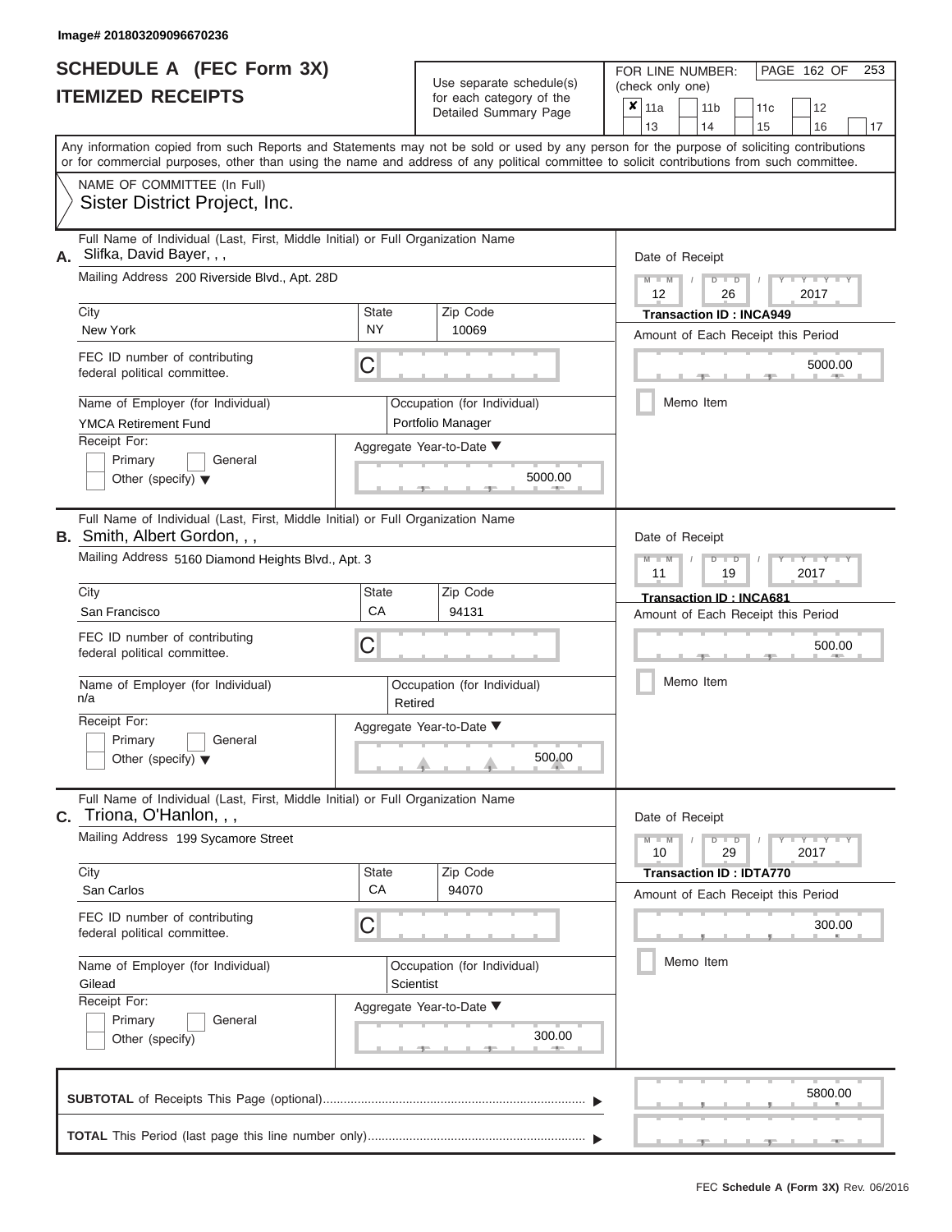Image# 201803209096670236

# SCHEDULE A (FEC Form 3X)
# ITEMIZED RECEIPTS

Use separate schedule(s) for each category of the Detailed Summary Page

FOR LINE NUMBER: (check only one)

- [x] 11a
- [ ] 11b
- [ ] 11c
- [ ] 12
- [ ] 13
- [ ] 14
- [ ] 15
- [ ] 16
- [ ] 17

Any information copied from such Reports and Statements may not be sold or used by any person for the purpose of soliciting contributions or for commercial purposes, other than using the name and address of any political committee to solicit contributions from such committee.

NAME OF COMMITTEE (In Full)
Sister District Project, Inc.

---

**A.** Full Name of Individual (Last, First, Middle Initial) or Full Organization Name: Slifka, David Bayer, , ,

Mailing Address: 200 Riverside Blvd., Apt. 28D

City: New York | State: NY | Zip Code: 10069

FEC ID number of contributing federal political committee: C

Name of Employer (for Individual): YMCA Retirement Fund

Occupation (for Individual): Portfolio Manager

Receipt For: Primary / General / Other (specify)

Aggregate Year-to-Date: 5000.00

Date of Receipt: 12 / 26 / 2017

Transaction ID : INCA949

Amount of Each Receipt this Period: 5000.00

Memo Item

---

**B.** Full Name of Individual (Last, First, Middle Initial) or Full Organization Name: Smith, Albert Gordon, , ,

Mailing Address: 5160 Diamond Heights Blvd., Apt. 3

City: San Francisco | State: CA | Zip Code: 94131

FEC ID number of contributing federal political committee: C

Name of Employer (for Individual): n/a

Occupation (for Individual): Retired

Receipt For: Primary / General / Other (specify)

Aggregate Year-to-Date: 500.00

Date of Receipt: 11 / 19 / 2017

Transaction ID : INCA681

Amount of Each Receipt this Period: 500.00

Memo Item

---

**C.** Full Name of Individual (Last, First, Middle Initial) or Full Organization Name: Triona, O'Hanlon, , ,

Mailing Address: 199 Sycamore Street

City: San Carlos | State: CA | Zip Code: 94070

FEC ID number of contributing federal political committee: C

Name of Employer (for Individual): Gilead

Occupation (for Individual): Scientist

Receipt For: Primary / General / Other (specify)

Aggregate Year-to-Date: 300.00

Date of Receipt: 10 / 29 / 2017

Transaction ID : IDTA770

Amount of Each Receipt this Period: 300.00

Memo Item

---

**SUBTOTAL** of Receipts This Page (optional): 5800.00

**TOTAL** This Period (last page this line number only):

FEC **Schedule A (Form 3X)** Rev. 06/2016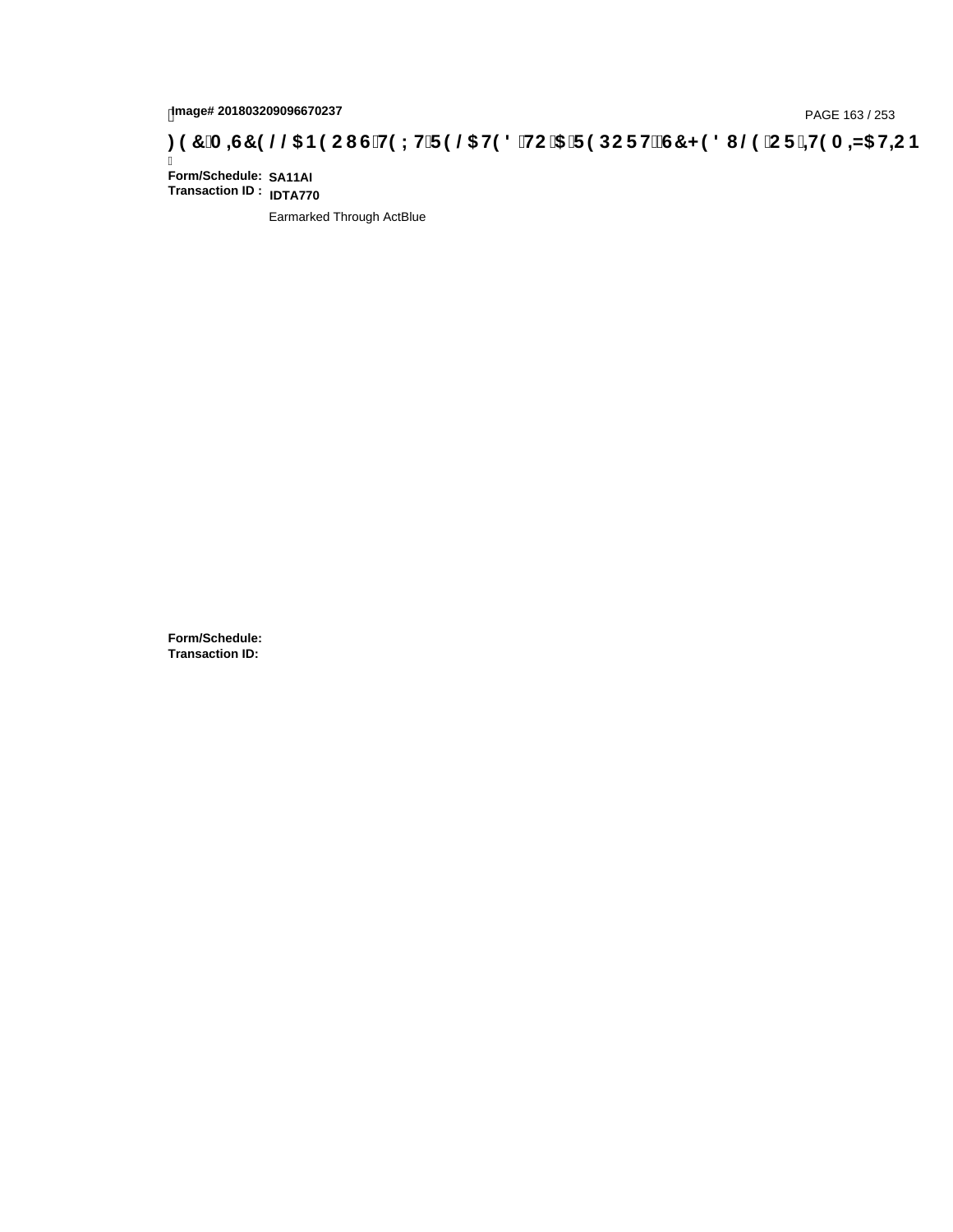Image# 201803209096670237

) ( &0 ,6&( / / $1 ( 2 8 6 7( ; 7 5 ( / $ 7( ' 72 $ 5 ( 3 2 5 7 6&+ ( ' 8 / ( 2 5 ,7( 0 ,=$ 7,2 1

**Form/Schedule:** SA11AI
**Transaction ID :** IDTA770

Earmarked Through ActBlue

**Form/Schedule:**
**Transaction ID:**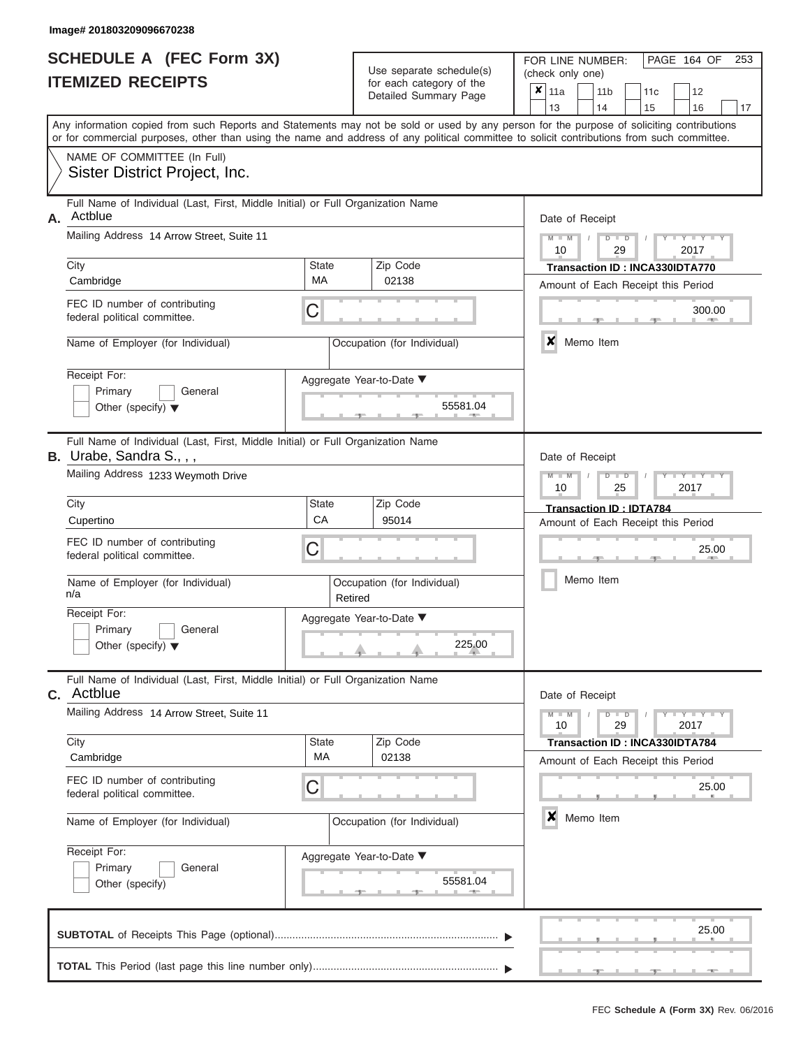Image# 201803209096670238

# SCHEDULE A (FEC Form 3X)
# ITEMIZED RECEIPTS

Use separate schedule(s) for each category of the Detailed Summary Page

FOR LINE NUMBER: (check only one)

- [x] 11a
- [ ] 11b
- [ ] 11c
- [ ] 12
- [ ] 13
- [ ] 14
- [ ] 15
- [ ] 16
- [ ] 17

Any information copied from such Reports and Statements may not be sold or used by any person for the purpose of soliciting contributions or for commercial purposes, other than using the name and address of any political committee to solicit contributions from such committee.

NAME OF COMMITTEE (In Full)
Sister District Project, Inc.

---

**A.** Full Name of Individual (Last, First, Middle Initial) or Full Organization Name
Actblue

Mailing Address: 14 Arrow Street, Suite 11

City: Cambridge | State: MA | Zip Code: 02138

FEC ID number of contributing federal political committee: C

Name of Employer (for Individual):
Occupation (for Individual):

Receipt For: Primary / General / Other (specify)

Aggregate Year-to-Date: 55581.04

Date of Receipt: 10 / 29 / 2017
Transaction ID : INCA330IDTA770
Amount of Each Receipt this Period: 300.00
[x] Memo Item

---

**B.** Full Name of Individual (Last, First, Middle Initial) or Full Organization Name
Urabe, Sandra S., , ,

Mailing Address: 1233 Weymoth Drive

City: Cupertino | State: CA | Zip Code: 95014

FEC ID number of contributing federal political committee: C

Name of Employer (for Individual): n/a
Occupation (for Individual): Retired

Receipt For: Primary / General / Other (specify)

Aggregate Year-to-Date: 225.00

Date of Receipt: 10 / 25 / 2017
Transaction ID : IDTA784
Amount of Each Receipt this Period: 25.00
[ ] Memo Item

---

**C.** Full Name of Individual (Last, First, Middle Initial) or Full Organization Name
Actblue

Mailing Address: 14 Arrow Street, Suite 11

City: Cambridge | State: MA | Zip Code: 02138

FEC ID number of contributing federal political committee: C

Name of Employer (for Individual):
Occupation (for Individual):

Receipt For: Primary / General / Other (specify)

Aggregate Year-to-Date: 55581.04

Date of Receipt: 10 / 29 / 2017
Transaction ID : INCA330IDTA784
Amount of Each Receipt this Period: 25.00
[x] Memo Item

---

**SUBTOTAL** of Receipts This Page (optional): 25.00

**TOTAL** This Period (last page this line number only):

FEC Schedule A (Form 3X) Rev. 06/2016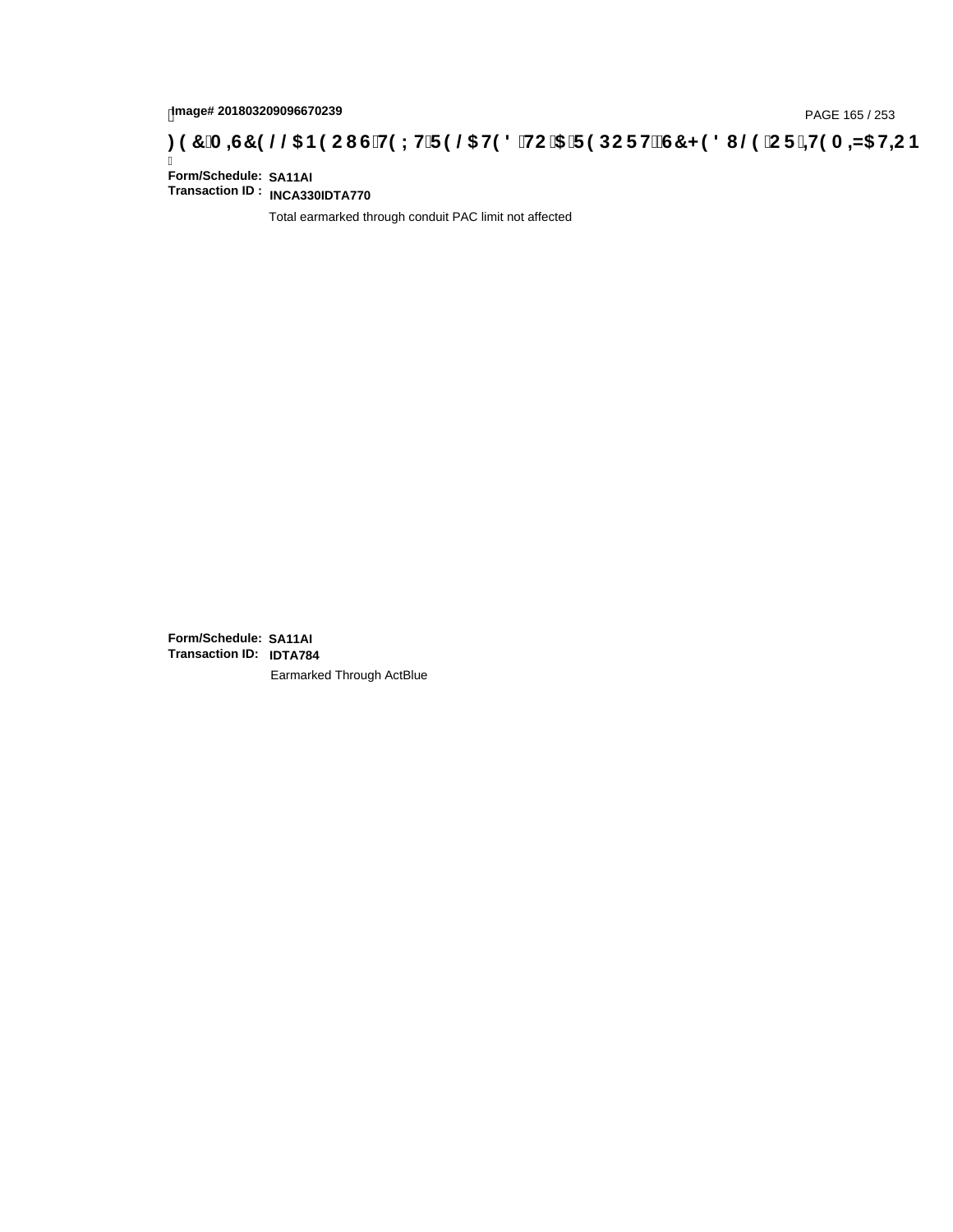Image# 201803209096670239

**FEC Memo Text — garbled header: ) ( &0 ,6&( / / $1 ( 2 8 6 7( ; 7 5( / $7( ' 72 $ 5( 3 2 5 7 6&+ ( ' 8 / ( 2 5 ,7( 0 ,=$7,2 1**

**Form/Schedule:** SA11AI
**Transaction ID :** INCA330IDTA770

Total earmarked through conduit PAC limit not affected

**Form/Schedule:** SA11AI
**Transaction ID:** IDTA784

Earmarked Through ActBlue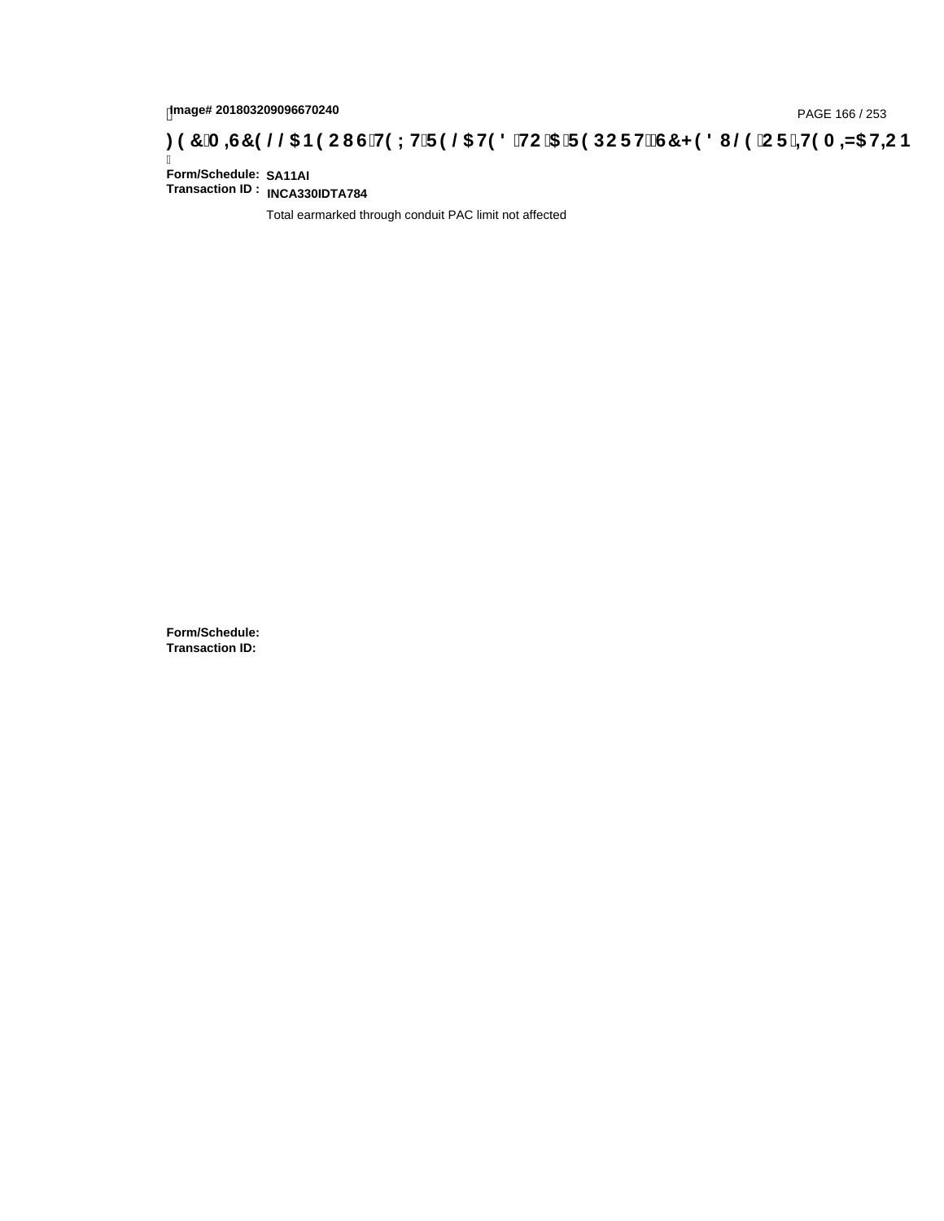Image# 201803209096670240

)(&0,6&(//$1(2867(;75(/$7('72$5(32576&+('8/(25,7(0,=$7,21

Form/Schedule: SA11AI
Transaction ID : INCA330IDTA784

Total earmarked through conduit PAC limit not affected

Form/Schedule:
Transaction ID: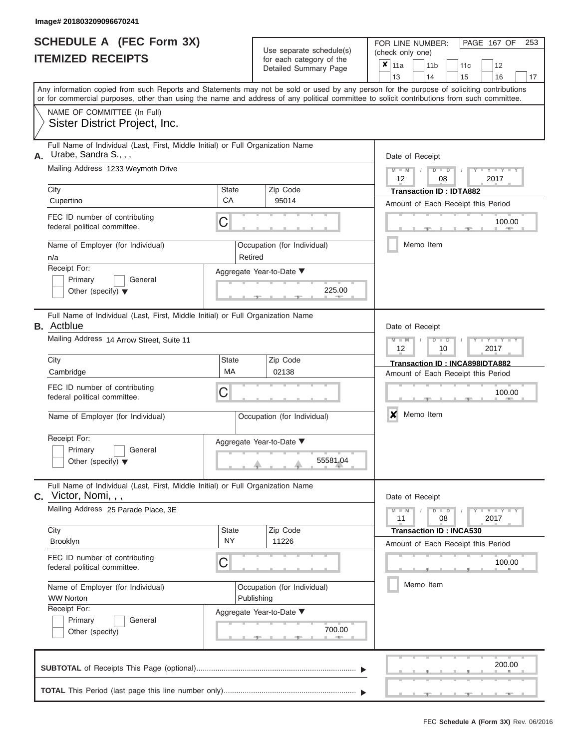Image# 201803209096670241

# SCHEDULE A (FEC Form 3X)
## ITEMIZED RECEIPTS

Use separate schedule(s) for each category of the Detailed Summary Page

FOR LINE NUMBER: (check only one)

- [x] 11a
- [ ] 11b
- [ ] 11c
- [ ] 12
- [ ] 13
- [ ] 14
- [ ] 15
- [ ] 16
- [ ] 17

Any information copied from such Reports and Statements may not be sold or used by any person for the purpose of soliciting contributions or for commercial purposes, other than using the name and address of any political committee to solicit contributions from such committee.

NAME OF COMMITTEE (In Full)
Sister District Project, Inc.

---

**A.** Full Name of Individual (Last, First, Middle Initial) or Full Organization Name: Urabe, Sandra S., , ,

Mailing Address: 1233 Weymoth Drive

City: Cupertino | State: CA | Zip Code: 95014

FEC ID number of contributing federal political committee: C

Name of Employer (for Individual): n/a

Occupation (for Individual): Retired

Receipt For: Primary [ ] General [ ] Other (specify) [ ]

Aggregate Year-to-Date: 225.00

Date of Receipt: 12/08/2017

Transaction ID : IDTA882

Amount of Each Receipt this Period: 100.00

Memo Item [ ]

---

**B.** Full Name of Individual (Last, First, Middle Initial) or Full Organization Name: Actblue

Mailing Address: 14 Arrow Street, Suite 11

City: Cambridge | State: MA | Zip Code: 02138

FEC ID number of contributing federal political committee: C

Name of Employer (for Individual):

Occupation (for Individual):

Receipt For: Primary [ ] General [ ] Other (specify) [ ]

Aggregate Year-to-Date: 55581.04

Date of Receipt: 12/10/2017

Transaction ID : INCA898IDTA882

Amount of Each Receipt this Period: 100.00

Memo Item [x]

---

**C.** Full Name of Individual (Last, First, Middle Initial) or Full Organization Name: Victor, Nomi, , ,

Mailing Address: 25 Parade Place, 3E

City: Brooklyn | State: NY | Zip Code: 11226

FEC ID number of contributing federal political committee: C

Name of Employer (for Individual): WW Norton

Occupation (for Individual): Publishing

Receipt For: Primary [ ] General [ ] Other (specify) [ ]

Aggregate Year-to-Date: 700.00

Date of Receipt: 11/08/2017

Transaction ID : INCA530

Amount of Each Receipt this Period: 100.00

Memo Item [ ]

---

**SUBTOTAL** of Receipts This Page (optional): 200.00

**TOTAL** This Period (last page this line number only):

FEC Schedule A (Form 3X) Rev. 06/2016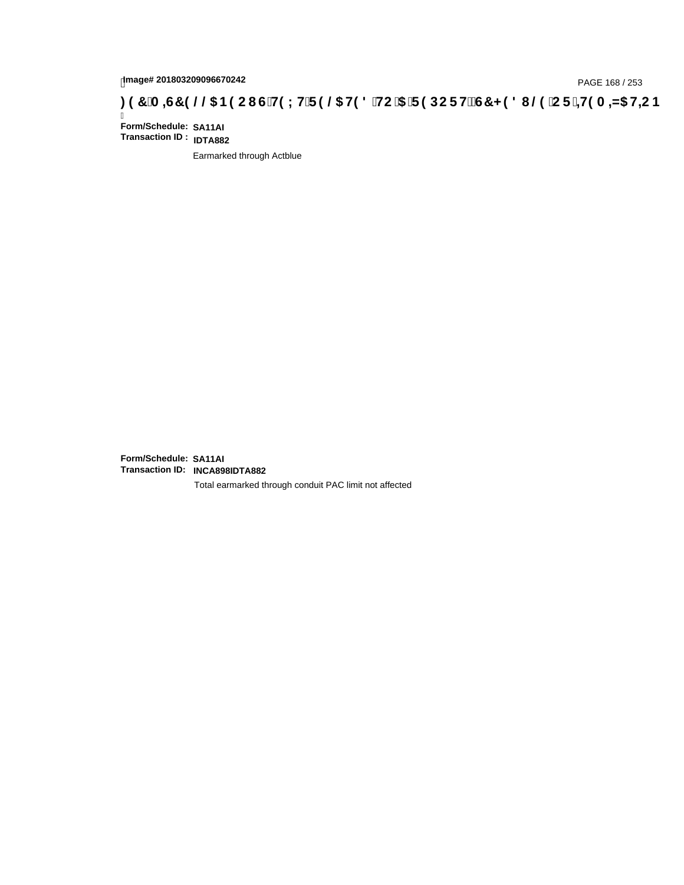Image# 201803209096670242

**)(&0,6&(//$1(2867(;75(/$7('72$5(3257 6&+('8/(25,7(0,=$7,21**

**Form/Schedule:** **SA11AI**
**Transaction ID :** **IDTA882**

Earmarked through Actblue

**Form/Schedule:** **SA11AI**
**Transaction ID:** **INCA898IDTA882**

Total earmarked through conduit PAC limit not affected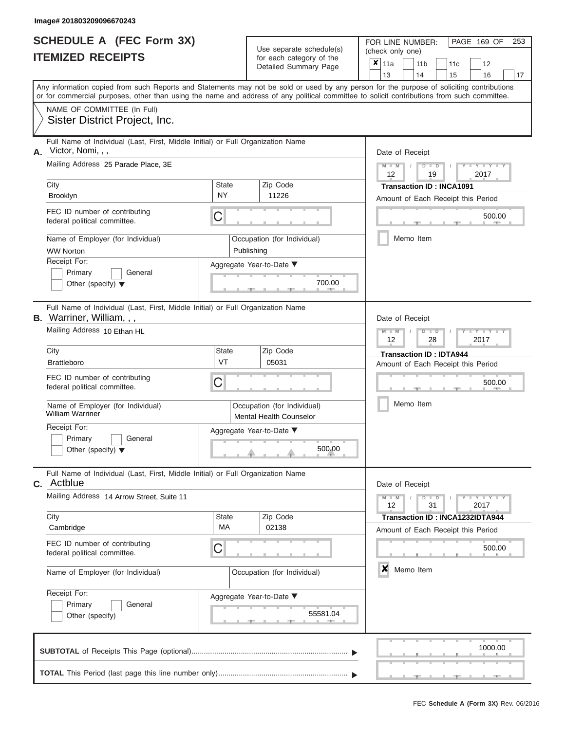Image# 201803209096670243

# SCHEDULE A (FEC Form 3X)
## ITEMIZED RECEIPTS

Use separate schedule(s) for each category of the Detailed Summary Page

FOR LINE NUMBER: (check only one)

- [x] 11a
- [ ] 11b
- [ ] 11c
- [ ] 12
- [ ] 13
- [ ] 14
- [ ] 15
- [ ] 16
- [ ] 17

Any information copied from such Reports and Statements may not be sold or used by any person for the purpose of soliciting contributions or for commercial purposes, other than using the name and address of any political committee to solicit contributions from such committee.

NAME OF COMMITTEE (In Full)
Sister District Project, Inc.

---

**A.** Full Name of Individual (Last, First, Middle Initial) or Full Organization Name: Victor, Nomi, , ,

Mailing Address: 25 Parade Place, 3E

| City | State | Zip Code |
|---|---|---|
| Brooklyn | NY | 11226 |

FEC ID number of contributing federal political committee: C

Name of Employer (for Individual): WW Norton

Occupation (for Individual): Publishing

Receipt For: Primary / General / Other (specify)

Aggregate Year-to-Date: 700.00

Date of Receipt: 12 / 19 / 2017

Transaction ID : INCA1091

Amount of Each Receipt this Period: 500.00

Memo Item: [ ]

---

**B.** Full Name of Individual (Last, First, Middle Initial) or Full Organization Name: Warriner, William, , ,

Mailing Address: 10 Ethan HL

| City | State | Zip Code |
|---|---|---|
| Brattleboro | VT | 05031 |

FEC ID number of contributing federal political committee: C

Name of Employer (for Individual): William Warriner

Occupation (for Individual): Mental Health Counselor

Receipt For: Primary / General / Other (specify)

Aggregate Year-to-Date: 500.00

Date of Receipt: 12 / 28 / 2017

Transaction ID : IDTA944

Amount of Each Receipt this Period: 500.00

Memo Item: [ ]

---

**C.** Full Name of Individual (Last, First, Middle Initial) or Full Organization Name: Actblue

Mailing Address: 14 Arrow Street, Suite 11

| City | State | Zip Code |
|---|---|---|
| Cambridge | MA | 02138 |

FEC ID number of contributing federal political committee: C

Name of Employer (for Individual):

Occupation (for Individual):

Receipt For: Primary / General / Other (specify)

Aggregate Year-to-Date: 55581.04

Date of Receipt: 12 / 31 / 2017

Transaction ID : INCA1232IDTA944

Amount of Each Receipt this Period: 500.00

Memo Item: [x]

---

**SUBTOTAL** of Receipts This Page (optional): 1000.00

**TOTAL** This Period (last page this line number only):

FEC Schedule A (Form 3X) Rev. 06/2016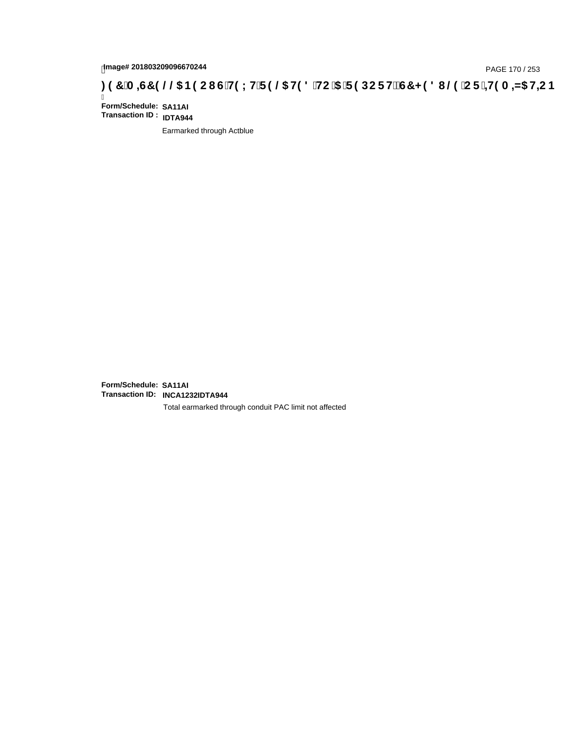Image# 201803209096670244

)(&0,6&(//$1(2867(;75(/$7('72$5(32576&+('8/(25,7(0,=$7,21

Form/Schedule: SA11AI
Transaction ID : IDTA944

Earmarked through Actblue

Form/Schedule: SA11AI
Transaction ID: INCA1232IDTA944

Total earmarked through conduit PAC limit not affected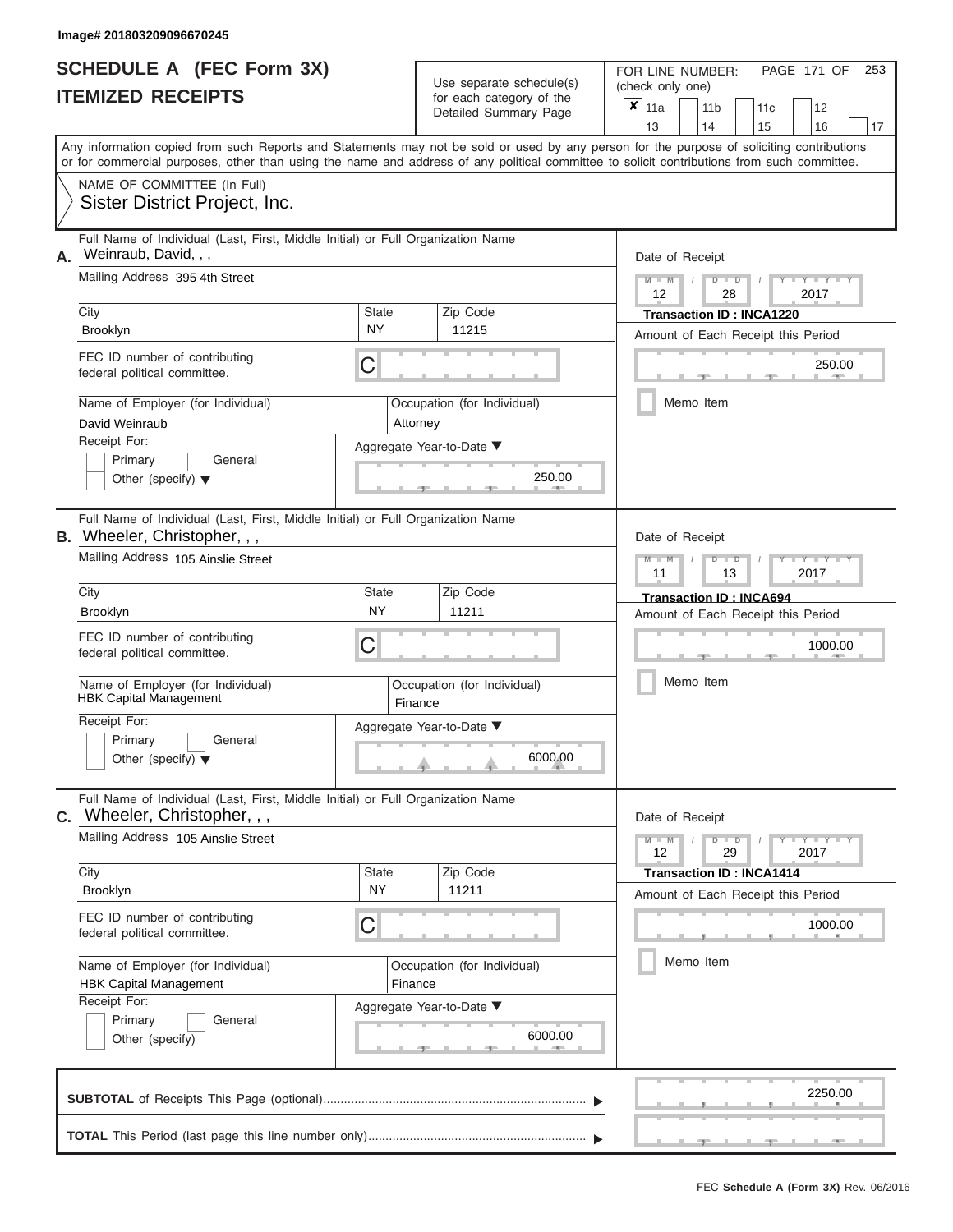Image# 201803209096670245

# SCHEDULE A (FEC Form 3X)
# ITEMIZED RECEIPTS

Use separate schedule(s) for each category of the Detailed Summary Page

FOR LINE NUMBER: (check only one)

- [x] 11a
- [ ] 11b
- [ ] 11c
- [ ] 12
- [ ] 13
- [ ] 14
- [ ] 15
- [ ] 16
- [ ] 17

Any information copied from such Reports and Statements may not be sold or used by any person for the purpose of soliciting contributions or for commercial purposes, other than using the name and address of any political committee to solicit contributions from such committee.

NAME OF COMMITTEE (In Full)
Sister District Project, Inc.

---

**A.** Full Name of Individual (Last, First, Middle Initial) or Full Organization Name: Weinraub, David, , ,

Mailing Address: 395 4th Street

City: Brooklyn | State: NY | Zip Code: 11215

FEC ID number of contributing federal political committee: C

Name of Employer (for Individual): David Weinraub

Occupation (for Individual): Attorney

Receipt For: Primary / General / Other (specify)

Aggregate Year-to-Date: 250.00

Date of Receipt: 12 / 28 / 2017

Transaction ID : INCA1220

Amount of Each Receipt this Period: 250.00

Memo Item

---

**B.** Full Name of Individual (Last, First, Middle Initial) or Full Organization Name: Wheeler, Christopher, , ,

Mailing Address: 105 Ainslie Street

City: Brooklyn | State: NY | Zip Code: 11211

FEC ID number of contributing federal political committee: C

Name of Employer (for Individual): HBK Capital Management

Occupation (for Individual): Finance

Receipt For: Primary / General / Other (specify)

Aggregate Year-to-Date: 6000.00

Date of Receipt: 11 / 13 / 2017

Transaction ID : INCA694

Amount of Each Receipt this Period: 1000.00

Memo Item

---

**C.** Full Name of Individual (Last, First, Middle Initial) or Full Organization Name: Wheeler, Christopher, , ,

Mailing Address: 105 Ainslie Street

City: Brooklyn | State: NY | Zip Code: 11211

FEC ID number of contributing federal political committee: C

Name of Employer (for Individual): HBK Capital Management

Occupation (for Individual): Finance

Receipt For: Primary / General / Other (specify)

Aggregate Year-to-Date: 6000.00

Date of Receipt: 12 / 29 / 2017

Transaction ID : INCA1414

Amount of Each Receipt this Period: 1000.00

Memo Item

---

**SUBTOTAL** of Receipts This Page (optional): 2250.00

**TOTAL** This Period (last page this line number only):

FEC Schedule A (Form 3X) Rev. 06/2016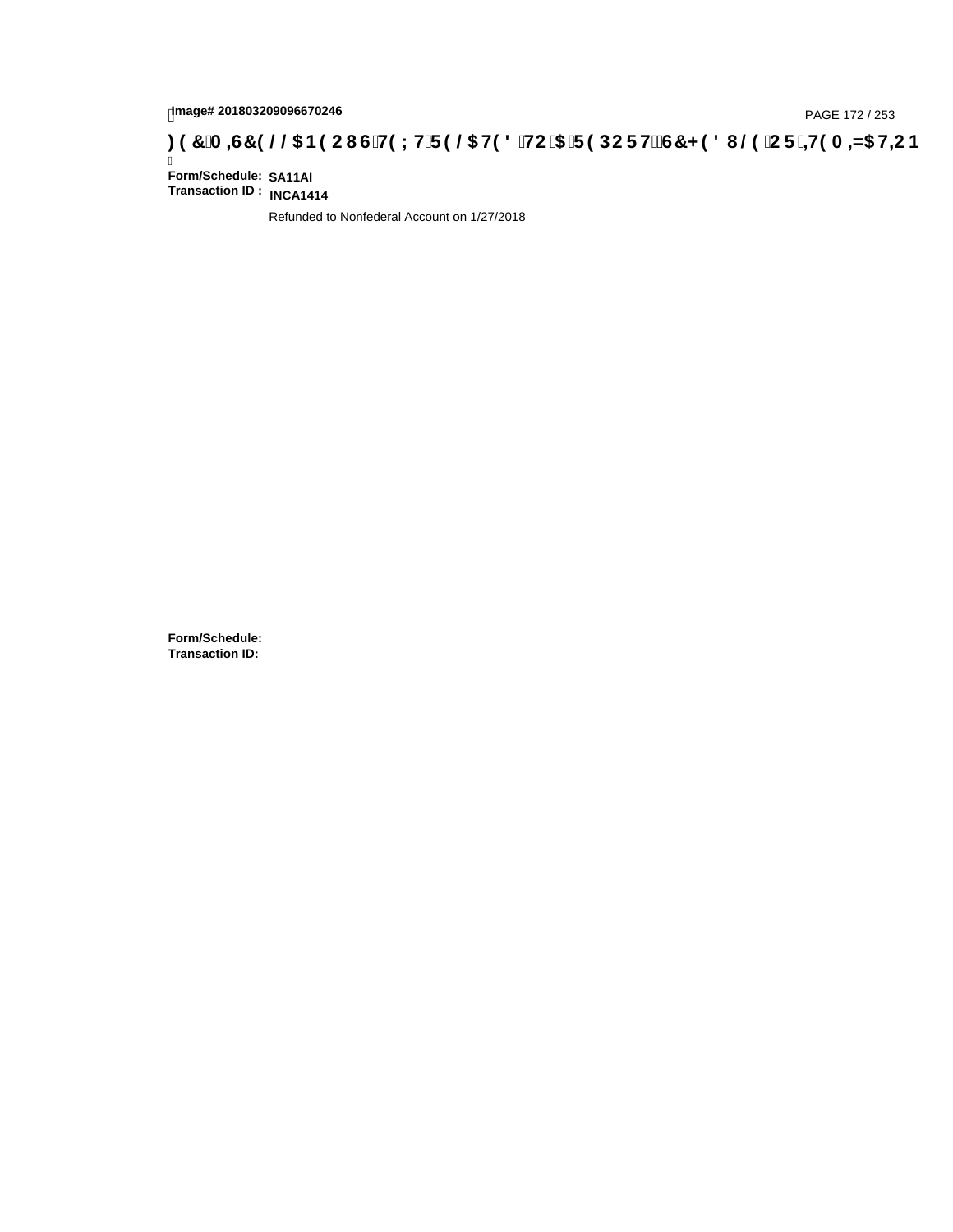**FEC MISCELLANEOUS TEXT RELATED TO A REPORT, SCHEDULE OR ITEMIZATION**

**Form/Schedule:** **SA11AI**
**Transaction ID :** **INCA1414**

Refunded to Nonfederal Account on 1/27/2018

**Form/Schedule:**
**Transaction ID:**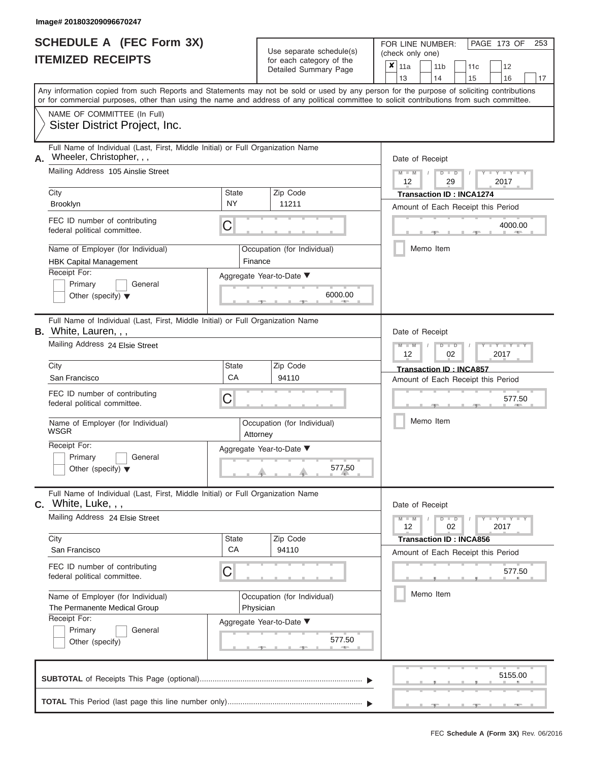Image# 201803209096670247

# SCHEDULE A (FEC Form 3X)
## ITEMIZED RECEIPTS

Use separate schedule(s) for each category of the Detailed Summary Page

FOR LINE NUMBER: (check only one)

| | | | | |
|---|---|---|---|---|
| ✘ 11a | 11b | 11c | 12 | |
| 13 | 14 | 15 | 16 | 17 |

Any information copied from such Reports and Statements may not be sold or used by any person for the purpose of soliciting contributions or for commercial purposes, other than using the name and address of any political committee to solicit contributions from such committee.

NAME OF COMMITTEE (In Full)
Sister District Project, Inc.

---

**A.** Full Name of Individual (Last, First, Middle Initial) or Full Organization Name: Wheeler, Christopher, , ,

Mailing Address: 105 Ainslie Street

| City | State | Zip Code |
|---|---|---|
| Brooklyn | NY | 11211 |

FEC ID number of contributing federal political committee: C

Name of Employer (for Individual): HBK Capital Management
Occupation (for Individual): Finance

Receipt For: Primary / General / Other (specify)

Aggregate Year-to-Date: 6000.00

Date of Receipt: 12 / 29 / 2017
Transaction ID : INCA1274
Amount of Each Receipt this Period: 4000.00
Memo Item

---

**B.** Full Name of Individual (Last, First, Middle Initial) or Full Organization Name: White, Lauren, , ,

Mailing Address: 24 Elsie Street

| City | State | Zip Code |
|---|---|---|
| San Francisco | CA | 94110 |

FEC ID number of contributing federal political committee: C

Name of Employer (for Individual): WSGR
Occupation (for Individual): Attorney

Receipt For: Primary / General / Other (specify)

Aggregate Year-to-Date: 577.50

Date of Receipt: 12 / 02 / 2017
Transaction ID : INCA857
Amount of Each Receipt this Period: 577.50
Memo Item

---

**C.** Full Name of Individual (Last, First, Middle Initial) or Full Organization Name: White, Luke, , ,

Mailing Address: 24 Elsie Street

| City | State | Zip Code |
|---|---|---|
| San Francisco | CA | 94110 |

FEC ID number of contributing federal political committee: C

Name of Employer (for Individual): The Permanente Medical Group
Occupation (for Individual): Physician

Receipt For: Primary / General / Other (specify)

Aggregate Year-to-Date: 577.50

Date of Receipt: 12 / 02 / 2017
Transaction ID : INCA856
Amount of Each Receipt this Period: 577.50
Memo Item

---

**SUBTOTAL** of Receipts This Page (optional): 5155.00

**TOTAL** This Period (last page this line number only):

FEC Schedule A (Form 3X) Rev. 06/2016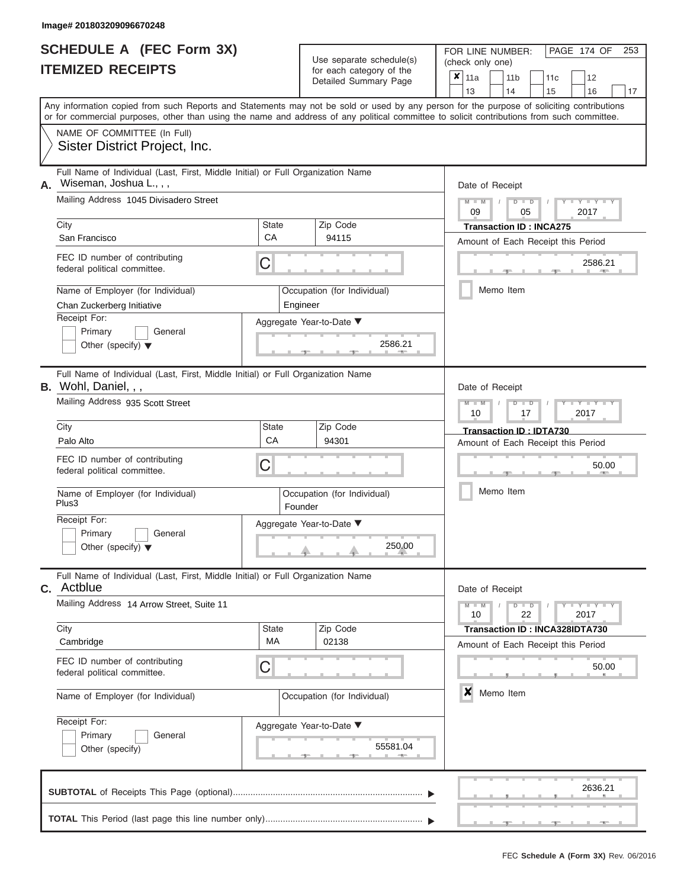Image# 201803209096670248

# SCHEDULE A (FEC Form 3X)
# ITEMIZED RECEIPTS

Use separate schedule(s) for each category of the Detailed Summary Page

FOR LINE NUMBER: (check only one)

- [x] 11a
- [ ] 11b
- [ ] 11c
- [ ] 12
- [ ] 13
- [ ] 14
- [ ] 15
- [ ] 16
- [ ] 17

Any information copied from such Reports and Statements may not be sold or used by any person for the purpose of soliciting contributions or for commercial purposes, other than using the name and address of any political committee to solicit contributions from such committee.

NAME OF COMMITTEE (In Full)
Sister District Project, Inc.

---

**A.** Full Name of Individual (Last, First, Middle Initial) or Full Organization Name
Wiseman, Joshua L., , ,

Mailing Address: 1045 Divisadero Street

City: San Francisco | State: CA | Zip Code: 94115

FEC ID number of contributing federal political committee: C

Name of Employer (for Individual): Chan Zuckerberg Initiative
Occupation (for Individual): Engineer

Receipt For: [ ] Primary [ ] General [ ] Other (specify)

Aggregate Year-to-Date: 2586.21

Date of Receipt: 09 / 05 / 2017
Transaction ID : INCA275
Amount of Each Receipt this Period: 2586.21
[ ] Memo Item

---

**B.** Full Name of Individual (Last, First, Middle Initial) or Full Organization Name
Wohl, Daniel, , ,

Mailing Address: 935 Scott Street

City: Palo Alto | State: CA | Zip Code: 94301

FEC ID number of contributing federal political committee: C

Name of Employer (for Individual): Plus3
Occupation (for Individual): Founder

Receipt For: [ ] Primary [ ] General [ ] Other (specify)

Aggregate Year-to-Date: 250.00

Date of Receipt: 10 / 17 / 2017
Transaction ID : IDTA730
Amount of Each Receipt this Period: 50.00
[ ] Memo Item

---

**C.** Full Name of Individual (Last, First, Middle Initial) or Full Organization Name
Actblue

Mailing Address: 14 Arrow Street, Suite 11

City: Cambridge | State: MA | Zip Code: 02138

FEC ID number of contributing federal political committee: C

Name of Employer (for Individual):
Occupation (for Individual):

Receipt For: [ ] Primary [ ] General [ ] Other (specify)

Aggregate Year-to-Date: 55581.04

Date of Receipt: 10 / 22 / 2017
Transaction ID : INCA328IDTA730
Amount of Each Receipt this Period: 50.00
[x] Memo Item

---

**SUBTOTAL** of Receipts This Page (optional): 2636.21

**TOTAL** This Period (last page this line number only):

FEC Schedule A (Form 3X) Rev. 06/2016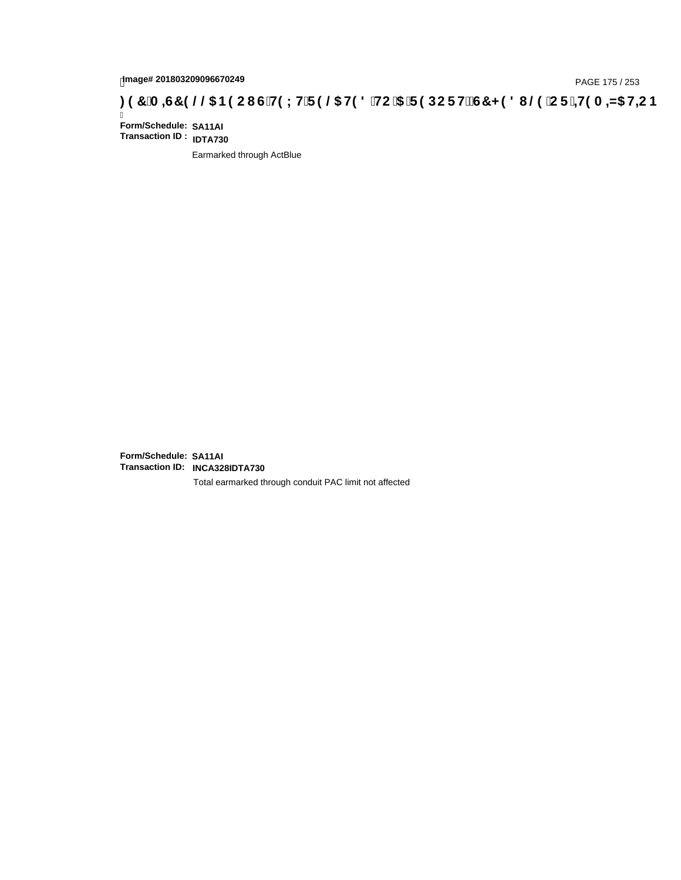Image# 201803209096670249

)( &0 ,6&( //$1( 286 7( ; 7 5( /$7( ' 72 $ 5( 3257 6&+( ' 8/( 25 ,7( 0 ,=$7,21

Form/Schedule: SA11AI
Transaction ID : IDTA730

Earmarked through ActBlue

Form/Schedule: SA11AI
Transaction ID: INCA328IDTA730

Total earmarked through conduit PAC limit not affected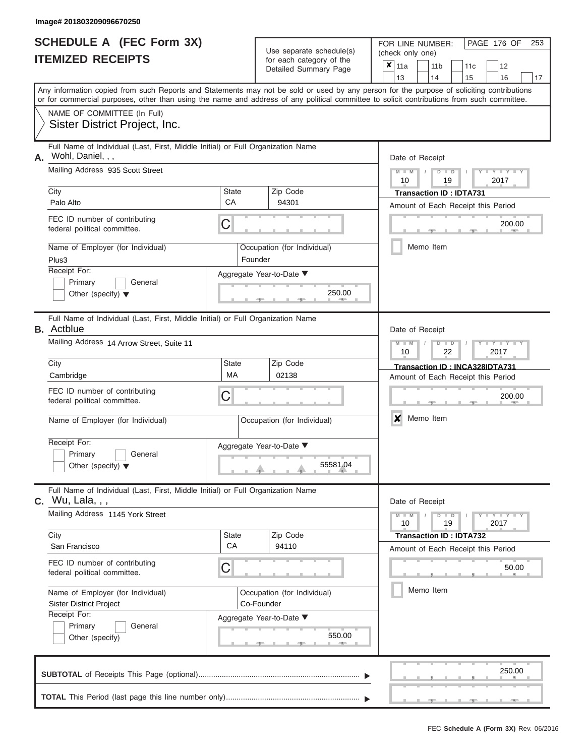Image# 201803209096670250

# SCHEDULE A (FEC Form 3X)
## ITEMIZED RECEIPTS

Use separate schedule(s) for each category of the Detailed Summary Page

FOR LINE NUMBER: (check only one)

- [x] 11a
- [ ] 11b
- [ ] 11c
- [ ] 12
- [ ] 13
- [ ] 14
- [ ] 15
- [ ] 16
- [ ] 17

Any information copied from such Reports and Statements may not be sold or used by any person for the purpose of soliciting contributions or for commercial purposes, other than using the name and address of any political committee to solicit contributions from such committee.

NAME OF COMMITTEE (In Full)
Sister District Project, Inc.

---

**A.** Full Name of Individual (Last, First, Middle Initial) or Full Organization Name: Wohl, Daniel, , ,

Mailing Address: 935 Scott Street

City: Palo Alto | State: CA | Zip Code: 94301

FEC ID number of contributing federal political committee: C

Name of Employer (for Individual): Plus3

Occupation (for Individual): Founder

Receipt For: Primary / General / Other (specify)

Aggregate Year-to-Date: 250.00

Date of Receipt: 10 / 19 / 2017

Transaction ID : IDTA731

Amount of Each Receipt this Period: 200.00

Memo Item: [ ]

---

**B.** Full Name of Individual (Last, First, Middle Initial) or Full Organization Name: Actblue

Mailing Address: 14 Arrow Street, Suite 11

City: Cambridge | State: MA | Zip Code: 02138

FEC ID number of contributing federal political committee: C

Name of Employer (for Individual):

Occupation (for Individual):

Receipt For: Primary / General / Other (specify)

Aggregate Year-to-Date: 55581.04

Date of Receipt: 10 / 22 / 2017

Transaction ID : INCA328IDTA731

Amount of Each Receipt this Period: 200.00

Memo Item: [x]

---

**C.** Full Name of Individual (Last, First, Middle Initial) or Full Organization Name: Wu, Lala, , ,

Mailing Address: 1145 York Street

City: San Francisco | State: CA | Zip Code: 94110

FEC ID number of contributing federal political committee: C

Name of Employer (for Individual): Sister District Project

Occupation (for Individual): Co-Founder

Receipt For: Primary / General / Other (specify)

Aggregate Year-to-Date: 550.00

Date of Receipt: 10 / 19 / 2017

Transaction ID : IDTA732

Amount of Each Receipt this Period: 50.00

Memo Item: [ ]

---

**SUBTOTAL** of Receipts This Page (optional): 250.00

**TOTAL** This Period (last page this line number only):

FEC Schedule A (Form 3X) Rev. 06/2016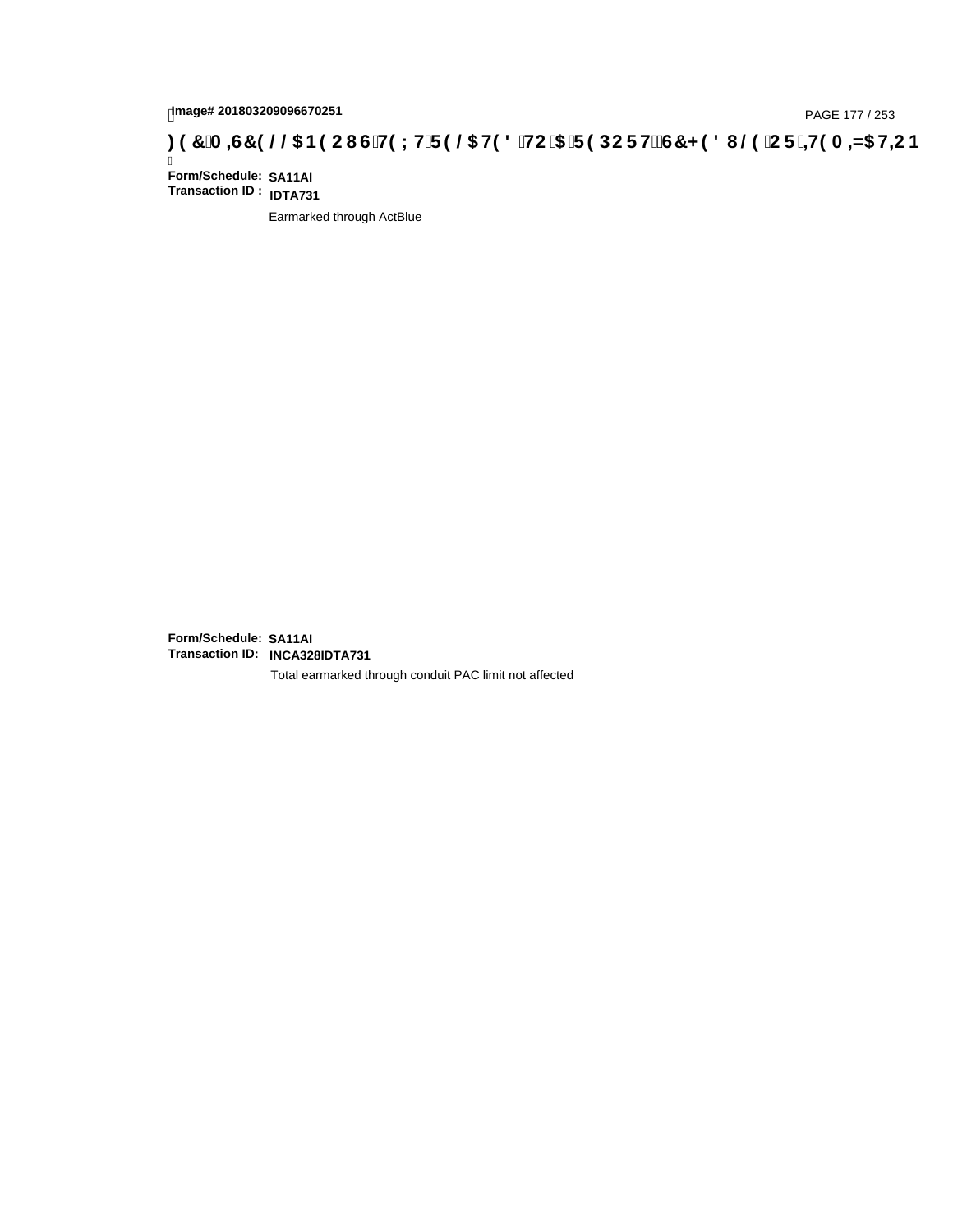**Form/Schedule:** **SA11AI**
**Transaction ID :** **IDTA731**

Earmarked through ActBlue

**Form/Schedule:** **SA11AI**
**Transaction ID:** **INCA328IDTA731**

Total earmarked through conduit PAC limit not affected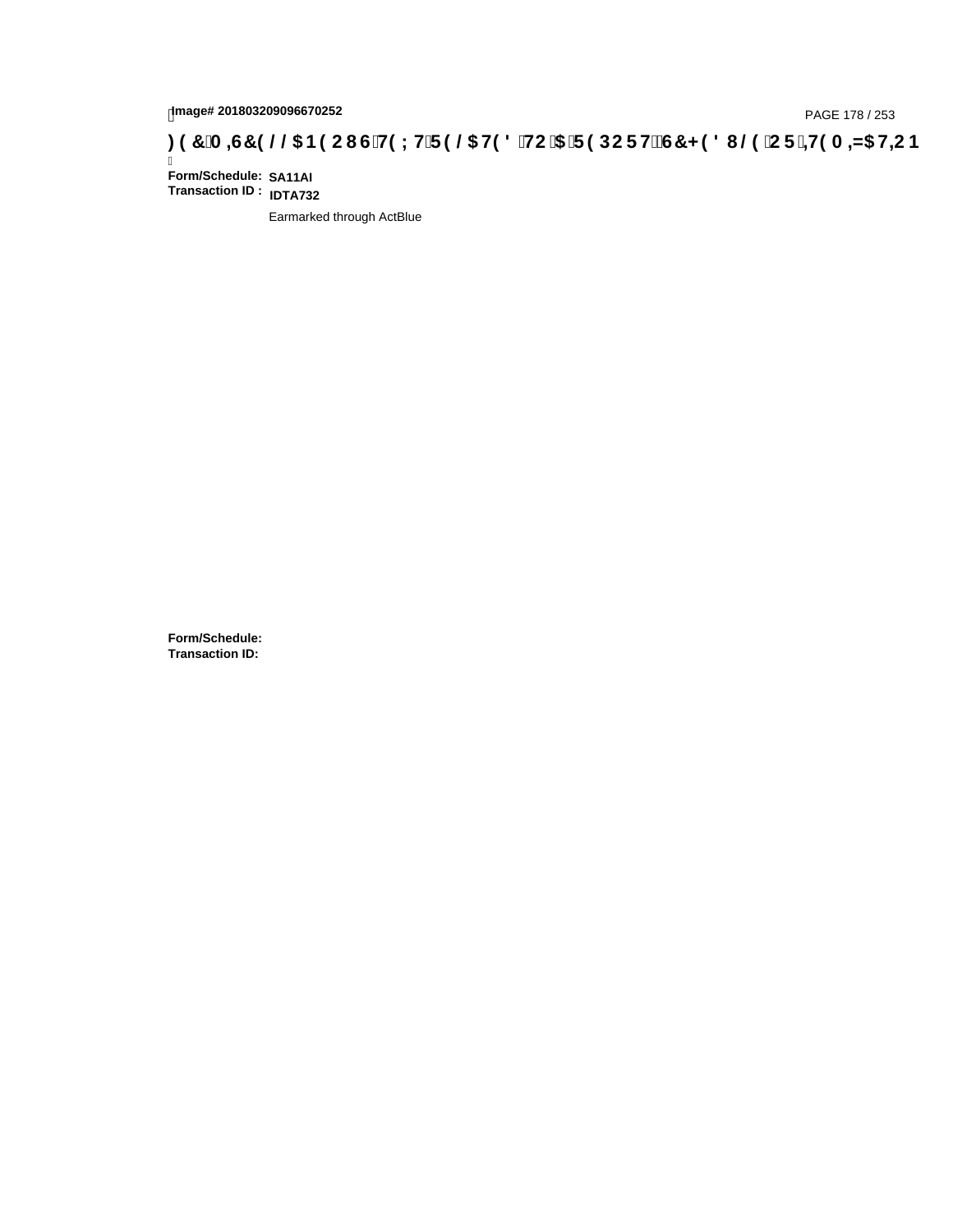Image# 201803209096670252

# FEC MISCELLANEOUS TEXT RELATED TO A REPORT, SCHEDULE OR ITEMIZATION

**Form/Schedule:** **SA11AI**
**Transaction ID :** **IDTA732**

Earmarked through ActBlue

**Form/Schedule:**
**Transaction ID:**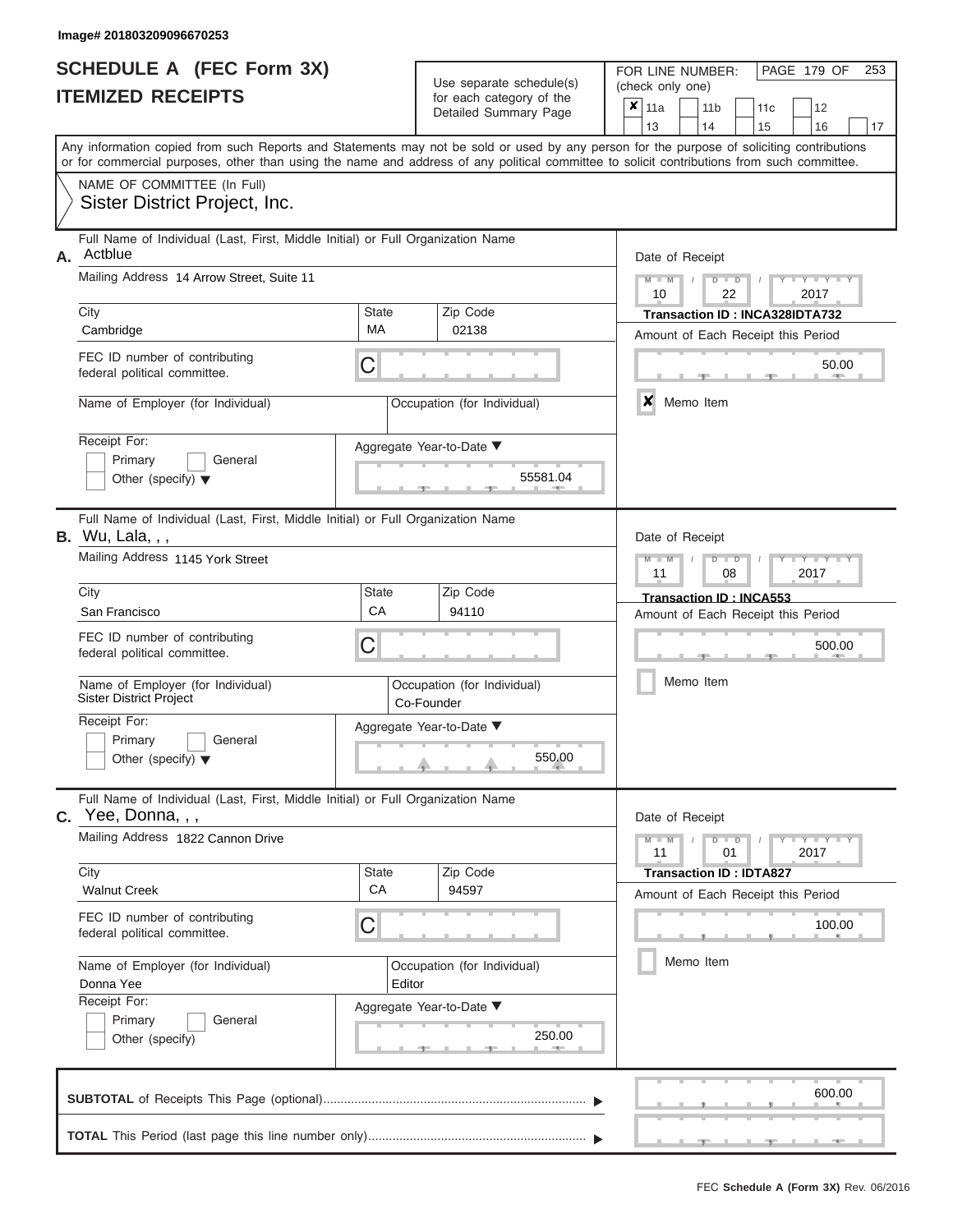Image# 201803209096670253

# SCHEDULE A (FEC Form 3X)
## ITEMIZED RECEIPTS

Use separate schedule(s) for each category of the Detailed Summary Page

FOR LINE NUMBER: (check only one)

☒ 11a ☐ 11b ☐ 11c ☐ 12 ☐ 13 ☐ 14 ☐ 15 ☐ 16 ☐ 17

PAGE 179 OF 253

Any information copied from such Reports and Statements may not be sold or used by any person for the purpose of soliciting contributions or for commercial purposes, other than using the name and address of any political committee to solicit contributions from such committee.

NAME OF COMMITTEE (In Full)
Sister District Project, Inc.

---

**A.** Full Name of Individual (Last, First, Middle Initial) or Full Organization Name: Actblue

Mailing Address: 14 Arrow Street, Suite 11

City: Cambridge | State: MA | Zip Code: 02138

FEC ID number of contributing federal political committee: C

Name of Employer (for Individual):

Occupation (for Individual):

Receipt For: ☐ Primary ☐ General ☐ Other (specify)

Aggregate Year-to-Date: 55581.04

Date of Receipt: 10 / 22 / 2017

Transaction ID : INCA328IDTA732

Amount of Each Receipt this Period: 50.00

☒ Memo Item

---

**B.** Full Name of Individual (Last, First, Middle Initial) or Full Organization Name: Wu, Lala, , ,

Mailing Address: 1145 York Street

City: San Francisco | State: CA | Zip Code: 94110

FEC ID number of contributing federal political committee: C

Name of Employer (for Individual): Sister District Project

Occupation (for Individual): Co-Founder

Receipt For: ☐ Primary ☐ General ☐ Other (specify)

Aggregate Year-to-Date: 550.00

Date of Receipt: 11 / 08 / 2017

Transaction ID : INCA553

Amount of Each Receipt this Period: 500.00

☐ Memo Item

---

**C.** Full Name of Individual (Last, First, Middle Initial) or Full Organization Name: Yee, Donna, , ,

Mailing Address: 1822 Cannon Drive

City: Walnut Creek | State: CA | Zip Code: 94597

FEC ID number of contributing federal political committee: C

Name of Employer (for Individual): Donna Yee

Occupation (for Individual): Editor

Receipt For: ☐ Primary ☐ General ☐ Other (specify)

Aggregate Year-to-Date: 250.00

Date of Receipt: 11 / 01 / 2017

Transaction ID : IDTA827

Amount of Each Receipt this Period: 100.00

☐ Memo Item

---

**SUBTOTAL** of Receipts This Page (optional): 600.00

**TOTAL** This Period (last page this line number only):

FEC Schedule A (Form 3X) Rev. 06/2016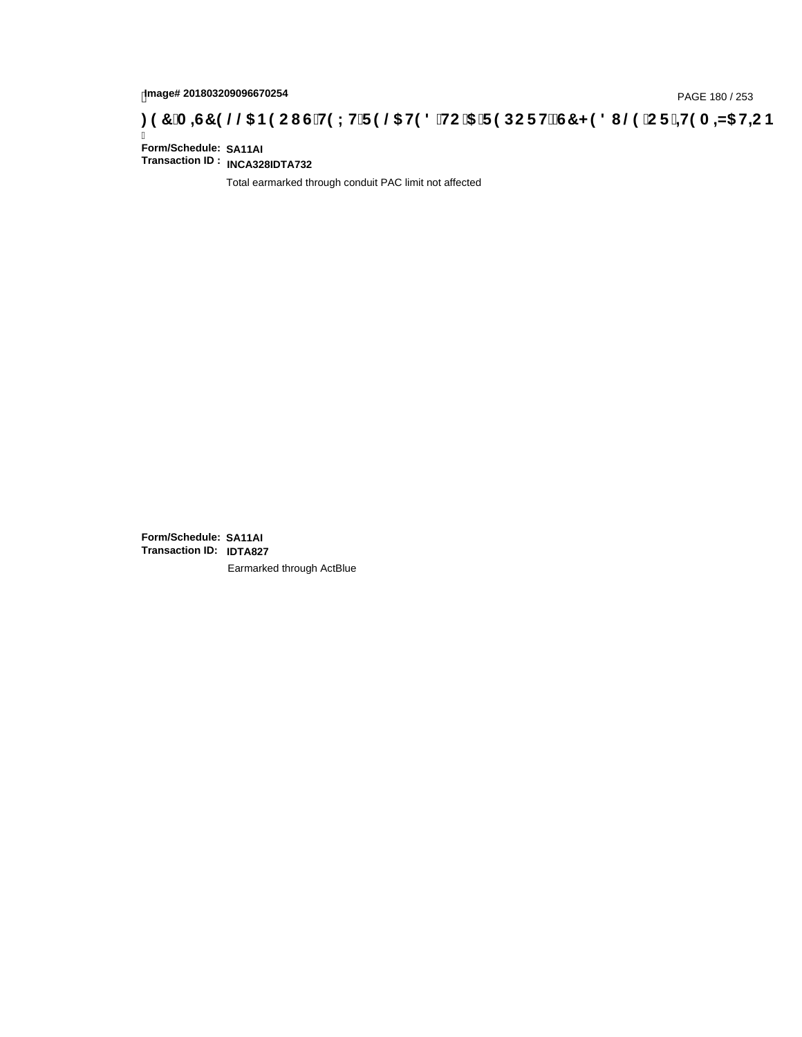**Form/Schedule:** **SA11AI**
**Transaction ID :** **INCA328IDTA732**

Total earmarked through conduit PAC limit not affected

**Form/Schedule:** **SA11AI**
**Transaction ID:** **IDTA827**

Earmarked through ActBlue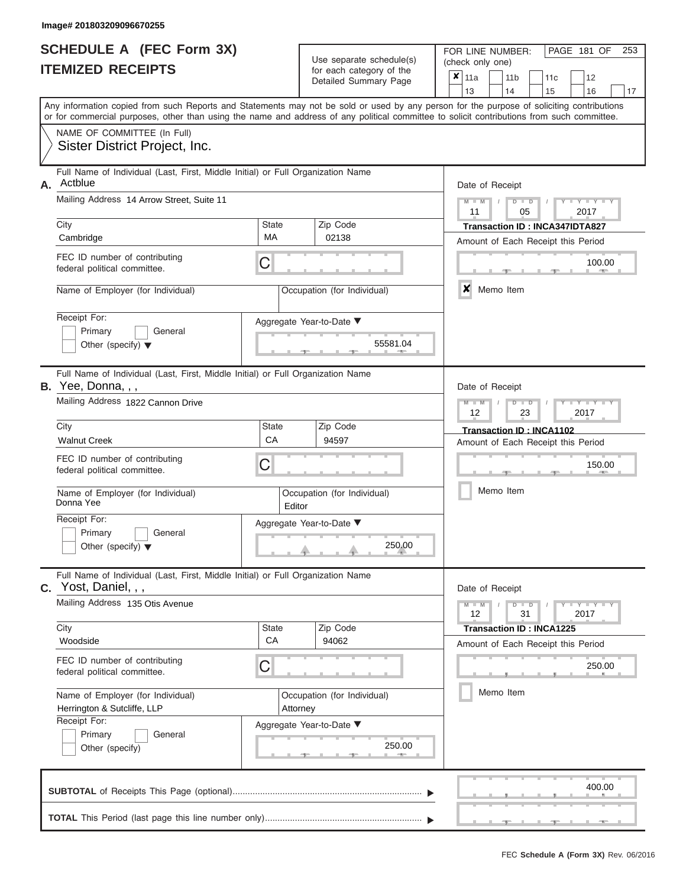Image# 201803209096670255

# SCHEDULE A (FEC Form 3X)
# ITEMIZED RECEIPTS

Use separate schedule(s) for each category of the Detailed Summary Page

FOR LINE NUMBER: (check only one)

- [x] 11a
- [ ] 11b
- [ ] 11c
- [ ] 12
- [ ] 13
- [ ] 14
- [ ] 15
- [ ] 16
- [ ] 17

PAGE 181 OF 253

Any information copied from such Reports and Statements may not be sold or used by any person for the purpose of soliciting contributions or for commercial purposes, other than using the name and address of any political committee to solicit contributions from such committee.

NAME OF COMMITTEE (In Full)
Sister District Project, Inc.

---

**A.** Full Name of Individual (Last, First, Middle Initial) or Full Organization Name: Actblue

Mailing Address: 14 Arrow Street, Suite 11

City: Cambridge | State: MA | Zip Code: 02138

FEC ID number of contributing federal political committee: C

Name of Employer (for Individual):

Occupation (for Individual):

Receipt For: Primary [ ] General [ ] Other (specify) [ ]

Aggregate Year-to-Date: 55581.04

Date of Receipt: 11 / 05 / 2017

Transaction ID : INCA347IDTA827

Amount of Each Receipt this Period: 100.00

[x] Memo Item

---

**B.** Full Name of Individual (Last, First, Middle Initial) or Full Organization Name: Yee, Donna, , ,

Mailing Address: 1822 Cannon Drive

City: Walnut Creek | State: CA | Zip Code: 94597

FEC ID number of contributing federal political committee: C

Name of Employer (for Individual): Donna Yee

Occupation (for Individual): Editor

Receipt For: Primary [ ] General [ ] Other (specify) [ ]

Aggregate Year-to-Date: 250.00

Date of Receipt: 12 / 23 / 2017

Transaction ID : INCA1102

Amount of Each Receipt this Period: 150.00

[ ] Memo Item

---

**C.** Full Name of Individual (Last, First, Middle Initial) or Full Organization Name: Yost, Daniel, , ,

Mailing Address: 135 Otis Avenue

City: Woodside | State: CA | Zip Code: 94062

FEC ID number of contributing federal political committee: C

Name of Employer (for Individual): Herrington & Sutcliffe, LLP

Occupation (for Individual): Attorney

Receipt For: Primary [ ] General [ ] Other (specify)

Aggregate Year-to-Date: 250.00

Date of Receipt: 12 / 31 / 2017

Transaction ID : INCA1225

Amount of Each Receipt this Period: 250.00

[ ] Memo Item

---

**SUBTOTAL** of Receipts This Page (optional): 400.00

**TOTAL** This Period (last page this line number only):

FEC Schedule A (Form 3X) Rev. 06/2016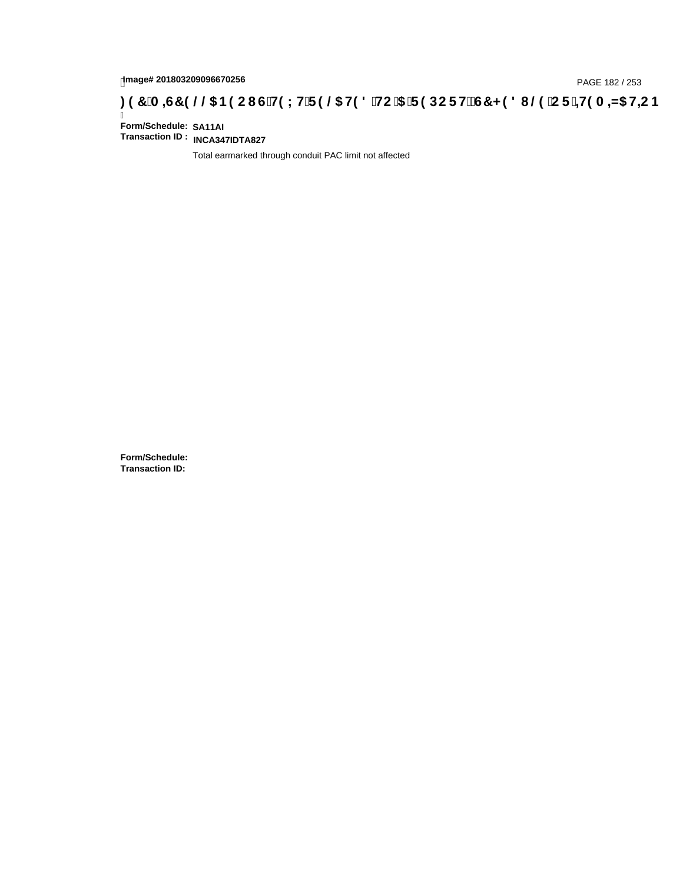# FEC MISCELLANEOUS TEXT RELATED TO A REPORT, SCHEDULE OR ITEMIZATION

**Form/Schedule:** SA11AI
**Transaction ID :** INCA347IDTA827

Total earmarked through conduit PAC limit not affected

**Form/Schedule:**
**Transaction ID:**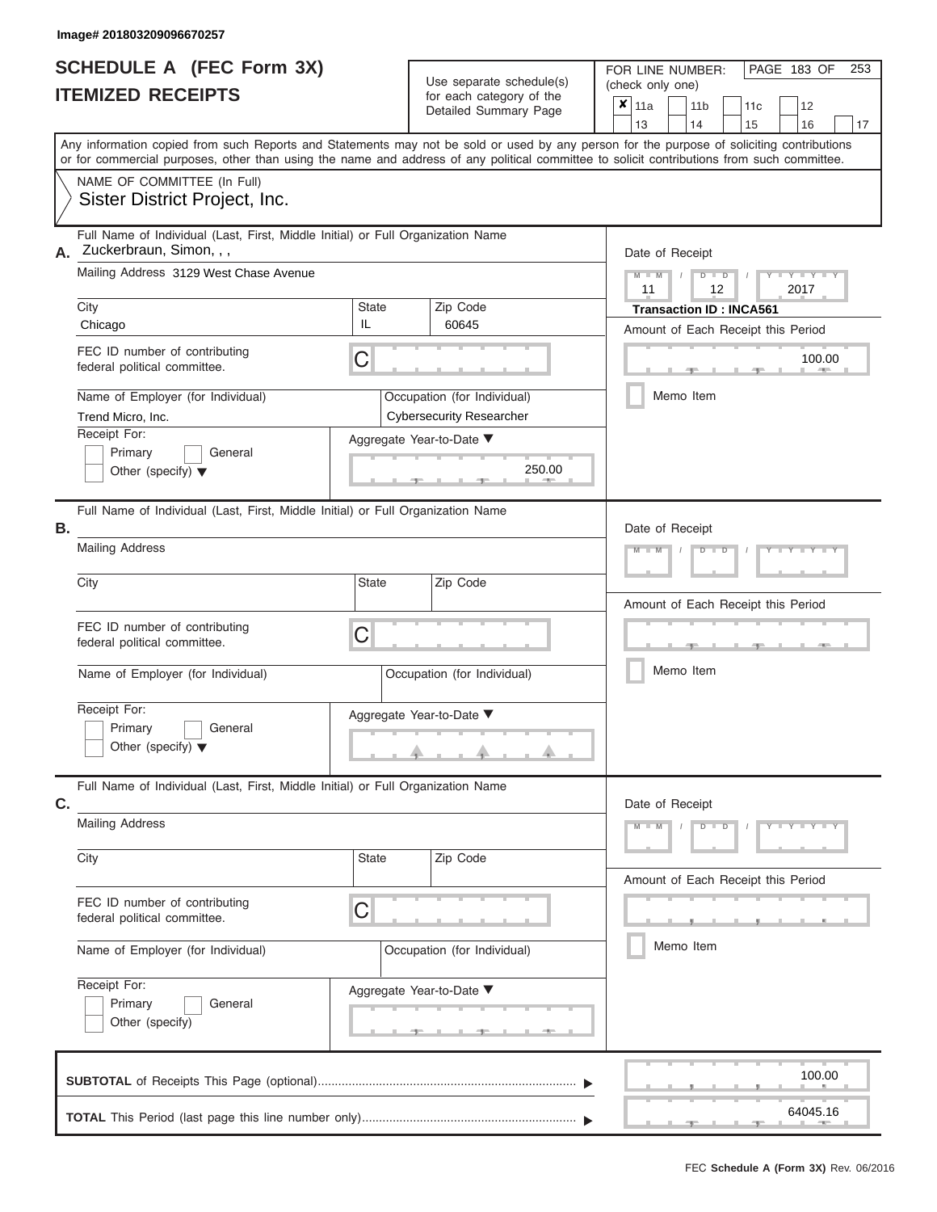Image# 201803209096670257

# SCHEDULE A (FEC Form 3X)
# ITEMIZED RECEIPTS

Use separate schedule(s) for each category of the Detailed Summary Page

FOR LINE NUMBER: (check only one)

- [x] 11a
- [ ] 11b
- [ ] 11c
- [ ] 12
- [ ] 13
- [ ] 14
- [ ] 15
- [ ] 16
- [ ] 17

Any information copied from such Reports and Statements may not be sold or used by any person for the purpose of soliciting contributions or for commercial purposes, other than using the name and address of any political committee to solicit contributions from such committee.

NAME OF COMMITTEE (In Full)
Sister District Project, Inc.

## A.

Full Name of Individual (Last, First, Middle Initial) or Full Organization Name: Zuckerbraun, Simon, , ,

Mailing Address: 3129 West Chase Avenue

| City | State | Zip Code |
|---|---|---|
| Chicago | IL | 60645 |

FEC ID number of contributing federal political committee: C

Name of Employer (for Individual): Trend Micro, Inc.

Occupation (for Individual): Cybersecurity Researcher

Receipt For:
- [ ] Primary
- [ ] General
- [ ] Other (specify)

Aggregate Year-to-Date: 250.00

Date of Receipt: 11 / 12 / 2017

Transaction ID : INCA561

Amount of Each Receipt this Period: 100.00

- [ ] Memo Item

## B.

Full Name of Individual (Last, First, Middle Initial) or Full Organization Name:

Mailing Address:

| City | State | Zip Code |
|---|---|---|
| | | |

FEC ID number of contributing federal political committee: C

Name of Employer (for Individual):

Occupation (for Individual):

Receipt For:
- [ ] Primary
- [ ] General
- [ ] Other (specify)

Aggregate Year-to-Date:

Date of Receipt:

Amount of Each Receipt this Period:

- [ ] Memo Item

## C.

Full Name of Individual (Last, First, Middle Initial) or Full Organization Name:

Mailing Address:

| City | State | Zip Code |
|---|---|---|
| | | |

FEC ID number of contributing federal political committee: C

Name of Employer (for Individual):

Occupation (for Individual):

Receipt For:
- [ ] Primary
- [ ] General
- [ ] Other (specify)

Aggregate Year-to-Date:

Date of Receipt:

Amount of Each Receipt this Period:

- [ ] Memo Item

**SUBTOTAL** of Receipts This Page (optional): 100.00

**TOTAL** This Period (last page this line number only): 64045.16

FEC **Schedule A (Form 3X)** Rev. 06/2016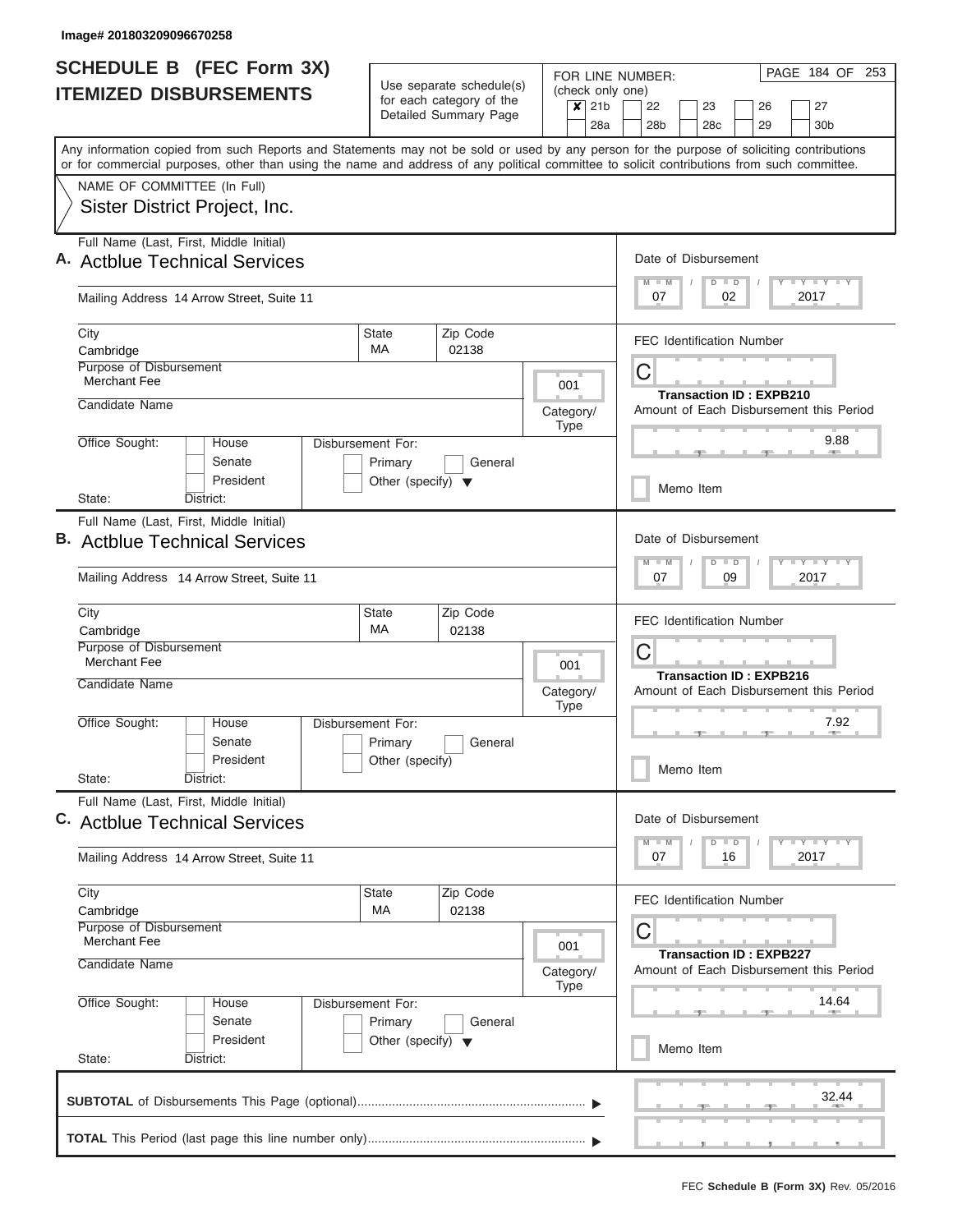Image# 201803209096670258

# SCHEDULE B (FEC Form 3X)
## ITEMIZED DISBURSEMENTS

Use separate schedule(s) for each category of the Detailed Summary Page

FOR LINE NUMBER: (check only one)

| | | | | | | | | | |
|---|---|---|---|---|---|---|---|---|---|
| ✘ | 21b | | 22 | | 23 | | 26 | | 27 |
| | 28a | | 28b | | 28c | | 29 | | 30b |

PAGE 184 OF 253

Any information copied from such Reports and Statements may not be sold or used by any person for the purpose of soliciting contributions or for commercial purposes, other than using the name and address of any political committee to solicit contributions from such committee.

NAME OF COMMITTEE (In Full)
Sister District Project, Inc.

---

**A.** Full Name (Last, First, Middle Initial): Actblue Technical Services

Mailing Address: 14 Arrow Street, Suite 11

City: Cambridge | State: MA | Zip Code: 02138

Purpose of Disbursement: Merchant Fee

Category/Type: 001

Candidate Name:

Office Sought: House / Senate / President — State: District:

Disbursement For: Primary / General / Other (specify)

Date of Disbursement: 07 / 02 / 2017

FEC Identification Number: C

Transaction ID : EXPB210

Amount of Each Disbursement this Period: 9.88

Memo Item

---

**B.** Full Name (Last, First, Middle Initial): Actblue Technical Services

Mailing Address: 14 Arrow Street, Suite 11

City: Cambridge | State: MA | Zip Code: 02138

Purpose of Disbursement: Merchant Fee

Category/Type: 001

Candidate Name:

Office Sought: House / Senate / President — State: District:

Disbursement For: Primary / General / Other (specify)

Date of Disbursement: 07 / 09 / 2017

FEC Identification Number: C

Transaction ID : EXPB216

Amount of Each Disbursement this Period: 7.92

Memo Item

---

**C.** Full Name (Last, First, Middle Initial): Actblue Technical Services

Mailing Address: 14 Arrow Street, Suite 11

City: Cambridge | State: MA | Zip Code: 02138

Purpose of Disbursement: Merchant Fee

Category/Type: 001

Candidate Name:

Office Sought: House / Senate / President — State: District:

Disbursement For: Primary / General / Other (specify)

Date of Disbursement: 07 / 16 / 2017

FEC Identification Number: C

Transaction ID : EXPB227

Amount of Each Disbursement this Period: 14.64

Memo Item

---

**SUBTOTAL** of Disbursements This Page (optional): 32.44

**TOTAL** This Period (last page this line number only):

FEC **Schedule B (Form 3X)** Rev. 05/2016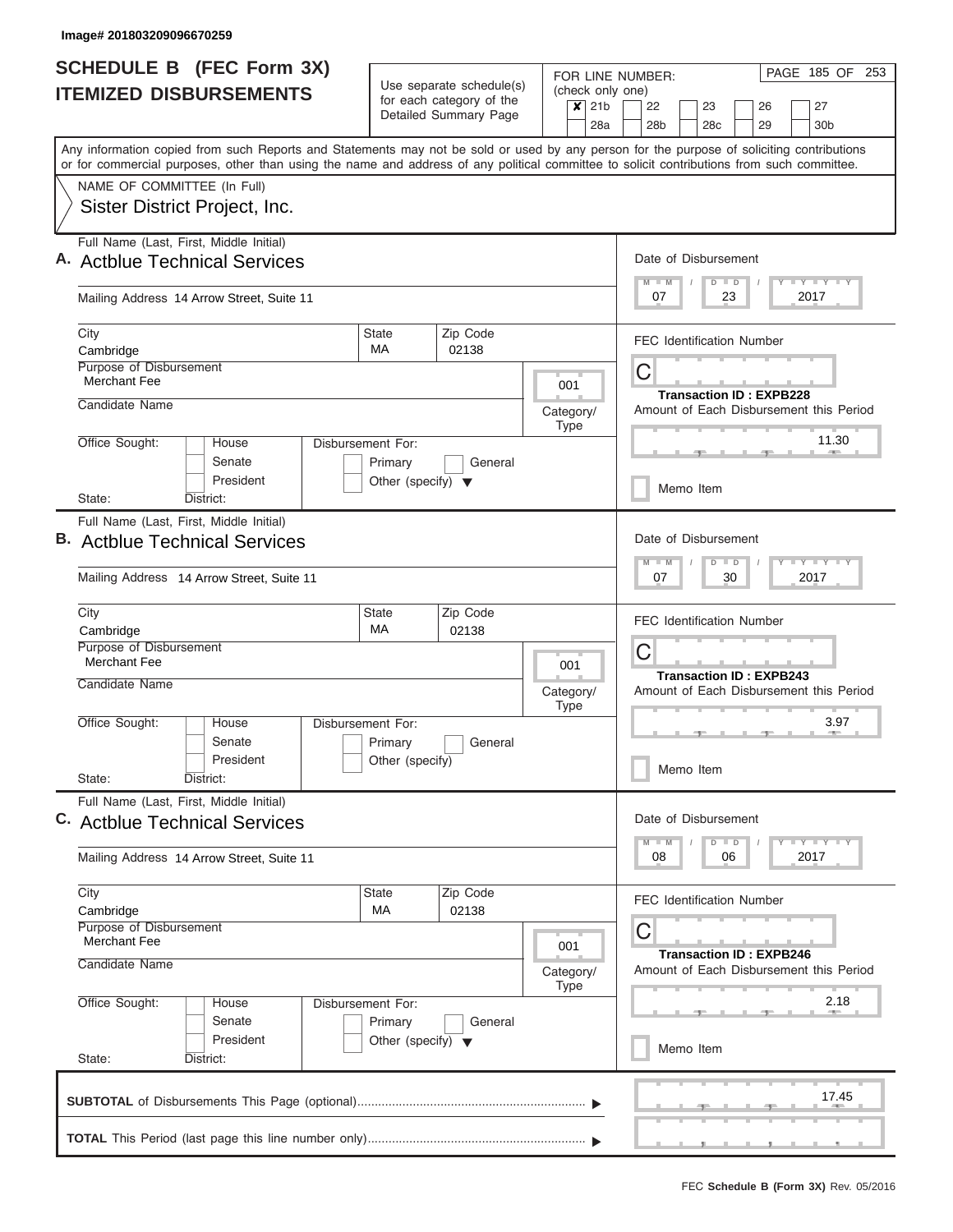Image# 201803209096670259

# SCHEDULE B (FEC Form 3X) ITEMIZED DISBURSEMENTS

Use separate schedule(s) for each category of the Detailed Summary Page

FOR LINE NUMBER: (check only one)

- [x] 21b
- [ ] 22
- [ ] 23
- [ ] 26
- [ ] 27
- [ ] 28a
- [ ] 28b
- [ ] 28c
- [ ] 29
- [ ] 30b

Any information copied from such Reports and Statements may not be sold or used by any person for the purpose of soliciting contributions or for commercial purposes, other than using the name and address of any political committee to solicit contributions from such committee.

NAME OF COMMITTEE (In Full)
Sister District Project, Inc.

---

**A.** Full Name (Last, First, Middle Initial): Actblue Technical Services

Mailing Address: 14 Arrow Street, Suite 11

City: Cambridge | State: MA | Zip Code: 02138

Purpose of Disbursement: Merchant Fee

Category/Type: 001

Candidate Name:

Office Sought: House / Senate / President — State: District:

Disbursement For: Primary / General / Other (specify)

Date of Disbursement: 07 / 23 / 2017

FEC Identification Number: C

Transaction ID : EXPB228

Amount of Each Disbursement this Period: 11.30

Memo Item

---

**B.** Full Name (Last, First, Middle Initial): Actblue Technical Services

Mailing Address: 14 Arrow Street, Suite 11

City: Cambridge | State: MA | Zip Code: 02138

Purpose of Disbursement: Merchant Fee

Category/Type: 001

Candidate Name:

Office Sought: House / Senate / President — State: District:

Disbursement For: Primary / General / Other (specify)

Date of Disbursement: 07 / 30 / 2017

FEC Identification Number: C

Transaction ID : EXPB243

Amount of Each Disbursement this Period: 3.97

Memo Item

---

**C.** Full Name (Last, First, Middle Initial): Actblue Technical Services

Mailing Address: 14 Arrow Street, Suite 11

City: Cambridge | State: MA | Zip Code: 02138

Purpose of Disbursement: Merchant Fee

Category/Type: 001

Candidate Name:

Office Sought: House / Senate / President — State: District:

Disbursement For: Primary / General / Other (specify)

Date of Disbursement: 08 / 06 / 2017

FEC Identification Number: C

Transaction ID : EXPB246

Amount of Each Disbursement this Period: 2.18

Memo Item

---

**SUBTOTAL** of Disbursements This Page (optional): 17.45

**TOTAL** This Period (last page this line number only):

FEC **Schedule B (Form 3X)** Rev. 05/2016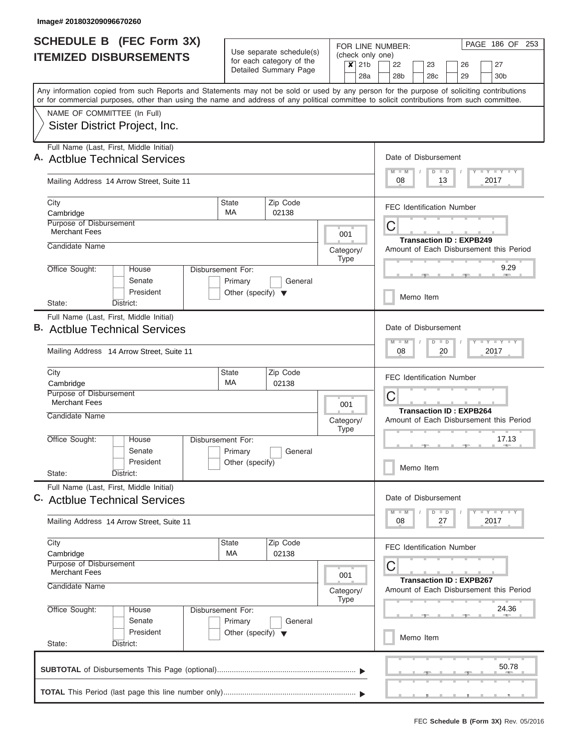Image# 201803209096670260

# SCHEDULE B (FEC Form 3X) ITEMIZED DISBURSEMENTS

Use separate schedule(s) for each category of the Detailed Summary Page

FOR LINE NUMBER: (check only one)

- [x] 21b
- [ ] 22
- [ ] 23
- [ ] 26
- [ ] 27
- [ ] 28a
- [ ] 28b
- [ ] 28c
- [ ] 29
- [ ] 30b

PAGE 186 OF 253

Any information copied from such Reports and Statements may not be sold or used by any person for the purpose of soliciting contributions or for commercial purposes, other than using the name and address of any political committee to solicit contributions from such committee.

NAME OF COMMITTEE (In Full)
Sister District Project, Inc.

---

**A.** Full Name (Last, First, Middle Initial): Actblue Technical Services

Mailing Address: 14 Arrow Street, Suite 11

City: Cambridge | State: MA | Zip Code: 02138

Purpose of Disbursement: Merchant Fees

Category/Type: 001

Candidate Name:

Office Sought: House / Senate / President — State: — District:

Disbursement For: Primary / General / Other (specify)

Date of Disbursement: 08 / 13 / 2017

FEC Identification Number: C

Transaction ID : EXPB249

Amount of Each Disbursement this Period: 9.29

Memo Item

---

**B.** Full Name (Last, First, Middle Initial): Actblue Technical Services

Mailing Address: 14 Arrow Street, Suite 11

City: Cambridge | State: MA | Zip Code: 02138

Purpose of Disbursement: Merchant Fees

Category/Type: 001

Candidate Name:

Office Sought: House / Senate / President — State: — District:

Disbursement For: Primary / General / Other (specify)

Date of Disbursement: 08 / 20 / 2017

FEC Identification Number: C

Transaction ID : EXPB264

Amount of Each Disbursement this Period: 17.13

Memo Item

---

**C.** Full Name (Last, First, Middle Initial): Actblue Technical Services

Mailing Address: 14 Arrow Street, Suite 11

City: Cambridge | State: MA | Zip Code: 02138

Purpose of Disbursement: Merchant Fees

Category/Type: 001

Candidate Name:

Office Sought: House / Senate / President — State: — District:

Disbursement For: Primary / General / Other (specify)

Date of Disbursement: 08 / 27 / 2017

FEC Identification Number: C

Transaction ID : EXPB267

Amount of Each Disbursement this Period: 24.36

Memo Item

---

**SUBTOTAL** of Disbursements This Page (optional) ▶ 50.78

**TOTAL** This Period (last page this line number only) ▶

FEC **Schedule B (Form 3X)** Rev. 05/2016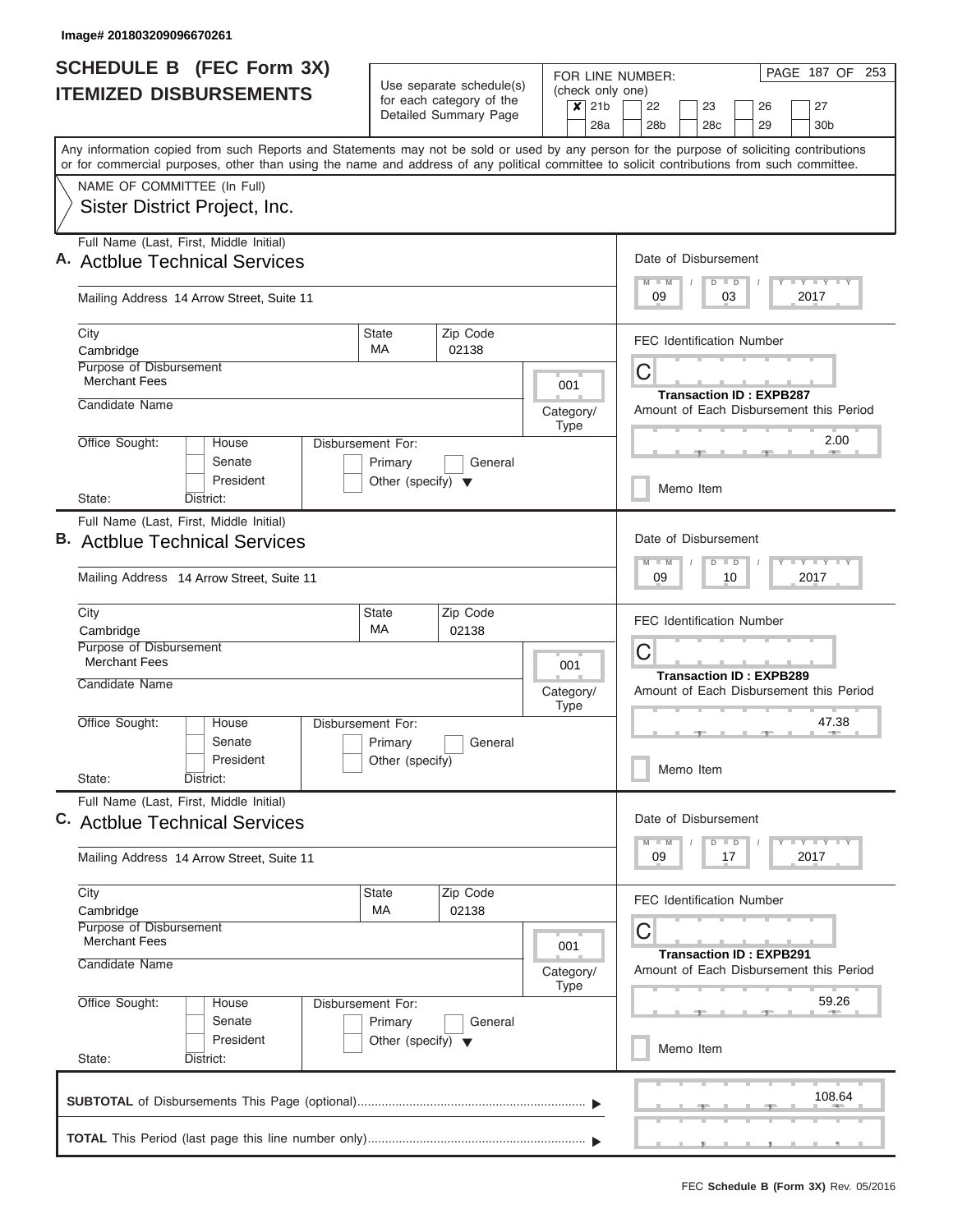Image# 201803209096670261

# SCHEDULE B (FEC Form 3X)
## ITEMIZED DISBURSEMENTS

Use separate schedule(s) for each category of the Detailed Summary Page

FOR LINE NUMBER: (check only one)
☒ 21b ☐ 22 ☐ 23 ☐ 26 ☐ 27
☐ 28a ☐ 28b ☐ 28c ☐ 29 ☐ 30b

PAGE 187 OF 253

Any information copied from such Reports and Statements may not be sold or used by any person for the purpose of soliciting contributions or for commercial purposes, other than using the name and address of any political committee to solicit contributions from such committee.

NAME OF COMMITTEE (In Full)
Sister District Project, Inc.

---

**A.** Full Name (Last, First, Middle Initial): Actblue Technical Services

Mailing Address: 14 Arrow Street, Suite 11

City: Cambridge | State: MA | Zip Code: 02138

Purpose of Disbursement: Merchant Fees

Category/Type: 001

Candidate Name:

Office Sought: ☐ House ☐ Senate ☐ President

State: District:

Disbursement For: ☐ Primary ☐ General ☐ Other (specify)

Date of Disbursement: 09/03/2017

FEC Identification Number: C

Transaction ID : EXPB287

Amount of Each Disbursement this Period: 2.00

☐ Memo Item

---

**B.** Full Name (Last, First, Middle Initial): Actblue Technical Services

Mailing Address: 14 Arrow Street, Suite 11

City: Cambridge | State: MA | Zip Code: 02138

Purpose of Disbursement: Merchant Fees

Category/Type: 001

Candidate Name:

Office Sought: ☐ House ☐ Senate ☐ President

State: District:

Disbursement For: ☐ Primary ☐ General ☐ Other (specify)

Date of Disbursement: 09/10/2017

FEC Identification Number: C

Transaction ID : EXPB289

Amount of Each Disbursement this Period: 47.38

☐ Memo Item

---

**C.** Full Name (Last, First, Middle Initial): Actblue Technical Services

Mailing Address: 14 Arrow Street, Suite 11

City: Cambridge | State: MA | Zip Code: 02138

Purpose of Disbursement: Merchant Fees

Category/Type: 001

Candidate Name:

Office Sought: ☐ House ☐ Senate ☐ President

State: District:

Disbursement For: ☐ Primary ☐ General ☐ Other (specify)

Date of Disbursement: 09/17/2017

FEC Identification Number: C

Transaction ID : EXPB291

Amount of Each Disbursement this Period: 59.26

☐ Memo Item

---

**SUBTOTAL** of Disbursements This Page (optional): 108.64

**TOTAL** This Period (last page this line number only):

FEC **Schedule B (Form 3X)** Rev. 05/2016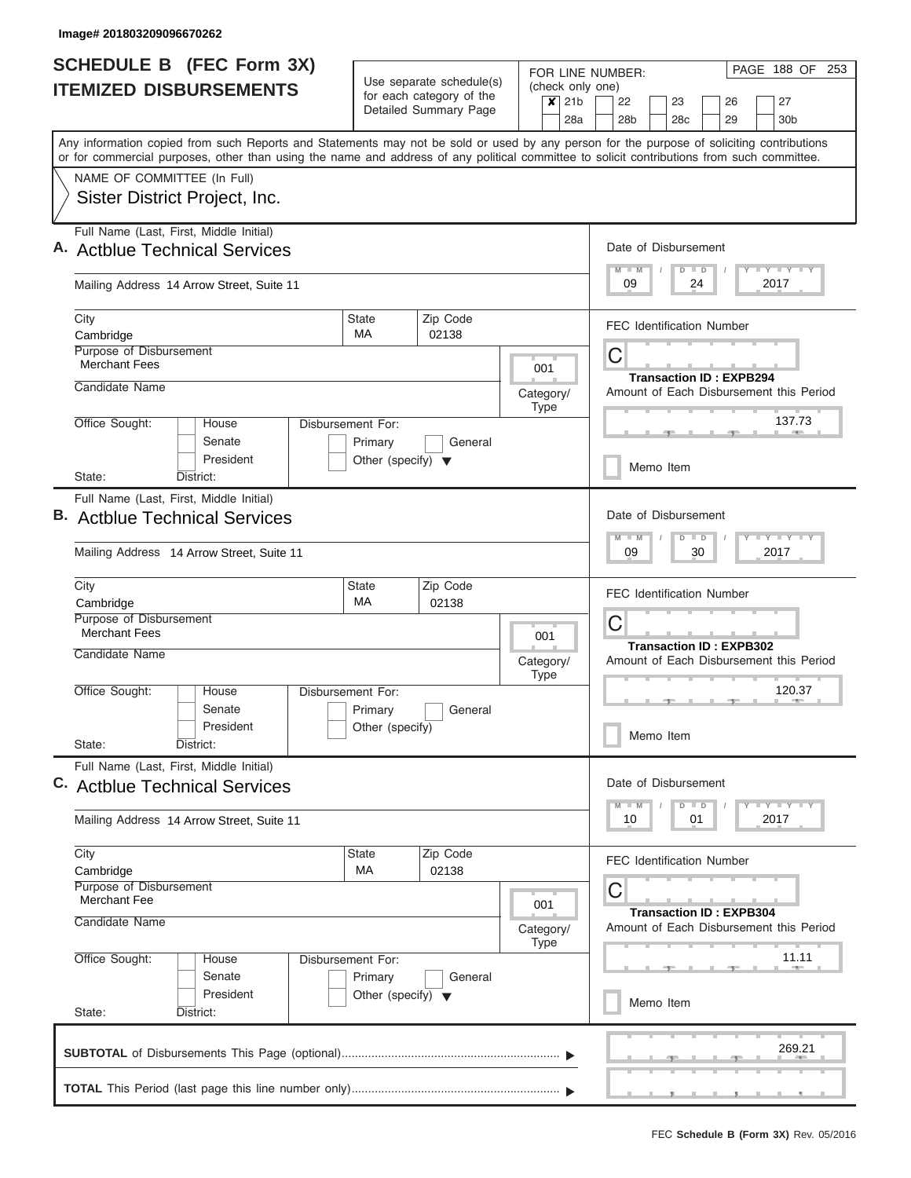Image# 201803209096670262

# SCHEDULE B (FEC Form 3X)
## ITEMIZED DISBURSEMENTS

Use separate schedule(s) for each category of the Detailed Summary Page

FOR LINE NUMBER: (check only one)

- [x] 21b
- [ ] 22
- [ ] 23
- [ ] 26
- [ ] 27
- [ ] 28a
- [ ] 28b
- [ ] 28c
- [ ] 29
- [ ] 30b

PAGE 188 OF 253

Any information copied from such Reports and Statements may not be sold or used by any person for the purpose of soliciting contributions or for commercial purposes, other than using the name and address of any political committee to solicit contributions from such committee.

NAME OF COMMITTEE (In Full)
Sister District Project, Inc.

---

**A.** Full Name (Last, First, Middle Initial): Actblue Technical Services

Mailing Address: 14 Arrow Street, Suite 11

City: Cambridge | State: MA | Zip Code: 02138

Purpose of Disbursement: Merchant Fees

Category/Type: 001

Candidate Name:

Office Sought: House / Senate / President — State: District:

Disbursement For: Primary / General / Other (specify)

Date of Disbursement: 09 / 24 / 2017

FEC Identification Number: C

Transaction ID : EXPB294

Amount of Each Disbursement this Period: 137.73

Memo Item

---

**B.** Full Name (Last, First, Middle Initial): Actblue Technical Services

Mailing Address: 14 Arrow Street, Suite 11

City: Cambridge | State: MA | Zip Code: 02138

Purpose of Disbursement: Merchant Fees

Category/Type: 001

Candidate Name:

Office Sought: House / Senate / President — State: District:

Disbursement For: Primary / General / Other (specify)

Date of Disbursement: 09 / 30 / 2017

FEC Identification Number: C

Transaction ID : EXPB302

Amount of Each Disbursement this Period: 120.37

Memo Item

---

**C.** Full Name (Last, First, Middle Initial): Actblue Technical Services

Mailing Address: 14 Arrow Street, Suite 11

City: Cambridge | State: MA | Zip Code: 02138

Purpose of Disbursement: Merchant Fee

Category/Type: 001

Candidate Name:

Office Sought: House / Senate / President — State: District:

Disbursement For: Primary / General / Other (specify)

Date of Disbursement: 10 / 01 / 2017

FEC Identification Number: C

Transaction ID : EXPB304

Amount of Each Disbursement this Period: 11.11

Memo Item

---

**SUBTOTAL** of Disbursements This Page (optional): 269.21

**TOTAL** This Period (last page this line number only):

FEC **Schedule B (Form 3X)** Rev. 05/2016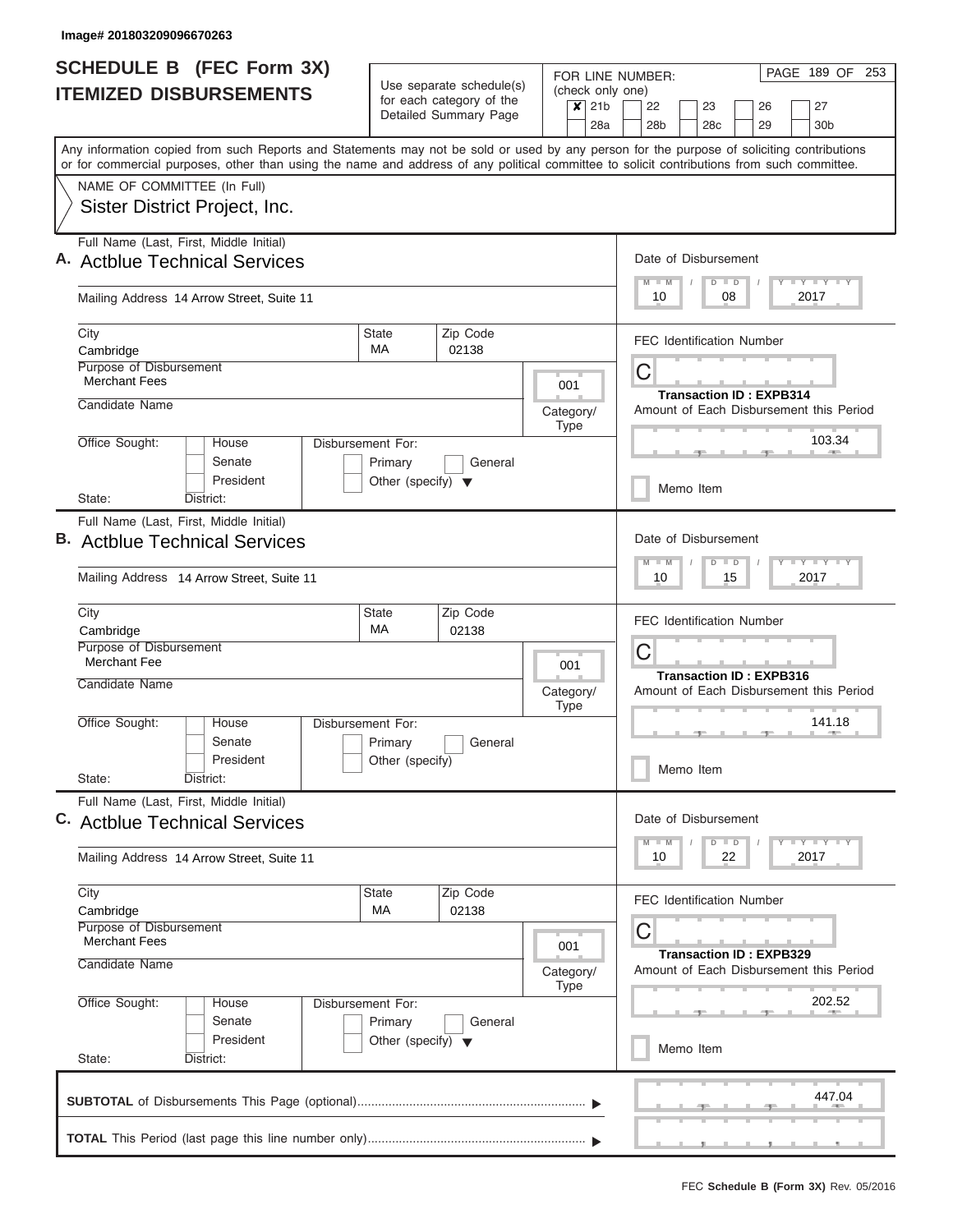Image# 201803209096670263

# SCHEDULE B (FEC Form 3X)
## ITEMIZED DISBURSEMENTS

Use separate schedule(s) for each category of the Detailed Summary Page

FOR LINE NUMBER: (check only one)

- [x] 21b
- [ ] 22
- [ ] 23
- [ ] 26
- [ ] 27
- [ ] 28a
- [ ] 28b
- [ ] 28c
- [ ] 29
- [ ] 30b

PAGE 189 OF 253

Any information copied from such Reports and Statements may not be sold or used by any person for the purpose of soliciting contributions or for commercial purposes, other than using the name and address of any political committee to solicit contributions from such committee.

NAME OF COMMITTEE (In Full)
Sister District Project, Inc.

---

**A.** Full Name (Last, First, Middle Initial): **Actblue Technical Services**

Mailing Address: 14 Arrow Street, Suite 11

City: Cambridge | State: MA | Zip Code: 02138

Purpose of Disbursement: Merchant Fees

Category/Type: 001

Candidate Name:

Office Sought: House / Senate / President — State: — District:

Disbursement For: Primary / General / Other (specify)

Date of Disbursement: 10 / 08 / 2017

FEC Identification Number: C

Transaction ID : EXPB314

Amount of Each Disbursement this Period: 103.34

Memo Item

---

**B.** Full Name (Last, First, Middle Initial): **Actblue Technical Services**

Mailing Address: 14 Arrow Street, Suite 11

City: Cambridge | State: MA | Zip Code: 02138

Purpose of Disbursement: Merchant Fee

Category/Type: 001

Candidate Name:

Office Sought: House / Senate / President — State: — District:

Disbursement For: Primary / General / Other (specify)

Date of Disbursement: 10 / 15 / 2017

FEC Identification Number: C

Transaction ID : EXPB316

Amount of Each Disbursement this Period: 141.18

Memo Item

---

**C.** Full Name (Last, First, Middle Initial): **Actblue Technical Services**

Mailing Address: 14 Arrow Street, Suite 11

City: Cambridge | State: MA | Zip Code: 02138

Purpose of Disbursement: Merchant Fees

Category/Type: 001

Candidate Name:

Office Sought: House / Senate / President — State: — District:

Disbursement For: Primary / General / Other (specify)

Date of Disbursement: 10 / 22 / 2017

FEC Identification Number: C

Transaction ID : EXPB329

Amount of Each Disbursement this Period: 202.52

Memo Item

---

**SUBTOTAL** of Disbursements This Page (optional): 447.04

**TOTAL** This Period (last page this line number only):

FEC **Schedule B (Form 3X)** Rev. 05/2016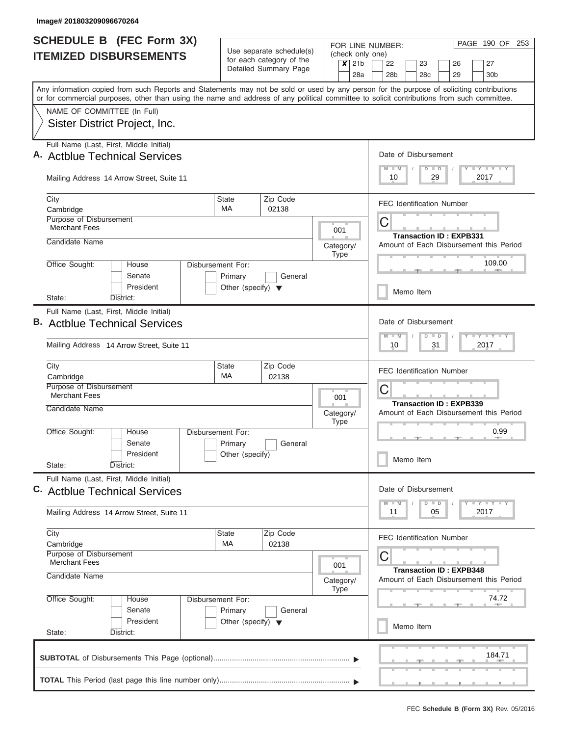Image# 201803209096670264

# SCHEDULE B (FEC Form 3X)
# ITEMIZED DISBURSEMENTS

Use separate schedule(s) for each category of the Detailed Summary Page

FOR LINE NUMBER: (check only one)

- [x] 21b
- [ ] 22
- [ ] 23
- [ ] 26
- [ ] 27
- [ ] 28a
- [ ] 28b
- [ ] 28c
- [ ] 29
- [ ] 30b

PAGE 190 OF 253

Any information copied from such Reports and Statements may not be sold or used by any person for the purpose of soliciting contributions or for commercial purposes, other than using the name and address of any political committee to solicit contributions from such committee.

NAME OF COMMITTEE (In Full)
Sister District Project, Inc.

---

**A.** Full Name (Last, First, Middle Initial): Actblue Technical Services

Mailing Address: 14 Arrow Street, Suite 11

City: Cambridge | State: MA | Zip Code: 02138

Purpose of Disbursement: Merchant Fees

Category/Type: 001

Candidate Name:

Office Sought: House / Senate / President

Disbursement For: Primary / General / Other (specify)

State: District:

Date of Disbursement: 10/29/2017

FEC Identification Number: C

Transaction ID : EXPB331

Amount of Each Disbursement this Period: 109.00

Memo Item

---

**B.** Full Name (Last, First, Middle Initial): Actblue Technical Services

Mailing Address: 14 Arrow Street, Suite 11

City: Cambridge | State: MA | Zip Code: 02138

Purpose of Disbursement: Merchant Fees

Category/Type: 001

Candidate Name:

Office Sought: House / Senate / President

Disbursement For: Primary / General / Other (specify)

State: District:

Date of Disbursement: 10/31/2017

FEC Identification Number: C

Transaction ID : EXPB339

Amount of Each Disbursement this Period: 0.99

Memo Item

---

**C.** Full Name (Last, First, Middle Initial): Actblue Technical Services

Mailing Address: 14 Arrow Street, Suite 11

City: Cambridge | State: MA | Zip Code: 02138

Purpose of Disbursement: Merchant Fees

Category/Type: 001

Candidate Name:

Office Sought: House / Senate / President

Disbursement For: Primary / General / Other (specify)

State: District:

Date of Disbursement: 11/05/2017

FEC Identification Number: C

Transaction ID : EXPB348

Amount of Each Disbursement this Period: 74.72

Memo Item

---

**SUBTOTAL** of Disbursements This Page (optional): 184.71

**TOTAL** This Period (last page this line number only):

FEC **Schedule B (Form 3X)** Rev. 05/2016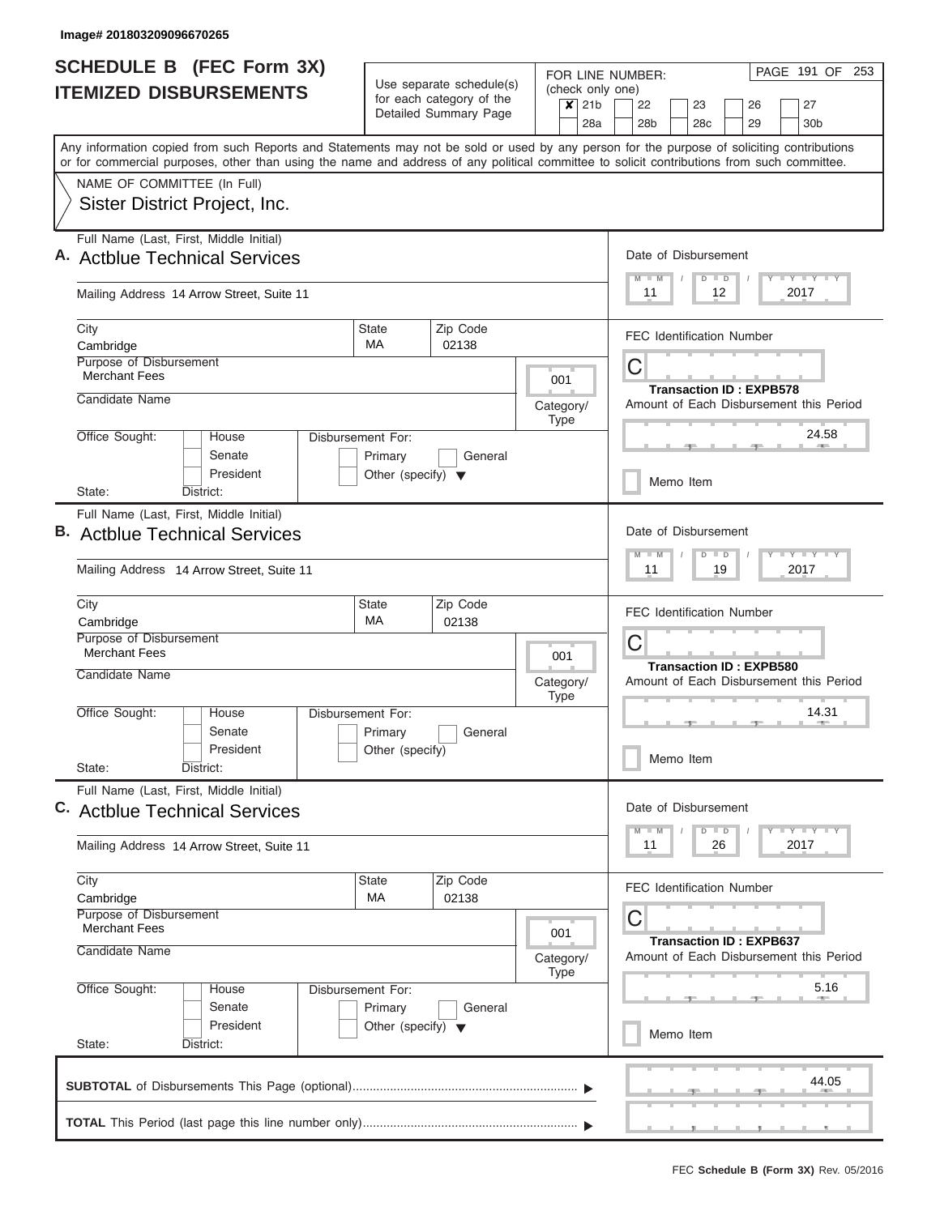Image# 201803209096670265

# SCHEDULE B (FEC Form 3X)
## ITEMIZED DISBURSEMENTS

Use separate schedule(s) for each category of the Detailed Summary Page

FOR LINE NUMBER: (check only one)

☒ 21b ☐ 22 ☐ 23 ☐ 26 ☐ 27 ☐ 28a ☐ 28b ☐ 28c ☐ 29 ☐ 30b

PAGE 191 OF 253

Any information copied from such Reports and Statements may not be sold or used by any person for the purpose of soliciting contributions or for commercial purposes, other than using the name and address of any political committee to solicit contributions from such committee.

NAME OF COMMITTEE (In Full)
Sister District Project, Inc.

---

**A.** Full Name (Last, First, Middle Initial): Actblue Technical Services

Mailing Address: 14 Arrow Street, Suite 11

City: Cambridge | State: MA | Zip Code: 02138

Purpose of Disbursement: Merchant Fees

Category/Type: 001

Candidate Name:

Office Sought: ☐ House ☐ Senate ☐ President

State: District:

Disbursement For: ☐ Primary ☐ General ☐ Other (specify)

Date of Disbursement: 11 / 12 / 2017

FEC Identification Number: C

Transaction ID : EXPB578

Amount of Each Disbursement this Period: 24.58

☐ Memo Item

---

**B.** Full Name (Last, First, Middle Initial): Actblue Technical Services

Mailing Address: 14 Arrow Street, Suite 11

City: Cambridge | State: MA | Zip Code: 02138

Purpose of Disbursement: Merchant Fees

Category/Type: 001

Candidate Name:

Office Sought: ☐ House ☐ Senate ☐ President

State: District:

Disbursement For: ☐ Primary ☐ General ☐ Other (specify)

Date of Disbursement: 11 / 19 / 2017

FEC Identification Number: C

Transaction ID : EXPB580

Amount of Each Disbursement this Period: 14.31

☐ Memo Item

---

**C.** Full Name (Last, First, Middle Initial): Actblue Technical Services

Mailing Address: 14 Arrow Street, Suite 11

City: Cambridge | State: MA | Zip Code: 02138

Purpose of Disbursement: Merchant Fees

Category/Type: 001

Candidate Name:

Office Sought: ☐ House ☐ Senate ☐ President

State: District:

Disbursement For: ☐ Primary ☐ General ☐ Other (specify)

Date of Disbursement: 11 / 26 / 2017

FEC Identification Number: C

Transaction ID : EXPB637

Amount of Each Disbursement this Period: 5.16

☐ Memo Item

---

**SUBTOTAL** of Disbursements This Page (optional): 44.05

**TOTAL** This Period (last page this line number only):

FEC **Schedule B (Form 3X)** Rev. 05/2016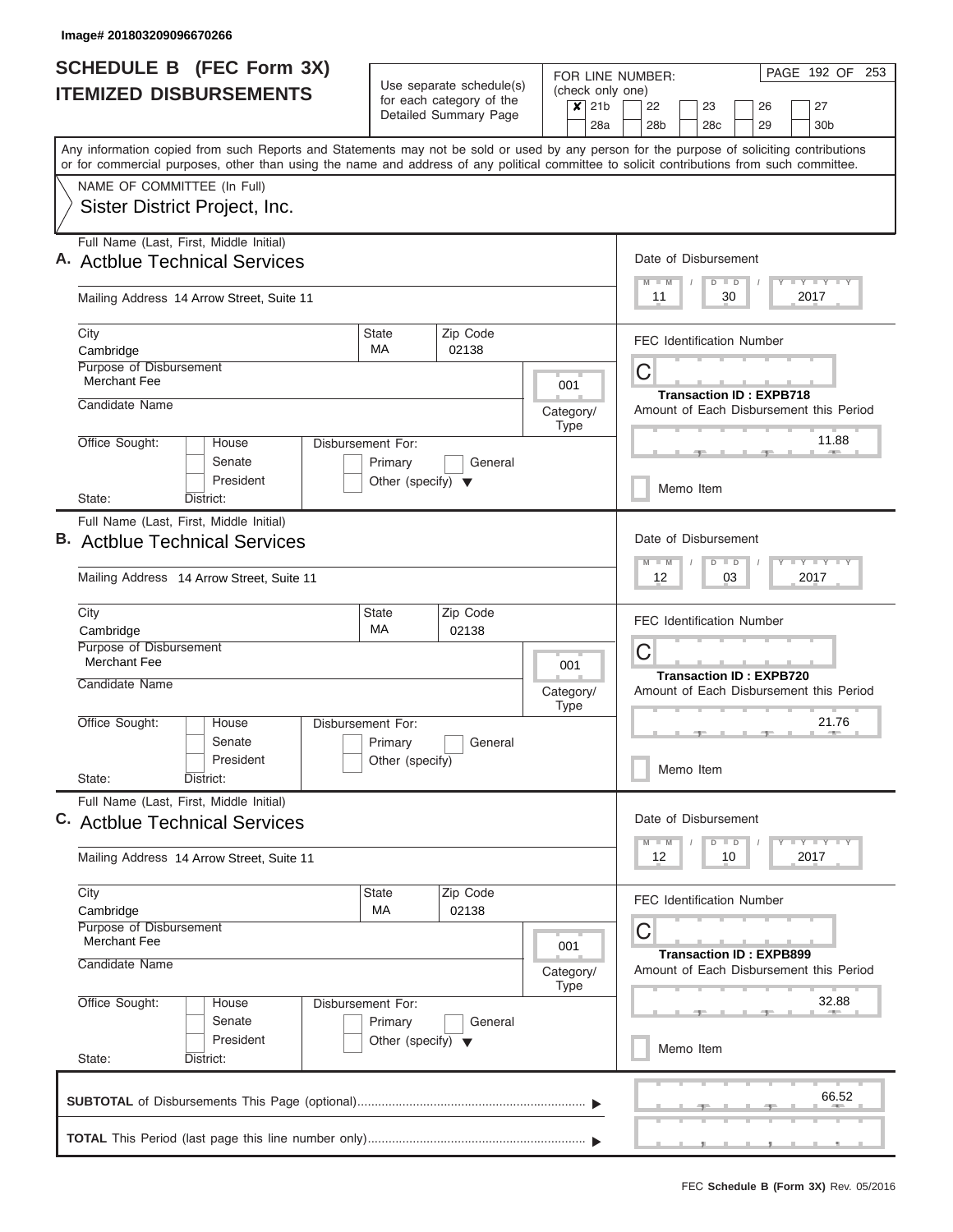Image# 201803209096670266

# SCHEDULE B (FEC Form 3X) ITEMIZED DISBURSEMENTS

Use separate schedule(s) for each category of the Detailed Summary Page

FOR LINE NUMBER: (check only one)

- [x] 21b
- [ ] 22
- [ ] 23
- [ ] 26
- [ ] 27
- [ ] 28a
- [ ] 28b
- [ ] 28c
- [ ] 29
- [ ] 30b

PAGE 192 OF 253

Any information copied from such Reports and Statements may not be sold or used by any person for the purpose of soliciting contributions or for commercial purposes, other than using the name and address of any political committee to solicit contributions from such committee.

NAME OF COMMITTEE (In Full)
Sister District Project, Inc.

---

**A.** Full Name (Last, First, Middle Initial): Actblue Technical Services

Mailing Address: 14 Arrow Street, Suite 11

City: Cambridge | State: MA | Zip Code: 02138

Purpose of Disbursement: Merchant Fee

Category/Type: 001

Candidate Name:

Office Sought: House / Senate / President | State: | District:

Disbursement For: Primary / General / Other (specify)

Date of Disbursement: 11 / 30 / 2017

FEC Identification Number: C

Transaction ID : EXPB718

Amount of Each Disbursement this Period: 11.88

Memo Item

---

**B.** Full Name (Last, First, Middle Initial): Actblue Technical Services

Mailing Address: 14 Arrow Street, Suite 11

City: Cambridge | State: MA | Zip Code: 02138

Purpose of Disbursement: Merchant Fee

Category/Type: 001

Candidate Name:

Office Sought: House / Senate / President | State: | District:

Disbursement For: Primary / General / Other (specify)

Date of Disbursement: 12 / 03 / 2017

FEC Identification Number: C

Transaction ID : EXPB720

Amount of Each Disbursement this Period: 21.76

Memo Item

---

**C.** Full Name (Last, First, Middle Initial): Actblue Technical Services

Mailing Address: 14 Arrow Street, Suite 11

City: Cambridge | State: MA | Zip Code: 02138

Purpose of Disbursement: Merchant Fee

Category/Type: 001

Candidate Name:

Office Sought: House / Senate / President | State: | District:

Disbursement For: Primary / General / Other (specify)

Date of Disbursement: 12 / 10 / 2017

FEC Identification Number: C

Transaction ID : EXPB899

Amount of Each Disbursement this Period: 32.88

Memo Item

---

**SUBTOTAL** of Disbursements This Page (optional): 66.52

**TOTAL** This Period (last page this line number only):

FEC **Schedule B (Form 3X)** Rev. 05/2016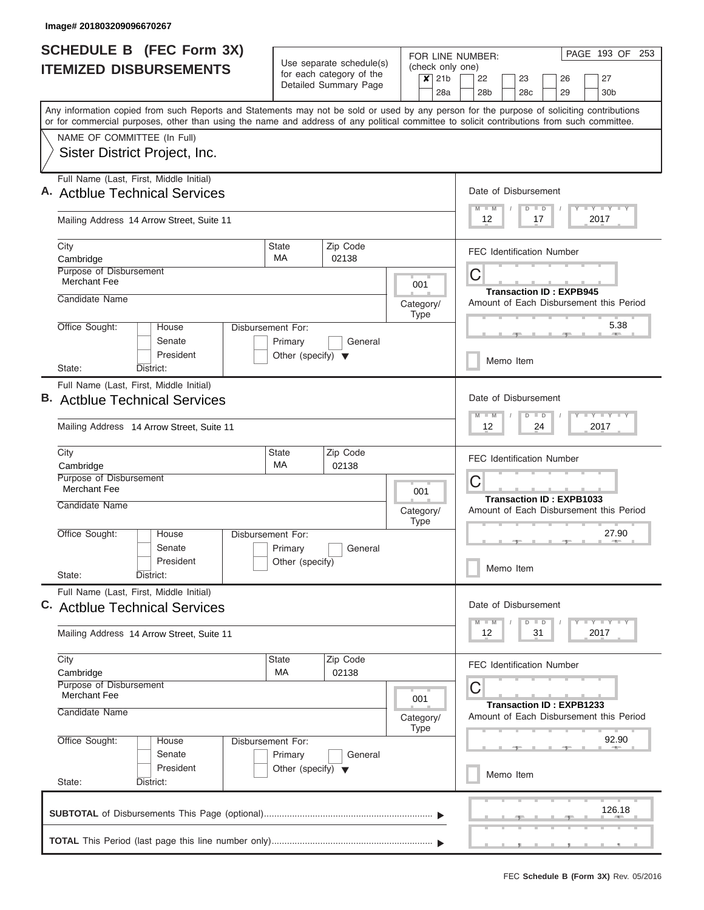Image# 201803209096670267

# SCHEDULE B (FEC Form 3X)
## ITEMIZED DISBURSEMENTS

Use separate schedule(s) for each category of the Detailed Summary Page

FOR LINE NUMBER: (check only one)
☒ 21b ☐ 22 ☐ 23 ☐ 26 ☐ 27
☐ 28a ☐ 28b ☐ 28c ☐ 29 ☐ 30b

PAGE 193 OF 253

Any information copied from such Reports and Statements may not be sold or used by any person for the purpose of soliciting contributions or for commercial purposes, other than using the name and address of any political committee to solicit contributions from such committee.

NAME OF COMMITTEE (In Full)
Sister District Project, Inc.

---

**A.** Full Name (Last, First, Middle Initial): Actblue Technical Services

Mailing Address: 14 Arrow Street, Suite 11

City: Cambridge | State: MA | Zip Code: 02138

Purpose of Disbursement: Merchant Fee

Category/Type: 001

Candidate Name:

Office Sought: ☐ House ☐ Senate ☐ President

State: District:

Disbursement For: ☐ Primary ☐ General ☐ Other (specify)

Date of Disbursement: 12 / 17 / 2017

FEC Identification Number: C

Transaction ID : EXPB945

Amount of Each Disbursement this Period: 5.38

☐ Memo Item

---

**B.** Full Name (Last, First, Middle Initial): Actblue Technical Services

Mailing Address: 14 Arrow Street, Suite 11

City: Cambridge | State: MA | Zip Code: 02138

Purpose of Disbursement: Merchant Fee

Category/Type: 001

Candidate Name:

Office Sought: ☐ House ☐ Senate ☐ President

State: District:

Disbursement For: ☐ Primary ☐ General ☐ Other (specify)

Date of Disbursement: 12 / 24 / 2017

FEC Identification Number: C

Transaction ID : EXPB1033

Amount of Each Disbursement this Period: 27.90

☐ Memo Item

---

**C.** Full Name (Last, First, Middle Initial): Actblue Technical Services

Mailing Address: 14 Arrow Street, Suite 11

City: Cambridge | State: MA | Zip Code: 02138

Purpose of Disbursement: Merchant Fee

Category/Type: 001

Candidate Name:

Office Sought: ☐ House ☐ Senate ☐ President

State: District:

Disbursement For: ☐ Primary ☐ General ☐ Other (specify)

Date of Disbursement: 12 / 31 / 2017

FEC Identification Number: C

Transaction ID : EXPB1233

Amount of Each Disbursement this Period: 92.90

☐ Memo Item

---

**SUBTOTAL** of Disbursements This Page (optional): 126.18

**TOTAL** This Period (last page this line number only):

FEC **Schedule B (Form 3X)** Rev. 05/2016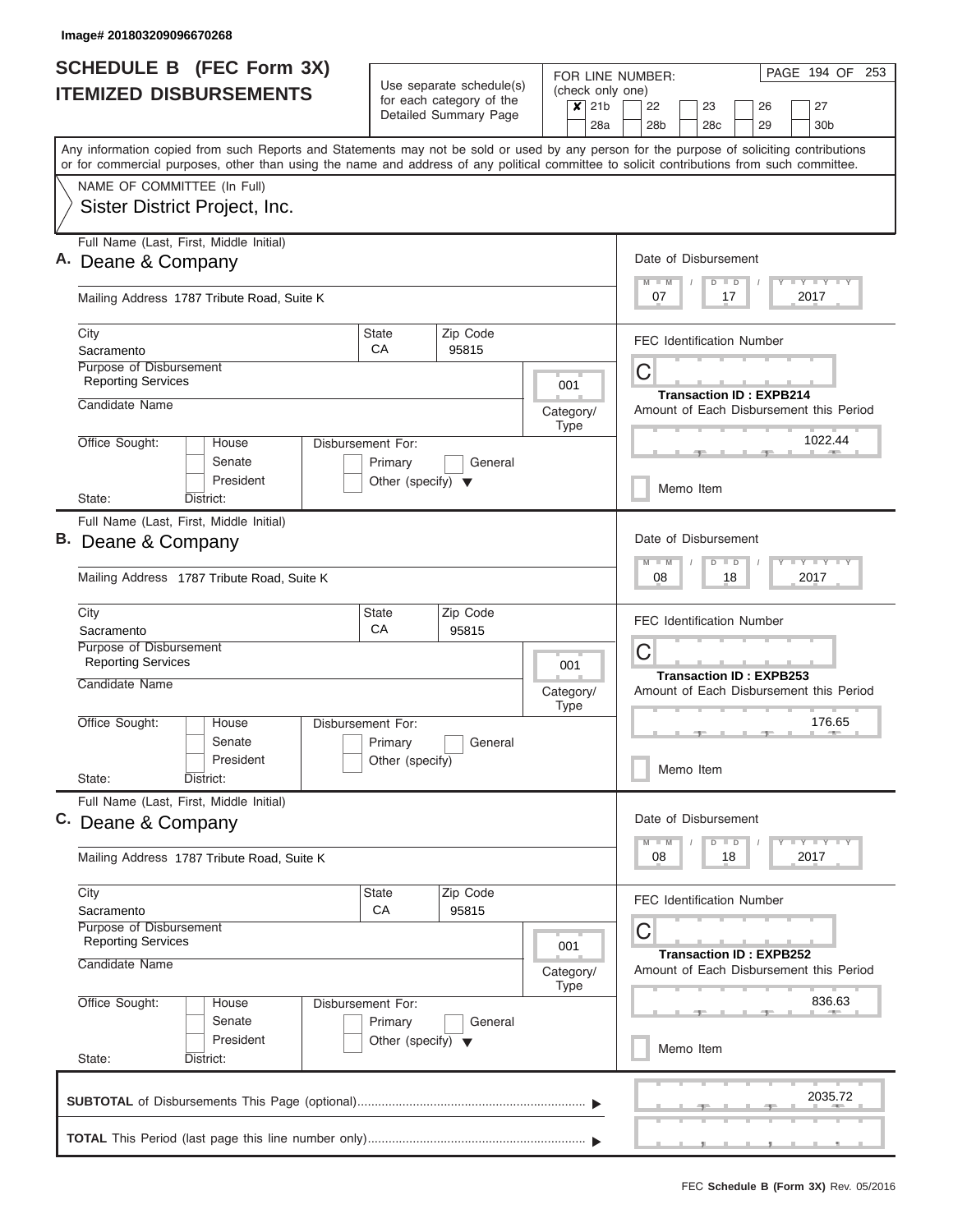Image# 201803209096670268

# SCHEDULE B (FEC Form 3X)
## ITEMIZED DISBURSEMENTS

Use separate schedule(s) for each category of the Detailed Summary Page

FOR LINE NUMBER: (check only one)

- [x] 21b
- [ ] 22
- [ ] 23
- [ ] 26
- [ ] 27
- [ ] 28a
- [ ] 28b
- [ ] 28c
- [ ] 29
- [ ] 30b

PAGE 194 OF 253

Any information copied from such Reports and Statements may not be sold or used by any person for the purpose of soliciting contributions or for commercial purposes, other than using the name and address of any political committee to solicit contributions from such committee.

NAME OF COMMITTEE (In Full)
Sister District Project, Inc.

---

**A.** Full Name (Last, First, Middle Initial): Deane & Company

Mailing Address: 1787 Tribute Road, Suite K

City: Sacramento | State: CA | Zip Code: 95815

Purpose of Disbursement: Reporting Services

Category/Type: 001

Candidate Name:

Office Sought: [ ] House [ ] Senate [ ] President

State: District:

Disbursement For: [ ] Primary [ ] General [ ] Other (specify)

Date of Disbursement: 07 / 17 / 2017

FEC Identification Number: C

Transaction ID : EXPB214

Amount of Each Disbursement this Period: 1022.44

[ ] Memo Item

---

**B.** Full Name (Last, First, Middle Initial): Deane & Company

Mailing Address: 1787 Tribute Road, Suite K

City: Sacramento | State: CA | Zip Code: 95815

Purpose of Disbursement: Reporting Services

Category/Type: 001

Candidate Name:

Office Sought: [ ] House [ ] Senate [ ] President

State: District:

Disbursement For: [ ] Primary [ ] General [ ] Other (specify)

Date of Disbursement: 08 / 18 / 2017

FEC Identification Number: C

Transaction ID : EXPB253

Amount of Each Disbursement this Period: 176.65

[ ] Memo Item

---

**C.** Full Name (Last, First, Middle Initial): Deane & Company

Mailing Address: 1787 Tribute Road, Suite K

City: Sacramento | State: CA | Zip Code: 95815

Purpose of Disbursement: Reporting Services

Category/Type: 001

Candidate Name:

Office Sought: [ ] House [ ] Senate [ ] President

State: District:

Disbursement For: [ ] Primary [ ] General [ ] Other (specify)

Date of Disbursement: 08 / 18 / 2017

FEC Identification Number: C

Transaction ID : EXPB252

Amount of Each Disbursement this Period: 836.63

[ ] Memo Item

---

**SUBTOTAL** of Disbursements This Page (optional): 2035.72

**TOTAL** This Period (last page this line number only):

FEC **Schedule B (Form 3X)** Rev. 05/2016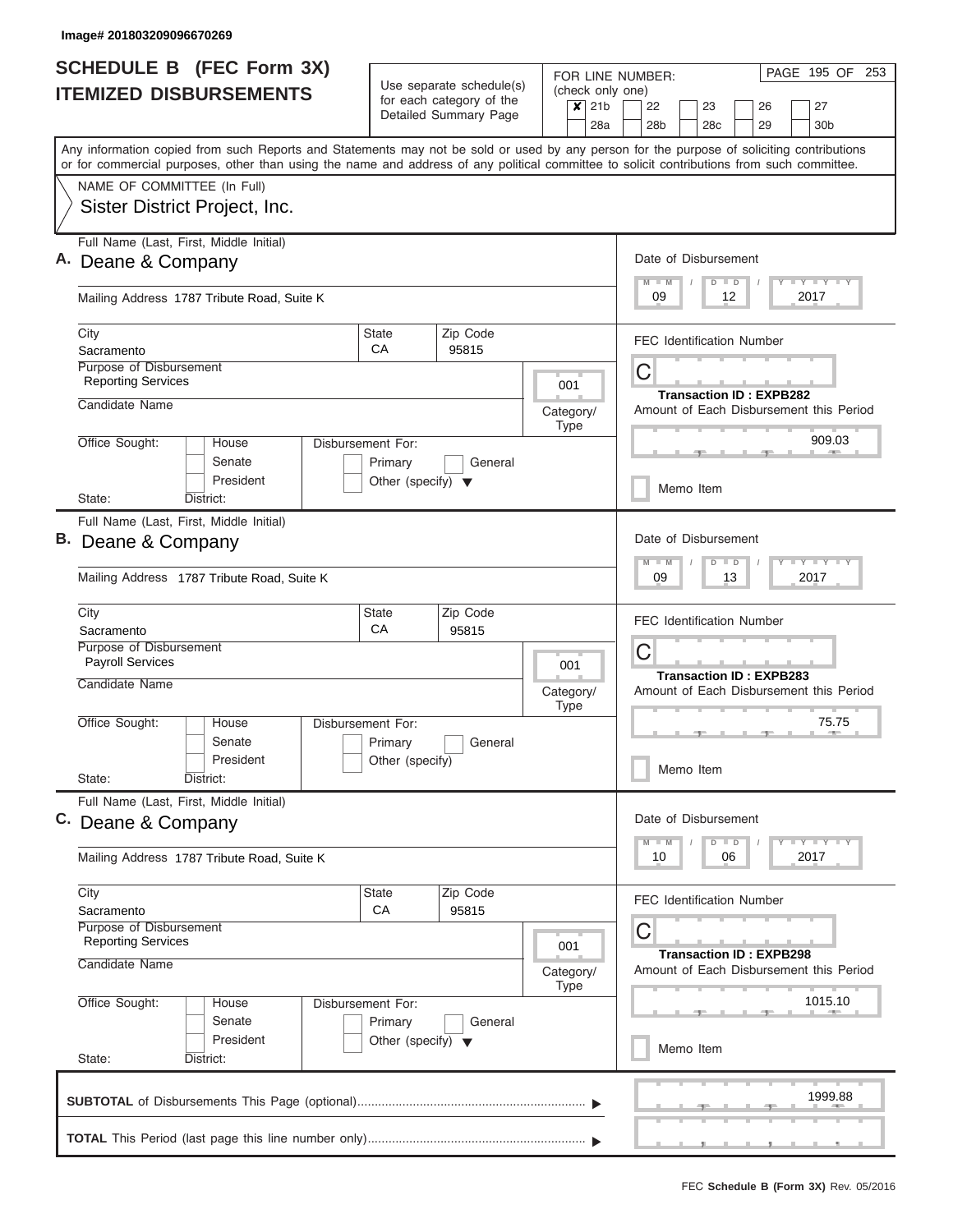Image# 201803209096670269

# SCHEDULE B (FEC Form 3X) ITEMIZED DISBURSEMENTS

Use separate schedule(s) for each category of the Detailed Summary Page

FOR LINE NUMBER: (check only one)

- [x] 21b
- [ ] 22
- [ ] 23
- [ ] 26
- [ ] 27
- [ ] 28a
- [ ] 28b
- [ ] 28c
- [ ] 29
- [ ] 30b

Any information copied from such Reports and Statements may not be sold or used by any person for the purpose of soliciting contributions or for commercial purposes, other than using the name and address of any political committee to solicit contributions from such committee.

NAME OF COMMITTEE (In Full)
Sister District Project, Inc.

## A.

Full Name (Last, First, Middle Initial): Deane & Company

Mailing Address: 1787 Tribute Road, Suite K

City: Sacramento | State: CA | Zip Code: 95815

Purpose of Disbursement: Reporting Services

Category/Type: 001

Candidate Name:

Office Sought: House / Senate / President

State: | District:

Disbursement For: Primary / General / Other (specify)

Date of Disbursement: 09 / 12 / 2017

FEC Identification Number: C

Transaction ID : EXPB282

Amount of Each Disbursement this Period: 909.03

Memo Item

## B.

Full Name (Last, First, Middle Initial): Deane & Company

Mailing Address: 1787 Tribute Road, Suite K

City: Sacramento | State: CA | Zip Code: 95815

Purpose of Disbursement: Payroll Services

Category/Type: 001

Candidate Name:

Office Sought: House / Senate / President

State: | District:

Disbursement For: Primary / General / Other (specify)

Date of Disbursement: 09 / 13 / 2017

FEC Identification Number: C

Transaction ID : EXPB283

Amount of Each Disbursement this Period: 75.75

Memo Item

## C.

Full Name (Last, First, Middle Initial): Deane & Company

Mailing Address: 1787 Tribute Road, Suite K

City: Sacramento | State: CA | Zip Code: 95815

Purpose of Disbursement: Reporting Services

Category/Type: 001

Candidate Name:

Office Sought: House / Senate / President

State: | District:

Disbursement For: Primary / General / Other (specify)

Date of Disbursement: 10 / 06 / 2017

FEC Identification Number: C

Transaction ID : EXPB298

Amount of Each Disbursement this Period: 1015.10

Memo Item

**SUBTOTAL** of Disbursements This Page (optional): 1999.88

**TOTAL** This Period (last page this line number only):

FEC **Schedule B (Form 3X)** Rev. 05/2016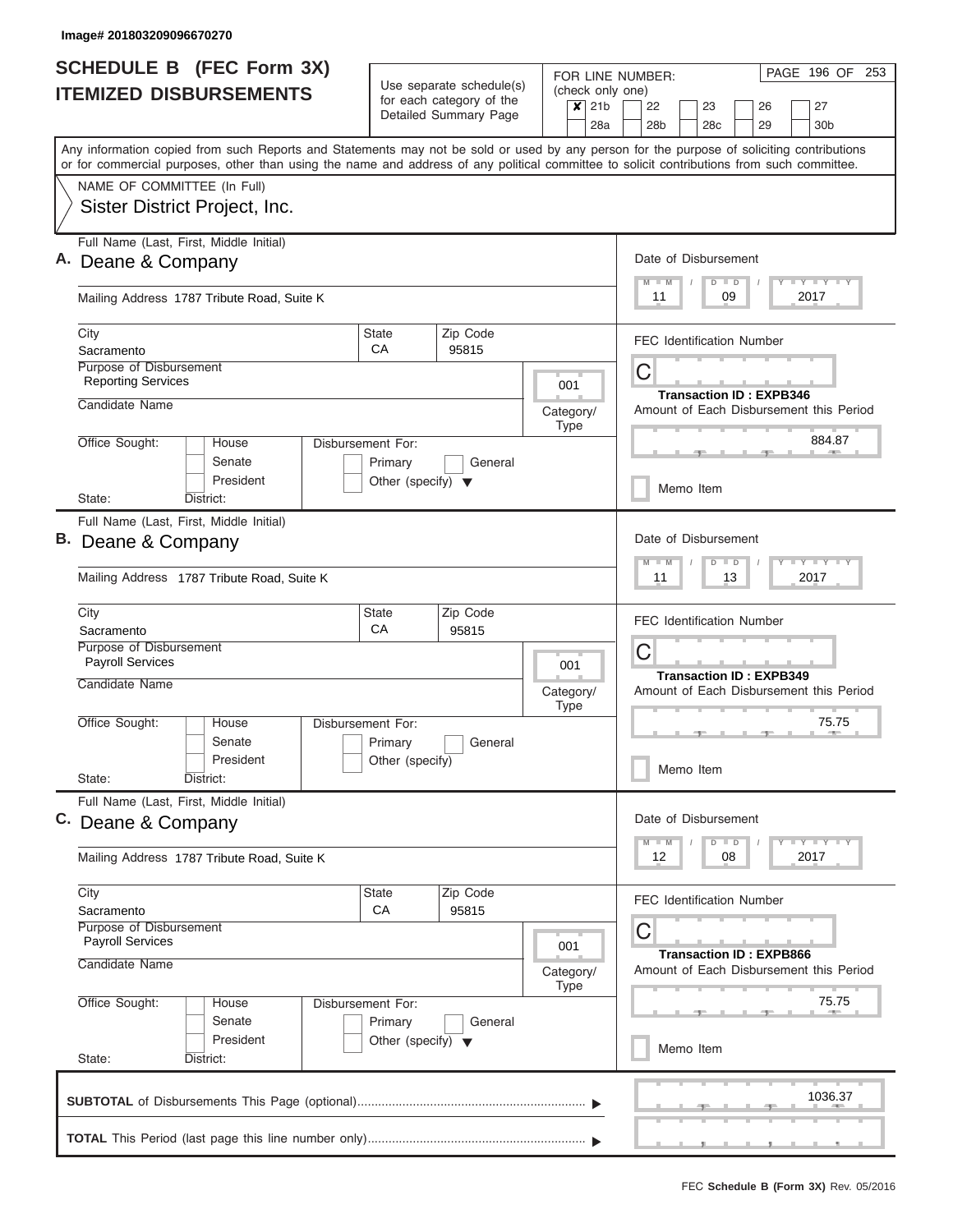Image# 201803209096670270

# SCHEDULE B (FEC Form 3X)
## ITEMIZED DISBURSEMENTS

Use separate schedule(s) for each category of the Detailed Summary Page

FOR LINE NUMBER: (check only one)

- [x] 21b
- [ ] 22
- [ ] 23
- [ ] 26
- [ ] 27
- [ ] 28a
- [ ] 28b
- [ ] 28c
- [ ] 29
- [ ] 30b

PAGE 196 OF 253

Any information copied from such Reports and Statements may not be sold or used by any person for the purpose of soliciting contributions or for commercial purposes, other than using the name and address of any political committee to solicit contributions from such committee.

NAME OF COMMITTEE (In Full)
Sister District Project, Inc.

---

**A.** Full Name (Last, First, Middle Initial): Deane & Company

Mailing Address: 1787 Tribute Road, Suite K

City: Sacramento | State: CA | Zip Code: 95815

Purpose of Disbursement: Reporting Services

Category/Type: 001

Candidate Name:

Office Sought: House / Senate / President

Disbursement For: Primary / General / Other (specify)

State: District:

Date of Disbursement: 11 / 09 / 2017

FEC Identification Number: C

Transaction ID : EXPB346

Amount of Each Disbursement this Period: 884.87

Memo Item

---

**B.** Full Name (Last, First, Middle Initial): Deane & Company

Mailing Address: 1787 Tribute Road, Suite K

City: Sacramento | State: CA | Zip Code: 95815

Purpose of Disbursement: Payroll Services

Category/Type: 001

Candidate Name:

Office Sought: House / Senate / President

Disbursement For: Primary / General / Other (specify)

State: District:

Date of Disbursement: 11 / 13 / 2017

FEC Identification Number: C

Transaction ID : EXPB349

Amount of Each Disbursement this Period: 75.75

Memo Item

---

**C.** Full Name (Last, First, Middle Initial): Deane & Company

Mailing Address: 1787 Tribute Road, Suite K

City: Sacramento | State: CA | Zip Code: 95815

Purpose of Disbursement: Payroll Services

Category/Type: 001

Candidate Name:

Office Sought: House / Senate / President

Disbursement For: Primary / General / Other (specify)

State: District:

Date of Disbursement: 12 / 08 / 2017

FEC Identification Number: C

Transaction ID : EXPB866

Amount of Each Disbursement this Period: 75.75

Memo Item

---

**SUBTOTAL** of Disbursements This Page (optional): 1036.37

**TOTAL** This Period (last page this line number only):

FEC **Schedule B (Form 3X)** Rev. 05/2016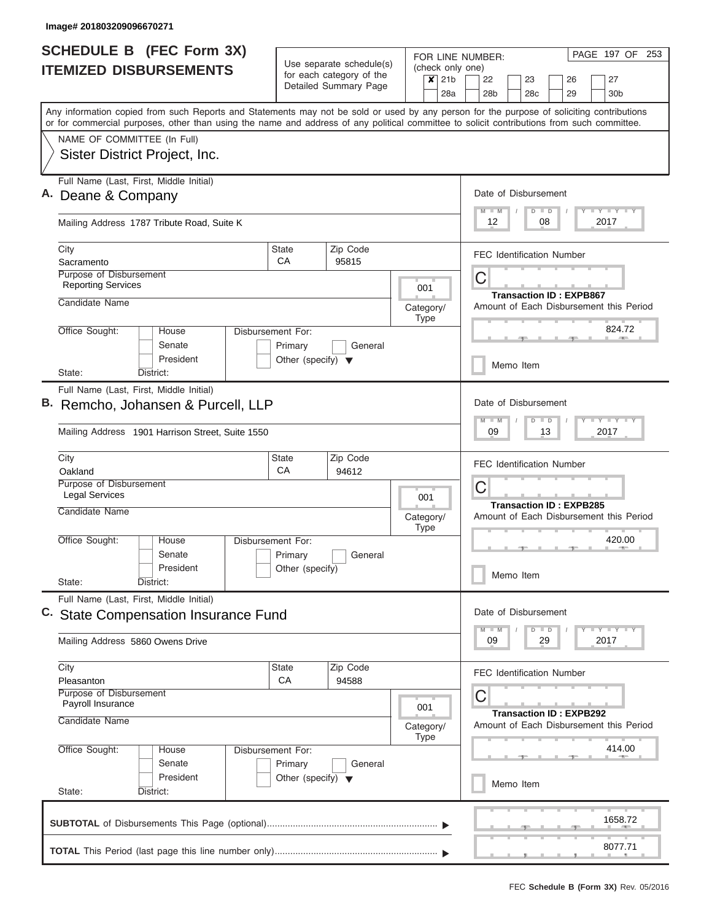Image# 201803209096670271

# SCHEDULE B (FEC Form 3X)
## ITEMIZED DISBURSEMENTS

Use separate schedule(s) for each category of the Detailed Summary Page

FOR LINE NUMBER: (check only one)

- [x] 21b
- [ ] 22
- [ ] 23
- [ ] 26
- [ ] 27
- [ ] 28a
- [ ] 28b
- [ ] 28c
- [ ] 29
- [ ] 30b

PAGE 197 OF 253

Any information copied from such Reports and Statements may not be sold or used by any person for the purpose of soliciting contributions or for commercial purposes, other than using the name and address of any political committee to solicit contributions from such committee.

NAME OF COMMITTEE (In Full)
Sister District Project, Inc.

---

**A.** Full Name (Last, First, Middle Initial): Deane & Company

Mailing Address: 1787 Tribute Road, Suite K

City: Sacramento | State: CA | Zip Code: 95815

Purpose of Disbursement: Reporting Services

Category/Type: 001

Candidate Name:

Office Sought: House / Senate / President

Disbursement For: Primary / General / Other (specify)

State: District:

Date of Disbursement: 12/08/2017

FEC Identification Number: C

Transaction ID : EXPB867

Amount of Each Disbursement this Period: 824.72

Memo Item

---

**B.** Full Name (Last, First, Middle Initial): Remcho, Johansen & Purcell, LLP

Mailing Address: 1901 Harrison Street, Suite 1550

City: Oakland | State: CA | Zip Code: 94612

Purpose of Disbursement: Legal Services

Category/Type: 001

Candidate Name:

Office Sought: House / Senate / President

Disbursement For: Primary / General / Other (specify)

State: District:

Date of Disbursement: 09/13/2017

FEC Identification Number: C

Transaction ID : EXPB285

Amount of Each Disbursement this Period: 420.00

Memo Item

---

**C.** Full Name (Last, First, Middle Initial): State Compensation Insurance Fund

Mailing Address: 5860 Owens Drive

City: Pleasanton | State: CA | Zip Code: 94588

Purpose of Disbursement: Payroll Insurance

Category/Type: 001

Candidate Name:

Office Sought: House / Senate / President

Disbursement For: Primary / General / Other (specify)

State: District:

Date of Disbursement: 09/29/2017

FEC Identification Number: C

Transaction ID : EXPB292

Amount of Each Disbursement this Period: 414.00

Memo Item

---

**SUBTOTAL** of Disbursements This Page (optional): 1658.72

**TOTAL** This Period (last page this line number only): 8077.71

FEC **Schedule B (Form 3X)** Rev. 05/2016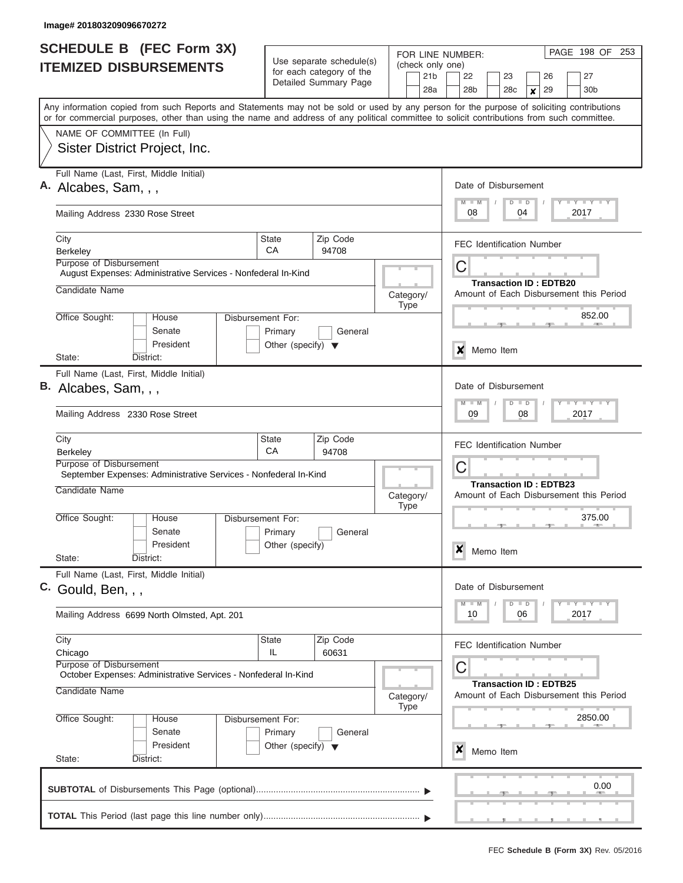Image# 201803209096670272

# SCHEDULE B (FEC Form 3X) ITEMIZED DISBURSEMENTS

Use separate schedule(s) for each category of the Detailed Summary Page

FOR LINE NUMBER: (check only one)

21b | 22 | 23 | 26 | 27
28a | 28b | 28c | ✘ 29 | 30b

Any information copied from such Reports and Statements may not be sold or used by any person for the purpose of soliciting contributions or for commercial purposes, other than using the name and address of any political committee to solicit contributions from such committee.

NAME OF COMMITTEE (In Full)
Sister District Project, Inc.

**A.** Full Name (Last, First, Middle Initial): Alcabes, Sam, , ,

Mailing Address: 2330 Rose Street

City: Berkeley | State: CA | Zip Code: 94708

Purpose of Disbursement: August Expenses: Administrative Services - Nonfederal In-Kind

Candidate Name:

Category/Type:

Office Sought: House / Senate / President

State: District:

Disbursement For: Primary / General / Other (specify)

Date of Disbursement: 08 / 04 / 2017

FEC Identification Number: C

Transaction ID : EDTB20

Amount of Each Disbursement this Period: 852.00

✘ Memo Item

**B.** Full Name (Last, First, Middle Initial): Alcabes, Sam, , ,

Mailing Address: 2330 Rose Street

City: Berkeley | State: CA | Zip Code: 94708

Purpose of Disbursement: September Expenses: Administrative Services - Nonfederal In-Kind

Candidate Name:

Category/Type:

Office Sought: House / Senate / President

State: District:

Disbursement For: Primary / General / Other (specify)

Date of Disbursement: 09 / 08 / 2017

FEC Identification Number: C

Transaction ID : EDTB23

Amount of Each Disbursement this Period: 375.00

✘ Memo Item

**C.** Full Name (Last, First, Middle Initial): Gould, Ben, , ,

Mailing Address: 6699 North Olmsted, Apt. 201

City: Chicago | State: IL | Zip Code: 60631

Purpose of Disbursement: October Expenses: Administrative Services - Nonfederal In-Kind

Candidate Name:

Category/Type:

Office Sought: House / Senate / President

State: District:

Disbursement For: Primary / General / Other (specify)

Date of Disbursement: 10 / 06 / 2017

FEC Identification Number: C

Transaction ID : EDTB25

Amount of Each Disbursement this Period: 2850.00

✘ Memo Item

**SUBTOTAL** of Disbursements This Page (optional): 0.00

**TOTAL** This Period (last page this line number only):

FEC **Schedule B (Form 3X)** Rev. 05/2016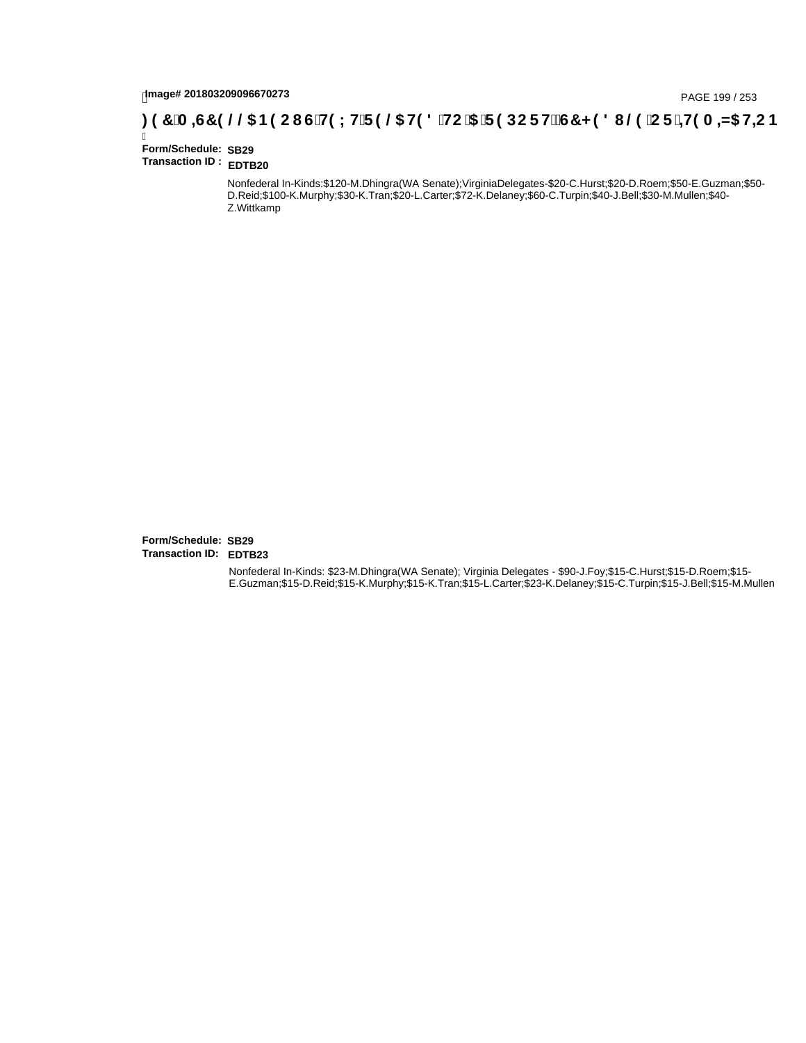Image# 201803209096670273

FEC MISCELLANEOUS TEXT RELATED TO A REPORT, SCHEDULE OR ITEMIZATION

**Form/Schedule:** SB29
**Transaction ID :** EDTB20

Nonfederal In-Kinds:$120-M.Dhingra(WA Senate);VirginiaDelegates-$20-C.Hurst;$20-D.Roem;$50-E.Guzman;$50-D.Reid;$100-K.Murphy;$30-K.Tran;$20-L.Carter;$72-K.Delaney;$60-C.Turpin;$40-J.Bell;$30-M.Mullen;$40-Z.Wittkamp

**Form/Schedule:** SB29
**Transaction ID:** EDTB23

Nonfederal In-Kinds: $23-M.Dhingra(WA Senate); Virginia Delegates - $90-J.Foy;$15-C.Hurst;$15-D.Roem;$15-E.Guzman;$15-D.Reid;$15-K.Murphy;$15-K.Tran;$15-L.Carter;$23-K.Delaney;$15-C.Turpin;$15-J.Bell;$15-M.Mullen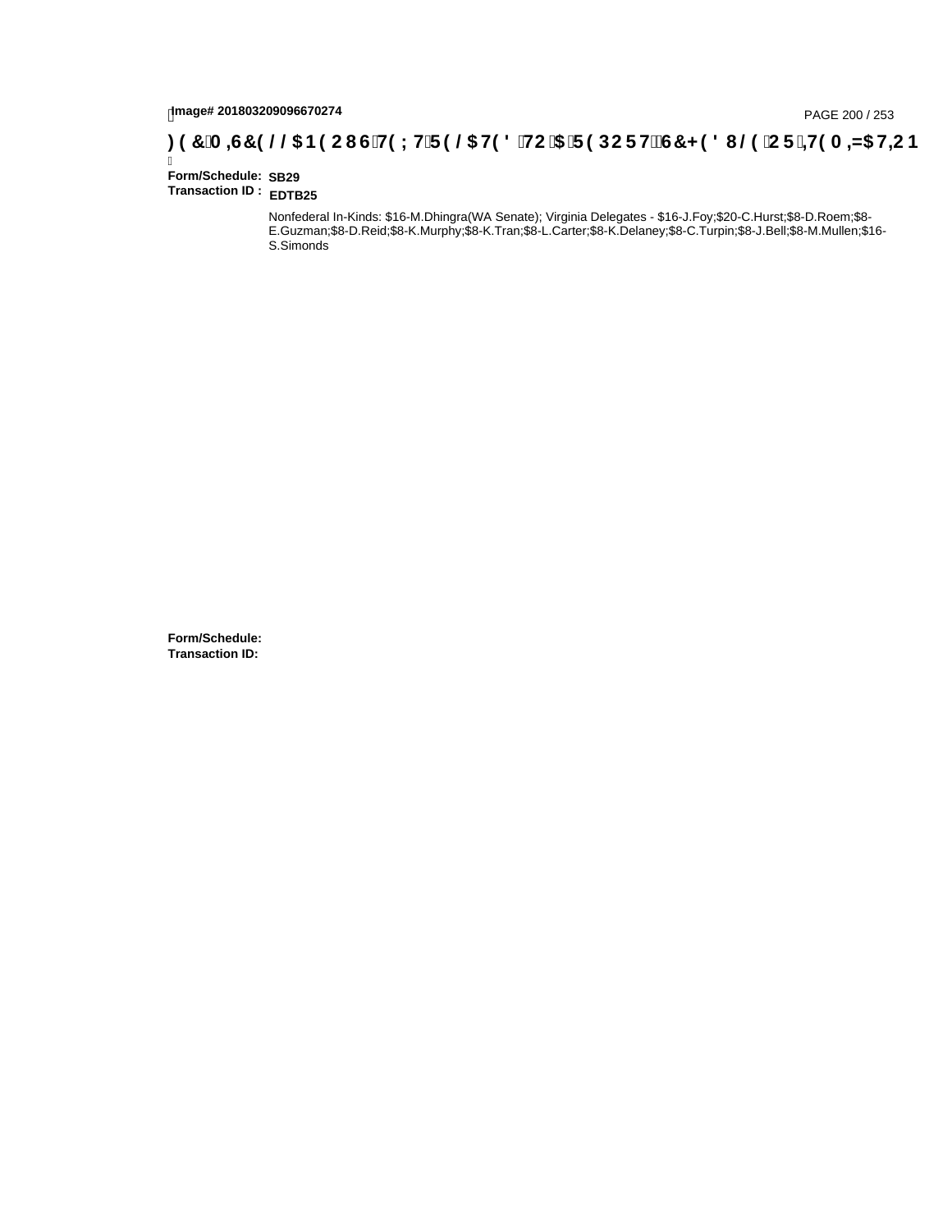**Form/Schedule:** SB29
**Transaction ID :** EDTB25

Nonfederal In-Kinds: $16-M.Dhingra(WA Senate); Virginia Delegates - $16-J.Foy;$20-C.Hurst;$8-D.Roem;$8-E.Guzman;$8-D.Reid;$8-K.Murphy;$8-K.Tran;$8-L.Carter;$8-K.Delaney;$8-C.Turpin;$8-J.Bell;$8-M.Mullen;$16-S.Simonds

**Form/Schedule:**
**Transaction ID:**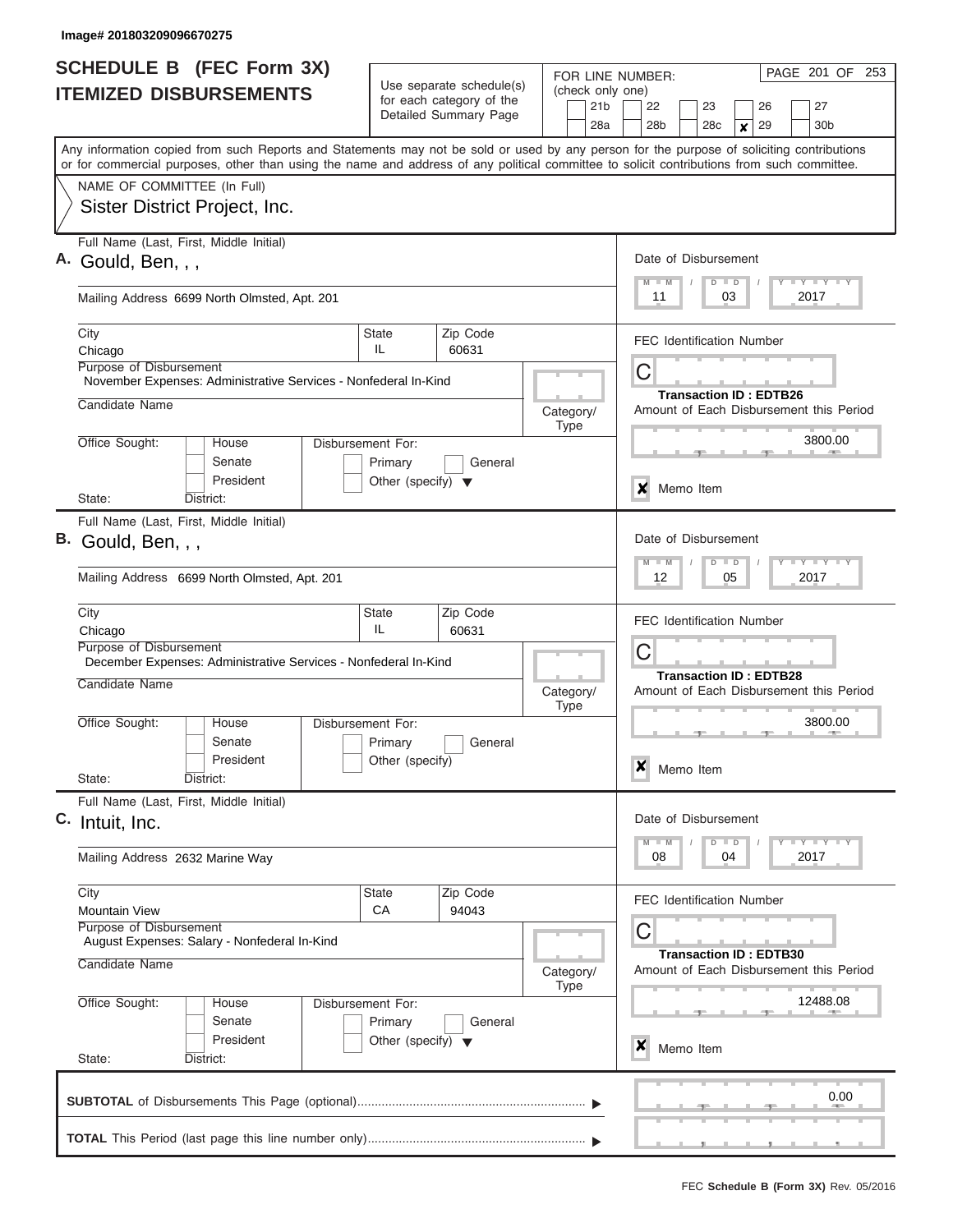Image# 201803209096670275

# SCHEDULE B (FEC Form 3X)
## ITEMIZED DISBURSEMENTS

Use separate schedule(s) for each category of the Detailed Summary Page

FOR LINE NUMBER: (check only one)

21b | 22 | 23 | 26 | 27
28a | 28b | 28c | **X** 29 | 30b

Any information copied from such Reports and Statements may not be sold or used by any person for the purpose of soliciting contributions or for commercial purposes, other than using the name and address of any political committee to solicit contributions from such committee.

NAME OF COMMITTEE (In Full)
Sister District Project, Inc.

---

**A.** Full Name (Last, First, Middle Initial): Gould, Ben, , ,

Mailing Address: 6699 North Olmsted, Apt. 201

City: Chicago | State: IL | Zip Code: 60631

Purpose of Disbursement: November Expenses: Administrative Services - Nonfederal In-Kind

Candidate Name:

Category/Type:

Office Sought: House / Senate / President

Disbursement For: Primary / General / Other (specify)

State: District:

Date of Disbursement: 11 / 03 / 2017

FEC Identification Number: C

Transaction ID : EDTB26

Amount of Each Disbursement this Period: 3800.00

**X** Memo Item

---

**B.** Full Name (Last, First, Middle Initial): Gould, Ben, , ,

Mailing Address: 6699 North Olmsted, Apt. 201

City: Chicago | State: IL | Zip Code: 60631

Purpose of Disbursement: December Expenses: Administrative Services - Nonfederal In-Kind

Candidate Name:

Category/Type:

Office Sought: House / Senate / President

Disbursement For: Primary / General / Other (specify)

State: District:

Date of Disbursement: 12 / 05 / 2017

FEC Identification Number: C

Transaction ID : EDTB28

Amount of Each Disbursement this Period: 3800.00

**X** Memo Item

---

**C.** Full Name (Last, First, Middle Initial): Intuit, Inc.

Mailing Address: 2632 Marine Way

City: Mountain View | State: CA | Zip Code: 94043

Purpose of Disbursement: August Expenses: Salary - Nonfederal In-Kind

Candidate Name:

Category/Type:

Office Sought: House / Senate / President

Disbursement For: Primary / General / Other (specify)

State: District:

Date of Disbursement: 08 / 04 / 2017

FEC Identification Number: C

Transaction ID : EDTB30

Amount of Each Disbursement this Period: 12488.08

**X** Memo Item

---

**SUBTOTAL** of Disbursements This Page (optional): 0.00

**TOTAL** This Period (last page this line number only):

FEC **Schedule B (Form 3X)** Rev. 05/2016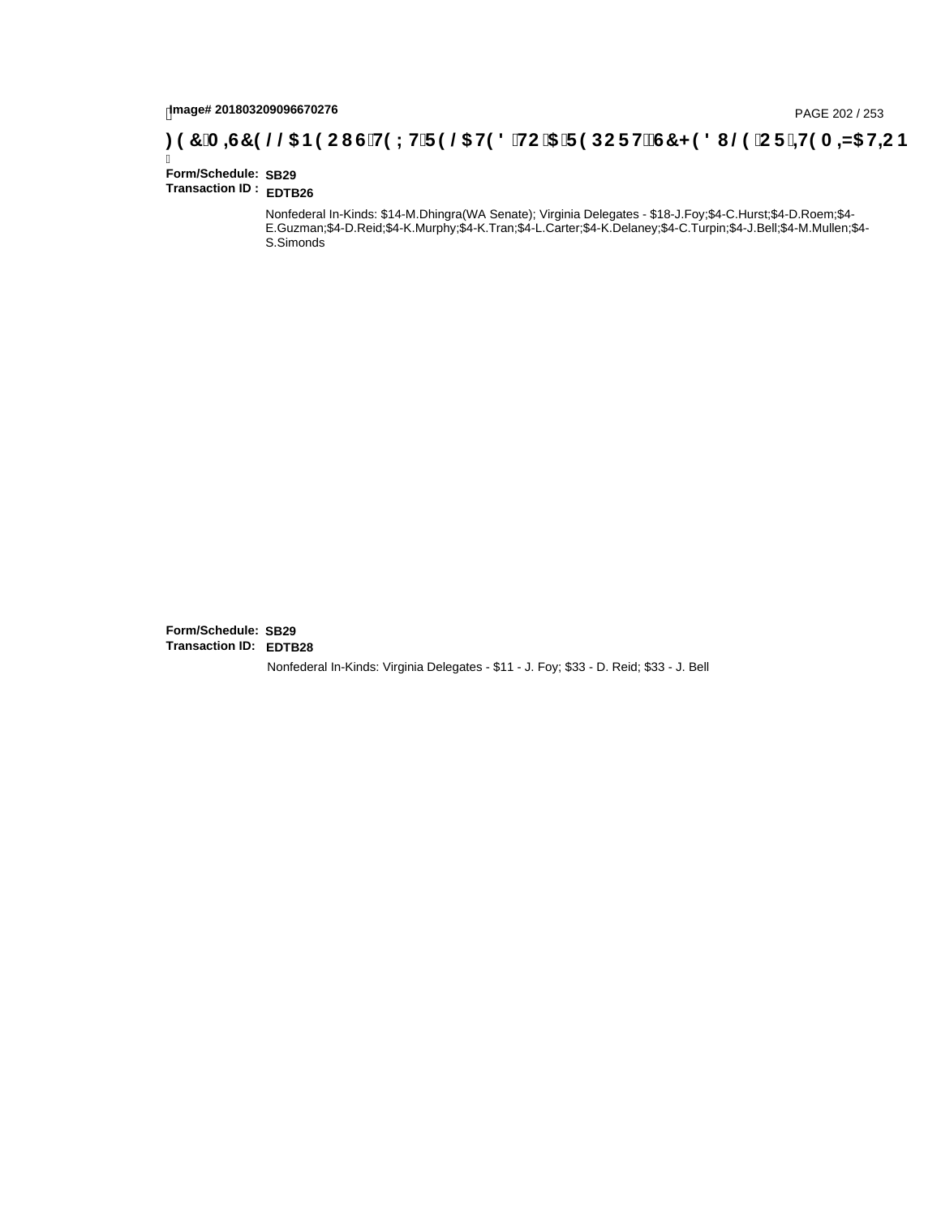Image# 201803209096670276

)(&0,6&(//$1(286 7(;7 5(/$7(' 72 $ 5(3257 6&+('8/( 25 ,7(0,=$7,21

**Form/Schedule:** SB29
**Transaction ID :** EDTB26

Nonfederal In-Kinds: $14-M.Dhingra(WA Senate); Virginia Delegates - $18-J.Foy;$4-C.Hurst;$4-D.Roem;$4-E.Guzman;$4-D.Reid;$4-K.Murphy;$4-K.Tran;$4-L.Carter;$4-K.Delaney;$4-C.Turpin;$4-J.Bell;$4-M.Mullen;$4-S.Simonds

**Form/Schedule:** SB29
**Transaction ID:** EDTB28

Nonfederal In-Kinds: Virginia Delegates - $11 - J. Foy; $33 - D. Reid; $33 - J. Bell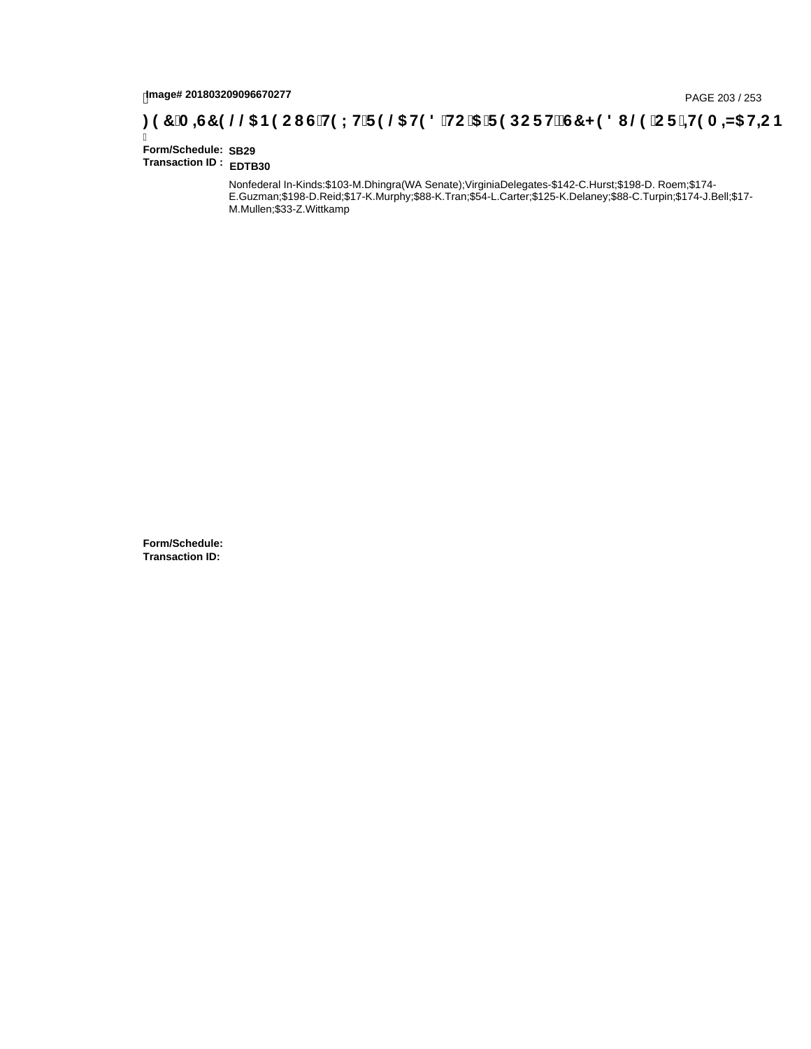**Form/Schedule:** SB29
**Transaction ID :** EDTB30

Nonfederal In-Kinds:$103-M.Dhingra(WA Senate);VirginiaDelegates-$142-C.Hurst;$198-D. Roem;$174-E.Guzman;$198-D.Reid;$17-K.Murphy;$88-K.Tran;$54-L.Carter;$125-K.Delaney;$88-C.Turpin;$174-J.Bell;$17-M.Mullen;$33-Z.Wittkamp

**Form/Schedule:**
**Transaction ID:**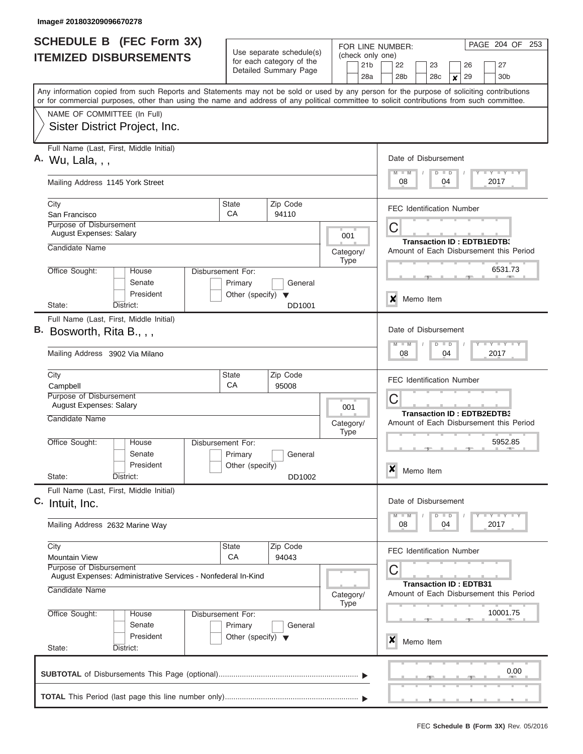Image# 201803209096670278

# SCHEDULE B (FEC Form 3X)
## ITEMIZED DISBURSEMENTS

Use separate schedule(s) for each category of the Detailed Summary Page

FOR LINE NUMBER: (check only one)

21b | 22 | 23 | 26 | 27
28a | 28b | 28c | **x** 29 | 30b

Any information copied from such Reports and Statements may not be sold or used by any person for the purpose of soliciting contributions or for commercial purposes, other than using the name and address of any political committee to solicit contributions from such committee.

NAME OF COMMITTEE (In Full)
Sister District Project, Inc.

---

**A.** Full Name (Last, First, Middle Initial): Wu, Lala, , ,

Mailing Address: 1145 York Street

City: San Francisco | State: CA | Zip Code: 94110

Purpose of Disbursement: August Expenses: Salary

Category/Type: 001

Candidate Name:

Office Sought: House / Senate / President

Disbursement For: Primary / General / Other (specify) DD1001

State: | District:

Date of Disbursement: 08 / 04 / 2017

FEC Identification Number: C

Transaction ID : EDTB1EDTB3

Amount of Each Disbursement this Period: 6531.73

**X** Memo Item

---

**B.** Full Name (Last, First, Middle Initial): Bosworth, Rita B., , ,

Mailing Address: 3902 Via Milano

City: Campbell | State: CA | Zip Code: 95008

Purpose of Disbursement: August Expenses: Salary

Category/Type: 001

Candidate Name:

Office Sought: House / Senate / President

Disbursement For: Primary / General / Other (specify) DD1002

State: | District:

Date of Disbursement: 08 / 04 / 2017

FEC Identification Number: C

Transaction ID : EDTB2EDTB3

Amount of Each Disbursement this Period: 5952.85

**X** Memo Item

---

**C.** Full Name (Last, First, Middle Initial): Intuit, Inc.

Mailing Address: 2632 Marine Way

City: Mountain View | State: CA | Zip Code: 94043

Purpose of Disbursement: August Expenses: Administrative Services - Nonfederal In-Kind

Category/Type:

Candidate Name:

Office Sought: House / Senate / President

Disbursement For: Primary / General / Other (specify)

State: | District:

Date of Disbursement: 08 / 04 / 2017

FEC Identification Number: C

Transaction ID : EDTB31

Amount of Each Disbursement this Period: 10001.75

**X** Memo Item

---

**SUBTOTAL** of Disbursements This Page (optional): 0.00

**TOTAL** This Period (last page this line number only):

FEC **Schedule B (Form 3X)** Rev. 05/2016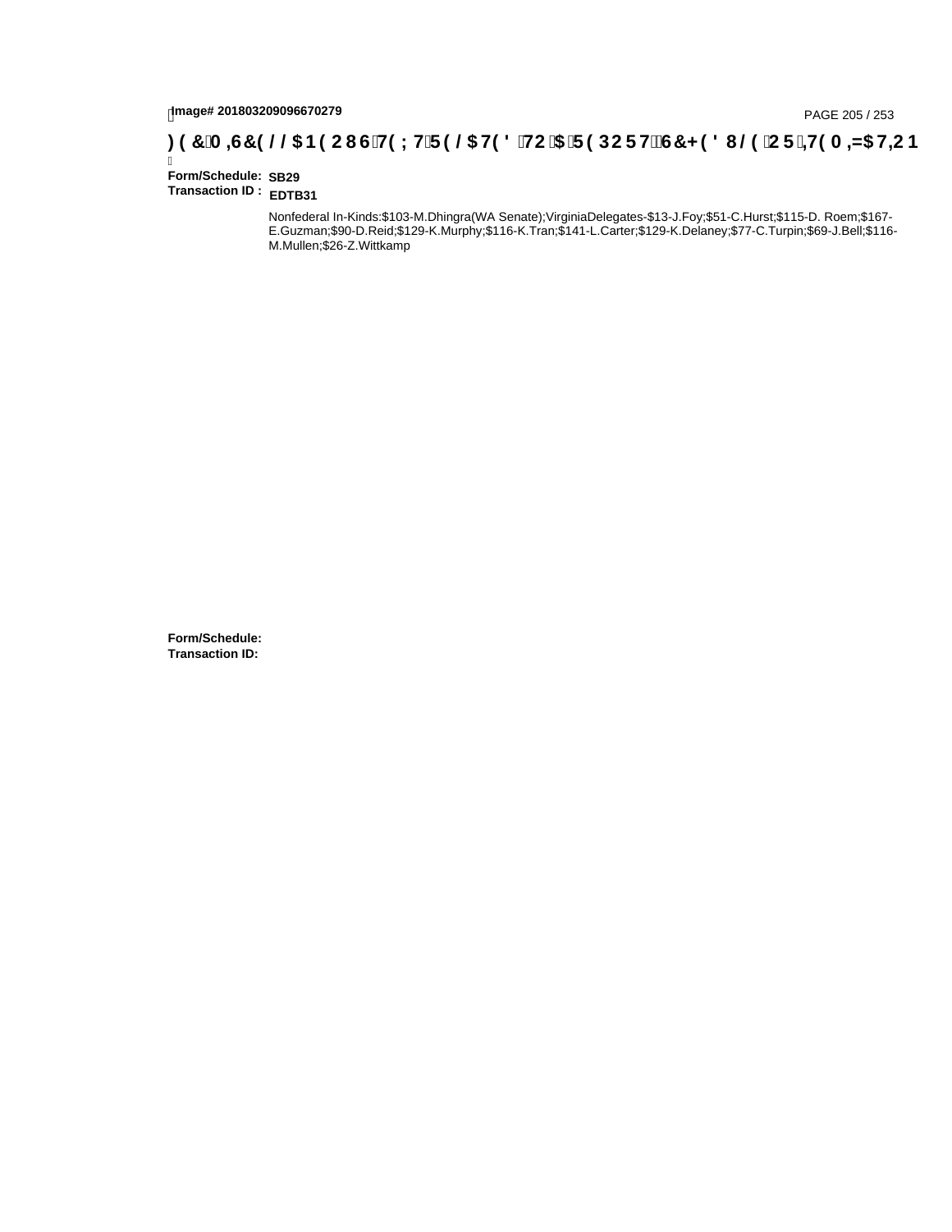Image# 201803209096670279

**) ( &0 ,6&( / / $1 ( 2 8 6 7( ; 7 5 ( / $ 7( ' 72 $ 5 ( 3 2 5 7 6&+ ( ' 8 / ( 2 5 ,7( 0 ,= $ 7,2 1**

**Form/Schedule:** SB29
**Transaction ID :** EDTB31

Nonfederal In-Kinds:$103-M.Dhingra(WA Senate);VirginiaDelegates-$13-J.Foy;$51-C.Hurst;$115-D. Roem;$167-E.Guzman;$90-D.Reid;$129-K.Murphy;$116-K.Tran;$141-L.Carter;$129-K.Delaney;$77-C.Turpin;$69-J.Bell;$116-M.Mullen;$26-Z.Wittkamp

**Form/Schedule:**
**Transaction ID:**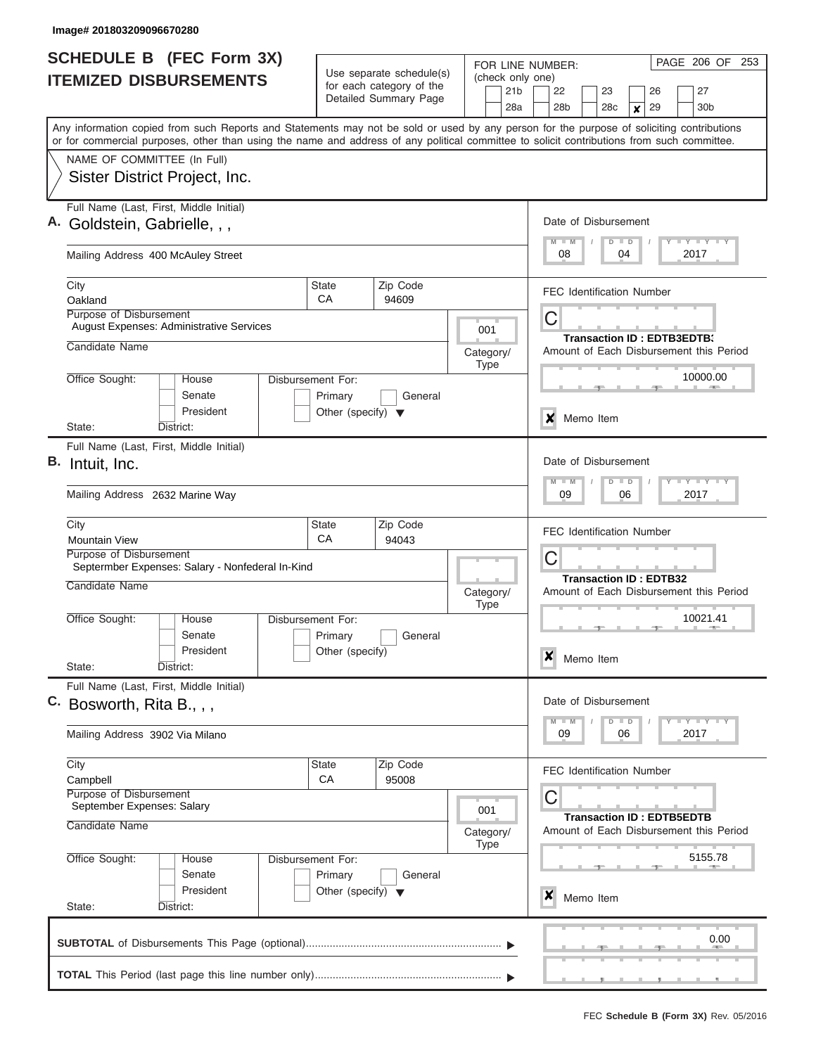Image# 201803209096670280

# SCHEDULE B (FEC Form 3X)
## ITEMIZED DISBURSEMENTS

Use separate schedule(s) for each category of the Detailed Summary Page

FOR LINE NUMBER: (check only one)

21b | 22 | 23 | 26 | 27 | 28a | 28b | 28c | **X** 29 | 30b

Any information copied from such Reports and Statements may not be sold or used by any person for the purpose of soliciting contributions or for commercial purposes, other than using the name and address of any political committee to solicit contributions from such committee.

NAME OF COMMITTEE (In Full)
Sister District Project, Inc.

---

**A.** Full Name (Last, First, Middle Initial): Goldstein, Gabrielle, , ,

Mailing Address: 400 McAuley Street

City: Oakland | State: CA | Zip Code: 94609

Purpose of Disbursement: August Expenses: Administrative Services

Category/Type: 001

Candidate Name:

Office Sought: House / Senate / President
State: District:

Disbursement For: Primary / General / Other (specify)

Date of Disbursement: 08 / 04 / 2017

FEC Identification Number: C

Transaction ID : EDTB3EDTB3

Amount of Each Disbursement this Period: 10000.00

X Memo Item

---

**B.** Full Name (Last, First, Middle Initial): Intuit, Inc.

Mailing Address: 2632 Marine Way

City: Mountain View | State: CA | Zip Code: 94043

Purpose of Disbursement: Septermber Expenses: Salary - Nonfederal In-Kind

Category/Type:

Candidate Name:

Office Sought: House / Senate / President
State: District:

Disbursement For: Primary / General / Other (specify)

Date of Disbursement: 09 / 06 / 2017

FEC Identification Number: C

Transaction ID : EDTB32

Amount of Each Disbursement this Period: 10021.41

X Memo Item

---

**C.** Full Name (Last, First, Middle Initial): Bosworth, Rita B., , ,

Mailing Address: 3902 Via Milano

City: Campbell | State: CA | Zip Code: 95008

Purpose of Disbursement: September Expenses: Salary

Category/Type: 001

Candidate Name:

Office Sought: House / Senate / President
State: District:

Disbursement For: Primary / General / Other (specify)

Date of Disbursement: 09 / 06 / 2017

FEC Identification Number: C

Transaction ID : EDTB5EDTB

Amount of Each Disbursement this Period: 5155.78

X Memo Item

---

**SUBTOTAL** of Disbursements This Page (optional): 0.00

**TOTAL** This Period (last page this line number only):

FEC **Schedule B (Form 3X)** Rev. 05/2016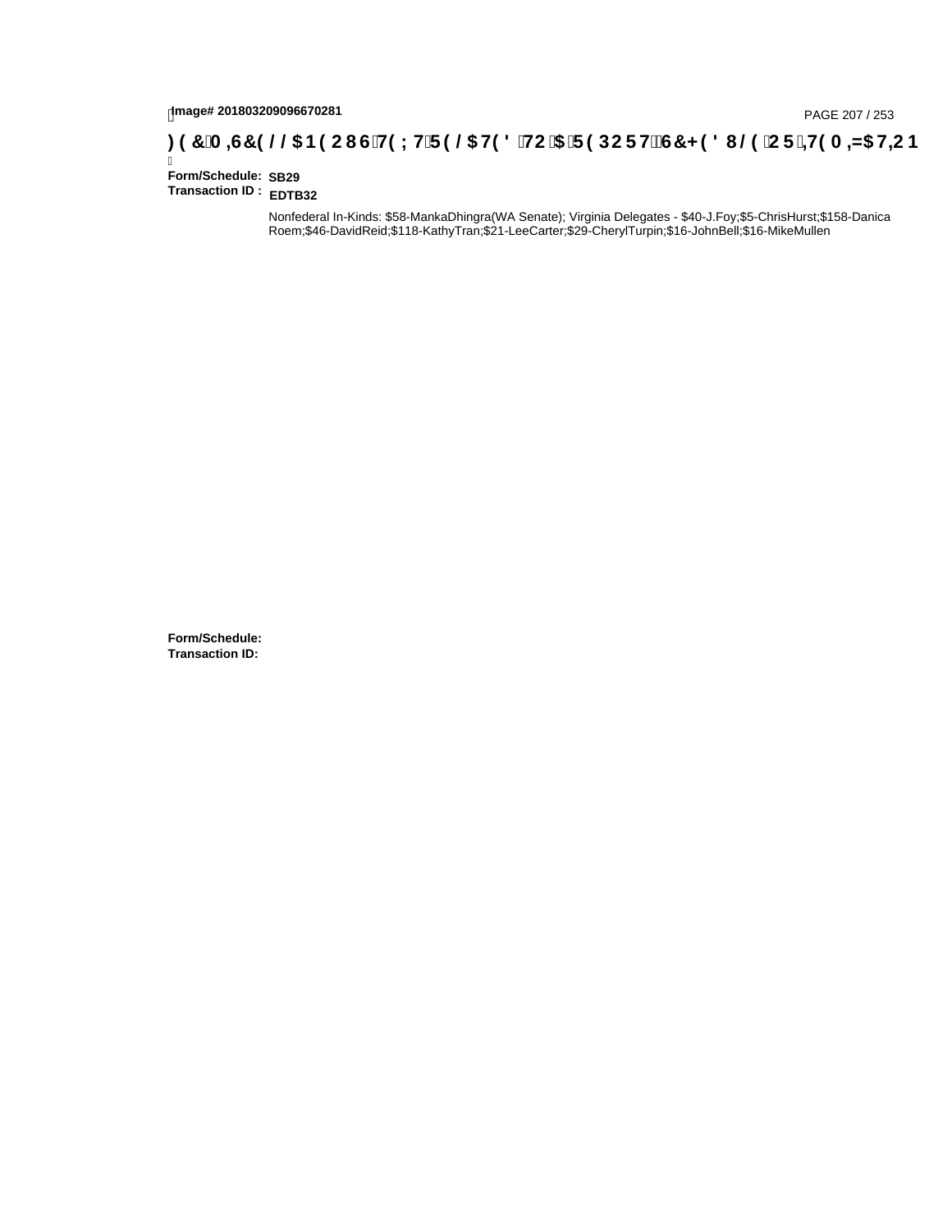**Form/Schedule:** SB29
**Transaction ID :** EDTB32

Nonfederal In-Kinds: $58-MankaDhingra(WA Senate); Virginia Delegates - $40-J.Foy;$5-ChrisHurst;$158-Danica Roem;$46-DavidReid;$118-KathyTran;$21-LeeCarter;$29-CherylTurpin;$16-JohnBell;$16-MikeMullen

**Form/Schedule:**
**Transaction ID:**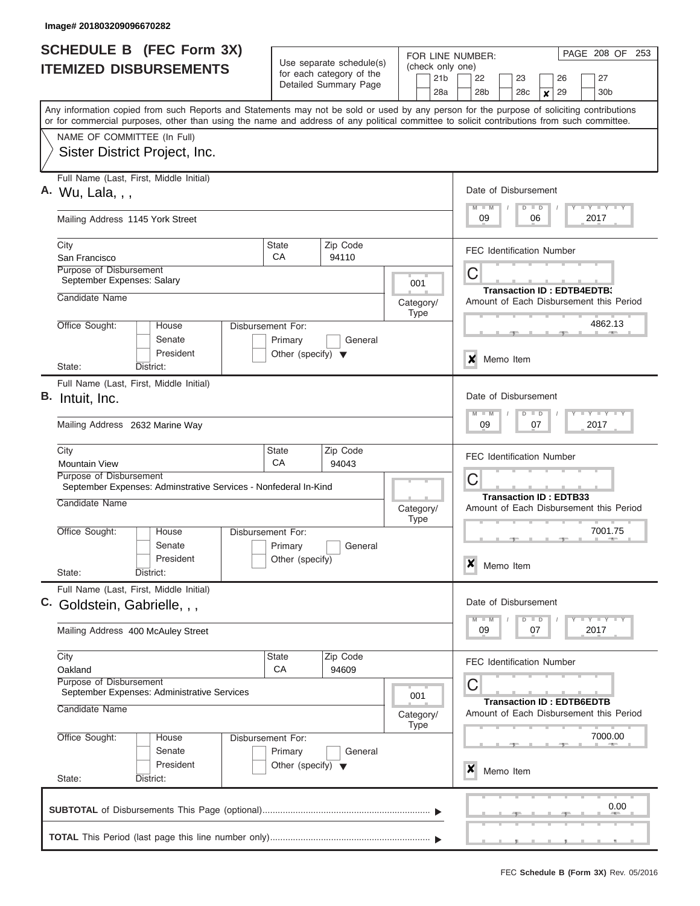Image# 201803209096670282

# SCHEDULE B (FEC Form 3X)
## ITEMIZED DISBURSEMENTS

Use separate schedule(s) for each category of the Detailed Summary Page

FOR LINE NUMBER: (check only one)

21b | 22 | 23 | 26 | 27
28a | 28b | 28c | ✘ 29 | 30b

PAGE 208 OF 253

Any information copied from such Reports and Statements may not be sold or used by any person for the purpose of soliciting contributions or for commercial purposes, other than using the name and address of any political committee to solicit contributions from such committee.

NAME OF COMMITTEE (In Full)
Sister District Project, Inc.

---

**A.** Full Name (Last, First, Middle Initial): Wu, Lala, , ,

Mailing Address: 1145 York Street

City: San Francisco | State: CA | Zip Code: 94110

Purpose of Disbursement: September Expenses: Salary

Category/Type: 001

Candidate Name:

Office Sought: House / Senate / President — State: — District:

Disbursement For: Primary / General / Other (specify)

Date of Disbursement: 09 / 06 / 2017

FEC Identification Number: C

Transaction ID : EDTB4EDTB3

Amount of Each Disbursement this Period: 4862.13

✘ Memo Item

---

**B.** Full Name (Last, First, Middle Initial): Intuit, Inc.

Mailing Address: 2632 Marine Way

City: Mountain View | State: CA | Zip Code: 94043

Purpose of Disbursement: September Expenses: Adminstrative Services - Nonfederal In-Kind

Category/Type:

Candidate Name:

Office Sought: House / Senate / President — State: — District:

Disbursement For: Primary / General / Other (specify)

Date of Disbursement: 09 / 07 / 2017

FEC Identification Number: C

Transaction ID : EDTB33

Amount of Each Disbursement this Period: 7001.75

✘ Memo Item

---

**C.** Full Name (Last, First, Middle Initial): Goldstein, Gabrielle, , ,

Mailing Address: 400 McAuley Street

City: Oakland | State: CA | Zip Code: 94609

Purpose of Disbursement: September Expenses: Administrative Services

Category/Type: 001

Candidate Name:

Office Sought: House / Senate / President — State: — District:

Disbursement For: Primary / General / Other (specify)

Date of Disbursement: 09 / 07 / 2017

FEC Identification Number: C

Transaction ID : EDTB6EDTB

Amount of Each Disbursement this Period: 7000.00

✘ Memo Item

---

**SUBTOTAL** of Disbursements This Page (optional): 0.00

**TOTAL** This Period (last page this line number only):

FEC **Schedule B (Form 3X)** Rev. 05/2016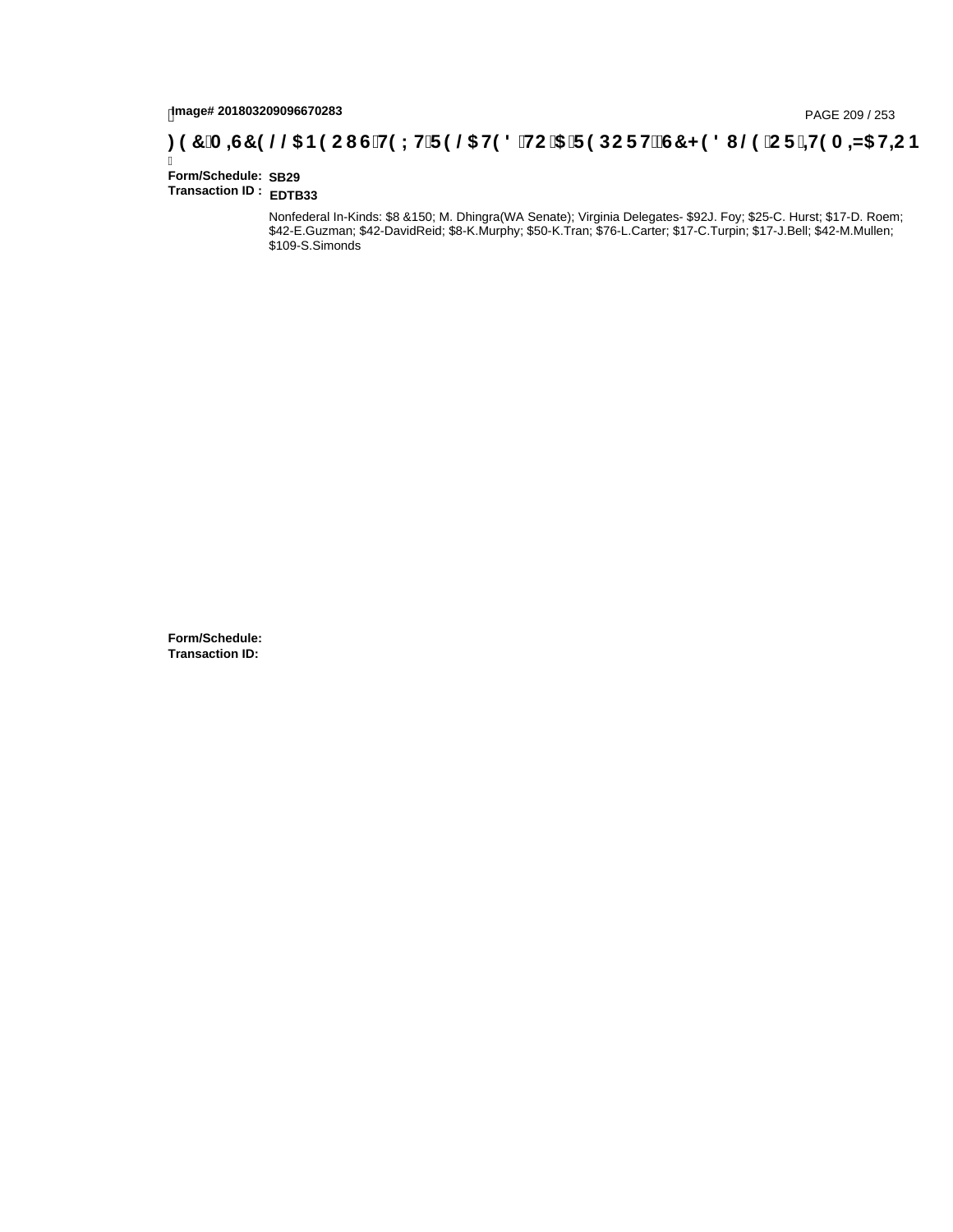Image# 201803209096670283

**) ( &0 ,6&( / / $1 ( 2 8 6 7( ; 7 5 ( / $7( ' 72 $ 5 ( 3 2 5 7 6&+ ( ' 8 / ( 2 5 ,7( 0 ,=$7,2 1**

**Form/Schedule:** **SB29**
**Transaction ID :** **EDTB33**

Nonfederal In-Kinds: $8 &150; M. Dhingra(WA Senate); Virginia Delegates- $92J. Foy; $25-C. Hurst; $17-D. Roem; $42-E.Guzman; $42-DavidReid; $8-K.Murphy; $50-K.Tran; $76-L.Carter; $17-C.Turpin; $17-J.Bell; $42-M.Mullen; $109-S.Simonds

**Form/Schedule:**
**Transaction ID:**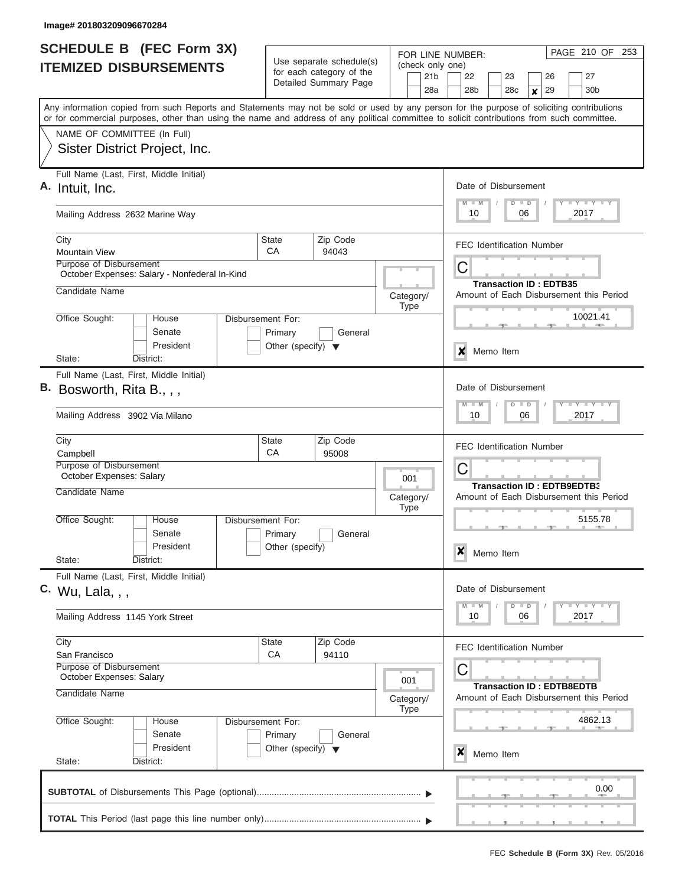Image# 201803209096670284

# SCHEDULE B (FEC Form 3X) ITEMIZED DISBURSEMENTS

Use separate schedule(s) for each category of the Detailed Summary Page

FOR LINE NUMBER: (check only one)

21b | 22 | 23 | 26 | 27
28a | 28b | 28c | **X** 29 | 30b

Any information copied from such Reports and Statements may not be sold or used by any person for the purpose of soliciting contributions or for commercial purposes, other than using the name and address of any political committee to solicit contributions from such committee.

NAME OF COMMITTEE (In Full)
Sister District Project, Inc.

---

**A.** Full Name (Last, First, Middle Initial): Intuit, Inc.

Mailing Address: 2632 Marine Way

City: Mountain View | State: CA | Zip Code: 94043

Purpose of Disbursement: October Expenses: Salary - Nonfederal In-Kind

Candidate Name:

Category/Type:

Office Sought: House / Senate / President

Disbursement For: Primary / General / Other (specify)

State: District:

Date of Disbursement: 10 / 06 / 2017

FEC Identification Number: C

Transaction ID : EDTB35

Amount of Each Disbursement this Period: 10021.41

X Memo Item

---

**B.** Full Name (Last, First, Middle Initial): Bosworth, Rita B., , ,

Mailing Address: 3902 Via Milano

City: Campbell | State: CA | Zip Code: 95008

Purpose of Disbursement: October Expenses: Salary

Candidate Name:

Category/Type: 001

Office Sought: House / Senate / President

Disbursement For: Primary / General / Other (specify)

State: District:

Date of Disbursement: 10 / 06 / 2017

FEC Identification Number: C

Transaction ID : EDTB9EDTB3

Amount of Each Disbursement this Period: 5155.78

X Memo Item

---

**C.** Full Name (Last, First, Middle Initial): Wu, Lala, , ,

Mailing Address: 1145 York Street

City: San Francisco | State: CA | Zip Code: 94110

Purpose of Disbursement: October Expenses: Salary

Candidate Name:

Category/Type: 001

Office Sought: House / Senate / President

Disbursement For: Primary / General / Other (specify)

State: District:

Date of Disbursement: 10 / 06 / 2017

FEC Identification Number: C

Transaction ID : EDTB8EDTB

Amount of Each Disbursement this Period: 4862.13

X Memo Item

---

**SUBTOTAL** of Disbursements This Page (optional): 0.00

**TOTAL** This Period (last page this line number only):

FEC **Schedule B (Form 3X)** Rev. 05/2016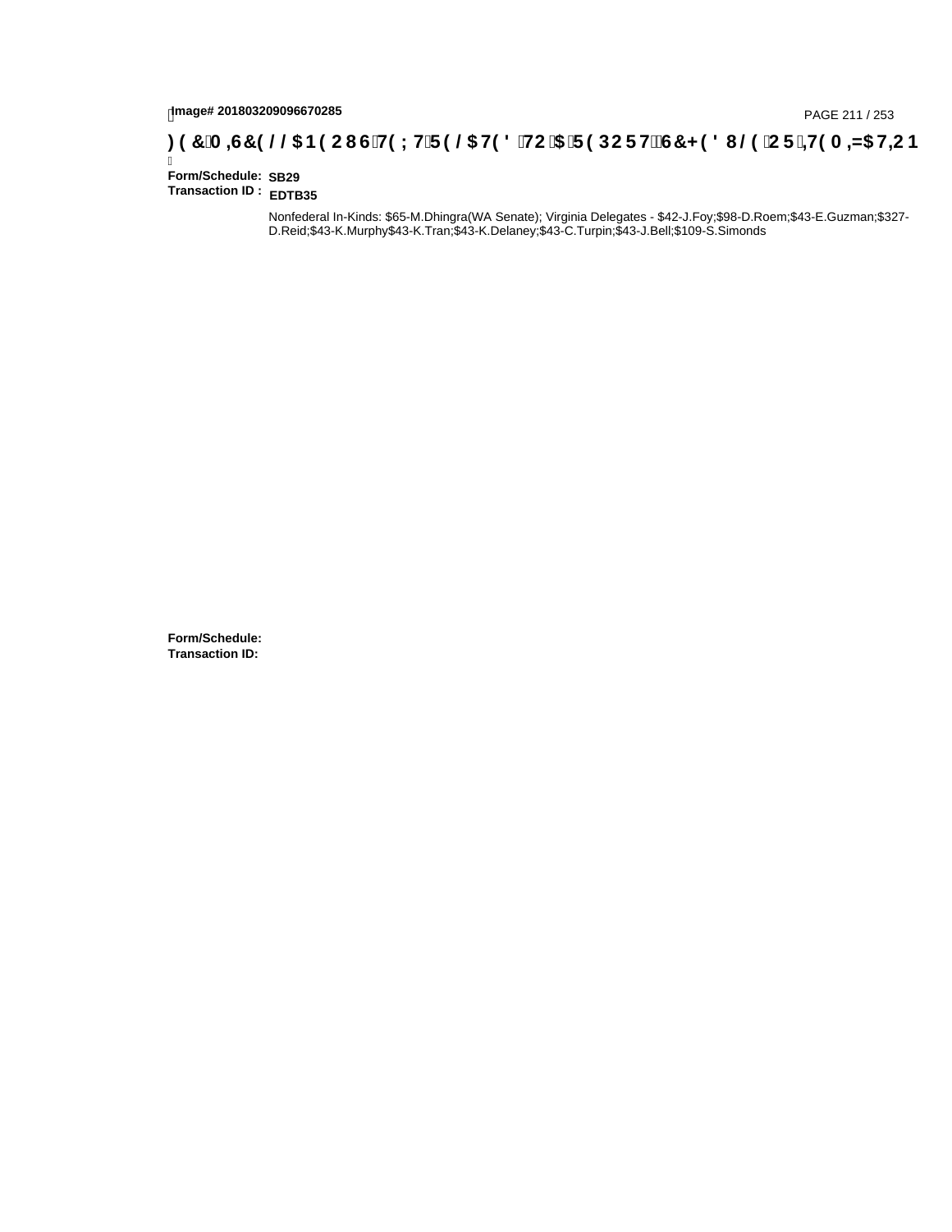**Form/Schedule:** **SB29**
**Transaction ID :** **EDTB35**

Nonfederal In-Kinds: $65-M.Dhingra(WA Senate); Virginia Delegates - $42-J.Foy;$98-D.Roem;$43-E.Guzman;$327-D.Reid;$43-K.Murphy$43-K.Tran;$43-K.Delaney;$43-C.Turpin;$43-J.Bell;$109-S.Simonds

**Form/Schedule:**
**Transaction ID:**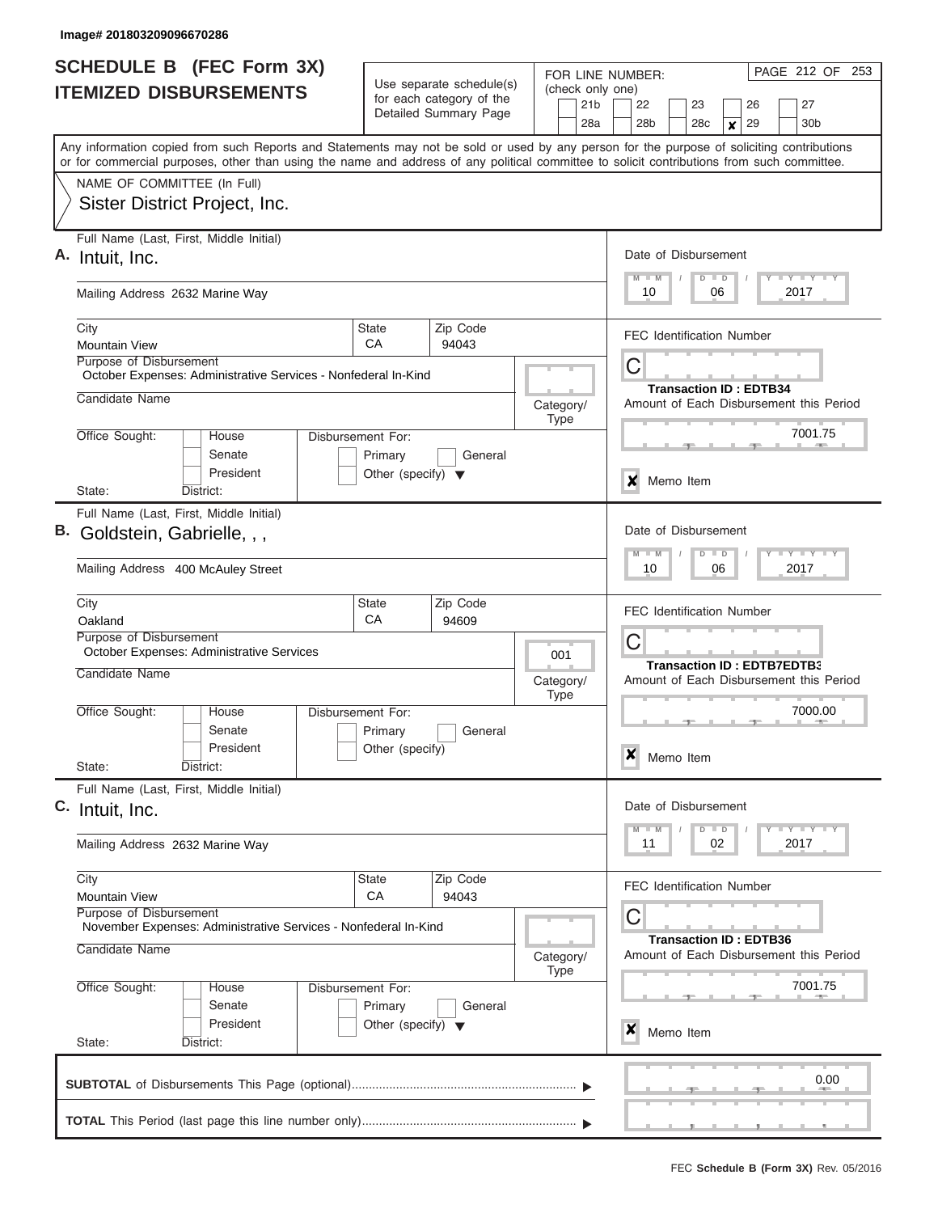Image# 201803209096670286

# SCHEDULE B (FEC Form 3X) ITEMIZED DISBURSEMENTS

Use separate schedule(s) for each category of the Detailed Summary Page

FOR LINE NUMBER: (check only one)

21b | 22 | 23 | 26 | 27
28a | 28b | 28c | **X** 29 | 30b

PAGE 212 OF 253

Any information copied from such Reports and Statements may not be sold or used by any person for the purpose of soliciting contributions or for commercial purposes, other than using the name and address of any political committee to solicit contributions from such committee.

NAME OF COMMITTEE (In Full)
Sister District Project, Inc.

---

**A.** Full Name (Last, First, Middle Initial): Intuit, Inc.

Mailing Address: 2632 Marine Way

City: Mountain View | State: CA | Zip Code: 94043

Purpose of Disbursement: October Expenses: Administrative Services - Nonfederal In-Kind

Candidate Name:

Category/Type:

Office Sought: House / Senate / President

Disbursement For: Primary / General / Other (specify)

State: District:

Date of Disbursement: 10/06/2017

FEC Identification Number: C

Transaction ID : EDTB34

Amount of Each Disbursement this Period: 7001.75

**X** Memo Item

---

**B.** Full Name (Last, First, Middle Initial): Goldstein, Gabrielle, , ,

Mailing Address: 400 McAuley Street

City: Oakland | State: CA | Zip Code: 94609

Purpose of Disbursement: October Expenses: Administrative Services

Candidate Name:

Category/Type: 001

Office Sought: House / Senate / President

Disbursement For: Primary / General / Other (specify)

State: District:

Date of Disbursement: 10/06/2017

FEC Identification Number: C

Transaction ID : EDTB7EDTB3

Amount of Each Disbursement this Period: 7000.00

**X** Memo Item

---

**C.** Full Name (Last, First, Middle Initial): Intuit, Inc.

Mailing Address: 2632 Marine Way

City: Mountain View | State: CA | Zip Code: 94043

Purpose of Disbursement: November Expenses: Administrative Services - Nonfederal In-Kind

Candidate Name:

Category/Type:

Office Sought: House / Senate / President

Disbursement For: Primary / General / Other (specify)

State: District:

Date of Disbursement: 11/02/2017

FEC Identification Number: C

Transaction ID : EDTB36

Amount of Each Disbursement this Period: 7001.75

**X** Memo Item

---

**SUBTOTAL** of Disbursements This Page (optional): 0.00

**TOTAL** This Period (last page this line number only):

FEC **Schedule B (Form 3X)** Rev. 05/2016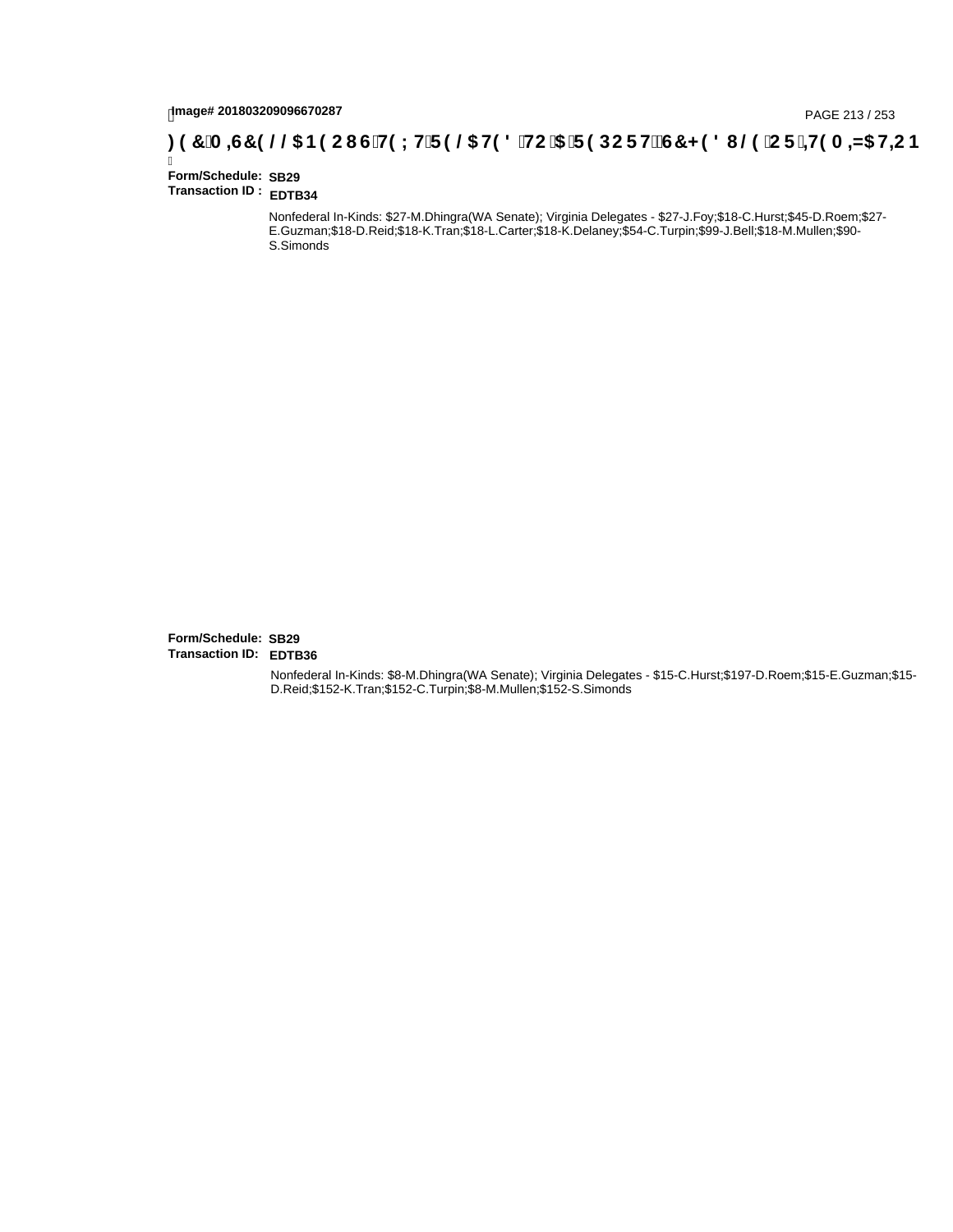Image# 201803209096670287

**) ( &0 ,6&( / / $1 ( 2 8 6 7( ; 7 5( / $ 7( ' 72 $ 5( 3 2 5 7 6&+ ( ' 8 / ( 2 5 ,7( 0 ,= $ 7,2 1**

**Form/Schedule:** **SB29**
**Transaction ID :** **EDTB34**

Nonfederal In-Kinds: $27-M.Dhingra(WA Senate); Virginia Delegates - $27-J.Foy;$18-C.Hurst;$45-D.Roem;$27-E.Guzman;$18-D.Reid;$18-K.Tran;$18-L.Carter;$18-K.Delaney;$54-C.Turpin;$99-J.Bell;$18-M.Mullen;$90-S.Simonds

**Form/Schedule:** **SB29**
**Transaction ID:** **EDTB36**

Nonfederal In-Kinds: $8-M.Dhingra(WA Senate); Virginia Delegates - $15-C.Hurst;$197-D.Roem;$15-E.Guzman;$15-D.Reid;$152-K.Tran;$152-C.Turpin;$8-M.Mullen;$152-S.Simonds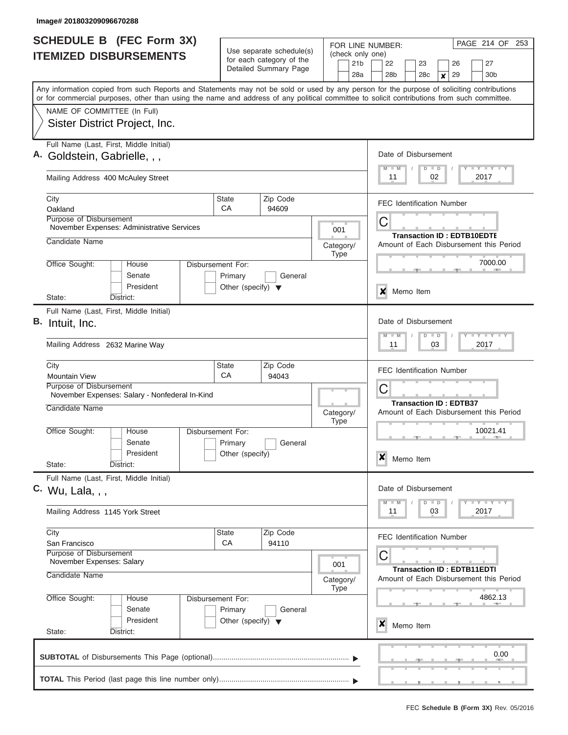Image# 201803209096670288

# SCHEDULE B (FEC Form 3X) ITEMIZED DISBURSEMENTS

Use separate schedule(s) for each category of the Detailed Summary Page

FOR LINE NUMBER: (check only one)

21b | 22 | 23 | 26 | 27
28a | 28b | 28c | **X** 29 | 30b

PAGE 214 OF 253

Any information copied from such Reports and Statements may not be sold or used by any person for the purpose of soliciting contributions or for commercial purposes, other than using the name and address of any political committee to solicit contributions from such committee.

NAME OF COMMITTEE (In Full)
Sister District Project, Inc.

---

**A.** Full Name (Last, First, Middle Initial): Goldstein, Gabrielle, , ,

Mailing Address: 400 McAuley Street

City: Oakland | State: CA | Zip Code: 94609

Purpose of Disbursement: November Expenses: Administrative Services

Category/Type: 001

Candidate Name:

Office Sought: House / Senate / President
State: District:

Disbursement For: Primary / General / Other (specify)

Date of Disbursement: 11 / 02 / 2017

FEC Identification Number: C

Transaction ID : EDTB10EDTE

Amount of Each Disbursement this Period: 7000.00

X Memo Item

---

**B.** Full Name (Last, First, Middle Initial): Intuit, Inc.

Mailing Address: 2632 Marine Way

City: Mountain View | State: CA | Zip Code: 94043

Purpose of Disbursement: November Expenses: Salary - Nonfederal In-Kind

Category/Type:

Candidate Name:

Office Sought: House / Senate / President
State: District:

Disbursement For: Primary / General / Other (specify)

Date of Disbursement: 11 / 03 / 2017

FEC Identification Number: C

Transaction ID : EDTB37

Amount of Each Disbursement this Period: 10021.41

X Memo Item

---

**C.** Full Name (Last, First, Middle Initial): Wu, Lala, , ,

Mailing Address: 1145 York Street

City: San Francisco | State: CA | Zip Code: 94110

Purpose of Disbursement: November Expenses: Salary

Category/Type: 001

Candidate Name:

Office Sought: House / Senate / President
State: District:

Disbursement For: Primary / General / Other (specify)

Date of Disbursement: 11 / 03 / 2017

FEC Identification Number: C

Transaction ID : EDTB11EDTI

Amount of Each Disbursement this Period: 4862.13

X Memo Item

---

**SUBTOTAL** of Disbursements This Page (optional): 0.00

**TOTAL** This Period (last page this line number only):

FEC **Schedule B (Form 3X)** Rev. 05/2016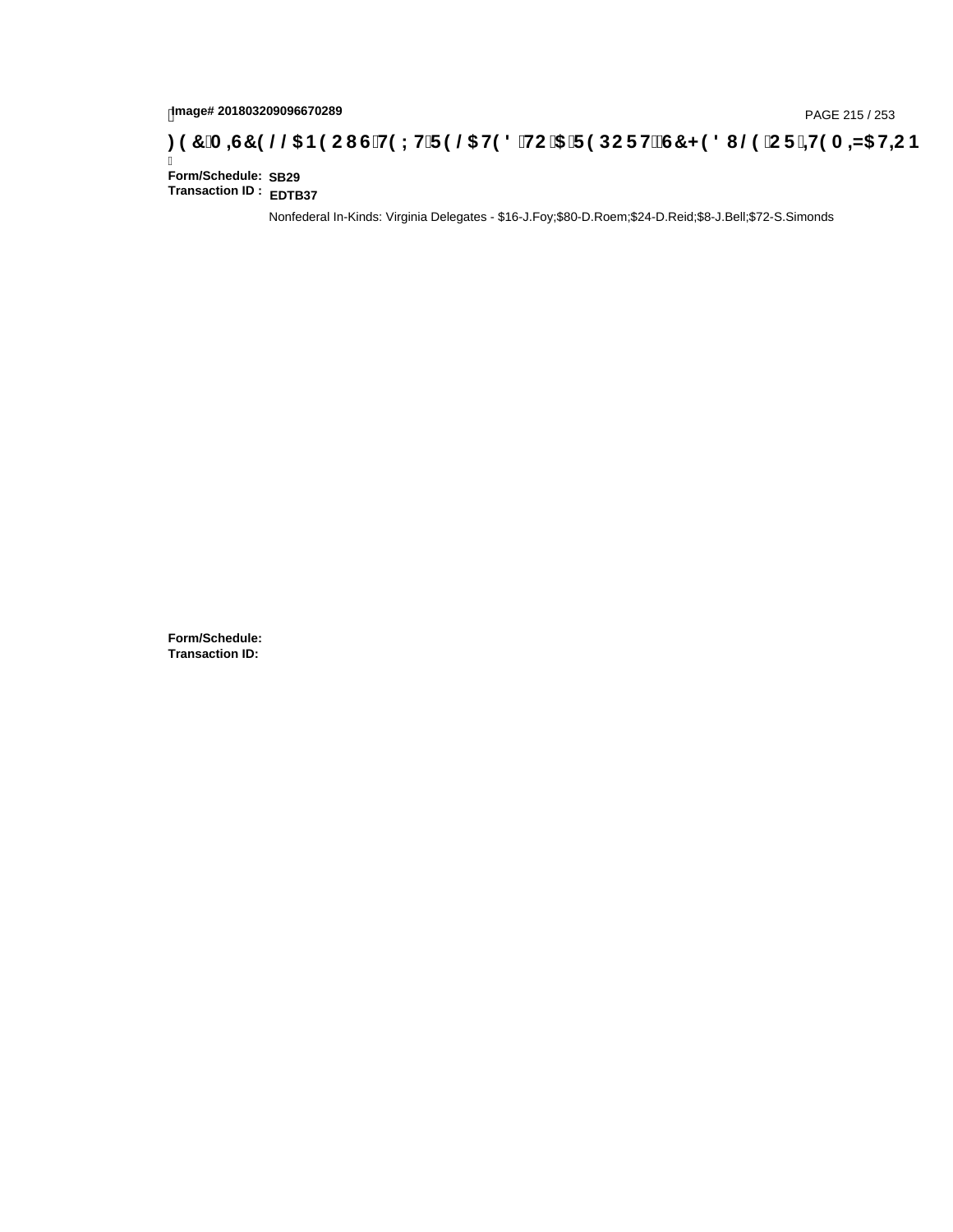Image# 201803209096670289

) ( &0 ,6&( / / \$ 1 ( 2 8 6 7( ; 7 5( / \$ 7( ' 72 \$ 5( 3 2 5 7 6&+( ' 8 / ( 2 5 ,7( 0 ,= \$ 7,2 1

**Form/Schedule:** SB29
**Transaction ID :** EDTB37

Nonfederal In-Kinds: Virginia Delegates - $16-J.Foy;$80-D.Roem;$24-D.Reid;$8-J.Bell;$72-S.Simonds

**Form/Schedule:**
**Transaction ID:**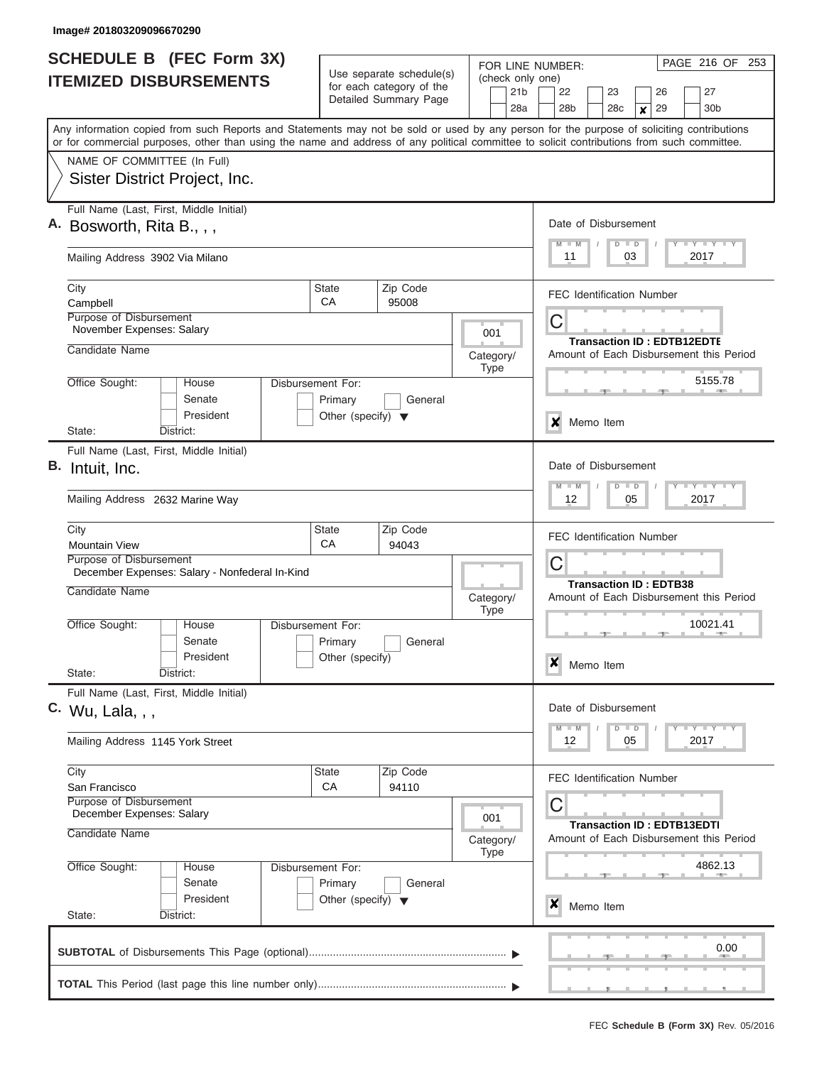Image# 201803209096670290

# SCHEDULE B (FEC Form 3X)
## ITEMIZED DISBURSEMENTS

Use separate schedule(s) for each category of the Detailed Summary Page

FOR LINE NUMBER: (check only one)

21b | 22 | 23 | 26 | 27
28a | 28b | 28c | **X** 29 | 30b

PAGE 216 OF 253

Any information copied from such Reports and Statements may not be sold or used by any person for the purpose of soliciting contributions or for commercial purposes, other than using the name and address of any political committee to solicit contributions from such committee.

NAME OF COMMITTEE (In Full)
Sister District Project, Inc.

---

**A.** Full Name (Last, First, Middle Initial): Bosworth, Rita B., , ,

Mailing Address: 3902 Via Milano

City: Campbell | State: CA | Zip Code: 95008

Purpose of Disbursement: November Expenses: Salary

Category/Type: 001

Candidate Name:

Office Sought: House / Senate / President

Disbursement For: Primary / General / Other (specify)

State: District:

Date of Disbursement: 11 / 03 / 2017

FEC Identification Number: C

Transaction ID : EDTB12EDTE

Amount of Each Disbursement this Period: 5155.78

**X** Memo Item

---

**B.** Full Name (Last, First, Middle Initial): Intuit, Inc.

Mailing Address: 2632 Marine Way

City: Mountain View | State: CA | Zip Code: 94043

Purpose of Disbursement: December Expenses: Salary - Nonfederal In-Kind

Category/Type:

Candidate Name:

Office Sought: House / Senate / President

Disbursement For: Primary / General / Other (specify)

State: District:

Date of Disbursement: 12 / 05 / 2017

FEC Identification Number: C

Transaction ID : EDTB38

Amount of Each Disbursement this Period: 10021.41

**X** Memo Item

---

**C.** Full Name (Last, First, Middle Initial): Wu, Lala, , ,

Mailing Address: 1145 York Street

City: San Francisco | State: CA | Zip Code: 94110

Purpose of Disbursement: December Expenses: Salary

Category/Type: 001

Candidate Name:

Office Sought: House / Senate / President

Disbursement For: Primary / General / Other (specify)

State: District:

Date of Disbursement: 12 / 05 / 2017

FEC Identification Number: C

Transaction ID : EDTB13EDTI

Amount of Each Disbursement this Period: 4862.13

**X** Memo Item

---

**SUBTOTAL** of Disbursements This Page (optional) ........ 0.00

**TOTAL** This Period (last page this line number only) ........

FEC **Schedule B (Form 3X)** Rev. 05/2016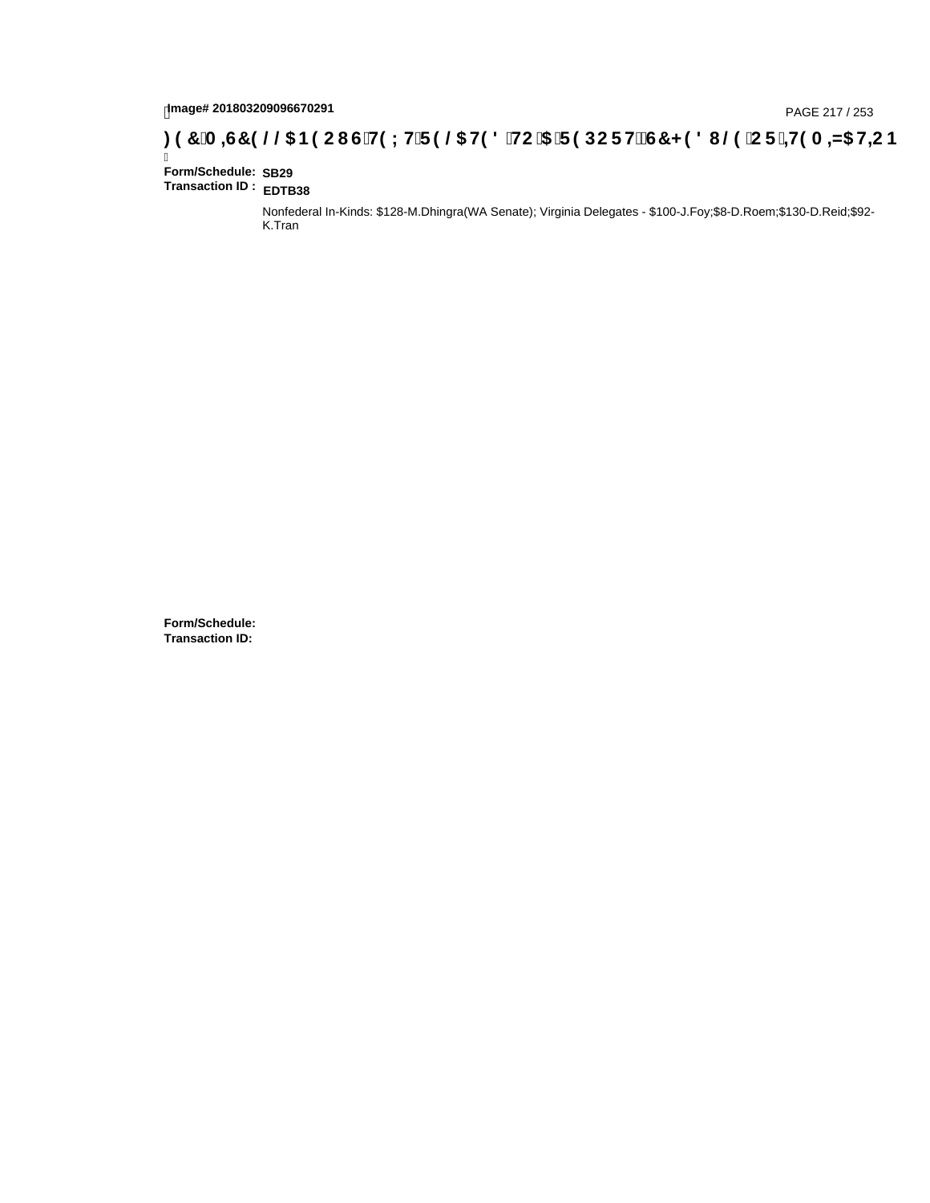**Image# 201803209096670291**

# FEC MISCELLANEOUS TEXT RELATED TO A REPORT, SCHEDULE OR ITEMIZATION

**Form/Schedule:** SB29
**Transaction ID :** EDTB38

Nonfederal In-Kinds: $128-M.Dhingra(WA Senate); Virginia Delegates - $100-J.Foy;$8-D.Roem;$130-D.Reid;$92-K.Tran

**Form/Schedule:**
**Transaction ID:**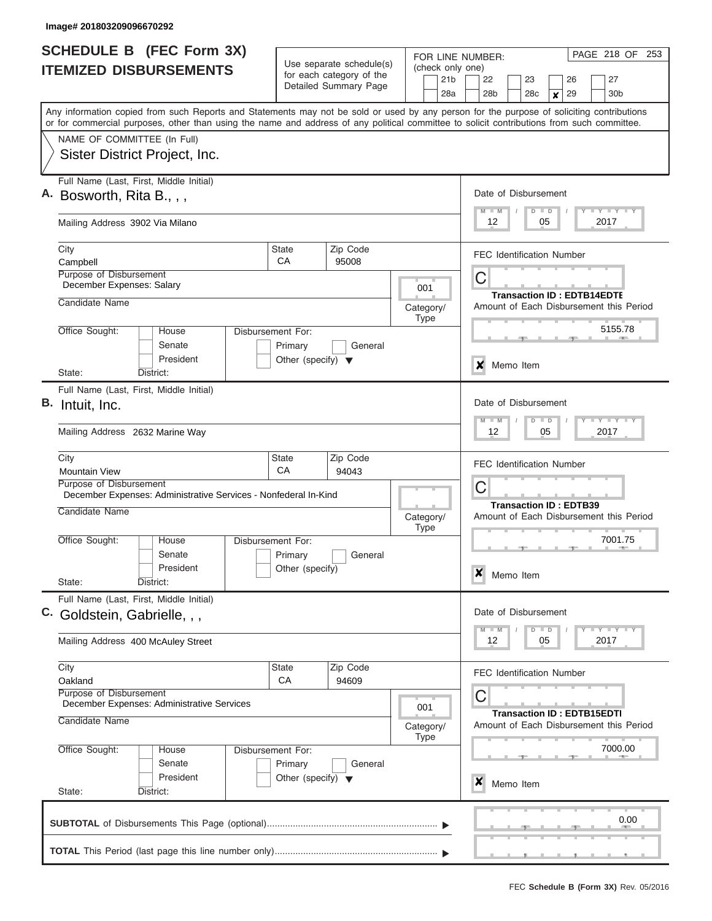Image# 201803209096670292

# SCHEDULE B (FEC Form 3X) ITEMIZED DISBURSEMENTS

Use separate schedule(s) for each category of the Detailed Summary Page

FOR LINE NUMBER: (check only one)

21b | 22 | 23 | 26 | 27
28a | 28b | 28c | **X** 29 | 30b

PAGE 218 OF 253

Any information copied from such Reports and Statements may not be sold or used by any person for the purpose of soliciting contributions or for commercial purposes, other than using the name and address of any political committee to solicit contributions from such committee.

NAME OF COMMITTEE (In Full)
Sister District Project, Inc.

---

**A.** Full Name (Last, First, Middle Initial): Bosworth, Rita B., , ,

Mailing Address: 3902 Via Milano

City: Campbell | State: CA | Zip Code: 95008

Purpose of Disbursement: December Expenses: Salary

Category/Type: 001

Candidate Name:

Office Sought: House / Senate / President | State: | District:

Disbursement For: Primary / General / Other (specify)

Date of Disbursement: 12 / 05 / 2017

FEC Identification Number: C

Transaction ID : EDTB14EDTE

Amount of Each Disbursement this Period: 5155.78

**X** Memo Item

---

**B.** Full Name (Last, First, Middle Initial): Intuit, Inc.

Mailing Address: 2632 Marine Way

City: Mountain View | State: CA | Zip Code: 94043

Purpose of Disbursement: December Expenses: Administrative Services - Nonfederal In-Kind

Category/Type:

Candidate Name:

Office Sought: House / Senate / President | State: | District:

Disbursement For: Primary / General / Other (specify)

Date of Disbursement: 12 / 05 / 2017

FEC Identification Number: C

Transaction ID : EDTB39

Amount of Each Disbursement this Period: 7001.75

**X** Memo Item

---

**C.** Full Name (Last, First, Middle Initial): Goldstein, Gabrielle, , ,

Mailing Address: 400 McAuley Street

City: Oakland | State: CA | Zip Code: 94609

Purpose of Disbursement: December Expenses: Administrative Services

Category/Type: 001

Candidate Name:

Office Sought: House / Senate / President | State: | District:

Disbursement For: Primary / General / Other (specify)

Date of Disbursement: 12 / 05 / 2017

FEC Identification Number: C

Transaction ID : EDTB15EDTI

Amount of Each Disbursement this Period: 7000.00

**X** Memo Item

---

**SUBTOTAL** of Disbursements This Page (optional) ........ 0.00

**TOTAL** This Period (last page this line number only) ........

FEC **Schedule B (Form 3X)** Rev. 05/2016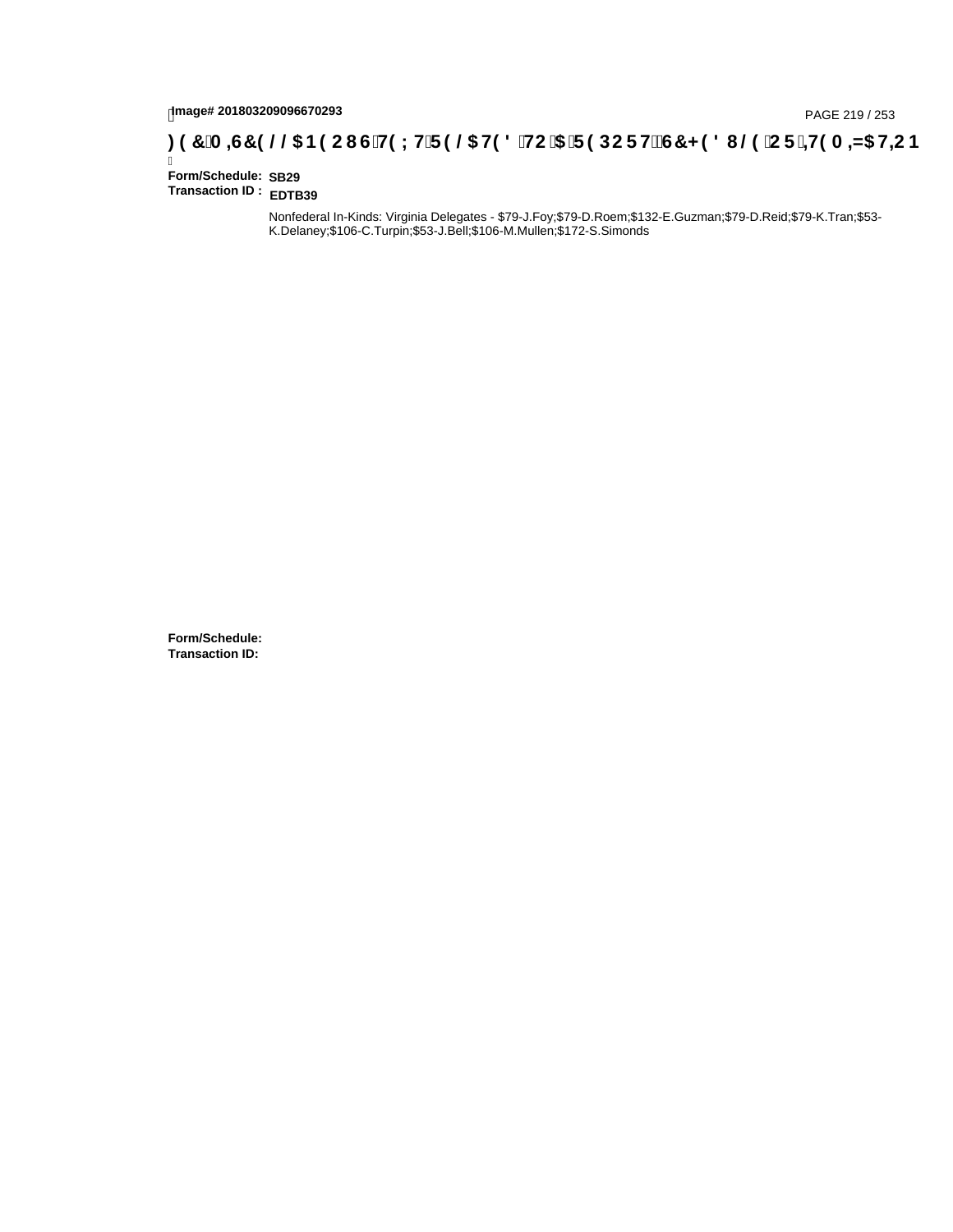Image# 201803209096670293

FEC MISCELLANEOUS TEXT RELATED TO A REPORT, SCHEDULE OR ITEMIZATION

**Form/Schedule:** SB29
**Transaction ID :** EDTB39

Nonfederal In-Kinds: Virginia Delegates - $79-J.Foy;$79-D.Roem;$132-E.Guzman;$79-D.Reid;$79-K.Tran;$53-K.Delaney;$106-C.Turpin;$53-J.Bell;$106-M.Mullen;$172-S.Simonds

**Form/Schedule:**
**Transaction ID:**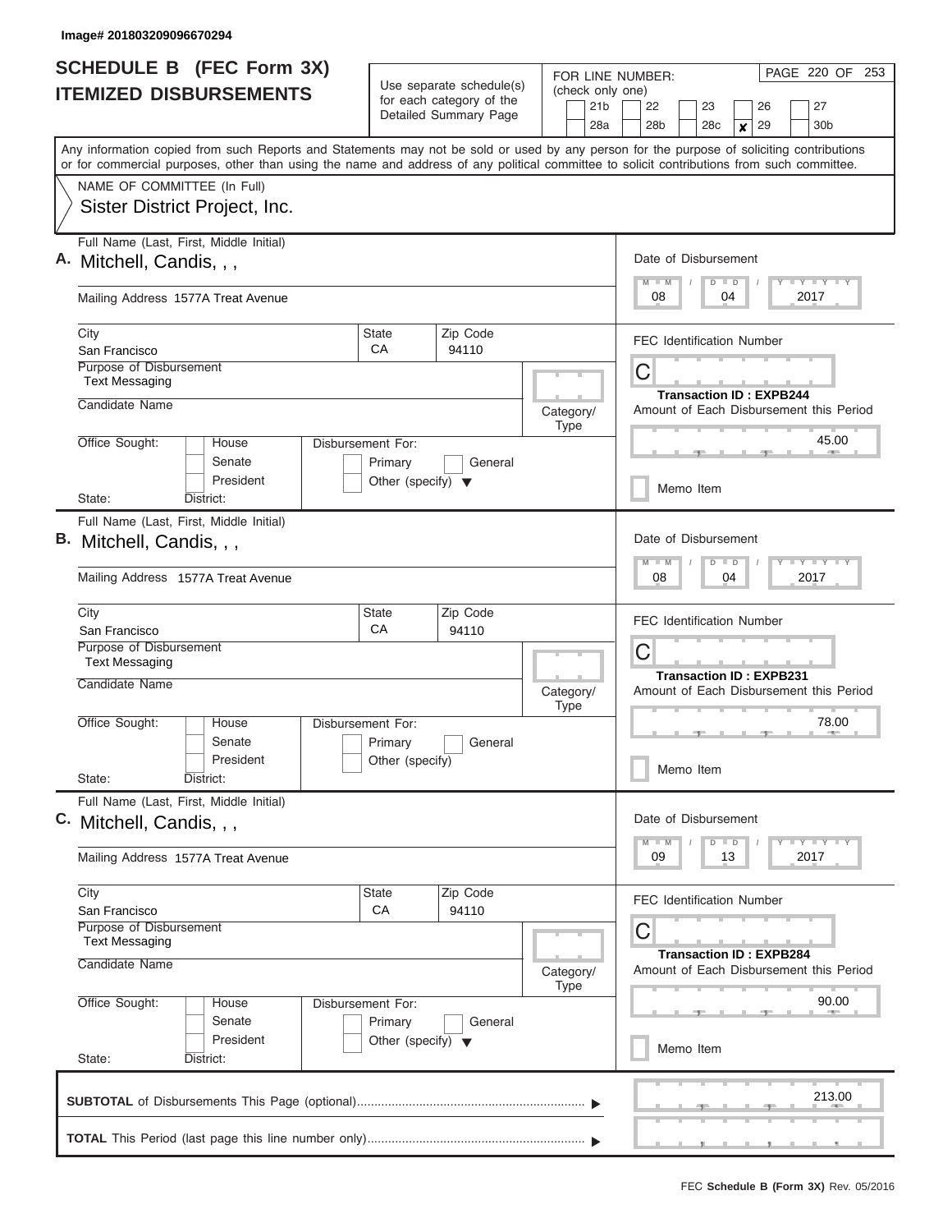Image# 201803209096670294

# SCHEDULE B (FEC Form 3X)
## ITEMIZED DISBURSEMENTS

Use separate schedule(s) for each category of the Detailed Summary Page

FOR LINE NUMBER: (check only one)

21b | 22 | 23 | 26 | 27
28a | 28b | 28c | ✘ 29 | 30b

PAGE 220 OF 253

Any information copied from such Reports and Statements may not be sold or used by any person for the purpose of soliciting contributions or for commercial purposes, other than using the name and address of any political committee to solicit contributions from such committee.

NAME OF COMMITTEE (In Full)
Sister District Project, Inc.

---

**A.** Full Name (Last, First, Middle Initial): Mitchell, Candis, , ,

Mailing Address: 1577A Treat Avenue

City: San Francisco | State: CA | Zip Code: 94110

Purpose of Disbursement: Text Messaging

Candidate Name:

Category/Type:

Office Sought: House / Senate / President

Disbursement For: Primary / General / Other (specify)

State: District:

Date of Disbursement: 08 / 04 / 2017

FEC Identification Number: C

Transaction ID : EXPB244

Amount of Each Disbursement this Period: 45.00

Memo Item

---

**B.** Full Name (Last, First, Middle Initial): Mitchell, Candis, , ,

Mailing Address: 1577A Treat Avenue

City: San Francisco | State: CA | Zip Code: 94110

Purpose of Disbursement: Text Messaging

Candidate Name:

Category/Type:

Office Sought: House / Senate / President

Disbursement For: Primary / General / Other (specify)

State: District:

Date of Disbursement: 08 / 04 / 2017

FEC Identification Number: C

Transaction ID : EXPB231

Amount of Each Disbursement this Period: 78.00

Memo Item

---

**C.** Full Name (Last, First, Middle Initial): Mitchell, Candis, , ,

Mailing Address: 1577A Treat Avenue

City: San Francisco | State: CA | Zip Code: 94110

Purpose of Disbursement: Text Messaging

Candidate Name:

Category/Type:

Office Sought: House / Senate / President

Disbursement For: Primary / General / Other (specify)

State: District:

Date of Disbursement: 09 / 13 / 2017

FEC Identification Number: C

Transaction ID : EXPB284

Amount of Each Disbursement this Period: 90.00

Memo Item

---

**SUBTOTAL** of Disbursements This Page (optional) ▶ 213.00

**TOTAL** This Period (last page this line number only) ▶

FEC **Schedule B (Form 3X)** Rev. 05/2016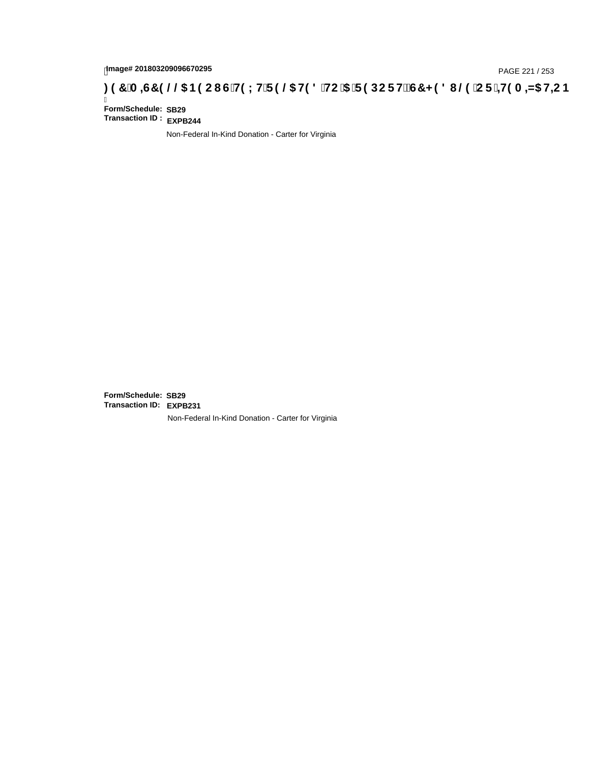**Form/Schedule:** SB29
**Transaction ID :** EXPB244

Non-Federal In-Kind Donation - Carter for Virginia

**Form/Schedule:** SB29
**Transaction ID:** EXPB231

Non-Federal In-Kind Donation - Carter for Virginia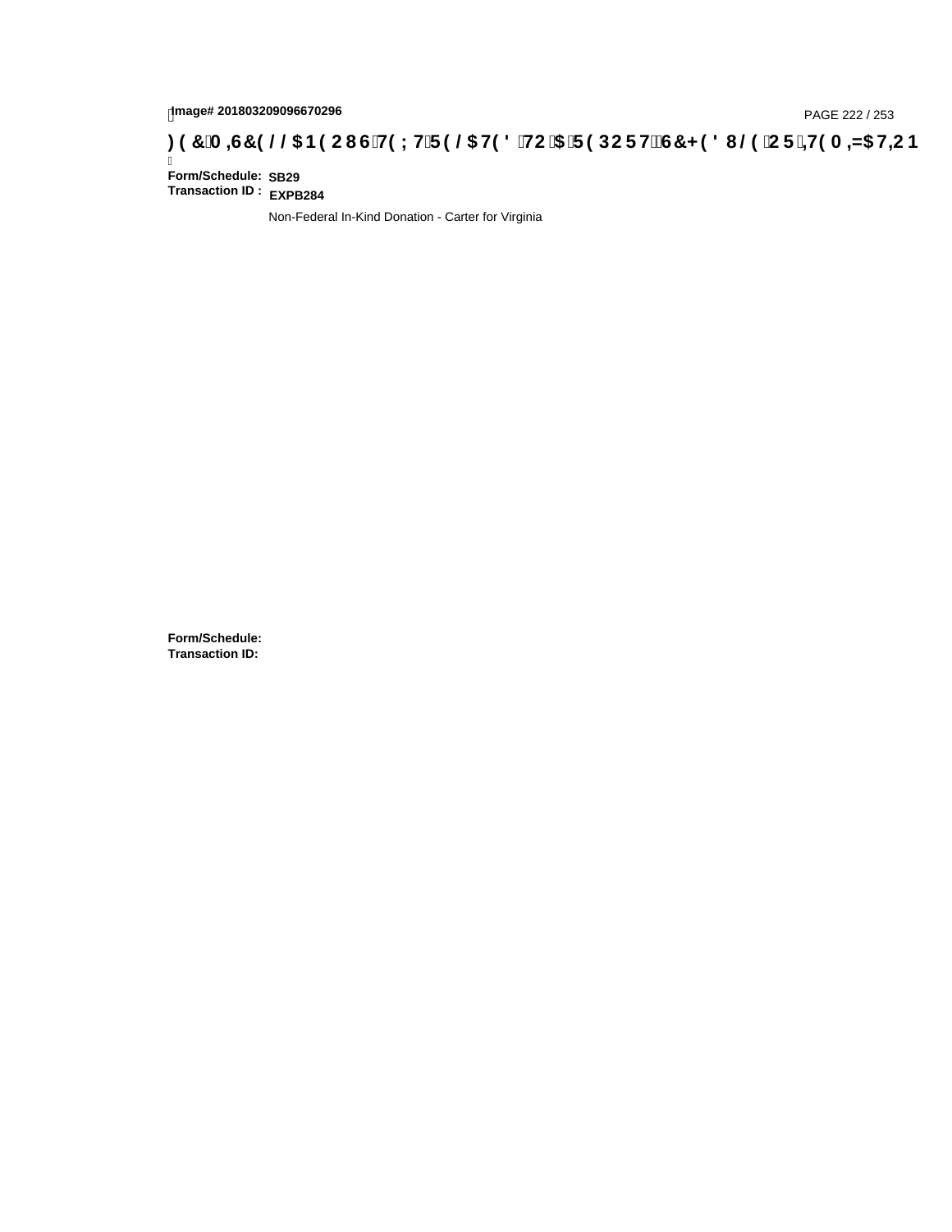**Image# 201803209096670296**

**FEC MISCELLANEOUS TEXT RELATED TO A REPORT, SCHEDULE OR ITEMIZATION**

**Form/Schedule:** **SB29**
**Transaction ID :** **EXPB284**

Non-Federal In-Kind Donation - Carter for Virginia

**Form/Schedule:**
**Transaction ID:**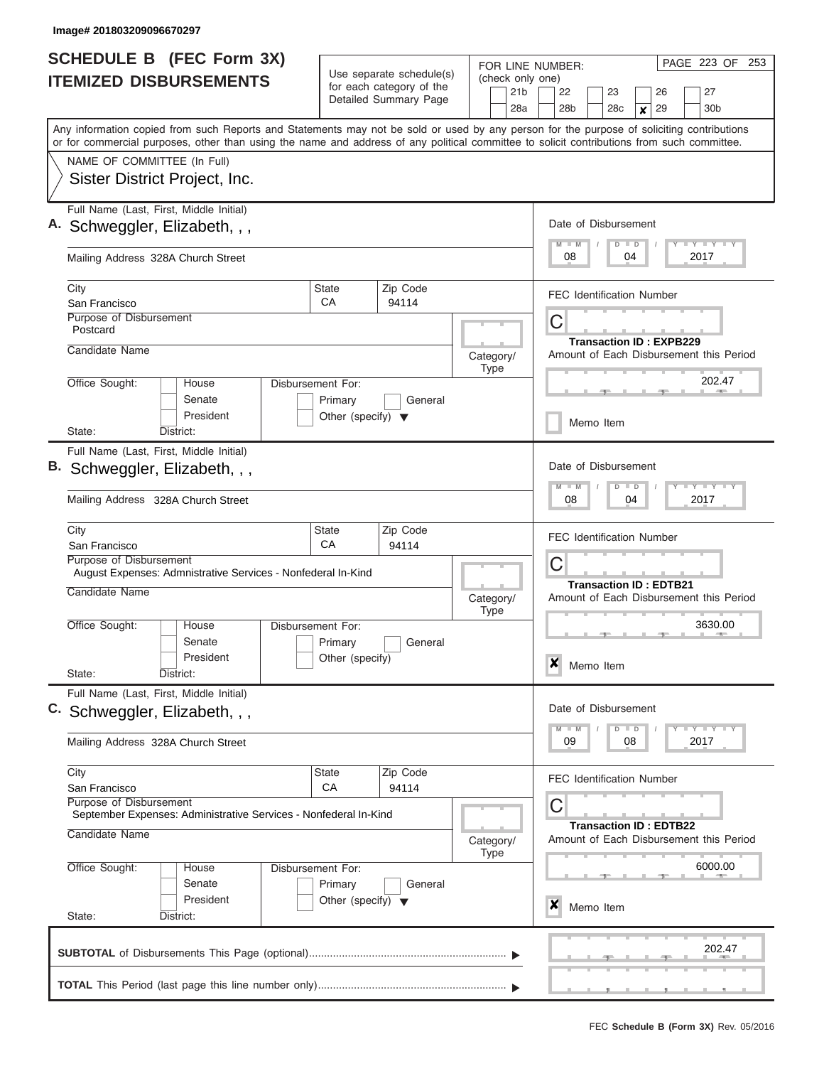Image# 201803209096670297

# SCHEDULE B (FEC Form 3X)
## ITEMIZED DISBURSEMENTS

Use separate schedule(s) for each category of the Detailed Summary Page

FOR LINE NUMBER: (check only one)

21b | 22 | 23 | 26 | 27
28a | 28b | 28c | **X** 29 | 30b

PAGE 223 OF 253

Any information copied from such Reports and Statements may not be sold or used by any person for the purpose of soliciting contributions or for commercial purposes, other than using the name and address of any political committee to solicit contributions from such committee.

NAME OF COMMITTEE (In Full)
Sister District Project, Inc.

---

**A.** Full Name (Last, First, Middle Initial): Schweggler, Elizabeth, , ,

Mailing Address: 328A Church Street

City: San Francisco | State: CA | Zip Code: 94114

Purpose of Disbursement: Postcard

Candidate Name:

Category/Type:

Office Sought: House / Senate / President

Disbursement For: Primary / General / Other (specify)

State: District:

Date of Disbursement: 08 / 04 / 2017

FEC Identification Number: C

Transaction ID : EXPB229

Amount of Each Disbursement this Period: 202.47

Memo Item

---

**B.** Full Name (Last, First, Middle Initial): Schweggler, Elizabeth, , ,

Mailing Address: 328A Church Street

City: San Francisco | State: CA | Zip Code: 94114

Purpose of Disbursement: August Expenses: Admnistrative Services - Nonfederal In-Kind

Candidate Name:

Category/Type:

Office Sought: House / Senate / President

Disbursement For: Primary / General / Other (specify)

State: District:

Date of Disbursement: 08 / 04 / 2017

FEC Identification Number: C

Transaction ID : EDTB21

Amount of Each Disbursement this Period: 3630.00

**X** Memo Item

---

**C.** Full Name (Last, First, Middle Initial): Schweggler, Elizabeth, , ,

Mailing Address: 328A Church Street

City: San Francisco | State: CA | Zip Code: 94114

Purpose of Disbursement: September Expenses: Administrative Services - Nonfederal In-Kind

Candidate Name:

Category/Type:

Office Sought: House / Senate / President

Disbursement For: Primary / General / Other (specify)

State: District:

Date of Disbursement: 09 / 08 / 2017

FEC Identification Number: C

Transaction ID : EDTB22

Amount of Each Disbursement this Period: 6000.00

**X** Memo Item

---

**SUBTOTAL** of Disbursements This Page (optional): 202.47

**TOTAL** This Period (last page this line number only):

FEC **Schedule B (Form 3X)** Rev. 05/2016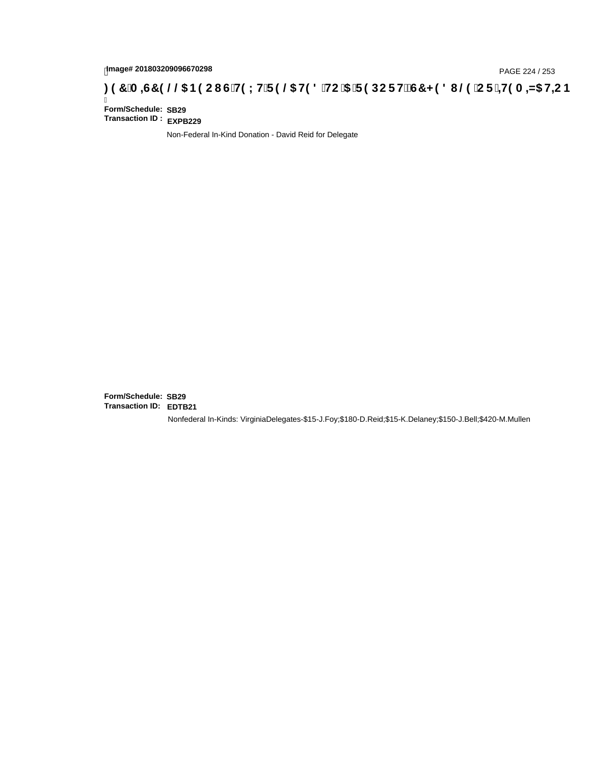**Image# 201803209096670298**

**FEC MISCELLANEOUS TEXT RELATED TO A REPORT, SCHEDULE OR ITEMIZATION**

**Form/Schedule:** **SB29**
**Transaction ID :** **EXPB229**

Non-Federal In-Kind Donation - David Reid for Delegate

**Form/Schedule:** **SB29**
**Transaction ID:** **EDTB21**

Nonfederal In-Kinds: VirginiaDelegates-$15-J.Foy;$180-D.Reid;$15-K.Delaney;$150-J.Bell;$420-M.Mullen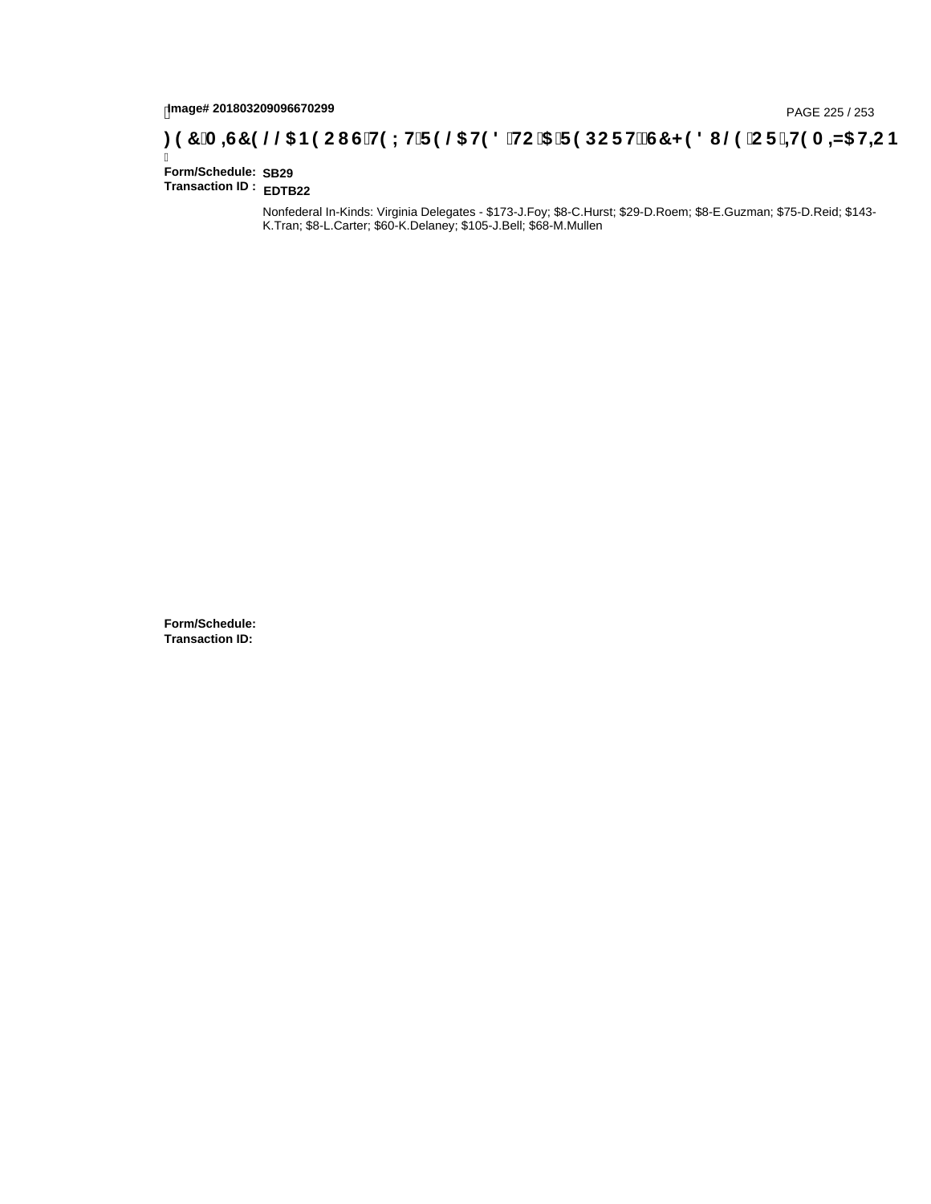Image# 201803209096670299

)(&0,6&(//$1(286 7(;7 5(/$7(' 72 $ 5(3257 6&+('8/( 25 ,7(0,=$7,21

**Form/Schedule:** SB29
**Transaction ID :** EDTB22

Nonfederal In-Kinds: Virginia Delegates - $173-J.Foy; $8-C.Hurst; $29-D.Roem; $8-E.Guzman; $75-D.Reid; $143-K.Tran; $8-L.Carter; $60-K.Delaney; $105-J.Bell; $68-M.Mullen

**Form/Schedule:**
**Transaction ID:**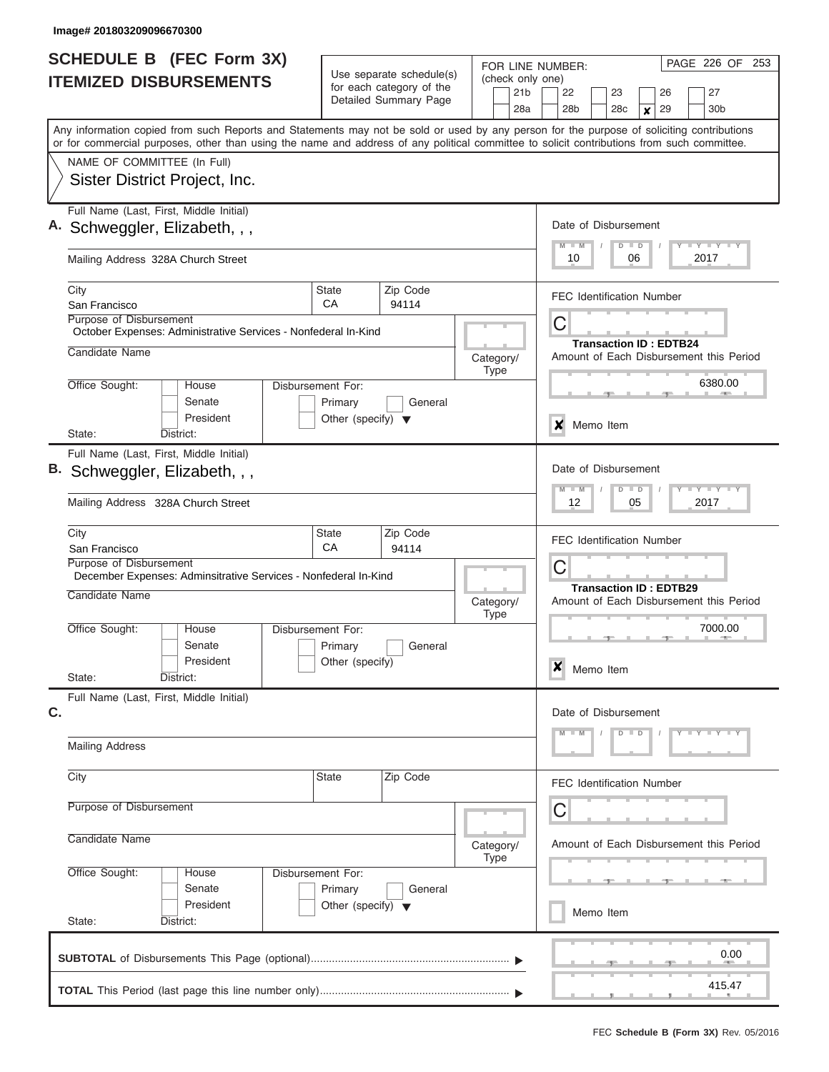Image# 201803209096670300

# SCHEDULE B (FEC Form 3X) ITEMIZED DISBURSEMENTS

Use separate schedule(s) for each category of the Detailed Summary Page

FOR LINE NUMBER: (check only one)

21b | 22 | 23 | 26 | 27 | 28a | 28b | 28c | **X** 29 | 30b

PAGE 226 OF 253

Any information copied from such Reports and Statements may not be sold or used by any person for the purpose of soliciting contributions or for commercial purposes, other than using the name and address of any political committee to solicit contributions from such committee.

NAME OF COMMITTEE (In Full)
Sister District Project, Inc.

---

**A.** Full Name (Last, First, Middle Initial): Schweggler, Elizabeth, , ,

Mailing Address: 328A Church Street

City: San Francisco | State: CA | Zip Code: 94114

Purpose of Disbursement: October Expenses: Administrative Services - Nonfederal In-Kind

Candidate Name:

Category/Type:

Office Sought: House / Senate / President — State: District:

Disbursement For: Primary / General / Other (specify)

Date of Disbursement: 10 / 06 / 2017

FEC Identification Number: C

Transaction ID : EDTB24

Amount of Each Disbursement this Period: 6380.00

**X** Memo Item

---

**B.** Full Name (Last, First, Middle Initial): Schweggler, Elizabeth, , ,

Mailing Address: 328A Church Street

City: San Francisco | State: CA | Zip Code: 94114

Purpose of Disbursement: December Expenses: Adminsitrative Services - Nonfederal In-Kind

Candidate Name:

Category/Type:

Office Sought: House / Senate / President — State: District:

Disbursement For: Primary / General / Other (specify)

Date of Disbursement: 12 / 05 / 2017

FEC Identification Number: C

Transaction ID : EDTB29

Amount of Each Disbursement this Period: 7000.00

**X** Memo Item

---

**C.** Full Name (Last, First, Middle Initial):

Mailing Address:

City: | State: | Zip Code:

Purpose of Disbursement:

Candidate Name:

Category/Type:

Office Sought: House / Senate / President — State: District:

Disbursement For: Primary / General / Other (specify)

Date of Disbursement: M M / D D / Y Y Y Y

FEC Identification Number: C

Amount of Each Disbursement this Period:

Memo Item

---

**SUBTOTAL** of Disbursements This Page (optional): 0.00

**TOTAL** This Period (last page this line number only): 415.47

FEC **Schedule B (Form 3X)** Rev. 05/2016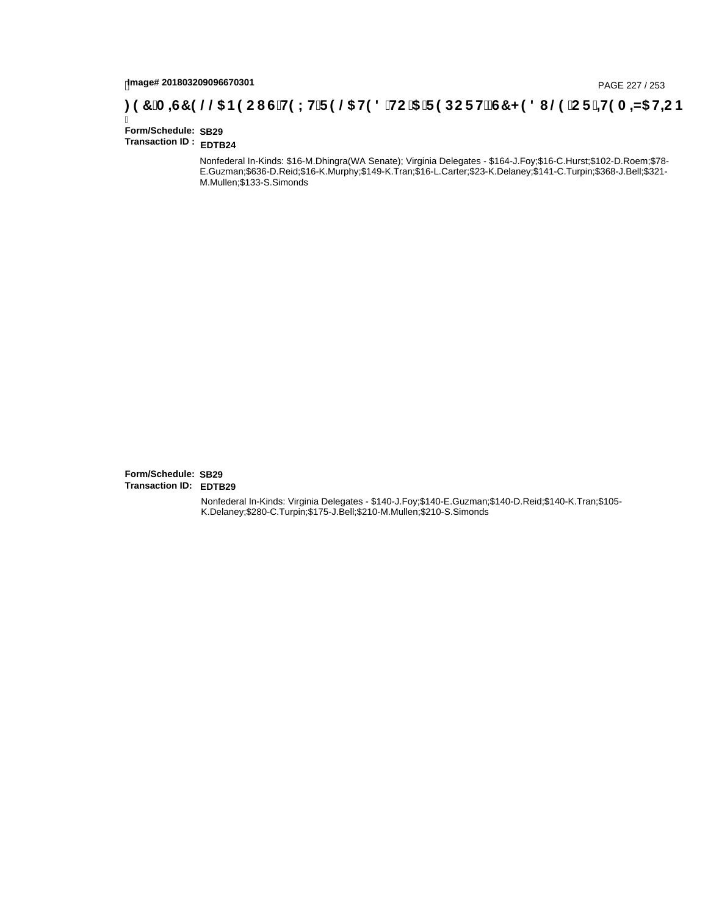Image# 201803209096670301

**FEC MISCELLANEOUS TEXT RELATED TO A REPORT, SCHEDULE OR ITEMIZATION**

**Form/Schedule:** SB29
**Transaction ID :** EDTB24

Nonfederal In-Kinds: $16-M.Dhingra(WA Senate); Virginia Delegates - $164-J.Foy;$16-C.Hurst;$102-D.Roem;$78-E.Guzman;$636-D.Reid;$16-K.Murphy;$149-K.Tran;$16-L.Carter;$23-K.Delaney;$141-C.Turpin;$368-J.Bell;$321-M.Mullen;$133-S.Simonds

**Form/Schedule:** SB29
**Transaction ID:** EDTB29

Nonfederal In-Kinds: Virginia Delegates - $140-J.Foy;$140-E.Guzman;$140-D.Reid;$140-K.Tran;$105-K.Delaney;$280-C.Turpin;$175-J.Bell;$210-M.Mullen;$210-S.Simonds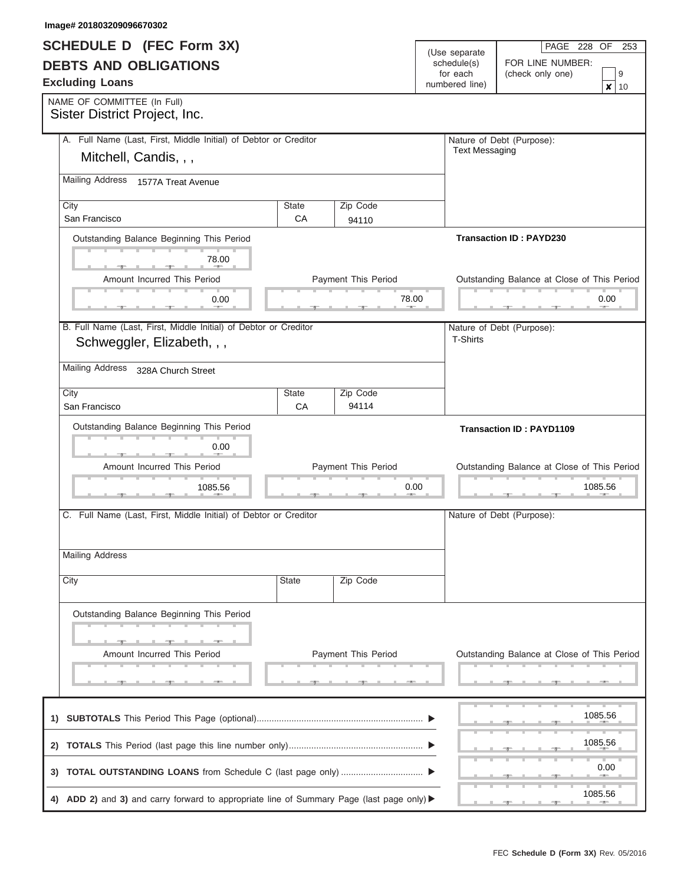Image# 201803209096670302

# SCHEDULE D (FEC Form 3X)
## DEBTS AND OBLIGATIONS
### Excluding Loans

(Use separate schedule(s) for each numbered line)

PAGE 228 OF 253

FOR LINE NUMBER: (check only one)
- [ ] 9
- [x] 10

NAME OF COMMITTEE (In Full)
Sister District Project, Inc.

---

**A.** Full Name (Last, First, Middle Initial) of Debtor or Creditor
Mitchell, Candis, , ,

Nature of Debt (Purpose):
Text Messaging

Mailing Address: 1577A Treat Avenue

| City | State | Zip Code |
|---|---|---|
| San Francisco | CA | 94110 |

Transaction ID : PAYD230

Outstanding Balance Beginning This Period: 78.00

| Amount Incurred This Period | Payment This Period | Outstanding Balance at Close of This Period |
|---|---|---|
| 0.00 | 78.00 | 0.00 |

---

**B.** Full Name (Last, First, Middle Initial) of Debtor or Creditor
Schweggler, Elizabeth, , ,

Nature of Debt (Purpose):
T-Shirts

Mailing Address: 328A Church Street

| City | State | Zip Code |
|---|---|---|
| San Francisco | CA | 94114 |

Transaction ID : PAYD1109

Outstanding Balance Beginning This Period: 0.00

| Amount Incurred This Period | Payment This Period | Outstanding Balance at Close of This Period |
|---|---|---|
| 1085.56 | 0.00 | 1085.56 |

---

**C.** Full Name (Last, First, Middle Initial) of Debtor or Creditor

Nature of Debt (Purpose):

Mailing Address

| City | State | Zip Code |
|---|---|---|
| | | |

Outstanding Balance Beginning This Period:

| Amount Incurred This Period | Payment This Period | Outstanding Balance at Close of This Period |
|---|---|---|
| | | |

---

| | | |
|---|---|---|
| 1) | **SUBTOTALS** This Period This Page (optional) | 1085.56 |
| 2) | **TOTALS** This Period (last page this line number only) | 1085.56 |
| 3) | **TOTAL OUTSTANDING LOANS** from Schedule C (last page only) | 0.00 |
| 4) | **ADD 2)** and **3)** and carry forward to appropriate line of Summary Page (last page only) | 1085.56 |

FEC **Schedule D (Form 3X)** Rev. 05/2016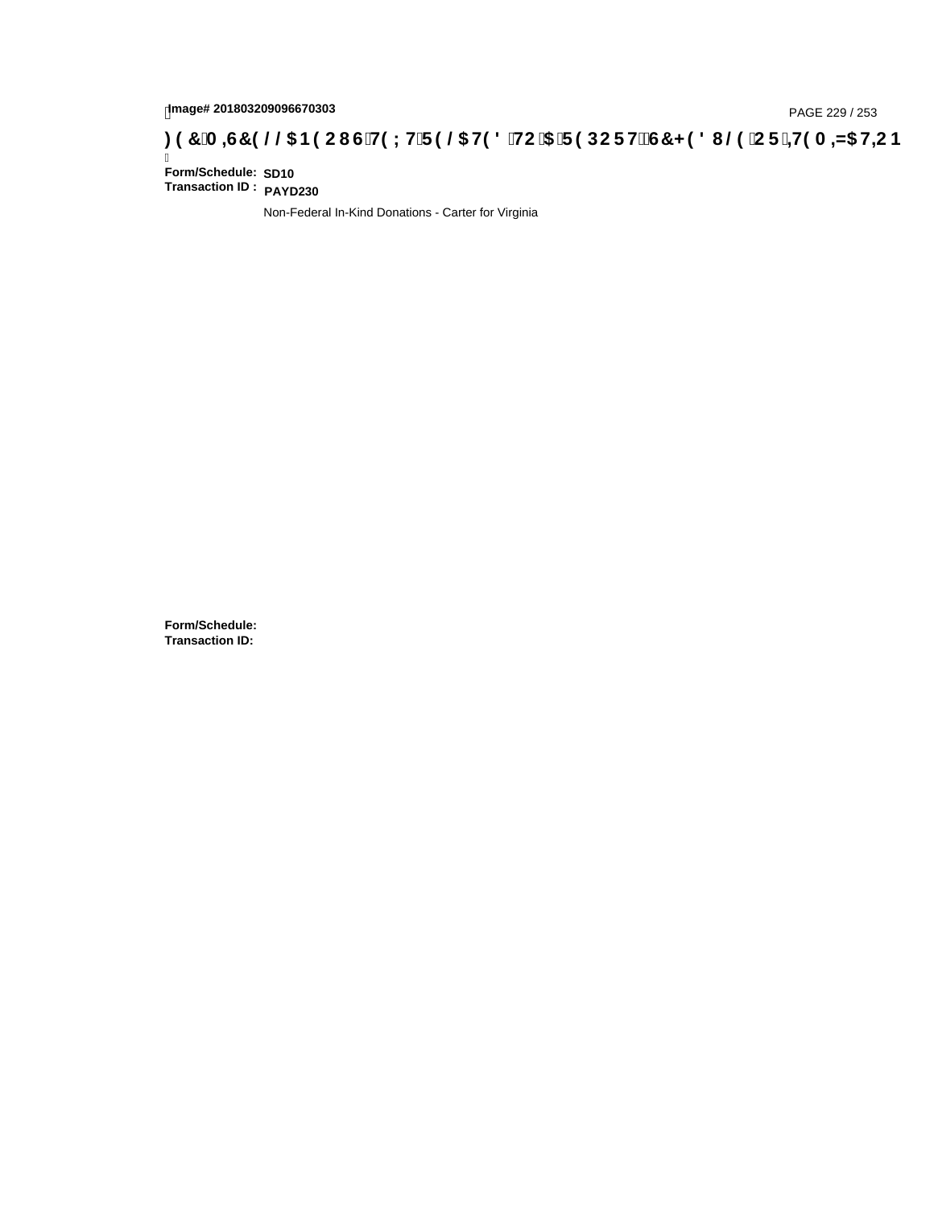**Form/Schedule:** SD10
**Transaction ID :** PAYD230

Non-Federal In-Kind Donations - Carter for Virginia

**Form/Schedule:**
**Transaction ID:**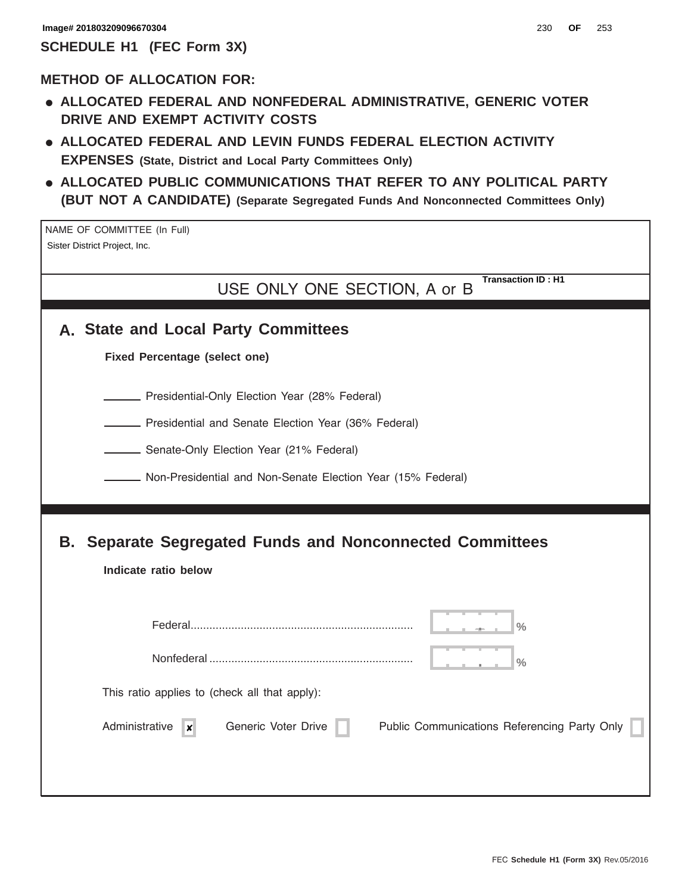Image# 201803209096670304

# SCHEDULE H1 (FEC Form 3X)

## METHOD OF ALLOCATION FOR:

- **ALLOCATED FEDERAL AND NONFEDERAL ADMINISTRATIVE, GENERIC VOTER DRIVE AND EXEMPT ACTIVITY COSTS**
- **ALLOCATED FEDERAL AND LEVIN FUNDS FEDERAL ELECTION ACTIVITY EXPENSES (State, District and Local Party Committees Only)**
- **ALLOCATED PUBLIC COMMUNICATIONS THAT REFER TO ANY POLITICAL PARTY (BUT NOT A CANDIDATE) (Separate Segregated Funds And Nonconnected Committees Only)**

NAME OF COMMITTEE (In Full)
Sister District Project, Inc.

USE ONLY ONE SECTION, A or B

**Transaction ID : H1**

## A. State and Local Party Committees

**Fixed Percentage (select one)**

_____ Presidential-Only Election Year (28% Federal)

_____ Presidential and Senate Election Year (36% Federal)

_____ Senate-Only Election Year (21% Federal)

_____ Non-Presidential and Non-Senate Election Year (15% Federal)

## B. Separate Segregated Funds and Nonconnected Committees

**Indicate ratio below**

Federal.................................................................. %

Nonfederal ............................................................. %

This ratio applies to (check all that apply):

Administrative [x] Generic Voter Drive [ ] Public Communications Referencing Party Only [ ]

FEC **Schedule H1 (Form 3X)** Rev.05/2016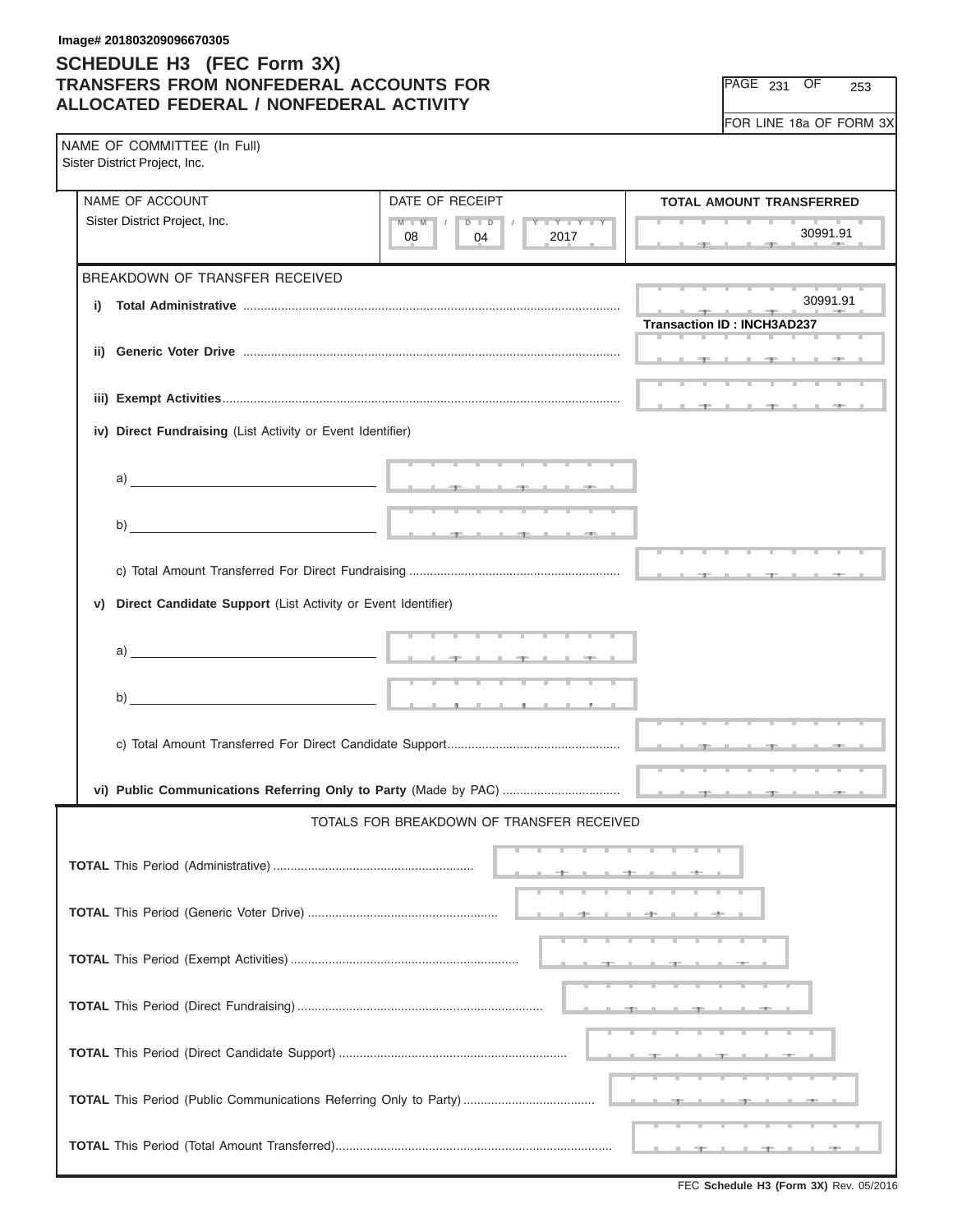Image# 201803209096670305

# SCHEDULE H3 (FEC Form 3X)
## TRANSFERS FROM NONFEDERAL ACCOUNTS FOR ALLOCATED FEDERAL / NONFEDERAL ACTIVITY

PAGE 231 OF 253

FOR LINE 18a OF FORM 3X

NAME OF COMMITTEE (In Full)
Sister District Project, Inc.

| NAME OF ACCOUNT | DATE OF RECEIPT | TOTAL AMOUNT TRANSFERRED |
|---|---|---|
| Sister District Project, Inc. | 08 / 04 / 2017 | 30991.91 |

BREAKDOWN OF TRANSFER RECEIVED

**i) Total Administrative** .......... 30991.91

**Transaction ID : INCH3AD237**

**ii) Generic Voter Drive** ..........

**iii) Exempt Activities** ..........

**iv) Direct Fundraising** (List Activity or Event Identifier)

a) ______________________

b) ______________________

c) Total Amount Transferred For Direct Fundraising ..........

**v) Direct Candidate Support** (List Activity or Event Identifier)

a) ______________________

b) ______________________

c) Total Amount Transferred For Direct Candidate Support ..........

**vi) Public Communications Referring Only to Party** (Made by PAC) ..........

TOTALS FOR BREAKDOWN OF TRANSFER RECEIVED

**TOTAL** This Period (Administrative) ..........

**TOTAL** This Period (Generic Voter Drive) ..........

**TOTAL** This Period (Exempt Activities) ..........

**TOTAL** This Period (Direct Fundraising) ..........

**TOTAL** This Period (Direct Candidate Support) ..........

**TOTAL** This Period (Public Communications Referring Only to Party) ..........

**TOTAL** This Period (Total Amount Transferred) ..........

FEC **Schedule H3 (Form 3X)** Rev. 05/2016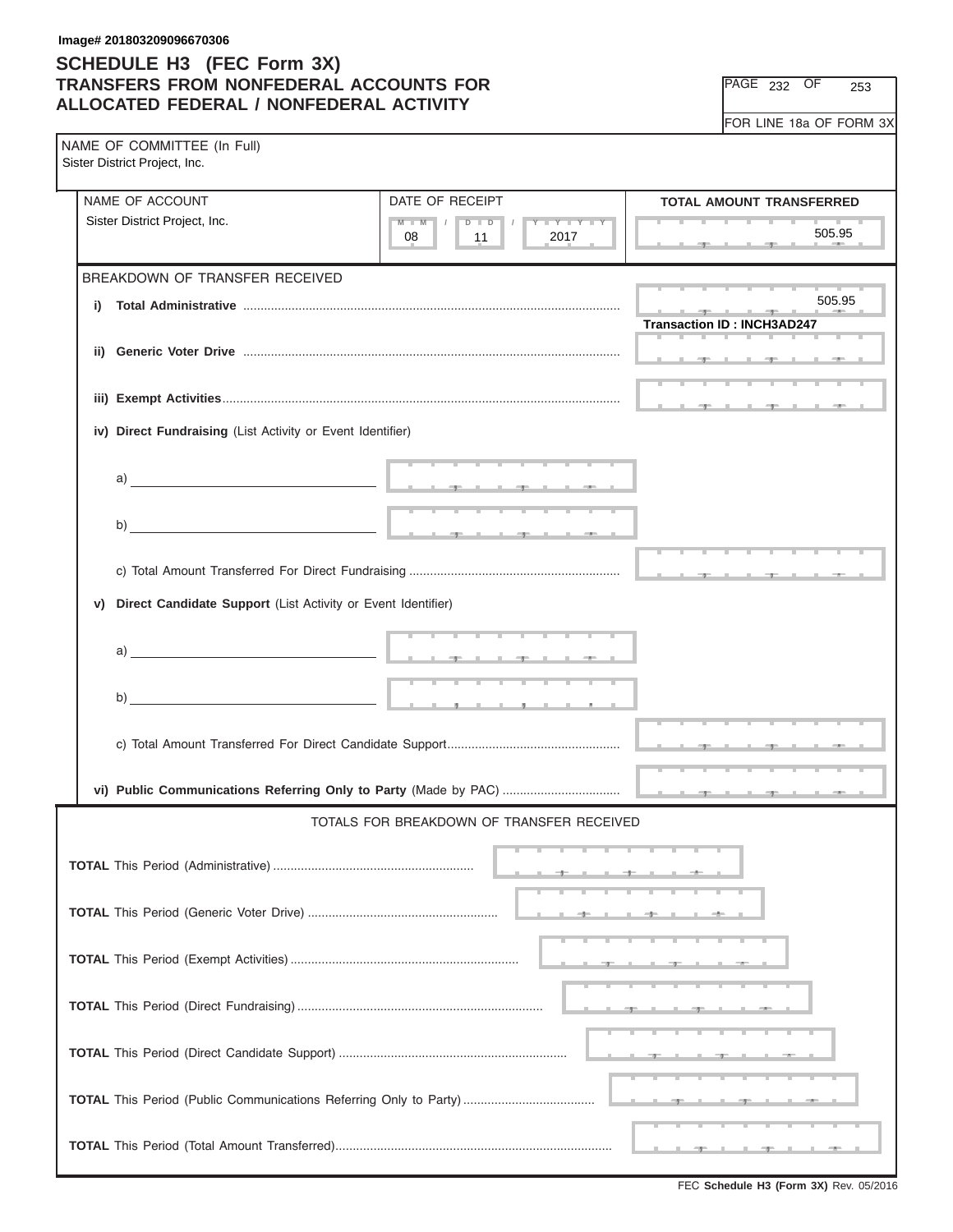Image# 201803209096670306

# SCHEDULE H3 (FEC Form 3X)
## TRANSFERS FROM NONFEDERAL ACCOUNTS FOR ALLOCATED FEDERAL / NONFEDERAL ACTIVITY

FOR LINE 18a OF FORM 3X

NAME OF COMMITTEE (In Full)
Sister District Project, Inc.

| NAME OF ACCOUNT | DATE OF RECEIPT | TOTAL AMOUNT TRANSFERRED |
|---|---|---|
| Sister District Project, Inc. | 08 / 11 / 2017 | 505.95 |

BREAKDOWN OF TRANSFER RECEIVED

i) **Total Administrative** ............ 505.95

**Transaction ID : INCH3AD247**

ii) **Generic Voter Drive** ............

iii) **Exempt Activities** ............

iv) **Direct Fundraising** (List Activity or Event Identifier)

a)

b)

c) Total Amount Transferred For Direct Fundraising ............

v) **Direct Candidate Support** (List Activity or Event Identifier)

a)

b)

c) Total Amount Transferred For Direct Candidate Support ............

vi) **Public Communications Referring Only to Party** (Made by PAC) ............

TOTALS FOR BREAKDOWN OF TRANSFER RECEIVED

**TOTAL** This Period (Administrative) ............

**TOTAL** This Period (Generic Voter Drive) ............

**TOTAL** This Period (Exempt Activities) ............

**TOTAL** This Period (Direct Fundraising) ............

**TOTAL** This Period (Direct Candidate Support) ............

**TOTAL** This Period (Public Communications Referring Only to Party) ............

**TOTAL** This Period (Total Amount Transferred) ............

FEC **Schedule H3 (Form 3X)** Rev. 05/2016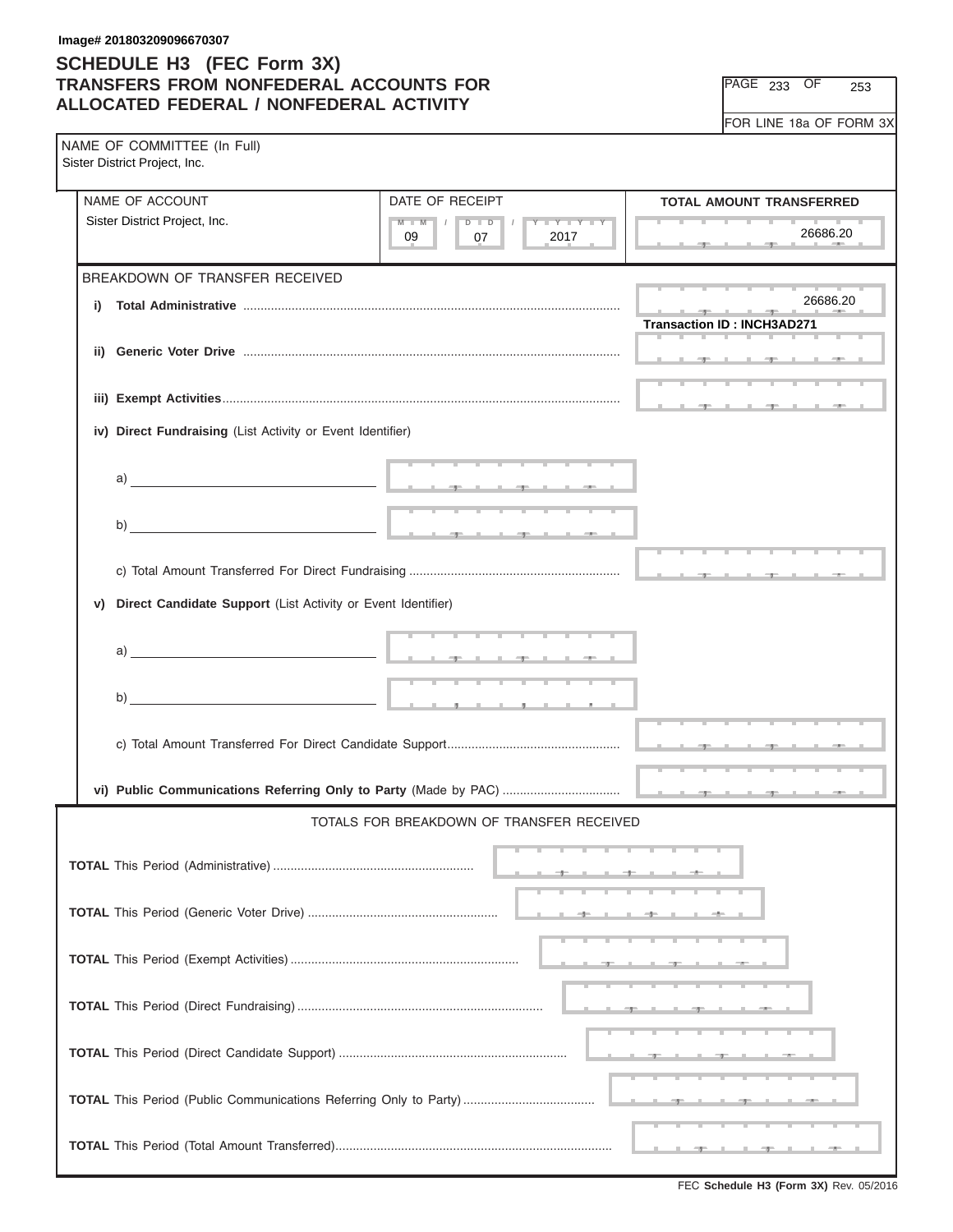Image# 201803209096670307

# SCHEDULE H3 (FEC Form 3X)
## TRANSFERS FROM NONFEDERAL ACCOUNTS FOR ALLOCATED FEDERAL / NONFEDERAL ACTIVITY

PAGE 233 OF 253

FOR LINE 18a OF FORM 3X

NAME OF COMMITTEE (In Full)
Sister District Project, Inc.

| NAME OF ACCOUNT | DATE OF RECEIPT | TOTAL AMOUNT TRANSFERRED |
|---|---|---|
| Sister District Project, Inc. | 09 / 07 / 2017 | 26686.20 |

BREAKDOWN OF TRANSFER RECEIVED

**i) Total Administrative** .......... 26686.20
**Transaction ID : INCH3AD271**

**ii) Generic Voter Drive** ..........

**iii) Exempt Activities** ..........

**iv) Direct Fundraising** (List Activity or Event Identifier)

a)

b)

c) Total Amount Transferred For Direct Fundraising ..........

**v) Direct Candidate Support** (List Activity or Event Identifier)

a)

b)

c) Total Amount Transferred For Direct Candidate Support ..........

**vi) Public Communications Referring Only to Party** (Made by PAC) ..........

TOTALS FOR BREAKDOWN OF TRANSFER RECEIVED

**TOTAL** This Period (Administrative) ..........

**TOTAL** This Period (Generic Voter Drive) ..........

**TOTAL** This Period (Exempt Activities) ..........

**TOTAL** This Period (Direct Fundraising) ..........

**TOTAL** This Period (Direct Candidate Support) ..........

**TOTAL** This Period (Public Communications Referring Only to Party) ..........

**TOTAL** This Period (Total Amount Transferred) ..........

FEC **Schedule H3 (Form 3X)** Rev. 05/2016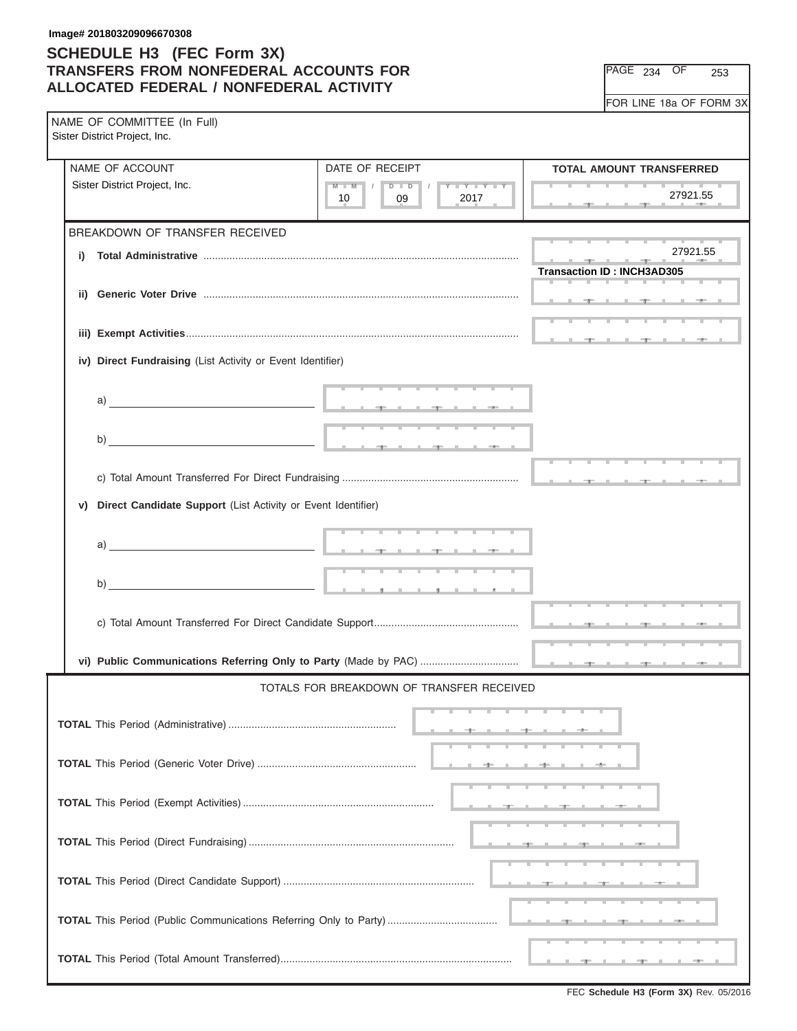Image# 201803209096670308

# SCHEDULE H3 (FEC Form 3X)
## TRANSFERS FROM NONFEDERAL ACCOUNTS FOR ALLOCATED FEDERAL / NONFEDERAL ACTIVITY

PAGE 234 OF 253

FOR LINE 18a OF FORM 3X

NAME OF COMMITTEE (In Full)
Sister District Project, Inc.

| NAME OF ACCOUNT | DATE OF RECEIPT | TOTAL AMOUNT TRANSFERRED |
|---|---|---|
| Sister District Project, Inc. | 10 / 09 / 2017 | 27921.55 |

BREAKDOWN OF TRANSFER RECEIVED

| Item | Amount |
|---|---|
| i) **Total Administrative** | 27921.55 |
| | Transaction ID : INCH3AD305 |
| ii) **Generic Voter Drive** | |
| iii) **Exempt Activities** | |

iv) **Direct Fundraising** (List Activity or Event Identifier)

a)

b)

c) Total Amount Transferred For Direct Fundraising

v) **Direct Candidate Support** (List Activity or Event Identifier)

a)

b)

c) Total Amount Transferred For Direct Candidate Support

vi) **Public Communications Referring Only to Party** (Made by PAC)

TOTALS FOR BREAKDOWN OF TRANSFER RECEIVED

**TOTAL** This Period (Administrative)

**TOTAL** This Period (Generic Voter Drive)

**TOTAL** This Period (Exempt Activities)

**TOTAL** This Period (Direct Fundraising)

**TOTAL** This Period (Direct Candidate Support)

**TOTAL** This Period (Public Communications Referring Only to Party)

**TOTAL** This Period (Total Amount Transferred)

FEC **Schedule H3 (Form 3X)** Rev. 05/2016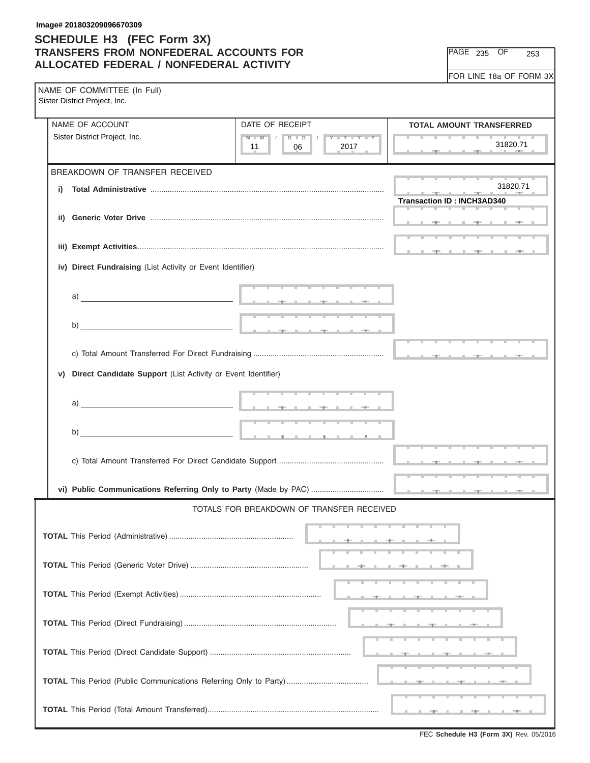Image# 201803209096670309

# SCHEDULE H3 (FEC Form 3X)
## TRANSFERS FROM NONFEDERAL ACCOUNTS FOR ALLOCATED FEDERAL / NONFEDERAL ACTIVITY

FOR LINE 18a OF FORM 3X

NAME OF COMMITTEE (In Full)
Sister District Project, Inc.

| NAME OF ACCOUNT | DATE OF RECEIPT | TOTAL AMOUNT TRANSFERRED |
|---|---|---|
| Sister District Project, Inc. | 11 / 06 / 2017 | 31820.71 |

BREAKDOWN OF TRANSFER RECEIVED

i) **Total Administrative** .......... 31820.71

**Transaction ID : INCH3AD340**

ii) **Generic Voter Drive** ..........

iii) **Exempt Activities** ..........

iv) **Direct Fundraising** (List Activity or Event Identifier)

a)

b)

c) Total Amount Transferred For Direct Fundraising ..........

v) **Direct Candidate Support** (List Activity or Event Identifier)

a)

b)

c) Total Amount Transferred For Direct Candidate Support ..........

vi) **Public Communications Referring Only to Party** (Made by PAC) ..........

TOTALS FOR BREAKDOWN OF TRANSFER RECEIVED

**TOTAL** This Period (Administrative) ..........

**TOTAL** This Period (Generic Voter Drive) ..........

**TOTAL** This Period (Exempt Activities) ..........

**TOTAL** This Period (Direct Fundraising) ..........

**TOTAL** This Period (Direct Candidate Support) ..........

**TOTAL** This Period (Public Communications Referring Only to Party) ..........

**TOTAL** This Period (Total Amount Transferred) ..........

FEC **Schedule H3 (Form 3X)** Rev. 05/2016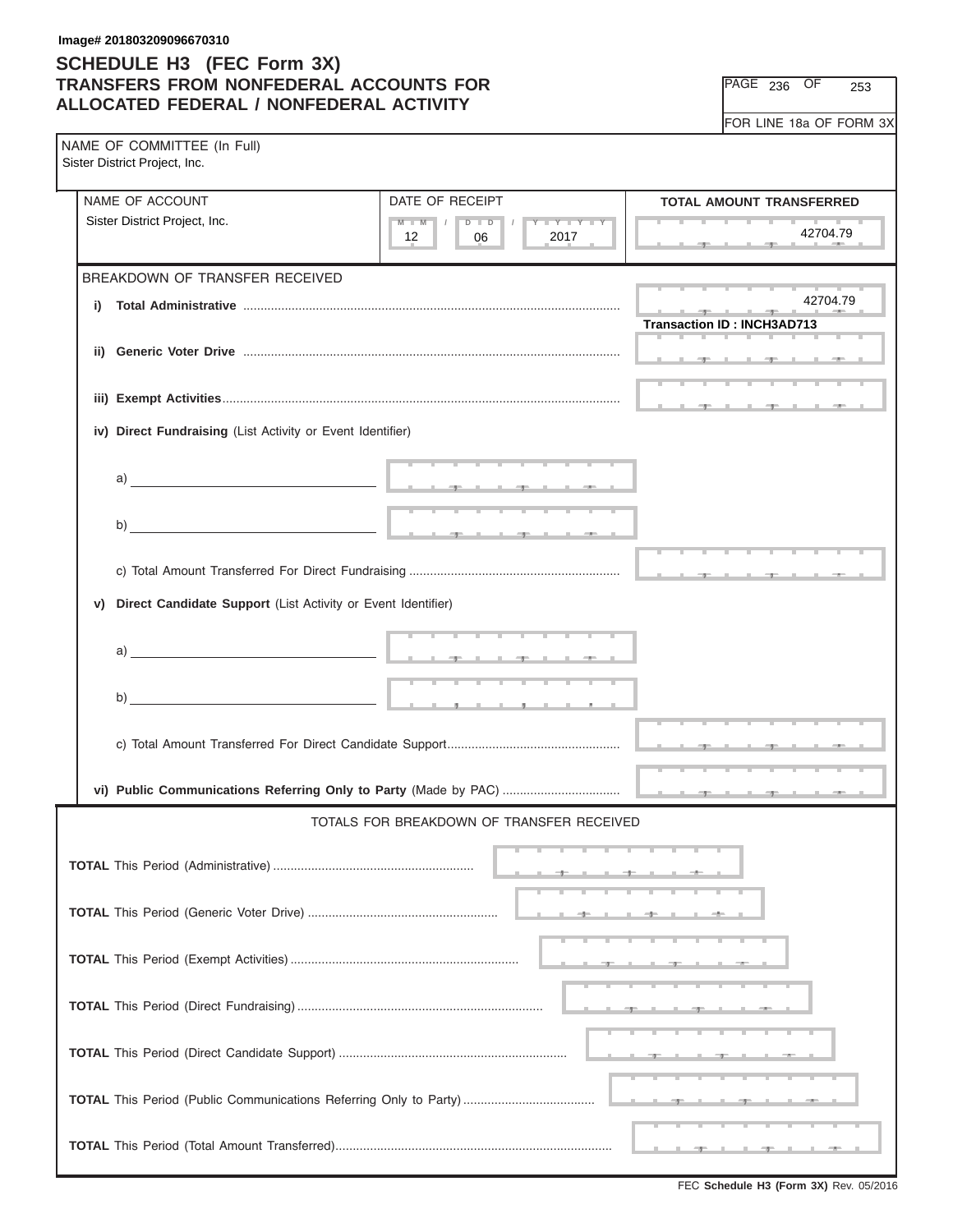Image# 201803209096670310

# SCHEDULE H3 (FEC Form 3X)
## TRANSFERS FROM NONFEDERAL ACCOUNTS FOR ALLOCATED FEDERAL / NONFEDERAL ACTIVITY

FOR LINE 18a OF FORM 3X

NAME OF COMMITTEE (In Full)
Sister District Project, Inc.

| NAME OF ACCOUNT | DATE OF RECEIPT | TOTAL AMOUNT TRANSFERRED |
|---|---|---|
| Sister District Project, Inc. | 12 / 06 / 2017 | 42704.79 |

BREAKDOWN OF TRANSFER RECEIVED

i) **Total Administrative** ............ 42704.79

**Transaction ID : INCH3AD713**

ii) **Generic Voter Drive** ............

iii) **Exempt Activities** ............

iv) **Direct Fundraising** (List Activity or Event Identifier)

a)

b)

c) Total Amount Transferred For Direct Fundraising ............

v) **Direct Candidate Support** (List Activity or Event Identifier)

a)

b)

c) Total Amount Transferred For Direct Candidate Support............

vi) **Public Communications Referring Only to Party** (Made by PAC) ............

TOTALS FOR BREAKDOWN OF TRANSFER RECEIVED

**TOTAL** This Period (Administrative) ............

**TOTAL** This Period (Generic Voter Drive) ............

**TOTAL** This Period (Exempt Activities) ............

**TOTAL** This Period (Direct Fundraising) ............

**TOTAL** This Period (Direct Candidate Support) ............

**TOTAL** This Period (Public Communications Referring Only to Party) ............

**TOTAL** This Period (Total Amount Transferred) ............

FEC **Schedule H3 (Form 3X)** Rev. 05/2016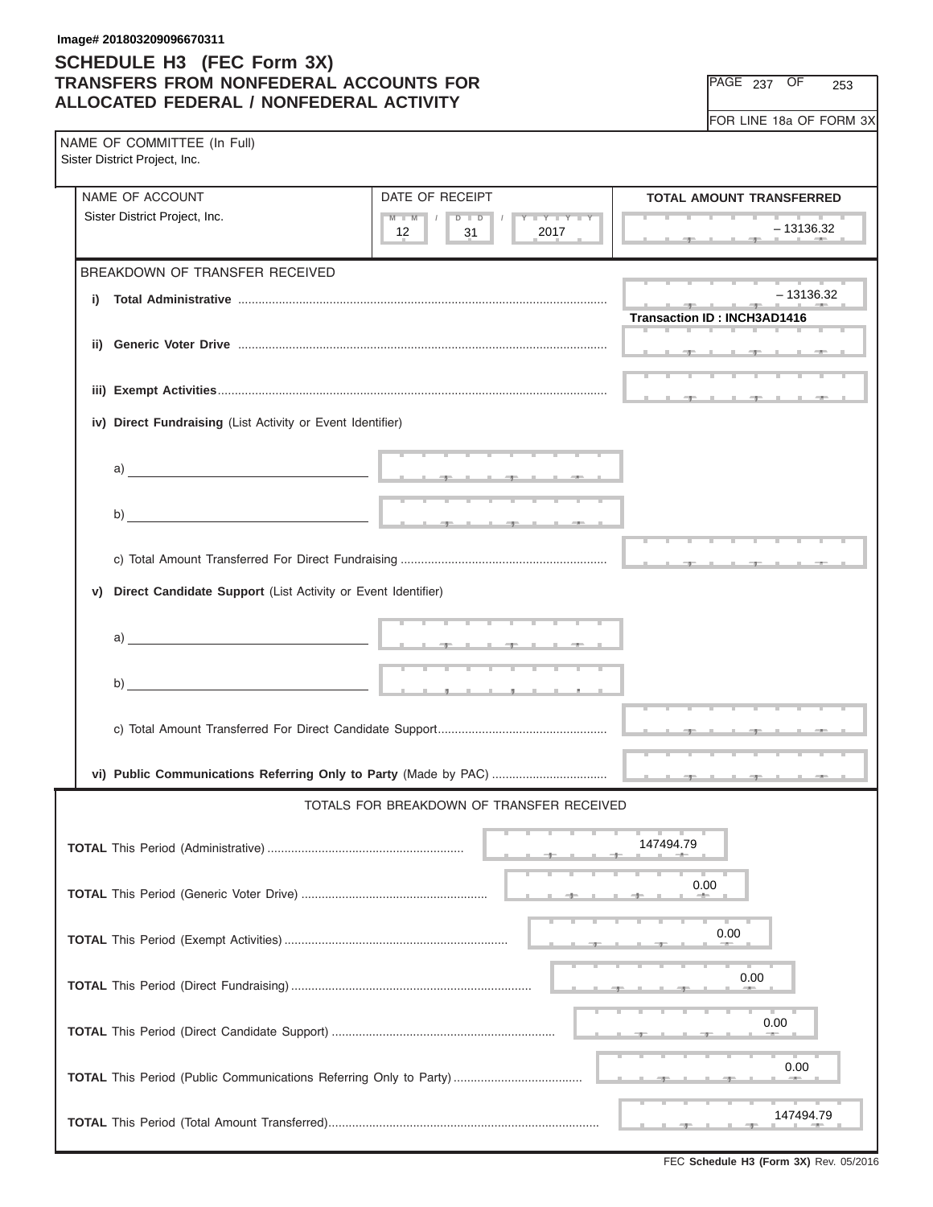Image# 201803209096670311

# SCHEDULE H3 (FEC Form 3X)
## TRANSFERS FROM NONFEDERAL ACCOUNTS FOR ALLOCATED FEDERAL / NONFEDERAL ACTIVITY

FOR LINE 18a OF FORM 3X

NAME OF COMMITTEE (In Full)
Sister District Project, Inc.

| NAME OF ACCOUNT | DATE OF RECEIPT | TOTAL AMOUNT TRANSFERRED |
|---|---|---|
| Sister District Project, Inc. | 12 / 31 / 2017 | – 13136.32 |

BREAKDOWN OF TRANSFER RECEIVED

| | |
|---|---|
| i) **Total Administrative** | – 13136.32 |
| | Transaction ID : INCH3AD1416 |
| ii) **Generic Voter Drive** | |
| iii) **Exempt Activities** | |
| iv) **Direct Fundraising** (List Activity or Event Identifier) | |
| a) | |
| b) | |
| c) Total Amount Transferred For Direct Fundraising | |
| v) **Direct Candidate Support** (List Activity or Event Identifier) | |
| a) | |
| b) | |
| c) Total Amount Transferred For Direct Candidate Support | |
| vi) **Public Communications Referring Only to Party** (Made by PAC) | |

TOTALS FOR BREAKDOWN OF TRANSFER RECEIVED

| | |
|---|---|
| **TOTAL** This Period (Administrative) | 147494.79 |
| **TOTAL** This Period (Generic Voter Drive) | 0.00 |
| **TOTAL** This Period (Exempt Activities) | 0.00 |
| **TOTAL** This Period (Direct Fundraising) | 0.00 |
| **TOTAL** This Period (Direct Candidate Support) | 0.00 |
| **TOTAL** This Period (Public Communications Referring Only to Party) | 0.00 |
| **TOTAL** This Period (Total Amount Transferred) | 147494.79 |

FEC **Schedule H3 (Form 3X)** Rev. 05/2016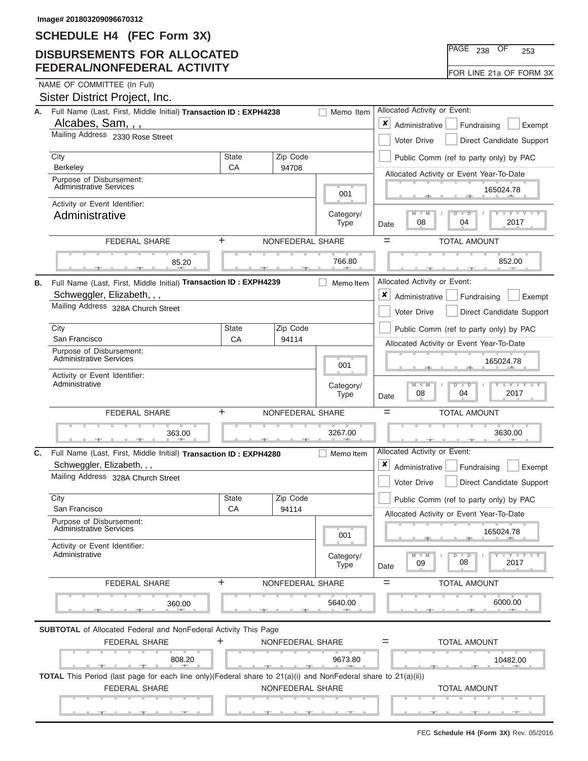Image# 201803209096670312

# SCHEDULE H4 (FEC Form 3X)

## DISBURSEMENTS FOR ALLOCATED FEDERAL/NONFEDERAL ACTIVITY

PAGE 238 OF 253

FOR LINE 21a OF FORM 3X

NAME OF COMMITTEE (In Full)

Sister District Project, Inc.

---

**A.** Full Name (Last, First, Middle Initial) **Transaction ID : EXPH4238** ☐ Memo Item

Alcabes, Sam, , ,

Mailing Address 2330 Rose Street

| City | State | Zip Code |
|---|---|---|
| Berkeley | CA | 94708 |

Purpose of Disbursement: Administrative Services

Category/Type: 001

Activity or Event Identifier: Administrative

Allocated Activity or Event: ☒ Administrative ☐ Fundraising ☐ Exempt ☐ Voter Drive ☐ Direct Candidate Support ☐ Public Comm (ref to party only) by PAC

Allocated Activity or Event Year-To-Date: 165024.78

Date: 08 / 04 / 2017

| FEDERAL SHARE | + | NONFEDERAL SHARE | = | TOTAL AMOUNT |
|---|---|---|---|---|
| 85.20 | | 766.80 | | 852.00 |

---

**B.** Full Name (Last, First, Middle Initial) **Transaction ID : EXPH4239** ☐ Memo Item

Schweggler, Elizabeth, , ,

Mailing Address 328A Church Street

| City | State | Zip Code |
|---|---|---|
| San Francisco | CA | 94114 |

Purpose of Disbursement: Administrative Services

Category/Type: 001

Activity or Event Identifier: Administrative

Allocated Activity or Event: ☒ Administrative ☐ Fundraising ☐ Exempt ☐ Voter Drive ☐ Direct Candidate Support ☐ Public Comm (ref to party only) by PAC

Allocated Activity or Event Year-To-Date: 165024.78

Date: 08 / 04 / 2017

| FEDERAL SHARE | + | NONFEDERAL SHARE | = | TOTAL AMOUNT |
|---|---|---|---|---|
| 363.00 | | 3267.00 | | 3630.00 |

---

**C.** Full Name (Last, First, Middle Initial) **Transaction ID : EXPH4280** ☐ Memo Item

Schweggler, Elizabeth, , ,

Mailing Address 328A Church Street

| City | State | Zip Code |
|---|---|---|
| San Francisco | CA | 94114 |

Purpose of Disbursement: Administrative Services

Category/Type: 001

Activity or Event Identifier: Administrative

Allocated Activity or Event: ☒ Administrative ☐ Fundraising ☐ Exempt ☐ Voter Drive ☐ Direct Candidate Support ☐ Public Comm (ref to party only) by PAC

Allocated Activity or Event Year-To-Date: 165024.78

Date: 09 / 08 / 2017

| FEDERAL SHARE | + | NONFEDERAL SHARE | = | TOTAL AMOUNT |
|---|---|---|---|---|
| 360.00 | | 5640.00 | | 6000.00 |

---

**SUBTOTAL** of Allocated Federal and NonFederal Activity This Page

| FEDERAL SHARE | + | NONFEDERAL SHARE | = | TOTAL AMOUNT |
|---|---|---|---|---|
| 808.20 | | 9673.80 | | 10482.00 |

**TOTAL** This Period (last page for each line only)(Federal share to 21(a)(i) and NonFederal share to 21(a)(ii))

| FEDERAL SHARE | NONFEDERAL SHARE | TOTAL AMOUNT |
|---|---|---|
| | | |

FEC **Schedule H4 (Form 3X)** Rev. 05/2016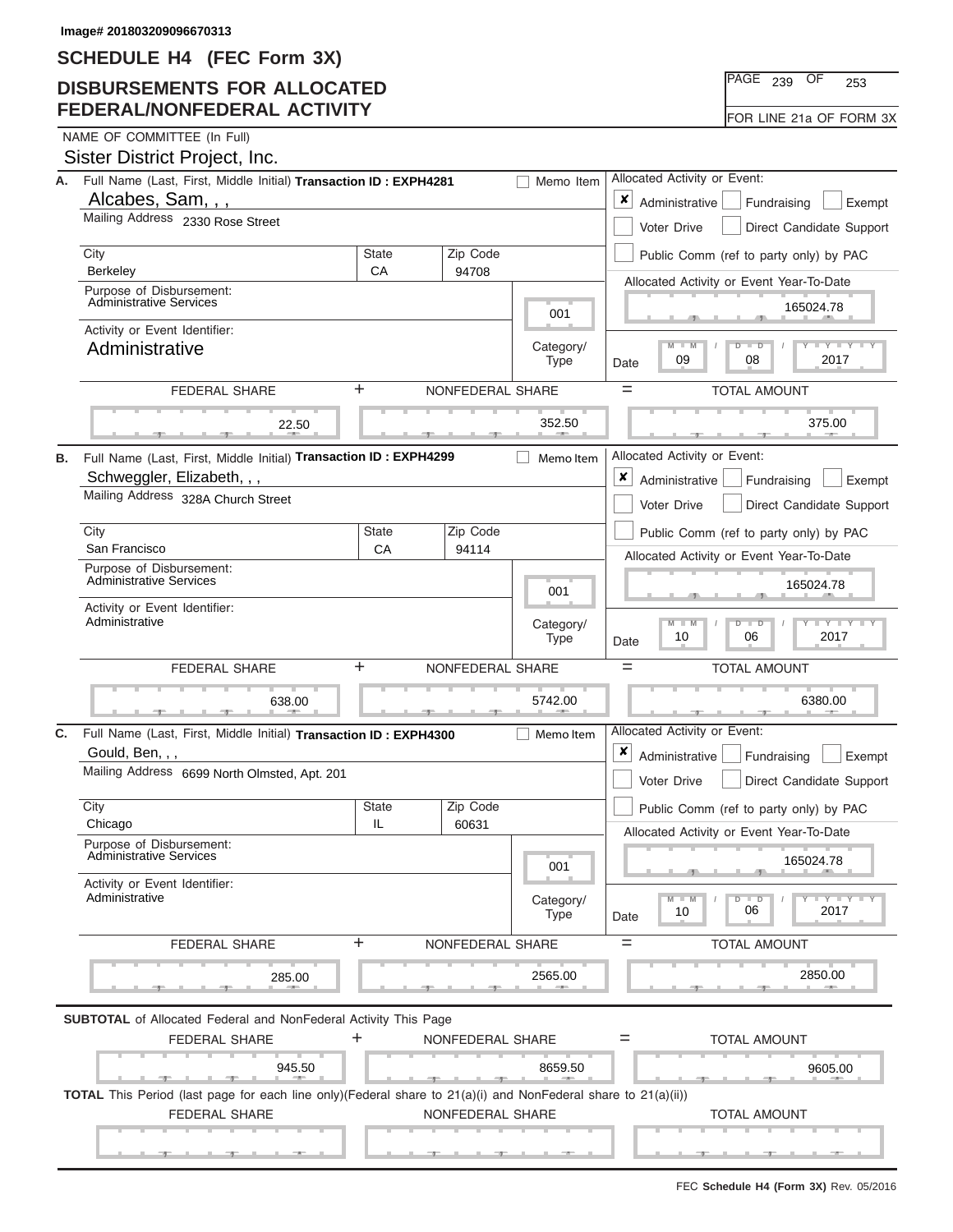Image# 201803209096670313

# SCHEDULE H4 (FEC Form 3X)

## DISBURSEMENTS FOR ALLOCATED FEDERAL/NONFEDERAL ACTIVITY

PAGE 239 OF 253

FOR LINE 21a OF FORM 3X

NAME OF COMMITTEE (In Full)

Sister District Project, Inc.

---

**A.** Full Name (Last, First, Middle Initial) **Transaction ID : EXPH4281** ☐ Memo Item

Alcabes, Sam, , ,

Mailing Address 2330 Rose Street

| City | State | Zip Code |
|---|---|---|
| Berkeley | CA | 94708 |

Purpose of Disbursement: Administrative Services

Category/Type: 001

Activity or Event Identifier: Administrative

Allocated Activity or Event: ☒ Administrative ☐ Fundraising ☐ Exempt ☐ Voter Drive ☐ Direct Candidate Support ☐ Public Comm (ref to party only) by PAC

Allocated Activity or Event Year-To-Date: 165024.78

Date: 09 / 08 / 2017

| FEDERAL SHARE | + NONFEDERAL SHARE | = TOTAL AMOUNT |
|---|---|---|
| 22.50 | 352.50 | 375.00 |

---

**B.** Full Name (Last, First, Middle Initial) **Transaction ID : EXPH4299** ☐ Memo Item

Schweggler, Elizabeth, , ,

Mailing Address 328A Church Street

| City | State | Zip Code |
|---|---|---|
| San Francisco | CA | 94114 |

Purpose of Disbursement: Administrative Services

Category/Type: 001

Activity or Event Identifier: Administrative

Allocated Activity or Event: ☒ Administrative ☐ Fundraising ☐ Exempt ☐ Voter Drive ☐ Direct Candidate Support ☐ Public Comm (ref to party only) by PAC

Allocated Activity or Event Year-To-Date: 165024.78

Date: 10 / 06 / 2017

| FEDERAL SHARE | + NONFEDERAL SHARE | = TOTAL AMOUNT |
|---|---|---|
| 638.00 | 5742.00 | 6380.00 |

---

**C.** Full Name (Last, First, Middle Initial) **Transaction ID : EXPH4300** ☐ Memo Item

Gould, Ben, , ,

Mailing Address 6699 North Olmsted, Apt. 201

| City | State | Zip Code |
|---|---|---|
| Chicago | IL | 60631 |

Purpose of Disbursement: Administrative Services

Category/Type: 001

Activity or Event Identifier: Administrative

Allocated Activity or Event: ☒ Administrative ☐ Fundraising ☐ Exempt ☐ Voter Drive ☐ Direct Candidate Support ☐ Public Comm (ref to party only) by PAC

Allocated Activity or Event Year-To-Date: 165024.78

Date: 10 / 06 / 2017

| FEDERAL SHARE | + NONFEDERAL SHARE | = TOTAL AMOUNT |
|---|---|---|
| 285.00 | 2565.00 | 2850.00 |

---

**SUBTOTAL** of Allocated Federal and NonFederal Activity This Page

| FEDERAL SHARE | + NONFEDERAL SHARE | = TOTAL AMOUNT |
|---|---|---|
| 945.50 | 8659.50 | 9605.00 |

**TOTAL** This Period (last page for each line only)(Federal share to 21(a)(i) and NonFederal share to 21(a)(ii))

| FEDERAL SHARE | NONFEDERAL SHARE | TOTAL AMOUNT |
|---|---|---|
| | | |

FEC **Schedule H4 (Form 3X)** Rev. 05/2016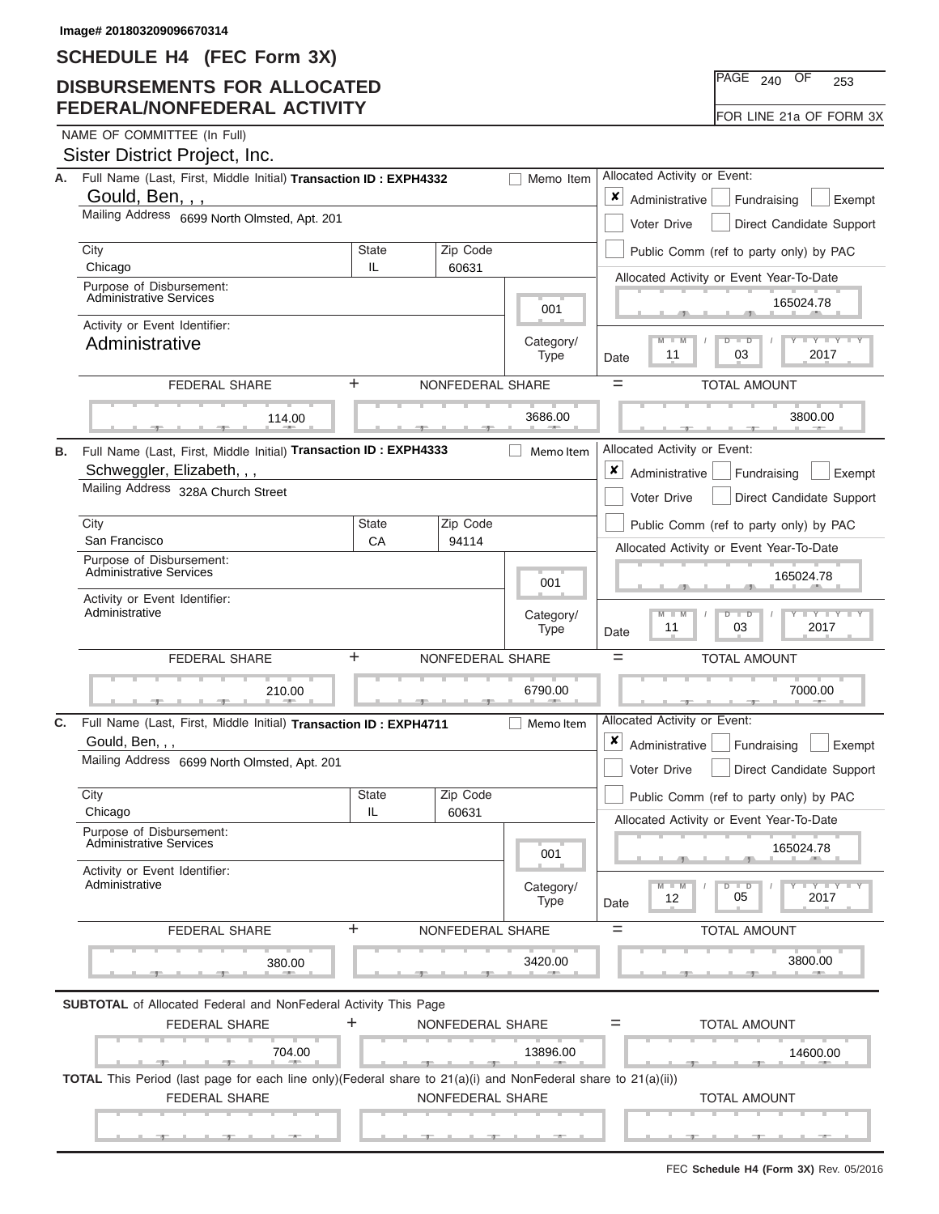Image# 201803209096670314

# SCHEDULE H4 (FEC Form 3X)

## DISBURSEMENTS FOR ALLOCATED FEDERAL/NONFEDERAL ACTIVITY

PAGE 240 OF 253

FOR LINE 21a OF FORM 3X

NAME OF COMMITTEE (In Full)

Sister District Project, Inc.

---

**A.** Full Name (Last, First, Middle Initial) **Transaction ID : EXPH4332** ☐ Memo Item

Gould, Ben, , ,

Mailing Address 6699 North Olmsted, Apt. 201

| City | State | Zip Code |
|---|---|---|
| Chicago | IL | 60631 |

Purpose of Disbursement: Administrative Services

Activity or Event Identifier: Administrative

Category/Type: 001

Allocated Activity or Event: ☒ Administrative ☐ Fundraising ☐ Exempt ☐ Voter Drive ☐ Direct Candidate Support ☐ Public Comm (ref to party only) by PAC

Allocated Activity or Event Year-To-Date: 165024.78

Date: 11 / 03 / 2017

| FEDERAL SHARE | + | NONFEDERAL SHARE | = | TOTAL AMOUNT |
|---|---|---|---|---|
| 114.00 | | 3686.00 | | 3800.00 |

---

**B.** Full Name (Last, First, Middle Initial) **Transaction ID : EXPH4333** ☐ Memo Item

Schweggler, Elizabeth, , ,

Mailing Address 328A Church Street

| City | State | Zip Code |
|---|---|---|
| San Francisco | CA | 94114 |

Purpose of Disbursement: Administrative Services

Activity or Event Identifier: Administrative

Category/Type: 001

Allocated Activity or Event: ☒ Administrative ☐ Fundraising ☐ Exempt ☐ Voter Drive ☐ Direct Candidate Support ☐ Public Comm (ref to party only) by PAC

Allocated Activity or Event Year-To-Date: 165024.78

Date: 11 / 03 / 2017

| FEDERAL SHARE | + | NONFEDERAL SHARE | = | TOTAL AMOUNT |
|---|---|---|---|---|
| 210.00 | | 6790.00 | | 7000.00 |

---

**C.** Full Name (Last, First, Middle Initial) **Transaction ID : EXPH4711** ☐ Memo Item

Gould, Ben, , ,

Mailing Address 6699 North Olmsted, Apt. 201

| City | State | Zip Code |
|---|---|---|
| Chicago | IL | 60631 |

Purpose of Disbursement: Administrative Services

Activity or Event Identifier: Administrative

Category/Type: 001

Allocated Activity or Event: ☒ Administrative ☐ Fundraising ☐ Exempt ☐ Voter Drive ☐ Direct Candidate Support ☐ Public Comm (ref to party only) by PAC

Allocated Activity or Event Year-To-Date: 165024.78

Date: 12 / 05 / 2017

| FEDERAL SHARE | + | NONFEDERAL SHARE | = | TOTAL AMOUNT |
|---|---|---|---|---|
| 380.00 | | 3420.00 | | 3800.00 |

---

**SUBTOTAL** of Allocated Federal and NonFederal Activity This Page

| FEDERAL SHARE | + | NONFEDERAL SHARE | = | TOTAL AMOUNT |
|---|---|---|---|---|
| 704.00 | | 13896.00 | | 14600.00 |

**TOTAL** This Period (last page for each line only)(Federal share to 21(a)(i) and NonFederal share to 21(a)(ii))

| FEDERAL SHARE | NONFEDERAL SHARE | TOTAL AMOUNT |
|---|---|---|
| | | |

FEC **Schedule H4 (Form 3X)** Rev. 05/2016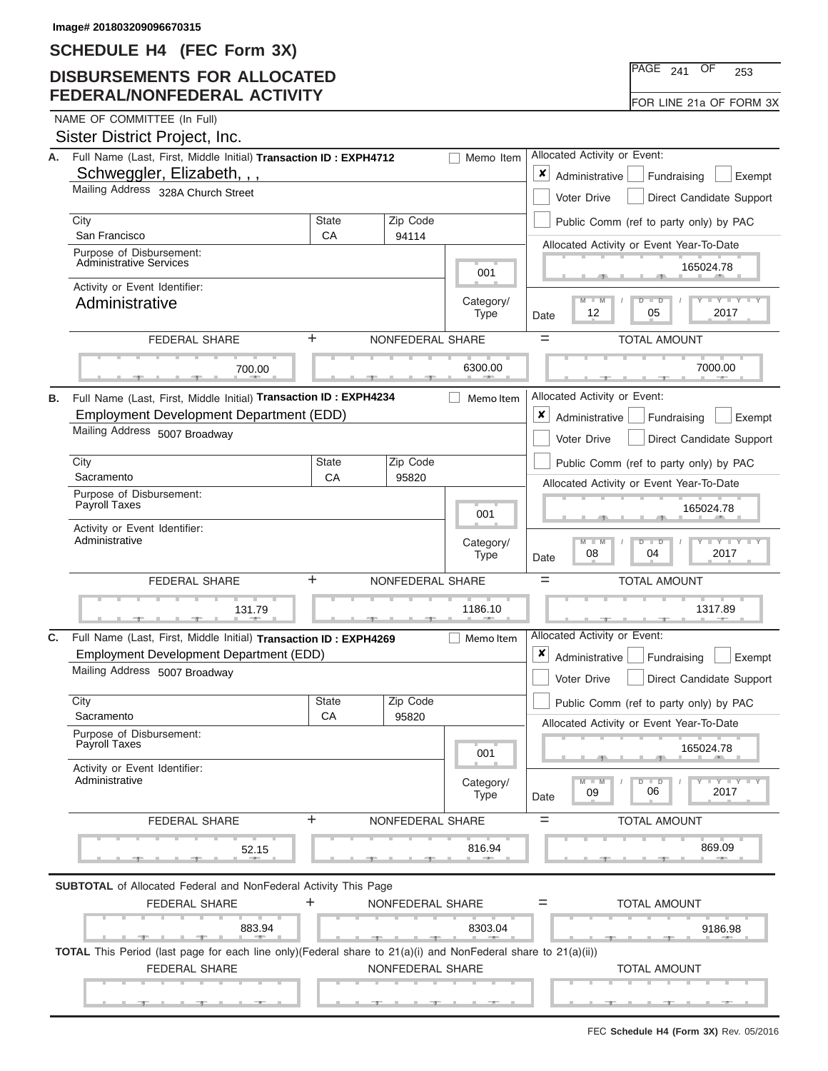Image# 201803209096670315

# SCHEDULE H4 (FEC Form 3X)

## DISBURSEMENTS FOR ALLOCATED FEDERAL/NONFEDERAL ACTIVITY

PAGE 241 OF 253

FOR LINE 21a OF FORM 3X

NAME OF COMMITTEE (In Full)

Sister District Project, Inc.

**A.** Full Name (Last, First, Middle Initial) **Transaction ID : EXPH4712** ☐ Memo Item

Schweggler, Elizabeth, , ,

Mailing Address 328A Church Street

| City | State | Zip Code |
|---|---|---|
| San Francisco | CA | 94114 |

Purpose of Disbursement: Administrative Services

Category/Type: 001

Activity or Event Identifier: Administrative

Allocated Activity or Event: ☒ Administrative ☐ Fundraising ☐ Exempt ☐ Voter Drive ☐ Direct Candidate Support ☐ Public Comm (ref to party only) by PAC

Allocated Activity or Event Year-To-Date: 165024.78

Date: 12 / 05 / 2017

| FEDERAL SHARE | + | NONFEDERAL SHARE | = | TOTAL AMOUNT |
|---|---|---|---|---|
| 700.00 | | 6300.00 | | 7000.00 |

**B.** Full Name (Last, First, Middle Initial) **Transaction ID : EXPH4234** ☐ Memo Item

Employment Development Department (EDD)

Mailing Address 5007 Broadway

| City | State | Zip Code |
|---|---|---|
| Sacramento | CA | 95820 |

Purpose of Disbursement: Payroll Taxes

Category/Type: 001

Activity or Event Identifier: Administrative

Allocated Activity or Event: ☒ Administrative ☐ Fundraising ☐ Exempt ☐ Voter Drive ☐ Direct Candidate Support ☐ Public Comm (ref to party only) by PAC

Allocated Activity or Event Year-To-Date: 165024.78

Date: 08 / 04 / 2017

| FEDERAL SHARE | + | NONFEDERAL SHARE | = | TOTAL AMOUNT |
|---|---|---|---|---|
| 131.79 | | 1186.10 | | 1317.89 |

**C.** Full Name (Last, First, Middle Initial) **Transaction ID : EXPH4269** ☐ Memo Item

Employment Development Department (EDD)

Mailing Address 5007 Broadway

| City | State | Zip Code |
|---|---|---|
| Sacramento | CA | 95820 |

Purpose of Disbursement: Payroll Taxes

Category/Type: 001

Activity or Event Identifier: Administrative

Allocated Activity or Event: ☒ Administrative ☐ Fundraising ☐ Exempt ☐ Voter Drive ☐ Direct Candidate Support ☐ Public Comm (ref to party only) by PAC

Allocated Activity or Event Year-To-Date: 165024.78

Date: 09 / 06 / 2017

| FEDERAL SHARE | + | NONFEDERAL SHARE | = | TOTAL AMOUNT |
|---|---|---|---|---|
| 52.15 | | 816.94 | | 869.09 |

**SUBTOTAL** of Allocated Federal and NonFederal Activity This Page

| FEDERAL SHARE | + | NONFEDERAL SHARE | = | TOTAL AMOUNT |
|---|---|---|---|---|
| 883.94 | | 8303.04 | | 9186.98 |

**TOTAL** This Period (last page for each line only)(Federal share to 21(a)(i) and NonFederal share to 21(a)(ii))

| FEDERAL SHARE | NONFEDERAL SHARE | TOTAL AMOUNT |
|---|---|---|
| | | |

FEC **Schedule H4 (Form 3X)** Rev. 05/2016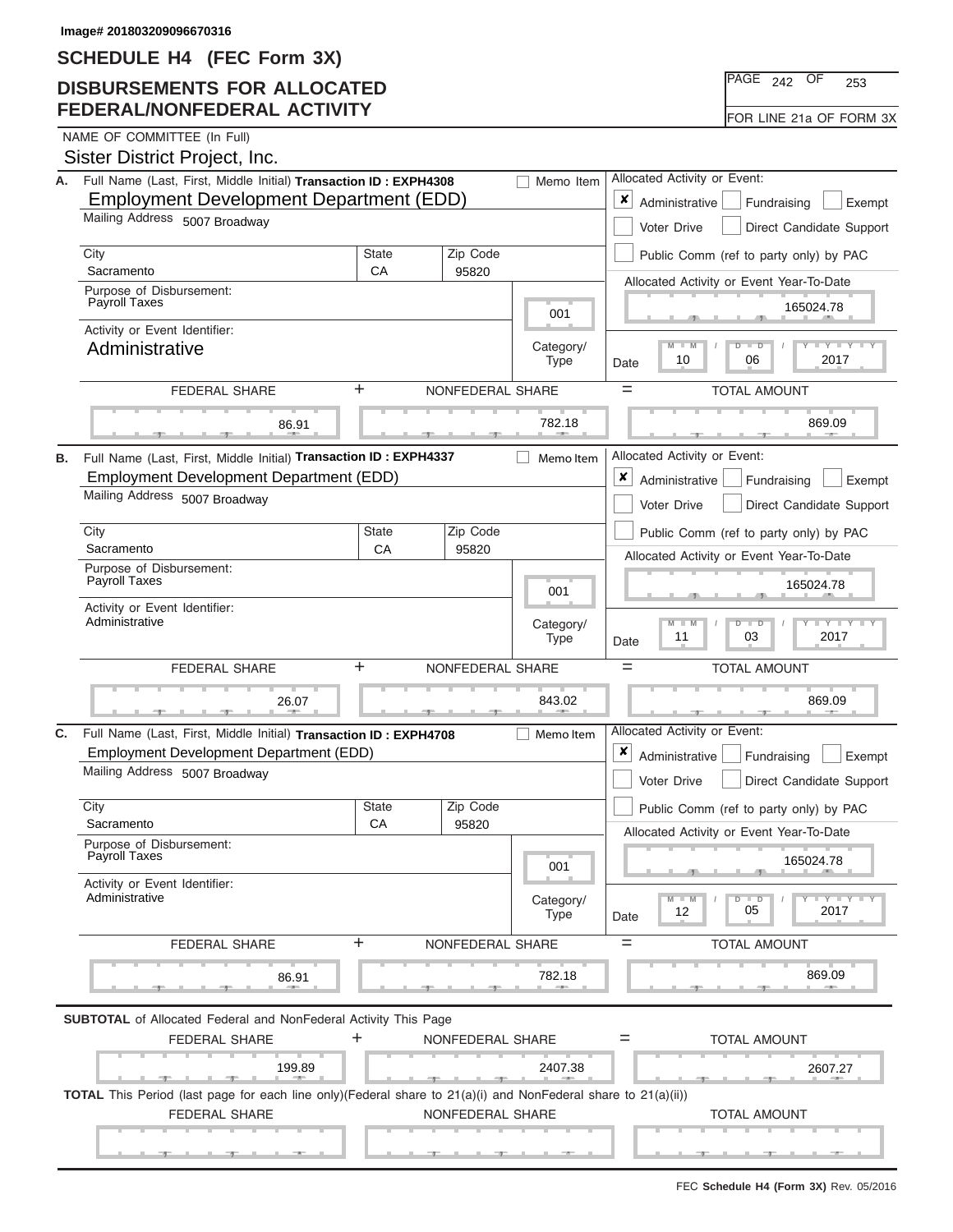Image# 201803209096670316

# SCHEDULE H4 (FEC Form 3X)

## DISBURSEMENTS FOR ALLOCATED FEDERAL/NONFEDERAL ACTIVITY

PAGE 242 OF 253

FOR LINE 21a OF FORM 3X

NAME OF COMMITTEE (In Full)

Sister District Project, Inc.

---

**A.** Full Name (Last, First, Middle Initial) **Transaction ID : EXPH4308** ☐ Memo Item

Employment Development Department (EDD)

Mailing Address 5007 Broadway

| City | State | Zip Code |
|---|---|---|
| Sacramento | CA | 95820 |

Purpose of Disbursement: Payroll Taxes

Category/Type: 001

Activity or Event Identifier: Administrative

Allocated Activity or Event: ☒ Administrative ☐ Fundraising ☐ Exempt ☐ Voter Drive ☐ Direct Candidate Support ☐ Public Comm (ref to party only) by PAC

Allocated Activity or Event Year-To-Date: 165024.78

Date: 10 / 06 / 2017

| FEDERAL SHARE | + | NONFEDERAL SHARE | = | TOTAL AMOUNT |
|---|---|---|---|---|
| 86.91 | | 782.18 | | 869.09 |

---

**B.** Full Name (Last, First, Middle Initial) **Transaction ID : EXPH4337** ☐ Memo Item

Employment Development Department (EDD)

Mailing Address 5007 Broadway

| City | State | Zip Code |
|---|---|---|
| Sacramento | CA | 95820 |

Purpose of Disbursement: Payroll Taxes

Category/Type: 001

Activity or Event Identifier: Administrative

Allocated Activity or Event: ☒ Administrative ☐ Fundraising ☐ Exempt ☐ Voter Drive ☐ Direct Candidate Support ☐ Public Comm (ref to party only) by PAC

Allocated Activity or Event Year-To-Date: 165024.78

Date: 11 / 03 / 2017

| FEDERAL SHARE | + | NONFEDERAL SHARE | = | TOTAL AMOUNT |
|---|---|---|---|---|
| 26.07 | | 843.02 | | 869.09 |

---

**C.** Full Name (Last, First, Middle Initial) **Transaction ID : EXPH4708** ☐ Memo Item

Employment Development Department (EDD)

Mailing Address 5007 Broadway

| City | State | Zip Code |
|---|---|---|
| Sacramento | CA | 95820 |

Purpose of Disbursement: Payroll Taxes

Category/Type: 001

Activity or Event Identifier: Administrative

Allocated Activity or Event: ☒ Administrative ☐ Fundraising ☐ Exempt ☐ Voter Drive ☐ Direct Candidate Support ☐ Public Comm (ref to party only) by PAC

Allocated Activity or Event Year-To-Date: 165024.78

Date: 12 / 05 / 2017

| FEDERAL SHARE | + | NONFEDERAL SHARE | = | TOTAL AMOUNT |
|---|---|---|---|---|
| 86.91 | | 782.18 | | 869.09 |

---

**SUBTOTAL** of Allocated Federal and NonFederal Activity This Page

| FEDERAL SHARE | + | NONFEDERAL SHARE | = | TOTAL AMOUNT |
|---|---|---|---|---|
| 199.89 | | 2407.38 | | 2607.27 |

**TOTAL** This Period (last page for each line only)(Federal share to 21(a)(i) and NonFederal share to 21(a)(ii))

| FEDERAL SHARE | NONFEDERAL SHARE | TOTAL AMOUNT |
|---|---|---|
| | | |

FEC **Schedule H4 (Form 3X)** Rev. 05/2016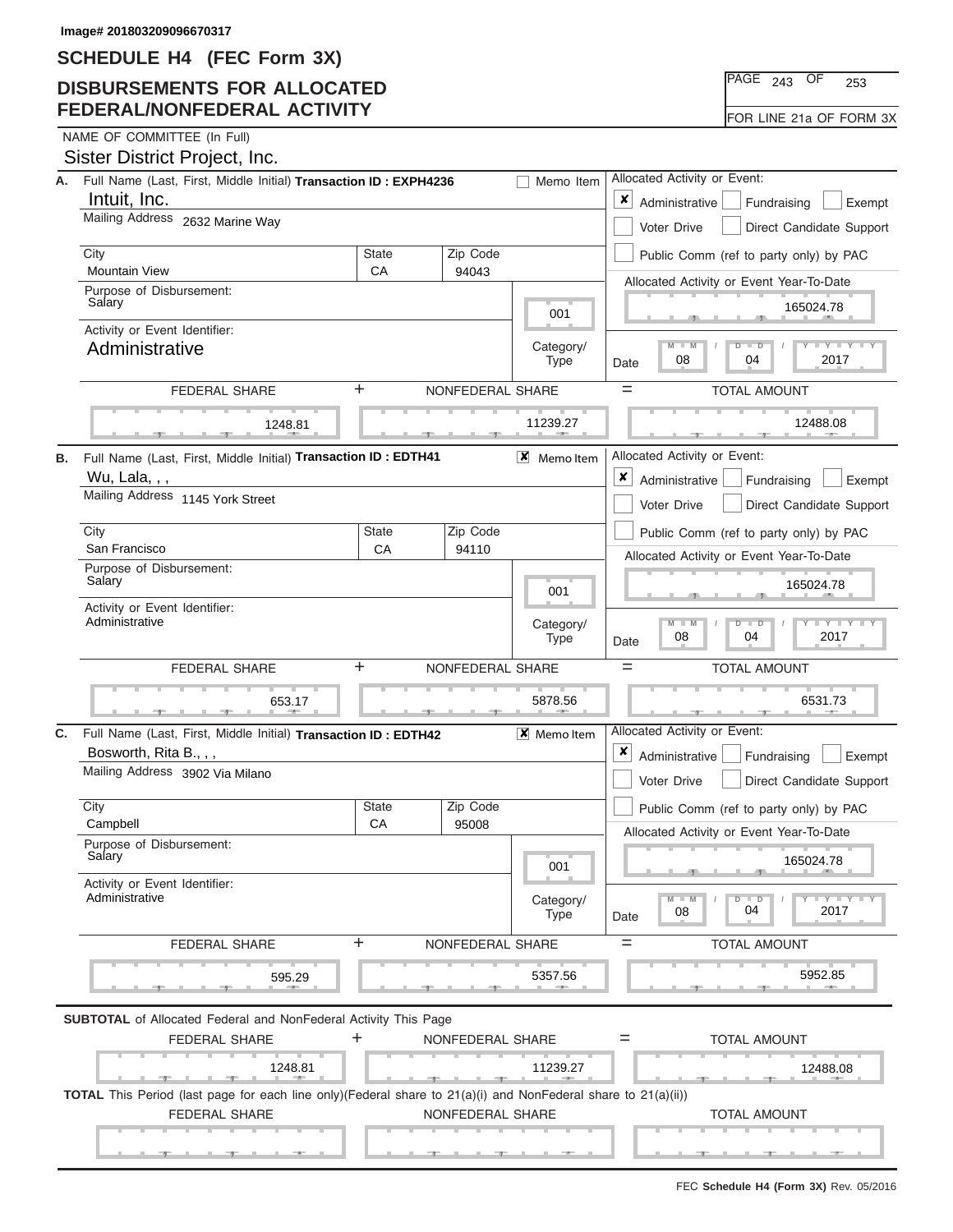Image# 201803209096670317

# SCHEDULE H4 (FEC Form 3X)

## DISBURSEMENTS FOR ALLOCATED FEDERAL/NONFEDERAL ACTIVITY

PAGE 243 OF 253

FOR LINE 21a OF FORM 3X

NAME OF COMMITTEE (In Full)

Sister District Project, Inc.

---

**A.** Full Name (Last, First, Middle Initial) **Transaction ID : EXPH4236** ☐ Memo Item

Intuit, Inc.

Mailing Address 2632 Marine Way

| City | State | Zip Code |
|---|---|---|
| Mountain View | CA | 94043 |

Purpose of Disbursement: Salary

Category/Type: 001

Activity or Event Identifier: Administrative

Allocated Activity or Event: ☒ Administrative ☐ Fundraising ☐ Exempt ☐ Voter Drive ☐ Direct Candidate Support ☐ Public Comm (ref to party only) by PAC

Allocated Activity or Event Year-To-Date: 165024.78

Date: 08 / 04 / 2017

| FEDERAL SHARE | + NONFEDERAL SHARE | = TOTAL AMOUNT |
|---|---|---|
| 1248.81 | 11239.27 | 12488.08 |

---

**B.** Full Name (Last, First, Middle Initial) **Transaction ID : EDTH41** ☒ Memo Item

Wu, Lala, , ,

Mailing Address 1145 York Street

| City | State | Zip Code |
|---|---|---|
| San Francisco | CA | 94110 |

Purpose of Disbursement: Salary

Category/Type: 001

Activity or Event Identifier: Administrative

Allocated Activity or Event: ☒ Administrative ☐ Fundraising ☐ Exempt ☐ Voter Drive ☐ Direct Candidate Support ☐ Public Comm (ref to party only) by PAC

Allocated Activity or Event Year-To-Date: 165024.78

Date: 08 / 04 / 2017

| FEDERAL SHARE | + NONFEDERAL SHARE | = TOTAL AMOUNT |
|---|---|---|
| 653.17 | 5878.56 | 6531.73 |

---

**C.** Full Name (Last, First, Middle Initial) **Transaction ID : EDTH42** ☒ Memo Item

Bosworth, Rita B., , ,

Mailing Address 3902 Via Milano

| City | State | Zip Code |
|---|---|---|
| Campbell | CA | 95008 |

Purpose of Disbursement: Salary

Category/Type: 001

Activity or Event Identifier: Administrative

Allocated Activity or Event: ☒ Administrative ☐ Fundraising ☐ Exempt ☐ Voter Drive ☐ Direct Candidate Support ☐ Public Comm (ref to party only) by PAC

Allocated Activity or Event Year-To-Date: 165024.78

Date: 08 / 04 / 2017

| FEDERAL SHARE | + NONFEDERAL SHARE | = TOTAL AMOUNT |
|---|---|---|
| 595.29 | 5357.56 | 5952.85 |

---

**SUBTOTAL** of Allocated Federal and NonFederal Activity This Page

| FEDERAL SHARE | + NONFEDERAL SHARE | = TOTAL AMOUNT |
|---|---|---|
| 1248.81 | 11239.27 | 12488.08 |

**TOTAL** This Period (last page for each line only)(Federal share to 21(a)(i) and NonFederal share to 21(a)(ii))

| FEDERAL SHARE | NONFEDERAL SHARE | TOTAL AMOUNT |
|---|---|---|
| | | |

FEC **Schedule H4 (Form 3X)** Rev. 05/2016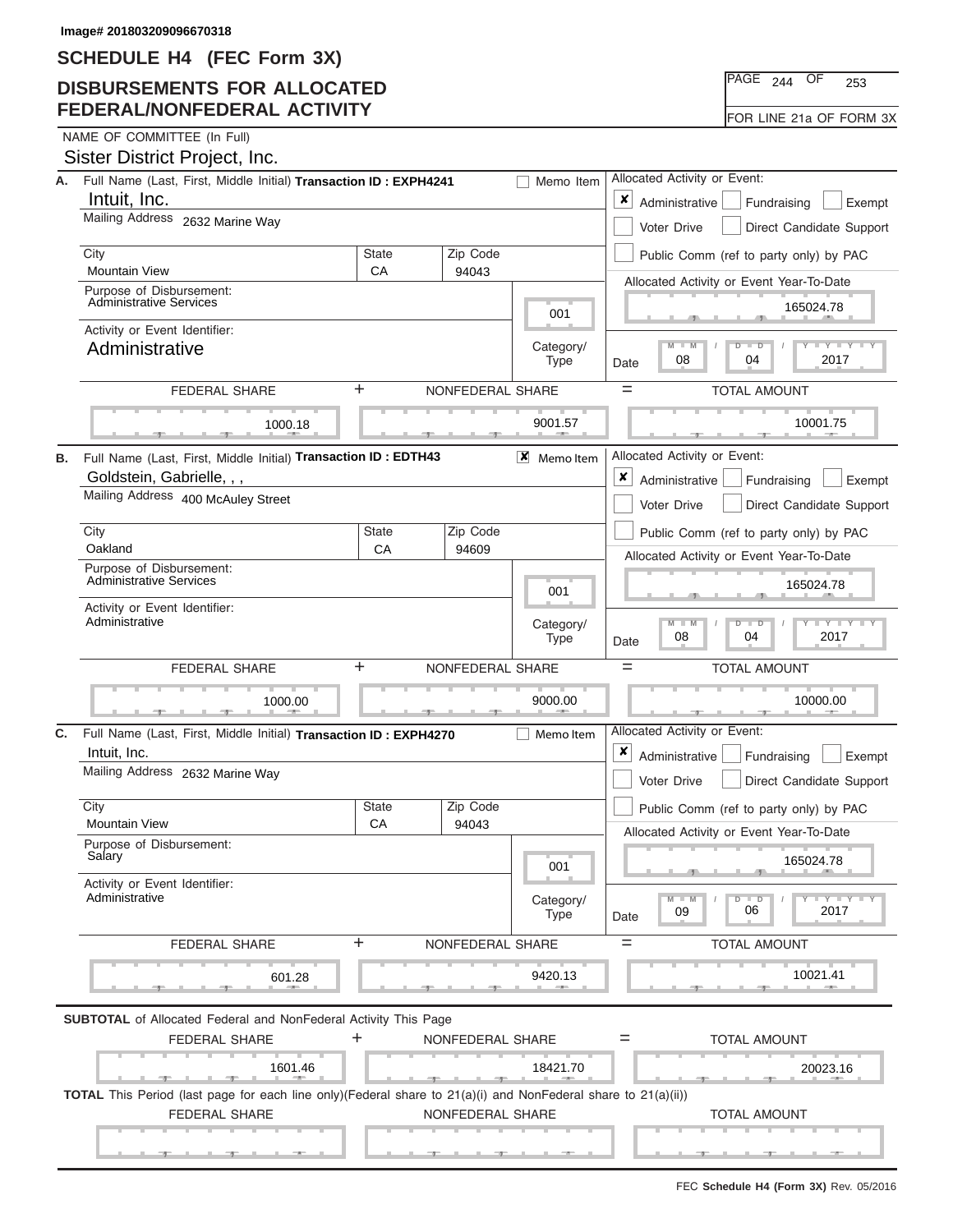Image# 201803209096670318

# SCHEDULE H4 (FEC Form 3X)

## DISBURSEMENTS FOR ALLOCATED FEDERAL/NONFEDERAL ACTIVITY

PAGE 244 OF 253

FOR LINE 21a OF FORM 3X

NAME OF COMMITTEE (In Full)

Sister District Project, Inc.

---

**A.** Full Name (Last, First, Middle Initial) **Transaction ID : EXPH4241** ☐ Memo Item

Intuit, Inc.

Mailing Address: 2632 Marine Way

| City | State | Zip Code |
|---|---|---|
| Mountain View | CA | 94043 |

Purpose of Disbursement: Administrative Services

Category/Type: 001

Activity or Event Identifier: Administrative

Allocated Activity or Event: ☒ Administrative ☐ Fundraising ☐ Exempt ☐ Voter Drive ☐ Direct Candidate Support ☐ Public Comm (ref to party only) by PAC

Allocated Activity or Event Year-To-Date: 165024.78

Date: 08 / 04 / 2017

| FEDERAL SHARE | + | NONFEDERAL SHARE | = | TOTAL AMOUNT |
|---|---|---|---|---|
| 1000.18 | | 9001.57 | | 10001.75 |

---

**B.** Full Name (Last, First, Middle Initial) **Transaction ID : EDTH43** ☒ Memo Item

Goldstein, Gabrielle, , ,

Mailing Address: 400 McAuley Street

| City | State | Zip Code |
|---|---|---|
| Oakland | CA | 94609 |

Purpose of Disbursement: Administrative Services

Category/Type: 001

Activity or Event Identifier: Administrative

Allocated Activity or Event: ☒ Administrative ☐ Fundraising ☐ Exempt ☐ Voter Drive ☐ Direct Candidate Support ☐ Public Comm (ref to party only) by PAC

Allocated Activity or Event Year-To-Date: 165024.78

Date: 08 / 04 / 2017

| FEDERAL SHARE | + | NONFEDERAL SHARE | = | TOTAL AMOUNT |
|---|---|---|---|---|
| 1000.00 | | 9000.00 | | 10000.00 |

---

**C.** Full Name (Last, First, Middle Initial) **Transaction ID : EXPH4270** ☐ Memo Item

Intuit, Inc.

Mailing Address: 2632 Marine Way

| City | State | Zip Code |
|---|---|---|
| Mountain View | CA | 94043 |

Purpose of Disbursement: Salary

Category/Type: 001

Activity or Event Identifier: Administrative

Allocated Activity or Event: ☒ Administrative ☐ Fundraising ☐ Exempt ☐ Voter Drive ☐ Direct Candidate Support ☐ Public Comm (ref to party only) by PAC

Allocated Activity or Event Year-To-Date: 165024.78

Date: 09 / 06 / 2017

| FEDERAL SHARE | + | NONFEDERAL SHARE | = | TOTAL AMOUNT |
|---|---|---|---|---|
| 601.28 | | 9420.13 | | 10021.41 |

---

**SUBTOTAL** of Allocated Federal and NonFederal Activity This Page

| FEDERAL SHARE | + | NONFEDERAL SHARE | = | TOTAL AMOUNT |
|---|---|---|---|---|
| 1601.46 | | 18421.70 | | 20023.16 |

**TOTAL** This Period (last page for each line only)(Federal share to 21(a)(i) and NonFederal share to 21(a)(ii))

| FEDERAL SHARE | NONFEDERAL SHARE | TOTAL AMOUNT |
|---|---|---|
| | | |

FEC **Schedule H4 (Form 3X)** Rev. 05/2016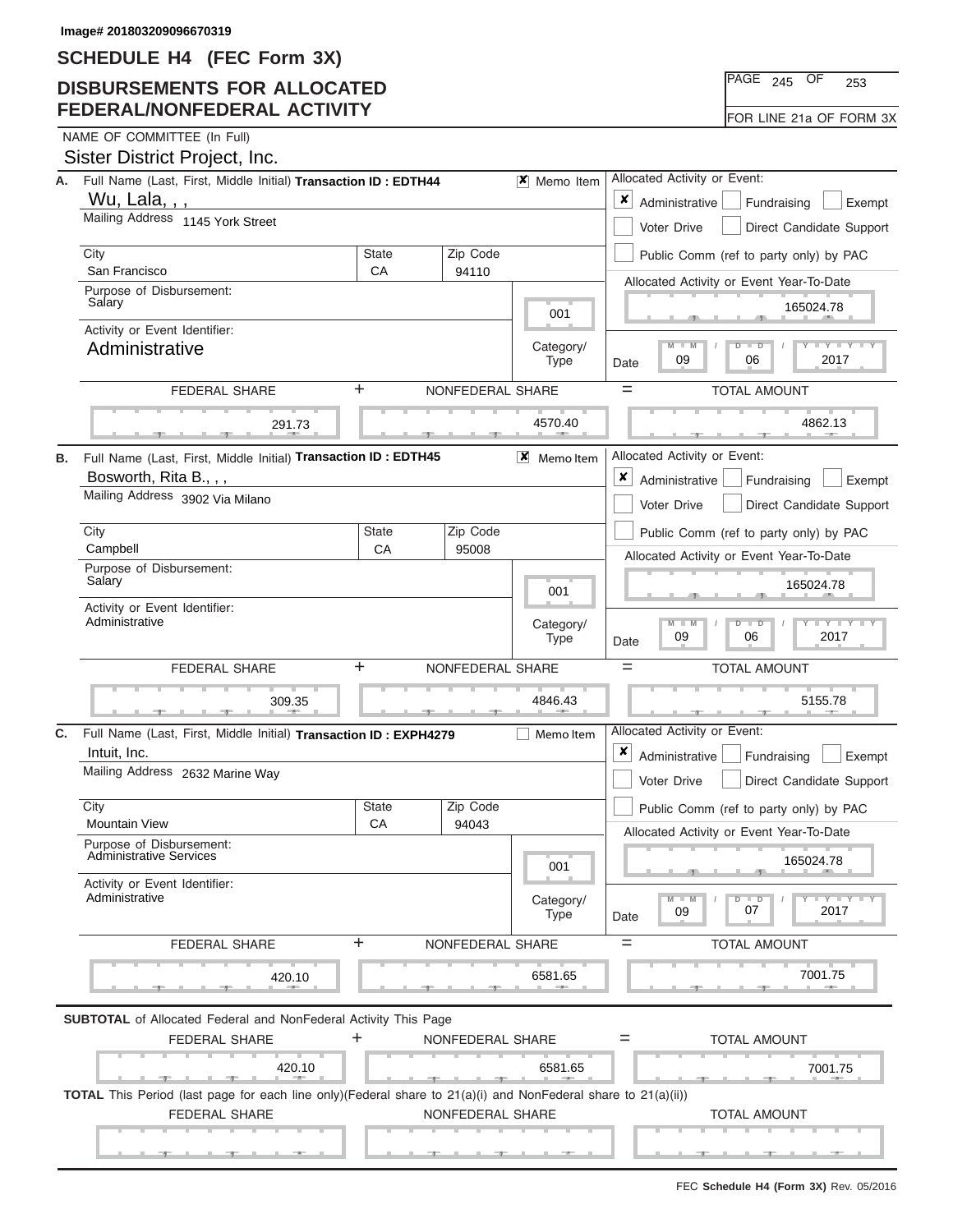Image# 201803209096670319

# SCHEDULE H4 (FEC Form 3X)

## DISBURSEMENTS FOR ALLOCATED FEDERAL/NONFEDERAL ACTIVITY

PAGE 245 OF 253

FOR LINE 21a OF FORM 3X

NAME OF COMMITTEE (In Full)
Sister District Project, Inc.

### A.

Full Name (Last, First, Middle Initial) **Transaction ID : EDTH44** [X] Memo Item

Wu, Lala, , ,

Mailing Address 1145 York Street

| City | State | Zip Code |
|---|---|---|
| San Francisco | CA | 94110 |

Purpose of Disbursement: Salary

Category/Type: 001

Activity or Event Identifier: Administrative

Allocated Activity or Event: [X] Administrative [ ] Fundraising [ ] Exempt [ ] Voter Drive [ ] Direct Candidate Support [ ] Public Comm (ref to party only) by PAC

Allocated Activity or Event Year-To-Date: 165024.78

Date: 09/06/2017

| FEDERAL SHARE | + NONFEDERAL SHARE | = TOTAL AMOUNT |
|---|---|---|
| 291.73 | 4570.40 | 4862.13 |

### B.

Full Name (Last, First, Middle Initial) **Transaction ID : EDTH45** [X] Memo Item

Bosworth, Rita B., , ,

Mailing Address 3902 Via Milano

| City | State | Zip Code |
|---|---|---|
| Campbell | CA | 95008 |

Purpose of Disbursement: Salary

Category/Type: 001

Activity or Event Identifier: Administrative

Allocated Activity or Event: [X] Administrative [ ] Fundraising [ ] Exempt [ ] Voter Drive [ ] Direct Candidate Support [ ] Public Comm (ref to party only) by PAC

Allocated Activity or Event Year-To-Date: 165024.78

Date: 09/06/2017

| FEDERAL SHARE | + NONFEDERAL SHARE | = TOTAL AMOUNT |
|---|---|---|
| 309.35 | 4846.43 | 5155.78 |

### C.

Full Name (Last, First, Middle Initial) **Transaction ID : EXPH4279** [ ] Memo Item

Intuit, Inc.

Mailing Address 2632 Marine Way

| City | State | Zip Code |
|---|---|---|
| Mountain View | CA | 94043 |

Purpose of Disbursement: Administrative Services

Category/Type: 001

Activity or Event Identifier: Administrative

Allocated Activity or Event: [X] Administrative [ ] Fundraising [ ] Exempt [ ] Voter Drive [ ] Direct Candidate Support [ ] Public Comm (ref to party only) by PAC

Allocated Activity or Event Year-To-Date: 165024.78

Date: 09/07/2017

| FEDERAL SHARE | + NONFEDERAL SHARE | = TOTAL AMOUNT |
|---|---|---|
| 420.10 | 6581.65 | 7001.75 |

**SUBTOTAL** of Allocated Federal and NonFederal Activity This Page

| FEDERAL SHARE | + NONFEDERAL SHARE | = TOTAL AMOUNT |
|---|---|---|
| 420.10 | 6581.65 | 7001.75 |

**TOTAL** This Period (last page for each line only)(Federal share to 21(a)(i) and NonFederal share to 21(a)(ii))

| FEDERAL SHARE | NONFEDERAL SHARE | TOTAL AMOUNT |
|---|---|---|
| | | |

FEC **Schedule H4 (Form 3X)** Rev. 05/2016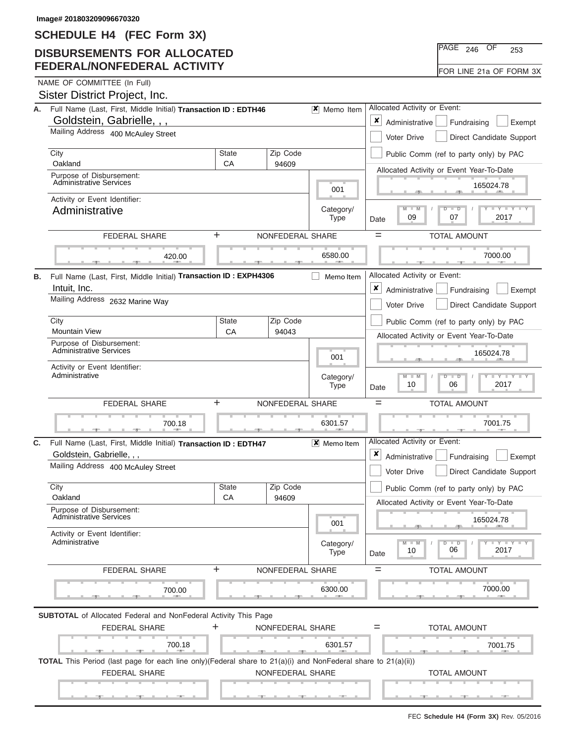Image# 201803209096670320

# SCHEDULE H4 (FEC Form 3X)

## DISBURSEMENTS FOR ALLOCATED FEDERAL/NONFEDERAL ACTIVITY

PAGE 246 OF 253

FOR LINE 21a OF FORM 3X

NAME OF COMMITTEE (In Full)
Sister District Project, Inc.

---

**A.** Full Name (Last, First, Middle Initial) **Transaction ID : EDTH46** [X] Memo Item
Goldstein, Gabrielle, , ,
Mailing Address 400 McAuley Street

| City | State | Zip Code |
|---|---|---|
| Oakland | CA | 94609 |

Purpose of Disbursement: Administrative Services
Category/Type: 001
Activity or Event Identifier: Administrative

Allocated Activity or Event: [X] Administrative [ ] Fundraising [ ] Exempt [ ] Voter Drive [ ] Direct Candidate Support [ ] Public Comm (ref to party only) by PAC

Allocated Activity or Event Year-To-Date: 165024.78

Date: 09 / 07 / 2017

| FEDERAL SHARE | + NONFEDERAL SHARE | = TOTAL AMOUNT |
|---|---|---|
| 420.00 | 6580.00 | 7000.00 |

---

**B.** Full Name (Last, First, Middle Initial) **Transaction ID : EXPH4306** [ ] Memo Item
Intuit, Inc.
Mailing Address 2632 Marine Way

| City | State | Zip Code |
|---|---|---|
| Mountain View | CA | 94043 |

Purpose of Disbursement: Administrative Services
Category/Type: 001
Activity or Event Identifier: Administrative

Allocated Activity or Event: [X] Administrative [ ] Fundraising [ ] Exempt [ ] Voter Drive [ ] Direct Candidate Support [ ] Public Comm (ref to party only) by PAC

Allocated Activity or Event Year-To-Date: 165024.78

Date: 10 / 06 / 2017

| FEDERAL SHARE | + NONFEDERAL SHARE | = TOTAL AMOUNT |
|---|---|---|
| 700.18 | 6301.57 | 7001.75 |

---

**C.** Full Name (Last, First, Middle Initial) **Transaction ID : EDTH47** [X] Memo Item
Goldstein, Gabrielle, , ,
Mailing Address 400 McAuley Street

| City | State | Zip Code |
|---|---|---|
| Oakland | CA | 94609 |

Purpose of Disbursement: Administrative Services
Category/Type: 001
Activity or Event Identifier: Administrative

Allocated Activity or Event: [X] Administrative [ ] Fundraising [ ] Exempt [ ] Voter Drive [ ] Direct Candidate Support [ ] Public Comm (ref to party only) by PAC

Allocated Activity or Event Year-To-Date: 165024.78

Date: 10 / 06 / 2017

| FEDERAL SHARE | + NONFEDERAL SHARE | = TOTAL AMOUNT |
|---|---|---|
| 700.00 | 6300.00 | 7000.00 |

---

**SUBTOTAL** of Allocated Federal and NonFederal Activity This Page

| FEDERAL SHARE | + NONFEDERAL SHARE | = TOTAL AMOUNT |
|---|---|---|
| 700.18 | 6301.57 | 7001.75 |

**TOTAL** This Period (last page for each line only)(Federal share to 21(a)(i) and NonFederal share to 21(a)(ii))

| FEDERAL SHARE | NONFEDERAL SHARE | TOTAL AMOUNT |
|---|---|---|
| | | |

FEC **Schedule H4 (Form 3X)** Rev. 05/2016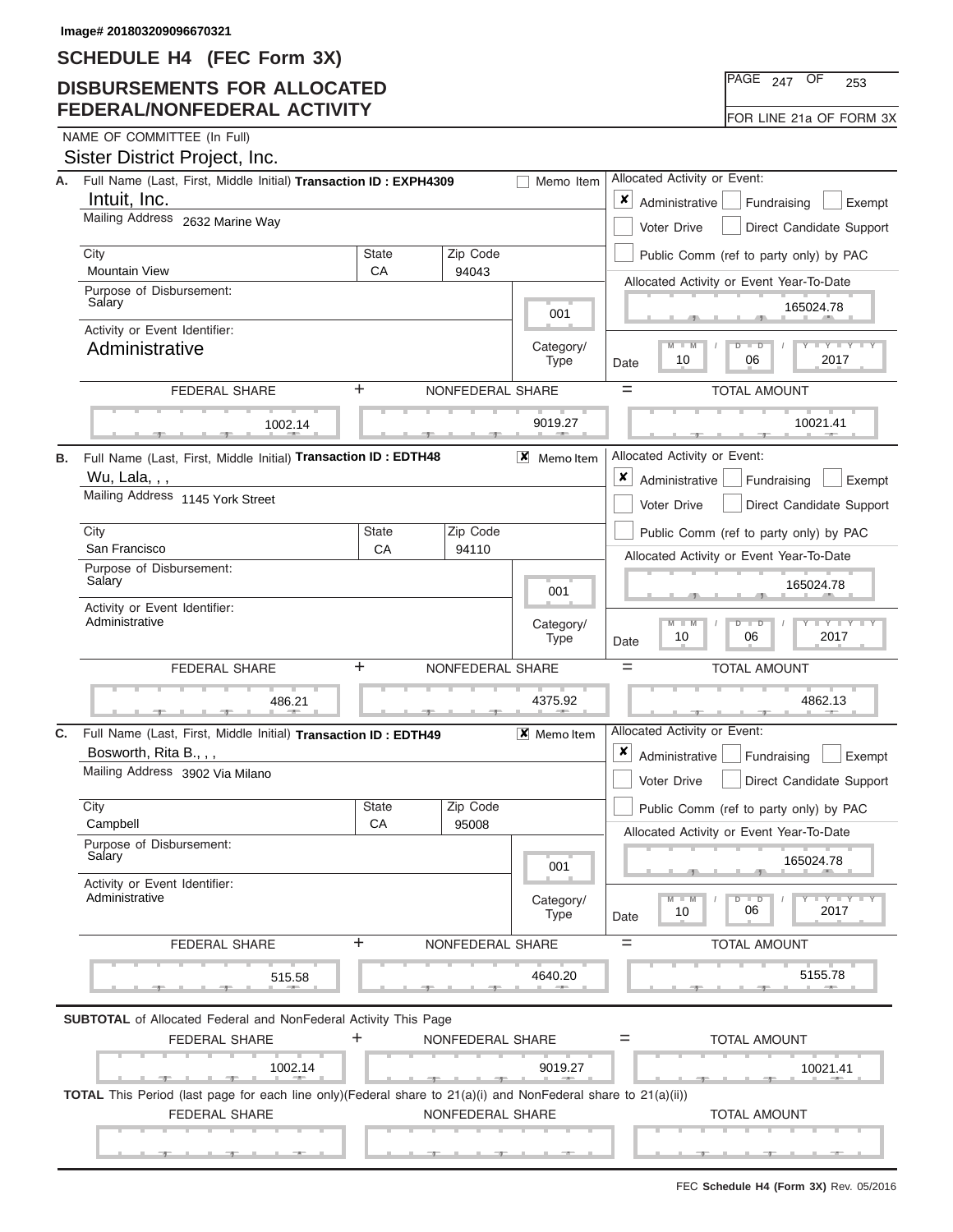Image# 201803209096670321

# SCHEDULE H4 (FEC Form 3X)

## DISBURSEMENTS FOR ALLOCATED FEDERAL/NONFEDERAL ACTIVITY

PAGE 247 OF 253

FOR LINE 21a OF FORM 3X

NAME OF COMMITTEE (In Full)
Sister District Project, Inc.

### A.

| Field | Value |
|---|---|
| Full Name (Last, First, Middle Initial) | Intuit, Inc. |
| Transaction ID | EXPH4309 |
| Memo Item | ☐ |
| Mailing Address | 2632 Marine Way |
| City | Mountain View |
| State | CA |
| Zip Code | 94043 |
| Purpose of Disbursement | Salary |
| Category/Type | 001 |
| Activity or Event Identifier | Administrative |
| Allocated Activity or Event | ☒ Administrative ☐ Fundraising ☐ Exempt ☐ Voter Drive ☐ Direct Candidate Support ☐ Public Comm (ref to party only) by PAC |
| Allocated Activity or Event Year-To-Date | 165024.78 |
| Date | 10 / 06 / 2017 |
| FEDERAL SHARE | 1002.14 |
| NONFEDERAL SHARE | 9019.27 |
| TOTAL AMOUNT | 10021.41 |

### B.

| Field | Value |
|---|---|
| Full Name (Last, First, Middle Initial) | Wu, Lala, , , |
| Transaction ID | EDTH48 |
| Memo Item | ☒ |
| Mailing Address | 1145 York Street |
| City | San Francisco |
| State | CA |
| Zip Code | 94110 |
| Purpose of Disbursement | Salary |
| Category/Type | 001 |
| Activity or Event Identifier | Administrative |
| Allocated Activity or Event | ☒ Administrative ☐ Fundraising ☐ Exempt ☐ Voter Drive ☐ Direct Candidate Support ☐ Public Comm (ref to party only) by PAC |
| Allocated Activity or Event Year-To-Date | 165024.78 |
| Date | 10 / 06 / 2017 |
| FEDERAL SHARE | 486.21 |
| NONFEDERAL SHARE | 4375.92 |
| TOTAL AMOUNT | 4862.13 |

### C.

| Field | Value |
|---|---|
| Full Name (Last, First, Middle Initial) | Bosworth, Rita B., , , |
| Transaction ID | EDTH49 |
| Memo Item | ☒ |
| Mailing Address | 3902 Via Milano |
| City | Campbell |
| State | CA |
| Zip Code | 95008 |
| Purpose of Disbursement | Salary |
| Category/Type | 001 |
| Activity or Event Identifier | Administrative |
| Allocated Activity or Event | ☒ Administrative ☐ Fundraising ☐ Exempt ☐ Voter Drive ☐ Direct Candidate Support ☐ Public Comm (ref to party only) by PAC |
| Allocated Activity or Event Year-To-Date | 165024.78 |
| Date | 10 / 06 / 2017 |
| FEDERAL SHARE | 515.58 |
| NONFEDERAL SHARE | 4640.20 |
| TOTAL AMOUNT | 5155.78 |

**SUBTOTAL** of Allocated Federal and NonFederal Activity This Page

| FEDERAL SHARE | + NONFEDERAL SHARE | = TOTAL AMOUNT |
|---|---|---|
| 1002.14 | 9019.27 | 10021.41 |

**TOTAL** This Period (last page for each line only)(Federal share to 21(a)(i) and NonFederal share to 21(a)(ii))

| FEDERAL SHARE | NONFEDERAL SHARE | TOTAL AMOUNT |
|---|---|---|
| | | |

FEC **Schedule H4 (Form 3X)** Rev. 05/2016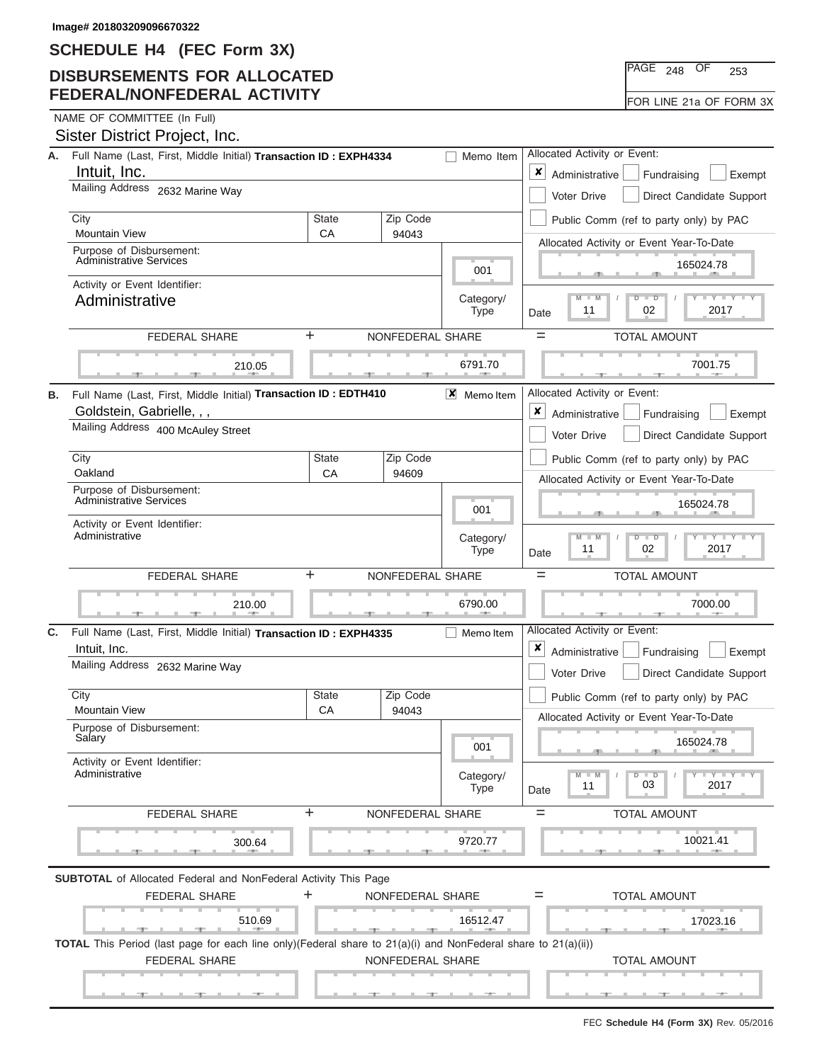Image# 201803209096670322

# SCHEDULE H4 (FEC Form 3X)

## DISBURSEMENTS FOR ALLOCATED FEDERAL/NONFEDERAL ACTIVITY

PAGE 248 OF 253

FOR LINE 21a OF FORM 3X

NAME OF COMMITTEE (In Full)

Sister District Project, Inc.

**A.** Full Name (Last, First, Middle Initial) **Transaction ID : EXPH4334** ☐ Memo Item

Intuit, Inc.

Mailing Address 2632 Marine Way

| City | State | Zip Code |
|---|---|---|
| Mountain View | CA | 94043 |

Purpose of Disbursement: Administrative Services

Category/Type: 001

Activity or Event Identifier: Administrative

Allocated Activity or Event: ☒ Administrative ☐ Fundraising ☐ Exempt ☐ Voter Drive ☐ Direct Candidate Support ☐ Public Comm (ref to party only) by PAC

Allocated Activity or Event Year-To-Date: 165024.78

Date: 11 / 02 / 2017

| FEDERAL SHARE | + NONFEDERAL SHARE | = TOTAL AMOUNT |
|---|---|---|
| 210.05 | 6791.70 | 7001.75 |

**B.** Full Name (Last, First, Middle Initial) **Transaction ID : EDTH410** ☒ Memo Item

Goldstein, Gabrielle, , ,

Mailing Address 400 McAuley Street

| City | State | Zip Code |
|---|---|---|
| Oakland | CA | 94609 |

Purpose of Disbursement: Administrative Services

Category/Type: 001

Activity or Event Identifier: Administrative

Allocated Activity or Event: ☒ Administrative ☐ Fundraising ☐ Exempt ☐ Voter Drive ☐ Direct Candidate Support ☐ Public Comm (ref to party only) by PAC

Allocated Activity or Event Year-To-Date: 165024.78

Date: 11 / 02 / 2017

| FEDERAL SHARE | + NONFEDERAL SHARE | = TOTAL AMOUNT |
|---|---|---|
| 210.00 | 6790.00 | 7000.00 |

**C.** Full Name (Last, First, Middle Initial) **Transaction ID : EXPH4335** ☐ Memo Item

Intuit, Inc.

Mailing Address 2632 Marine Way

| City | State | Zip Code |
|---|---|---|
| Mountain View | CA | 94043 |

Purpose of Disbursement: Salary

Category/Type: 001

Activity or Event Identifier: Administrative

Allocated Activity or Event: ☒ Administrative ☐ Fundraising ☐ Exempt ☐ Voter Drive ☐ Direct Candidate Support ☐ Public Comm (ref to party only) by PAC

Allocated Activity or Event Year-To-Date: 165024.78

Date: 11 / 03 / 2017

| FEDERAL SHARE | + NONFEDERAL SHARE | = TOTAL AMOUNT |
|---|---|---|
| 300.64 | 9720.77 | 10021.41 |

**SUBTOTAL** of Allocated Federal and NonFederal Activity This Page

| FEDERAL SHARE | + NONFEDERAL SHARE | = TOTAL AMOUNT |
|---|---|---|
| 510.69 | 16512.47 | 17023.16 |

**TOTAL** This Period (last page for each line only)(Federal share to 21(a)(i) and NonFederal share to 21(a)(ii))

| FEDERAL SHARE | NONFEDERAL SHARE | TOTAL AMOUNT |
|---|---|---|
| | | |

FEC **Schedule H4 (Form 3X)** Rev. 05/2016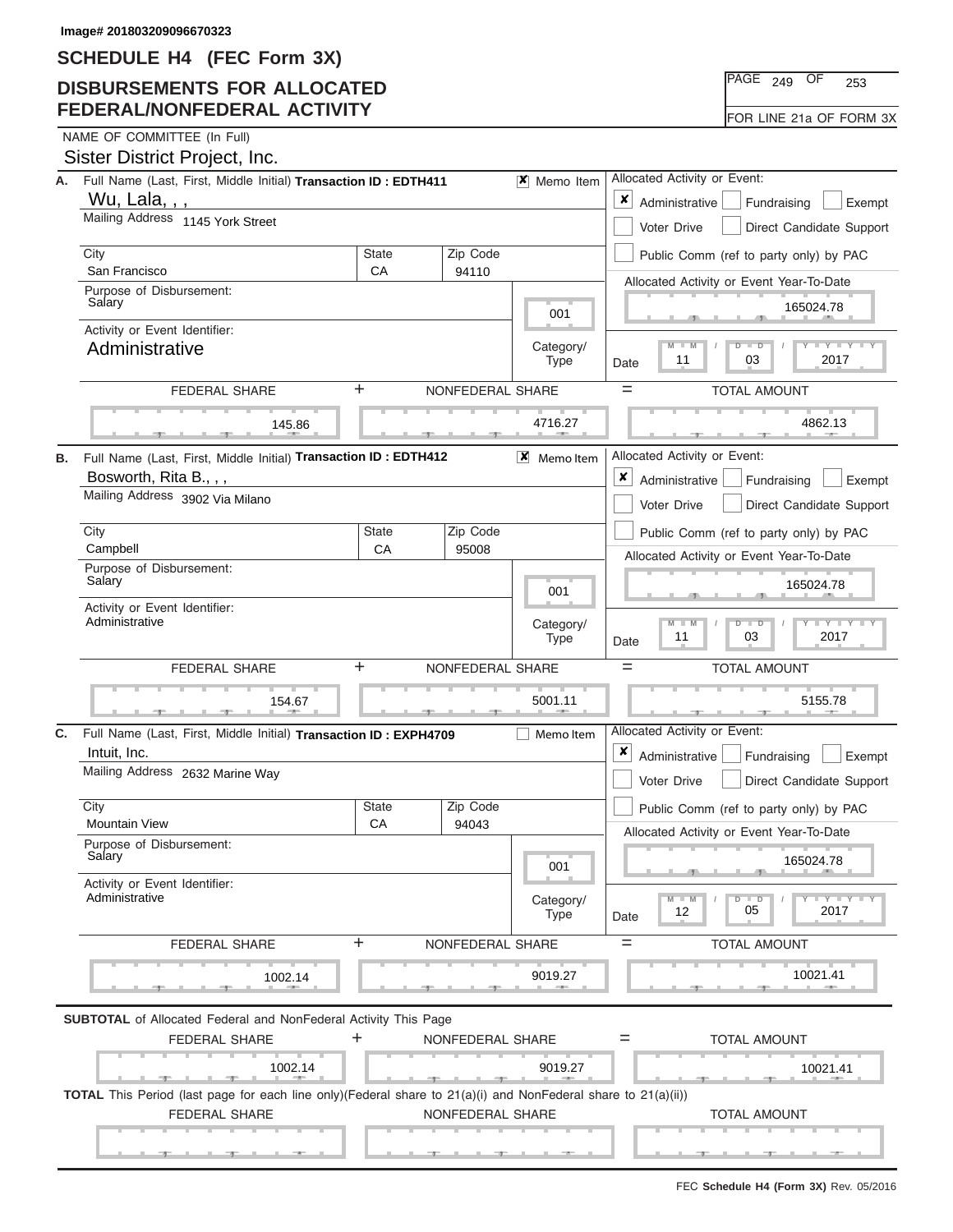Image# 201803209096670323

# SCHEDULE H4 (FEC Form 3X)

## DISBURSEMENTS FOR ALLOCATED FEDERAL/NONFEDERAL ACTIVITY

PAGE 249 OF 253

FOR LINE 21a OF FORM 3X

NAME OF COMMITTEE (In Full)
Sister District Project, Inc.

**A.** Full Name (Last, First, Middle Initial) **Transaction ID : EDTH411** [X] Memo Item
Wu, Lala, , ,
Mailing Address 1145 York Street
City: San Francisco | State: CA | Zip Code: 94110
Purpose of Disbursement: Salary
Category/Type: 001
Activity or Event Identifier: Administrative

Allocated Activity or Event: [X] Administrative [ ] Fundraising [ ] Exempt [ ] Voter Drive [ ] Direct Candidate Support [ ] Public Comm (ref to party only) by PAC
Allocated Activity or Event Year-To-Date: 165024.78
Date: 11 / 03 / 2017

| FEDERAL SHARE | + NONFEDERAL SHARE | = TOTAL AMOUNT |
|---|---|---|
| 145.86 | 4716.27 | 4862.13 |

**B.** Full Name (Last, First, Middle Initial) **Transaction ID : EDTH412** [X] Memo Item
Bosworth, Rita B., , ,
Mailing Address 3902 Via Milano
City: Campbell | State: CA | Zip Code: 95008
Purpose of Disbursement: Salary
Category/Type: 001
Activity or Event Identifier: Administrative

Allocated Activity or Event: [X] Administrative [ ] Fundraising [ ] Exempt [ ] Voter Drive [ ] Direct Candidate Support [ ] Public Comm (ref to party only) by PAC
Allocated Activity or Event Year-To-Date: 165024.78
Date: 11 / 03 / 2017

| FEDERAL SHARE | + NONFEDERAL SHARE | = TOTAL AMOUNT |
|---|---|---|
| 154.67 | 5001.11 | 5155.78 |

**C.** Full Name (Last, First, Middle Initial) **Transaction ID : EXPH4709** [ ] Memo Item
Intuit, Inc.
Mailing Address 2632 Marine Way
City: Mountain View | State: CA | Zip Code: 94043
Purpose of Disbursement: Salary
Category/Type: 001
Activity or Event Identifier: Administrative

Allocated Activity or Event: [X] Administrative [ ] Fundraising [ ] Exempt [ ] Voter Drive [ ] Direct Candidate Support [ ] Public Comm (ref to party only) by PAC
Allocated Activity or Event Year-To-Date: 165024.78
Date: 12 / 05 / 2017

| FEDERAL SHARE | + NONFEDERAL SHARE | = TOTAL AMOUNT |
|---|---|---|
| 1002.14 | 9019.27 | 10021.41 |

**SUBTOTAL** of Allocated Federal and NonFederal Activity This Page

| FEDERAL SHARE | + NONFEDERAL SHARE | = TOTAL AMOUNT |
|---|---|---|
| 1002.14 | 9019.27 | 10021.41 |

**TOTAL** This Period (last page for each line only)(Federal share to 21(a)(i) and NonFederal share to 21(a)(ii))

| FEDERAL SHARE | NONFEDERAL SHARE | TOTAL AMOUNT |
|---|---|---|
| | | |

FEC **Schedule H4 (Form 3X)** Rev. 05/2016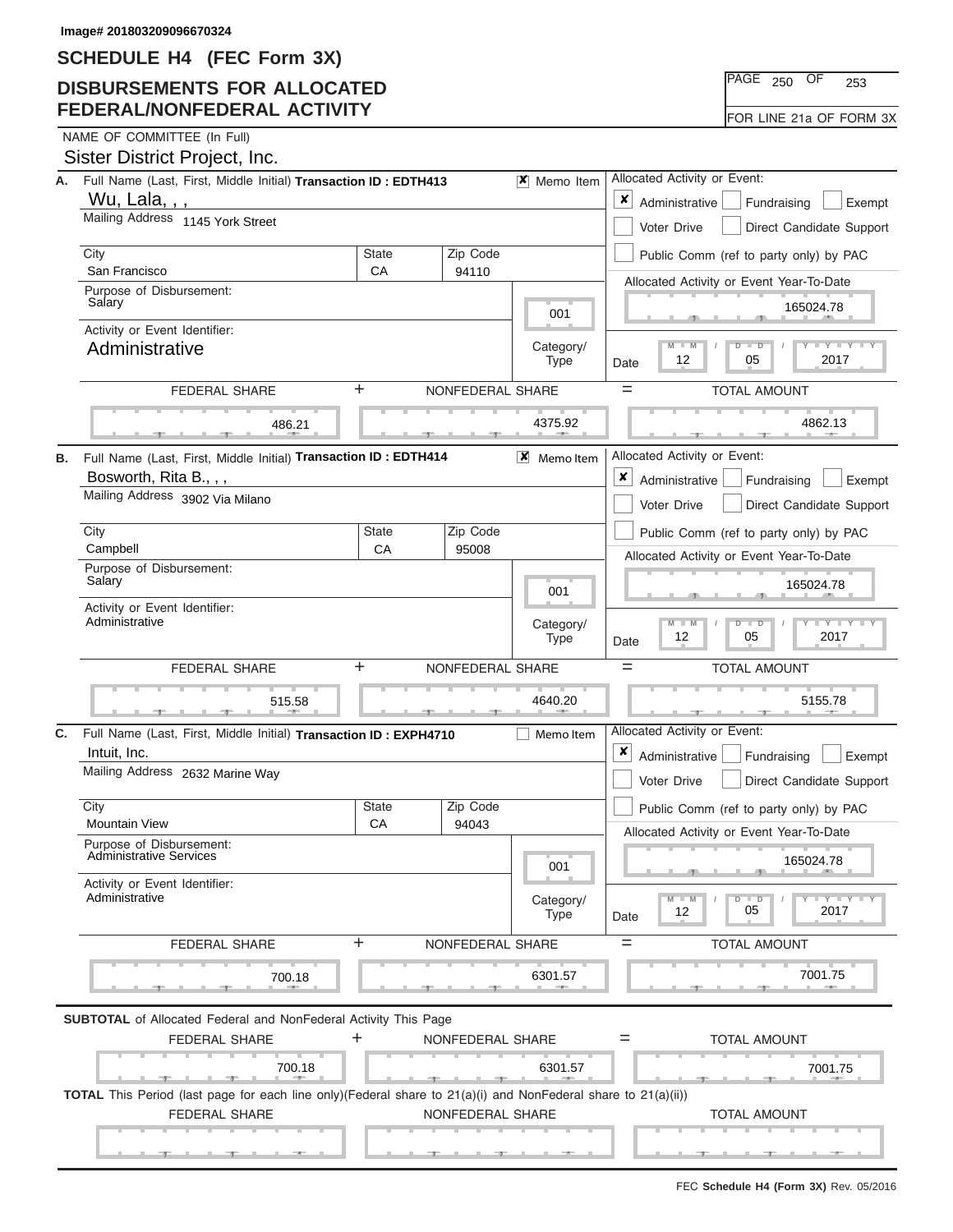Image# 201803209096670324

# SCHEDULE H4 (FEC Form 3X)

## DISBURSEMENTS FOR ALLOCATED FEDERAL/NONFEDERAL ACTIVITY

PAGE 250 OF 253

FOR LINE 21a OF FORM 3X

NAME OF COMMITTEE (In Full)

Sister District Project, Inc.

---

**A.** Full Name (Last, First, Middle Initial) **Transaction ID : EDTH413** [X] Memo Item

Wu, Lala, , ,

Mailing Address 1145 York Street

| City | State | Zip Code |
|---|---|---|
| San Francisco | CA | 94110 |

Purpose of Disbursement: Salary

Category/Type: 001

Activity or Event Identifier: Administrative

Allocated Activity or Event: [X] Administrative [ ] Fundraising [ ] Exempt [ ] Voter Drive [ ] Direct Candidate Support [ ] Public Comm (ref to party only) by PAC

Allocated Activity or Event Year-To-Date: 165024.78

Date: 12 / 05 / 2017

| FEDERAL SHARE | + NONFEDERAL SHARE | = TOTAL AMOUNT |
|---|---|---|
| 486.21 | 4375.92 | 4862.13 |

---

**B.** Full Name (Last, First, Middle Initial) **Transaction ID : EDTH414** [X] Memo Item

Bosworth, Rita B., , ,

Mailing Address 3902 Via Milano

| City | State | Zip Code |
|---|---|---|
| Campbell | CA | 95008 |

Purpose of Disbursement: Salary

Category/Type: 001

Activity or Event Identifier: Administrative

Allocated Activity or Event: [X] Administrative [ ] Fundraising [ ] Exempt [ ] Voter Drive [ ] Direct Candidate Support [ ] Public Comm (ref to party only) by PAC

Allocated Activity or Event Year-To-Date: 165024.78

Date: 12 / 05 / 2017

| FEDERAL SHARE | + NONFEDERAL SHARE | = TOTAL AMOUNT |
|---|---|---|
| 515.58 | 4640.20 | 5155.78 |

---

**C.** Full Name (Last, First, Middle Initial) **Transaction ID : EXPH4710** [ ] Memo Item

Intuit, Inc.

Mailing Address 2632 Marine Way

| City | State | Zip Code |
|---|---|---|
| Mountain View | CA | 94043 |

Purpose of Disbursement: Administrative Services

Category/Type: 001

Activity or Event Identifier: Administrative

Allocated Activity or Event: [X] Administrative [ ] Fundraising [ ] Exempt [ ] Voter Drive [ ] Direct Candidate Support [ ] Public Comm (ref to party only) by PAC

Allocated Activity or Event Year-To-Date: 165024.78

Date: 12 / 05 / 2017

| FEDERAL SHARE | + NONFEDERAL SHARE | = TOTAL AMOUNT |
|---|---|---|
| 700.18 | 6301.57 | 7001.75 |

---

**SUBTOTAL** of Allocated Federal and NonFederal Activity This Page

| FEDERAL SHARE | + NONFEDERAL SHARE | = TOTAL AMOUNT |
|---|---|---|
| 700.18 | 6301.57 | 7001.75 |

**TOTAL** This Period (last page for each line only)(Federal share to 21(a)(i) and NonFederal share to 21(a)(ii))

| FEDERAL SHARE | NONFEDERAL SHARE | TOTAL AMOUNT |
|---|---|---|
| | | |

FEC **Schedule H4 (Form 3X)** Rev. 05/2016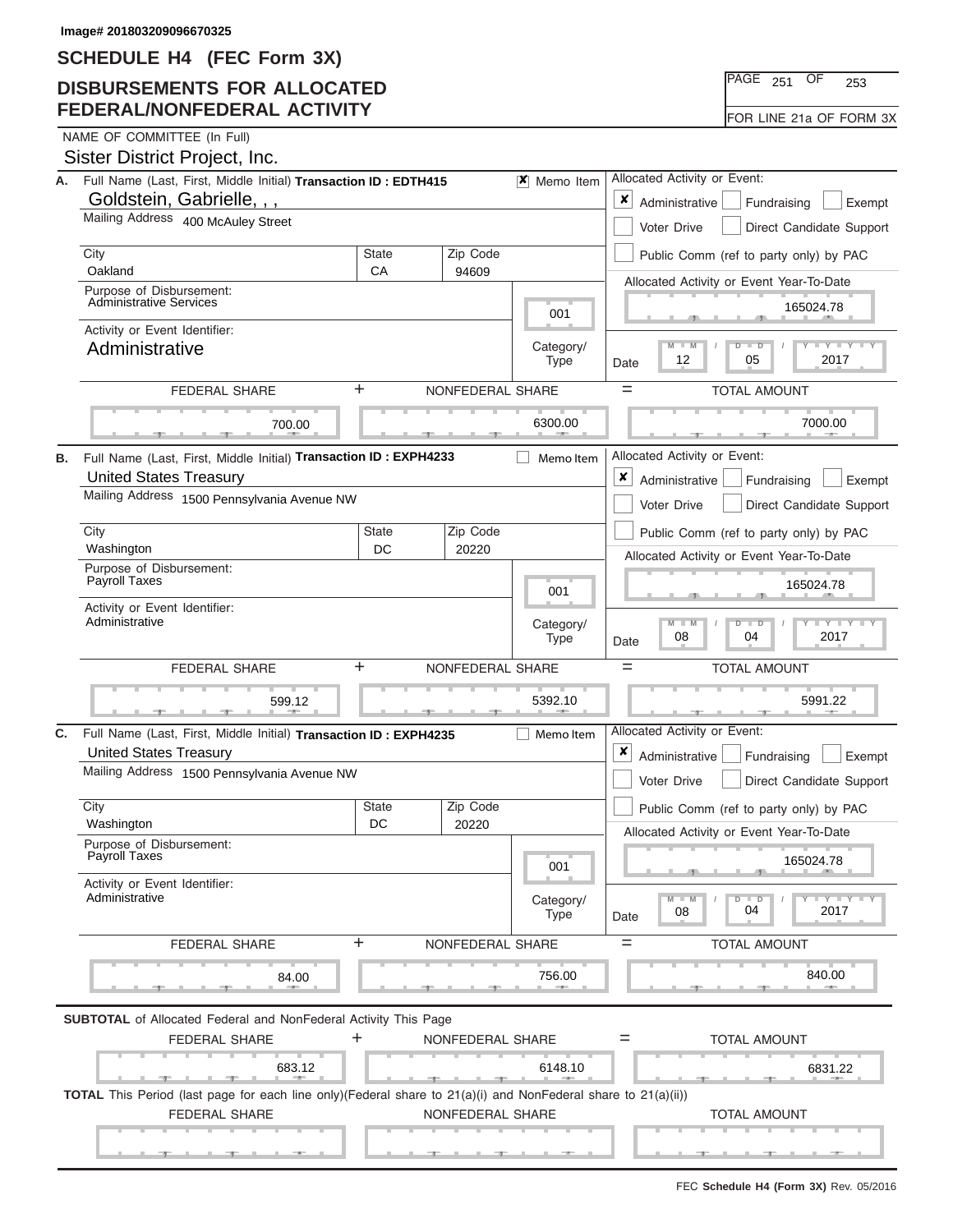Image# 201803209096670325

# SCHEDULE H4 (FEC Form 3X)

## DISBURSEMENTS FOR ALLOCATED FEDERAL/NONFEDERAL ACTIVITY

PAGE 251 OF 253

FOR LINE 21a OF FORM 3X

NAME OF COMMITTEE (In Full)

Sister District Project, Inc.

---

**A.** Full Name (Last, First, Middle Initial) **Transaction ID : EDTH415** [X] Memo Item

Goldstein, Gabrielle, , ,

Mailing Address 400 McAuley Street

| City | State | Zip Code |
|---|---|---|
| Oakland | CA | 94609 |

Purpose of Disbursement: Administrative Services

Category/Type: 001

Activity or Event Identifier: Administrative

Allocated Activity or Event: [X] Administrative [ ] Fundraising [ ] Exempt [ ] Voter Drive [ ] Direct Candidate Support [ ] Public Comm (ref to party only) by PAC

Allocated Activity or Event Year-To-Date: 165024.78

Date: 12 / 05 / 2017

| FEDERAL SHARE | + NONFEDERAL SHARE | = TOTAL AMOUNT |
|---|---|---|
| 700.00 | 6300.00 | 7000.00 |

---

**B.** Full Name (Last, First, Middle Initial) **Transaction ID : EXPH4233** [ ] Memo Item

United States Treasury

Mailing Address 1500 Pennsylvania Avenue NW

| City | State | Zip Code |
|---|---|---|
| Washington | DC | 20220 |

Purpose of Disbursement: Payroll Taxes

Category/Type: 001

Activity or Event Identifier: Administrative

Allocated Activity or Event: [X] Administrative [ ] Fundraising [ ] Exempt [ ] Voter Drive [ ] Direct Candidate Support [ ] Public Comm (ref to party only) by PAC

Allocated Activity or Event Year-To-Date: 165024.78

Date: 08 / 04 / 2017

| FEDERAL SHARE | + NONFEDERAL SHARE | = TOTAL AMOUNT |
|---|---|---|
| 599.12 | 5392.10 | 5991.22 |

---

**C.** Full Name (Last, First, Middle Initial) **Transaction ID : EXPH4235** [ ] Memo Item

United States Treasury

Mailing Address 1500 Pennsylvania Avenue NW

| City | State | Zip Code |
|---|---|---|
| Washington | DC | 20220 |

Purpose of Disbursement: Payroll Taxes

Category/Type: 001

Activity or Event Identifier: Administrative

Allocated Activity or Event: [X] Administrative [ ] Fundraising [ ] Exempt [ ] Voter Drive [ ] Direct Candidate Support [ ] Public Comm (ref to party only) by PAC

Allocated Activity or Event Year-To-Date: 165024.78

Date: 08 / 04 / 2017

| FEDERAL SHARE | + NONFEDERAL SHARE | = TOTAL AMOUNT |
|---|---|---|
| 84.00 | 756.00 | 840.00 |

---

**SUBTOTAL** of Allocated Federal and NonFederal Activity This Page

| FEDERAL SHARE | + NONFEDERAL SHARE | = TOTAL AMOUNT |
|---|---|---|
| 683.12 | 6148.10 | 6831.22 |

**TOTAL** This Period (last page for each line only)(Federal share to 21(a)(i) and NonFederal share to 21(a)(ii))

| FEDERAL SHARE | NONFEDERAL SHARE | TOTAL AMOUNT |
|---|---|---|
| | | |

FEC **Schedule H4 (Form 3X)** Rev. 05/2016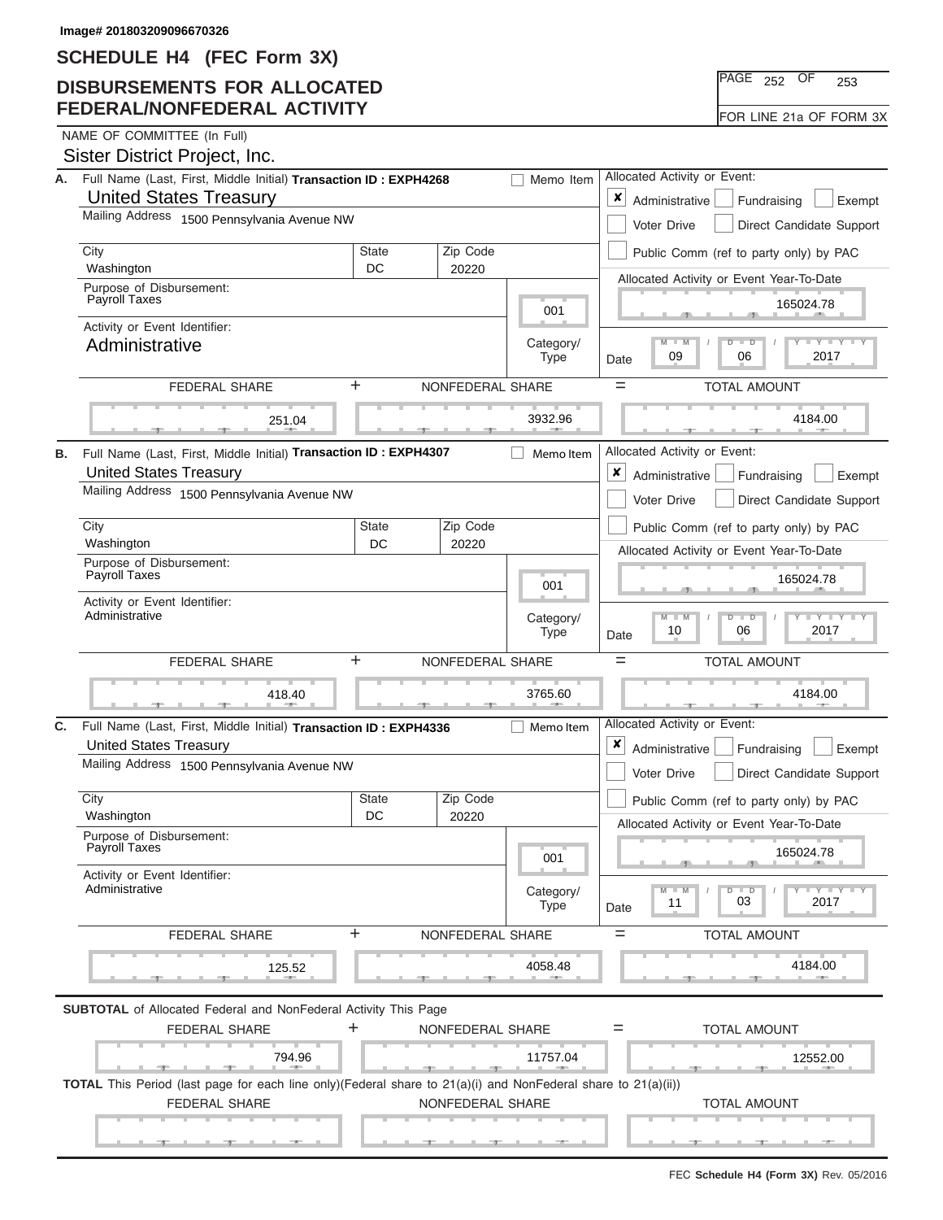Image# 201803209096670326

# SCHEDULE H4 (FEC Form 3X)

## DISBURSEMENTS FOR ALLOCATED FEDERAL/NONFEDERAL ACTIVITY

PAGE 252 OF 253

FOR LINE 21a OF FORM 3X

NAME OF COMMITTEE (In Full)

Sister District Project, Inc.

---

**A.** Full Name (Last, First, Middle Initial) **Transaction ID : EXPH4268** ☐ Memo Item

United States Treasury

Mailing Address 1500 Pennsylvania Avenue NW

| City | State | Zip Code |
|---|---|---|
| Washington | DC | 20220 |

Purpose of Disbursement: Payroll Taxes

Category/Type: 001

Activity or Event Identifier: Administrative

Allocated Activity or Event: ☒ Administrative ☐ Fundraising ☐ Exempt ☐ Voter Drive ☐ Direct Candidate Support ☐ Public Comm (ref to party only) by PAC

Allocated Activity or Event Year-To-Date: 165024.78

Date: 09 / 06 / 2017

| FEDERAL SHARE | + | NONFEDERAL SHARE | = | TOTAL AMOUNT |
|---|---|---|---|---|
| 251.04 | | 3932.96 | | 4184.00 |

---

**B.** Full Name (Last, First, Middle Initial) **Transaction ID : EXPH4307** ☐ Memo Item

United States Treasury

Mailing Address 1500 Pennsylvania Avenue NW

| City | State | Zip Code |
|---|---|---|
| Washington | DC | 20220 |

Purpose of Disbursement: Payroll Taxes

Category/Type: 001

Activity or Event Identifier: Administrative

Allocated Activity or Event: ☒ Administrative ☐ Fundraising ☐ Exempt ☐ Voter Drive ☐ Direct Candidate Support ☐ Public Comm (ref to party only) by PAC

Allocated Activity or Event Year-To-Date: 165024.78

Date: 10 / 06 / 2017

| FEDERAL SHARE | + | NONFEDERAL SHARE | = | TOTAL AMOUNT |
|---|---|---|---|---|
| 418.40 | | 3765.60 | | 4184.00 |

---

**C.** Full Name (Last, First, Middle Initial) **Transaction ID : EXPH4336** ☐ Memo Item

United States Treasury

Mailing Address 1500 Pennsylvania Avenue NW

| City | State | Zip Code |
|---|---|---|
| Washington | DC | 20220 |

Purpose of Disbursement: Payroll Taxes

Category/Type: 001

Activity or Event Identifier: Administrative

Allocated Activity or Event: ☒ Administrative ☐ Fundraising ☐ Exempt ☐ Voter Drive ☐ Direct Candidate Support ☐ Public Comm (ref to party only) by PAC

Allocated Activity or Event Year-To-Date: 165024.78

Date: 11 / 03 / 2017

| FEDERAL SHARE | + | NONFEDERAL SHARE | = | TOTAL AMOUNT |
|---|---|---|---|---|
| 125.52 | | 4058.48 | | 4184.00 |

---

**SUBTOTAL** of Allocated Federal and NonFederal Activity This Page

| FEDERAL SHARE | + | NONFEDERAL SHARE | = | TOTAL AMOUNT |
|---|---|---|---|---|
| 794.96 | | 11757.04 | | 12552.00 |

**TOTAL** This Period (last page for each line only)(Federal share to 21(a)(i) and NonFederal share to 21(a)(ii))

| FEDERAL SHARE | NONFEDERAL SHARE | TOTAL AMOUNT |
|---|---|---|
| | | |

FEC **Schedule H4 (Form 3X)** Rev. 05/2016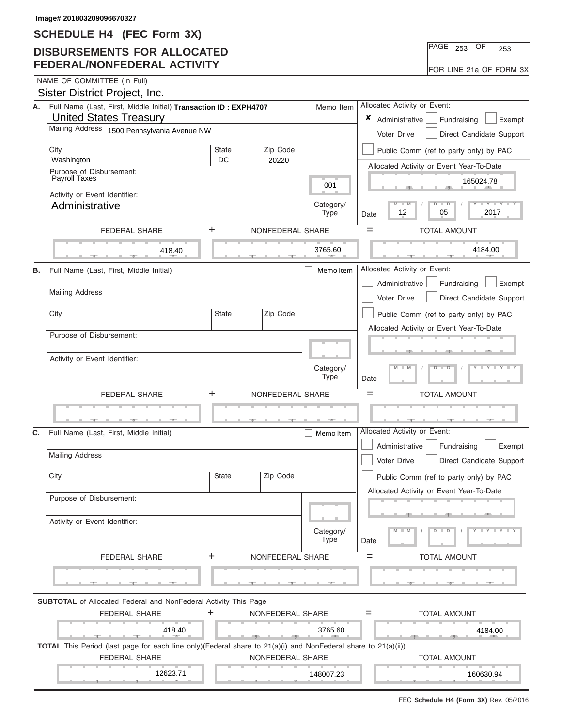Image# 201803209096670327

# SCHEDULE H4 (FEC Form 3X)

## DISBURSEMENTS FOR ALLOCATED FEDERAL/NONFEDERAL ACTIVITY

PAGE 253 OF 253

FOR LINE 21a OF FORM 3X

NAME OF COMMITTEE (In Full)

Sister District Project, Inc.

**A.** Full Name (Last, First, Middle Initial) **Transaction ID : EXPH4707** ☐ Memo Item

United States Treasury

Mailing Address 1500 Pennsylvania Avenue NW

| City | State | Zip Code |
|---|---|---|
| Washington | DC | 20220 |

Purpose of Disbursement: Payroll Taxes

Category/Type: 001

Activity or Event Identifier: Administrative

Allocated Activity or Event: ☒ Administrative ☐ Fundraising ☐ Exempt ☐ Voter Drive ☐ Direct Candidate Support ☐ Public Comm (ref to party only) by PAC

Allocated Activity or Event Year-To-Date: 165024.78

Date: 12 / 05 / 2017

| FEDERAL SHARE | + | NONFEDERAL SHARE | = | TOTAL AMOUNT |
|---|---|---|---|---|
| 418.40 | | 3765.60 | | 4184.00 |

**B.** Full Name (Last, First, Middle Initial) ☐ Memo Item

Mailing Address

| City | State | Zip Code |
|---|---|---|
| | | |

Purpose of Disbursement:

Activity or Event Identifier:

Category/Type

Allocated Activity or Event: ☐ Administrative ☐ Fundraising ☐ Exempt ☐ Voter Drive ☐ Direct Candidate Support ☐ Public Comm (ref to party only) by PAC

Allocated Activity or Event Year-To-Date

Date

| FEDERAL SHARE | + | NONFEDERAL SHARE | = | TOTAL AMOUNT |
|---|---|---|---|---|
| | | | | |

**C.** Full Name (Last, First, Middle Initial) ☐ Memo Item

Mailing Address

| City | State | Zip Code |
|---|---|---|
| | | |

Purpose of Disbursement:

Activity or Event Identifier:

Category/Type

Allocated Activity or Event: ☐ Administrative ☐ Fundraising ☐ Exempt ☐ Voter Drive ☐ Direct Candidate Support ☐ Public Comm (ref to party only) by PAC

Allocated Activity or Event Year-To-Date

Date

| FEDERAL SHARE | + | NONFEDERAL SHARE | = | TOTAL AMOUNT |
|---|---|---|---|---|
| | | | | |

**SUBTOTAL** of Allocated Federal and NonFederal Activity This Page

| FEDERAL SHARE | + | NONFEDERAL SHARE | = | TOTAL AMOUNT |
|---|---|---|---|---|
| 418.40 | | 3765.60 | | 4184.00 |

**TOTAL** This Period (last page for each line only)(Federal share to 21(a)(i) and NonFederal share to 21(a)(ii))

| FEDERAL SHARE | NONFEDERAL SHARE | TOTAL AMOUNT |
|---|---|---|
| 12623.71 | 148007.23 | 160630.94 |

FEC **Schedule H4 (Form 3X)** Rev. 05/2016